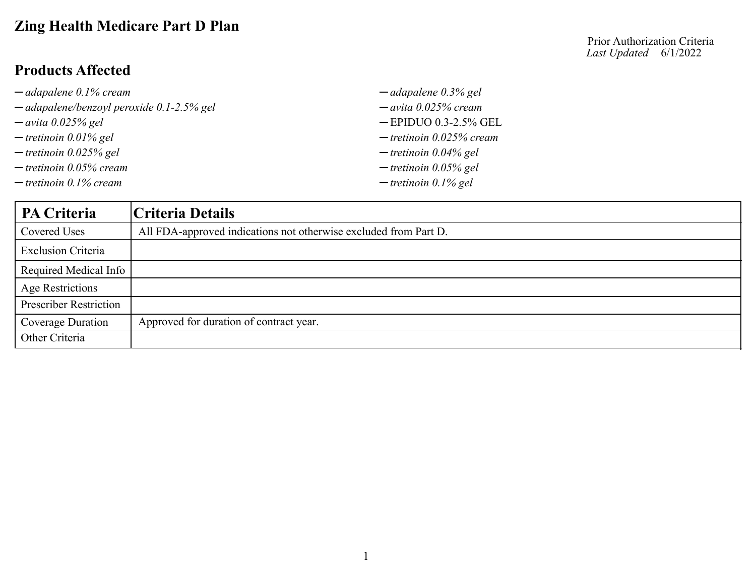# Zing Health Medicare Part D Plan

Prior Authorization Criteria
*Last Updated* 6/1/2022

## Products Affected

- *adapalene 0.1% cream*
- *adapalene/benzoyl peroxide 0.1-2.5% gel*
- *avita 0.025% gel*
- *tretinoin 0.01% gel*
- *tretinoin 0.025% gel*
- *tretinoin 0.05% cream*
- *tretinoin 0.1% cream*
- *adapalene 0.3% gel*
- *avita 0.025% cream*
- EPIDUO 0.3-2.5% GEL
- *tretinoin 0.025% cream*
- *tretinoin 0.04% gel*
- *tretinoin 0.05% gel*
- *tretinoin 0.1% gel*

| PA Criteria | Criteria Details |
|---|---|
| Covered Uses | All FDA-approved indications not otherwise excluded from Part D. |
| Exclusion Criteria | |
| Required Medical Info | |
| Age Restrictions | |
| Prescriber Restriction | |
| Coverage Duration | Approved for duration of contract year. |
| Other Criteria | |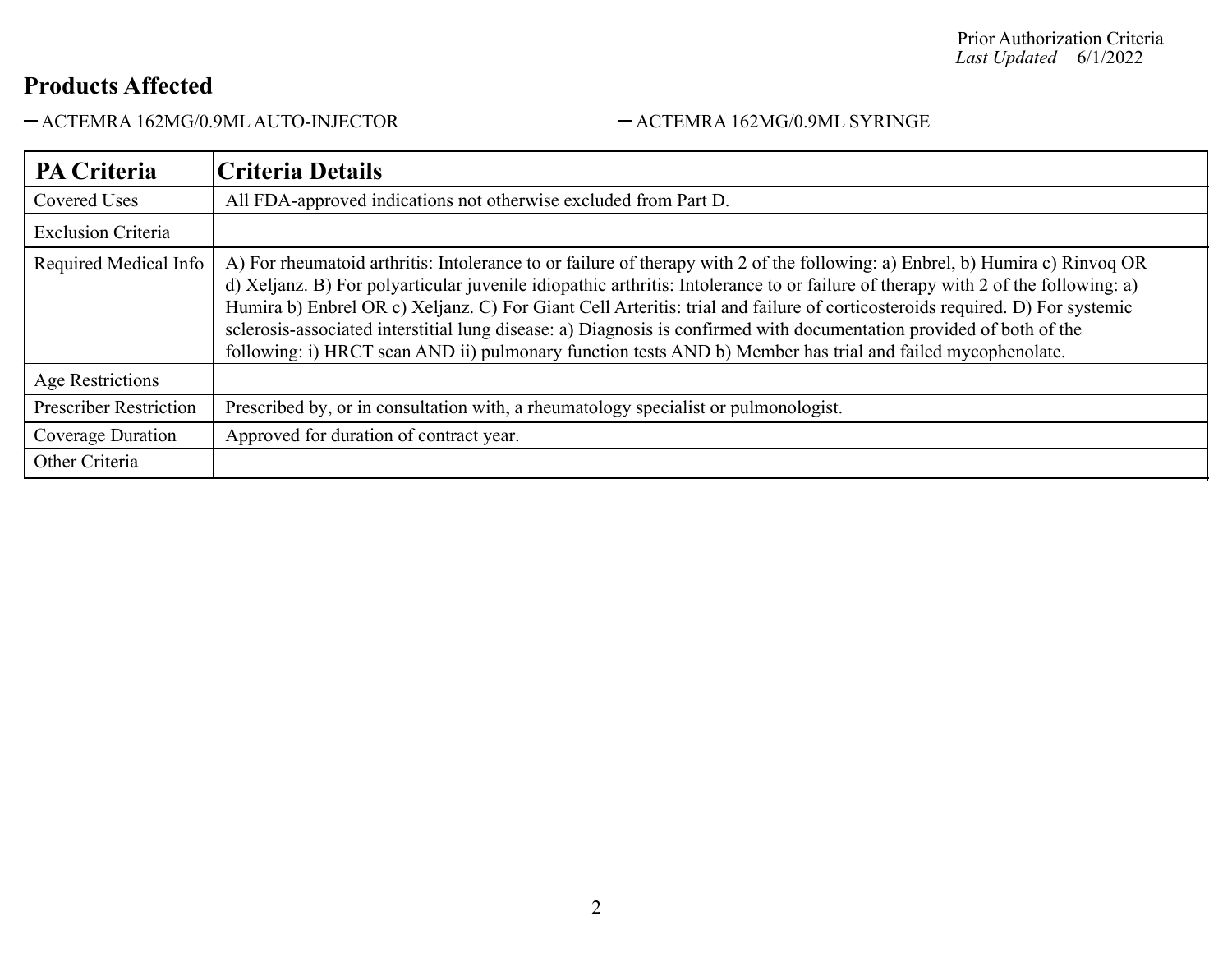Prior Authorization Criteria
*Last Updated* 6/1/2022

## Products Affected

- ACTEMRA 162MG/0.9ML AUTO-INJECTOR
- ACTEMRA 162MG/0.9ML SYRINGE

| PA Criteria | Criteria Details |
|---|---|
| Covered Uses | All FDA-approved indications not otherwise excluded from Part D. |
| Exclusion Criteria | |
| Required Medical Info | A) For rheumatoid arthritis: Intolerance to or failure of therapy with 2 of the following: a) Enbrel, b) Humira c) Rinvoq OR d) Xeljanz. B) For polyarticular juvenile idiopathic arthritis: Intolerance to or failure of therapy with 2 of the following: a) Humira b) Enbrel OR c) Xeljanz. C) For Giant Cell Arteritis: trial and failure of corticosteroids required. D) For systemic sclerosis-associated interstitial lung disease: a) Diagnosis is confirmed with documentation provided of both of the following: i) HRCT scan AND ii) pulmonary function tests AND b) Member has trial and failed mycophenolate. |
| Age Restrictions | |
| Prescriber Restriction | Prescribed by, or in consultation with, a rheumatology specialist or pulmonologist. |
| Coverage Duration | Approved for duration of contract year. |
| Other Criteria | |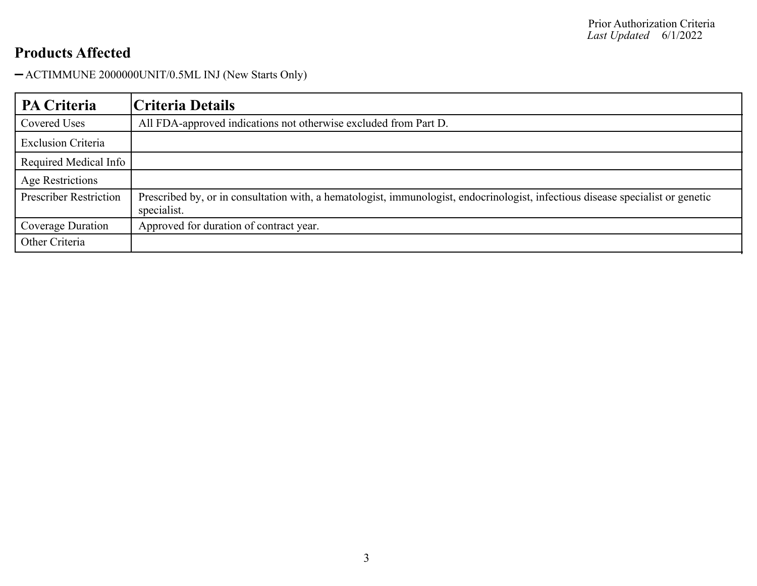## Products Affected

- ACTIMMUNE 2000000UNIT/0.5ML INJ (New Starts Only)

| PA Criteria | Criteria Details |
|---|---|
| Covered Uses | All FDA-approved indications not otherwise excluded from Part D. |
| Exclusion Criteria | |
| Required Medical Info | |
| Age Restrictions | |
| Prescriber Restriction | Prescribed by, or in consultation with, a hematologist, immunologist, endocrinologist, infectious disease specialist or genetic specialist. |
| Coverage Duration | Approved for duration of contract year. |
| Other Criteria | |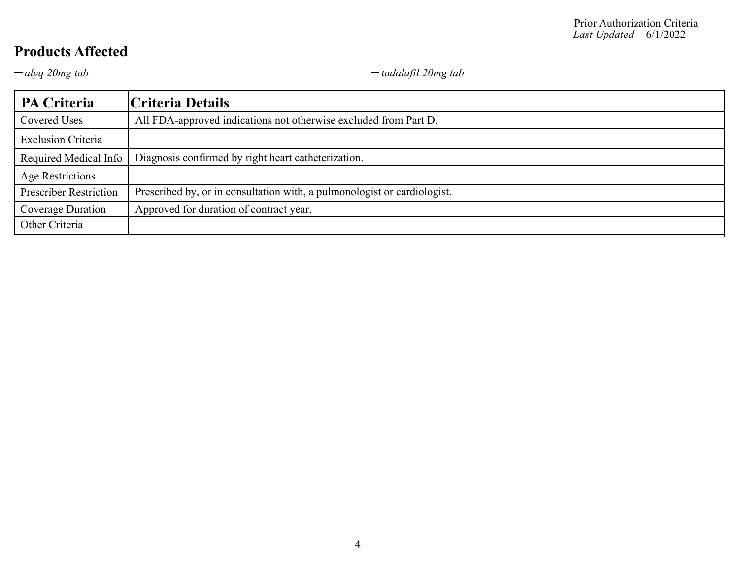## Products Affected

- *alyq 20mg tab*
- *tadalafil 20mg tab*

| PA Criteria | Criteria Details |
| --- | --- |
| Covered Uses | All FDA-approved indications not otherwise excluded from Part D. |
| Exclusion Criteria | |
| Required Medical Info | Diagnosis confirmed by right heart catheterization. |
| Age Restrictions | |
| Prescriber Restriction | Prescribed by, or in consultation with, a pulmonologist or cardiologist. |
| Coverage Duration | Approved for duration of contract year. |
| Other Criteria | |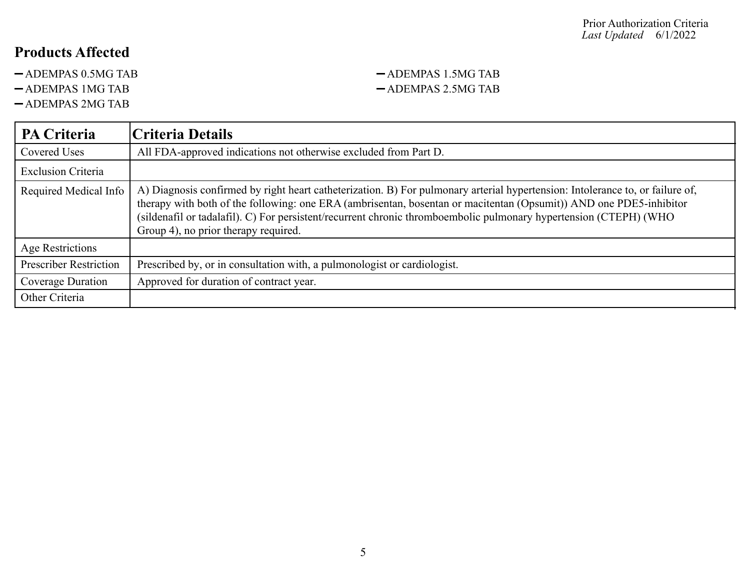Prior Authorization Criteria
*Last Updated* 6/1/2022

## Products Affected

- ADEMPAS 0.5MG TAB
- ADEMPAS 1MG TAB
- ADEMPAS 2MG TAB
- ADEMPAS 1.5MG TAB
- ADEMPAS 2.5MG TAB

| PA Criteria | Criteria Details |
| --- | --- |
| Covered Uses | All FDA-approved indications not otherwise excluded from Part D. |
| Exclusion Criteria | |
| Required Medical Info | A) Diagnosis confirmed by right heart catheterization. B) For pulmonary arterial hypertension: Intolerance to, or failure of, therapy with both of the following: one ERA (ambrisentan, bosentan or macitentan (Opsumit)) AND one PDE5-inhibitor (sildenafil or tadalafil). C) For persistent/recurrent chronic thromboembolic pulmonary hypertension (CTEPH) (WHO Group 4), no prior therapy required. |
| Age Restrictions | |
| Prescriber Restriction | Prescribed by, or in consultation with, a pulmonologist or cardiologist. |
| Coverage Duration | Approved for duration of contract year. |
| Other Criteria | |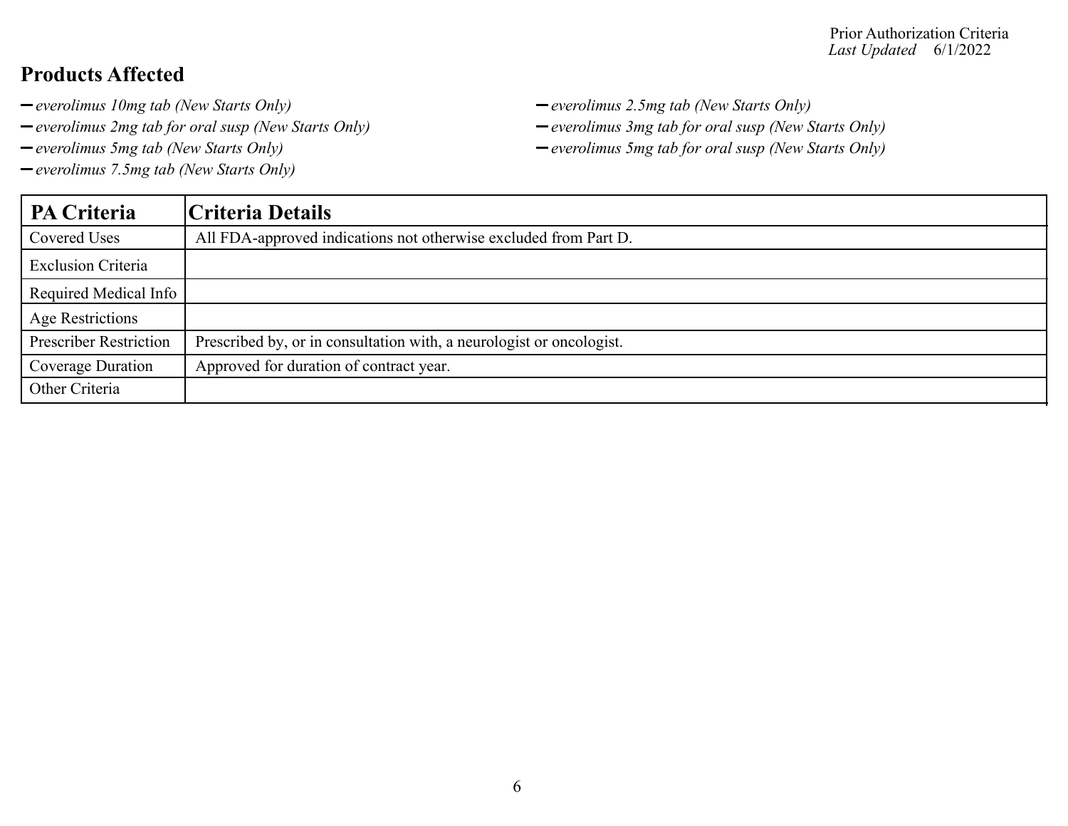## Products Affected

- *everolimus 10mg tab (New Starts Only)*
- *everolimus 2mg tab for oral susp (New Starts Only)*
- *everolimus 5mg tab (New Starts Only)*
- *everolimus 7.5mg tab (New Starts Only)*
- *everolimus 2.5mg tab (New Starts Only)*
- *everolimus 3mg tab for oral susp (New Starts Only)*
- *everolimus 5mg tab for oral susp (New Starts Only)*

| PA Criteria | Criteria Details |
| --- | --- |
| Covered Uses | All FDA-approved indications not otherwise excluded from Part D. |
| Exclusion Criteria | |
| Required Medical Info | |
| Age Restrictions | |
| Prescriber Restriction | Prescribed by, or in consultation with, a neurologist or oncologist. |
| Coverage Duration | Approved for duration of contract year. |
| Other Criteria | |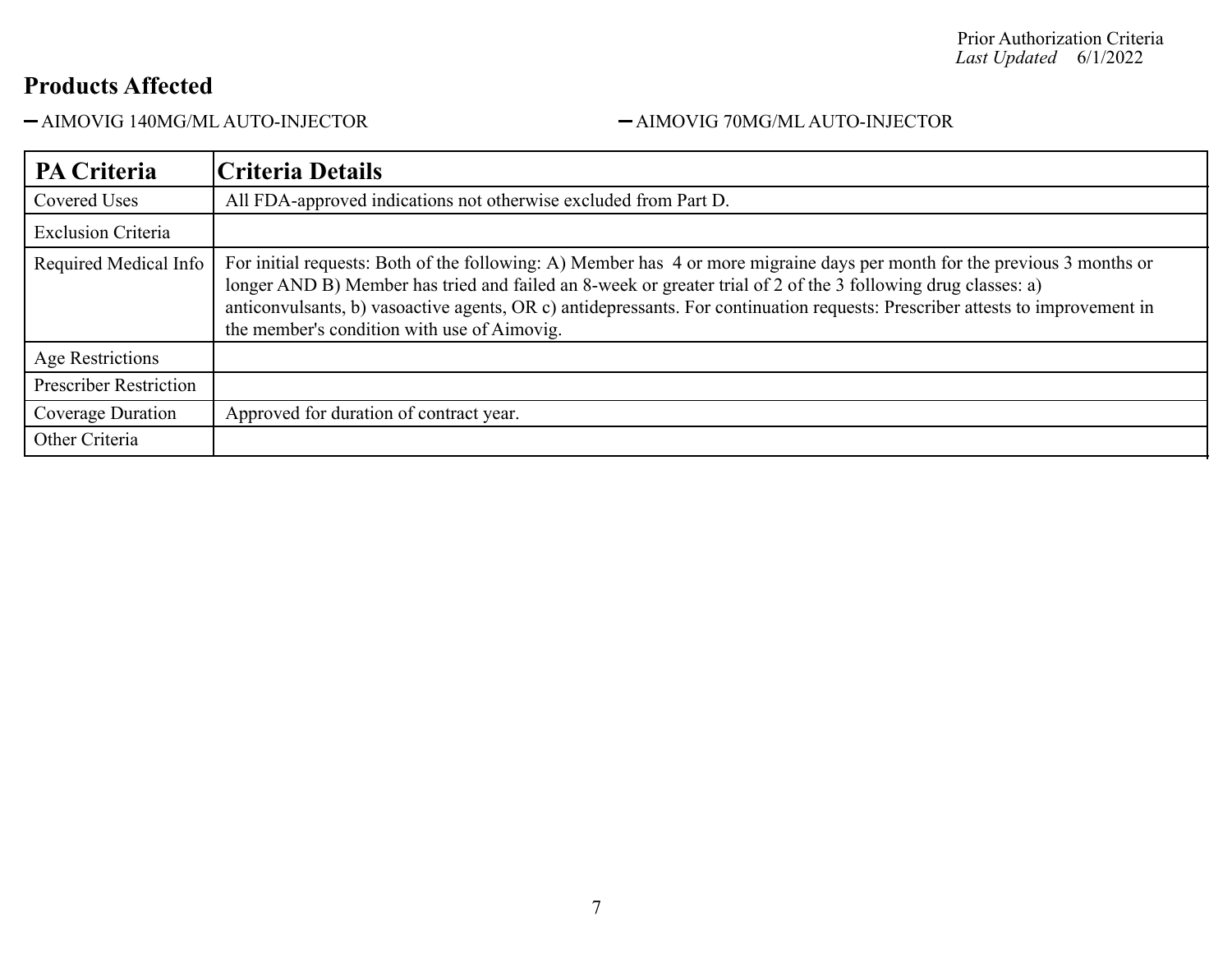## Products Affected

- AIMOVIG 140MG/ML AUTO-INJECTOR
- AIMOVIG 70MG/ML AUTO-INJECTOR

| PA Criteria | Criteria Details |
| --- | --- |
| Covered Uses | All FDA-approved indications not otherwise excluded from Part D. |
| Exclusion Criteria | |
| Required Medical Info | For initial requests: Both of the following: A) Member has 4 or more migraine days per month for the previous 3 months or longer AND B) Member has tried and failed an 8-week or greater trial of 2 of the 3 following drug classes: a) anticonvulsants, b) vasoactive agents, OR c) antidepressants. For continuation requests: Prescriber attests to improvement in the member's condition with use of Aimovig. |
| Age Restrictions | |
| Prescriber Restriction | |
| Coverage Duration | Approved for duration of contract year. |
| Other Criteria | |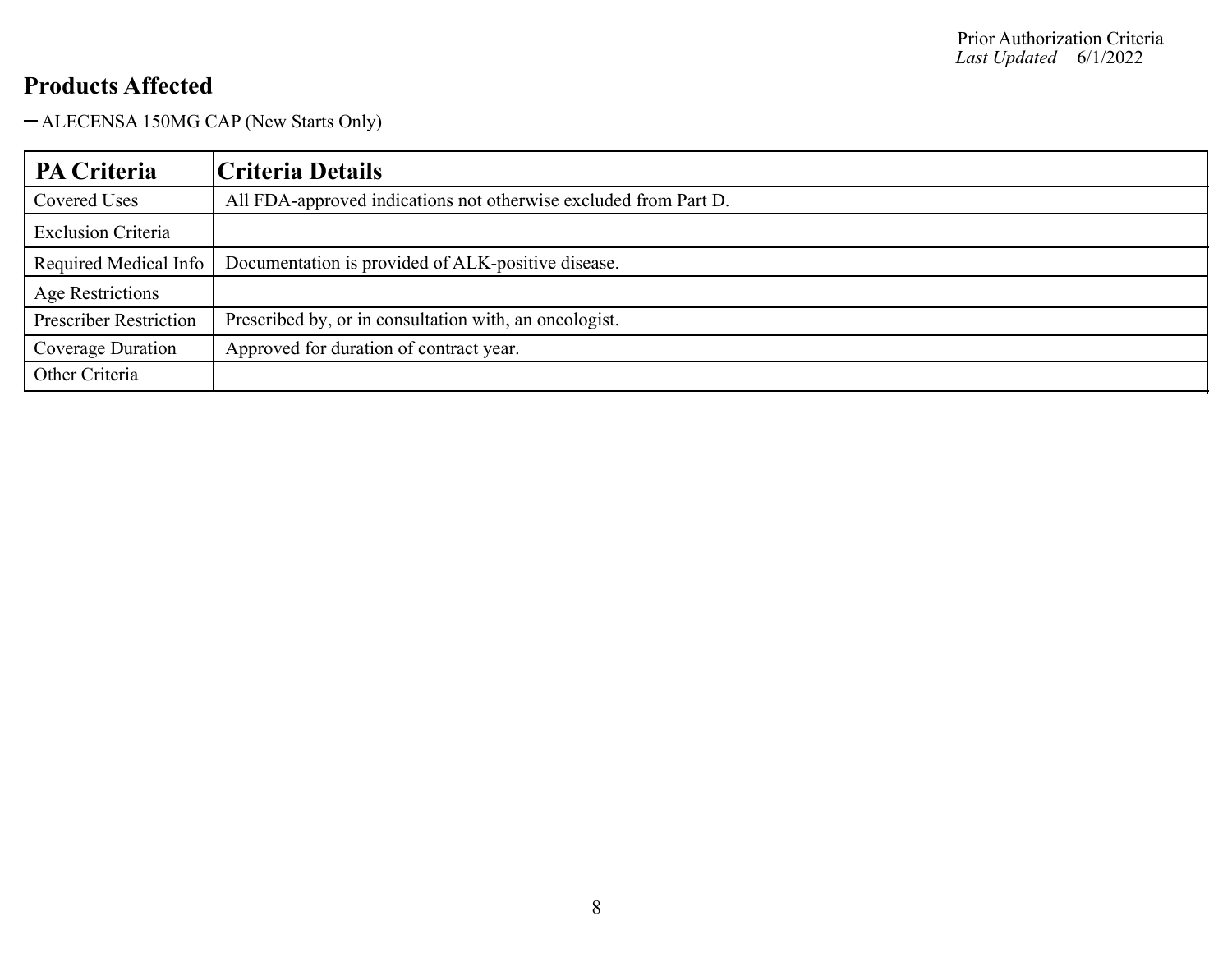## Products Affected

- ALECENSA 150MG CAP (New Starts Only)

| PA Criteria | Criteria Details |
|---|---|
| Covered Uses | All FDA-approved indications not otherwise excluded from Part D. |
| Exclusion Criteria | |
| Required Medical Info | Documentation is provided of ALK-positive disease. |
| Age Restrictions | |
| Prescriber Restriction | Prescribed by, or in consultation with, an oncologist. |
| Coverage Duration | Approved for duration of contract year. |
| Other Criteria | |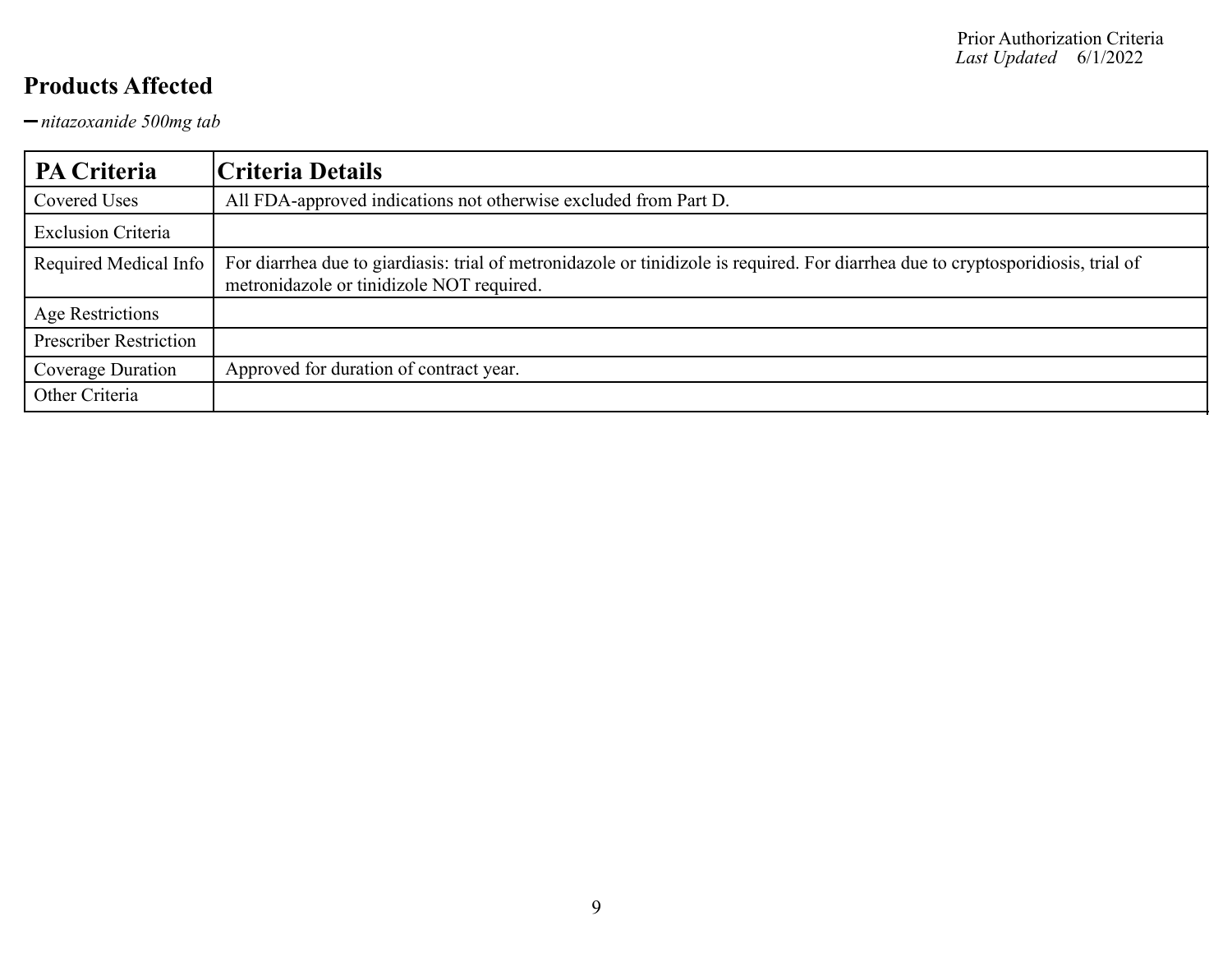## Products Affected

- *nitazoxanide 500mg tab*

| PA Criteria | Criteria Details |
| --- | --- |
| Covered Uses | All FDA-approved indications not otherwise excluded from Part D. |
| Exclusion Criteria | |
| Required Medical Info | For diarrhea due to giardiasis: trial of metronidazole or tinidizole is required. For diarrhea due to cryptosporidiosis, trial of metronidazole or tinidizole NOT required. |
| Age Restrictions | |
| Prescriber Restriction | |
| Coverage Duration | Approved for duration of contract year. |
| Other Criteria | |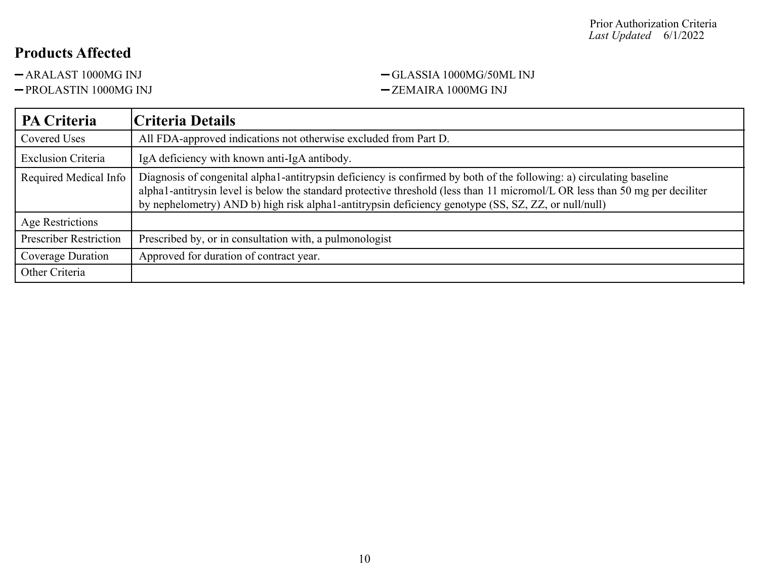## Products Affected

- ARALAST 1000MG INJ
- GLASSIA 1000MG/50ML INJ
- PROLASTIN 1000MG INJ
- ZEMAIRA 1000MG INJ

| PA Criteria | Criteria Details |
|---|---|
| Covered Uses | All FDA-approved indications not otherwise excluded from Part D. |
| Exclusion Criteria | IgA deficiency with known anti-IgA antibody. |
| Required Medical Info | Diagnosis of congenital alpha1-antitrypsin deficiency is confirmed by both of the following: a) circulating baseline alpha1-antitrysin level is below the standard protective threshold (less than 11 micromol/L OR less than 50 mg per deciliter by nephelometry) AND b) high risk alpha1-antitrypsin deficiency genotype (SS, SZ, ZZ, or null/null) |
| Age Restrictions | |
| Prescriber Restriction | Prescribed by, or in consultation with, a pulmonologist |
| Coverage Duration | Approved for duration of contract year. |
| Other Criteria | |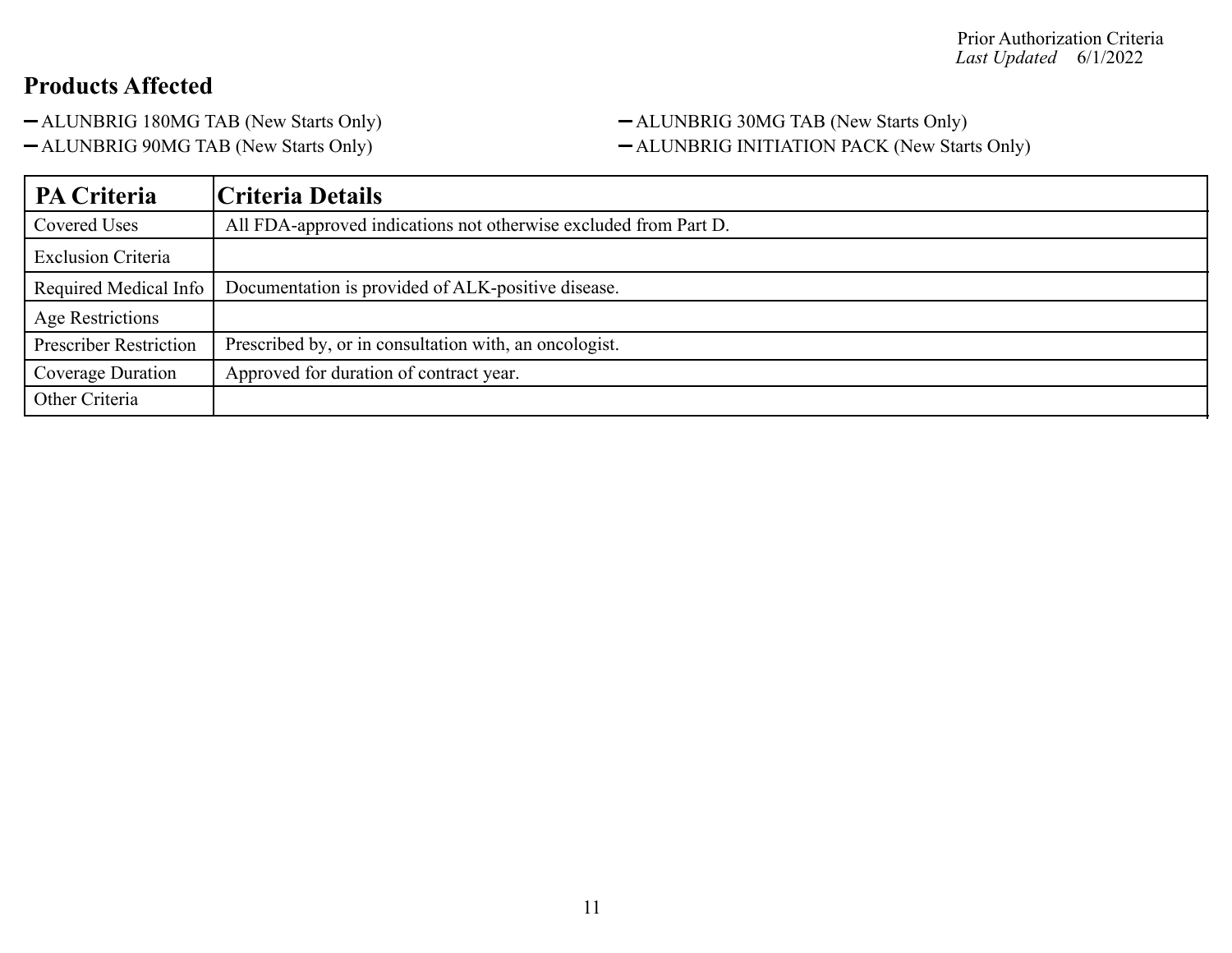## Products Affected

- ALUNBRIG 180MG TAB (New Starts Only)
- ALUNBRIG 30MG TAB (New Starts Only)
- ALUNBRIG 90MG TAB (New Starts Only)
- ALUNBRIG INITIATION PACK (New Starts Only)

| PA Criteria | Criteria Details |
| --- | --- |
| Covered Uses | All FDA-approved indications not otherwise excluded from Part D. |
| Exclusion Criteria | |
| Required Medical Info | Documentation is provided of ALK-positive disease. |
| Age Restrictions | |
| Prescriber Restriction | Prescribed by, or in consultation with, an oncologist. |
| Coverage Duration | Approved for duration of contract year. |
| Other Criteria | |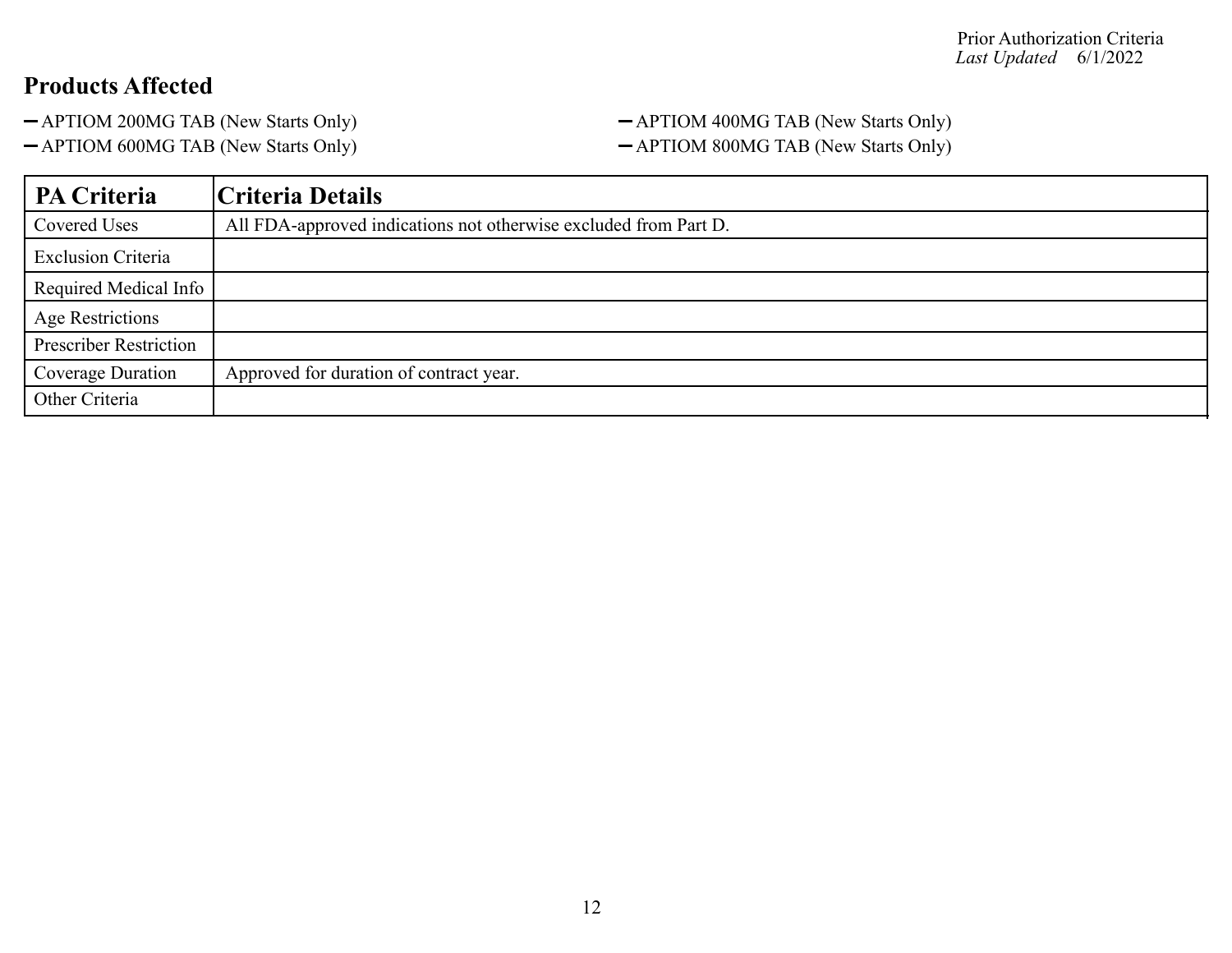Prior Authorization Criteria
*Last Updated* 6/1/2022

## Products Affected

- APTIOM 200MG TAB (New Starts Only)
- APTIOM 400MG TAB (New Starts Only)
- APTIOM 600MG TAB (New Starts Only)
- APTIOM 800MG TAB (New Starts Only)

| PA Criteria | Criteria Details |
|---|---|
| Covered Uses | All FDA-approved indications not otherwise excluded from Part D. |
| Exclusion Criteria | |
| Required Medical Info | |
| Age Restrictions | |
| Prescriber Restriction | |
| Coverage Duration | Approved for duration of contract year. |
| Other Criteria | |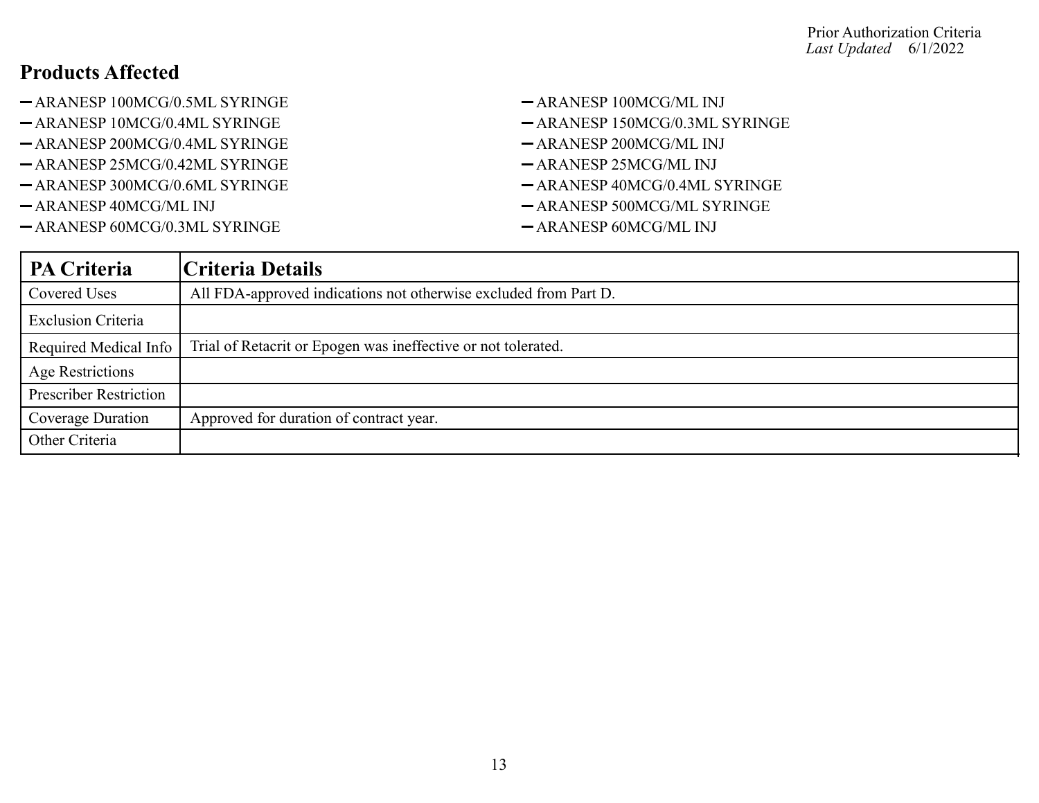Prior Authorization Criteria
*Last Updated* 6/1/2022

## Products Affected

- ARANESP 100MCG/0.5ML SYRINGE
- ARANESP 10MCG/0.4ML SYRINGE
- ARANESP 200MCG/0.4ML SYRINGE
- ARANESP 25MCG/0.42ML SYRINGE
- ARANESP 300MCG/0.6ML SYRINGE
- ARANESP 40MCG/ML INJ
- ARANESP 60MCG/0.3ML SYRINGE
- ARANESP 100MCG/ML INJ
- ARANESP 150MCG/0.3ML SYRINGE
- ARANESP 200MCG/ML INJ
- ARANESP 25MCG/ML INJ
- ARANESP 40MCG/0.4ML SYRINGE
- ARANESP 500MCG/ML SYRINGE
- ARANESP 60MCG/ML INJ

| PA Criteria | Criteria Details |
|---|---|
| Covered Uses | All FDA-approved indications not otherwise excluded from Part D. |
| Exclusion Criteria | |
| Required Medical Info | Trial of Retacrit or Epogen was ineffective or not tolerated. |
| Age Restrictions | |
| Prescriber Restriction | |
| Coverage Duration | Approved for duration of contract year. |
| Other Criteria | |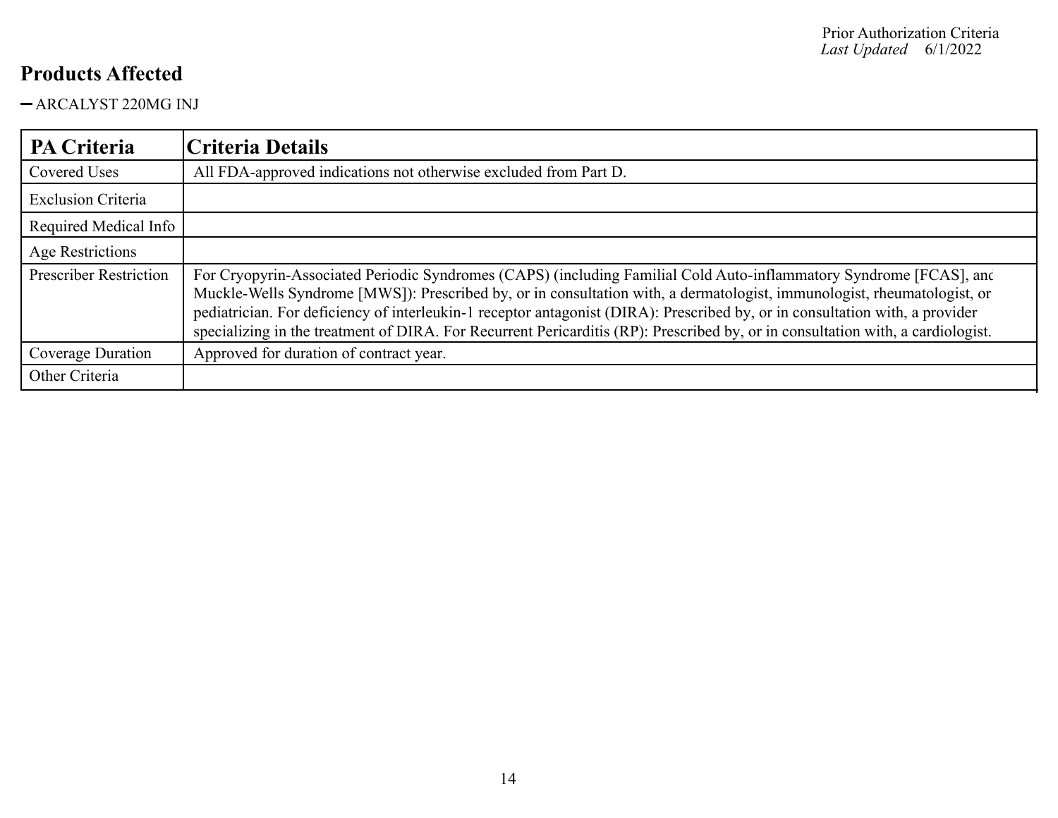## Products Affected

- ARCALYST 220MG INJ

| PA Criteria | Criteria Details |
| --- | --- |
| Covered Uses | All FDA-approved indications not otherwise excluded from Part D. |
| Exclusion Criteria | |
| Required Medical Info | |
| Age Restrictions | |
| Prescriber Restriction | For Cryopyrin-Associated Periodic Syndromes (CAPS) (including Familial Cold Auto-inflammatory Syndrome [FCAS], and Muckle-Wells Syndrome [MWS]): Prescribed by, or in consultation with, a dermatologist, immunologist, rheumatologist, or pediatrician. For deficiency of interleukin-1 receptor antagonist (DIRA): Prescribed by, or in consultation with, a provider specializing in the treatment of DIRA. For Recurrent Pericarditis (RP): Prescribed by, or in consultation with, a cardiologist. |
| Coverage Duration | Approved for duration of contract year. |
| Other Criteria | |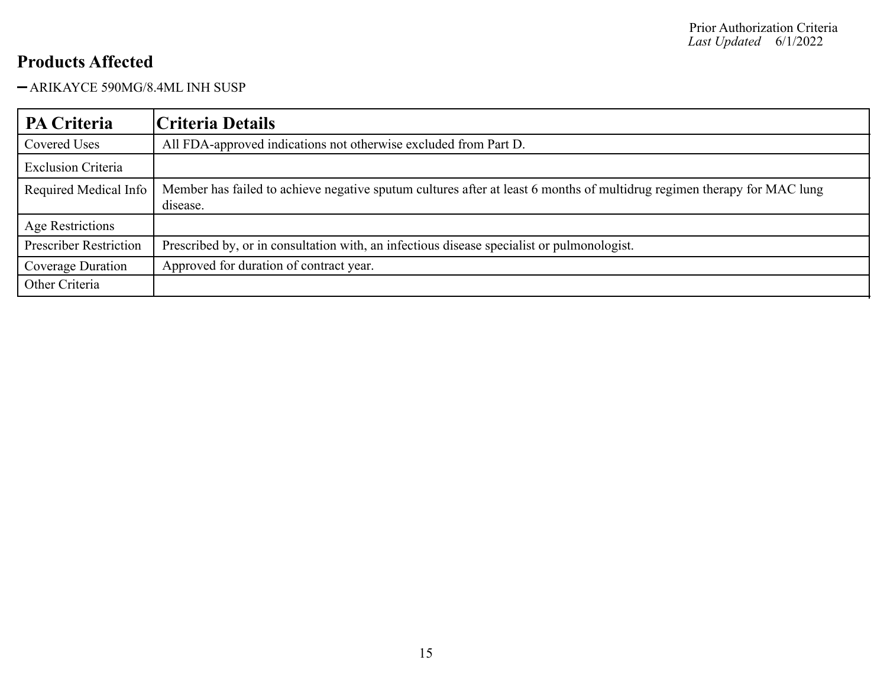## Products Affected

- ARIKAYCE 590MG/8.4ML INH SUSP

| PA Criteria | Criteria Details |
|---|---|
| Covered Uses | All FDA-approved indications not otherwise excluded from Part D. |
| Exclusion Criteria | |
| Required Medical Info | Member has failed to achieve negative sputum cultures after at least 6 months of multidrug regimen therapy for MAC lung disease. |
| Age Restrictions | |
| Prescriber Restriction | Prescribed by, or in consultation with, an infectious disease specialist or pulmonologist. |
| Coverage Duration | Approved for duration of contract year. |
| Other Criteria | |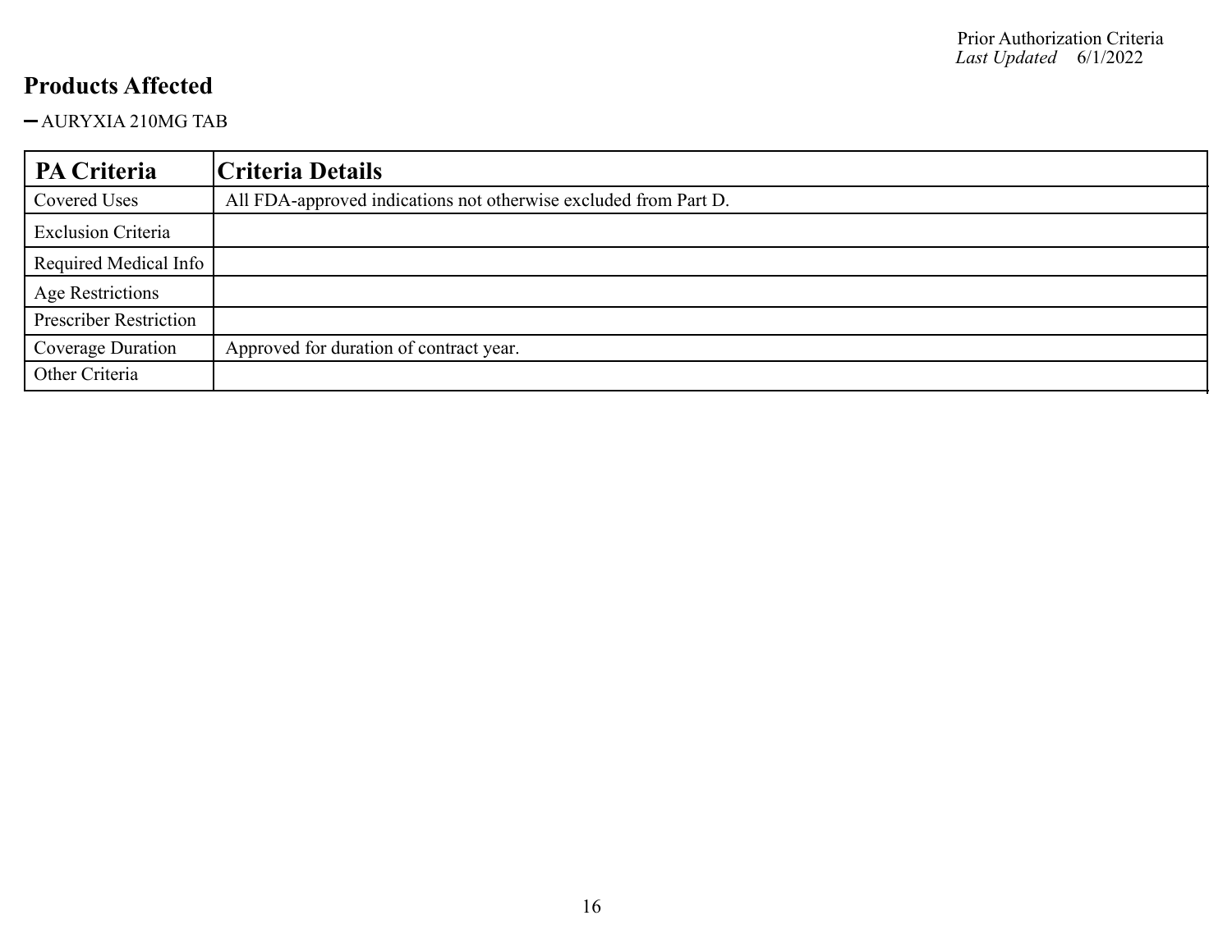## Products Affected

- AURYXIA 210MG TAB

| PA Criteria | Criteria Details |
| --- | --- |
| Covered Uses | All FDA-approved indications not otherwise excluded from Part D. |
| Exclusion Criteria | |
| Required Medical Info | |
| Age Restrictions | |
| Prescriber Restriction | |
| Coverage Duration | Approved for duration of contract year. |
| Other Criteria | |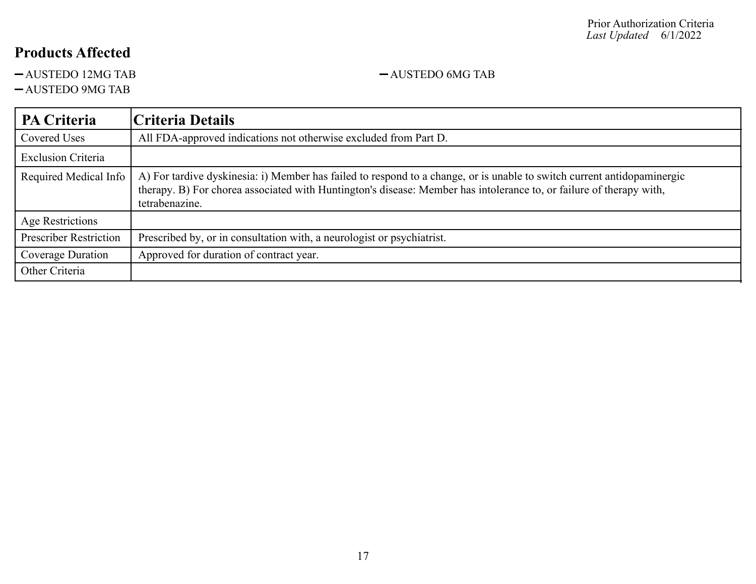Prior Authorization Criteria
*Last Updated* 6/1/2022

## Products Affected

- AUSTEDO 12MG TAB
- AUSTEDO 6MG TAB
- AUSTEDO 9MG TAB

| PA Criteria | Criteria Details |
|---|---|
| Covered Uses | All FDA-approved indications not otherwise excluded from Part D. |
| Exclusion Criteria | |
| Required Medical Info | A) For tardive dyskinesia: i) Member has failed to respond to a change, or is unable to switch current antidopaminergic therapy. B) For chorea associated with Huntington's disease: Member has intolerance to, or failure of therapy with, tetrabenazine. |
| Age Restrictions | |
| Prescriber Restriction | Prescribed by, or in consultation with, a neurologist or psychiatrist. |
| Coverage Duration | Approved for duration of contract year. |
| Other Criteria | |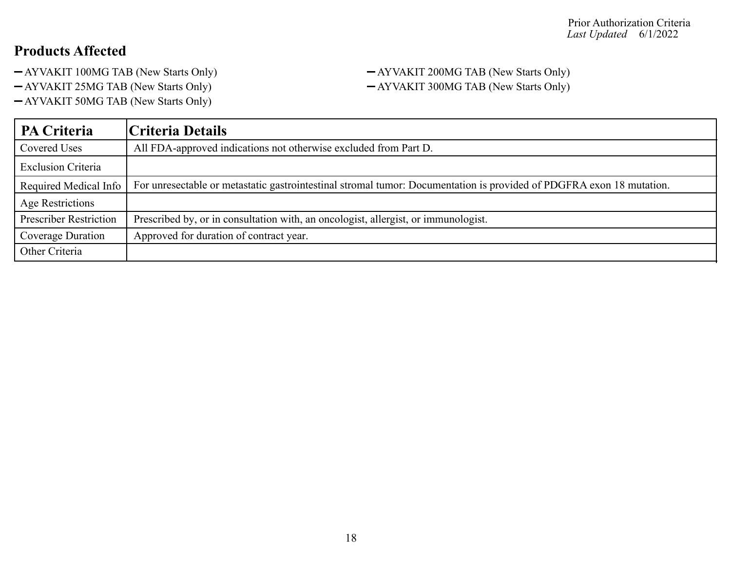## Products Affected

- AYVAKIT 100MG TAB (New Starts Only)
- AYVAKIT 25MG TAB (New Starts Only)
- AYVAKIT 50MG TAB (New Starts Only)
- AYVAKIT 200MG TAB (New Starts Only)
- AYVAKIT 300MG TAB (New Starts Only)

| PA Criteria | Criteria Details |
|---|---|
| Covered Uses | All FDA-approved indications not otherwise excluded from Part D. |
| Exclusion Criteria | |
| Required Medical Info | For unresectable or metastatic gastrointestinal stromal tumor: Documentation is provided of PDGFRA exon 18 mutation. |
| Age Restrictions | |
| Prescriber Restriction | Prescribed by, or in consultation with, an oncologist, allergist, or immunologist. |
| Coverage Duration | Approved for duration of contract year. |
| Other Criteria | |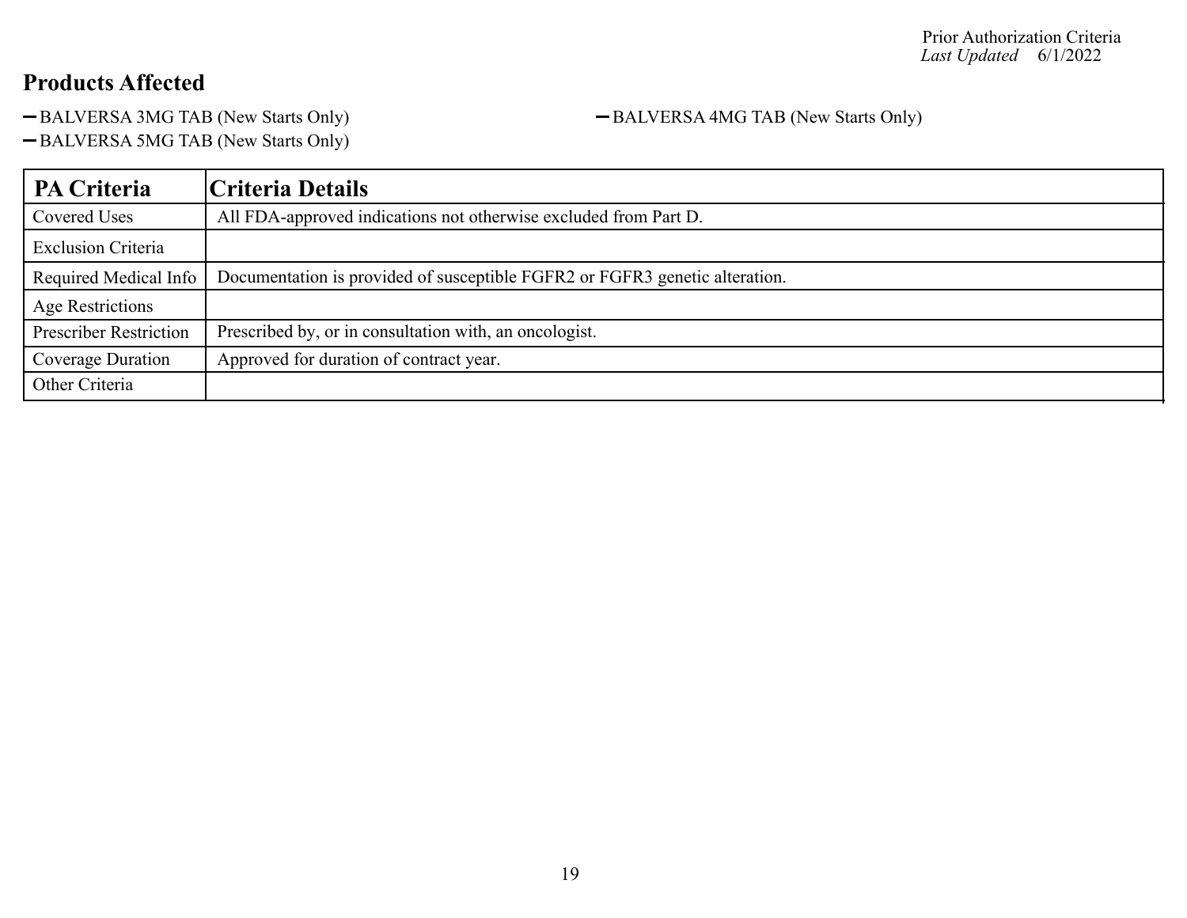Prior Authorization Criteria
*Last Updated* 6/1/2022

## Products Affected

- BALVERSA 3MG TAB (New Starts Only)
- BALVERSA 4MG TAB (New Starts Only)
- BALVERSA 5MG TAB (New Starts Only)

| PA Criteria | Criteria Details |
|---|---|
| Covered Uses | All FDA-approved indications not otherwise excluded from Part D. |
| Exclusion Criteria | |
| Required Medical Info | Documentation is provided of susceptible FGFR2 or FGFR3 genetic alteration. |
| Age Restrictions | |
| Prescriber Restriction | Prescribed by, or in consultation with, an oncologist. |
| Coverage Duration | Approved for duration of contract year. |
| Other Criteria | |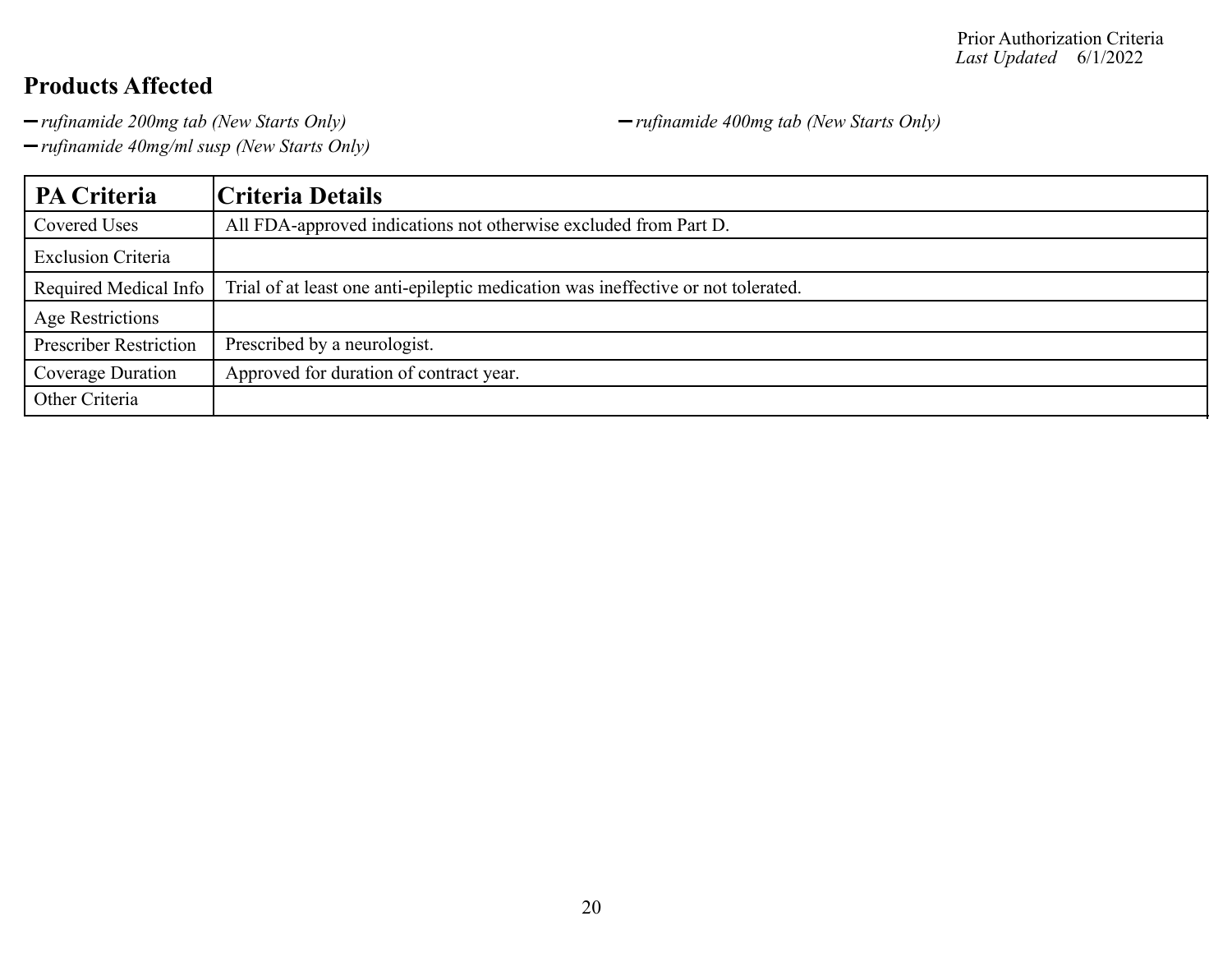## Products Affected

- *rufinamide 200mg tab (New Starts Only)*
- *rufinamide 400mg tab (New Starts Only)*
- *rufinamide 40mg/ml susp (New Starts Only)*

| PA Criteria | Criteria Details |
|---|---|
| Covered Uses | All FDA-approved indications not otherwise excluded from Part D. |
| Exclusion Criteria | |
| Required Medical Info | Trial of at least one anti-epileptic medication was ineffective or not tolerated. |
| Age Restrictions | |
| Prescriber Restriction | Prescribed by a neurologist. |
| Coverage Duration | Approved for duration of contract year. |
| Other Criteria | |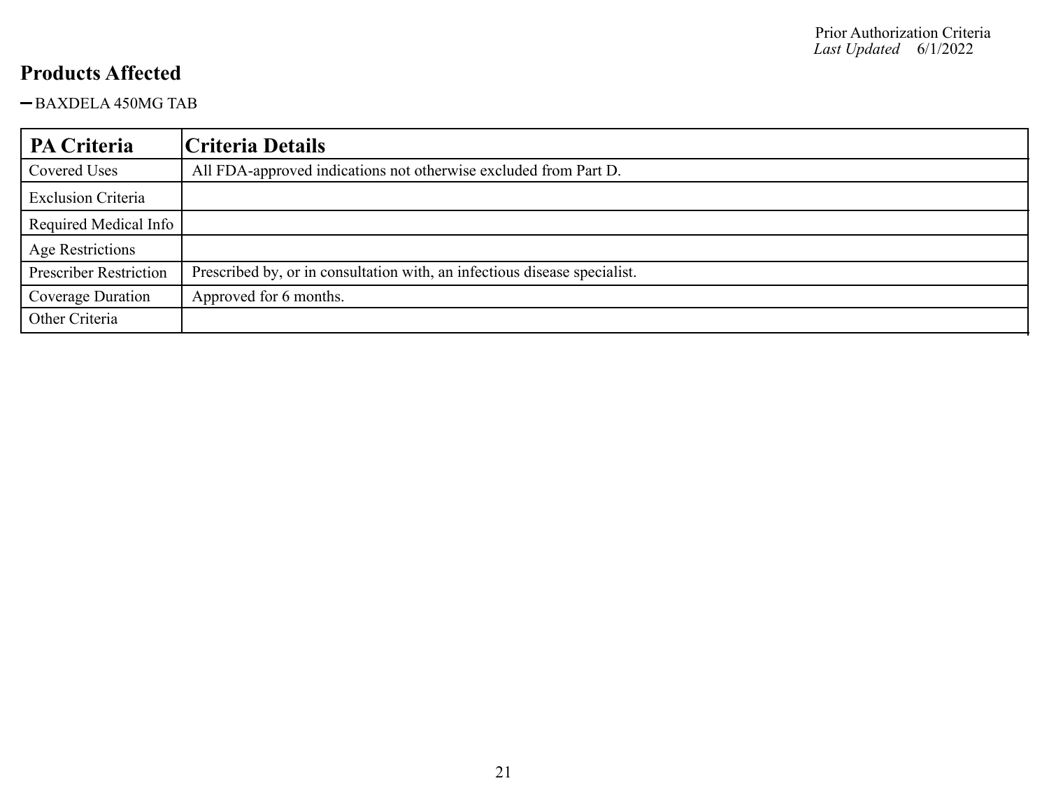## Products Affected

- BAXDELA 450MG TAB

| PA Criteria | Criteria Details |
|---|---|
| Covered Uses | All FDA-approved indications not otherwise excluded from Part D. |
| Exclusion Criteria | |
| Required Medical Info | |
| Age Restrictions | |
| Prescriber Restriction | Prescribed by, or in consultation with, an infectious disease specialist. |
| Coverage Duration | Approved for 6 months. |
| Other Criteria | |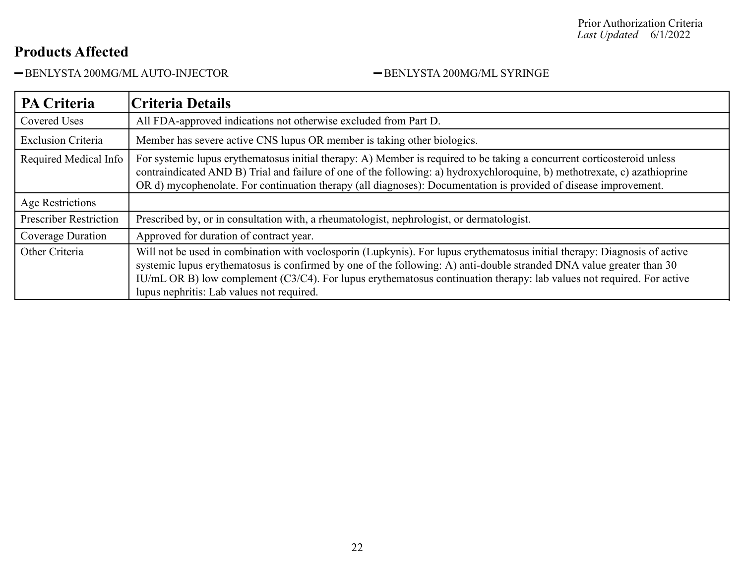Prior Authorization Criteria
*Last Updated* 6/1/2022

## Products Affected

- BENLYSTA 200MG/ML AUTO-INJECTOR
- BENLYSTA 200MG/ML SYRINGE

| PA Criteria | Criteria Details |
|---|---|
| Covered Uses | All FDA-approved indications not otherwise excluded from Part D. |
| Exclusion Criteria | Member has severe active CNS lupus OR member is taking other biologics. |
| Required Medical Info | For systemic lupus erythematosus initial therapy: A) Member is required to be taking a concurrent corticosteroid unless contraindicated AND B) Trial and failure of one of the following: a) hydroxychloroquine, b) methotrexate, c) azathioprine OR d) mycophenolate. For continuation therapy (all diagnoses): Documentation is provided of disease improvement. |
| Age Restrictions | |
| Prescriber Restriction | Prescribed by, or in consultation with, a rheumatologist, nephrologist, or dermatologist. |
| Coverage Duration | Approved for duration of contract year. |
| Other Criteria | Will not be used in combination with voclosporin (Lupkynis). For lupus erythematosus initial therapy: Diagnosis of active systemic lupus erythematosus is confirmed by one of the following: A) anti-double stranded DNA value greater than 30 IU/mL OR B) low complement (C3/C4). For lupus erythematosus continuation therapy: lab values not required. For active lupus nephritis: Lab values not required. |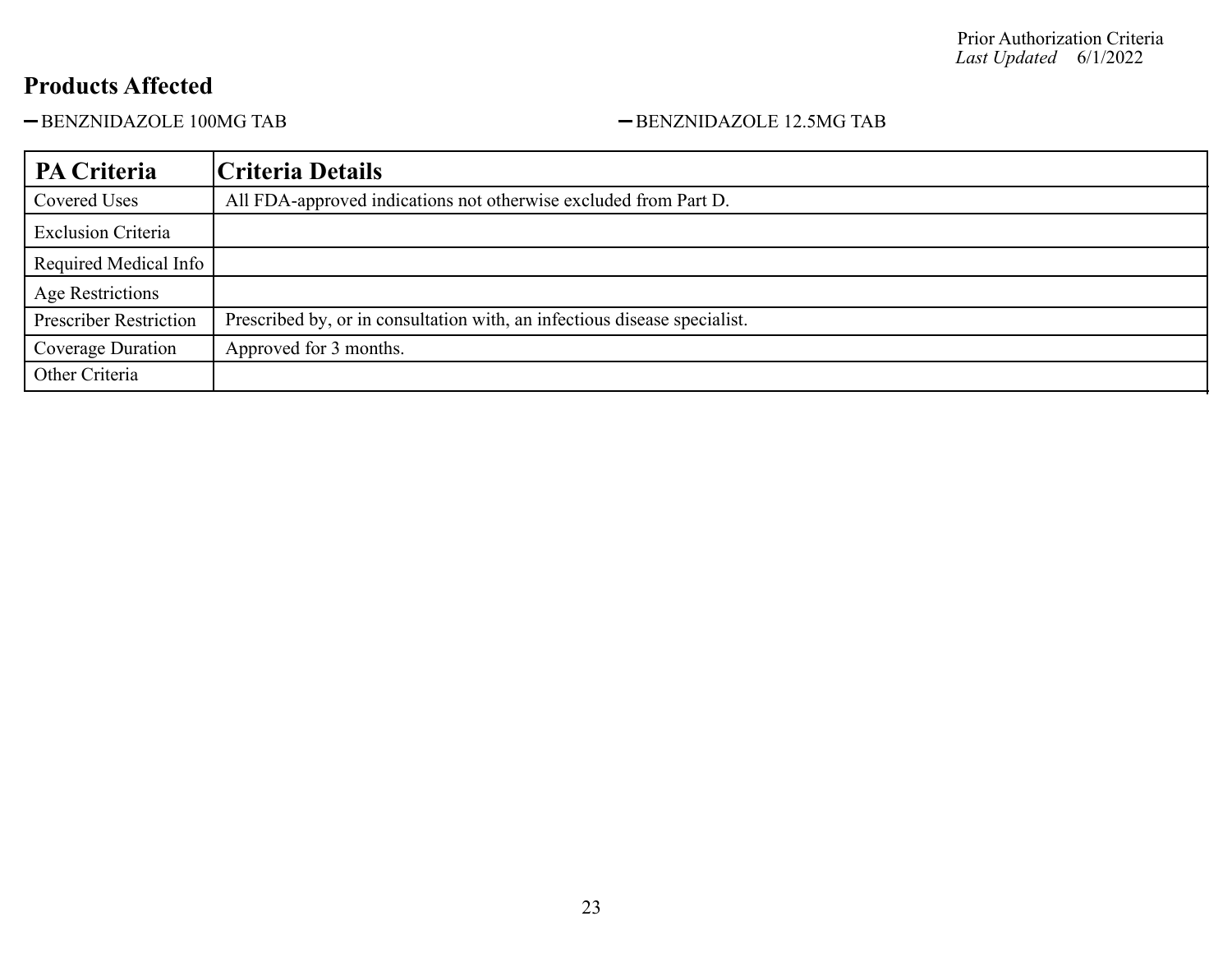## Products Affected

- BENZNIDAZOLE 100MG TAB
- BENZNIDAZOLE 12.5MG TAB

| PA Criteria | Criteria Details |
|---|---|
| Covered Uses | All FDA-approved indications not otherwise excluded from Part D. |
| Exclusion Criteria | |
| Required Medical Info | |
| Age Restrictions | |
| Prescriber Restriction | Prescribed by, or in consultation with, an infectious disease specialist. |
| Coverage Duration | Approved for 3 months. |
| Other Criteria | |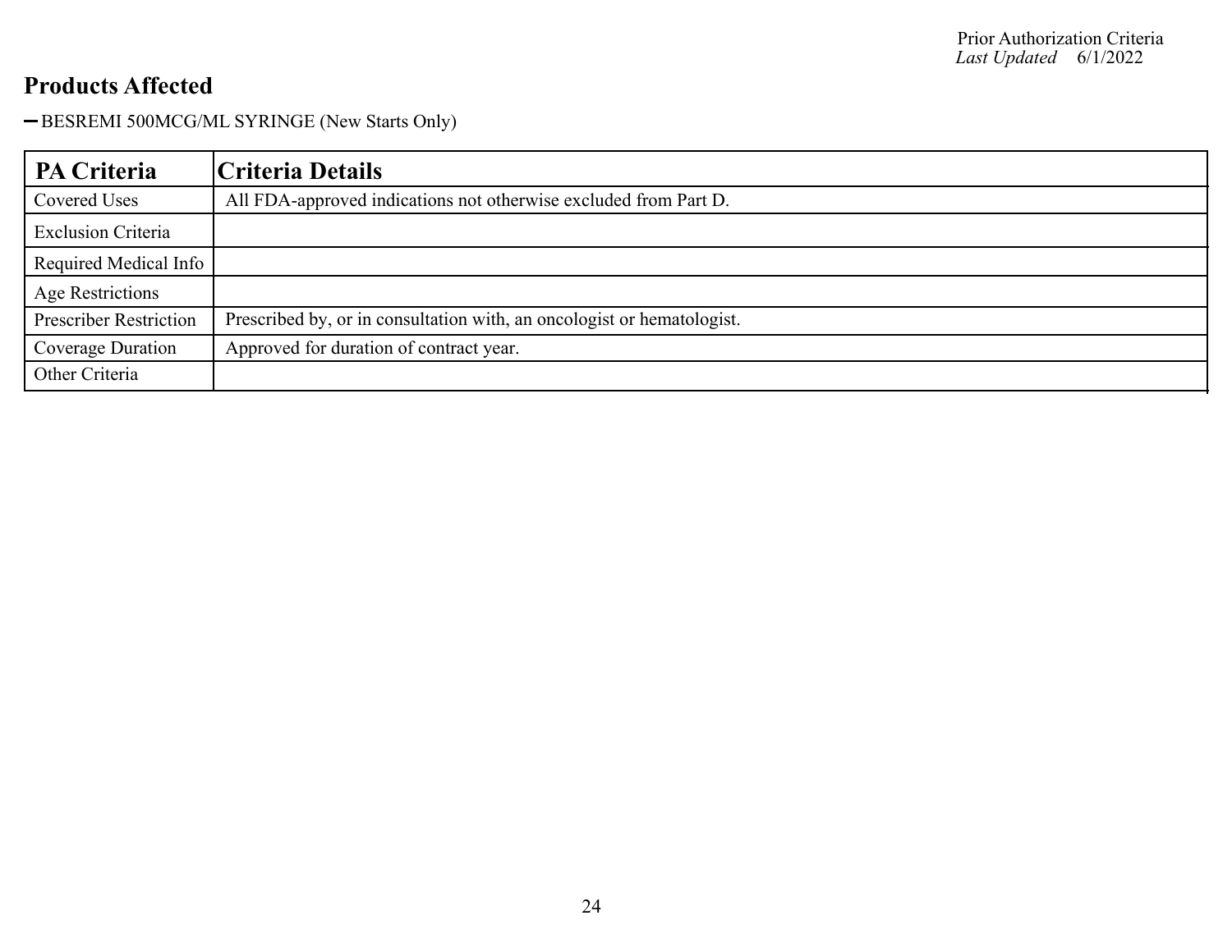## Products Affected

- BESREMI 500MCG/ML SYRINGE (New Starts Only)

| PA Criteria | Criteria Details |
| --- | --- |
| Covered Uses | All FDA-approved indications not otherwise excluded from Part D. |
| Exclusion Criteria | |
| Required Medical Info | |
| Age Restrictions | |
| Prescriber Restriction | Prescribed by, or in consultation with, an oncologist or hematologist. |
| Coverage Duration | Approved for duration of contract year. |
| Other Criteria | |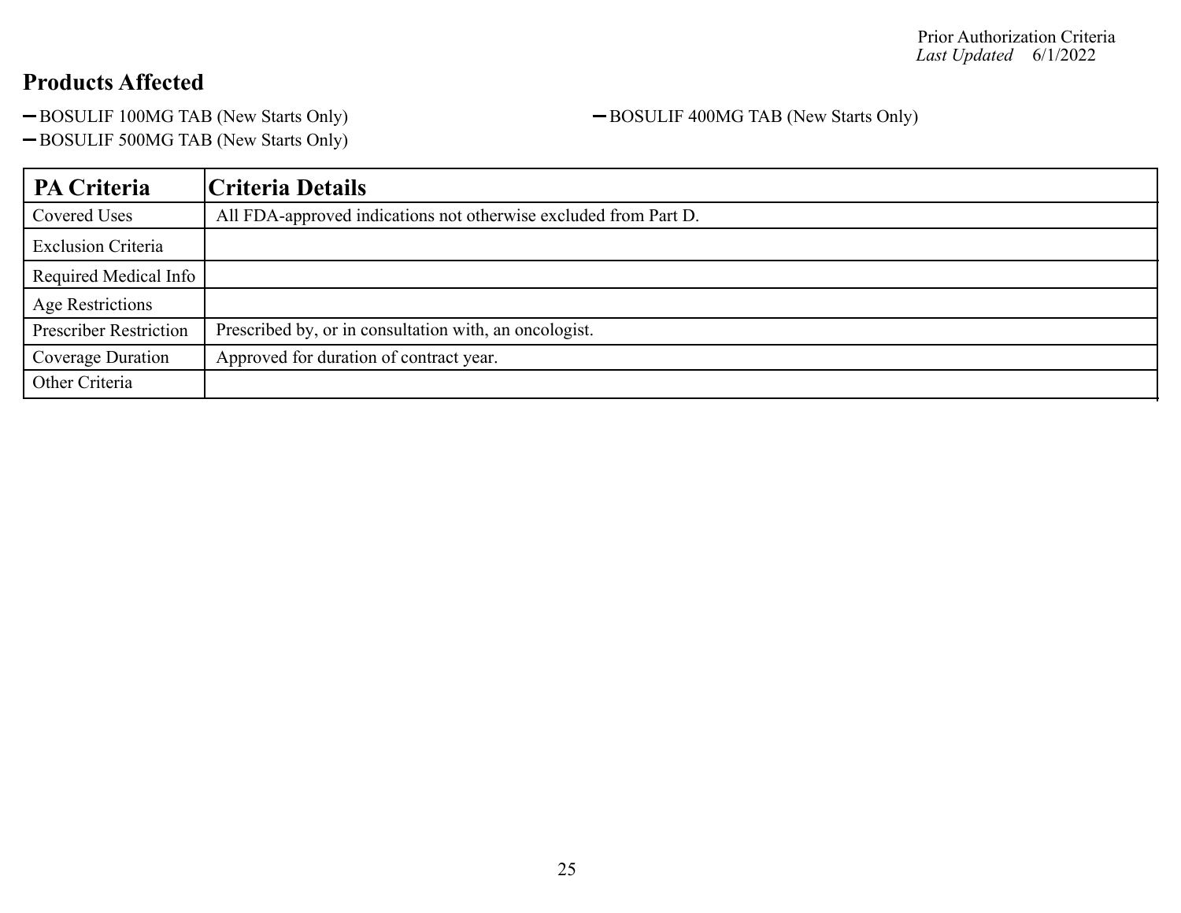Prior Authorization Criteria
*Last Updated* 6/1/2022

## Products Affected

- BOSULIF 100MG TAB (New Starts Only)
- BOSULIF 400MG TAB (New Starts Only)
- BOSULIF 500MG TAB (New Starts Only)

| PA Criteria | Criteria Details |
|---|---|
| Covered Uses | All FDA-approved indications not otherwise excluded from Part D. |
| Exclusion Criteria | |
| Required Medical Info | |
| Age Restrictions | |
| Prescriber Restriction | Prescribed by, or in consultation with, an oncologist. |
| Coverage Duration | Approved for duration of contract year. |
| Other Criteria | |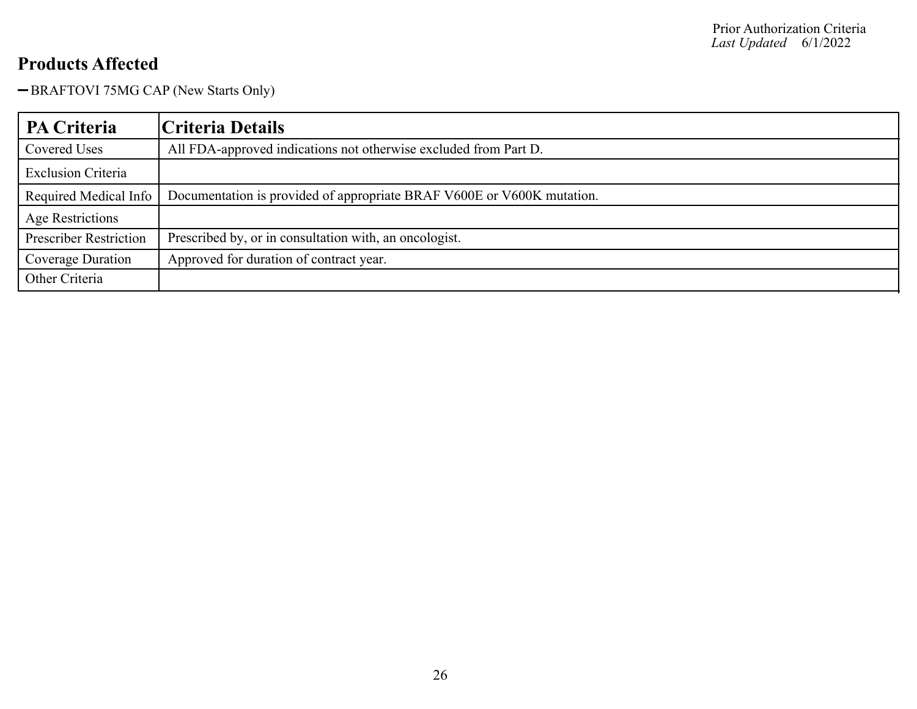## Products Affected

- BRAFTOVI 75MG CAP (New Starts Only)

| PA Criteria | Criteria Details |
| --- | --- |
| Covered Uses | All FDA-approved indications not otherwise excluded from Part D. |
| Exclusion Criteria | |
| Required Medical Info | Documentation is provided of appropriate BRAF V600E or V600K mutation. |
| Age Restrictions | |
| Prescriber Restriction | Prescribed by, or in consultation with, an oncologist. |
| Coverage Duration | Approved for duration of contract year. |
| Other Criteria | |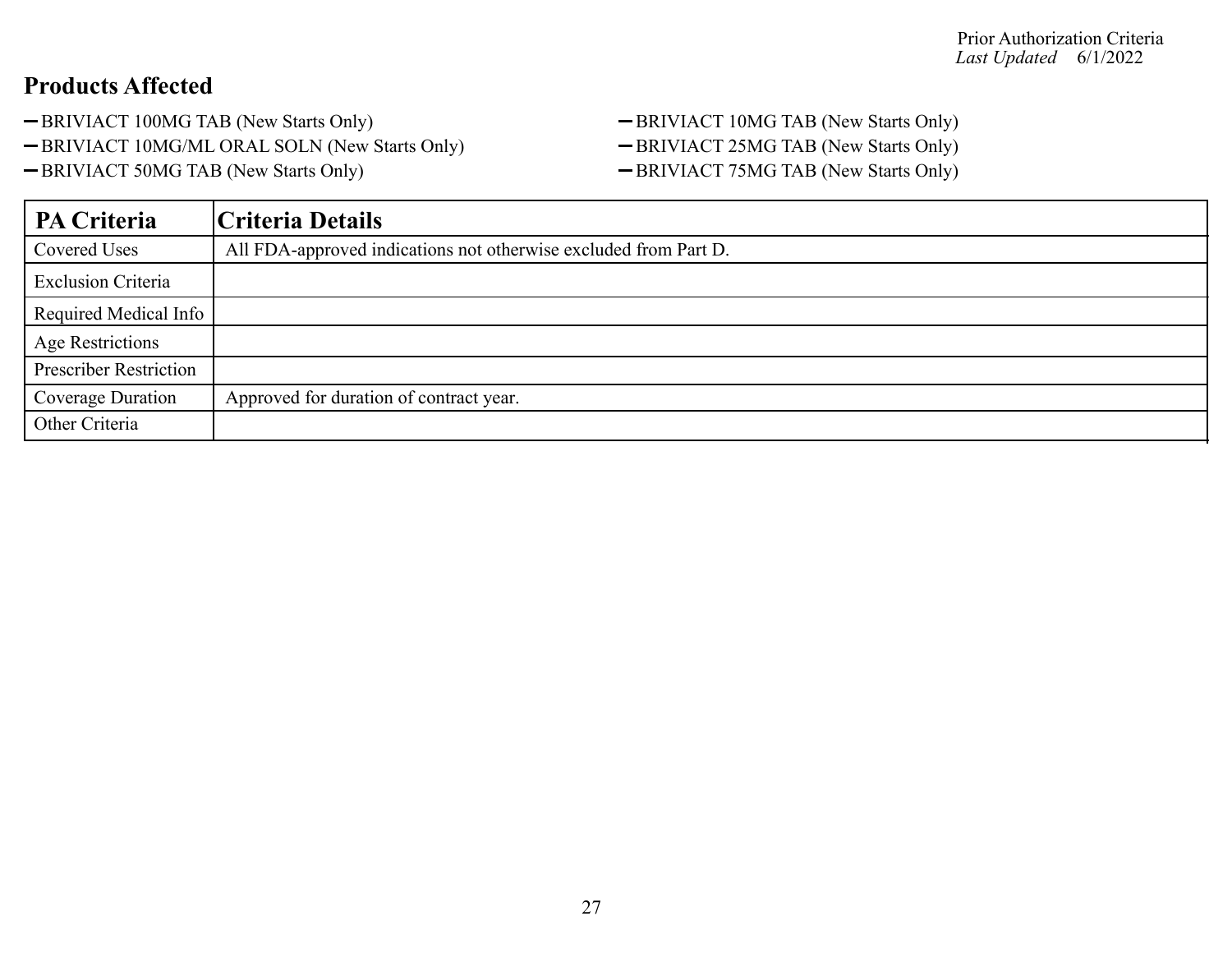## Products Affected

- BRIVIACT 100MG TAB (New Starts Only)
- BRIVIACT 10MG/ML ORAL SOLN (New Starts Only)
- BRIVIACT 50MG TAB (New Starts Only)
- BRIVIACT 10MG TAB (New Starts Only)
- BRIVIACT 25MG TAB (New Starts Only)
- BRIVIACT 75MG TAB (New Starts Only)

| PA Criteria | Criteria Details |
|---|---|
| Covered Uses | All FDA-approved indications not otherwise excluded from Part D. |
| Exclusion Criteria | |
| Required Medical Info | |
| Age Restrictions | |
| Prescriber Restriction | |
| Coverage Duration | Approved for duration of contract year. |
| Other Criteria | |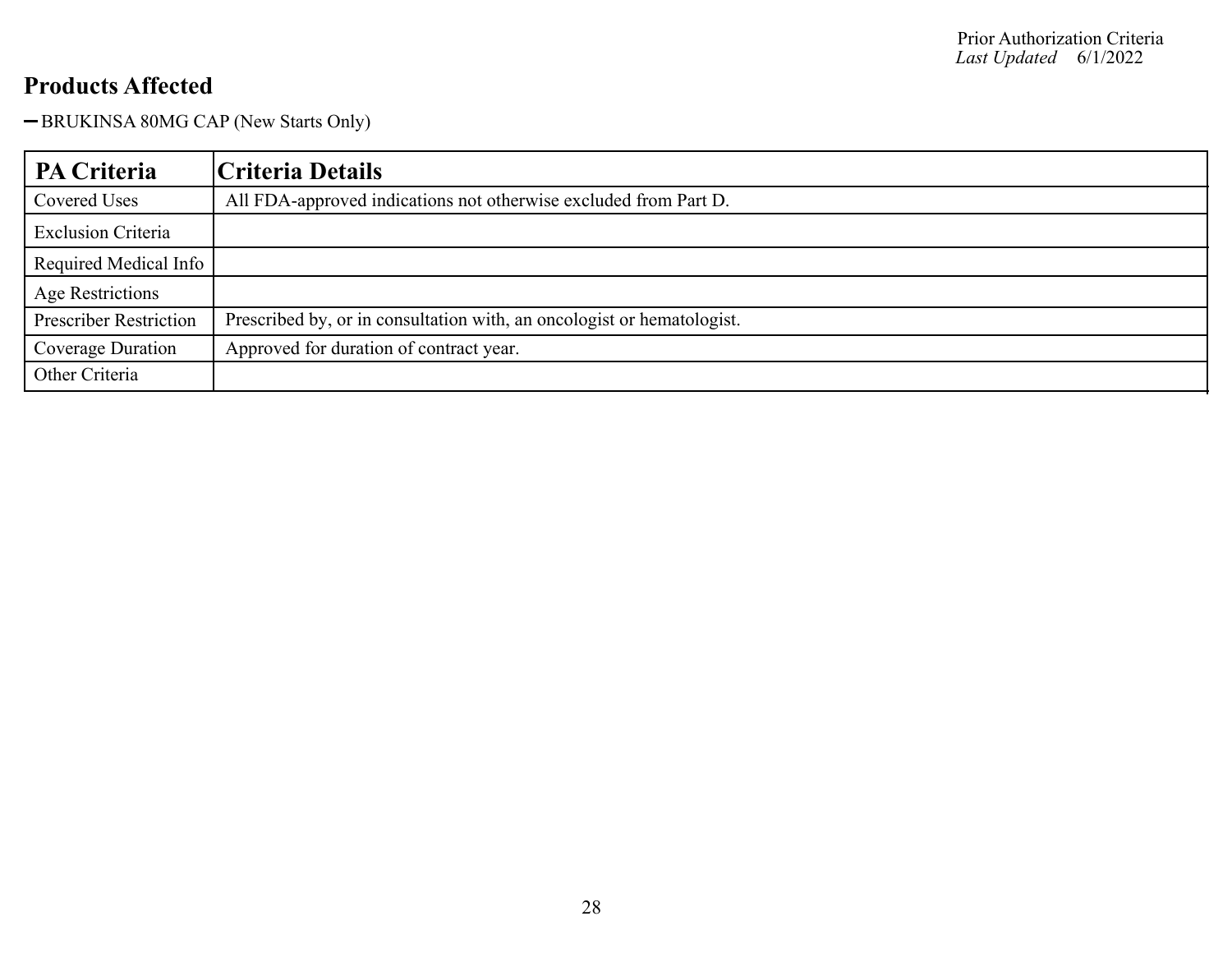## Products Affected

- BRUKINSA 80MG CAP (New Starts Only)

| PA Criteria | Criteria Details |
|---|---|
| Covered Uses | All FDA-approved indications not otherwise excluded from Part D. |
| Exclusion Criteria | |
| Required Medical Info | |
| Age Restrictions | |
| Prescriber Restriction | Prescribed by, or in consultation with, an oncologist or hematologist. |
| Coverage Duration | Approved for duration of contract year. |
| Other Criteria | |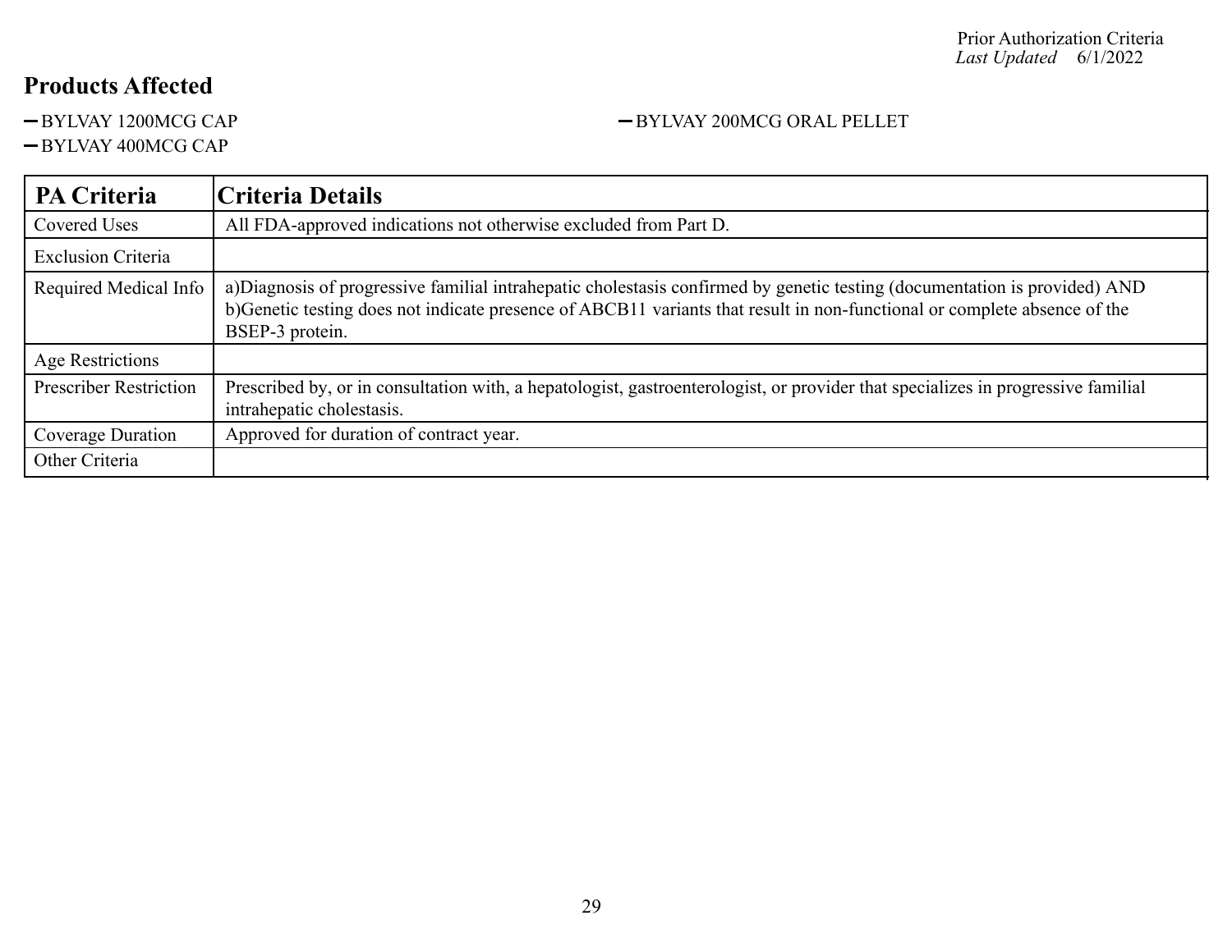Prior Authorization Criteria
*Last Updated* 6/1/2022

## Products Affected

- BYLVAY 1200MCG CAP
- BYLVAY 400MCG CAP
- BYLVAY 200MCG ORAL PELLET

| PA Criteria | Criteria Details |
|---|---|
| Covered Uses | All FDA-approved indications not otherwise excluded from Part D. |
| Exclusion Criteria | |
| Required Medical Info | a)Diagnosis of progressive familial intrahepatic cholestasis confirmed by genetic testing (documentation is provided) AND b)Genetic testing does not indicate presence of ABCB11 variants that result in non-functional or complete absence of the BSEP-3 protein. |
| Age Restrictions | |
| Prescriber Restriction | Prescribed by, or in consultation with, a hepatologist, gastroenterologist, or provider that specializes in progressive familial intrahepatic cholestasis. |
| Coverage Duration | Approved for duration of contract year. |
| Other Criteria | |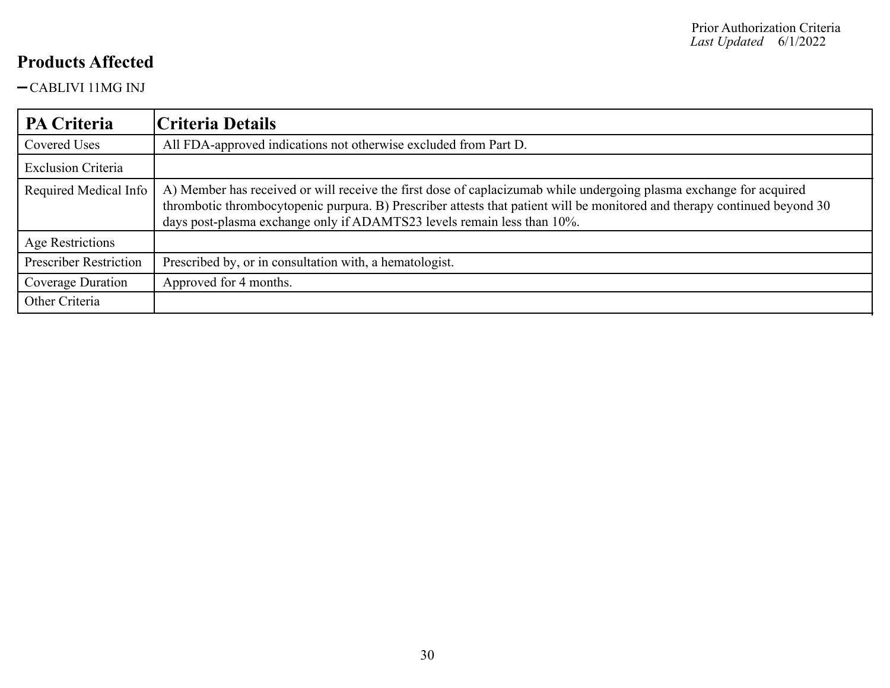## Products Affected

- CABLIVI 11MG INJ

| PA Criteria | Criteria Details |
|---|---|
| Covered Uses | All FDA-approved indications not otherwise excluded from Part D. |
| Exclusion Criteria | |
| Required Medical Info | A) Member has received or will receive the first dose of caplacizumab while undergoing plasma exchange for acquired thrombotic thrombocytopenic purpura. B) Prescriber attests that patient will be monitored and therapy continued beyond 30 days post-plasma exchange only if ADAMTS23 levels remain less than 10%. |
| Age Restrictions | |
| Prescriber Restriction | Prescribed by, or in consultation with, a hematologist. |
| Coverage Duration | Approved for 4 months. |
| Other Criteria | |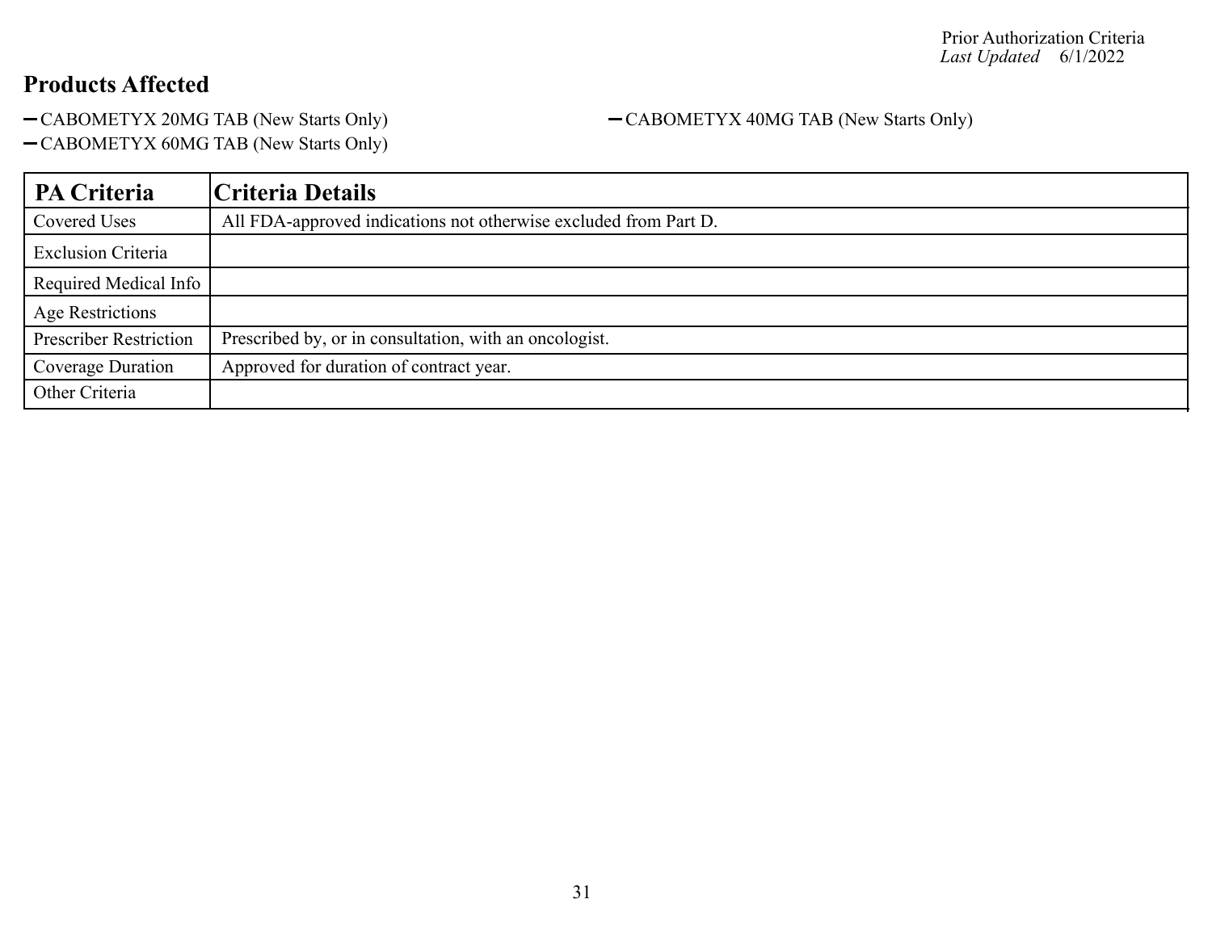Prior Authorization Criteria
*Last Updated* 6/1/2022

## Products Affected

- CABOMETYX 20MG TAB (New Starts Only)
- CABOMETYX 40MG TAB (New Starts Only)
- CABOMETYX 60MG TAB (New Starts Only)

| PA Criteria | Criteria Details |
| --- | --- |
| Covered Uses | All FDA-approved indications not otherwise excluded from Part D. |
| Exclusion Criteria | |
| Required Medical Info | |
| Age Restrictions | |
| Prescriber Restriction | Prescribed by, or in consultation, with an oncologist. |
| Coverage Duration | Approved for duration of contract year. |
| Other Criteria | |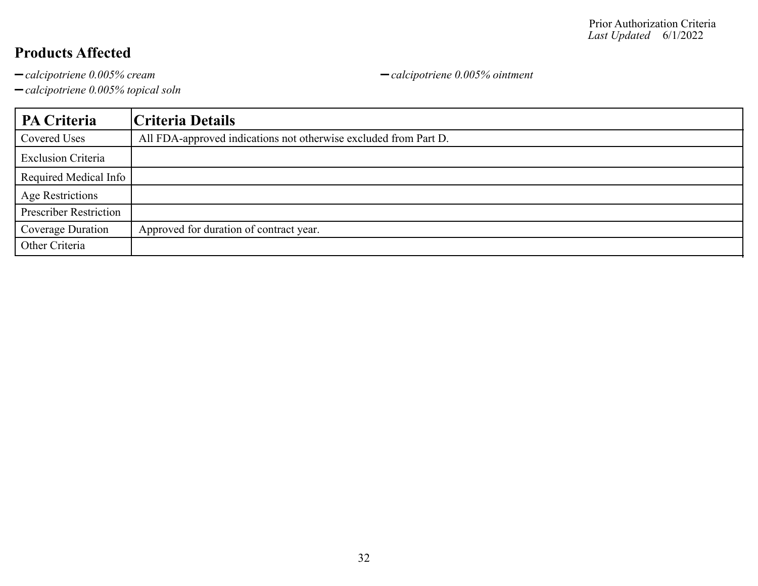## Products Affected

- *calcipotriene 0.005% cream*
- *calcipotriene 0.005% ointment*
- *calcipotriene 0.005% topical soln*

| PA Criteria | Criteria Details |
| --- | --- |
| Covered Uses | All FDA-approved indications not otherwise excluded from Part D. |
| Exclusion Criteria | |
| Required Medical Info | |
| Age Restrictions | |
| Prescriber Restriction | |
| Coverage Duration | Approved for duration of contract year. |
| Other Criteria | |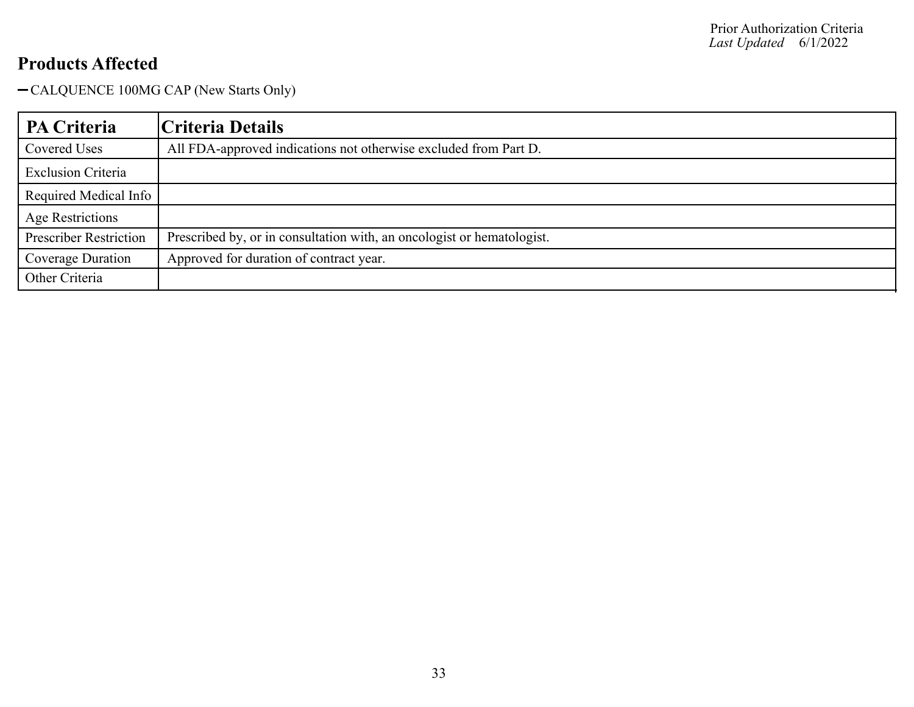## Products Affected

- CALQUENCE 100MG CAP (New Starts Only)

| PA Criteria | Criteria Details |
| --- | --- |
| Covered Uses | All FDA-approved indications not otherwise excluded from Part D. |
| Exclusion Criteria | |
| Required Medical Info | |
| Age Restrictions | |
| Prescriber Restriction | Prescribed by, or in consultation with, an oncologist or hematologist. |
| Coverage Duration | Approved for duration of contract year. |
| Other Criteria | |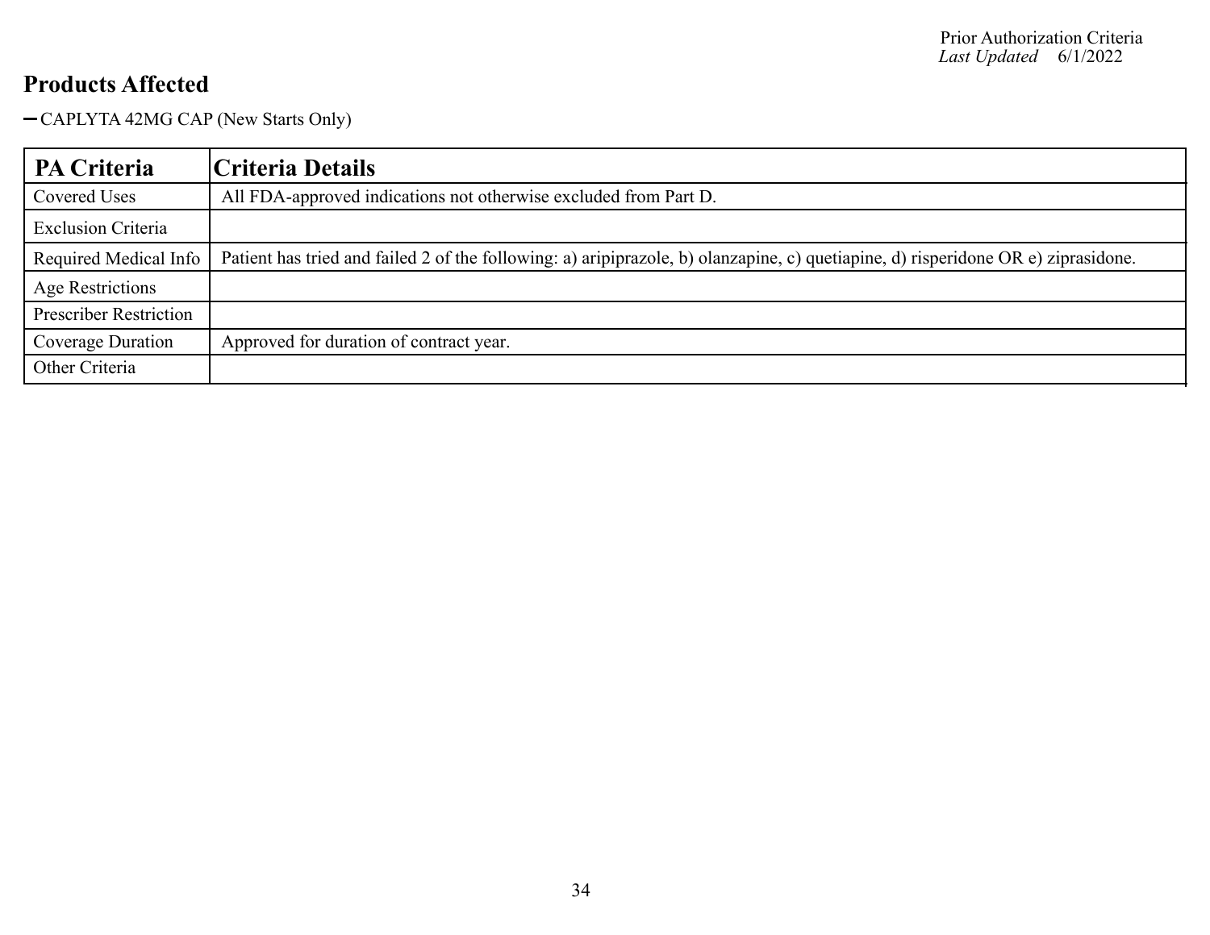## Products Affected

- CAPLYTA 42MG CAP (New Starts Only)

| PA Criteria | Criteria Details |
|---|---|
| Covered Uses | All FDA-approved indications not otherwise excluded from Part D. |
| Exclusion Criteria | |
| Required Medical Info | Patient has tried and failed 2 of the following: a) aripiprazole, b) olanzapine, c) quetiapine, d) risperidone OR e) ziprasidone. |
| Age Restrictions | |
| Prescriber Restriction | |
| Coverage Duration | Approved for duration of contract year. |
| Other Criteria | |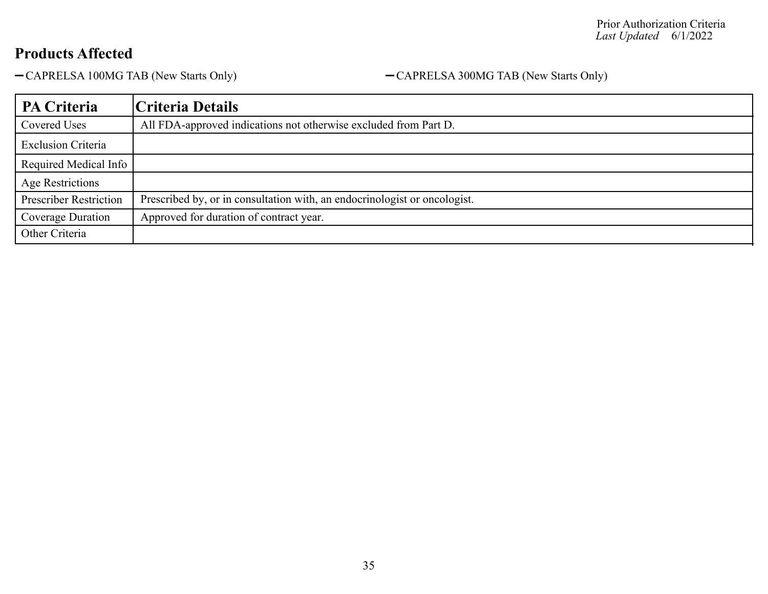## Products Affected

- CAPRELSA 100MG TAB (New Starts Only)
- CAPRELSA 300MG TAB (New Starts Only)

| PA Criteria | Criteria Details |
|---|---|
| Covered Uses | All FDA-approved indications not otherwise excluded from Part D. |
| Exclusion Criteria | |
| Required Medical Info | |
| Age Restrictions | |
| Prescriber Restriction | Prescribed by, or in consultation with, an endocrinologist or oncologist. |
| Coverage Duration | Approved for duration of contract year. |
| Other Criteria | |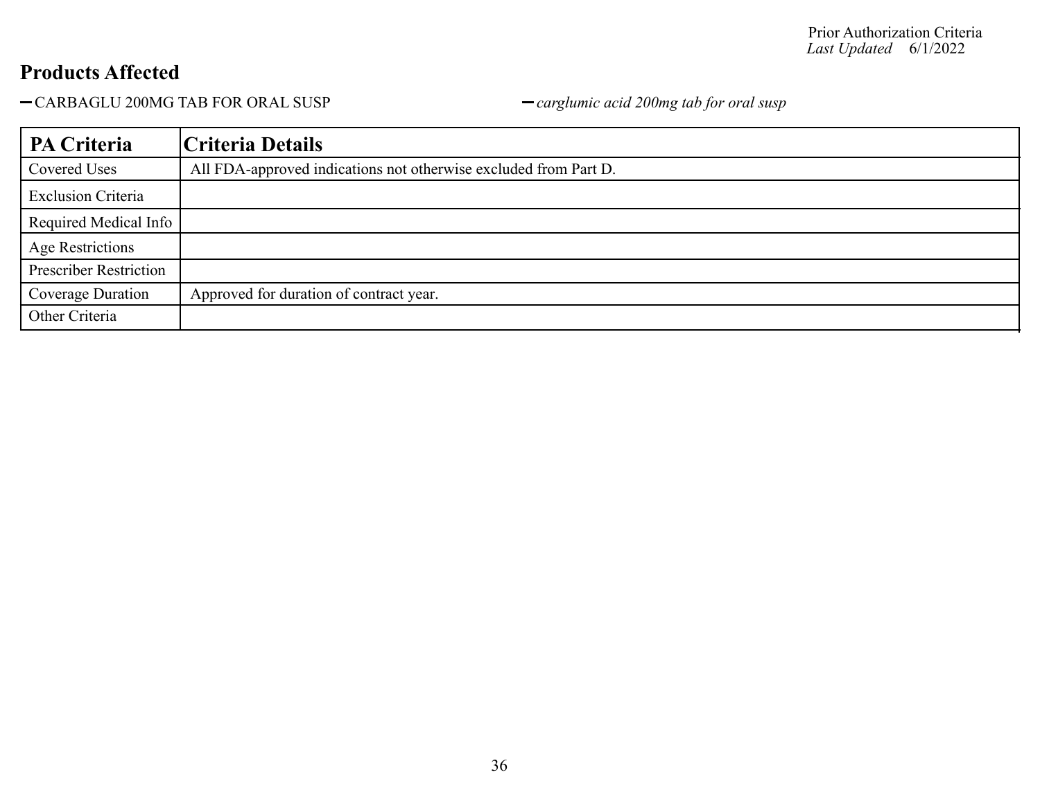## Products Affected

- CARBAGLU 200MG TAB FOR ORAL SUSP
- *carglumic acid 200mg tab for oral susp*

| PA Criteria | Criteria Details |
| --- | --- |
| Covered Uses | All FDA-approved indications not otherwise excluded from Part D. |
| Exclusion Criteria | |
| Required Medical Info | |
| Age Restrictions | |
| Prescriber Restriction | |
| Coverage Duration | Approved for duration of contract year. |
| Other Criteria | |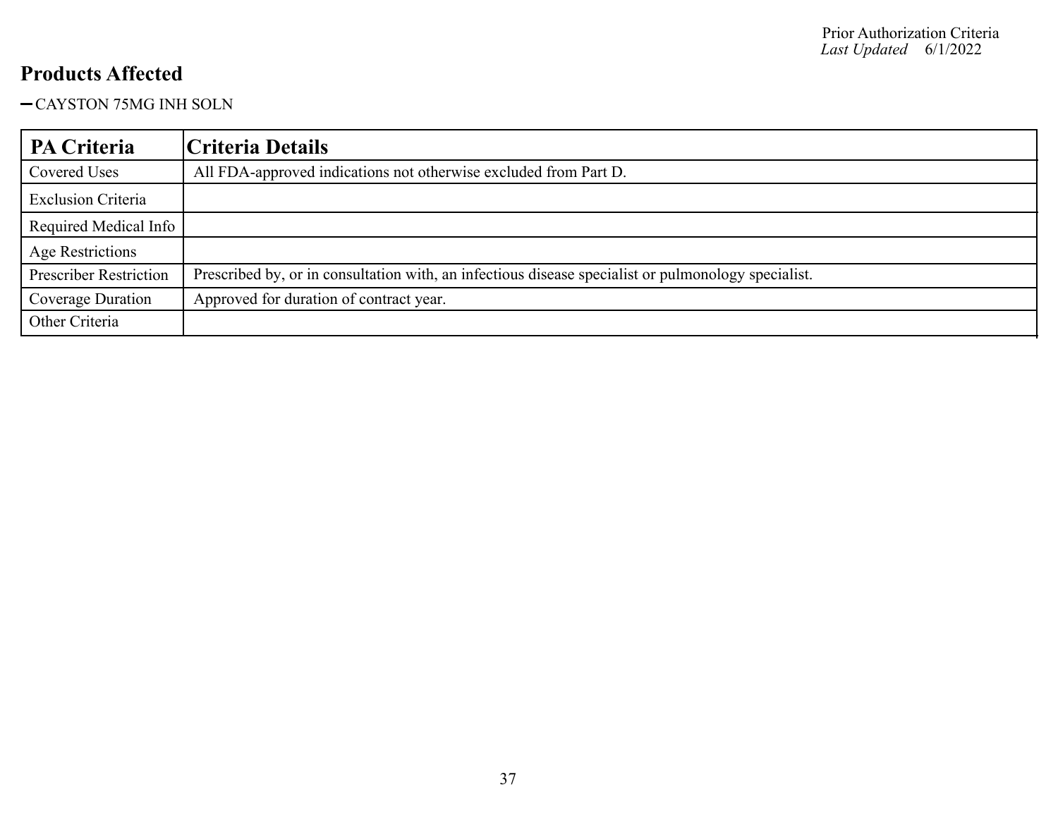## Products Affected

- CAYSTON 75MG INH SOLN

| PA Criteria | Criteria Details |
|---|---|
| Covered Uses | All FDA-approved indications not otherwise excluded from Part D. |
| Exclusion Criteria | |
| Required Medical Info | |
| Age Restrictions | |
| Prescriber Restriction | Prescribed by, or in consultation with, an infectious disease specialist or pulmonology specialist. |
| Coverage Duration | Approved for duration of contract year. |
| Other Criteria | |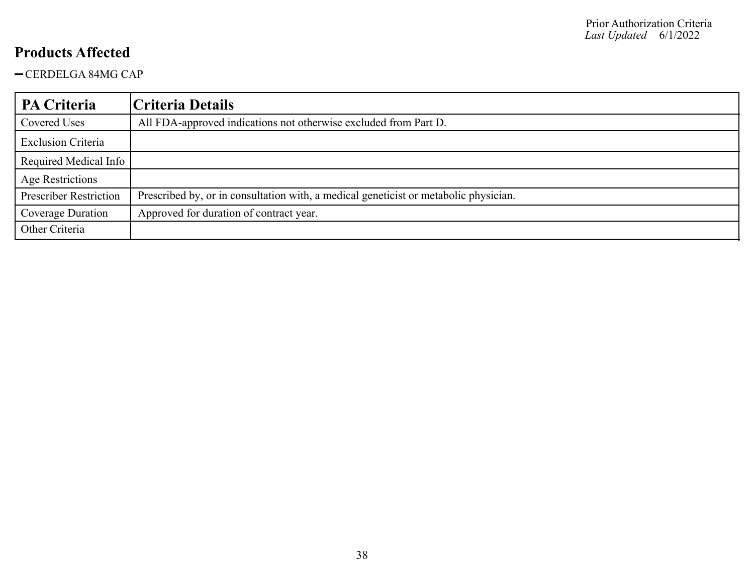## Products Affected

- CERDELGA 84MG CAP

| PA Criteria | Criteria Details |
| --- | --- |
| Covered Uses | All FDA-approved indications not otherwise excluded from Part D. |
| Exclusion Criteria | |
| Required Medical Info | |
| Age Restrictions | |
| Prescriber Restriction | Prescribed by, or in consultation with, a medical geneticist or metabolic physician. |
| Coverage Duration | Approved for duration of contract year. |
| Other Criteria | |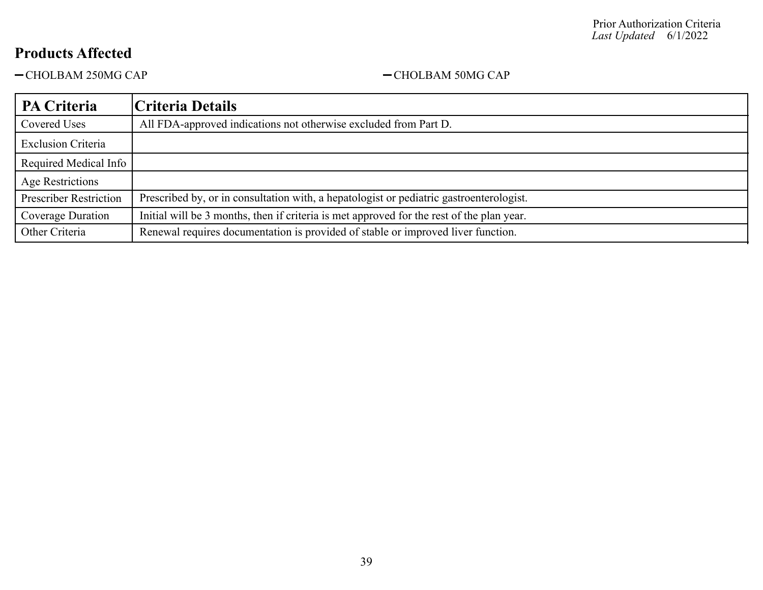## Products Affected

- CHOLBAM 250MG CAP
- CHOLBAM 50MG CAP

| PA Criteria | Criteria Details |
|---|---|
| Covered Uses | All FDA-approved indications not otherwise excluded from Part D. |
| Exclusion Criteria | |
| Required Medical Info | |
| Age Restrictions | |
| Prescriber Restriction | Prescribed by, or in consultation with, a hepatologist or pediatric gastroenterologist. |
| Coverage Duration | Initial will be 3 months, then if criteria is met approved for the rest of the plan year. |
| Other Criteria | Renewal requires documentation is provided of stable or improved liver function. |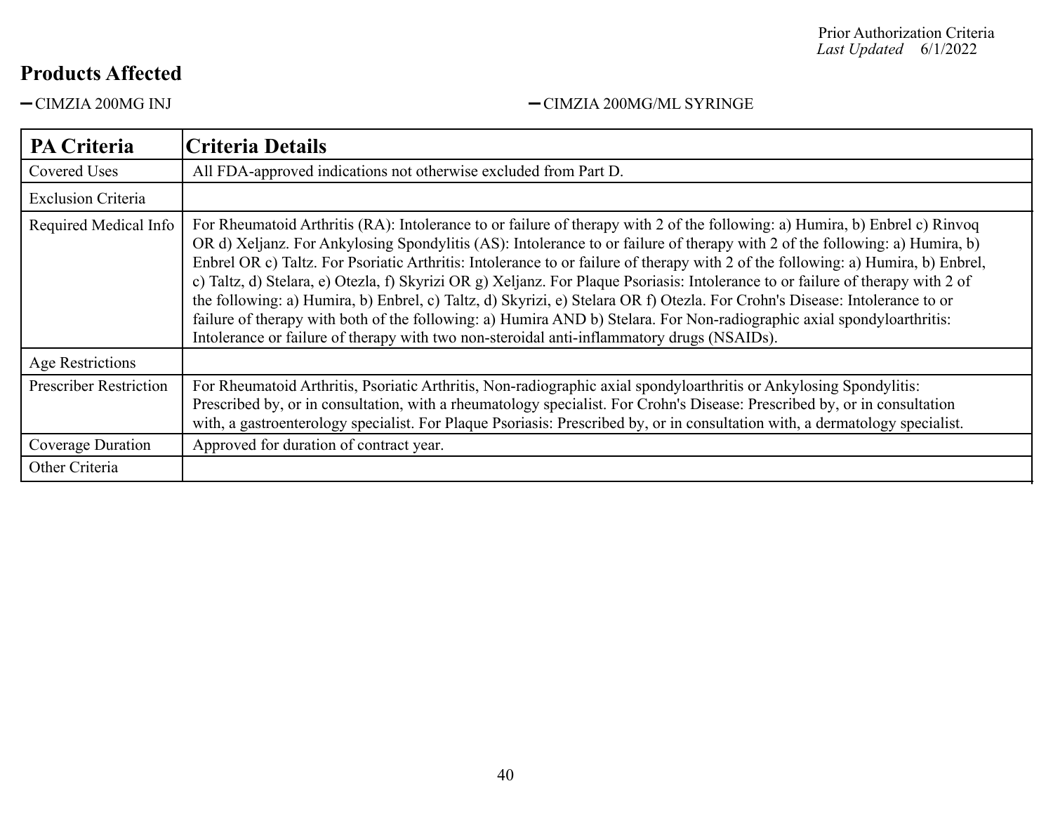## Products Affected

- CIMZIA 200MG INJ
- CIMZIA 200MG/ML SYRINGE

| PA Criteria | Criteria Details |
| --- | --- |
| Covered Uses | All FDA-approved indications not otherwise excluded from Part D. |
| Exclusion Criteria | |
| Required Medical Info | For Rheumatoid Arthritis (RA): Intolerance to or failure of therapy with 2 of the following: a) Humira, b) Enbrel c) Rinvoq OR d) Xeljanz. For Ankylosing Spondylitis (AS): Intolerance to or failure of therapy with 2 of the following: a) Humira, b) Enbrel OR c) Taltz. For Psoriatic Arthritis: Intolerance to or failure of therapy with 2 of the following: a) Humira, b) Enbrel, c) Taltz, d) Stelara, e) Otezla, f) Skyrizi OR g) Xeljanz. For Plaque Psoriasis: Intolerance to or failure of therapy with 2 of the following: a) Humira, b) Enbrel, c) Taltz, d) Skyrizi, e) Stelara OR f) Otezla. For Crohn's Disease: Intolerance to or failure of therapy with both of the following: a) Humira AND b) Stelara. For Non-radiographic axial spondyloarthritis: Intolerance or failure of therapy with two non-steroidal anti-inflammatory drugs (NSAIDs). |
| Age Restrictions | |
| Prescriber Restriction | For Rheumatoid Arthritis, Psoriatic Arthritis, Non-radiographic axial spondyloarthritis or Ankylosing Spondylitis: Prescribed by, or in consultation, with a rheumatology specialist. For Crohn's Disease: Prescribed by, or in consultation with, a gastroenterology specialist. For Plaque Psoriasis: Prescribed by, or in consultation with, a dermatology specialist. |
| Coverage Duration | Approved for duration of contract year. |
| Other Criteria | |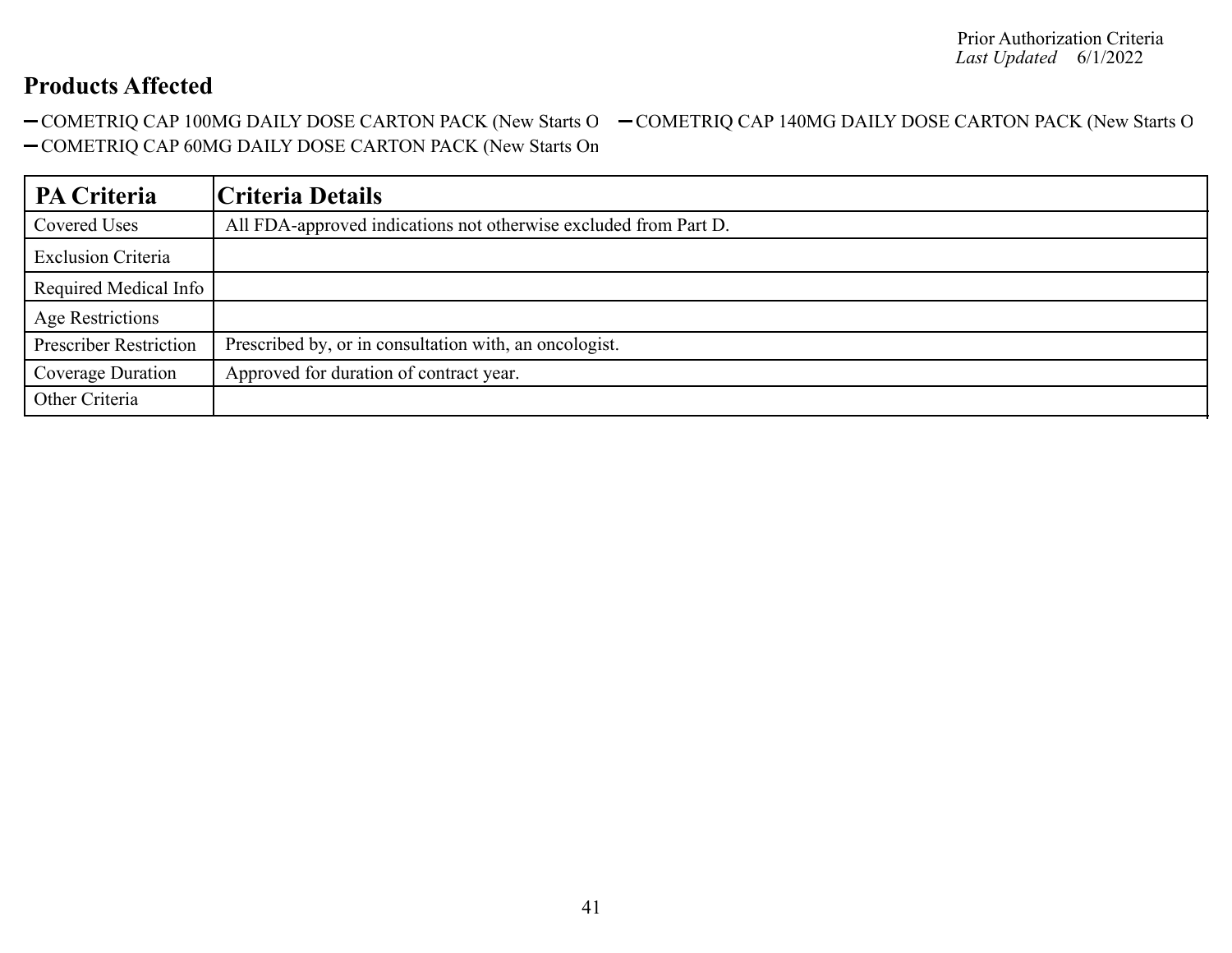Prior Authorization Criteria
*Last Updated* 6/1/2022

## Products Affected

- COMETRIQ CAP 100MG DAILY DOSE CARTON PACK (New Starts O
- COMETRIQ CAP 140MG DAILY DOSE CARTON PACK (New Starts O
- COMETRIQ CAP 60MG DAILY DOSE CARTON PACK (New Starts On

| PA Criteria | Criteria Details |
| --- | --- |
| Covered Uses | All FDA-approved indications not otherwise excluded from Part D. |
| Exclusion Criteria | |
| Required Medical Info | |
| Age Restrictions | |
| Prescriber Restriction | Prescribed by, or in consultation with, an oncologist. |
| Coverage Duration | Approved for duration of contract year. |
| Other Criteria | |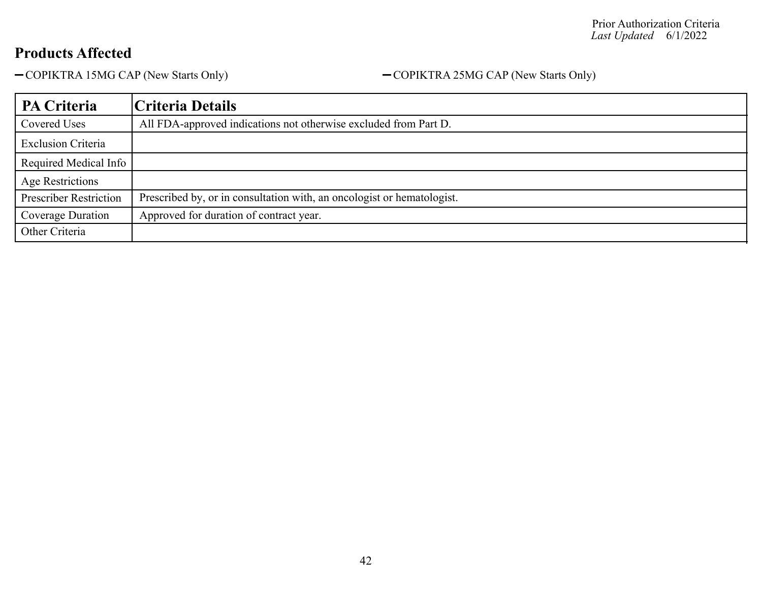## Products Affected

- COPIKTRA 15MG CAP (New Starts Only)
- COPIKTRA 25MG CAP (New Starts Only)

| PA Criteria | Criteria Details |
|---|---|
| Covered Uses | All FDA-approved indications not otherwise excluded from Part D. |
| Exclusion Criteria | |
| Required Medical Info | |
| Age Restrictions | |
| Prescriber Restriction | Prescribed by, or in consultation with, an oncologist or hematologist. |
| Coverage Duration | Approved for duration of contract year. |
| Other Criteria | |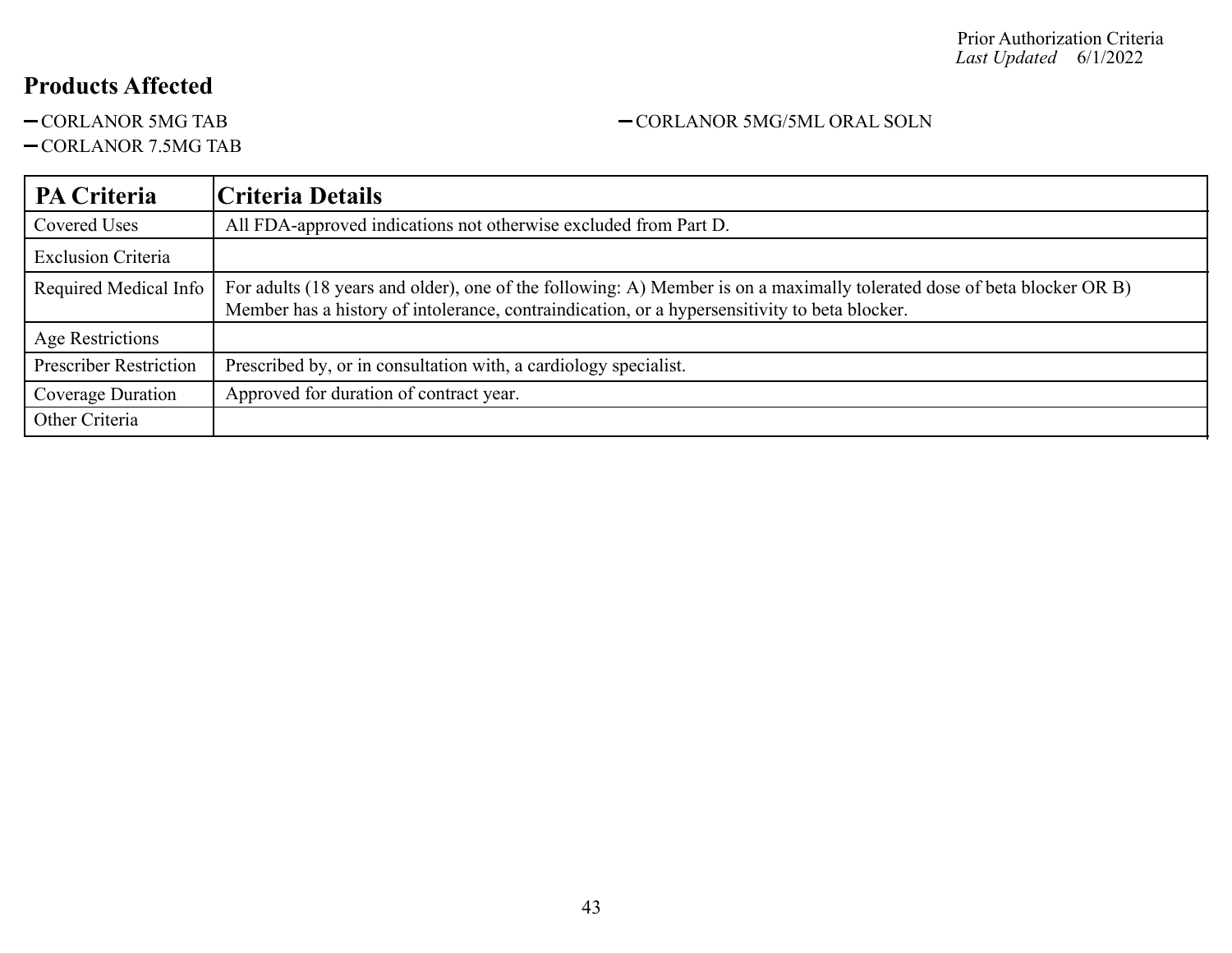## Products Affected

- CORLANOR 5MG TAB
- CORLANOR 7.5MG TAB
- CORLANOR 5MG/5ML ORAL SOLN

| PA Criteria | Criteria Details |
|---|---|
| Covered Uses | All FDA-approved indications not otherwise excluded from Part D. |
| Exclusion Criteria | |
| Required Medical Info | For adults (18 years and older), one of the following: A) Member is on a maximally tolerated dose of beta blocker OR B) Member has a history of intolerance, contraindication, or a hypersensitivity to beta blocker. |
| Age Restrictions | |
| Prescriber Restriction | Prescribed by, or in consultation with, a cardiology specialist. |
| Coverage Duration | Approved for duration of contract year. |
| Other Criteria | |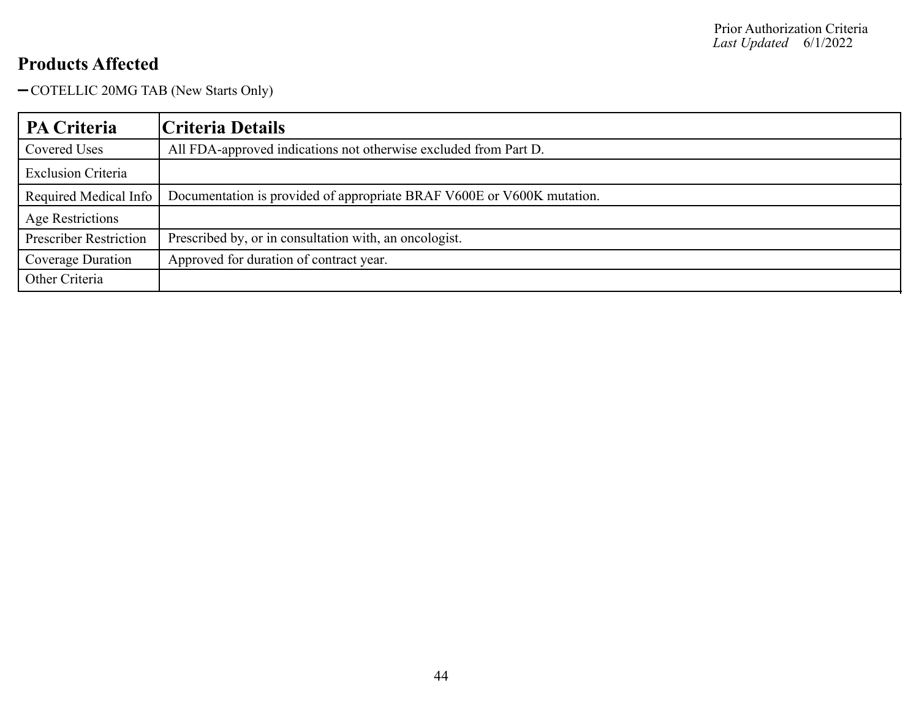## Products Affected

- COTELLIC 20MG TAB (New Starts Only)

| PA Criteria | Criteria Details |
|---|---|
| Covered Uses | All FDA-approved indications not otherwise excluded from Part D. |
| Exclusion Criteria | |
| Required Medical Info | Documentation is provided of appropriate BRAF V600E or V600K mutation. |
| Age Restrictions | |
| Prescriber Restriction | Prescribed by, or in consultation with, an oncologist. |
| Coverage Duration | Approved for duration of contract year. |
| Other Criteria | |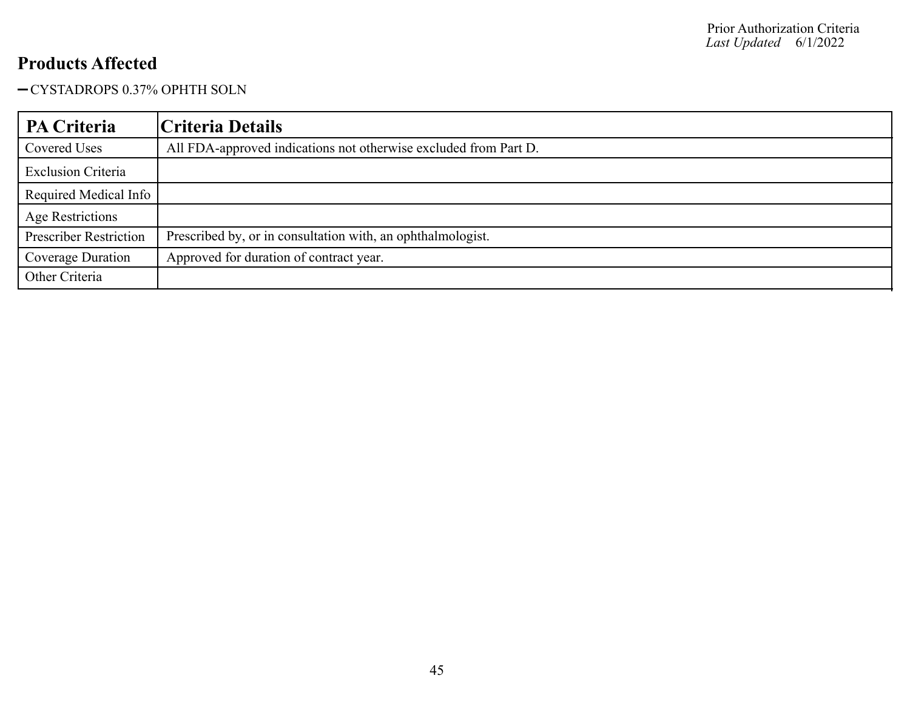## Products Affected

- CYSTADROPS 0.37% OPHTH SOLN

| PA Criteria | Criteria Details |
|---|---|
| Covered Uses | All FDA-approved indications not otherwise excluded from Part D. |
| Exclusion Criteria | |
| Required Medical Info | |
| Age Restrictions | |
| Prescriber Restriction | Prescribed by, or in consultation with, an ophthalmologist. |
| Coverage Duration | Approved for duration of contract year. |
| Other Criteria | |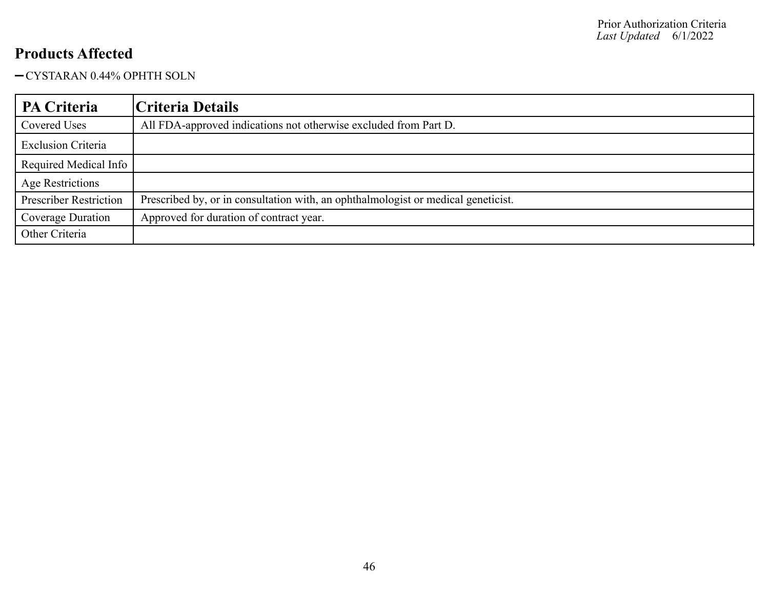Prior Authorization Criteria
*Last Updated* 6/1/2022

## Products Affected

- CYSTARAN 0.44% OPHTH SOLN

| PA Criteria | Criteria Details |
|---|---|
| Covered Uses | All FDA-approved indications not otherwise excluded from Part D. |
| Exclusion Criteria | |
| Required Medical Info | |
| Age Restrictions | |
| Prescriber Restriction | Prescribed by, or in consultation with, an ophthalmologist or medical geneticist. |
| Coverage Duration | Approved for duration of contract year. |
| Other Criteria | |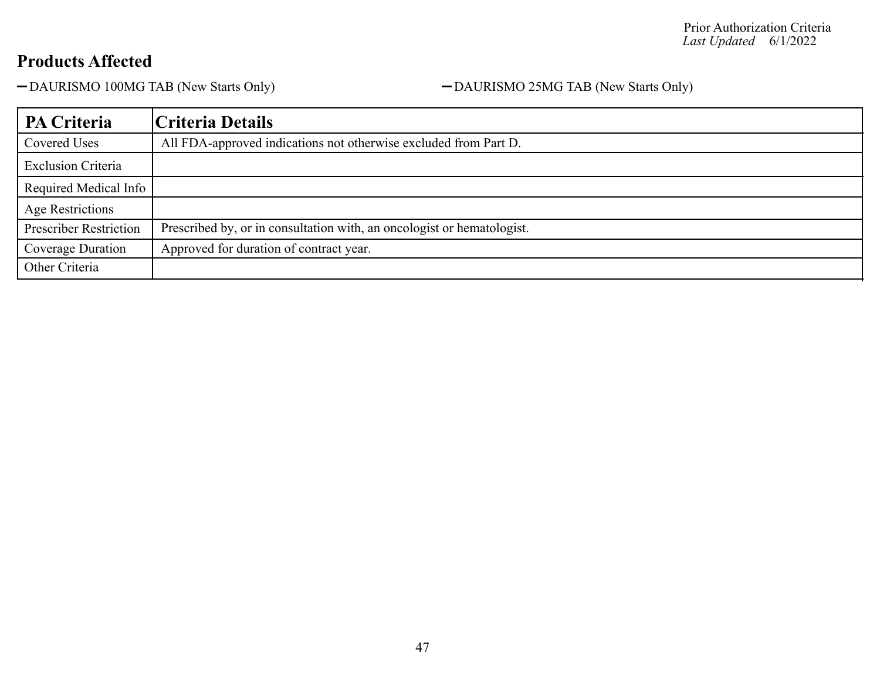## Products Affected

- DAURISMO 100MG TAB (New Starts Only)
- DAURISMO 25MG TAB (New Starts Only)

| PA Criteria | Criteria Details |
|---|---|
| Covered Uses | All FDA-approved indications not otherwise excluded from Part D. |
| Exclusion Criteria | |
| Required Medical Info | |
| Age Restrictions | |
| Prescriber Restriction | Prescribed by, or in consultation with, an oncologist or hematologist. |
| Coverage Duration | Approved for duration of contract year. |
| Other Criteria | |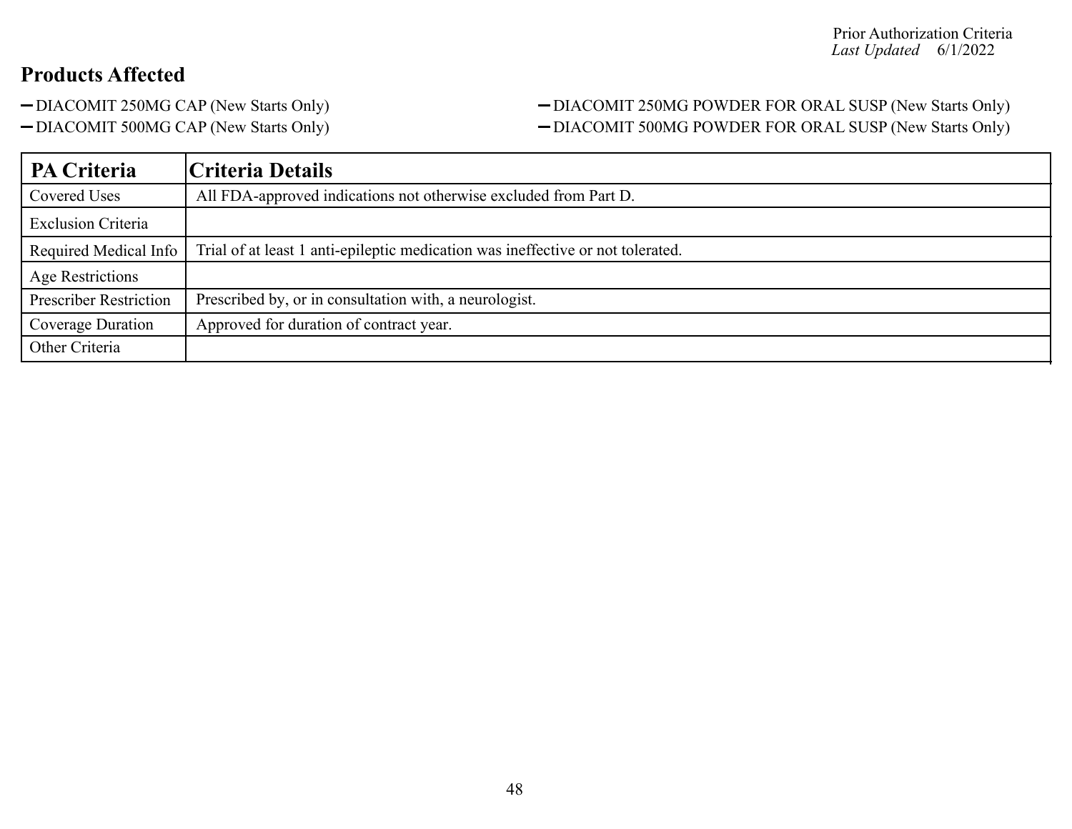Prior Authorization Criteria
*Last Updated* 6/1/2022

## Products Affected

- DIACOMIT 250MG CAP (New Starts Only)
- DIACOMIT 500MG CAP (New Starts Only)
- DIACOMIT 250MG POWDER FOR ORAL SUSP (New Starts Only)
- DIACOMIT 500MG POWDER FOR ORAL SUSP (New Starts Only)

| PA Criteria | Criteria Details |
| --- | --- |
| Covered Uses | All FDA-approved indications not otherwise excluded from Part D. |
| Exclusion Criteria | |
| Required Medical Info | Trial of at least 1 anti-epileptic medication was ineffective or not tolerated. |
| Age Restrictions | |
| Prescriber Restriction | Prescribed by, or in consultation with, a neurologist. |
| Coverage Duration | Approved for duration of contract year. |
| Other Criteria | |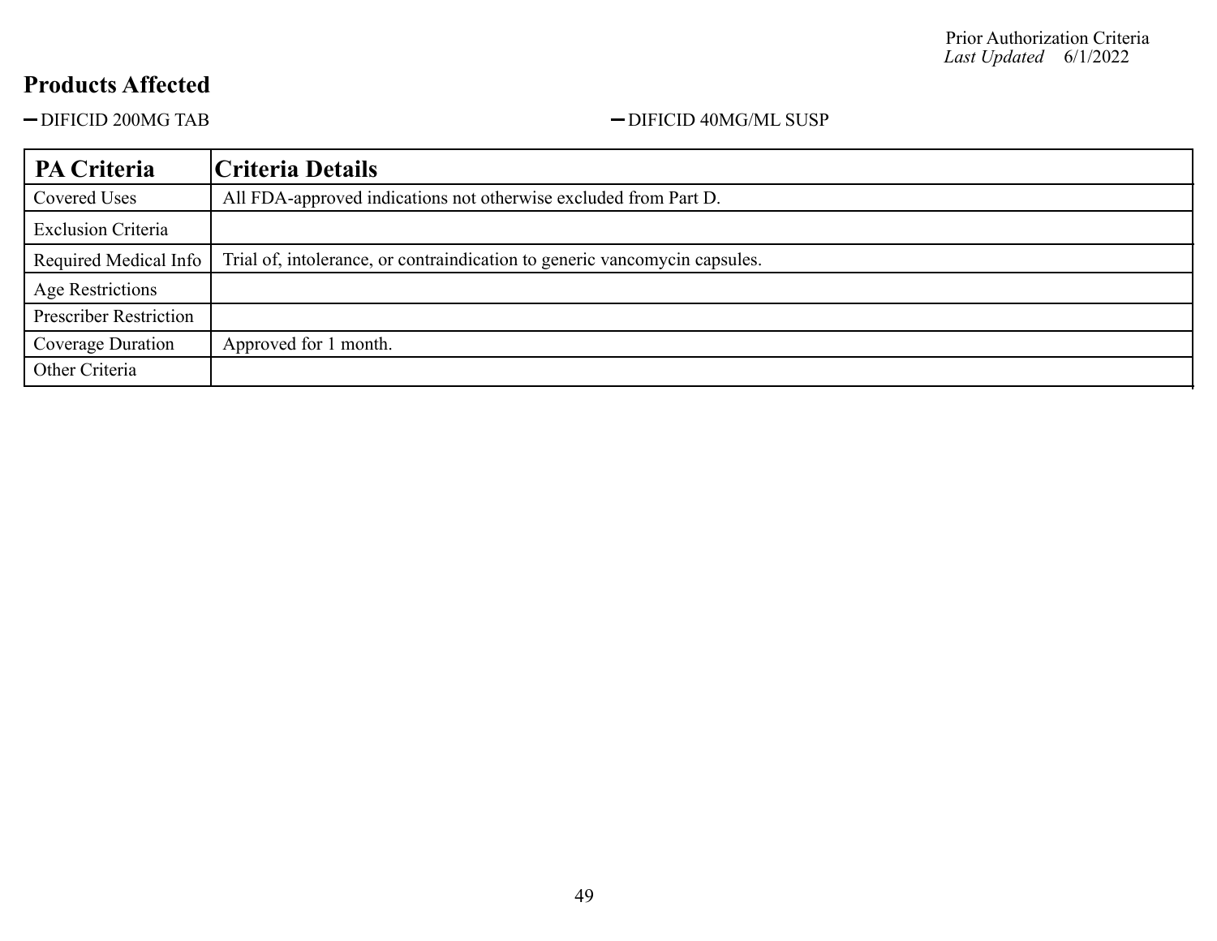## Products Affected

- DIFICID 200MG TAB
- DIFICID 40MG/ML SUSP

| PA Criteria | Criteria Details |
| --- | --- |
| Covered Uses | All FDA-approved indications not otherwise excluded from Part D. |
| Exclusion Criteria | |
| Required Medical Info | Trial of, intolerance, or contraindication to generic vancomycin capsules. |
| Age Restrictions | |
| Prescriber Restriction | |
| Coverage Duration | Approved for 1 month. |
| Other Criteria | |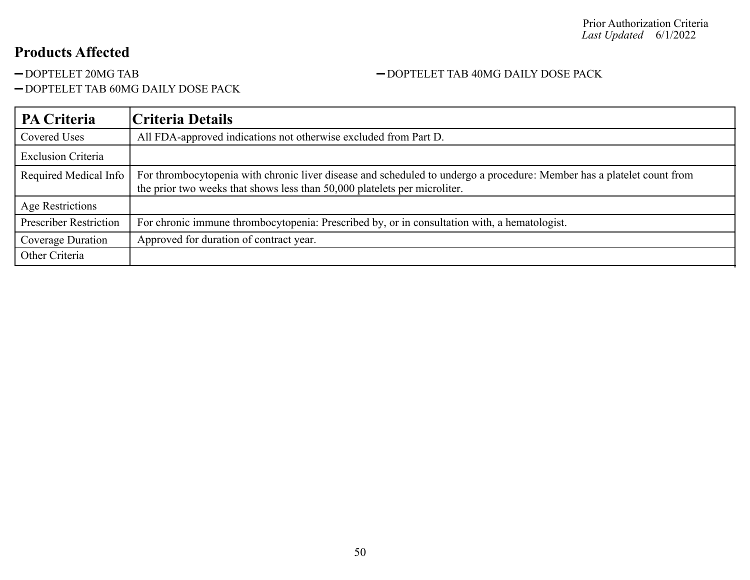## Products Affected

- DOPTELET 20MG TAB
- DOPTELET TAB 40MG DAILY DOSE PACK
- DOPTELET TAB 60MG DAILY DOSE PACK

| PA Criteria | Criteria Details |
|---|---|
| Covered Uses | All FDA-approved indications not otherwise excluded from Part D. |
| Exclusion Criteria | |
| Required Medical Info | For thrombocytopenia with chronic liver disease and scheduled to undergo a procedure: Member has a platelet count from the prior two weeks that shows less than 50,000 platelets per microliter. |
| Age Restrictions | |
| Prescriber Restriction | For chronic immune thrombocytopenia: Prescribed by, or in consultation with, a hematologist. |
| Coverage Duration | Approved for duration of contract year. |
| Other Criteria | |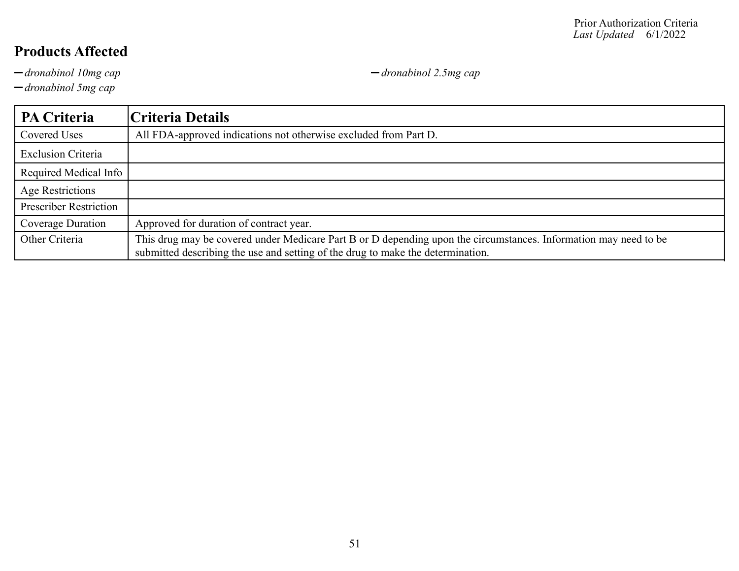## Products Affected

- *dronabinol 10mg cap*
- *dronabinol 5mg cap*
- *dronabinol 2.5mg cap*

| PA Criteria | Criteria Details |
|---|---|
| Covered Uses | All FDA-approved indications not otherwise excluded from Part D. |
| Exclusion Criteria | |
| Required Medical Info | |
| Age Restrictions | |
| Prescriber Restriction | |
| Coverage Duration | Approved for duration of contract year. |
| Other Criteria | This drug may be covered under Medicare Part B or D depending upon the circumstances. Information may need to be submitted describing the use and setting of the drug to make the determination. |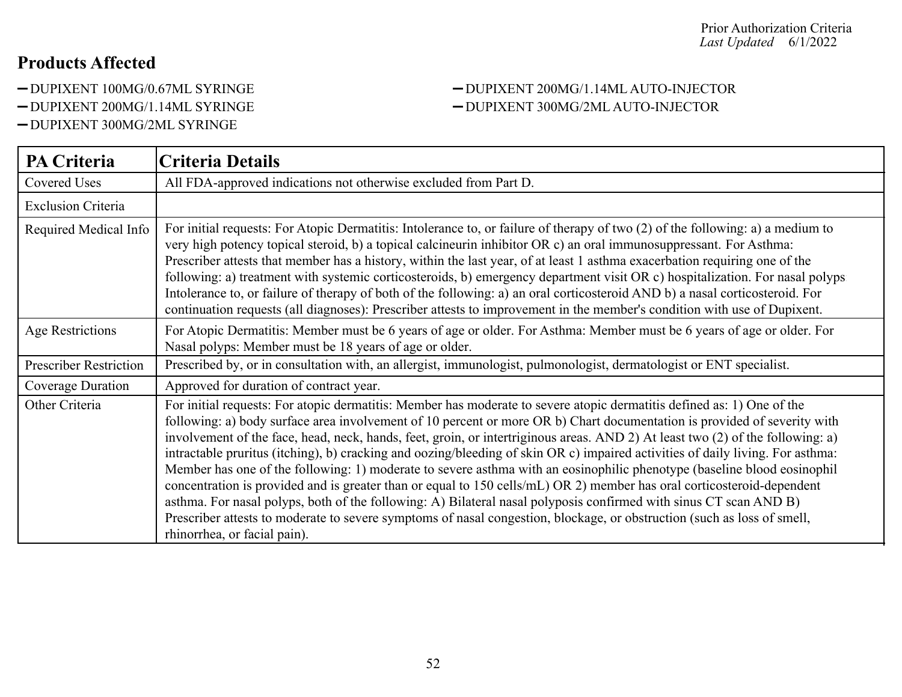## Products Affected

- DUPIXENT 100MG/0.67ML SYRINGE
- DUPIXENT 200MG/1.14ML SYRINGE
- DUPIXENT 300MG/2ML SYRINGE
- DUPIXENT 200MG/1.14ML AUTO-INJECTOR
- DUPIXENT 300MG/2ML AUTO-INJECTOR

| PA Criteria | Criteria Details |
|---|---|
| Covered Uses | All FDA-approved indications not otherwise excluded from Part D. |
| Exclusion Criteria | |
| Required Medical Info | For initial requests: For Atopic Dermatitis: Intolerance to, or failure of therapy of two (2) of the following: a) a medium to very high potency topical steroid, b) a topical calcineurin inhibitor OR c) an oral immunosuppressant. For Asthma: Prescriber attests that member has a history, within the last year, of at least 1 asthma exacerbation requiring one of the following: a) treatment with systemic corticosteroids, b) emergency department visit OR c) hospitalization. For nasal polyps Intolerance to, or failure of therapy of both of the following: a) an oral corticosteroid AND b) a nasal corticosteroid. For continuation requests (all diagnoses): Prescriber attests to improvement in the member's condition with use of Dupixent. |
| Age Restrictions | For Atopic Dermatitis: Member must be 6 years of age or older. For Asthma: Member must be 6 years of age or older. For Nasal polyps: Member must be 18 years of age or older. |
| Prescriber Restriction | Prescribed by, or in consultation with, an allergist, immunologist, pulmonologist, dermatologist or ENT specialist. |
| Coverage Duration | Approved for duration of contract year. |
| Other Criteria | For initial requests: For atopic dermatitis: Member has moderate to severe atopic dermatitis defined as: 1) One of the following: a) body surface area involvement of 10 percent or more OR b) Chart documentation is provided of severity with involvement of the face, head, neck, hands, feet, groin, or intertriginous areas. AND 2) At least two (2) of the following: a) intractable pruritus (itching), b) cracking and oozing/bleeding of skin OR c) impaired activities of daily living. For asthma: Member has one of the following: 1) moderate to severe asthma with an eosinophilic phenotype (baseline blood eosinophil concentration is provided and is greater than or equal to 150 cells/mL) OR 2) member has oral corticosteroid-dependent asthma. For nasal polyps, both of the following: A) Bilateral nasal polyposis confirmed with sinus CT scan AND B) Prescriber attests to moderate to severe symptoms of nasal congestion, blockage, or obstruction (such as loss of smell, rhinorrhea, or facial pain). |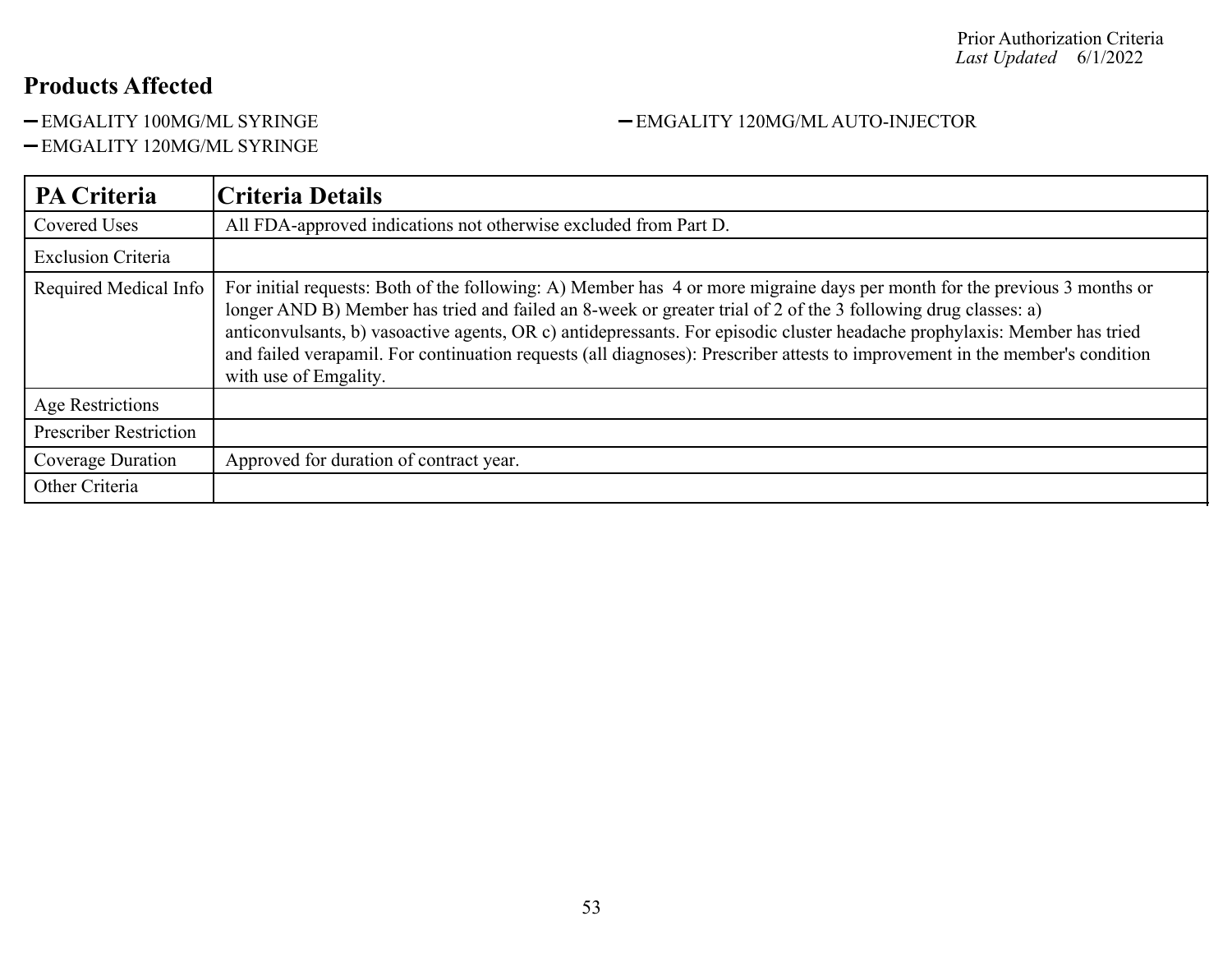Prior Authorization Criteria
*Last Updated* 6/1/2022

## Products Affected

- EMGALITY 100MG/ML SYRINGE
- EMGALITY 120MG/ML SYRINGE
- EMGALITY 120MG/ML AUTO-INJECTOR

| PA Criteria | Criteria Details |
|---|---|
| Covered Uses | All FDA-approved indications not otherwise excluded from Part D. |
| Exclusion Criteria | |
| Required Medical Info | For initial requests: Both of the following: A) Member has 4 or more migraine days per month for the previous 3 months or longer AND B) Member has tried and failed an 8-week or greater trial of 2 of the 3 following drug classes: a) anticonvulsants, b) vasoactive agents, OR c) antidepressants. For episodic cluster headache prophylaxis: Member has tried and failed verapamil. For continuation requests (all diagnoses): Prescriber attests to improvement in the member's condition with use of Emgality. |
| Age Restrictions | |
| Prescriber Restriction | |
| Coverage Duration | Approved for duration of contract year. |
| Other Criteria | |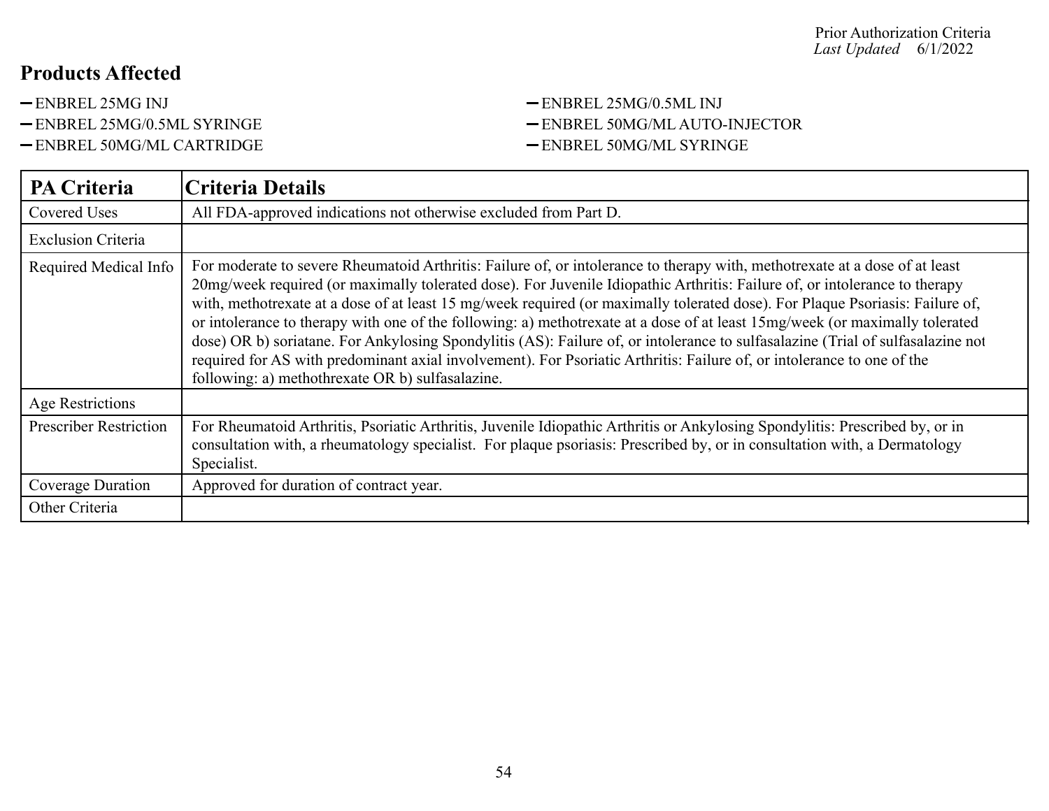## Products Affected

- ENBREL 25MG INJ
- ENBREL 25MG/0.5ML SYRINGE
- ENBREL 50MG/ML CARTRIDGE
- ENBREL 25MG/0.5ML INJ
- ENBREL 50MG/ML AUTO-INJECTOR
- ENBREL 50MG/ML SYRINGE

| PA Criteria | Criteria Details |
|---|---|
| Covered Uses | All FDA-approved indications not otherwise excluded from Part D. |
| Exclusion Criteria | |
| Required Medical Info | For moderate to severe Rheumatoid Arthritis: Failure of, or intolerance to therapy with, methotrexate at a dose of at least 20mg/week required (or maximally tolerated dose). For Juvenile Idiopathic Arthritis: Failure of, or intolerance to therapy with, methotrexate at a dose of at least 15 mg/week required (or maximally tolerated dose). For Plaque Psoriasis: Failure of, or intolerance to therapy with one of the following: a) methotrexate at a dose of at least 15mg/week (or maximally tolerated dose) OR b) soriatane. For Ankylosing Spondylitis (AS): Failure of, or intolerance to sulfasalazine (Trial of sulfasalazine not required for AS with predominant axial involvement). For Psoriatic Arthritis: Failure of, or intolerance to one of the following: a) methothrexate OR b) sulfasalazine. |
| Age Restrictions | |
| Prescriber Restriction | For Rheumatoid Arthritis, Psoriatic Arthritis, Juvenile Idiopathic Arthritis or Ankylosing Spondylitis: Prescribed by, or in consultation with, a rheumatology specialist. For plaque psoriasis: Prescribed by, or in consultation with, a Dermatology Specialist. |
| Coverage Duration | Approved for duration of contract year. |
| Other Criteria | |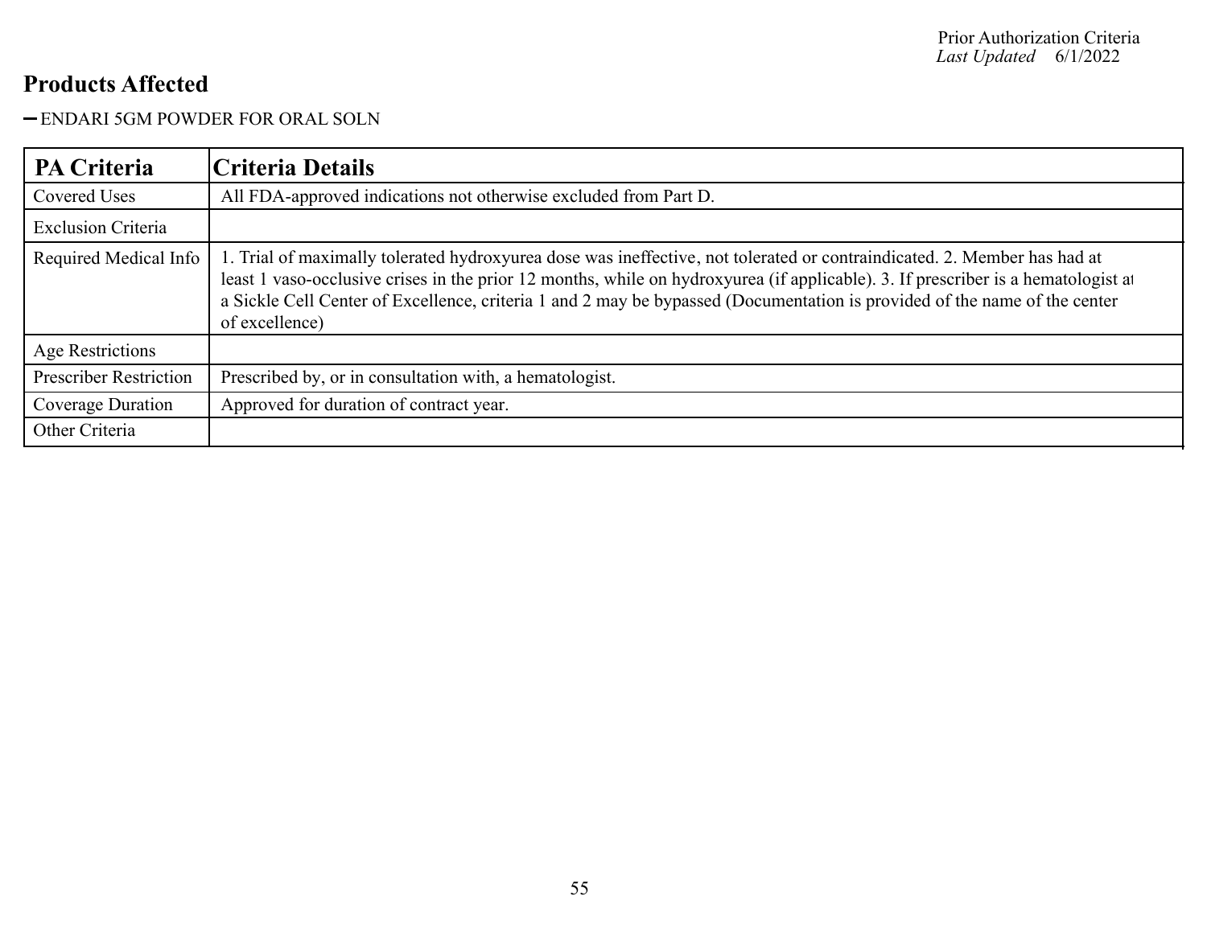## Products Affected

- ENDARI 5GM POWDER FOR ORAL SOLN

| PA Criteria | Criteria Details |
| --- | --- |
| Covered Uses | All FDA-approved indications not otherwise excluded from Part D. |
| Exclusion Criteria | |
| Required Medical Info | 1. Trial of maximally tolerated hydroxyurea dose was ineffective, not tolerated or contraindicated. 2. Member has had at least 1 vaso-occlusive crises in the prior 12 months, while on hydroxyurea (if applicable). 3. If prescriber is a hematologist at a Sickle Cell Center of Excellence, criteria 1 and 2 may be bypassed (Documentation is provided of the name of the center of excellence) |
| Age Restrictions | |
| Prescriber Restriction | Prescribed by, or in consultation with, a hematologist. |
| Coverage Duration | Approved for duration of contract year. |
| Other Criteria | |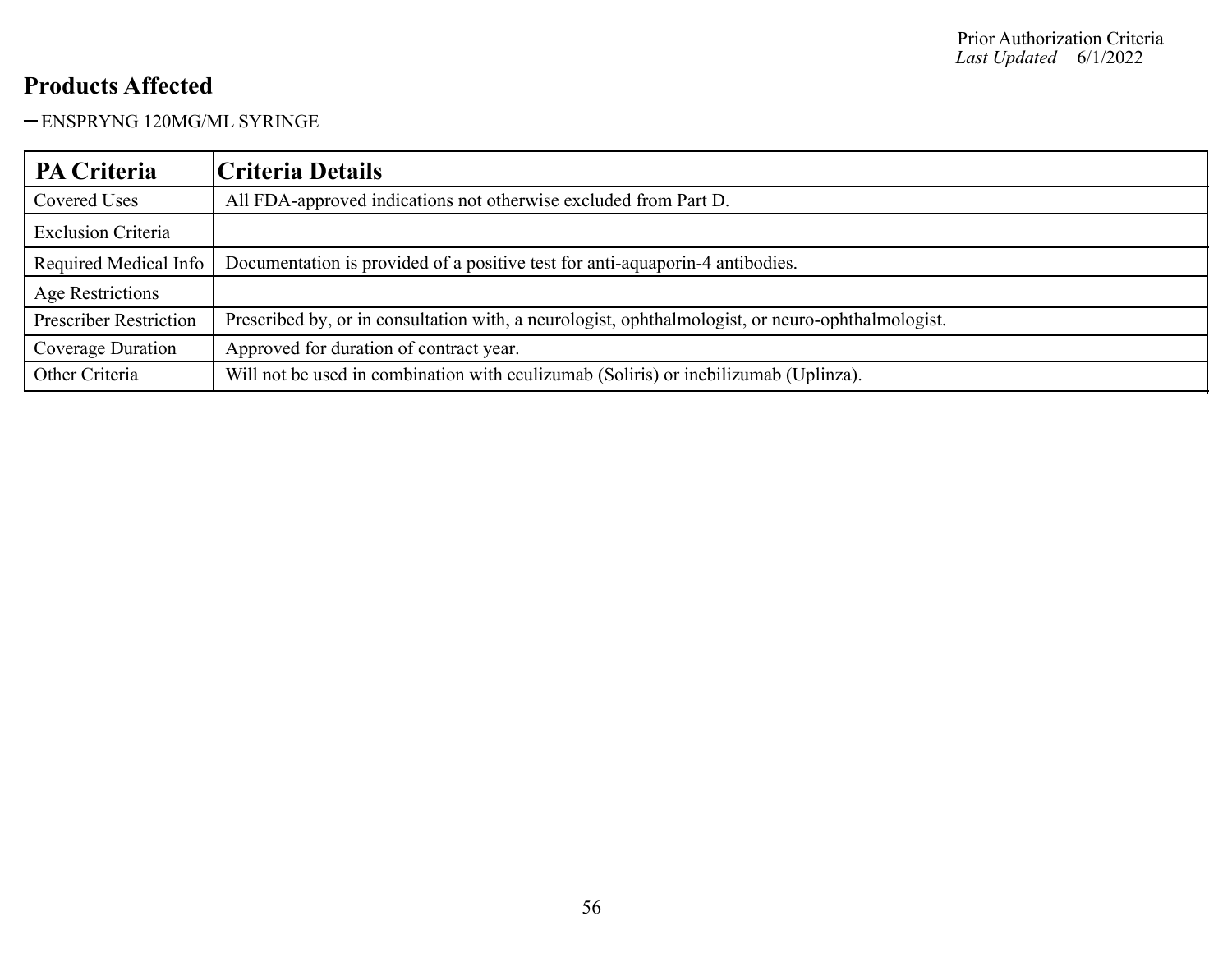## Products Affected

- ENSPRYNG 120MG/ML SYRINGE

| PA Criteria | Criteria Details |
|---|---|
| Covered Uses | All FDA-approved indications not otherwise excluded from Part D. |
| Exclusion Criteria | |
| Required Medical Info | Documentation is provided of a positive test for anti-aquaporin-4 antibodies. |
| Age Restrictions | |
| Prescriber Restriction | Prescribed by, or in consultation with, a neurologist, ophthalmologist, or neuro-ophthalmologist. |
| Coverage Duration | Approved for duration of contract year. |
| Other Criteria | Will not be used in combination with eculizumab (Soliris) or inebilizumab (Uplinza). |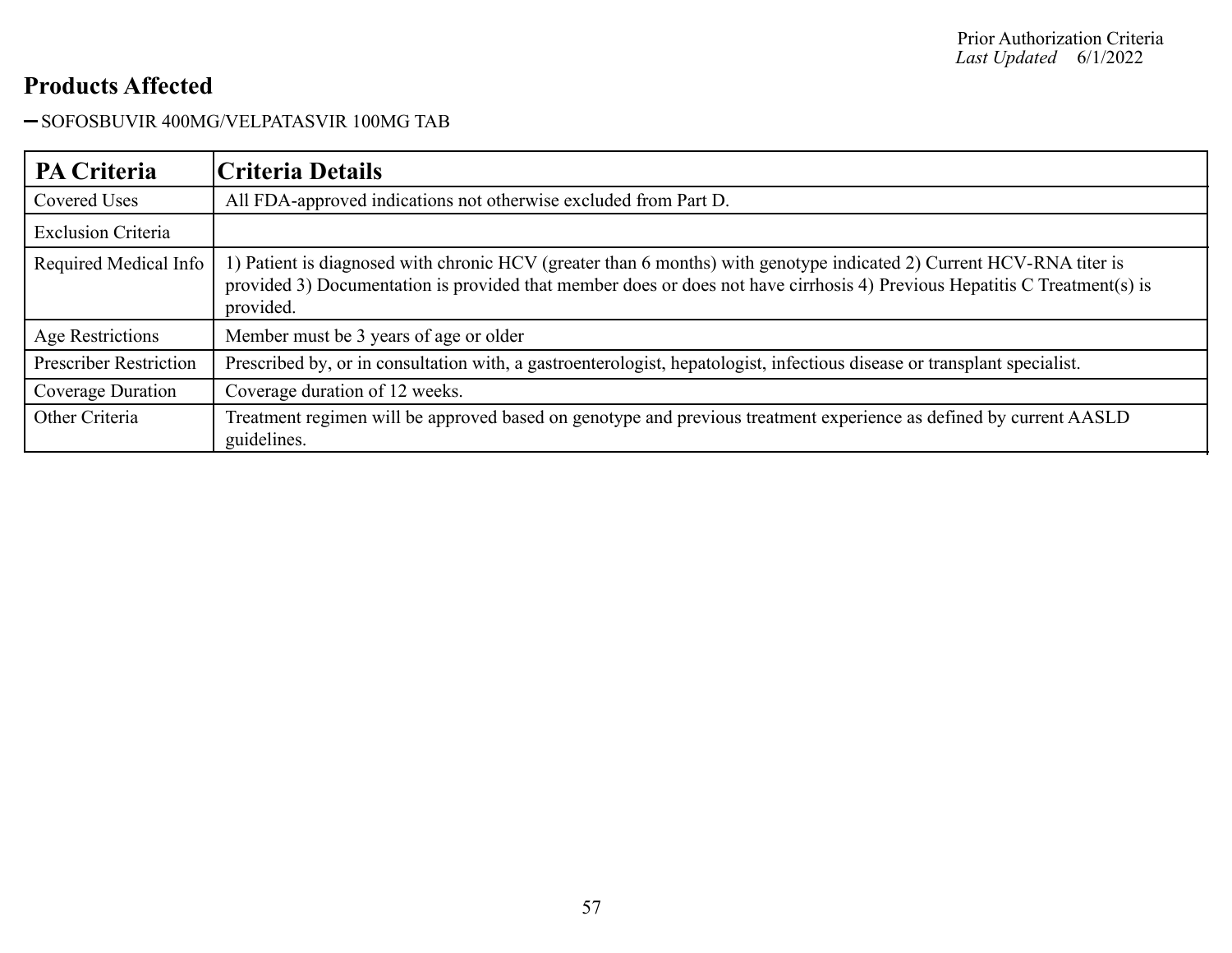Prior Authorization Criteria
*Last Updated* 6/1/2022

## Products Affected

- SOFOSBUVIR 400MG/VELPATASVIR 100MG TAB

| PA Criteria | Criteria Details |
|---|---|
| Covered Uses | All FDA-approved indications not otherwise excluded from Part D. |
| Exclusion Criteria | |
| Required Medical Info | 1) Patient is diagnosed with chronic HCV (greater than 6 months) with genotype indicated 2) Current HCV-RNA titer is provided 3) Documentation is provided that member does or does not have cirrhosis 4) Previous Hepatitis C Treatment(s) is provided. |
| Age Restrictions | Member must be 3 years of age or older |
| Prescriber Restriction | Prescribed by, or in consultation with, a gastroenterologist, hepatologist, infectious disease or transplant specialist. |
| Coverage Duration | Coverage duration of 12 weeks. |
| Other Criteria | Treatment regimen will be approved based on genotype and previous treatment experience as defined by current AASLD guidelines. |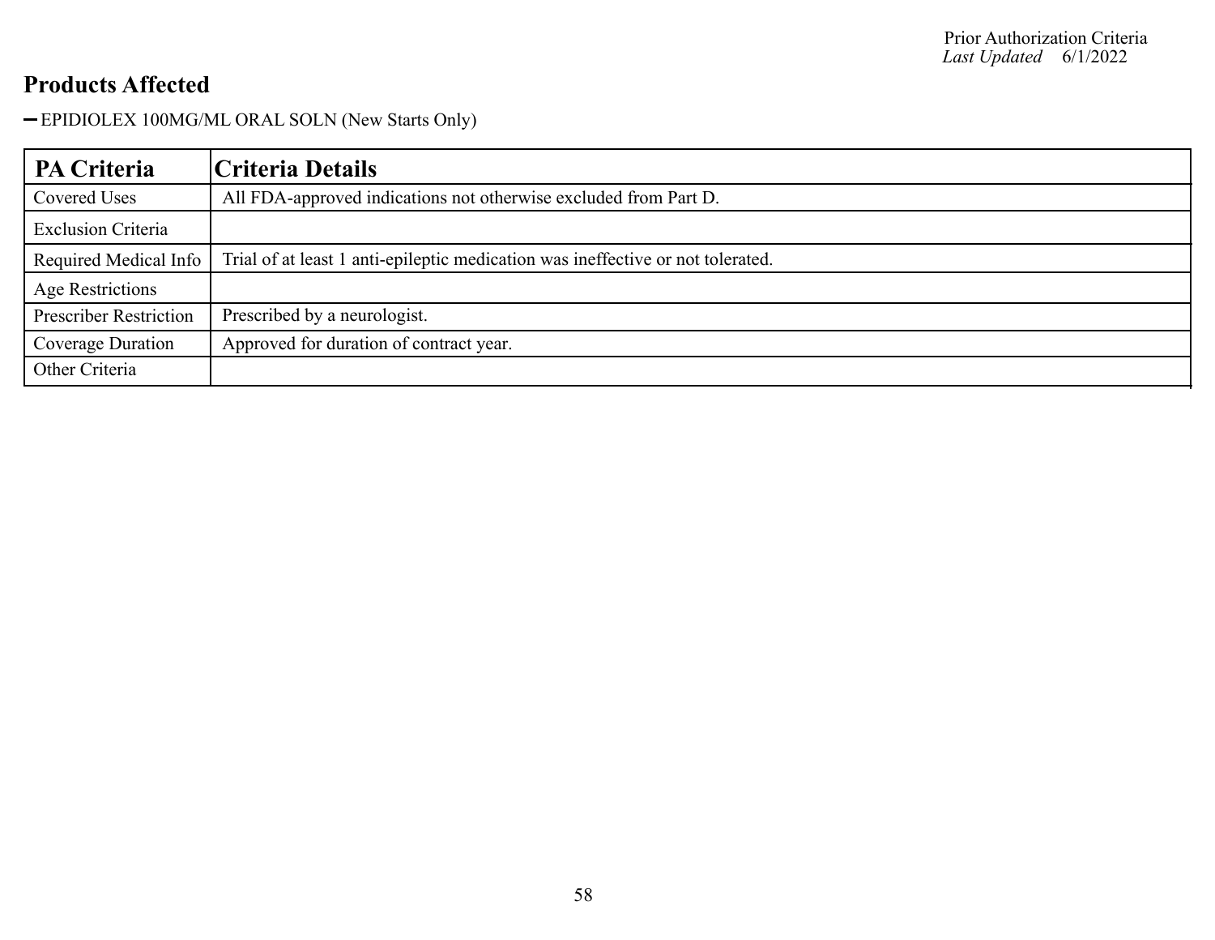## Products Affected

- EPIDIOLEX 100MG/ML ORAL SOLN (New Starts Only)

| PA Criteria | Criteria Details |
|---|---|
| Covered Uses | All FDA-approved indications not otherwise excluded from Part D. |
| Exclusion Criteria | |
| Required Medical Info | Trial of at least 1 anti-epileptic medication was ineffective or not tolerated. |
| Age Restrictions | |
| Prescriber Restriction | Prescribed by a neurologist. |
| Coverage Duration | Approved for duration of contract year. |
| Other Criteria | |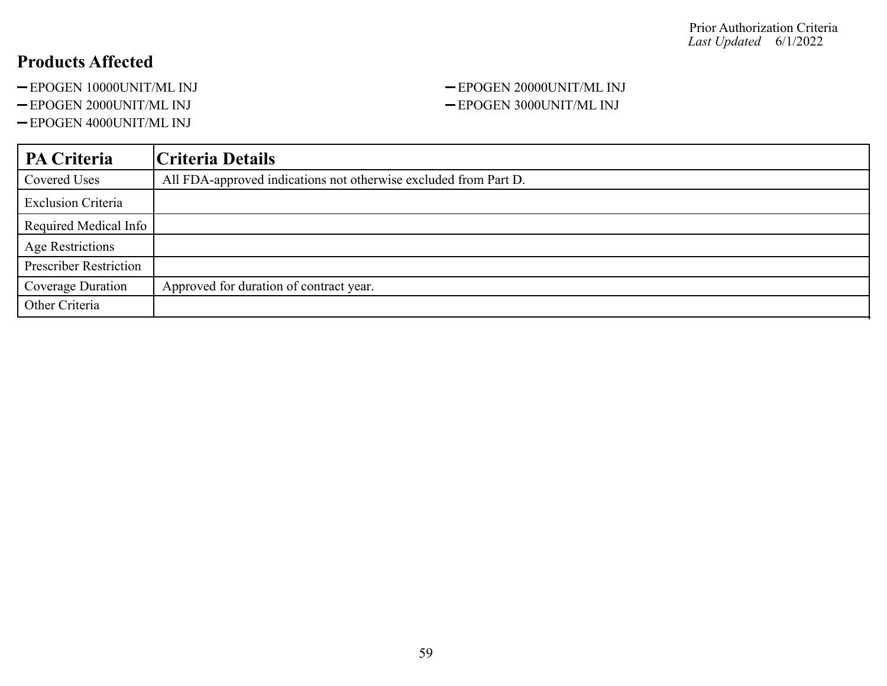## Products Affected

- EPOGEN 10000UNIT/ML INJ
- EPOGEN 2000UNIT/ML INJ
- EPOGEN 4000UNIT/ML INJ
- EPOGEN 20000UNIT/ML INJ
- EPOGEN 3000UNIT/ML INJ

| PA Criteria | Criteria Details |
|---|---|
| Covered Uses | All FDA-approved indications not otherwise excluded from Part D. |
| Exclusion Criteria | |
| Required Medical Info | |
| Age Restrictions | |
| Prescriber Restriction | |
| Coverage Duration | Approved for duration of contract year. |
| Other Criteria | |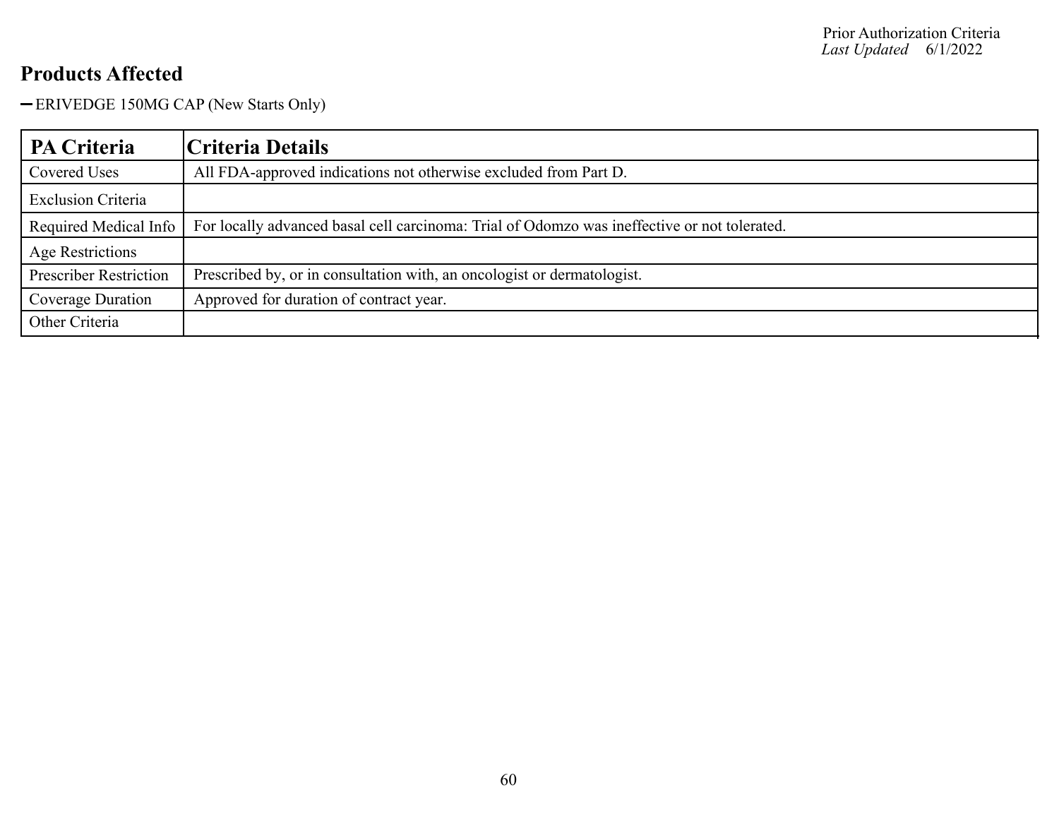## Products Affected

- ERIVEDGE 150MG CAP (New Starts Only)

| PA Criteria | Criteria Details |
|---|---|
| Covered Uses | All FDA-approved indications not otherwise excluded from Part D. |
| Exclusion Criteria | |
| Required Medical Info | For locally advanced basal cell carcinoma: Trial of Odomzo was ineffective or not tolerated. |
| Age Restrictions | |
| Prescriber Restriction | Prescribed by, or in consultation with, an oncologist or dermatologist. |
| Coverage Duration | Approved for duration of contract year. |
| Other Criteria | |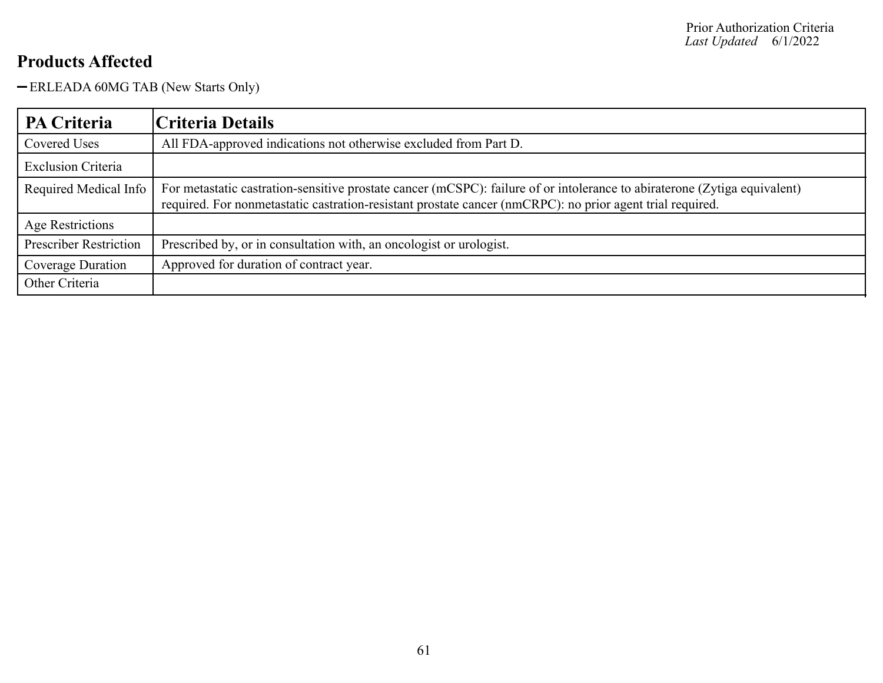## Products Affected

- ERLEADA 60MG TAB (New Starts Only)

| PA Criteria | Criteria Details |
|---|---|
| Covered Uses | All FDA-approved indications not otherwise excluded from Part D. |
| Exclusion Criteria | |
| Required Medical Info | For metastatic castration-sensitive prostate cancer (mCSPC): failure of or intolerance to abiraterone (Zytiga equivalent) required. For nonmetastatic castration-resistant prostate cancer (nmCRPC): no prior agent trial required. |
| Age Restrictions | |
| Prescriber Restriction | Prescribed by, or in consultation with, an oncologist or urologist. |
| Coverage Duration | Approved for duration of contract year. |
| Other Criteria | |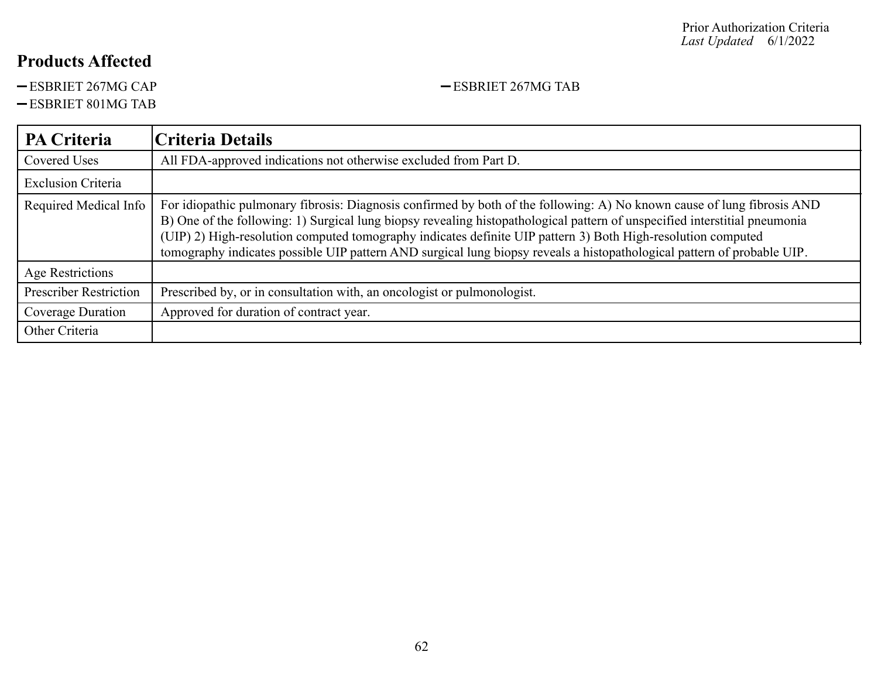Prior Authorization Criteria
*Last Updated* 6/1/2022

## Products Affected

- ESBRIET 267MG CAP
- ESBRIET 267MG TAB
- ESBRIET 801MG TAB

| PA Criteria | Criteria Details |
|---|---|
| Covered Uses | All FDA-approved indications not otherwise excluded from Part D. |
| Exclusion Criteria | |
| Required Medical Info | For idiopathic pulmonary fibrosis: Diagnosis confirmed by both of the following: A) No known cause of lung fibrosis AND B) One of the following: 1) Surgical lung biopsy revealing histopathological pattern of unspecified interstitial pneumonia (UIP) 2) High-resolution computed tomography indicates definite UIP pattern 3) Both High-resolution computed tomography indicates possible UIP pattern AND surgical lung biopsy reveals a histopathological pattern of probable UIP. |
| Age Restrictions | |
| Prescriber Restriction | Prescribed by, or in consultation with, an oncologist or pulmonologist. |
| Coverage Duration | Approved for duration of contract year. |
| Other Criteria | |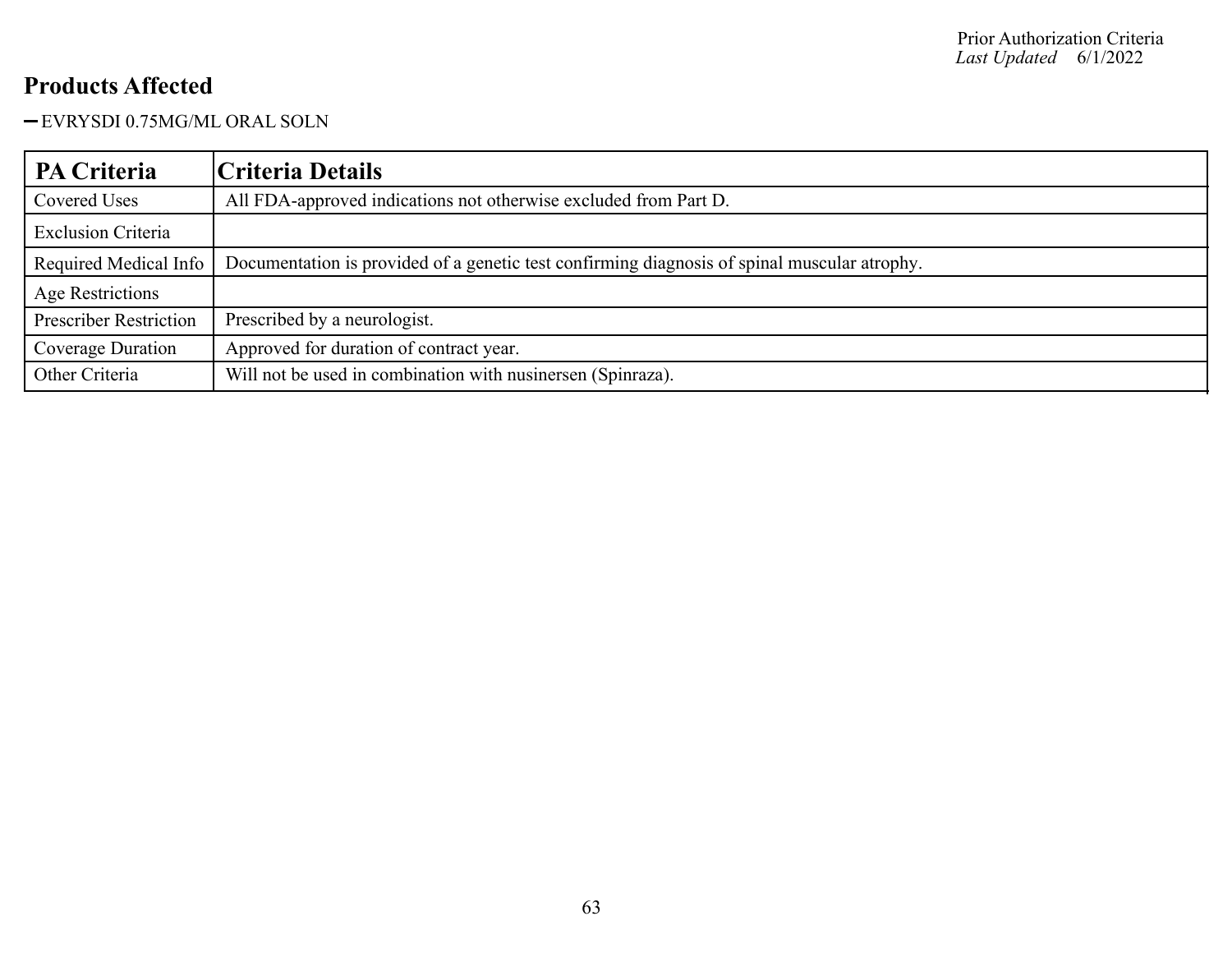## Products Affected

- EVRYSDI 0.75MG/ML ORAL SOLN

| PA Criteria | Criteria Details |
|---|---|
| Covered Uses | All FDA-approved indications not otherwise excluded from Part D. |
| Exclusion Criteria | |
| Required Medical Info | Documentation is provided of a genetic test confirming diagnosis of spinal muscular atrophy. |
| Age Restrictions | |
| Prescriber Restriction | Prescribed by a neurologist. |
| Coverage Duration | Approved for duration of contract year. |
| Other Criteria | Will not be used in combination with nusinersen (Spinraza). |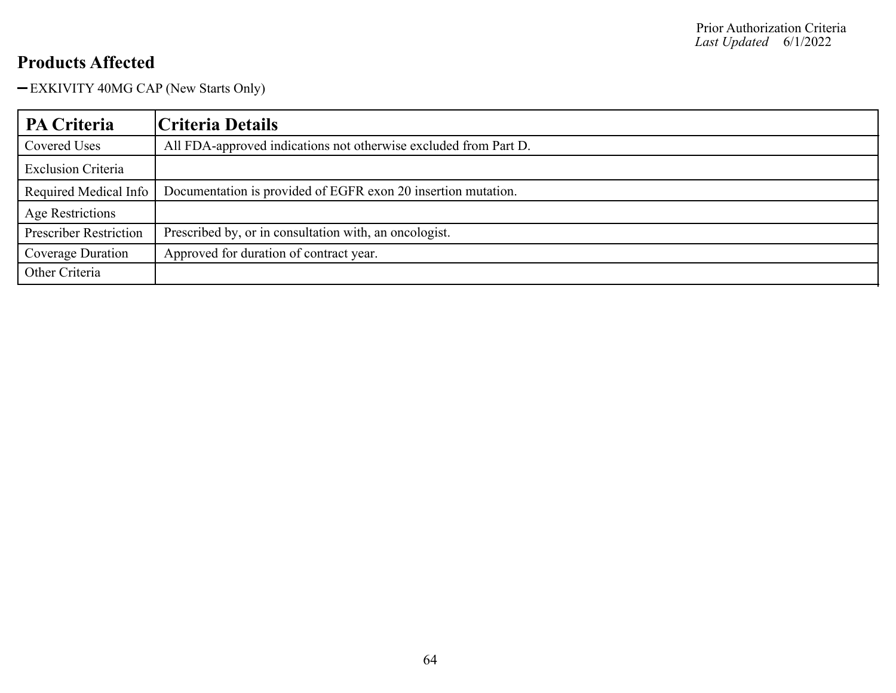## Products Affected

- EXKIVITY 40MG CAP (New Starts Only)

| PA Criteria | Criteria Details |
|---|---|
| Covered Uses | All FDA-approved indications not otherwise excluded from Part D. |
| Exclusion Criteria | |
| Required Medical Info | Documentation is provided of EGFR exon 20 insertion mutation. |
| Age Restrictions | |
| Prescriber Restriction | Prescribed by, or in consultation with, an oncologist. |
| Coverage Duration | Approved for duration of contract year. |
| Other Criteria | |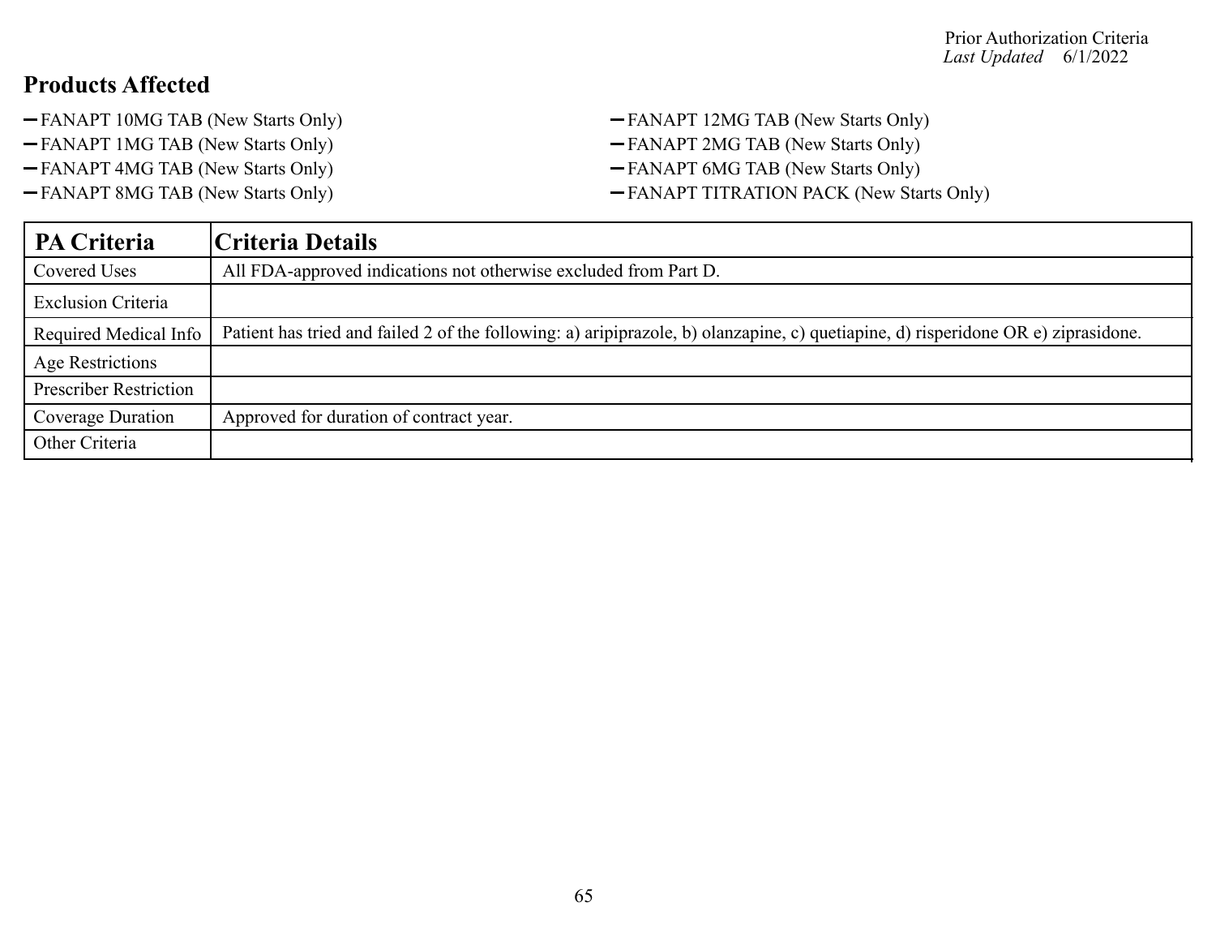## Products Affected

- FANAPT 10MG TAB (New Starts Only)
- FANAPT 12MG TAB (New Starts Only)
- FANAPT 1MG TAB (New Starts Only)
- FANAPT 2MG TAB (New Starts Only)
- FANAPT 4MG TAB (New Starts Only)
- FANAPT 6MG TAB (New Starts Only)
- FANAPT 8MG TAB (New Starts Only)
- FANAPT TITRATION PACK (New Starts Only)

| PA Criteria | Criteria Details |
|---|---|
| Covered Uses | All FDA-approved indications not otherwise excluded from Part D. |
| Exclusion Criteria | |
| Required Medical Info | Patient has tried and failed 2 of the following: a) aripiprazole, b) olanzapine, c) quetiapine, d) risperidone OR e) ziprasidone. |
| Age Restrictions | |
| Prescriber Restriction | |
| Coverage Duration | Approved for duration of contract year. |
| Other Criteria | |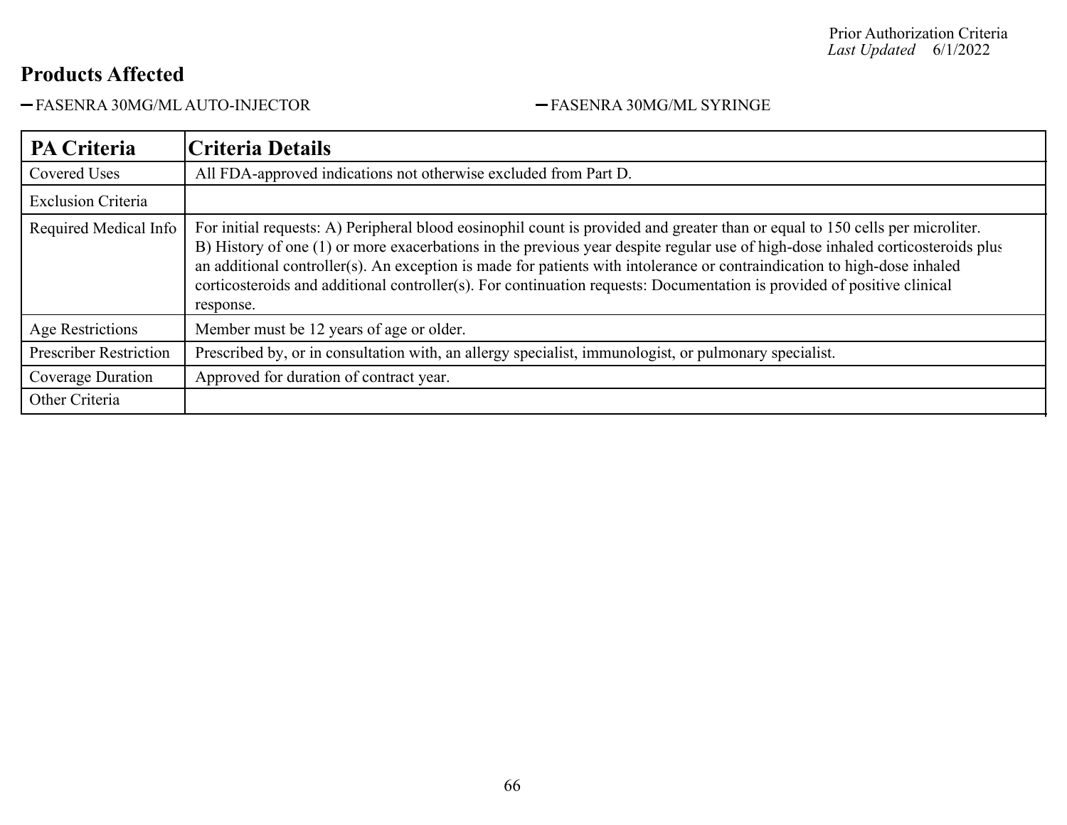## Products Affected

- FASENRA 30MG/ML AUTO-INJECTOR
- FASENRA 30MG/ML SYRINGE

| PA Criteria | Criteria Details |
|---|---|
| Covered Uses | All FDA-approved indications not otherwise excluded from Part D. |
| Exclusion Criteria | |
| Required Medical Info | For initial requests: A) Peripheral blood eosinophil count is provided and greater than or equal to 150 cells per microliter. B) History of one (1) or more exacerbations in the previous year despite regular use of high-dose inhaled corticosteroids plus an additional controller(s). An exception is made for patients with intolerance or contraindication to high-dose inhaled corticosteroids and additional controller(s). For continuation requests: Documentation is provided of positive clinical response. |
| Age Restrictions | Member must be 12 years of age or older. |
| Prescriber Restriction | Prescribed by, or in consultation with, an allergy specialist, immunologist, or pulmonary specialist. |
| Coverage Duration | Approved for duration of contract year. |
| Other Criteria | |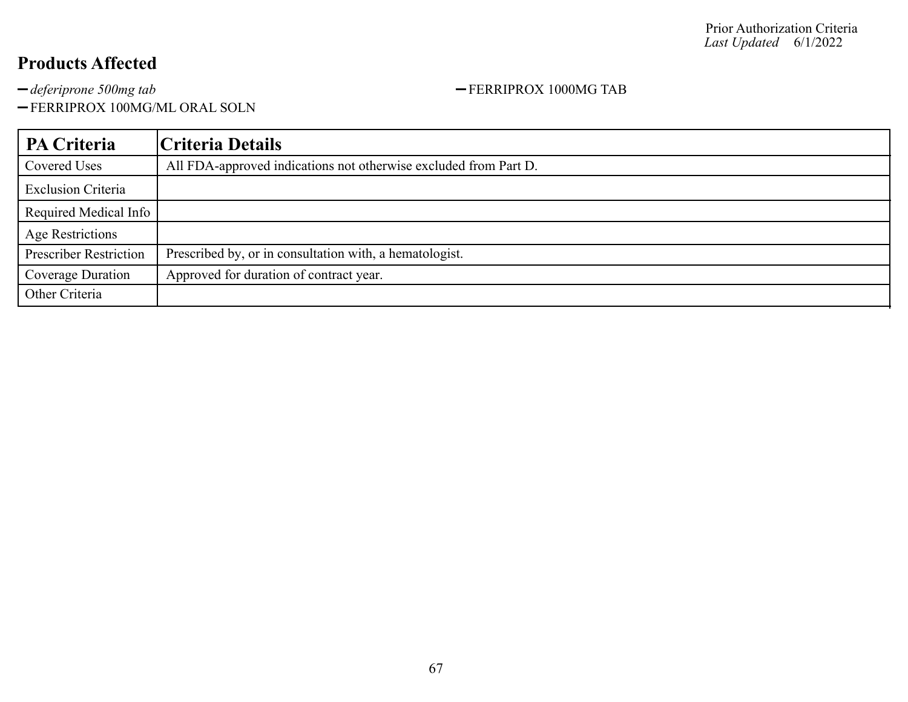## Products Affected

- *deferiprone 500mg tab*
- FERRIPROX 1000MG TAB
- FERRIPROX 100MG/ML ORAL SOLN

| PA Criteria | Criteria Details |
|---|---|
| Covered Uses | All FDA-approved indications not otherwise excluded from Part D. |
| Exclusion Criteria | |
| Required Medical Info | |
| Age Restrictions | |
| Prescriber Restriction | Prescribed by, or in consultation with, a hematologist. |
| Coverage Duration | Approved for duration of contract year. |
| Other Criteria | |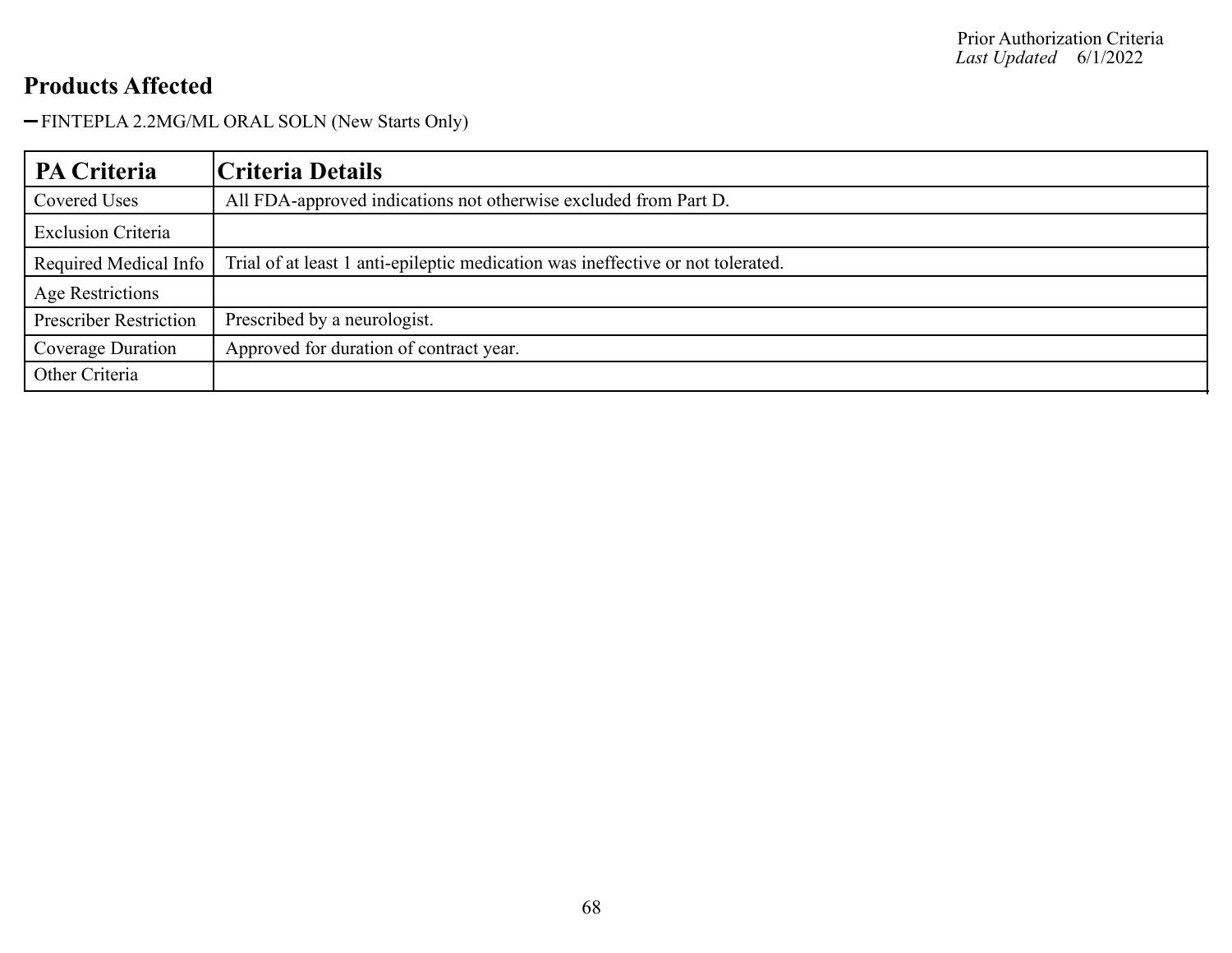## Products Affected

- FINTEPLA 2.2MG/ML ORAL SOLN (New Starts Only)

| PA Criteria | Criteria Details |
|---|---|
| Covered Uses | All FDA-approved indications not otherwise excluded from Part D. |
| Exclusion Criteria | |
| Required Medical Info | Trial of at least 1 anti-epileptic medication was ineffective or not tolerated. |
| Age Restrictions | |
| Prescriber Restriction | Prescribed by a neurologist. |
| Coverage Duration | Approved for duration of contract year. |
| Other Criteria | |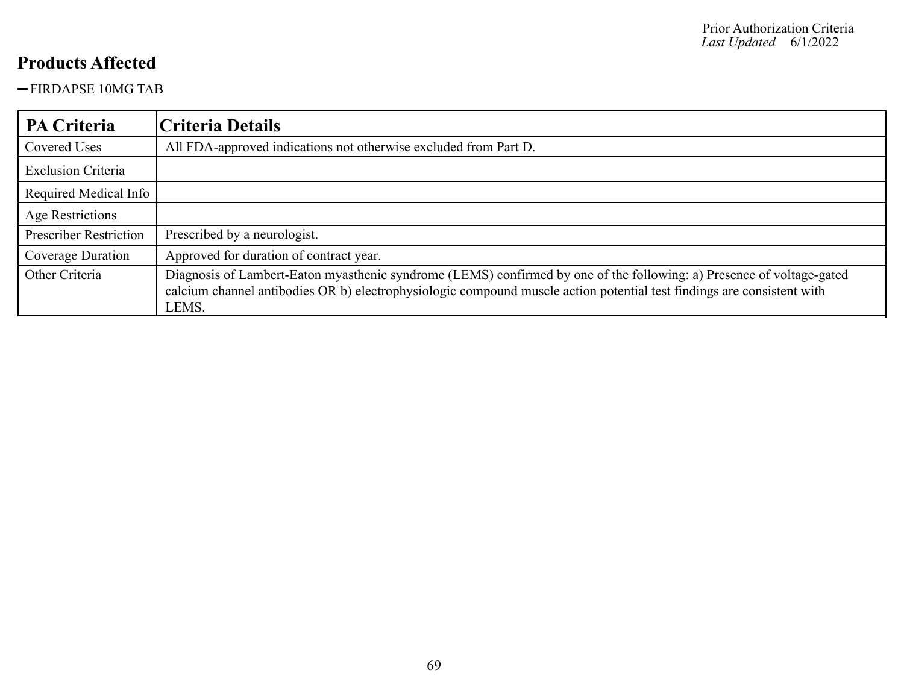## Products Affected

- FIRDAPSE 10MG TAB

| PA Criteria | Criteria Details |
|---|---|
| Covered Uses | All FDA-approved indications not otherwise excluded from Part D. |
| Exclusion Criteria | |
| Required Medical Info | |
| Age Restrictions | |
| Prescriber Restriction | Prescribed by a neurologist. |
| Coverage Duration | Approved for duration of contract year. |
| Other Criteria | Diagnosis of Lambert-Eaton myasthenic syndrome (LEMS) confirmed by one of the following: a) Presence of voltage-gated calcium channel antibodies OR b) electrophysiologic compound muscle action potential test findings are consistent with LEMS. |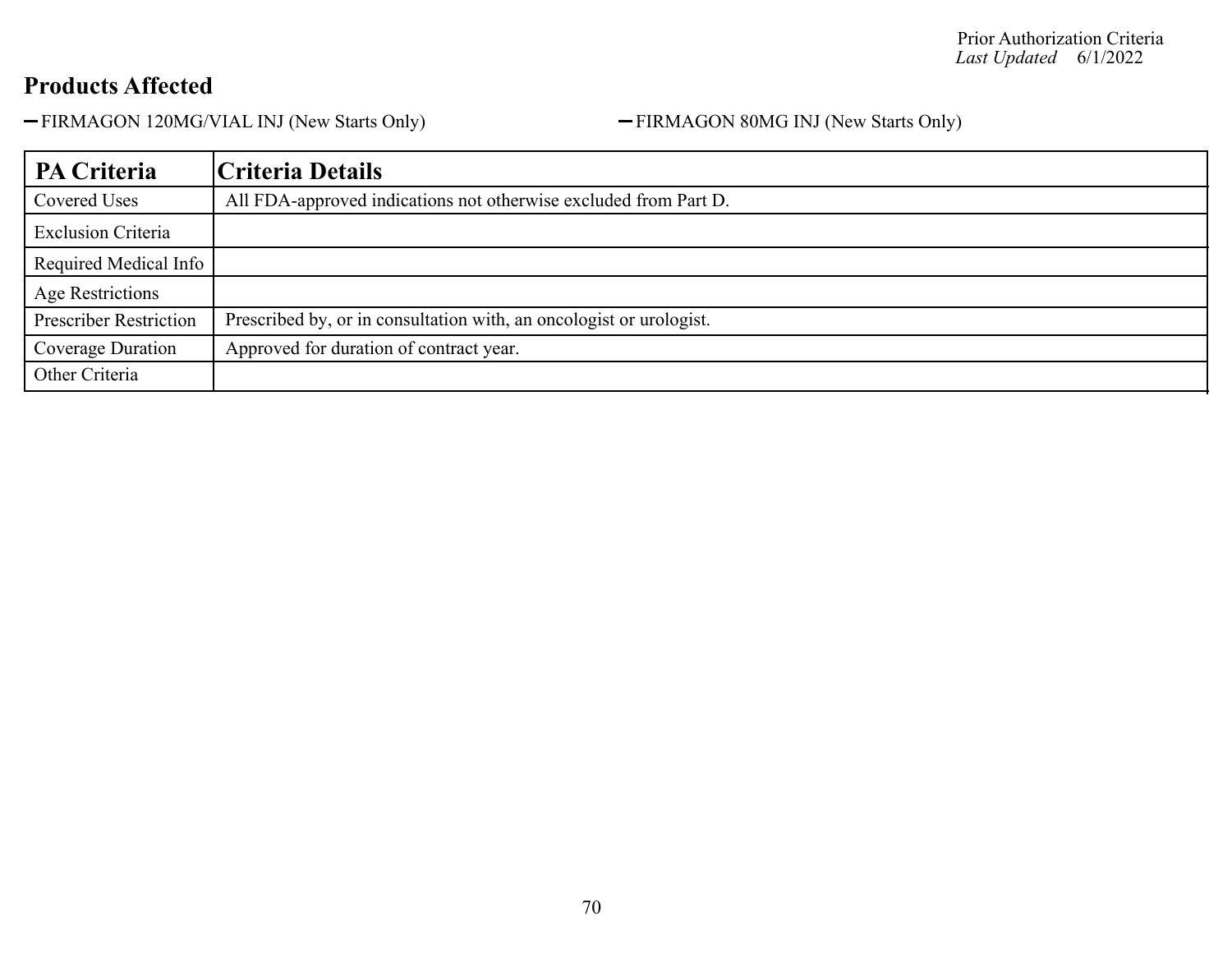## Products Affected

- FIRMAGON 120MG/VIAL INJ (New Starts Only)
- FIRMAGON 80MG INJ (New Starts Only)

| PA Criteria | Criteria Details |
| --- | --- |
| Covered Uses | All FDA-approved indications not otherwise excluded from Part D. |
| Exclusion Criteria | |
| Required Medical Info | |
| Age Restrictions | |
| Prescriber Restriction | Prescribed by, or in consultation with, an oncologist or urologist. |
| Coverage Duration | Approved for duration of contract year. |
| Other Criteria | |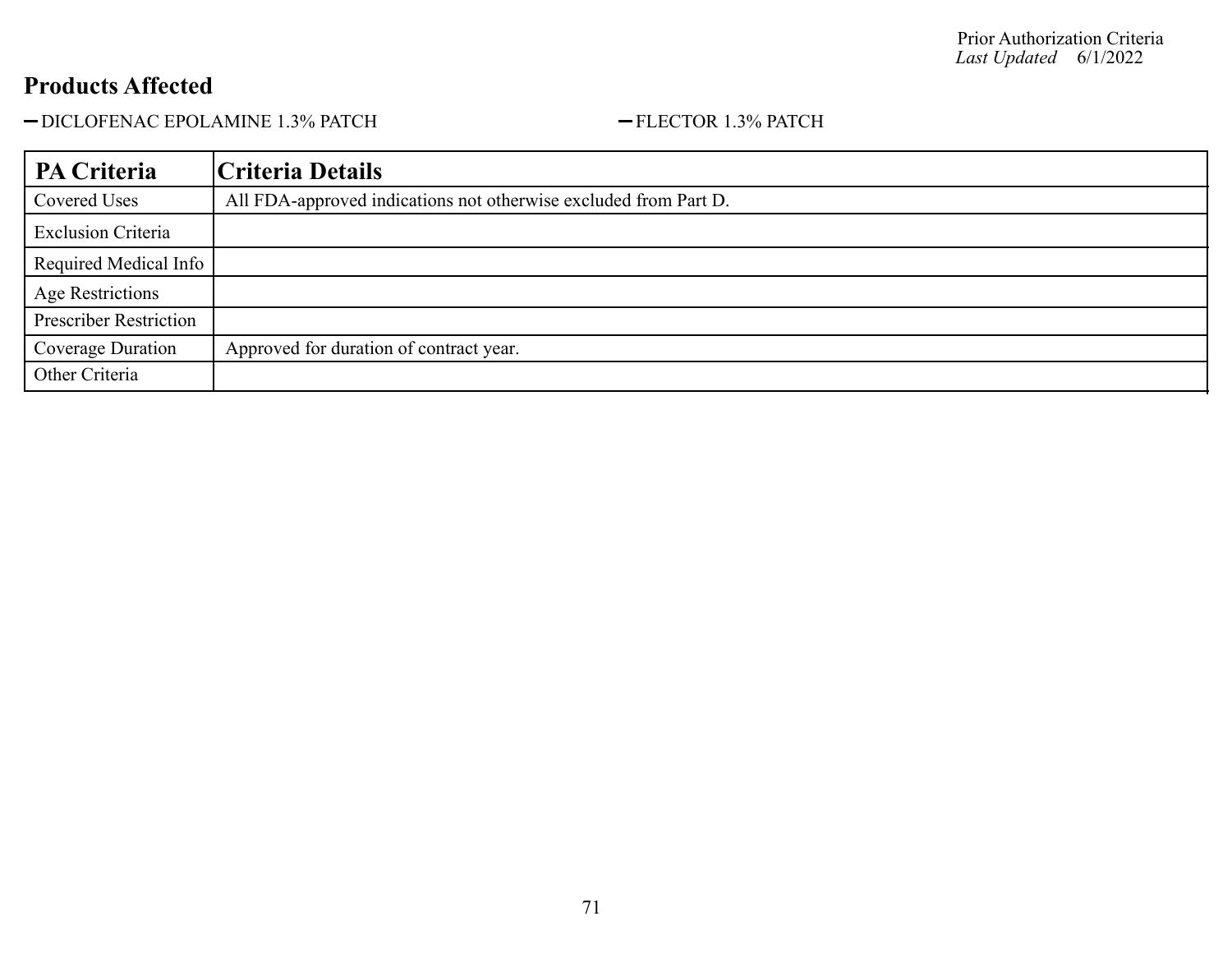## Products Affected

- DICLOFENAC EPOLAMINE 1.3% PATCH
- FLECTOR 1.3% PATCH

| PA Criteria | Criteria Details |
|---|---|
| Covered Uses | All FDA-approved indications not otherwise excluded from Part D. |
| Exclusion Criteria | |
| Required Medical Info | |
| Age Restrictions | |
| Prescriber Restriction | |
| Coverage Duration | Approved for duration of contract year. |
| Other Criteria | |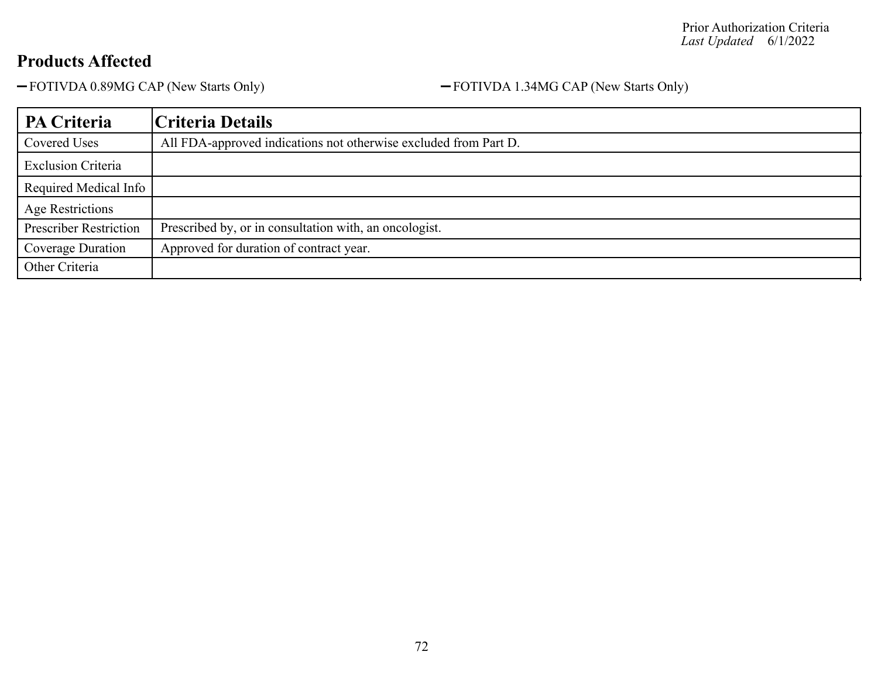Prior Authorization Criteria
*Last Updated* 6/1/2022

## Products Affected

- FOTIVDA 0.89MG CAP (New Starts Only)
- FOTIVDA 1.34MG CAP (New Starts Only)

| PA Criteria | Criteria Details |
|---|---|
| Covered Uses | All FDA-approved indications not otherwise excluded from Part D. |
| Exclusion Criteria | |
| Required Medical Info | |
| Age Restrictions | |
| Prescriber Restriction | Prescribed by, or in consultation with, an oncologist. |
| Coverage Duration | Approved for duration of contract year. |
| Other Criteria | |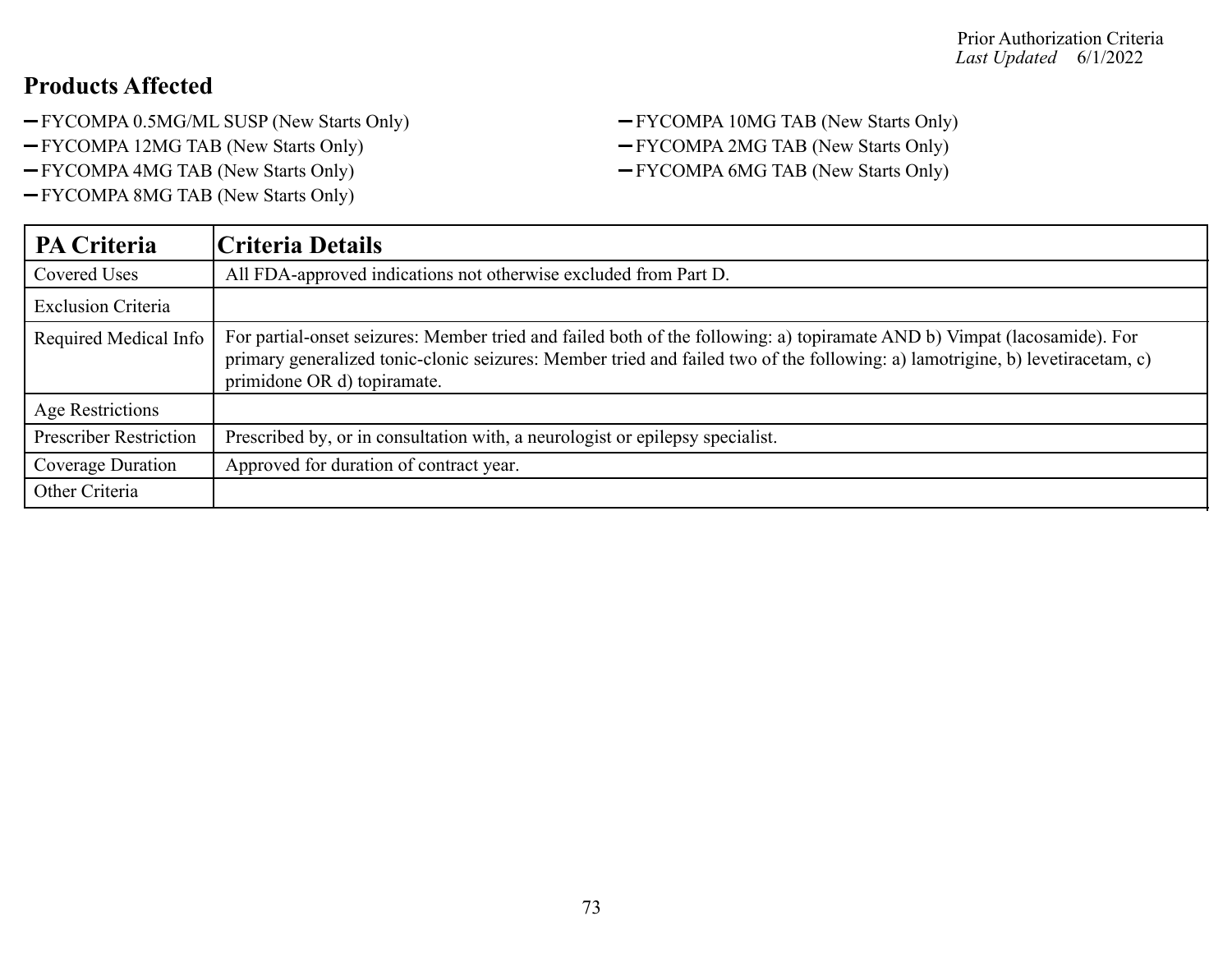## Products Affected

- FYCOMPA 0.5MG/ML SUSP (New Starts Only)
- FYCOMPA 12MG TAB (New Starts Only)
- FYCOMPA 4MG TAB (New Starts Only)
- FYCOMPA 8MG TAB (New Starts Only)
- FYCOMPA 10MG TAB (New Starts Only)
- FYCOMPA 2MG TAB (New Starts Only)
- FYCOMPA 6MG TAB (New Starts Only)

| PA Criteria | Criteria Details |
|---|---|
| Covered Uses | All FDA-approved indications not otherwise excluded from Part D. |
| Exclusion Criteria | |
| Required Medical Info | For partial-onset seizures: Member tried and failed both of the following: a) topiramate AND b) Vimpat (lacosamide). For primary generalized tonic-clonic seizures: Member tried and failed two of the following: a) lamotrigine, b) levetiracetam, c) primidone OR d) topiramate. |
| Age Restrictions | |
| Prescriber Restriction | Prescribed by, or in consultation with, a neurologist or epilepsy specialist. |
| Coverage Duration | Approved for duration of contract year. |
| Other Criteria | |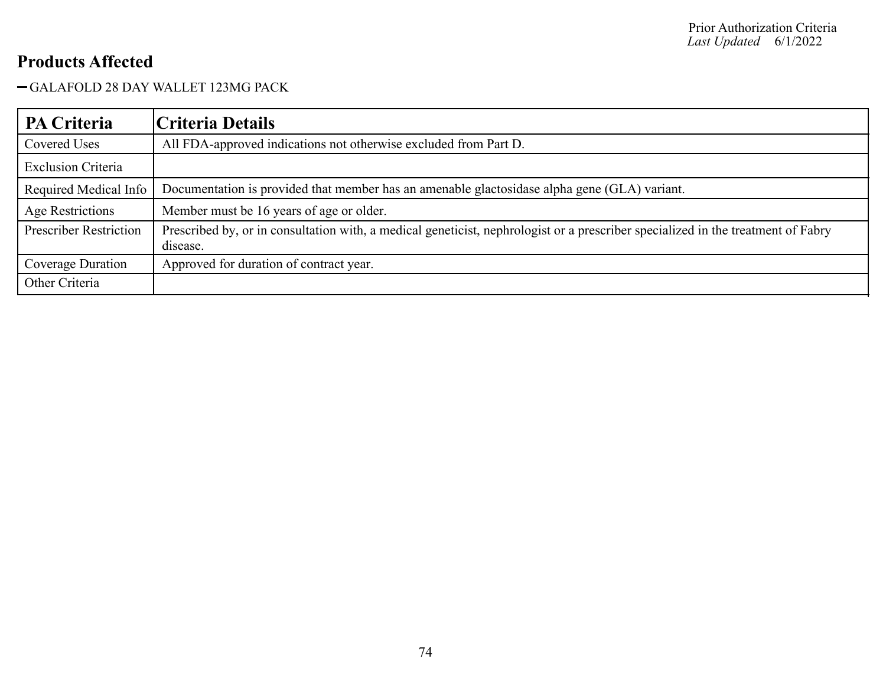## Products Affected

- GALAFOLD 28 DAY WALLET 123MG PACK

| PA Criteria | Criteria Details |
| --- | --- |
| Covered Uses | All FDA-approved indications not otherwise excluded from Part D. |
| Exclusion Criteria | |
| Required Medical Info | Documentation is provided that member has an amenable glactosidase alpha gene (GLA) variant. |
| Age Restrictions | Member must be 16 years of age or older. |
| Prescriber Restriction | Prescribed by, or in consultation with, a medical geneticist, nephrologist or a prescriber specialized in the treatment of Fabry disease. |
| Coverage Duration | Approved for duration of contract year. |
| Other Criteria | |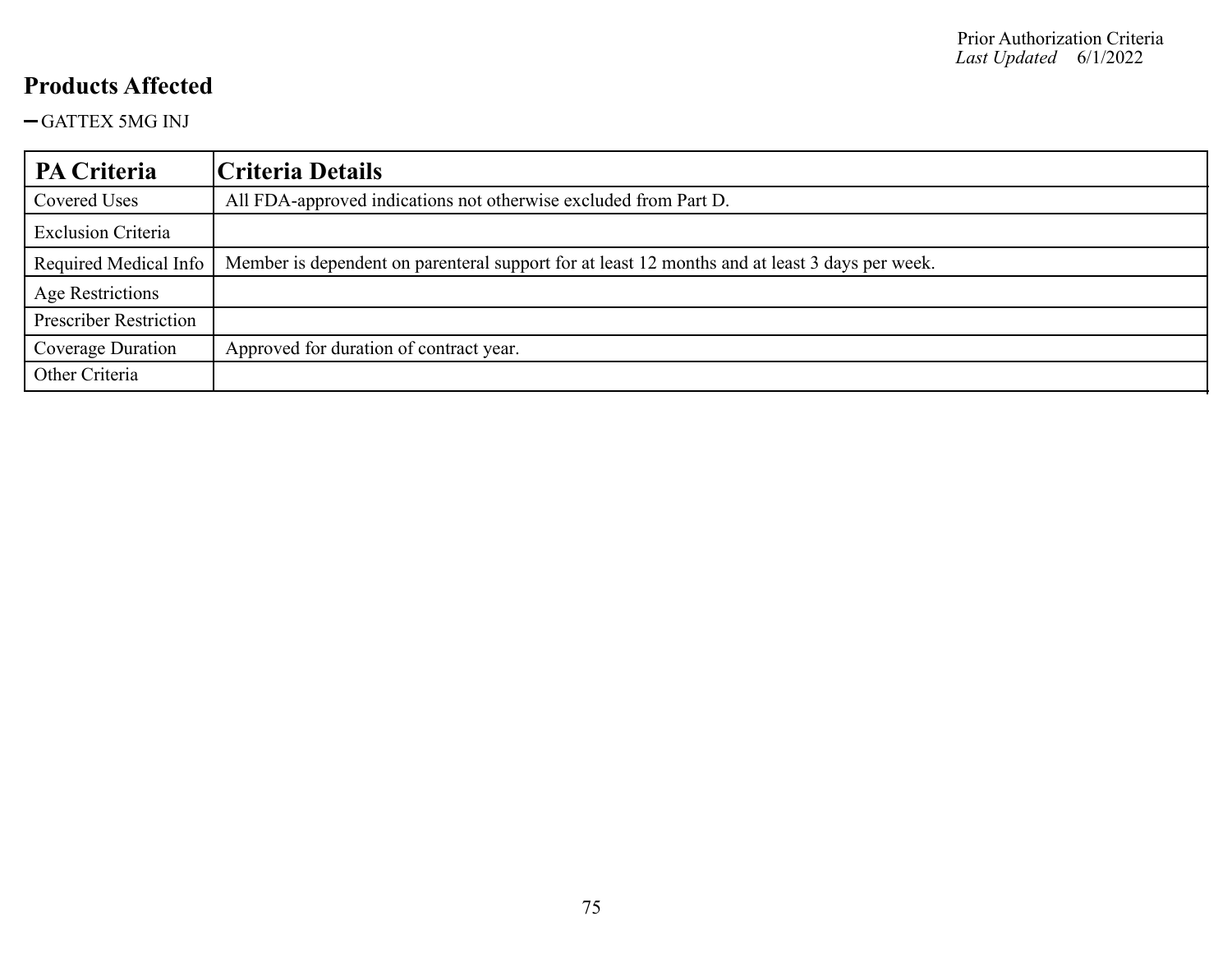## Products Affected

- GATTEX 5MG INJ

| PA Criteria | Criteria Details |
| --- | --- |
| Covered Uses | All FDA-approved indications not otherwise excluded from Part D. |
| Exclusion Criteria | |
| Required Medical Info | Member is dependent on parenteral support for at least 12 months and at least 3 days per week. |
| Age Restrictions | |
| Prescriber Restriction | |
| Coverage Duration | Approved for duration of contract year. |
| Other Criteria | |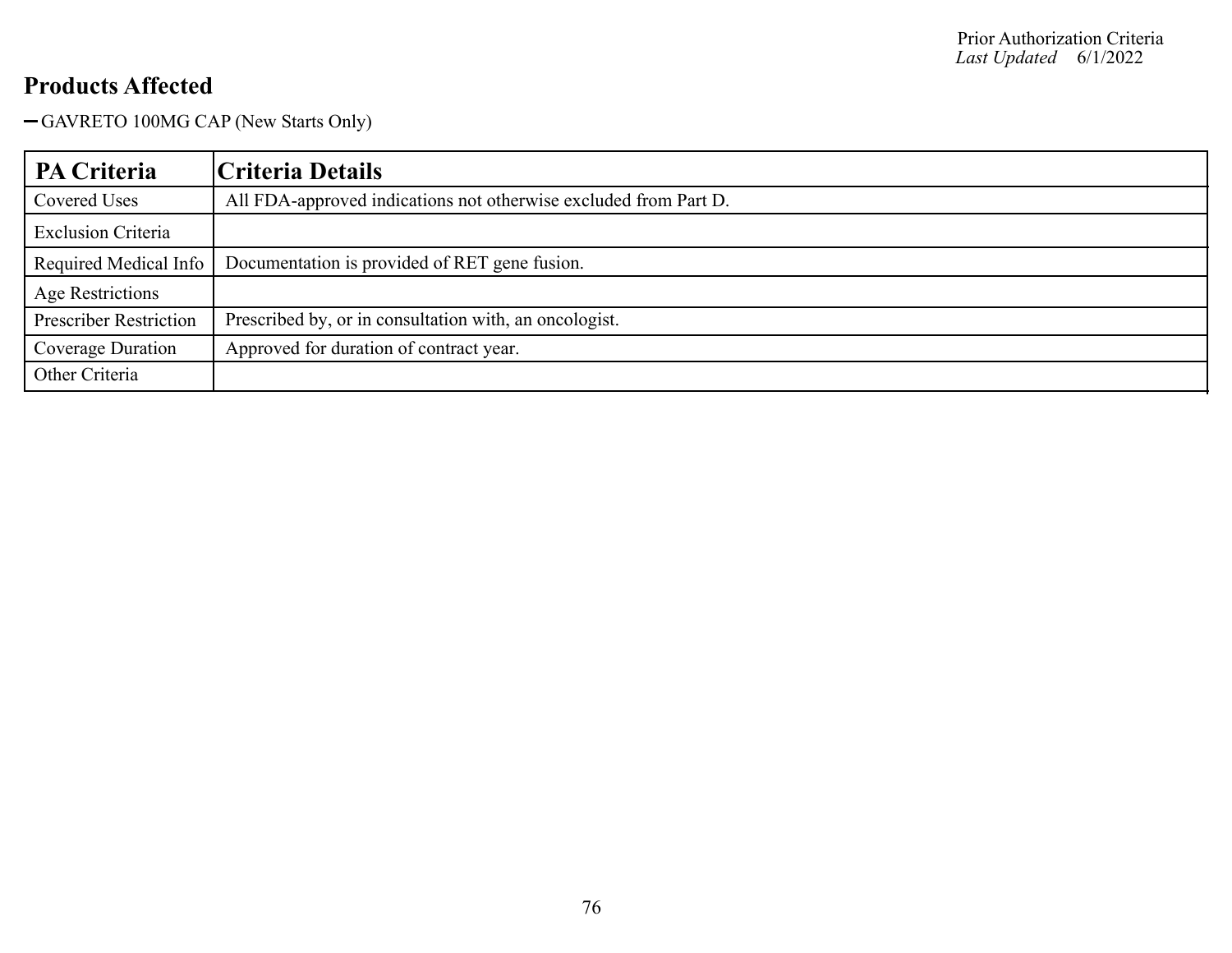## Products Affected

- GAVRETO 100MG CAP (New Starts Only)

| PA Criteria | Criteria Details |
|---|---|
| Covered Uses | All FDA-approved indications not otherwise excluded from Part D. |
| Exclusion Criteria | |
| Required Medical Info | Documentation is provided of RET gene fusion. |
| Age Restrictions | |
| Prescriber Restriction | Prescribed by, or in consultation with, an oncologist. |
| Coverage Duration | Approved for duration of contract year. |
| Other Criteria | |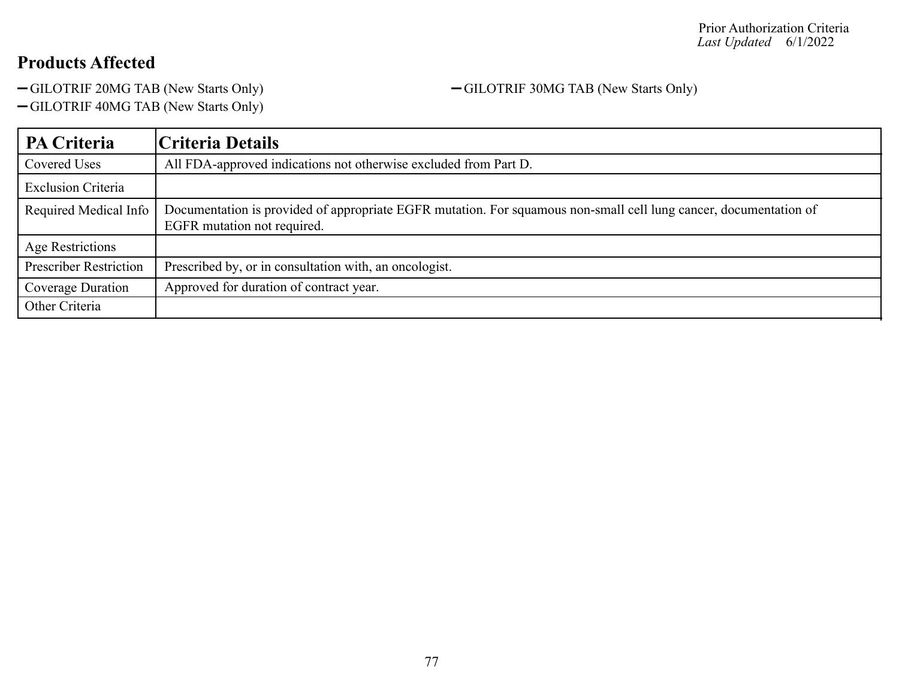## Products Affected

- GILOTRIF 20MG TAB (New Starts Only)
- GILOTRIF 30MG TAB (New Starts Only)
- GILOTRIF 40MG TAB (New Starts Only)

| PA Criteria | Criteria Details |
|---|---|
| Covered Uses | All FDA-approved indications not otherwise excluded from Part D. |
| Exclusion Criteria | |
| Required Medical Info | Documentation is provided of appropriate EGFR mutation. For squamous non-small cell lung cancer, documentation of EGFR mutation not required. |
| Age Restrictions | |
| Prescriber Restriction | Prescribed by, or in consultation with, an oncologist. |
| Coverage Duration | Approved for duration of contract year. |
| Other Criteria | |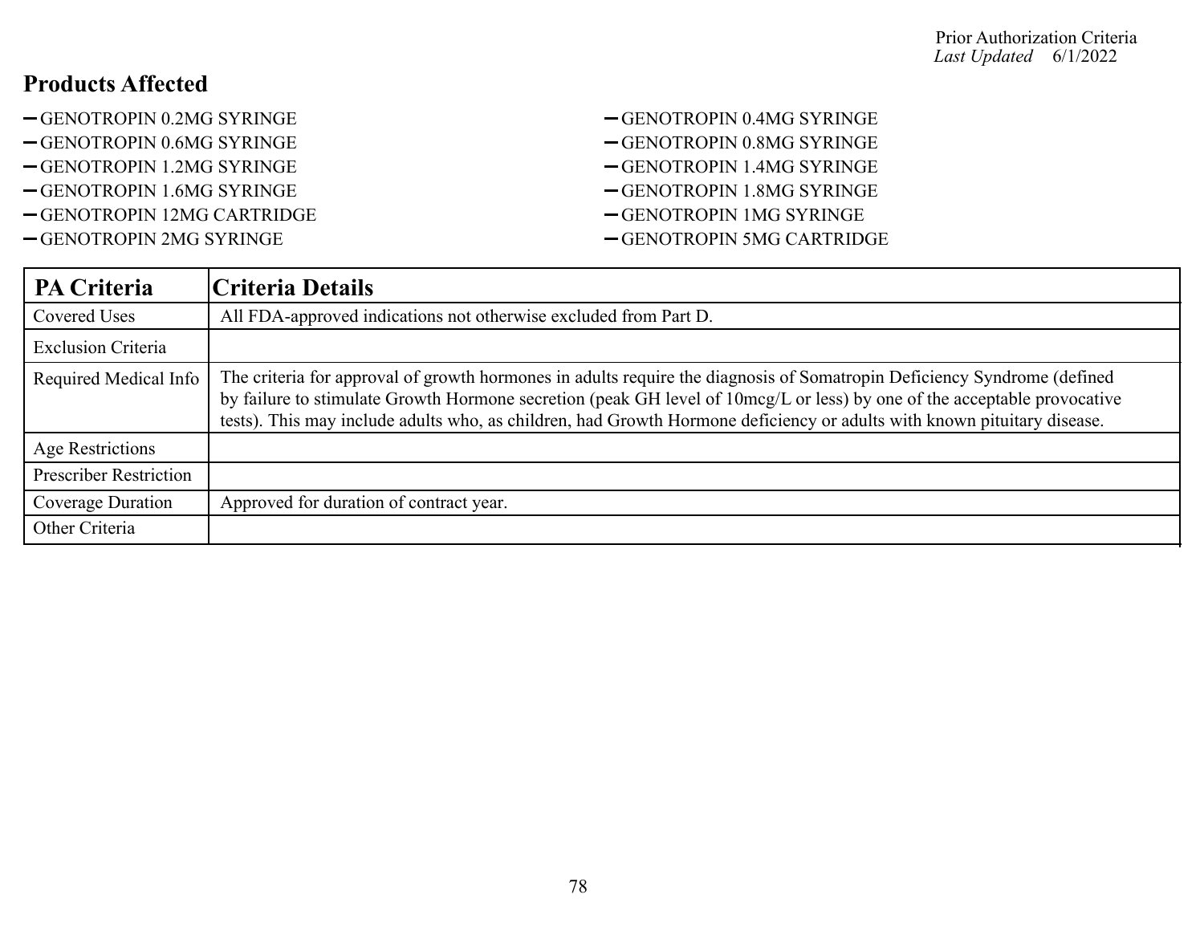## Products Affected

- GENOTROPIN 0.2MG SYRINGE
- GENOTROPIN 0.4MG SYRINGE
- GENOTROPIN 0.6MG SYRINGE
- GENOTROPIN 0.8MG SYRINGE
- GENOTROPIN 1.2MG SYRINGE
- GENOTROPIN 1.4MG SYRINGE
- GENOTROPIN 1.6MG SYRINGE
- GENOTROPIN 1.8MG SYRINGE
- GENOTROPIN 12MG CARTRIDGE
- GENOTROPIN 1MG SYRINGE
- GENOTROPIN 2MG SYRINGE
- GENOTROPIN 5MG CARTRIDGE

| PA Criteria | Criteria Details |
|---|---|
| Covered Uses | All FDA-approved indications not otherwise excluded from Part D. |
| Exclusion Criteria | |
| Required Medical Info | The criteria for approval of growth hormones in adults require the diagnosis of Somatropin Deficiency Syndrome (defined by failure to stimulate Growth Hormone secretion (peak GH level of 10mcg/L or less) by one of the acceptable provocative tests). This may include adults who, as children, had Growth Hormone deficiency or adults with known pituitary disease. |
| Age Restrictions | |
| Prescriber Restriction | |
| Coverage Duration | Approved for duration of contract year. |
| Other Criteria | |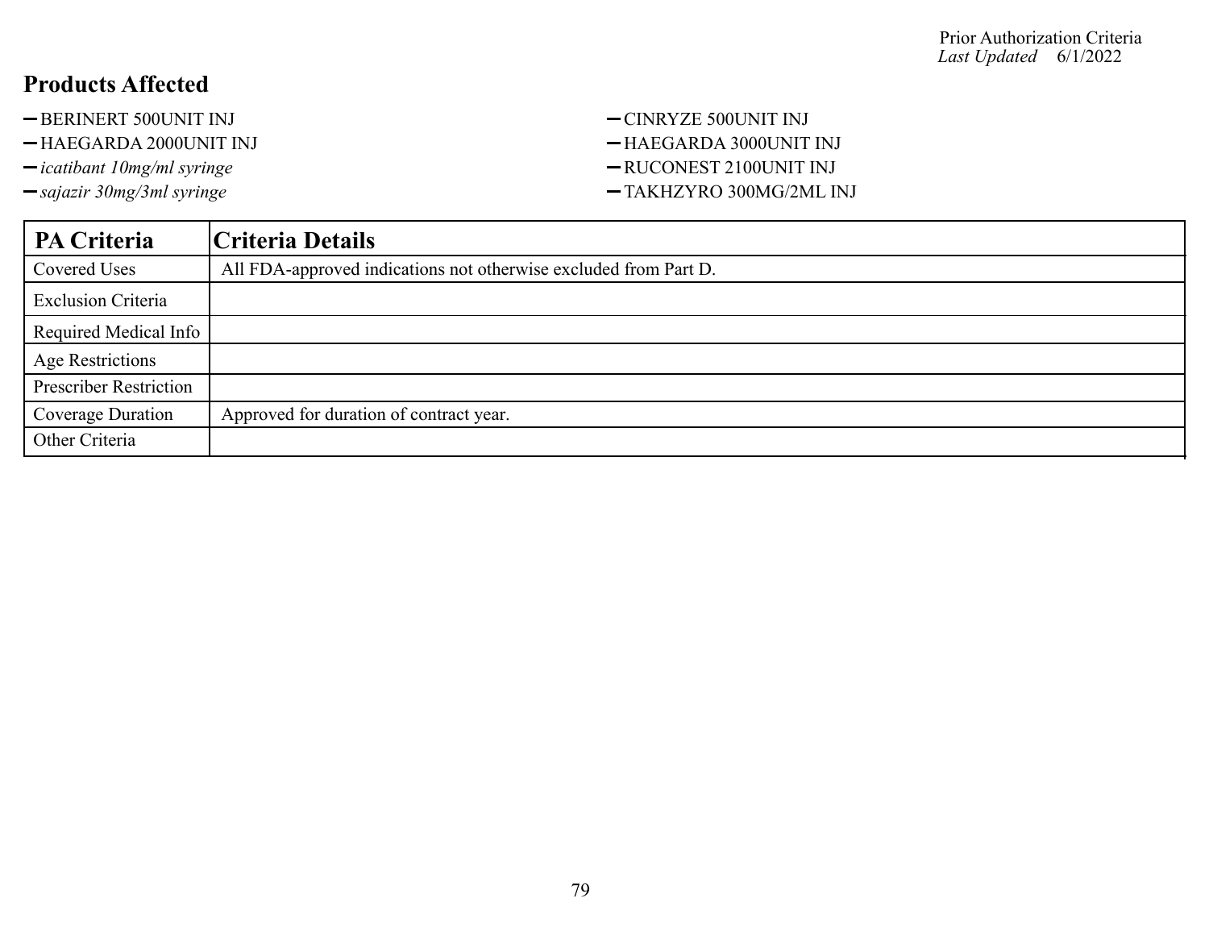## Products Affected

- BERINERT 500UNIT INJ
- CINRYZE 500UNIT INJ
- HAEGARDA 2000UNIT INJ
- HAEGARDA 3000UNIT INJ
- *icatibant 10mg/ml syringe*
- RUCONEST 2100UNIT INJ
- *sajazir 30mg/3ml syringe*
- TAKHZYRO 300MG/2ML INJ

| PA Criteria | Criteria Details |
| --- | --- |
| Covered Uses | All FDA-approved indications not otherwise excluded from Part D. |
| Exclusion Criteria | |
| Required Medical Info | |
| Age Restrictions | |
| Prescriber Restriction | |
| Coverage Duration | Approved for duration of contract year. |
| Other Criteria | |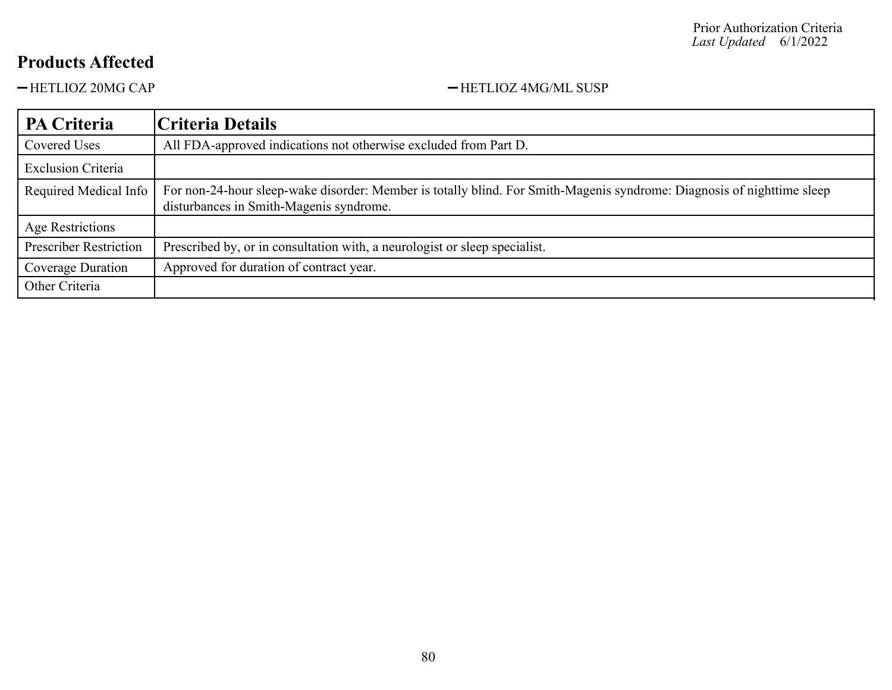Prior Authorization Criteria
*Last Updated* 6/1/2022

## Products Affected

- HETLIOZ 20MG CAP
- HETLIOZ 4MG/ML SUSP

| PA Criteria | Criteria Details |
|---|---|
| Covered Uses | All FDA-approved indications not otherwise excluded from Part D. |
| Exclusion Criteria | |
| Required Medical Info | For non-24-hour sleep-wake disorder: Member is totally blind. For Smith-Magenis syndrome: Diagnosis of nighttime sleep disturbances in Smith-Magenis syndrome. |
| Age Restrictions | |
| Prescriber Restriction | Prescribed by, or in consultation with, a neurologist or sleep specialist. |
| Coverage Duration | Approved for duration of contract year. |
| Other Criteria | |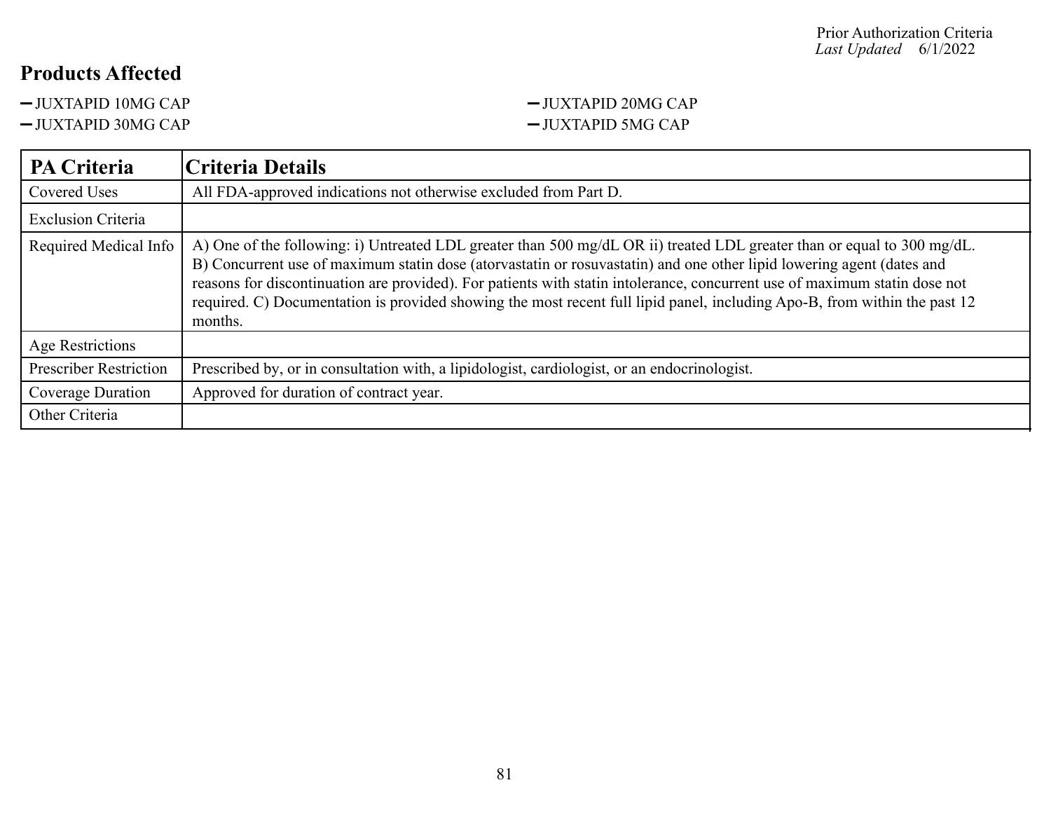Prior Authorization Criteria
*Last Updated* 6/1/2022

## Products Affected

- JUXTAPID 10MG CAP
- JUXTAPID 20MG CAP
- JUXTAPID 30MG CAP
- JUXTAPID 5MG CAP

| PA Criteria | Criteria Details |
| --- | --- |
| Covered Uses | All FDA-approved indications not otherwise excluded from Part D. |
| Exclusion Criteria | |
| Required Medical Info | A) One of the following: i) Untreated LDL greater than 500 mg/dL OR ii) treated LDL greater than or equal to 300 mg/dL. B) Concurrent use of maximum statin dose (atorvastatin or rosuvastatin) and one other lipid lowering agent (dates and reasons for discontinuation are provided). For patients with statin intolerance, concurrent use of maximum statin dose not required. C) Documentation is provided showing the most recent full lipid panel, including Apo-B, from within the past 12 months. |
| Age Restrictions | |
| Prescriber Restriction | Prescribed by, or in consultation with, a lipidologist, cardiologist, or an endocrinologist. |
| Coverage Duration | Approved for duration of contract year. |
| Other Criteria | |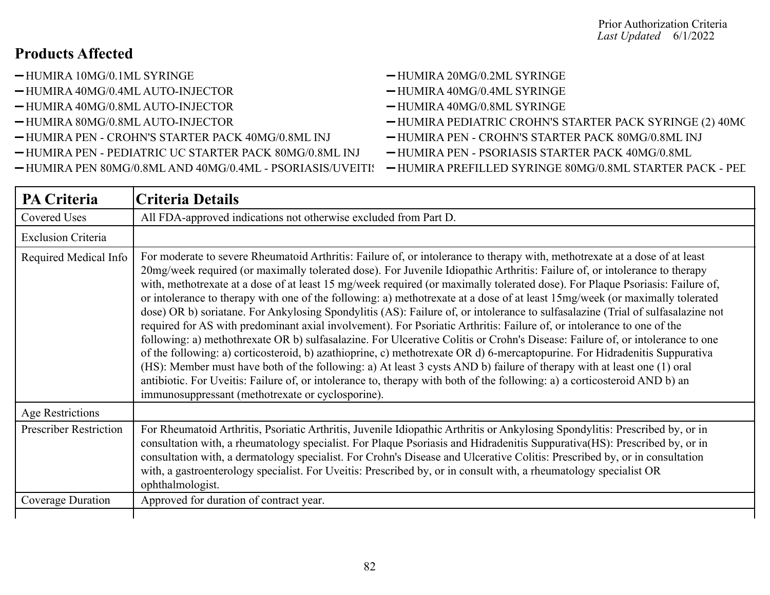Prior Authorization Criteria
*Last Updated* 6/1/2022

## Products Affected

- HUMIRA 10MG/0.1ML SYRINGE
- HUMIRA 20MG/0.2ML SYRINGE
- HUMIRA 40MG/0.4ML AUTO-INJECTOR
- HUMIRA 40MG/0.4ML SYRINGE
- HUMIRA 40MG/0.8ML AUTO-INJECTOR
- HUMIRA 40MG/0.8ML SYRINGE
- HUMIRA 80MG/0.8ML AUTO-INJECTOR
- HUMIRA PEDIATRIC CROHN'S STARTER PACK SYRINGE (2) 40MC
- HUMIRA PEN - CROHN'S STARTER PACK 40MG/0.8ML INJ
- HUMIRA PEN - CROHN'S STARTER PACK 80MG/0.8ML INJ
- HUMIRA PEN - PEDIATRIC UC STARTER PACK 80MG/0.8ML INJ
- HUMIRA PEN - PSORIASIS STARTER PACK 40MG/0.8ML
- HUMIRA PEN 80MG/0.8ML AND 40MG/0.4ML - PSORIASIS/UVEITIS
- HUMIRA PREFILLED SYRINGE 80MG/0.8ML STARTER PACK - PED

| PA Criteria | Criteria Details |
|---|---|
| Covered Uses | All FDA-approved indications not otherwise excluded from Part D. |
| Exclusion Criteria | |
| Required Medical Info | For moderate to severe Rheumatoid Arthritis: Failure of, or intolerance to therapy with, methotrexate at a dose of at least 20mg/week required (or maximally tolerated dose). For Juvenile Idiopathic Arthritis: Failure of, or intolerance to therapy with, methotrexate at a dose of at least 15 mg/week required (or maximally tolerated dose). For Plaque Psoriasis: Failure of, or intolerance to therapy with one of the following: a) methotrexate at a dose of at least 15mg/week (or maximally tolerated dose) OR b) soriatane. For Ankylosing Spondylitis (AS): Failure of, or intolerance to sulfasalazine (Trial of sulfasalazine not required for AS with predominant axial involvement). For Psoriatic Arthritis: Failure of, or intolerance to one of the following: a) methothrexate OR b) sulfasalazine. For Ulcerative Colitis or Crohn's Disease: Failure of, or intolerance to one of the following: a) corticosteroid, b) azathioprine, c) methotrexate OR d) 6-mercaptopurine. For Hidradenitis Suppurativa (HS): Member must have both of the following: a) At least 3 cysts AND b) failure of therapy with at least one (1) oral antibiotic. For Uveitis: Failure of, or intolerance to, therapy with both of the following: a) a corticosteroid AND b) an immunosuppressant (methotrexate or cyclosporine). |
| Age Restrictions | |
| Prescriber Restriction | For Rheumatoid Arthritis, Psoriatic Arthritis, Juvenile Idiopathic Arthritis or Ankylosing Spondylitis: Prescribed by, or in consultation with, a rheumatology specialist. For Plaque Psoriasis and Hidradenitis Suppurativa(HS): Prescribed by, or in consultation with, a dermatology specialist. For Crohn's Disease and Ulcerative Colitis: Prescribed by, or in consultation with, a gastroenterology specialist. For Uveitis: Prescribed by, or in consult with, a rheumatology specialist OR ophthalmologist. |
| Coverage Duration | Approved for duration of contract year. |
| | |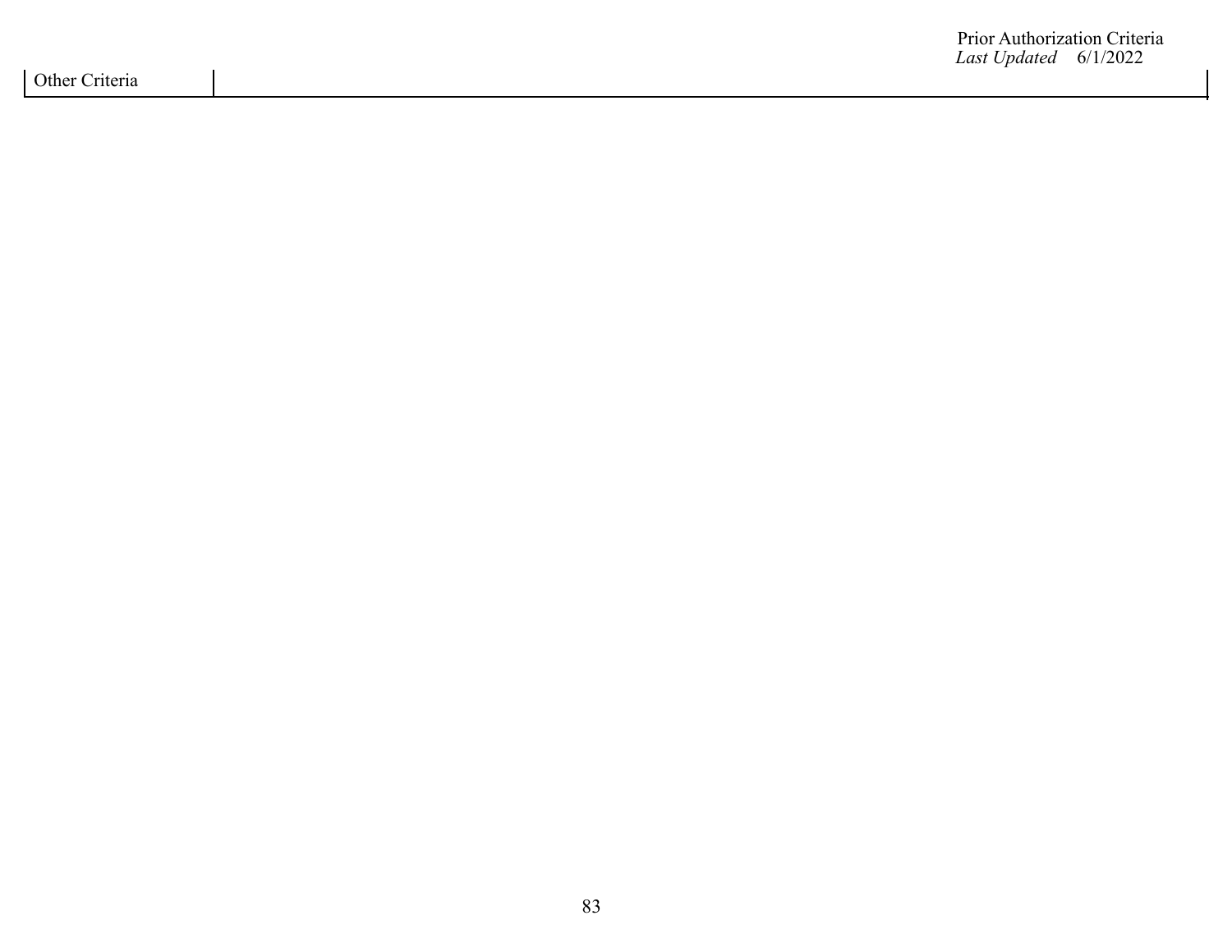| | |
|---|---|
| Other Criteria | |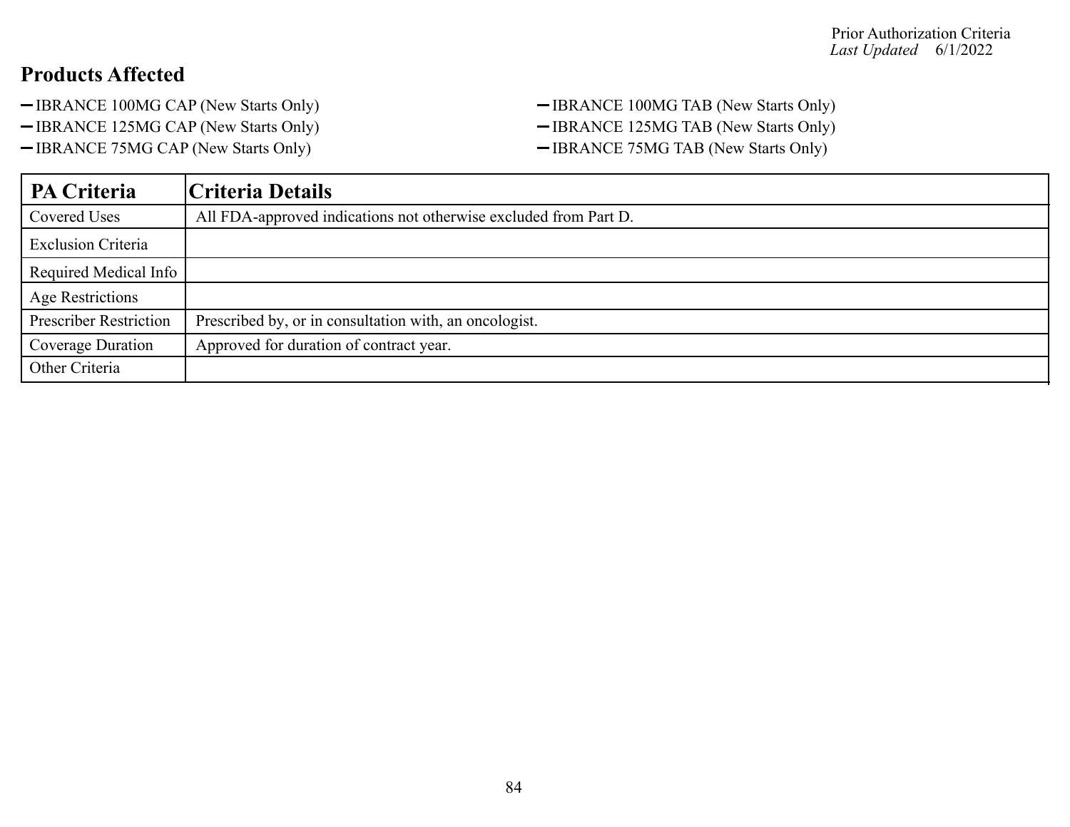## Products Affected

- IBRANCE 100MG CAP (New Starts Only)
- IBRANCE 125MG CAP (New Starts Only)
- IBRANCE 75MG CAP (New Starts Only)
- IBRANCE 100MG TAB (New Starts Only)
- IBRANCE 125MG TAB (New Starts Only)
- IBRANCE 75MG TAB (New Starts Only)

| PA Criteria | Criteria Details |
|---|---|
| Covered Uses | All FDA-approved indications not otherwise excluded from Part D. |
| Exclusion Criteria | |
| Required Medical Info | |
| Age Restrictions | |
| Prescriber Restriction | Prescribed by, or in consultation with, an oncologist. |
| Coverage Duration | Approved for duration of contract year. |
| Other Criteria | |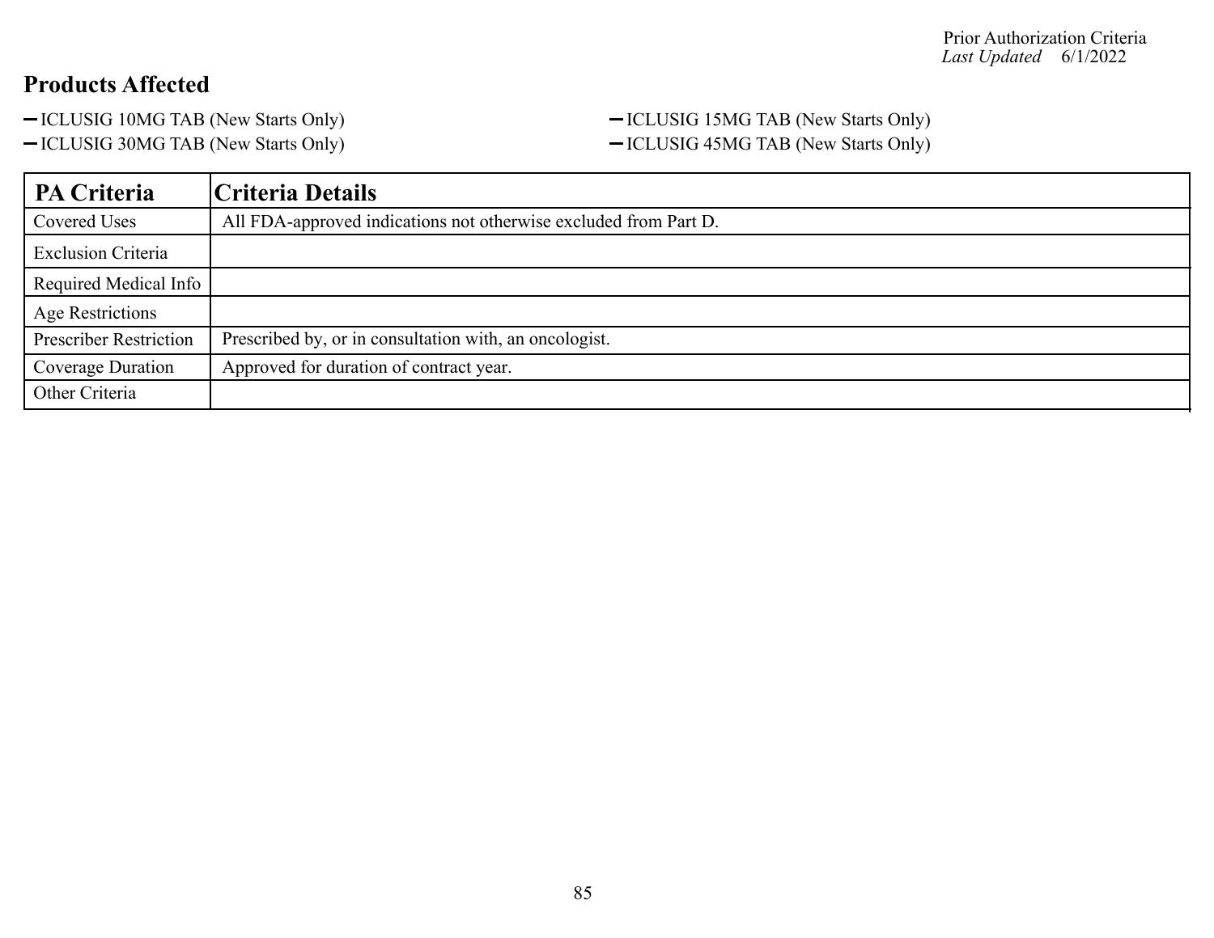Prior Authorization Criteria
*Last Updated* 6/1/2022

## Products Affected

- ICLUSIG 10MG TAB (New Starts Only)
- ICLUSIG 15MG TAB (New Starts Only)
- ICLUSIG 30MG TAB (New Starts Only)
- ICLUSIG 45MG TAB (New Starts Only)

| PA Criteria | Criteria Details |
|---|---|
| Covered Uses | All FDA-approved indications not otherwise excluded from Part D. |
| Exclusion Criteria | |
| Required Medical Info | |
| Age Restrictions | |
| Prescriber Restriction | Prescribed by, or in consultation with, an oncologist. |
| Coverage Duration | Approved for duration of contract year. |
| Other Criteria | |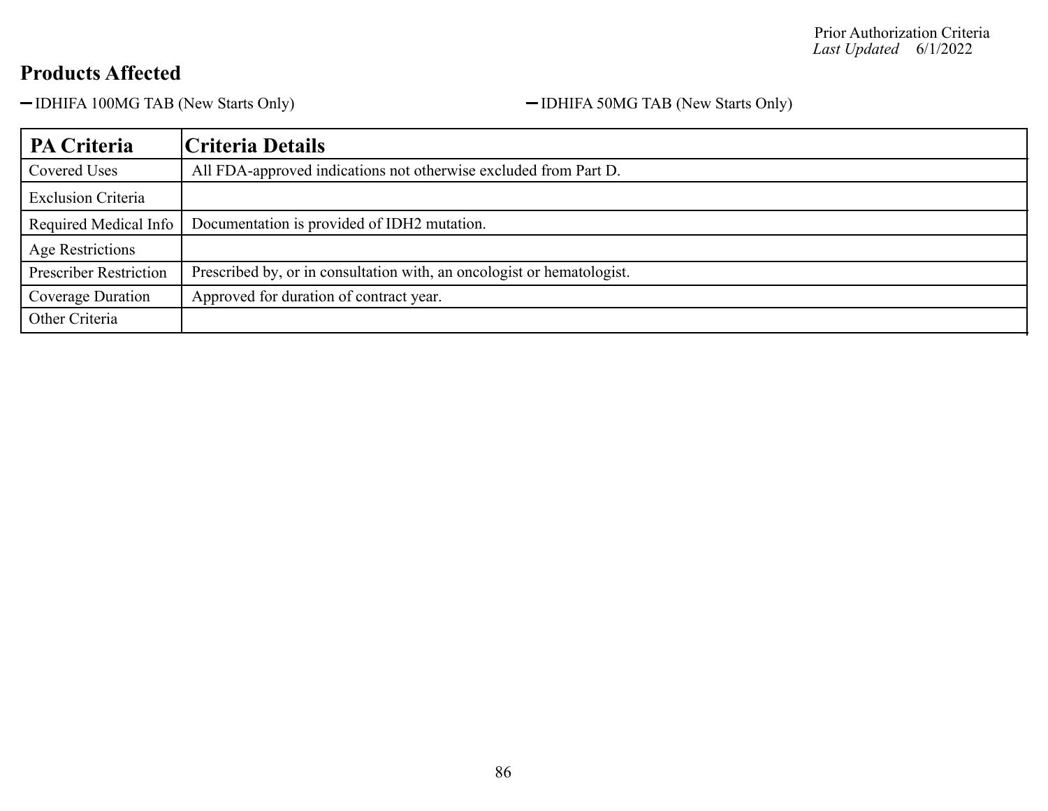## Products Affected

- IDHIFA 100MG TAB (New Starts Only)
- IDHIFA 50MG TAB (New Starts Only)

| PA Criteria | Criteria Details |
|---|---|
| Covered Uses | All FDA-approved indications not otherwise excluded from Part D. |
| Exclusion Criteria | |
| Required Medical Info | Documentation is provided of IDH2 mutation. |
| Age Restrictions | |
| Prescriber Restriction | Prescribed by, or in consultation with, an oncologist or hematologist. |
| Coverage Duration | Approved for duration of contract year. |
| Other Criteria | |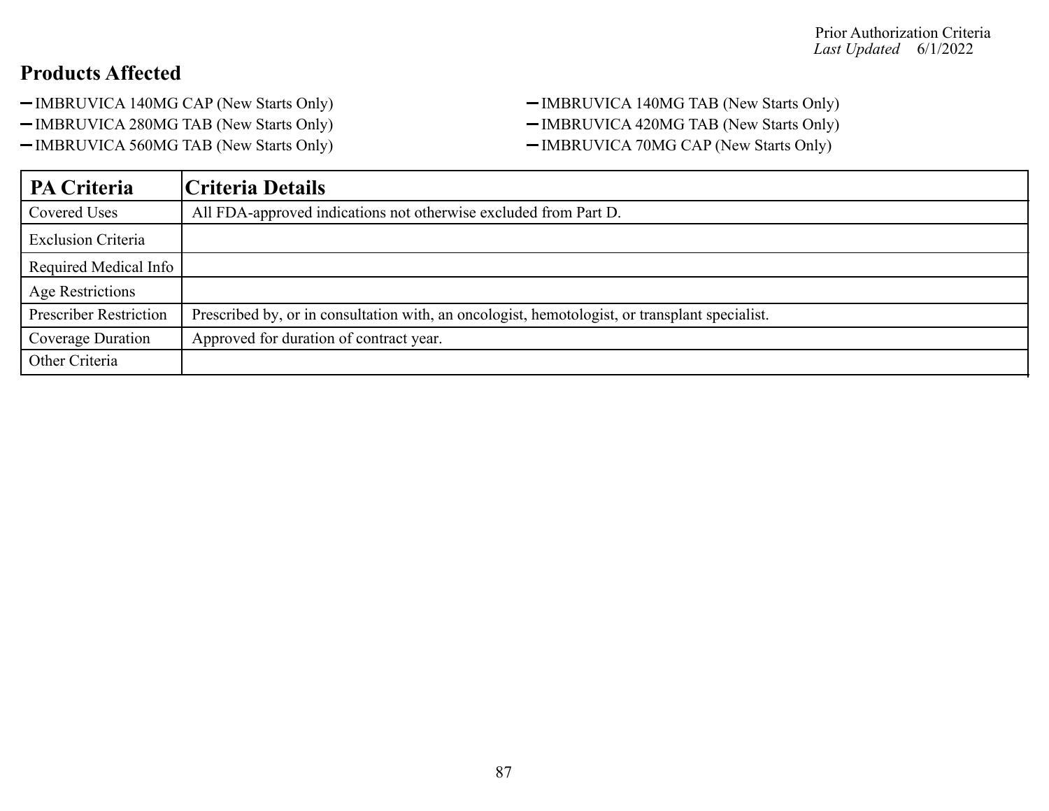## Products Affected

- IMBRUVICA 140MG CAP (New Starts Only)
- IMBRUVICA 140MG TAB (New Starts Only)
- IMBRUVICA 280MG TAB (New Starts Only)
- IMBRUVICA 420MG TAB (New Starts Only)
- IMBRUVICA 560MG TAB (New Starts Only)
- IMBRUVICA 70MG CAP (New Starts Only)

| PA Criteria | Criteria Details |
|---|---|
| Covered Uses | All FDA-approved indications not otherwise excluded from Part D. |
| Exclusion Criteria | |
| Required Medical Info | |
| Age Restrictions | |
| Prescriber Restriction | Prescribed by, or in consultation with, an oncologist, hemotologist, or transplant specialist. |
| Coverage Duration | Approved for duration of contract year. |
| Other Criteria | |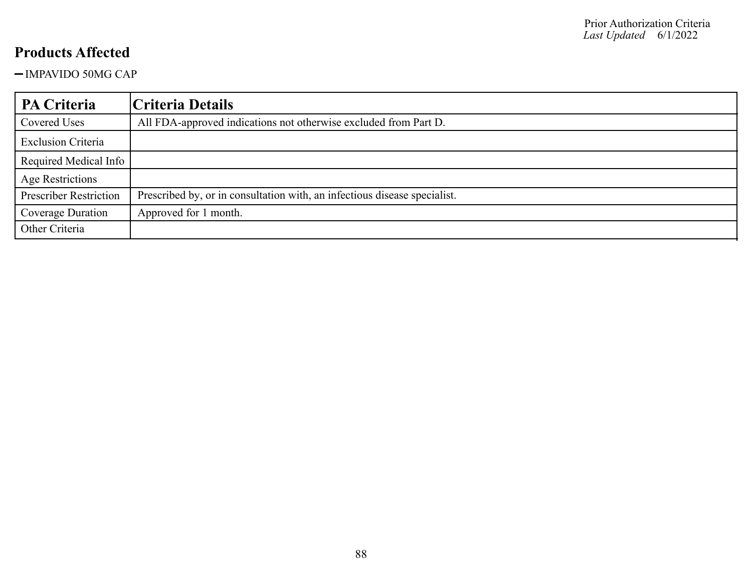## Products Affected

- IMPAVIDO 50MG CAP

| PA Criteria | Criteria Details |
| --- | --- |
| Covered Uses | All FDA-approved indications not otherwise excluded from Part D. |
| Exclusion Criteria | |
| Required Medical Info | |
| Age Restrictions | |
| Prescriber Restriction | Prescribed by, or in consultation with, an infectious disease specialist. |
| Coverage Duration | Approved for 1 month. |
| Other Criteria | |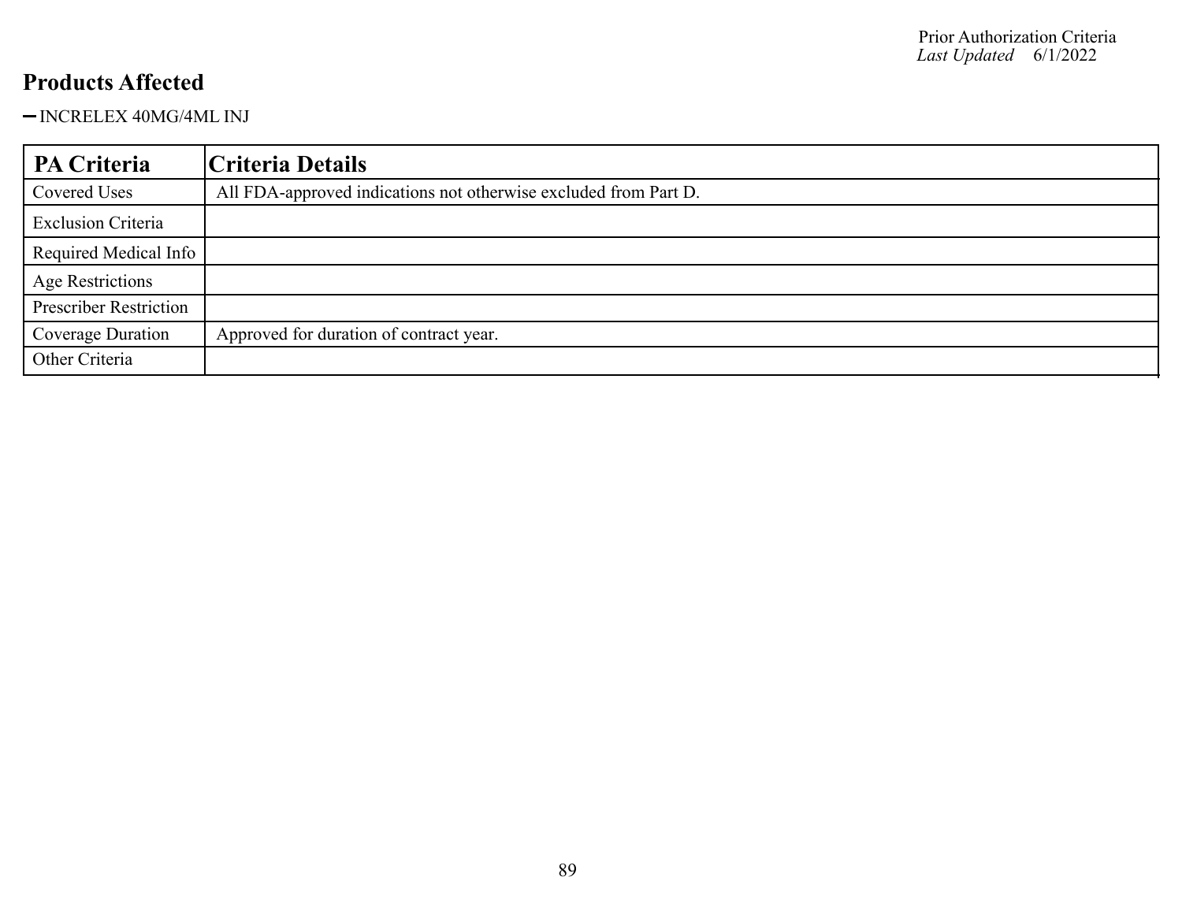## Products Affected

- INCRELEX 40MG/4ML INJ

| PA Criteria | Criteria Details |
| --- | --- |
| Covered Uses | All FDA-approved indications not otherwise excluded from Part D. |
| Exclusion Criteria | |
| Required Medical Info | |
| Age Restrictions | |
| Prescriber Restriction | |
| Coverage Duration | Approved for duration of contract year. |
| Other Criteria | |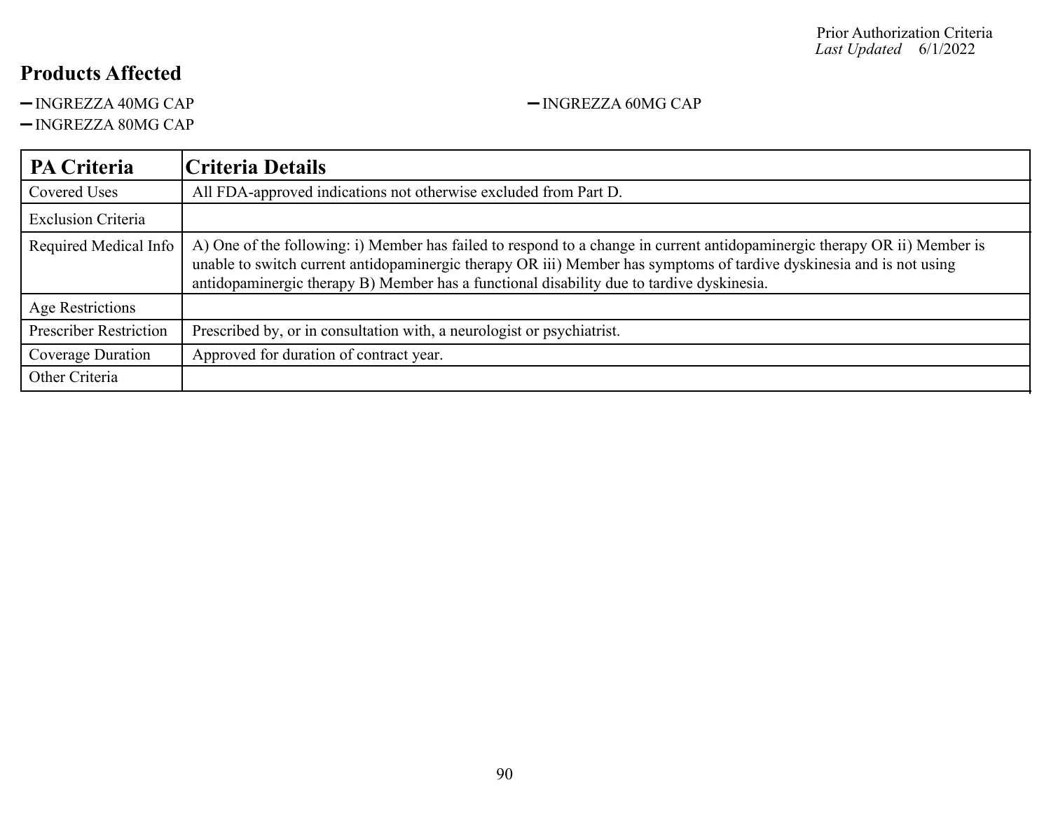Prior Authorization Criteria
*Last Updated* 6/1/2022

## Products Affected

- INGREZZA 40MG CAP
- INGREZZA 60MG CAP
- INGREZZA 80MG CAP

| PA Criteria | Criteria Details |
|---|---|
| Covered Uses | All FDA-approved indications not otherwise excluded from Part D. |
| Exclusion Criteria | |
| Required Medical Info | A) One of the following: i) Member has failed to respond to a change in current antidopaminergic therapy OR ii) Member is unable to switch current antidopaminergic therapy OR iii) Member has symptoms of tardive dyskinesia and is not using antidopaminergic therapy B) Member has a functional disability due to tardive dyskinesia. |
| Age Restrictions | |
| Prescriber Restriction | Prescribed by, or in consultation with, a neurologist or psychiatrist. |
| Coverage Duration | Approved for duration of contract year. |
| Other Criteria | |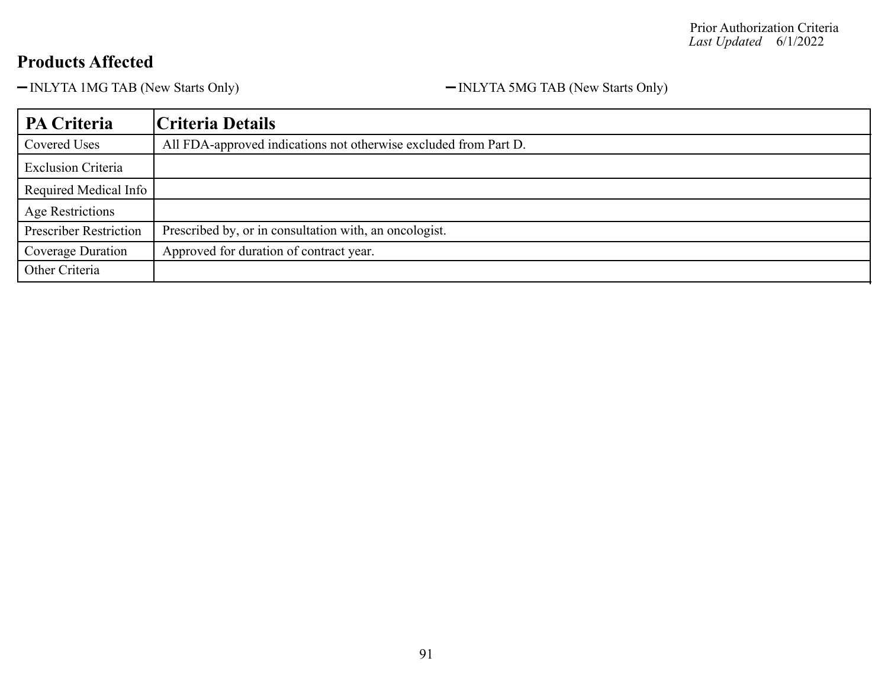## Products Affected

- INLYTA 1MG TAB (New Starts Only)
- INLYTA 5MG TAB (New Starts Only)

| PA Criteria | Criteria Details |
|---|---|
| Covered Uses | All FDA-approved indications not otherwise excluded from Part D. |
| Exclusion Criteria | |
| Required Medical Info | |
| Age Restrictions | |
| Prescriber Restriction | Prescribed by, or in consultation with, an oncologist. |
| Coverage Duration | Approved for duration of contract year. |
| Other Criteria | |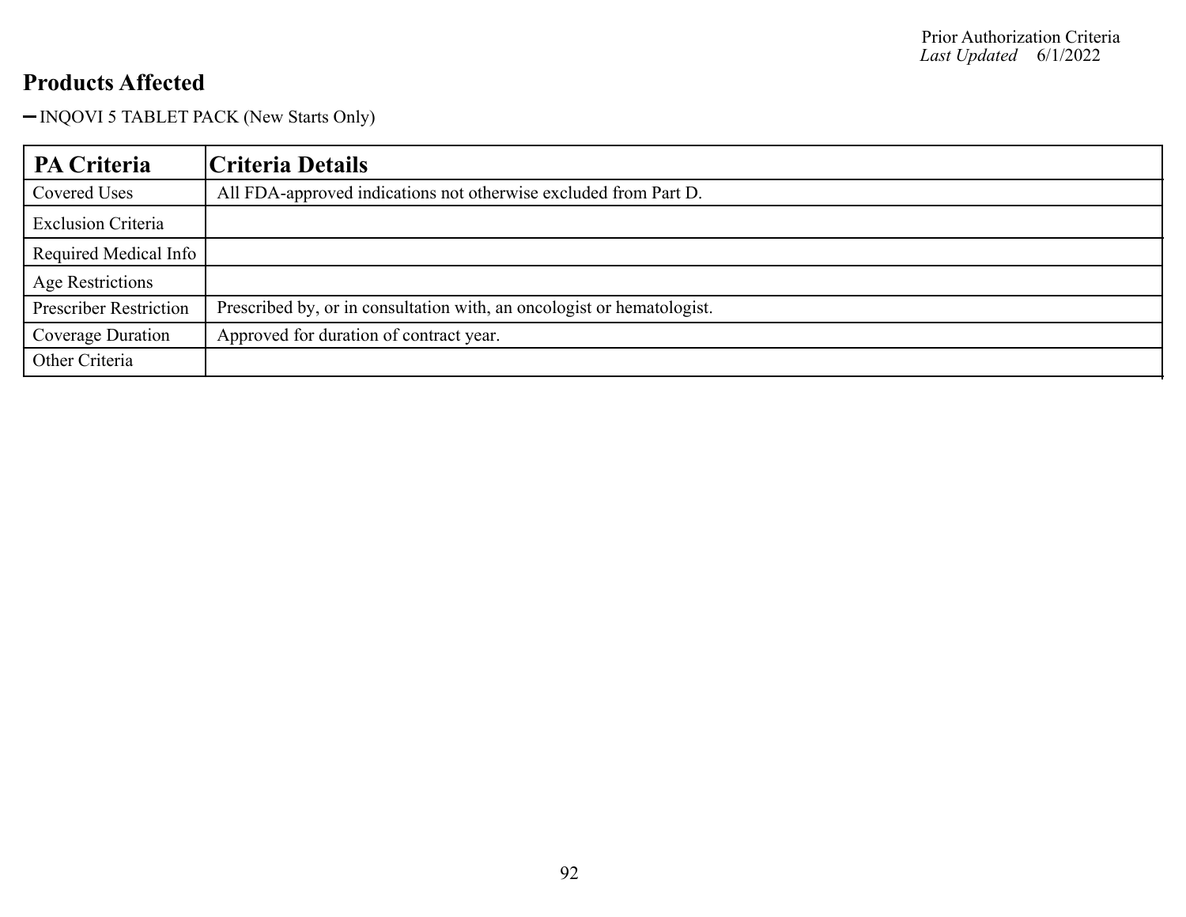## Products Affected

- INQOVI 5 TABLET PACK (New Starts Only)

| PA Criteria | Criteria Details |
|---|---|
| Covered Uses | All FDA-approved indications not otherwise excluded from Part D. |
| Exclusion Criteria | |
| Required Medical Info | |
| Age Restrictions | |
| Prescriber Restriction | Prescribed by, or in consultation with, an oncologist or hematologist. |
| Coverage Duration | Approved for duration of contract year. |
| Other Criteria | |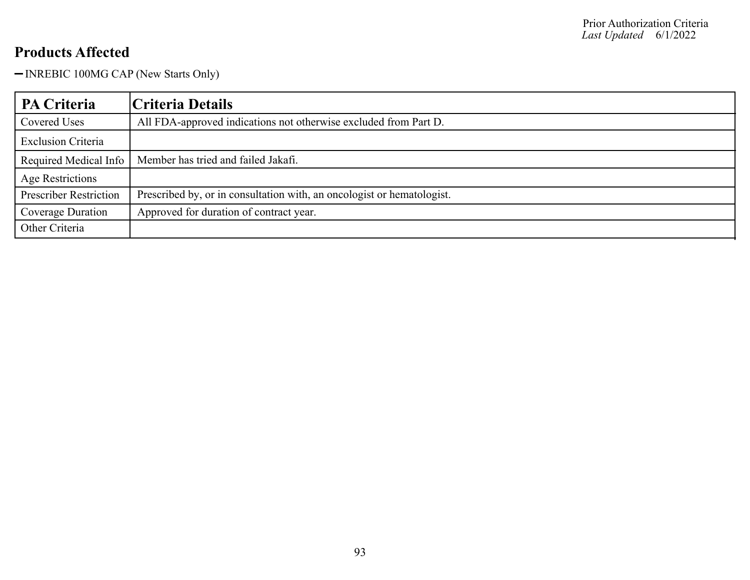## Products Affected

- INREBIC 100MG CAP (New Starts Only)

| PA Criteria | Criteria Details |
| --- | --- |
| Covered Uses | All FDA-approved indications not otherwise excluded from Part D. |
| Exclusion Criteria | |
| Required Medical Info | Member has tried and failed Jakafi. |
| Age Restrictions | |
| Prescriber Restriction | Prescribed by, or in consultation with, an oncologist or hematologist. |
| Coverage Duration | Approved for duration of contract year. |
| Other Criteria | |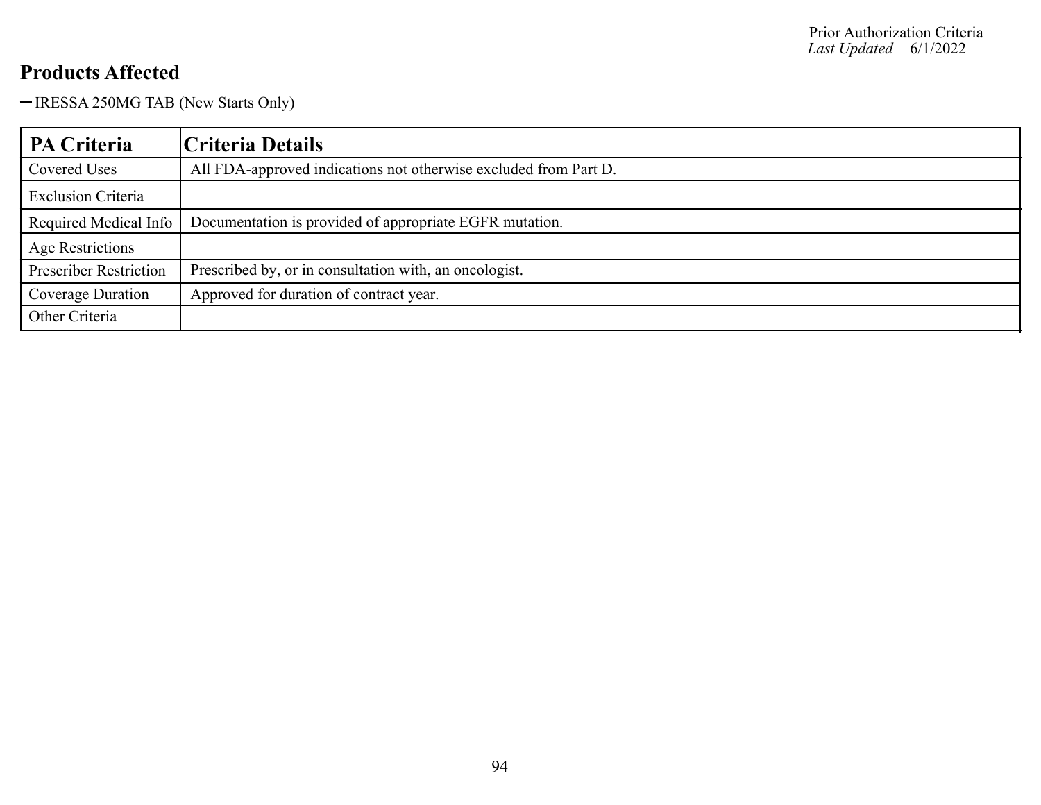## Products Affected

- IRESSA 250MG TAB (New Starts Only)

| PA Criteria | Criteria Details |
| --- | --- |
| Covered Uses | All FDA-approved indications not otherwise excluded from Part D. |
| Exclusion Criteria | |
| Required Medical Info | Documentation is provided of appropriate EGFR mutation. |
| Age Restrictions | |
| Prescriber Restriction | Prescribed by, or in consultation with, an oncologist. |
| Coverage Duration | Approved for duration of contract year. |
| Other Criteria | |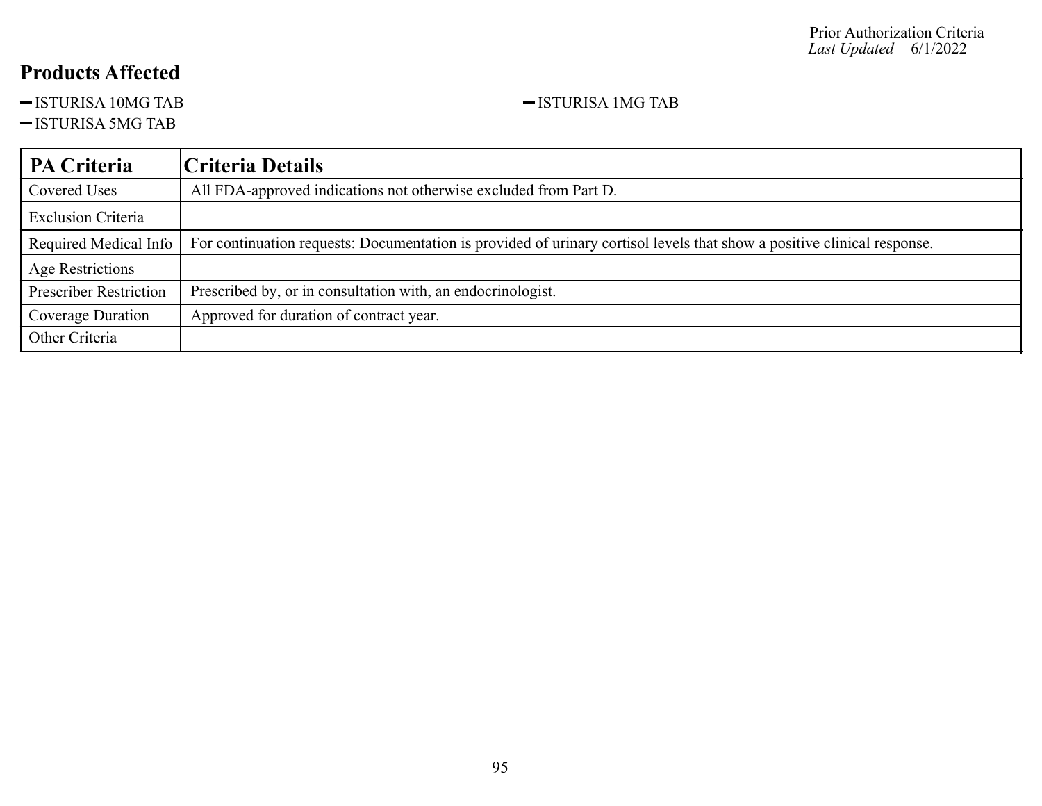## Products Affected

- ISTURISA 10MG TAB
- ISTURISA 1MG TAB
- ISTURISA 5MG TAB

| PA Criteria | Criteria Details |
|---|---|
| Covered Uses | All FDA-approved indications not otherwise excluded from Part D. |
| Exclusion Criteria | |
| Required Medical Info | For continuation requests: Documentation is provided of urinary cortisol levels that show a positive clinical response. |
| Age Restrictions | |
| Prescriber Restriction | Prescribed by, or in consultation with, an endocrinologist. |
| Coverage Duration | Approved for duration of contract year. |
| Other Criteria | |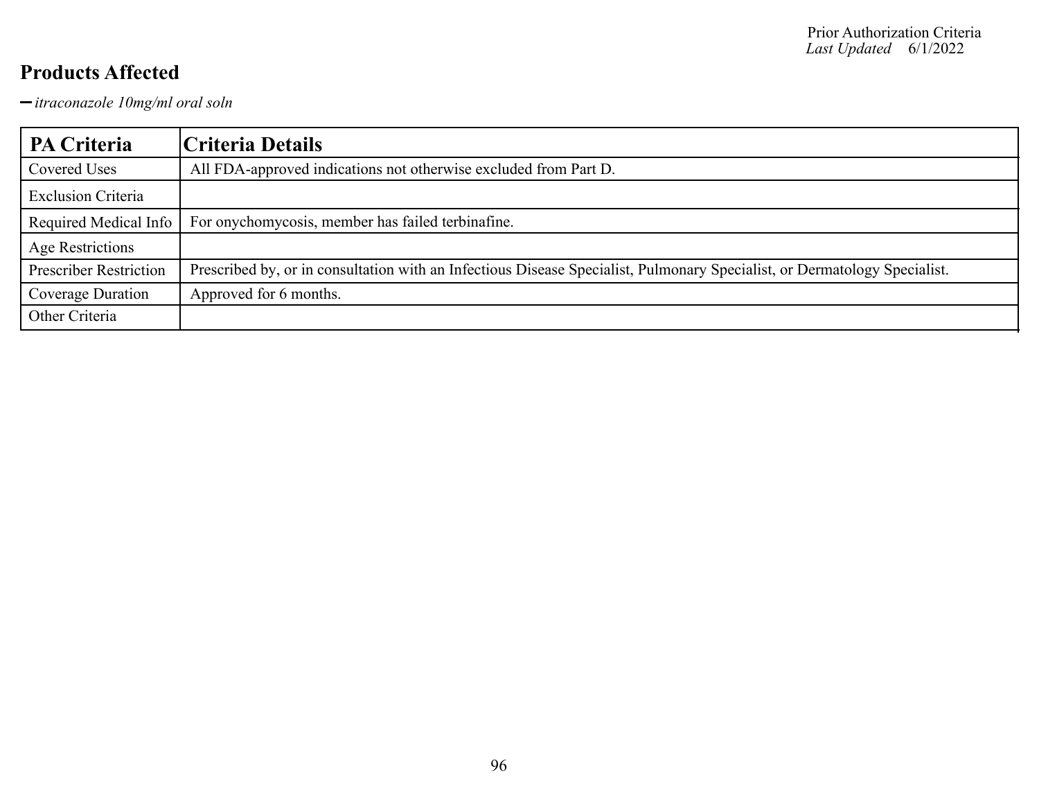## Products Affected

- *itraconazole 10mg/ml oral soln*

| PA Criteria | Criteria Details |
|---|---|
| Covered Uses | All FDA-approved indications not otherwise excluded from Part D. |
| Exclusion Criteria | |
| Required Medical Info | For onychomycosis, member has failed terbinafine. |
| Age Restrictions | |
| Prescriber Restriction | Prescribed by, or in consultation with an Infectious Disease Specialist, Pulmonary Specialist, or Dermatology Specialist. |
| Coverage Duration | Approved for 6 months. |
| Other Criteria | |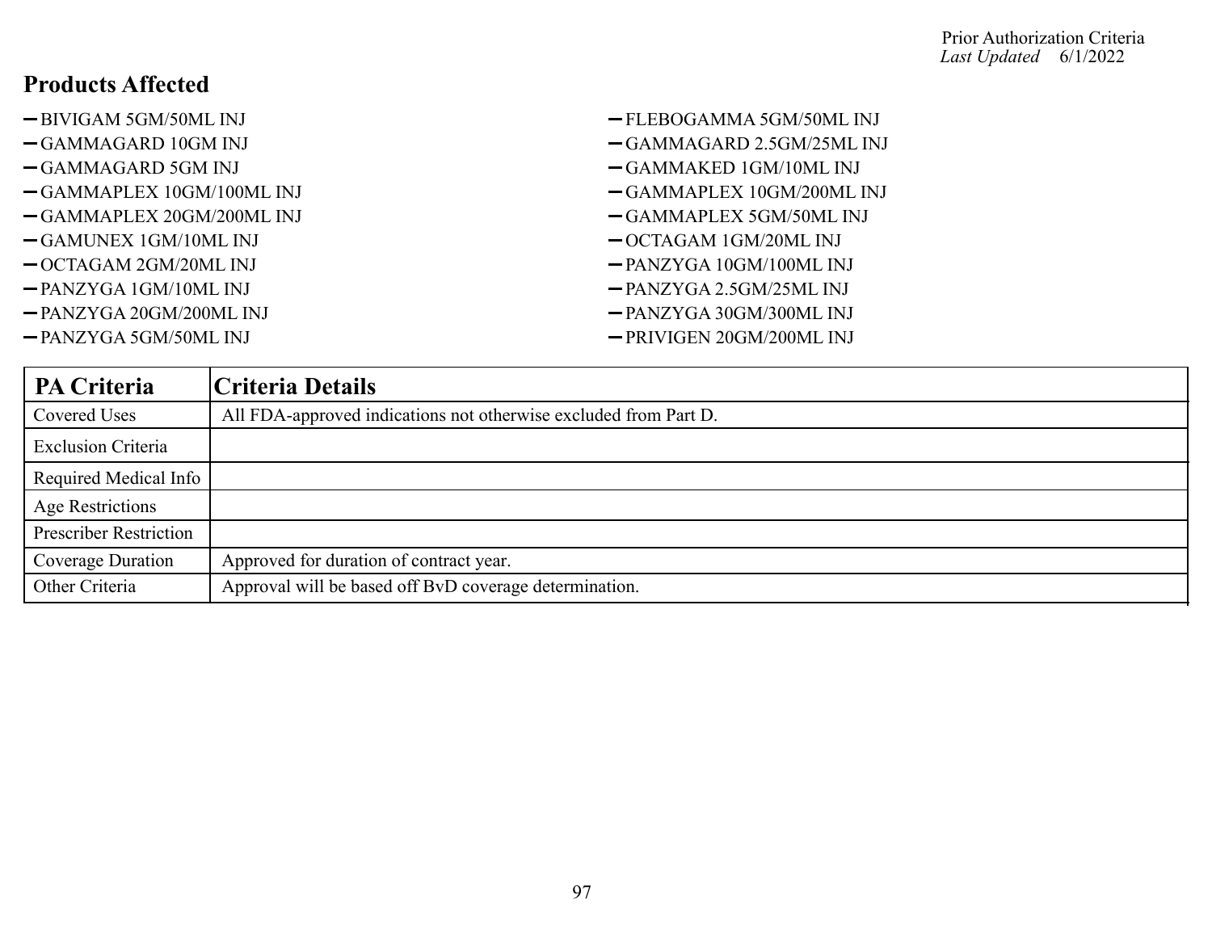## Products Affected

- BIVIGAM 5GM/50ML INJ
- GAMMAGARD 10GM INJ
- GAMMAGARD 5GM INJ
- GAMMAPLEX 10GM/100ML INJ
- GAMMAPLEX 20GM/200ML INJ
- GAMUNEX 1GM/10ML INJ
- OCTAGAM 2GM/20ML INJ
- PANZYGA 1GM/10ML INJ
- PANZYGA 20GM/200ML INJ
- PANZYGA 5GM/50ML INJ
- FLEBOGAMMA 5GM/50ML INJ
- GAMMAGARD 2.5GM/25ML INJ
- GAMMAKED 1GM/10ML INJ
- GAMMAPLEX 10GM/200ML INJ
- GAMMAPLEX 5GM/50ML INJ
- OCTAGAM 1GM/20ML INJ
- PANZYGA 10GM/100ML INJ
- PANZYGA 2.5GM/25ML INJ
- PANZYGA 30GM/300ML INJ
- PRIVIGEN 20GM/200ML INJ

| PA Criteria | Criteria Details |
|---|---|
| Covered Uses | All FDA-approved indications not otherwise excluded from Part D. |
| Exclusion Criteria | |
| Required Medical Info | |
| Age Restrictions | |
| Prescriber Restriction | |
| Coverage Duration | Approved for duration of contract year. |
| Other Criteria | Approval will be based off BvD coverage determination. |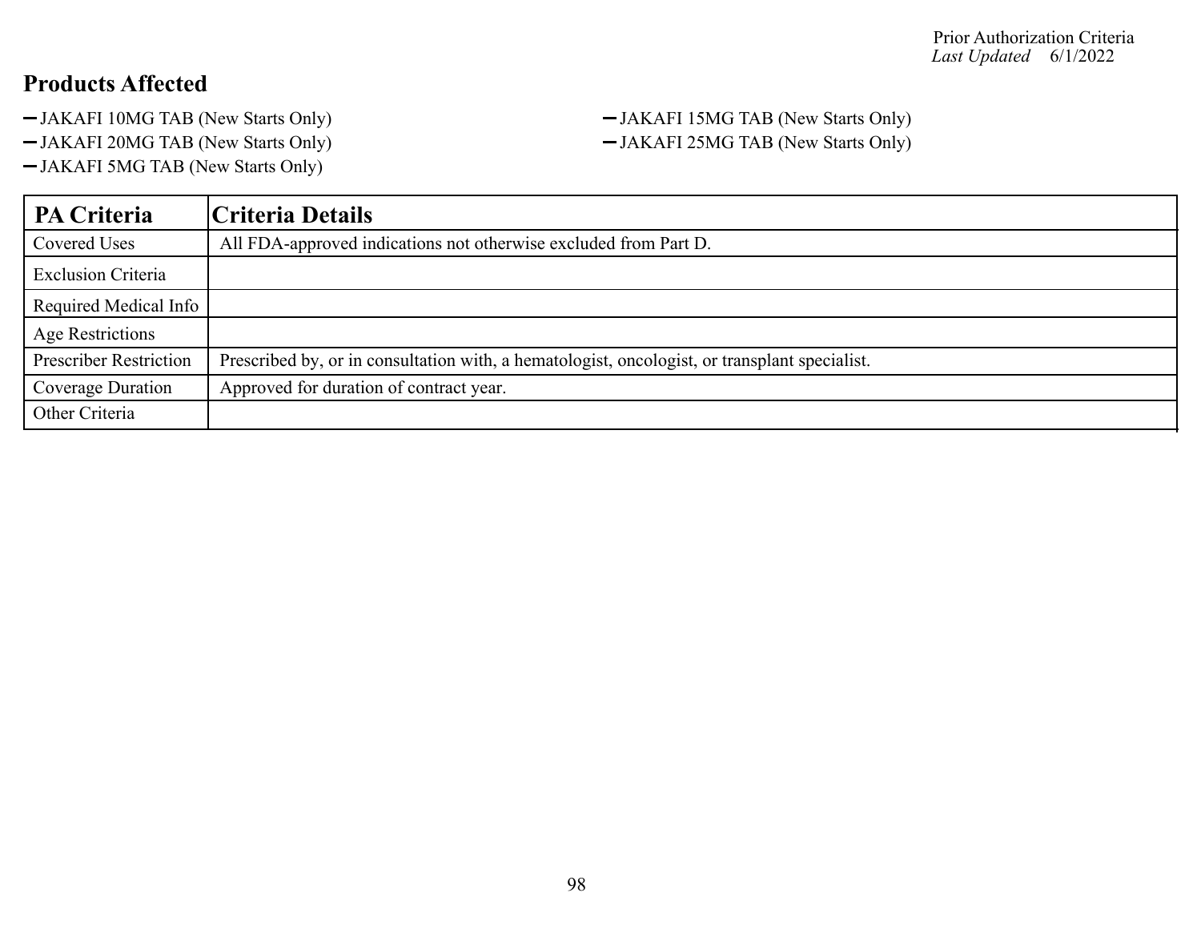## Products Affected

- JAKAFI 10MG TAB (New Starts Only)
- JAKAFI 15MG TAB (New Starts Only)
- JAKAFI 20MG TAB (New Starts Only)
- JAKAFI 25MG TAB (New Starts Only)
- JAKAFI 5MG TAB (New Starts Only)

| PA Criteria | Criteria Details |
|---|---|
| Covered Uses | All FDA-approved indications not otherwise excluded from Part D. |
| Exclusion Criteria | |
| Required Medical Info | |
| Age Restrictions | |
| Prescriber Restriction | Prescribed by, or in consultation with, a hematologist, oncologist, or transplant specialist. |
| Coverage Duration | Approved for duration of contract year. |
| Other Criteria | |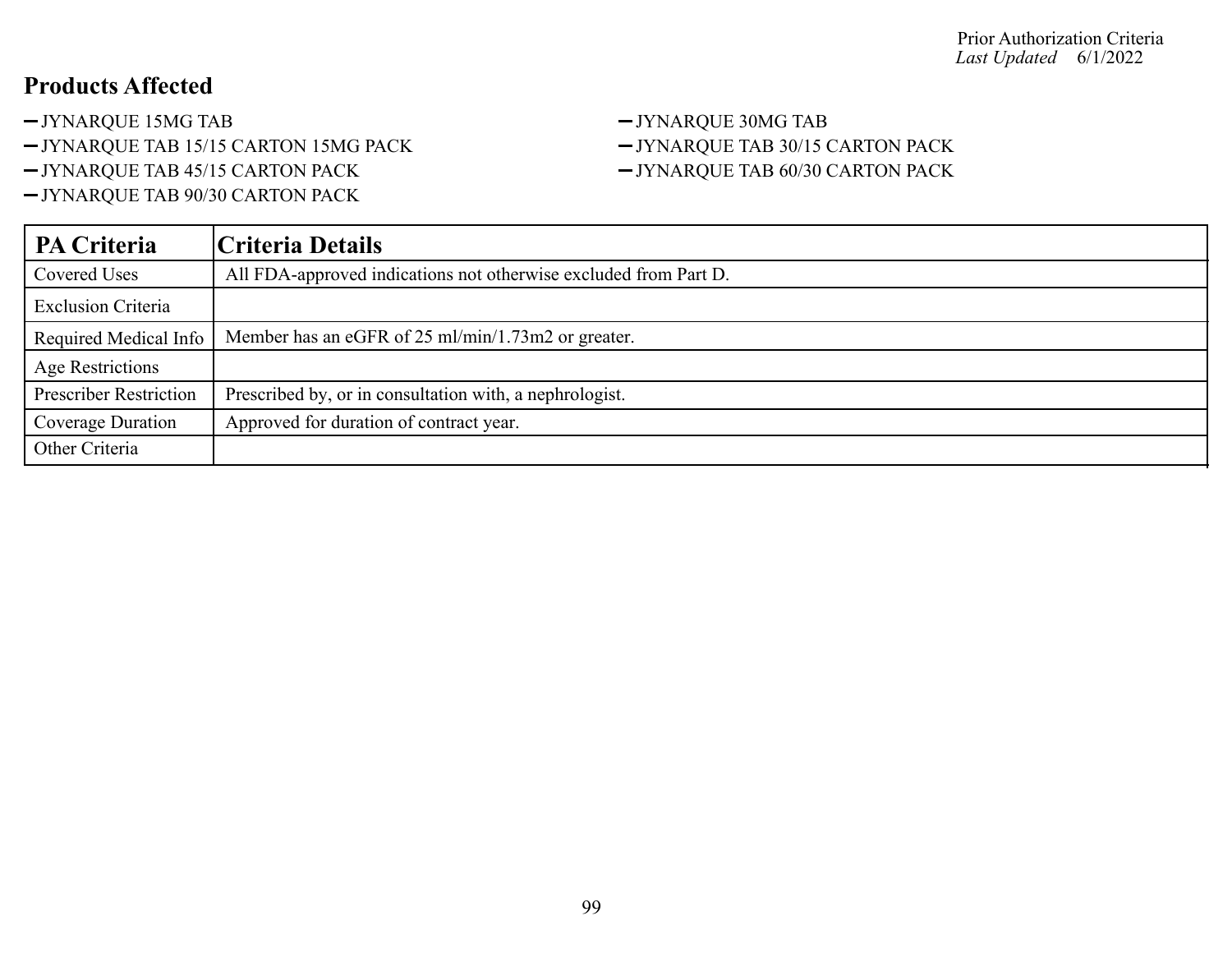Prior Authorization Criteria
*Last Updated* 6/1/2022

## Products Affected

- JYNARQUE 15MG TAB
- JYNARQUE 30MG TAB
- JYNARQUE TAB 15/15 CARTON 15MG PACK
- JYNARQUE TAB 30/15 CARTON PACK
- JYNARQUE TAB 45/15 CARTON PACK
- JYNARQUE TAB 60/30 CARTON PACK
- JYNARQUE TAB 90/30 CARTON PACK

| PA Criteria | Criteria Details |
|---|---|
| Covered Uses | All FDA-approved indications not otherwise excluded from Part D. |
| Exclusion Criteria | |
| Required Medical Info | Member has an eGFR of 25 ml/min/1.73m2 or greater. |
| Age Restrictions | |
| Prescriber Restriction | Prescribed by, or in consultation with, a nephrologist. |
| Coverage Duration | Approved for duration of contract year. |
| Other Criteria | |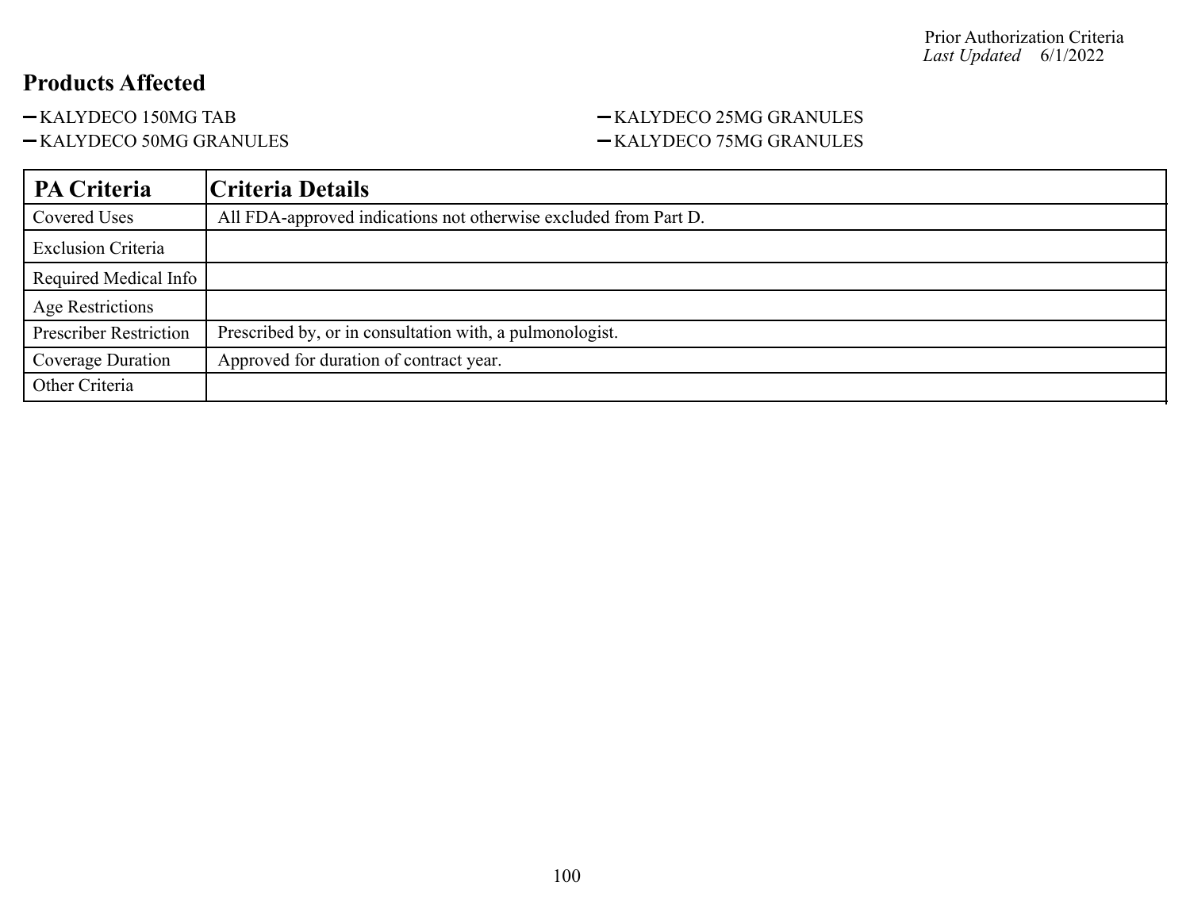## Products Affected

- KALYDECO 150MG TAB
- KALYDECO 25MG GRANULES
- KALYDECO 50MG GRANULES
- KALYDECO 75MG GRANULES

| PA Criteria | Criteria Details |
|---|---|
| Covered Uses | All FDA-approved indications not otherwise excluded from Part D. |
| Exclusion Criteria | |
| Required Medical Info | |
| Age Restrictions | |
| Prescriber Restriction | Prescribed by, or in consultation with, a pulmonologist. |
| Coverage Duration | Approved for duration of contract year. |
| Other Criteria | |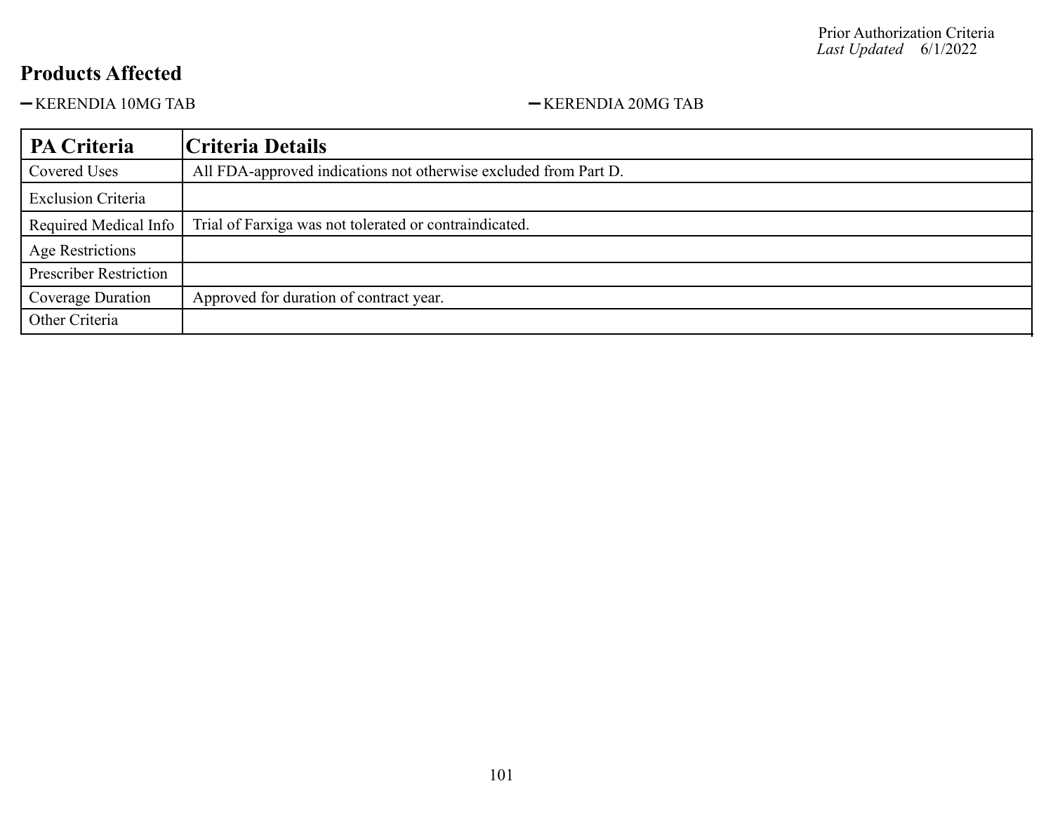Prior Authorization Criteria
*Last Updated* 6/1/2022

## Products Affected

- KERENDIA 10MG TAB
- KERENDIA 20MG TAB

| PA Criteria | Criteria Details |
|---|---|
| Covered Uses | All FDA-approved indications not otherwise excluded from Part D. |
| Exclusion Criteria | |
| Required Medical Info | Trial of Farxiga was not tolerated or contraindicated. |
| Age Restrictions | |
| Prescriber Restriction | |
| Coverage Duration | Approved for duration of contract year. |
| Other Criteria | |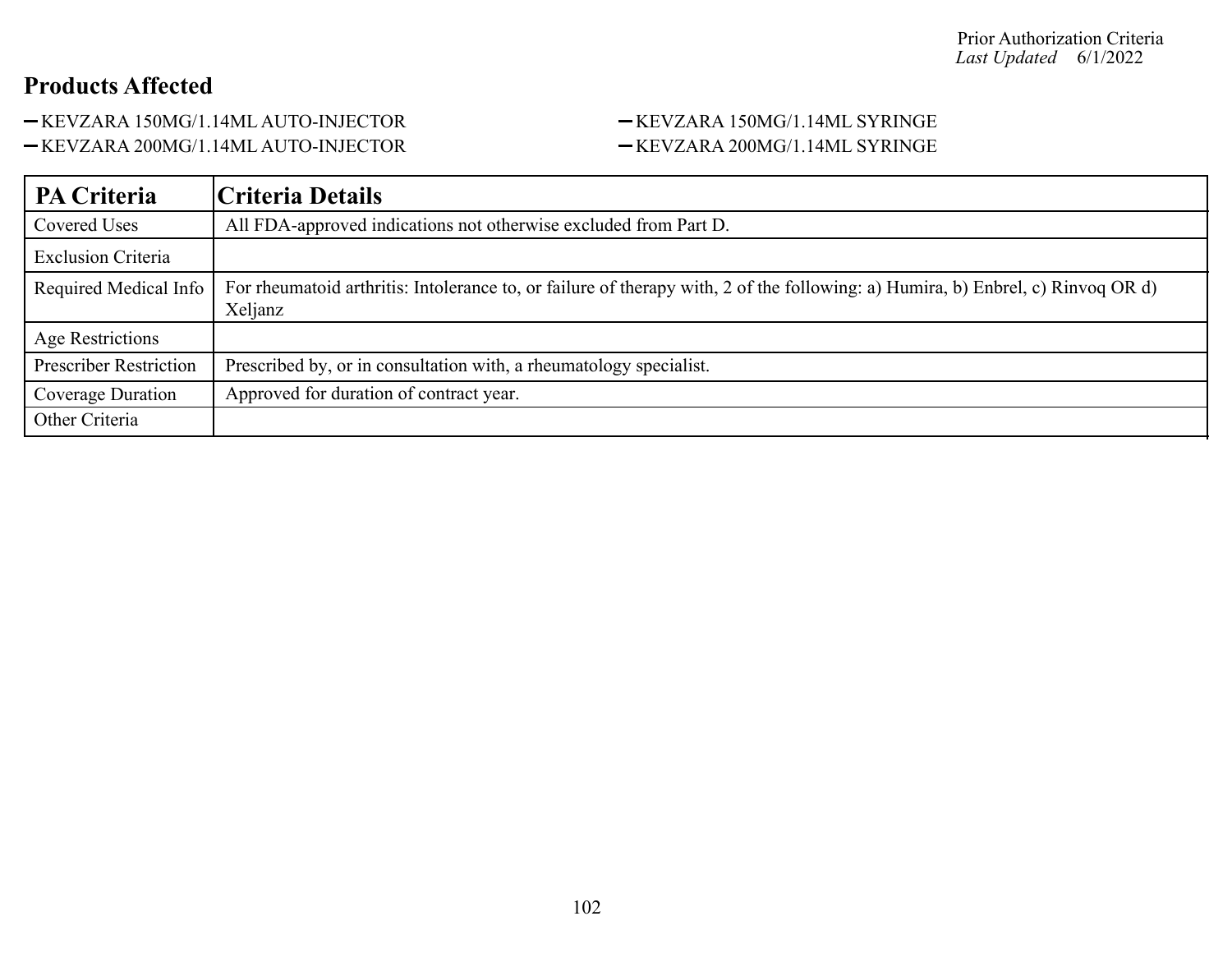Prior Authorization Criteria
*Last Updated* 6/1/2022

## Products Affected

- KEVZARA 150MG/1.14ML AUTO-INJECTOR
- KEVZARA 200MG/1.14ML AUTO-INJECTOR
- KEVZARA 150MG/1.14ML SYRINGE
- KEVZARA 200MG/1.14ML SYRINGE

| PA Criteria | Criteria Details |
| --- | --- |
| Covered Uses | All FDA-approved indications not otherwise excluded from Part D. |
| Exclusion Criteria | |
| Required Medical Info | For rheumatoid arthritis: Intolerance to, or failure of therapy with, 2 of the following: a) Humira, b) Enbrel, c) Rinvoq OR d) Xeljanz |
| Age Restrictions | |
| Prescriber Restriction | Prescribed by, or in consultation with, a rheumatology specialist. |
| Coverage Duration | Approved for duration of contract year. |
| Other Criteria | |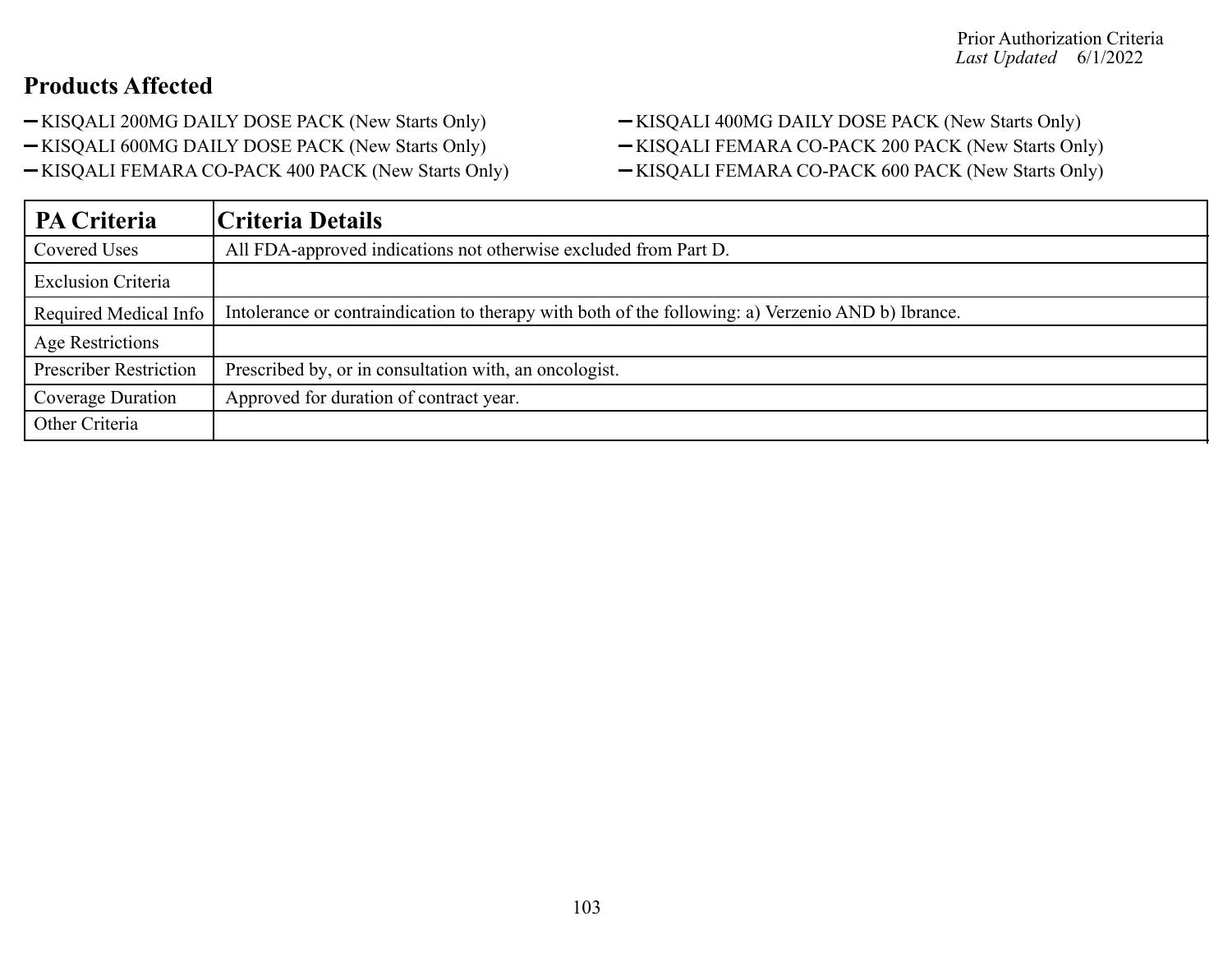Prior Authorization Criteria
*Last Updated* 6/1/2022

## Products Affected

- KISQALI 200MG DAILY DOSE PACK (New Starts Only)
- KISQALI 400MG DAILY DOSE PACK (New Starts Only)
- KISQALI 600MG DAILY DOSE PACK (New Starts Only)
- KISQALI FEMARA CO-PACK 200 PACK (New Starts Only)
- KISQALI FEMARA CO-PACK 400 PACK (New Starts Only)
- KISQALI FEMARA CO-PACK 600 PACK (New Starts Only)

| PA Criteria | Criteria Details |
| --- | --- |
| Covered Uses | All FDA-approved indications not otherwise excluded from Part D. |
| Exclusion Criteria | |
| Required Medical Info | Intolerance or contraindication to therapy with both of the following: a) Verzenio AND b) Ibrance. |
| Age Restrictions | |
| Prescriber Restriction | Prescribed by, or in consultation with, an oncologist. |
| Coverage Duration | Approved for duration of contract year. |
| Other Criteria | |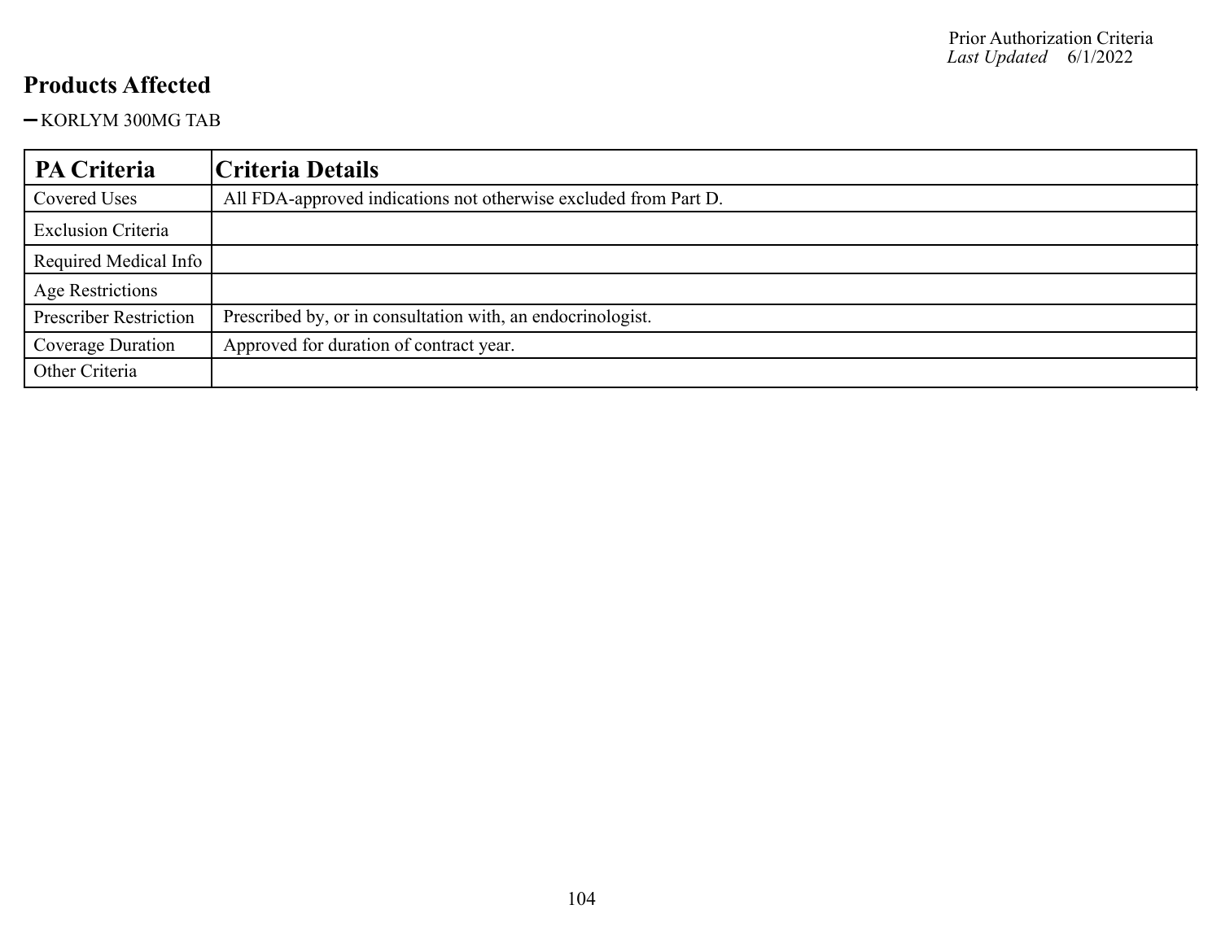## Products Affected

- KORLYM 300MG TAB

| PA Criteria | Criteria Details |
| --- | --- |
| Covered Uses | All FDA-approved indications not otherwise excluded from Part D. |
| Exclusion Criteria | |
| Required Medical Info | |
| Age Restrictions | |
| Prescriber Restriction | Prescribed by, or in consultation with, an endocrinologist. |
| Coverage Duration | Approved for duration of contract year. |
| Other Criteria | |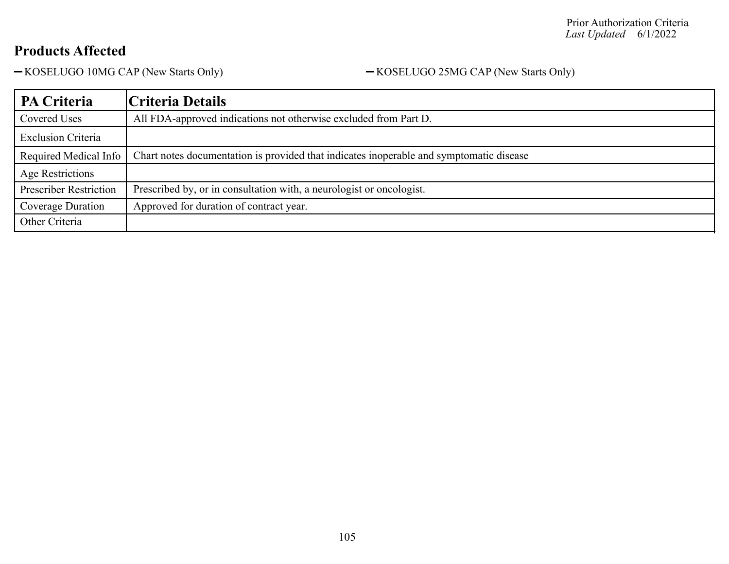Prior Authorization Criteria
*Last Updated* 6/1/2022

## Products Affected

- KOSELUGO 10MG CAP (New Starts Only)
- KOSELUGO 25MG CAP (New Starts Only)

| PA Criteria | Criteria Details |
|---|---|
| Covered Uses | All FDA-approved indications not otherwise excluded from Part D. |
| Exclusion Criteria | |
| Required Medical Info | Chart notes documentation is provided that indicates inoperable and symptomatic disease |
| Age Restrictions | |
| Prescriber Restriction | Prescribed by, or in consultation with, a neurologist or oncologist. |
| Coverage Duration | Approved for duration of contract year. |
| Other Criteria | |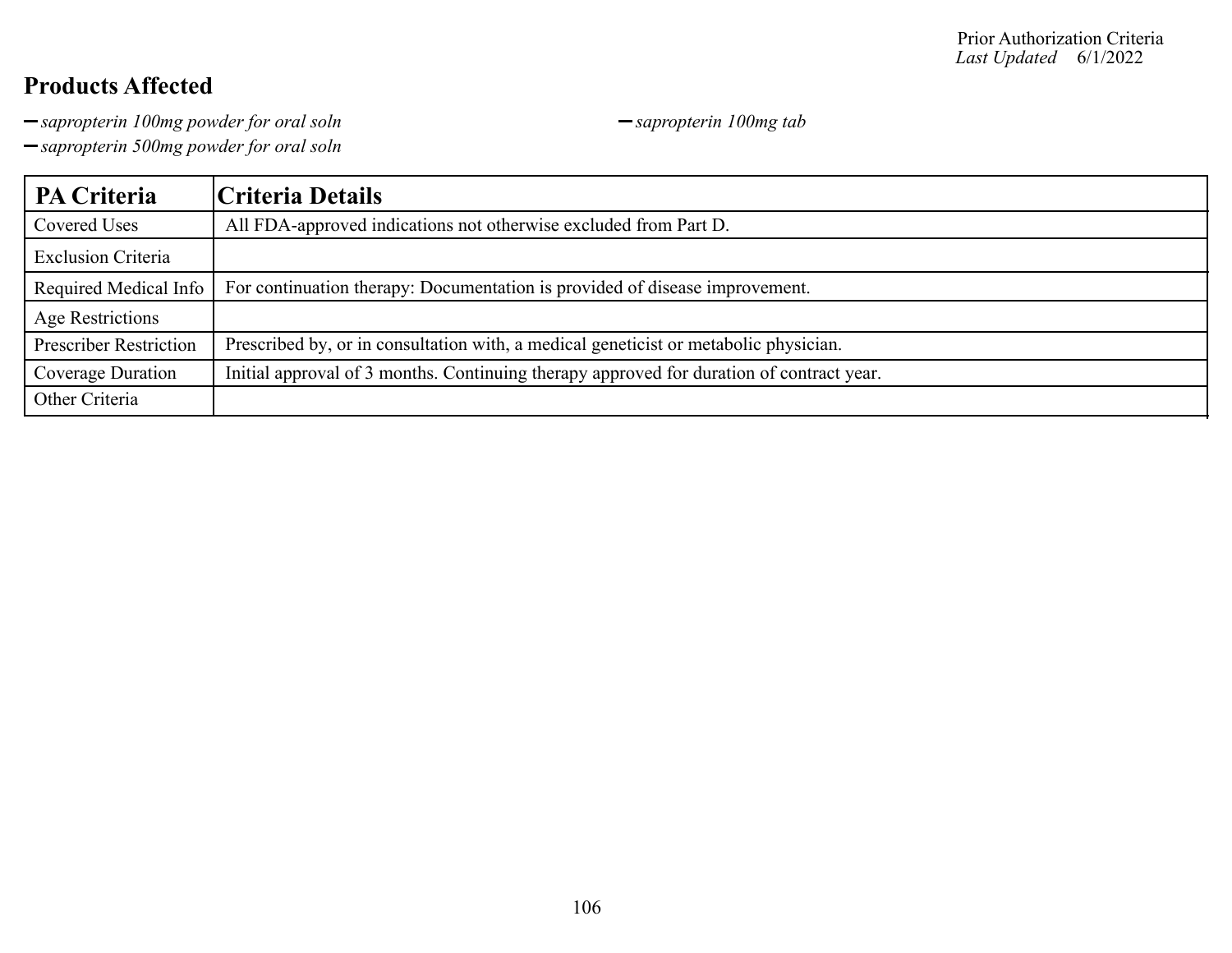## Products Affected

- *sapropterin 100mg powder for oral soln*
- *sapropterin 500mg powder for oral soln*
- *sapropterin 100mg tab*

| PA Criteria | Criteria Details |
|---|---|
| Covered Uses | All FDA-approved indications not otherwise excluded from Part D. |
| Exclusion Criteria | |
| Required Medical Info | For continuation therapy: Documentation is provided of disease improvement. |
| Age Restrictions | |
| Prescriber Restriction | Prescribed by, or in consultation with, a medical geneticist or metabolic physician. |
| Coverage Duration | Initial approval of 3 months. Continuing therapy approved for duration of contract year. |
| Other Criteria | |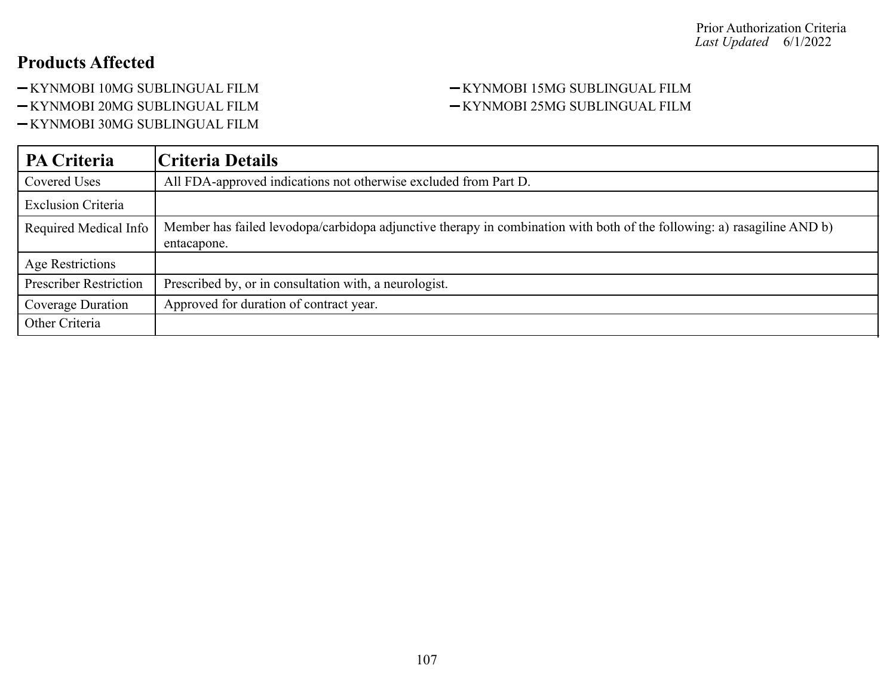## Products Affected

- KYNMOBI 10MG SUBLINGUAL FILM
- KYNMOBI 15MG SUBLINGUAL FILM
- KYNMOBI 20MG SUBLINGUAL FILM
- KYNMOBI 25MG SUBLINGUAL FILM
- KYNMOBI 30MG SUBLINGUAL FILM

| PA Criteria | Criteria Details |
|---|---|
| Covered Uses | All FDA-approved indications not otherwise excluded from Part D. |
| Exclusion Criteria | |
| Required Medical Info | Member has failed levodopa/carbidopa adjunctive therapy in combination with both of the following: a) rasagiline AND b) entacapone. |
| Age Restrictions | |
| Prescriber Restriction | Prescribed by, or in consultation with, a neurologist. |
| Coverage Duration | Approved for duration of contract year. |
| Other Criteria | |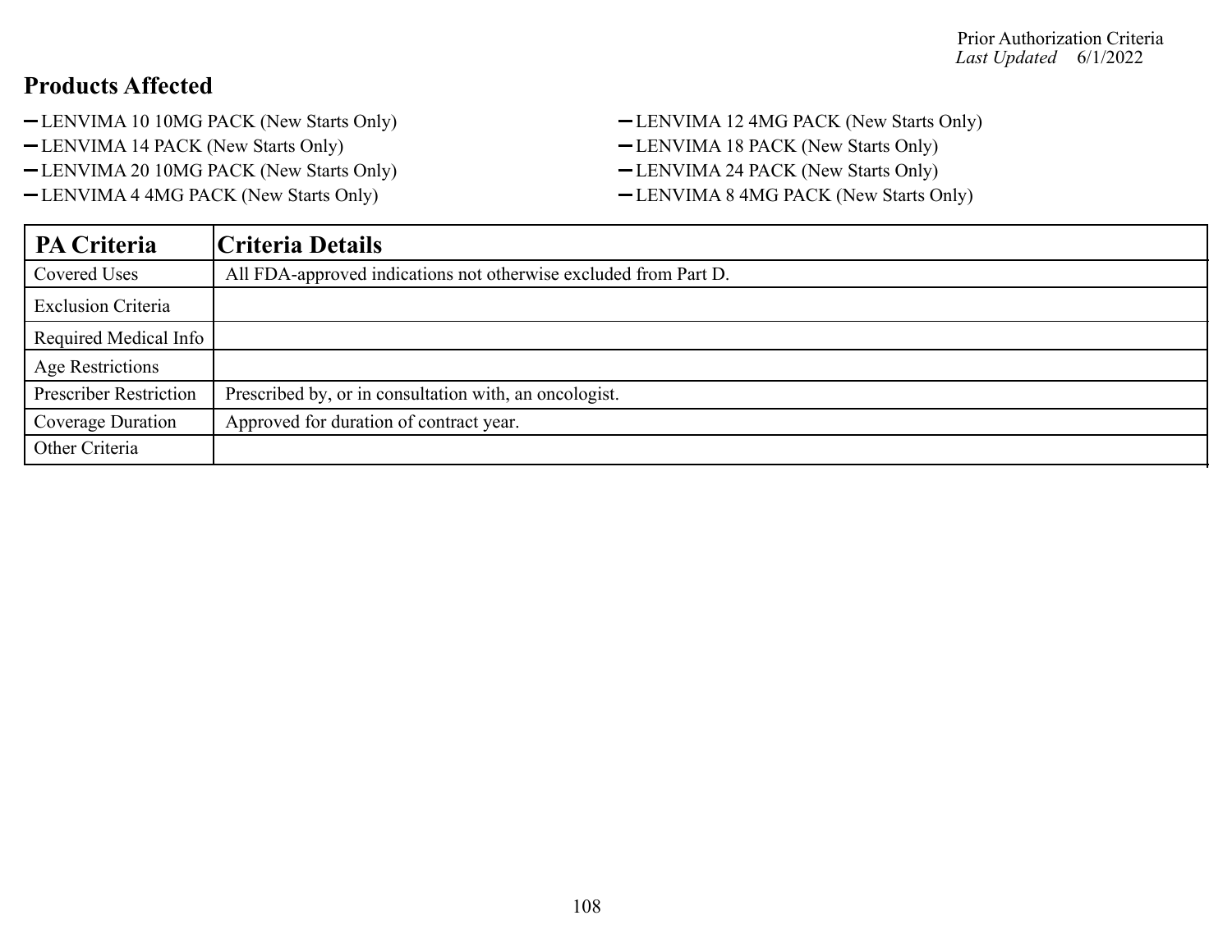## Products Affected

- LENVIMA 10 10MG PACK (New Starts Only)
- LENVIMA 12 4MG PACK (New Starts Only)
- LENVIMA 14 PACK (New Starts Only)
- LENVIMA 18 PACK (New Starts Only)
- LENVIMA 20 10MG PACK (New Starts Only)
- LENVIMA 24 PACK (New Starts Only)
- LENVIMA 4 4MG PACK (New Starts Only)
- LENVIMA 8 4MG PACK (New Starts Only)

| PA Criteria | Criteria Details |
|---|---|
| Covered Uses | All FDA-approved indications not otherwise excluded from Part D. |
| Exclusion Criteria | |
| Required Medical Info | |
| Age Restrictions | |
| Prescriber Restriction | Prescribed by, or in consultation with, an oncologist. |
| Coverage Duration | Approved for duration of contract year. |
| Other Criteria | |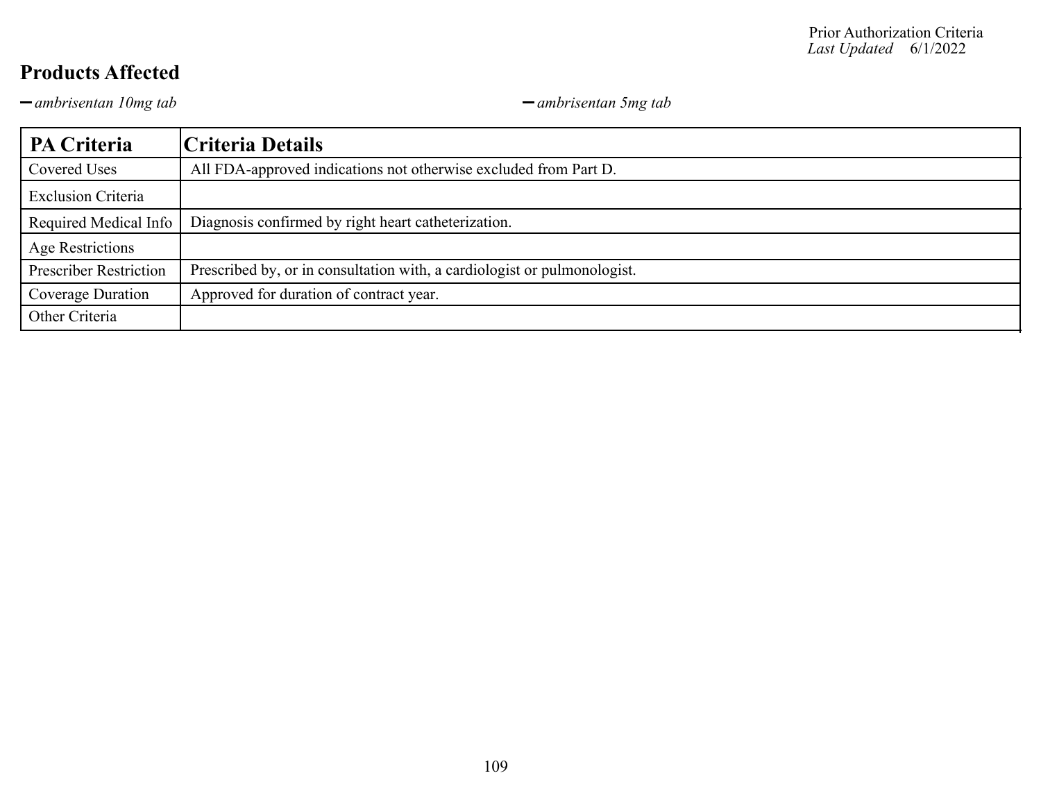Prior Authorization Criteria
*Last Updated* 6/1/2022

## Products Affected

- *ambrisentan 10mg tab*
- *ambrisentan 5mg tab*

| PA Criteria | Criteria Details |
|---|---|
| Covered Uses | All FDA-approved indications not otherwise excluded from Part D. |
| Exclusion Criteria | |
| Required Medical Info | Diagnosis confirmed by right heart catheterization. |
| Age Restrictions | |
| Prescriber Restriction | Prescribed by, or in consultation with, a cardiologist or pulmonologist. |
| Coverage Duration | Approved for duration of contract year. |
| Other Criteria | |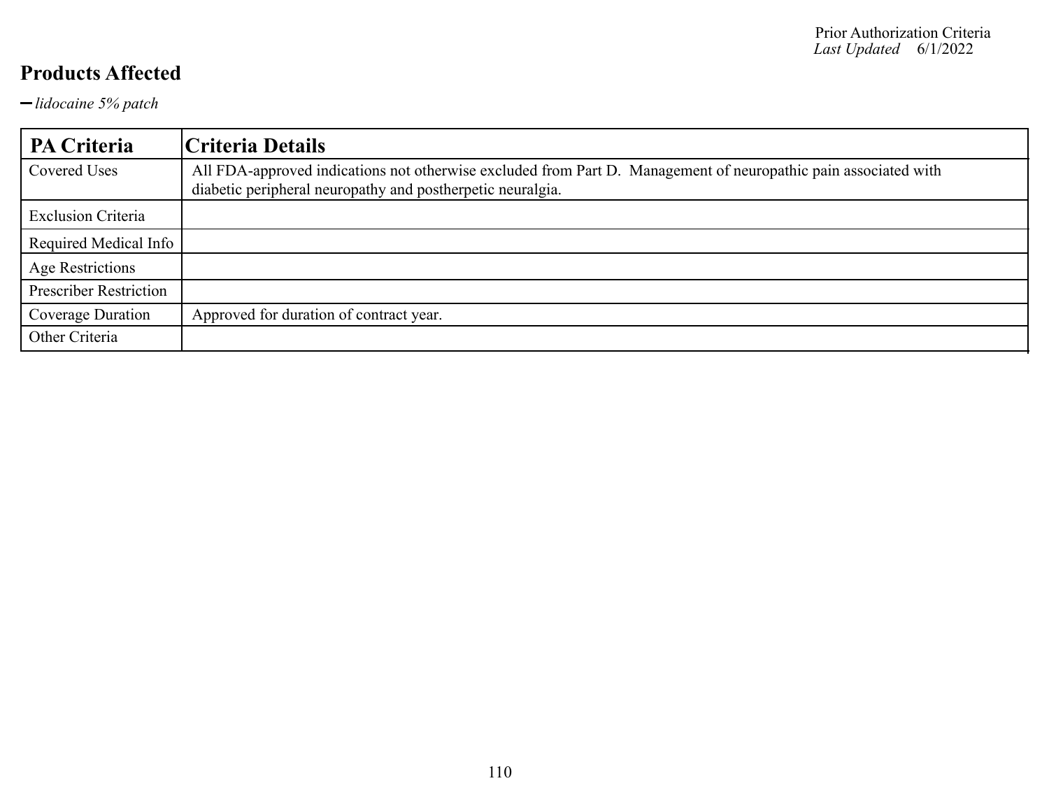## Products Affected

- *lidocaine 5% patch*

| PA Criteria | Criteria Details |
|---|---|
| Covered Uses | All FDA-approved indications not otherwise excluded from Part D. Management of neuropathic pain associated with diabetic peripheral neuropathy and postherpetic neuralgia. |
| Exclusion Criteria | |
| Required Medical Info | |
| Age Restrictions | |
| Prescriber Restriction | |
| Coverage Duration | Approved for duration of contract year. |
| Other Criteria | |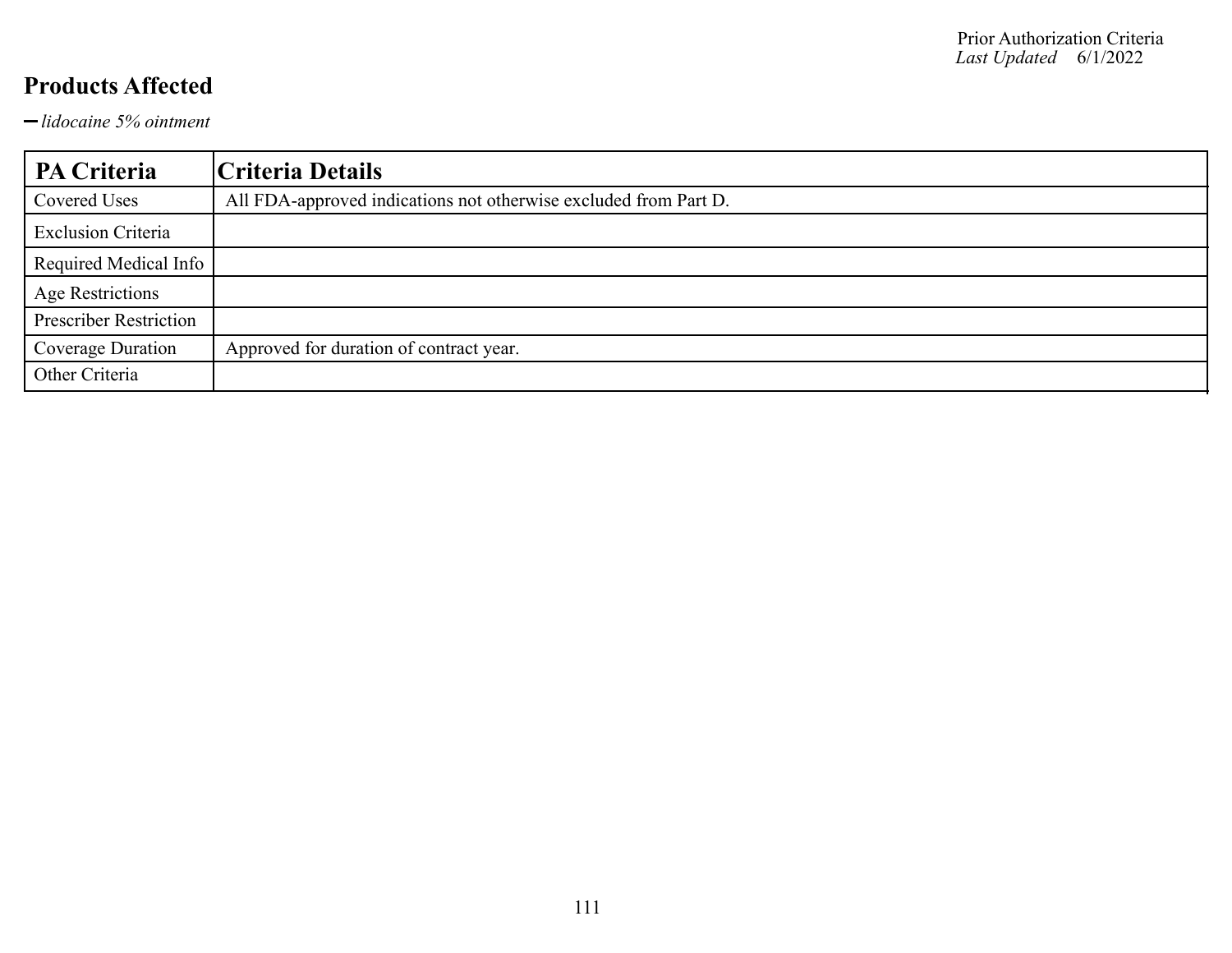## Products Affected

- *lidocaine 5% ointment*

| PA Criteria | Criteria Details |
|---|---|
| Covered Uses | All FDA-approved indications not otherwise excluded from Part D. |
| Exclusion Criteria | |
| Required Medical Info | |
| Age Restrictions | |
| Prescriber Restriction | |
| Coverage Duration | Approved for duration of contract year. |
| Other Criteria | |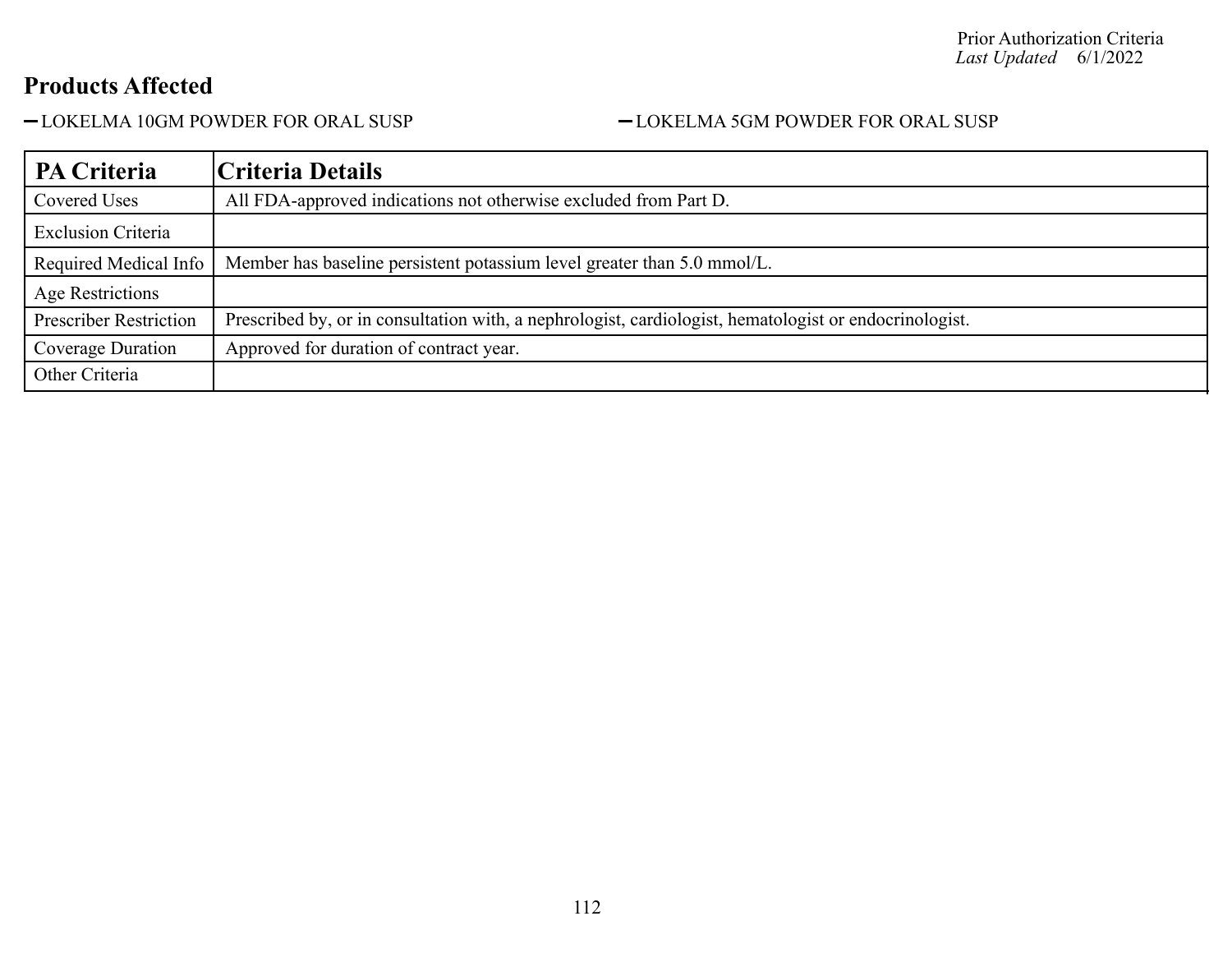Prior Authorization Criteria
*Last Updated* 6/1/2022

## Products Affected

- LOKELMA 10GM POWDER FOR ORAL SUSP
- LOKELMA 5GM POWDER FOR ORAL SUSP

| PA Criteria | Criteria Details |
|---|---|
| Covered Uses | All FDA-approved indications not otherwise excluded from Part D. |
| Exclusion Criteria | |
| Required Medical Info | Member has baseline persistent potassium level greater than 5.0 mmol/L. |
| Age Restrictions | |
| Prescriber Restriction | Prescribed by, or in consultation with, a nephrologist, cardiologist, hematologist or endocrinologist. |
| Coverage Duration | Approved for duration of contract year. |
| Other Criteria | |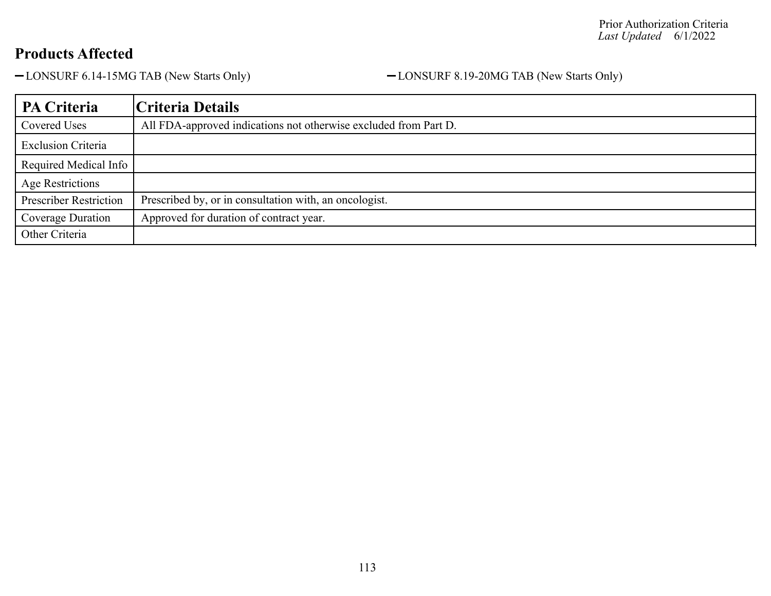## Products Affected

- LONSURF 6.14-15MG TAB (New Starts Only)
- LONSURF 8.19-20MG TAB (New Starts Only)

| PA Criteria | Criteria Details |
|---|---|
| Covered Uses | All FDA-approved indications not otherwise excluded from Part D. |
| Exclusion Criteria | |
| Required Medical Info | |
| Age Restrictions | |
| Prescriber Restriction | Prescribed by, or in consultation with, an oncologist. |
| Coverage Duration | Approved for duration of contract year. |
| Other Criteria | |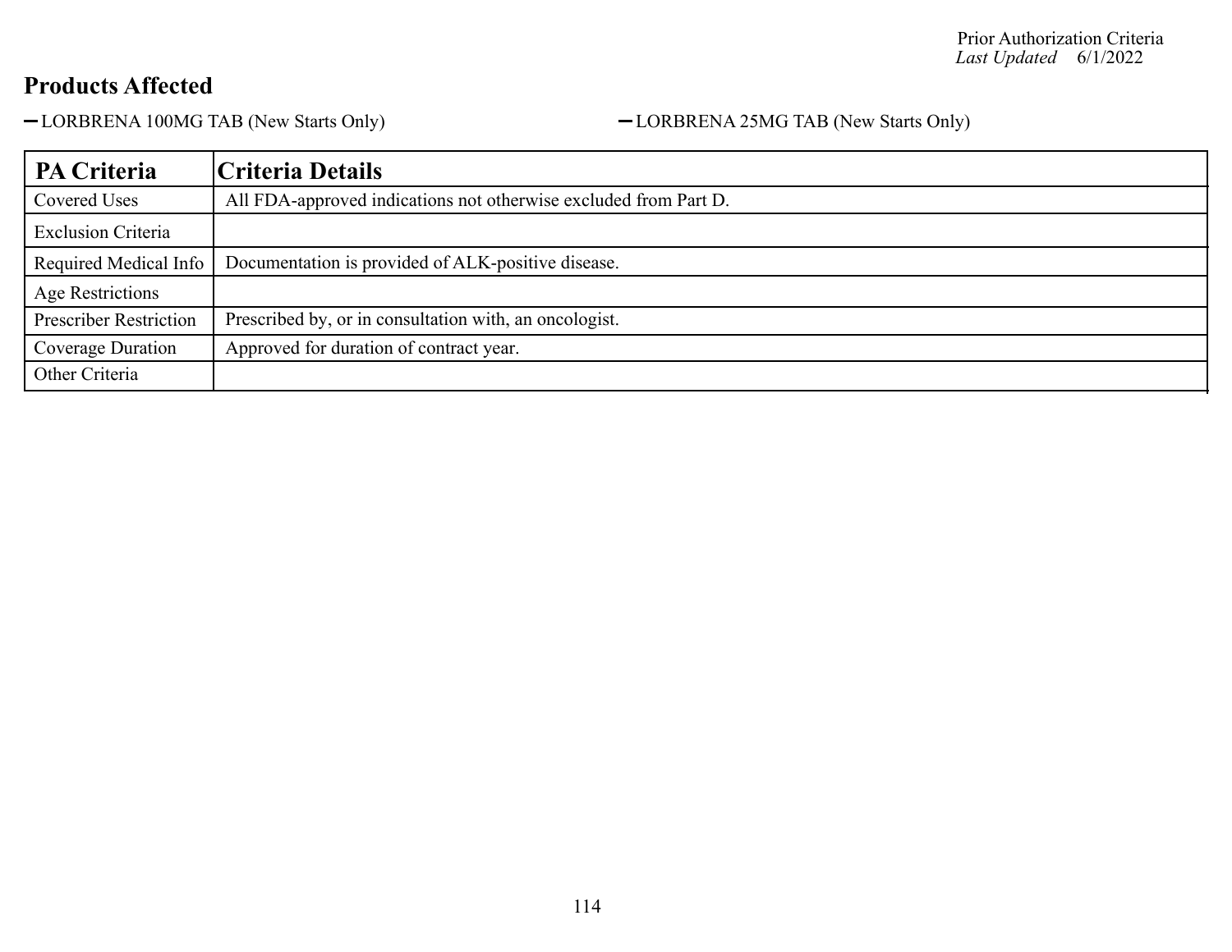## Products Affected

- LORBRENA 100MG TAB (New Starts Only)
- LORBRENA 25MG TAB (New Starts Only)

| PA Criteria | Criteria Details |
|---|---|
| Covered Uses | All FDA-approved indications not otherwise excluded from Part D. |
| Exclusion Criteria | |
| Required Medical Info | Documentation is provided of ALK-positive disease. |
| Age Restrictions | |
| Prescriber Restriction | Prescribed by, or in consultation with, an oncologist. |
| Coverage Duration | Approved for duration of contract year. |
| Other Criteria | |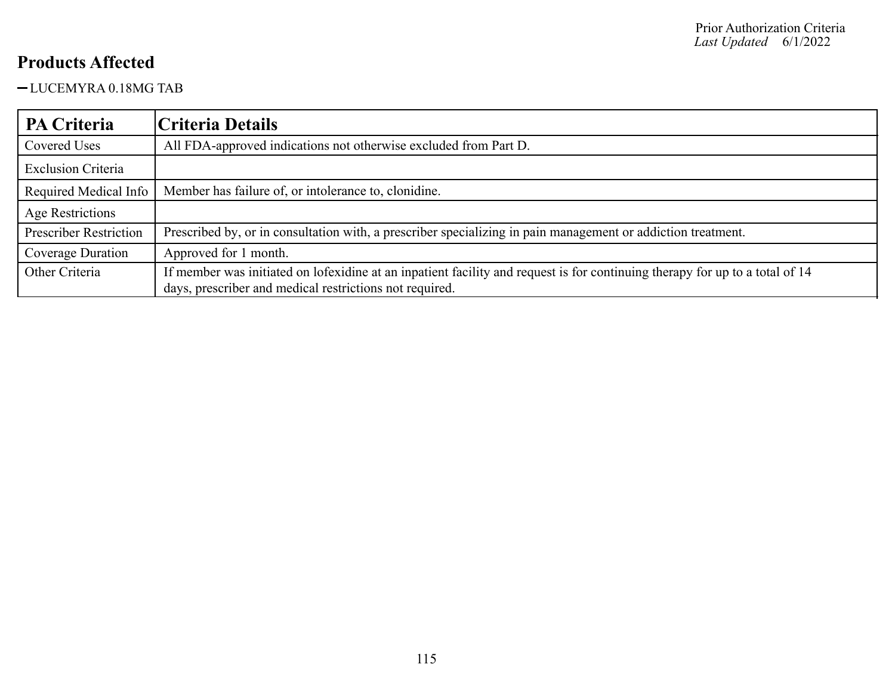## Products Affected

- LUCEMYRA 0.18MG TAB

| PA Criteria | Criteria Details |
| --- | --- |
| Covered Uses | All FDA-approved indications not otherwise excluded from Part D. |
| Exclusion Criteria | |
| Required Medical Info | Member has failure of, or intolerance to, clonidine. |
| Age Restrictions | |
| Prescriber Restriction | Prescribed by, or in consultation with, a prescriber specializing in pain management or addiction treatment. |
| Coverage Duration | Approved for 1 month. |
| Other Criteria | If member was initiated on lofexidine at an inpatient facility and request is for continuing therapy for up to a total of 14 days, prescriber and medical restrictions not required. |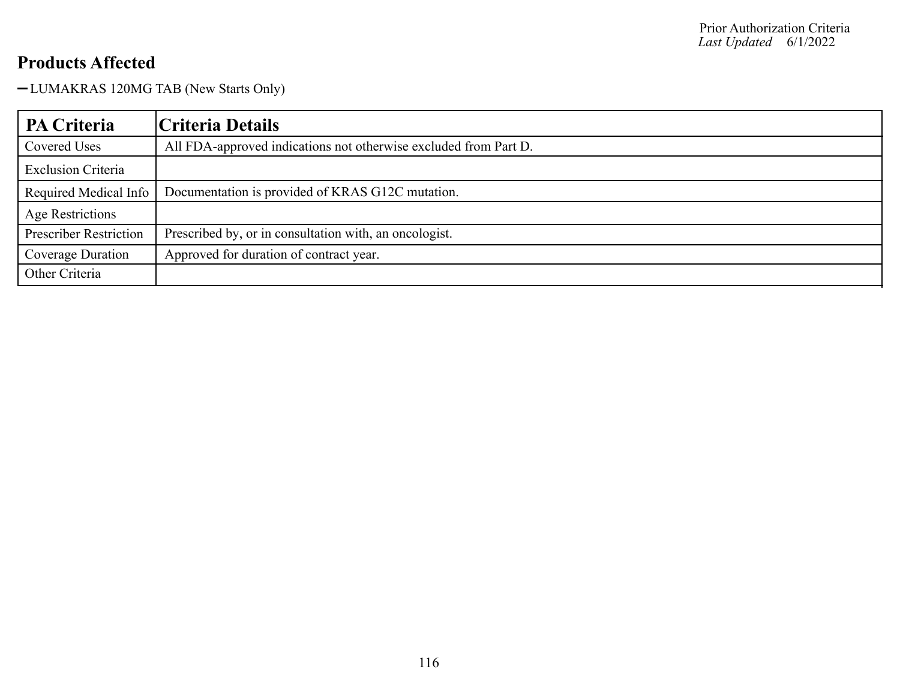## Products Affected

- LUMAKRAS 120MG TAB (New Starts Only)

| PA Criteria | Criteria Details |
| --- | --- |
| Covered Uses | All FDA-approved indications not otherwise excluded from Part D. |
| Exclusion Criteria | |
| Required Medical Info | Documentation is provided of KRAS G12C mutation. |
| Age Restrictions | |
| Prescriber Restriction | Prescribed by, or in consultation with, an oncologist. |
| Coverage Duration | Approved for duration of contract year. |
| Other Criteria | |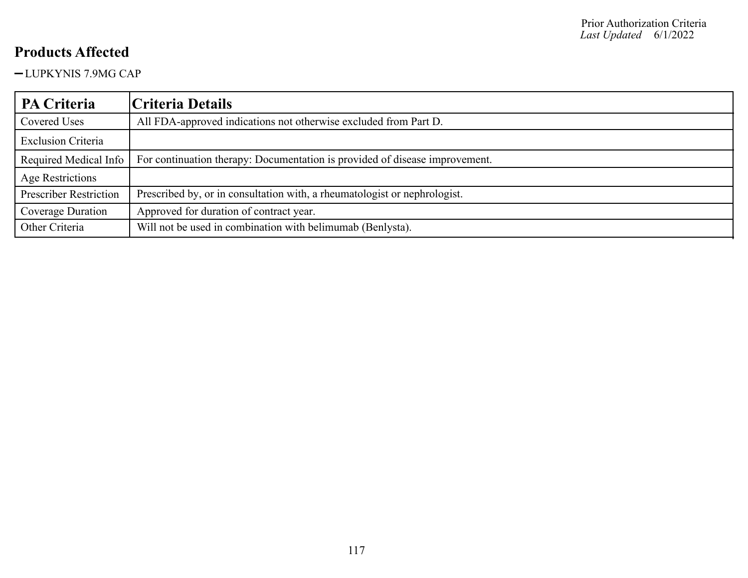## Products Affected

- LUPKYNIS 7.9MG CAP

| PA Criteria | Criteria Details |
|---|---|
| Covered Uses | All FDA-approved indications not otherwise excluded from Part D. |
| Exclusion Criteria | |
| Required Medical Info | For continuation therapy: Documentation is provided of disease improvement. |
| Age Restrictions | |
| Prescriber Restriction | Prescribed by, or in consultation with, a rheumatologist or nephrologist. |
| Coverage Duration | Approved for duration of contract year. |
| Other Criteria | Will not be used in combination with belimumab (Benlysta). |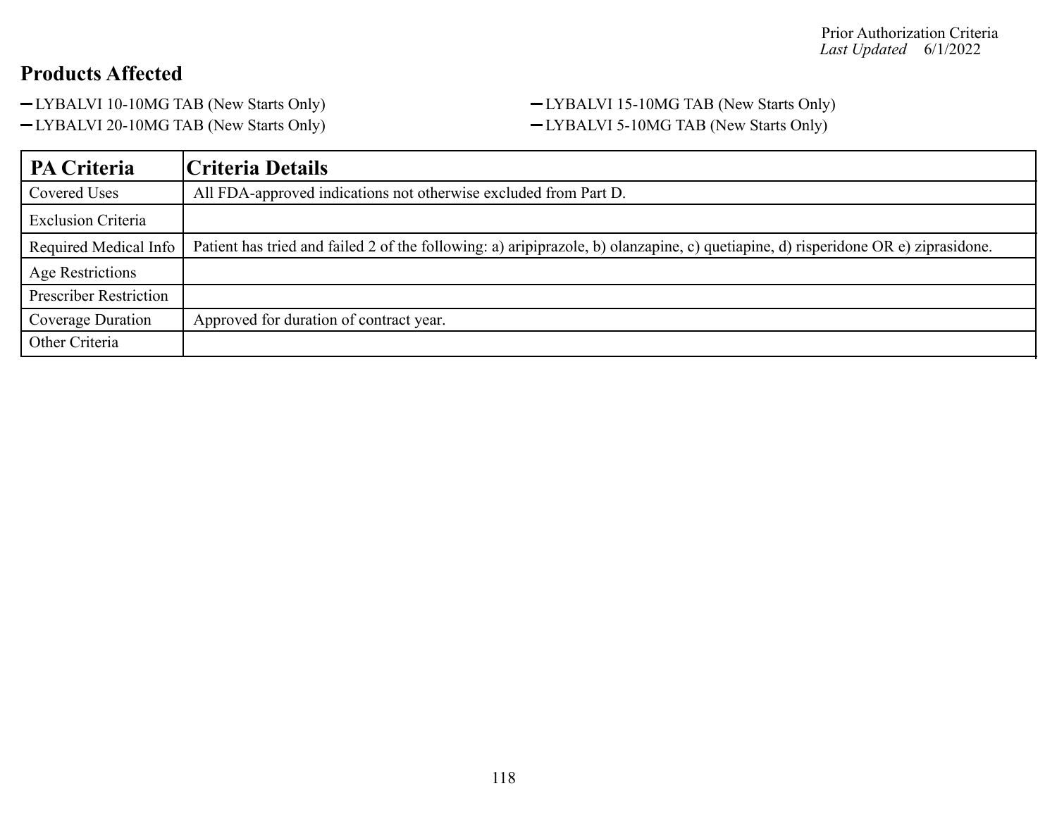## Products Affected

- LYBALVI 10-10MG TAB (New Starts Only)
- LYBALVI 15-10MG TAB (New Starts Only)
- LYBALVI 20-10MG TAB (New Starts Only)
- LYBALVI 5-10MG TAB (New Starts Only)

| PA Criteria | Criteria Details |
|---|---|
| Covered Uses | All FDA-approved indications not otherwise excluded from Part D. |
| Exclusion Criteria | |
| Required Medical Info | Patient has tried and failed 2 of the following: a) aripiprazole, b) olanzapine, c) quetiapine, d) risperidone OR e) ziprasidone. |
| Age Restrictions | |
| Prescriber Restriction | |
| Coverage Duration | Approved for duration of contract year. |
| Other Criteria | |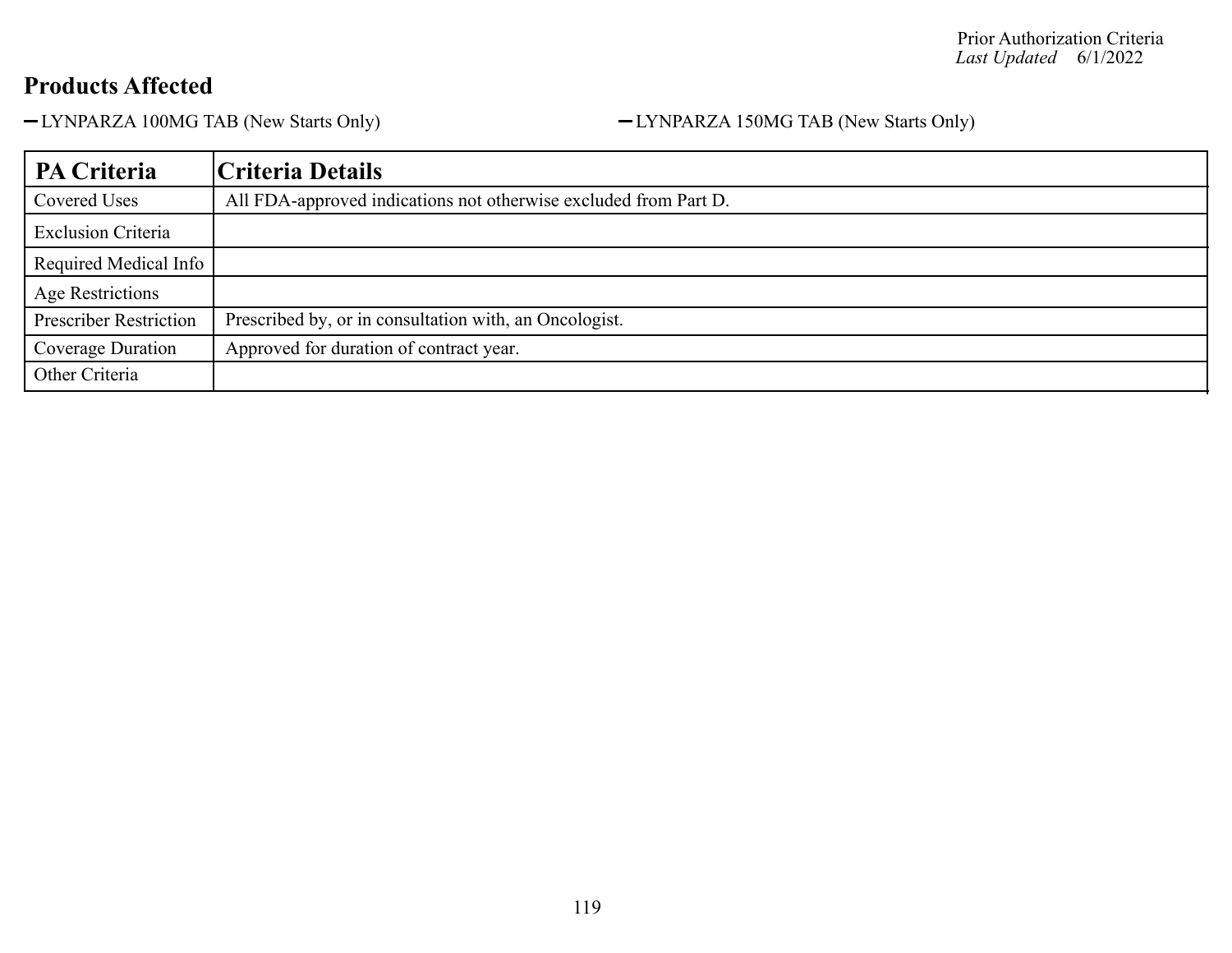## Products Affected

- LYNPARZA 100MG TAB (New Starts Only)
- LYNPARZA 150MG TAB (New Starts Only)

| PA Criteria | Criteria Details |
| --- | --- |
| Covered Uses | All FDA-approved indications not otherwise excluded from Part D. |
| Exclusion Criteria | |
| Required Medical Info | |
| Age Restrictions | |
| Prescriber Restriction | Prescribed by, or in consultation with, an Oncologist. |
| Coverage Duration | Approved for duration of contract year. |
| Other Criteria | |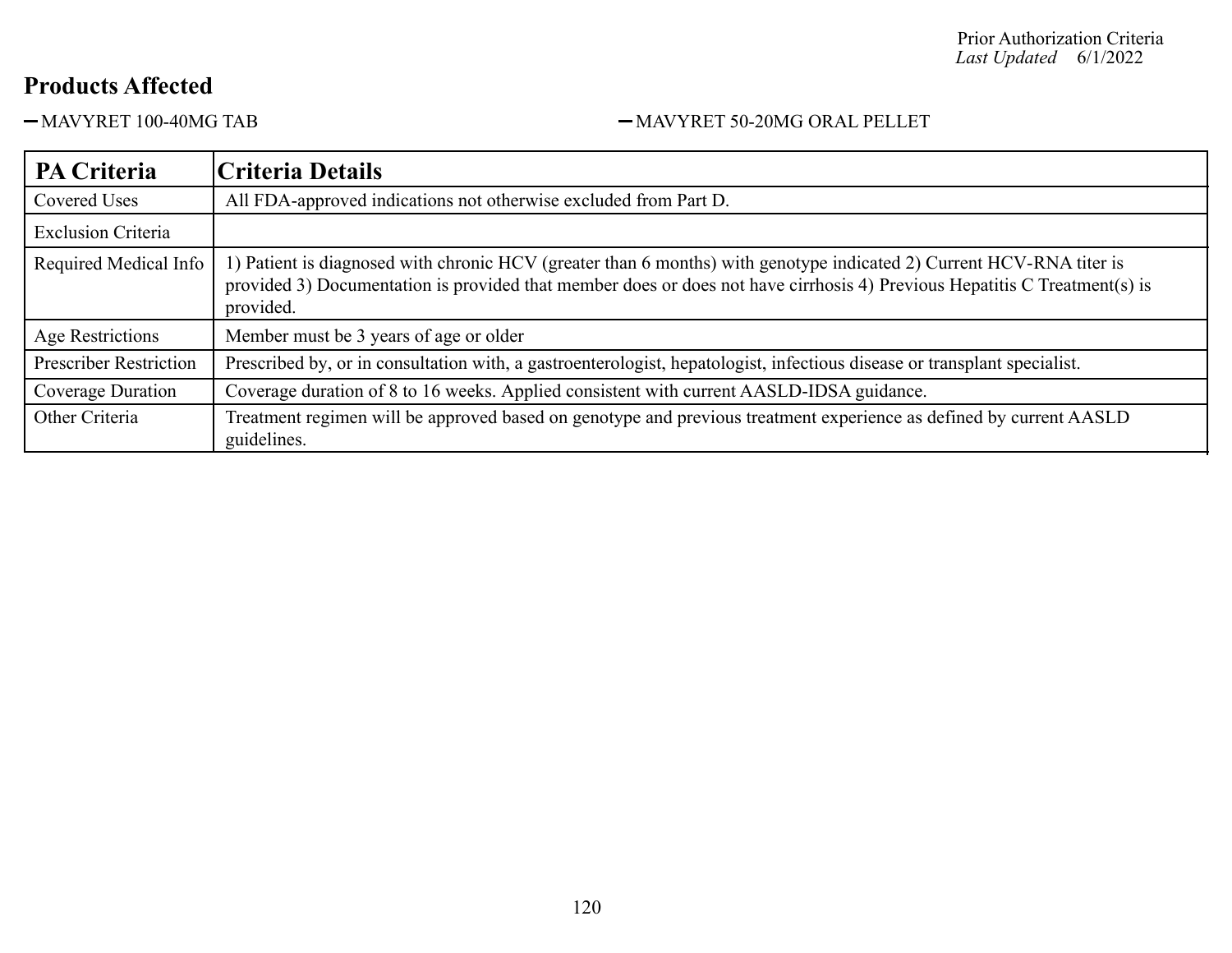Prior Authorization Criteria
*Last Updated* 6/1/2022

## Products Affected

- MAVYRET 100-40MG TAB
- MAVYRET 50-20MG ORAL PELLET

| PA Criteria | Criteria Details |
| --- | --- |
| Covered Uses | All FDA-approved indications not otherwise excluded from Part D. |
| Exclusion Criteria | |
| Required Medical Info | 1) Patient is diagnosed with chronic HCV (greater than 6 months) with genotype indicated 2) Current HCV-RNA titer is provided 3) Documentation is provided that member does or does not have cirrhosis 4) Previous Hepatitis C Treatment(s) is provided. |
| Age Restrictions | Member must be 3 years of age or older |
| Prescriber Restriction | Prescribed by, or in consultation with, a gastroenterologist, hepatologist, infectious disease or transplant specialist. |
| Coverage Duration | Coverage duration of 8 to 16 weeks. Applied consistent with current AASLD-IDSA guidance. |
| Other Criteria | Treatment regimen will be approved based on genotype and previous treatment experience as defined by current AASLD guidelines. |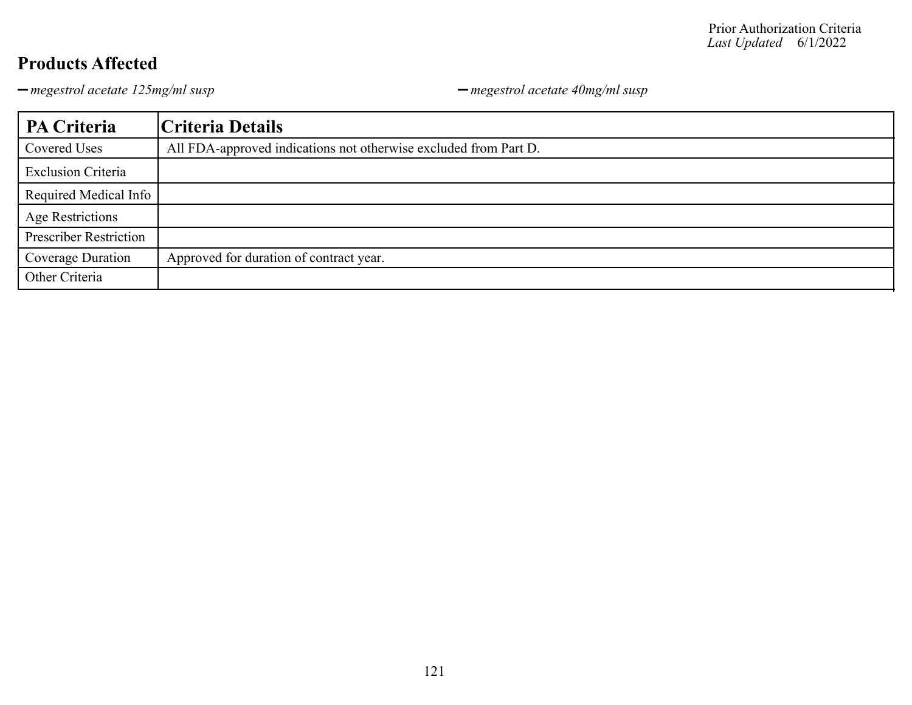## Products Affected

- *megestrol acetate 125mg/ml susp*
- *megestrol acetate 40mg/ml susp*

| PA Criteria | Criteria Details |
|---|---|
| Covered Uses | All FDA-approved indications not otherwise excluded from Part D. |
| Exclusion Criteria | |
| Required Medical Info | |
| Age Restrictions | |
| Prescriber Restriction | |
| Coverage Duration | Approved for duration of contract year. |
| Other Criteria | |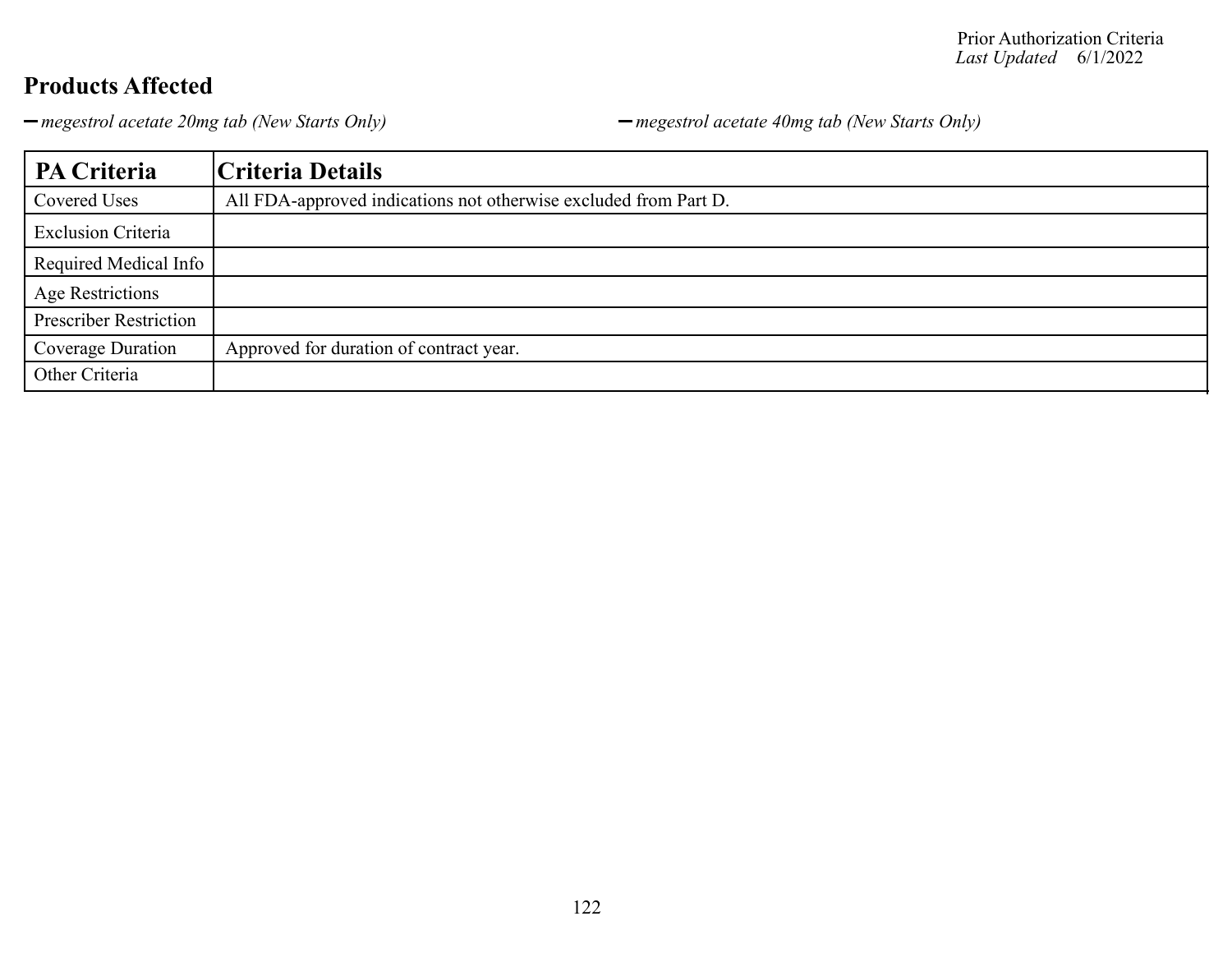## Products Affected

- *megestrol acetate 20mg tab (New Starts Only)*
- *megestrol acetate 40mg tab (New Starts Only)*

| PA Criteria | Criteria Details |
|---|---|
| Covered Uses | All FDA-approved indications not otherwise excluded from Part D. |
| Exclusion Criteria | |
| Required Medical Info | |
| Age Restrictions | |
| Prescriber Restriction | |
| Coverage Duration | Approved for duration of contract year. |
| Other Criteria | |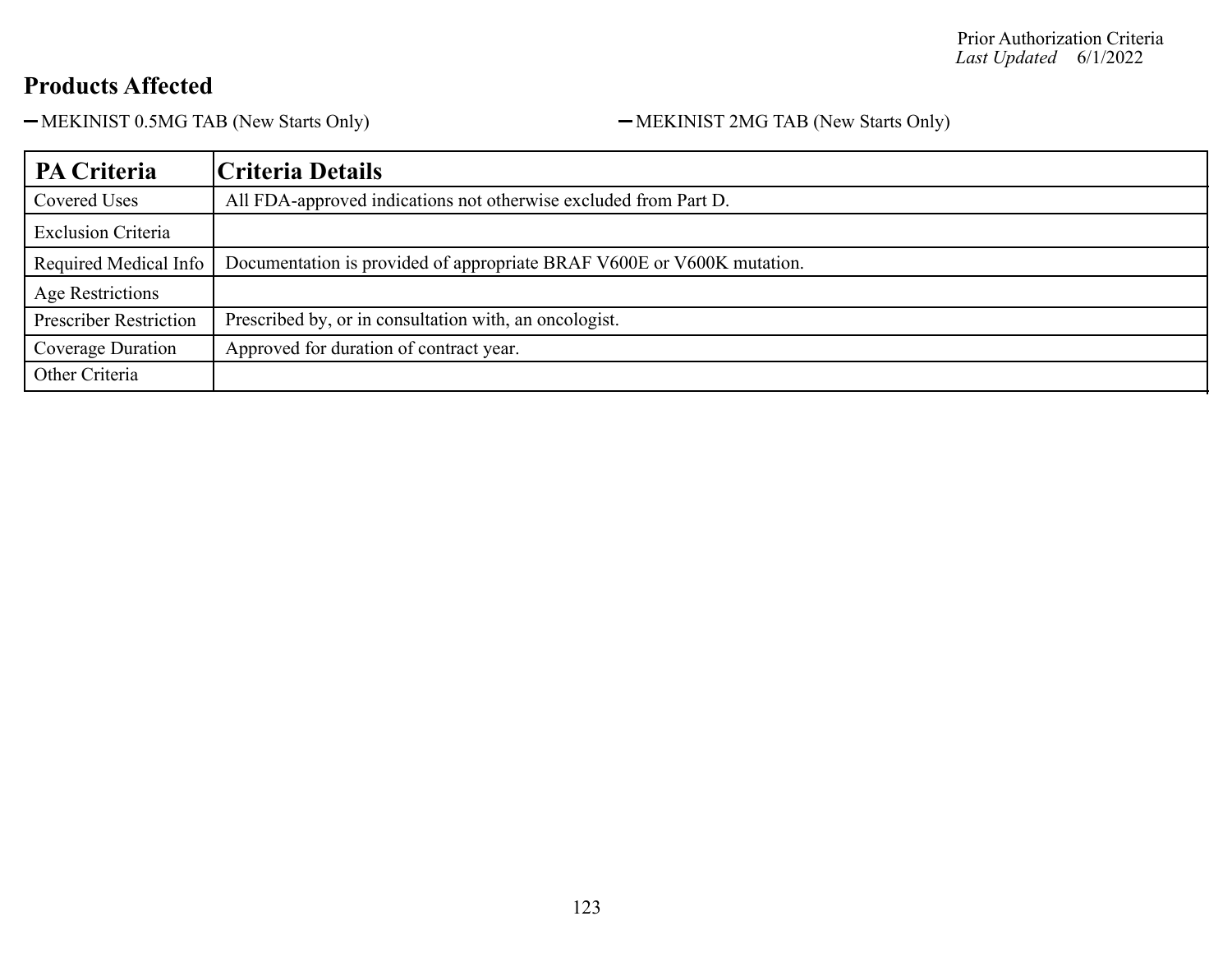## Products Affected

- MEKINIST 0.5MG TAB (New Starts Only)
- MEKINIST 2MG TAB (New Starts Only)

| PA Criteria | Criteria Details |
| --- | --- |
| Covered Uses | All FDA-approved indications not otherwise excluded from Part D. |
| Exclusion Criteria | |
| Required Medical Info | Documentation is provided of appropriate BRAF V600E or V600K mutation. |
| Age Restrictions | |
| Prescriber Restriction | Prescribed by, or in consultation with, an oncologist. |
| Coverage Duration | Approved for duration of contract year. |
| Other Criteria | |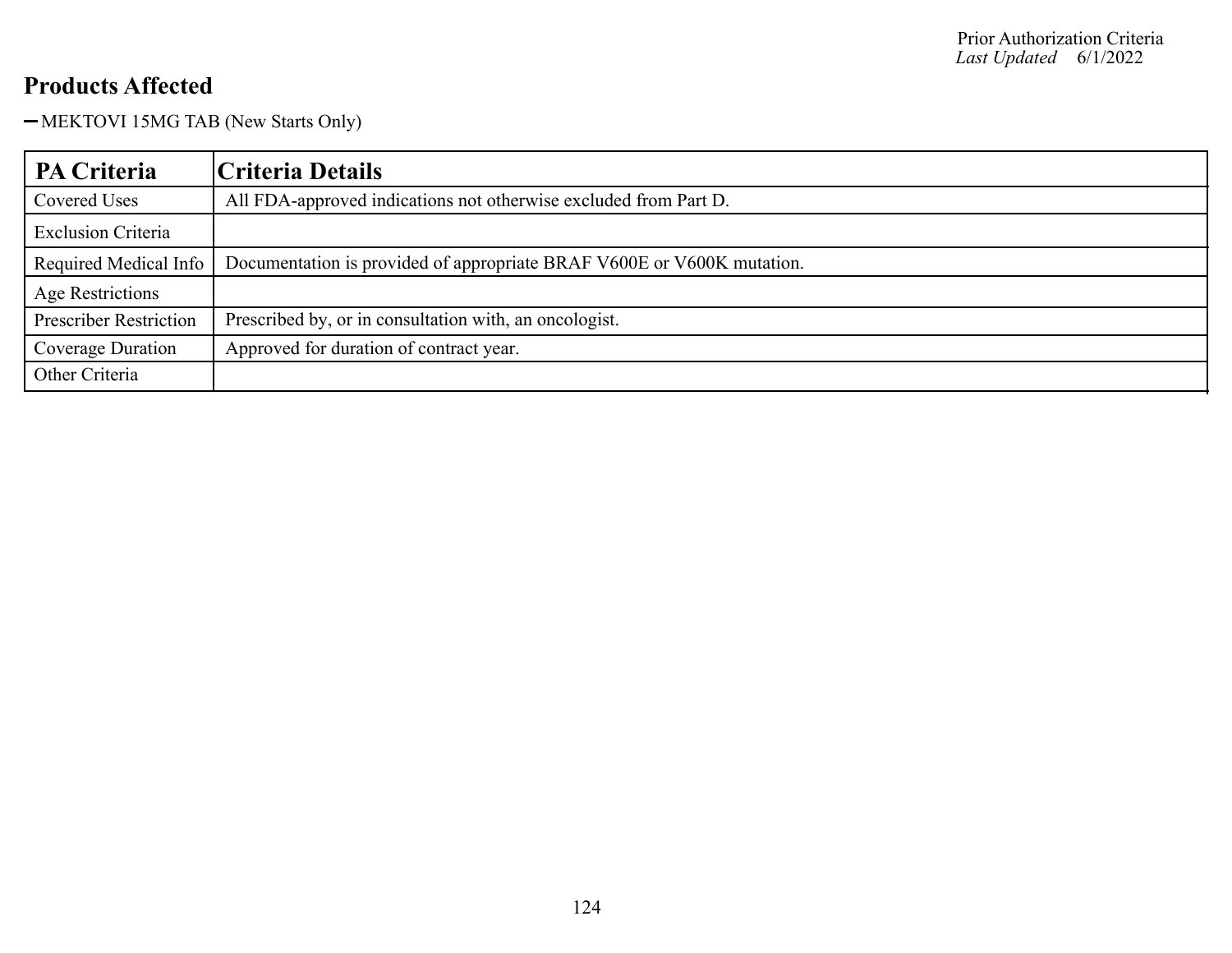## Products Affected

- MEKTOVI 15MG TAB (New Starts Only)

| PA Criteria | Criteria Details |
|---|---|
| Covered Uses | All FDA-approved indications not otherwise excluded from Part D. |
| Exclusion Criteria | |
| Required Medical Info | Documentation is provided of appropriate BRAF V600E or V600K mutation. |
| Age Restrictions | |
| Prescriber Restriction | Prescribed by, or in consultation with, an oncologist. |
| Coverage Duration | Approved for duration of contract year. |
| Other Criteria | |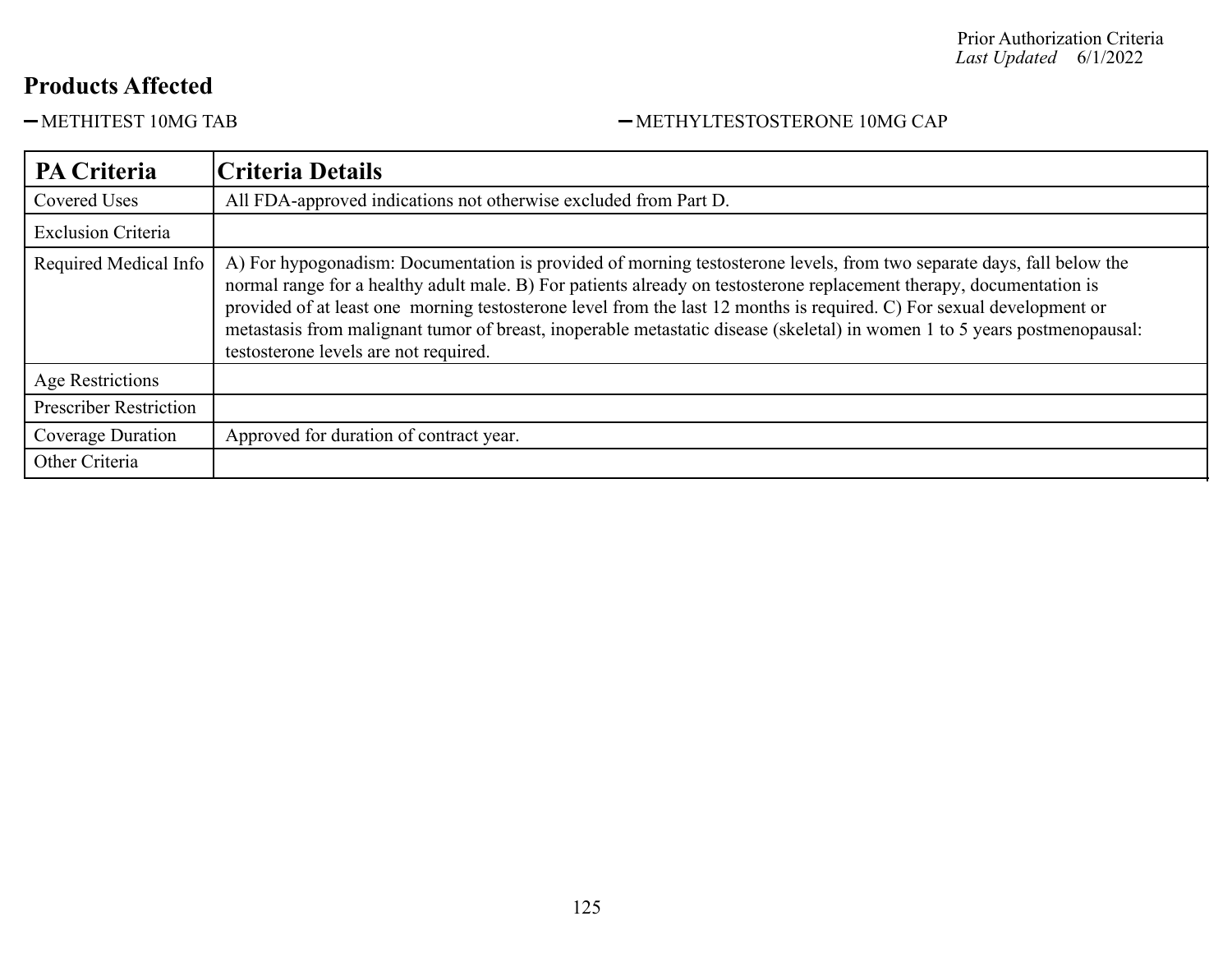Prior Authorization Criteria
*Last Updated* 6/1/2022

## Products Affected

- METHITEST 10MG TAB
- METHYLTESTOSTERONE 10MG CAP

| PA Criteria | Criteria Details |
|---|---|
| Covered Uses | All FDA-approved indications not otherwise excluded from Part D. |
| Exclusion Criteria | |
| Required Medical Info | A) For hypogonadism: Documentation is provided of morning testosterone levels, from two separate days, fall below the normal range for a healthy adult male. B) For patients already on testosterone replacement therapy, documentation is provided of at least one morning testosterone level from the last 12 months is required. C) For sexual development or metastasis from malignant tumor of breast, inoperable metastatic disease (skeletal) in women 1 to 5 years postmenopausal: testosterone levels are not required. |
| Age Restrictions | |
| Prescriber Restriction | |
| Coverage Duration | Approved for duration of contract year. |
| Other Criteria | |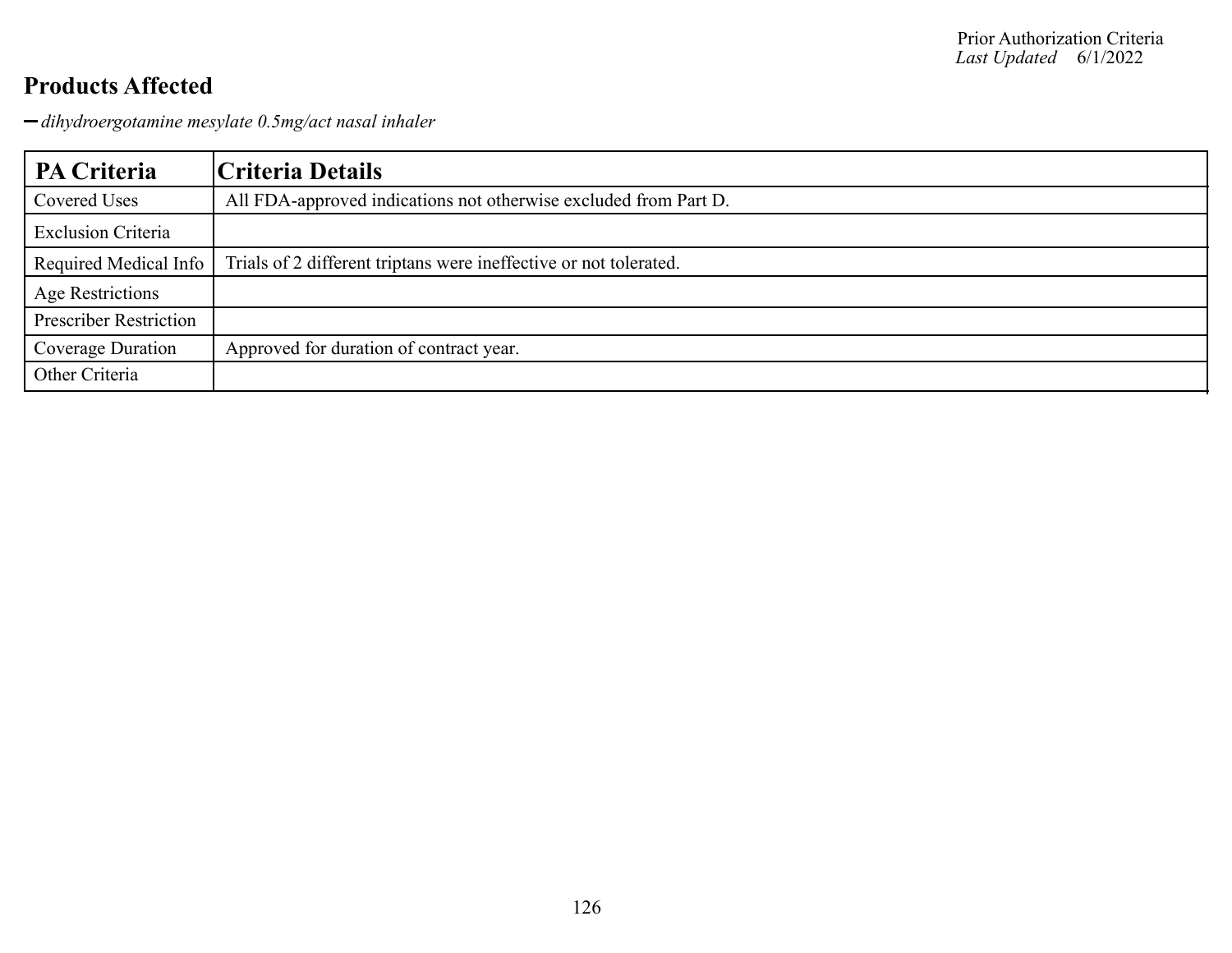Prior Authorization Criteria
*Last Updated* 6/1/2022

## Products Affected

- *dihydroergotamine mesylate 0.5mg/act nasal inhaler*

| PA Criteria | Criteria Details |
|---|---|
| Covered Uses | All FDA-approved indications not otherwise excluded from Part D. |
| Exclusion Criteria | |
| Required Medical Info | Trials of 2 different triptans were ineffective or not tolerated. |
| Age Restrictions | |
| Prescriber Restriction | |
| Coverage Duration | Approved for duration of contract year. |
| Other Criteria | |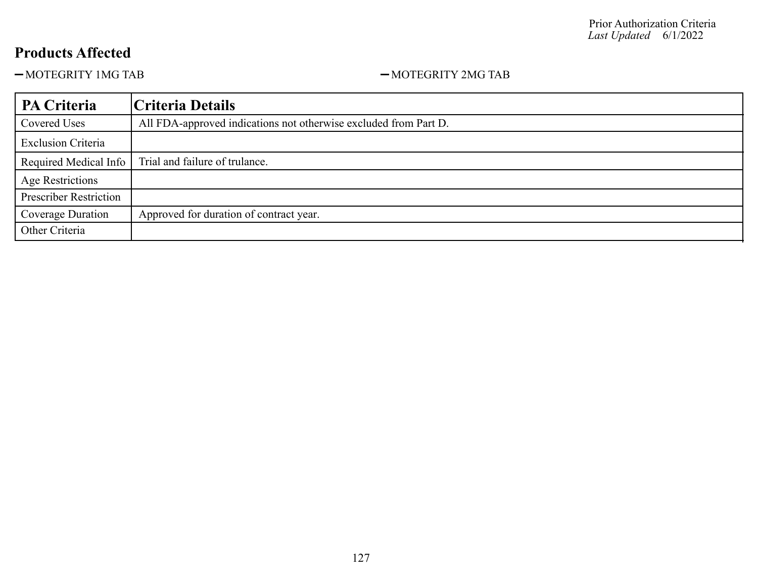## Products Affected

- MOTEGRITY 1MG TAB
- MOTEGRITY 2MG TAB

| PA Criteria | Criteria Details |
|---|---|
| Covered Uses | All FDA-approved indications not otherwise excluded from Part D. |
| Exclusion Criteria | |
| Required Medical Info | Trial and failure of trulance. |
| Age Restrictions | |
| Prescriber Restriction | |
| Coverage Duration | Approved for duration of contract year. |
| Other Criteria | |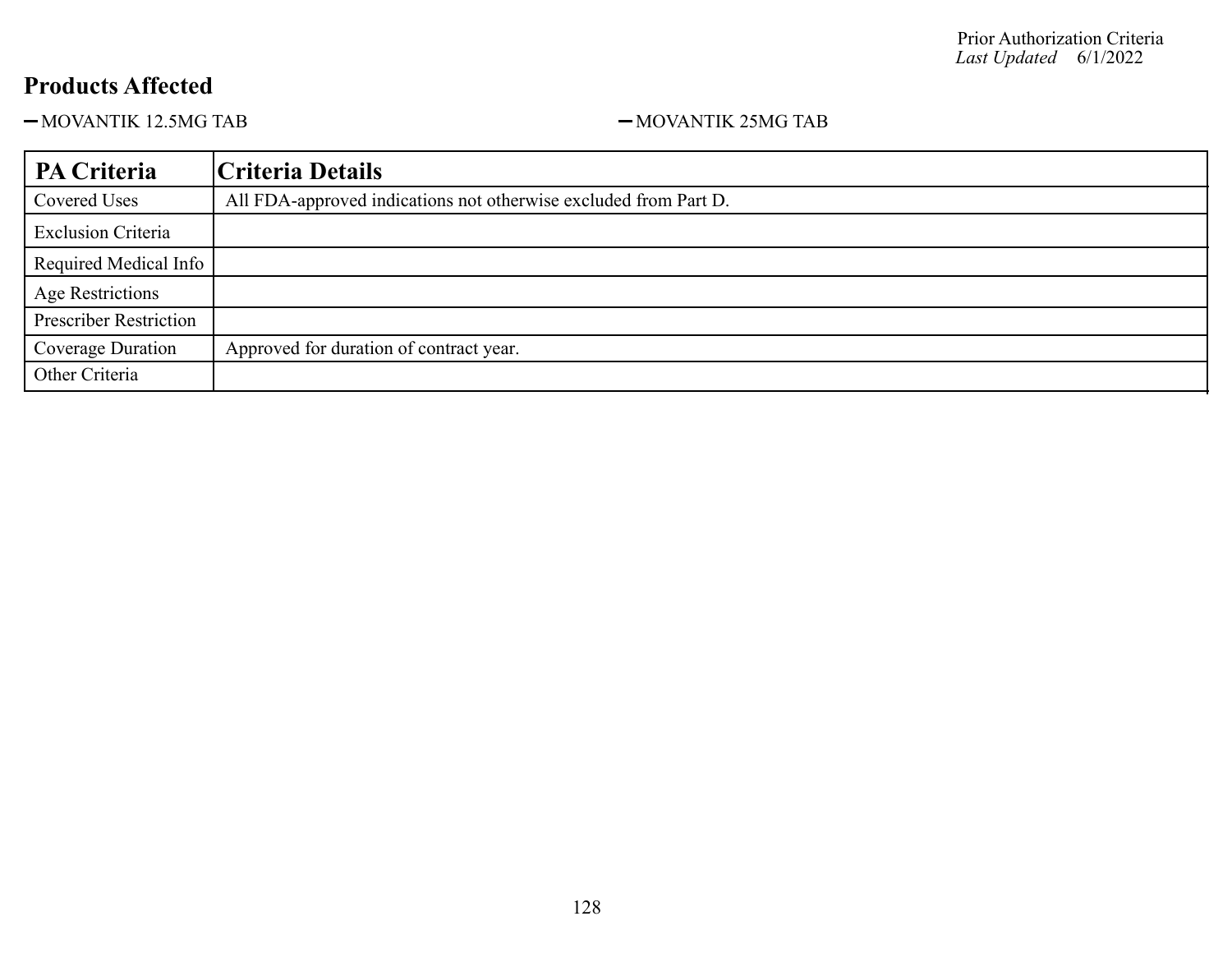## Products Affected

- MOVANTIK 12.5MG TAB
- MOVANTIK 25MG TAB

| PA Criteria | Criteria Details |
| --- | --- |
| Covered Uses | All FDA-approved indications not otherwise excluded from Part D. |
| Exclusion Criteria | |
| Required Medical Info | |
| Age Restrictions | |
| Prescriber Restriction | |
| Coverage Duration | Approved for duration of contract year. |
| Other Criteria | |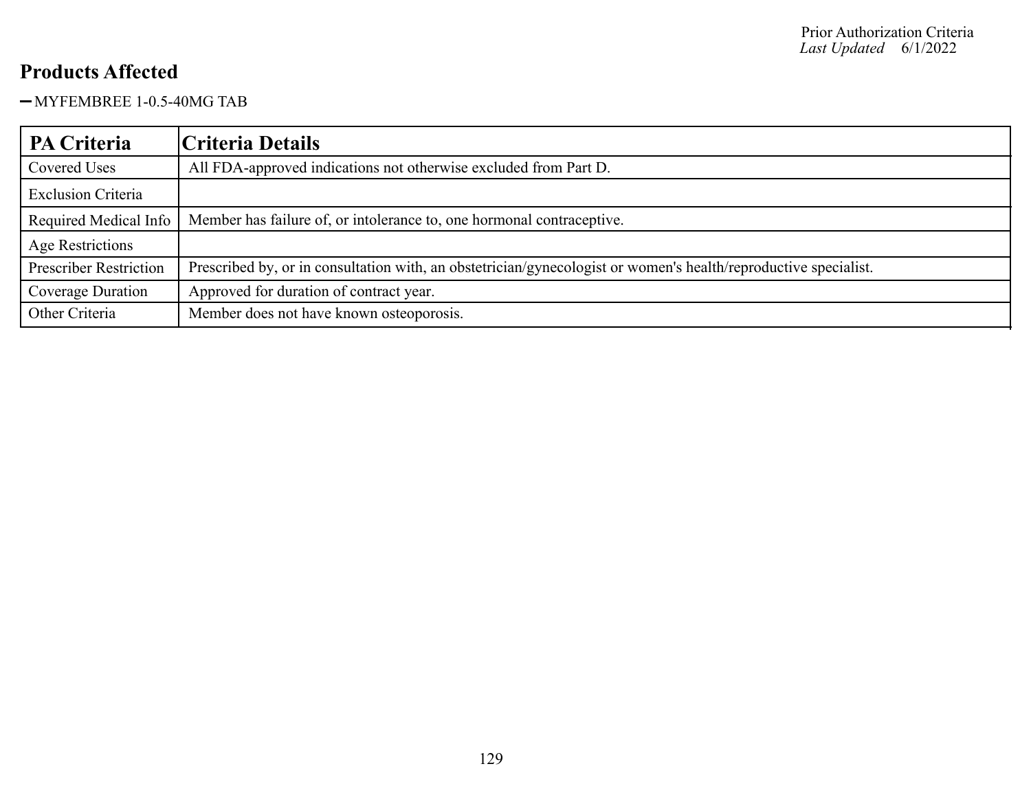## Products Affected

- MYFEMBREE 1-0.5-40MG TAB

| PA Criteria | Criteria Details |
|---|---|
| Covered Uses | All FDA-approved indications not otherwise excluded from Part D. |
| Exclusion Criteria | |
| Required Medical Info | Member has failure of, or intolerance to, one hormonal contraceptive. |
| Age Restrictions | |
| Prescriber Restriction | Prescribed by, or in consultation with, an obstetrician/gynecologist or women's health/reproductive specialist. |
| Coverage Duration | Approved for duration of contract year. |
| Other Criteria | Member does not have known osteoporosis. |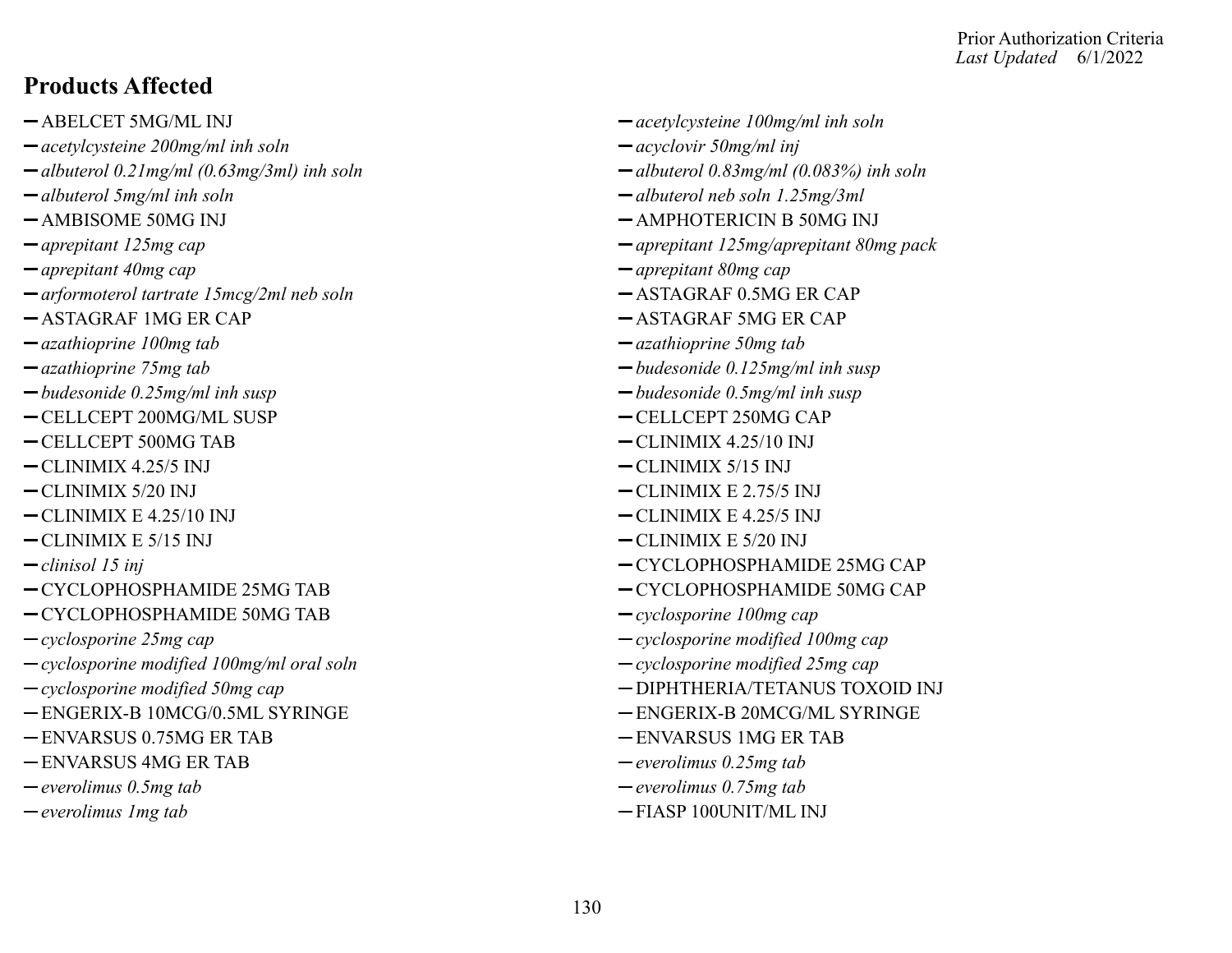## Products Affected

- ABELCET 5MG/ML INJ
- *acetylcysteine 100mg/ml inh soln*
- *acetylcysteine 200mg/ml inh soln*
- *acyclovir 50mg/ml inj*
- *albuterol 0.21mg/ml (0.63mg/3ml) inh soln*
- *albuterol 0.83mg/ml (0.083%) inh soln*
- *albuterol 5mg/ml inh soln*
- *albuterol neb soln 1.25mg/3ml*
- AMBISOME 50MG INJ
- AMPHOTERICIN B 50MG INJ
- *aprepitant 125mg cap*
- *aprepitant 125mg/aprepitant 80mg pack*
- *aprepitant 40mg cap*
- *aprepitant 80mg cap*
- *arformoterol tartrate 15mcg/2ml neb soln*
- ASTAGRAF 0.5MG ER CAP
- ASTAGRAF 1MG ER CAP
- ASTAGRAF 5MG ER CAP
- *azathioprine 100mg tab*
- *azathioprine 50mg tab*
- *azathioprine 75mg tab*
- *budesonide 0.125mg/ml inh susp*
- *budesonide 0.25mg/ml inh susp*
- *budesonide 0.5mg/ml inh susp*
- CELLCEPT 200MG/ML SUSP
- CELLCEPT 250MG CAP
- CELLCEPT 500MG TAB
- CLINIMIX 4.25/10 INJ
- CLINIMIX 4.25/5 INJ
- CLINIMIX 5/15 INJ
- CLINIMIX 5/20 INJ
- CLINIMIX E 2.75/5 INJ
- CLINIMIX E 4.25/10 INJ
- CLINIMIX E 4.25/5 INJ
- CLINIMIX E 5/15 INJ
- CLINIMIX E 5/20 INJ
- *clinisol 15 inj*
- CYCLOPHOSPHAMIDE 25MG CAP
- CYCLOPHOSPHAMIDE 25MG TAB
- CYCLOPHOSPHAMIDE 50MG CAP
- CYCLOPHOSPHAMIDE 50MG TAB
- *cyclosporine 100mg cap*
- *cyclosporine 25mg cap*
- *cyclosporine modified 100mg cap*
- *cyclosporine modified 100mg/ml oral soln*
- *cyclosporine modified 25mg cap*
- *cyclosporine modified 50mg cap*
- DIPHTHERIA/TETANUS TOXOID INJ
- ENGERIX-B 10MCG/0.5ML SYRINGE
- ENGERIX-B 20MCG/ML SYRINGE
- ENVARSUS 0.75MG ER TAB
- ENVARSUS 1MG ER TAB
- ENVARSUS 4MG ER TAB
- *everolimus 0.25mg tab*
- *everolimus 0.5mg tab*
- *everolimus 0.75mg tab*
- *everolimus 1mg tab*
- FIASP 100UNIT/ML INJ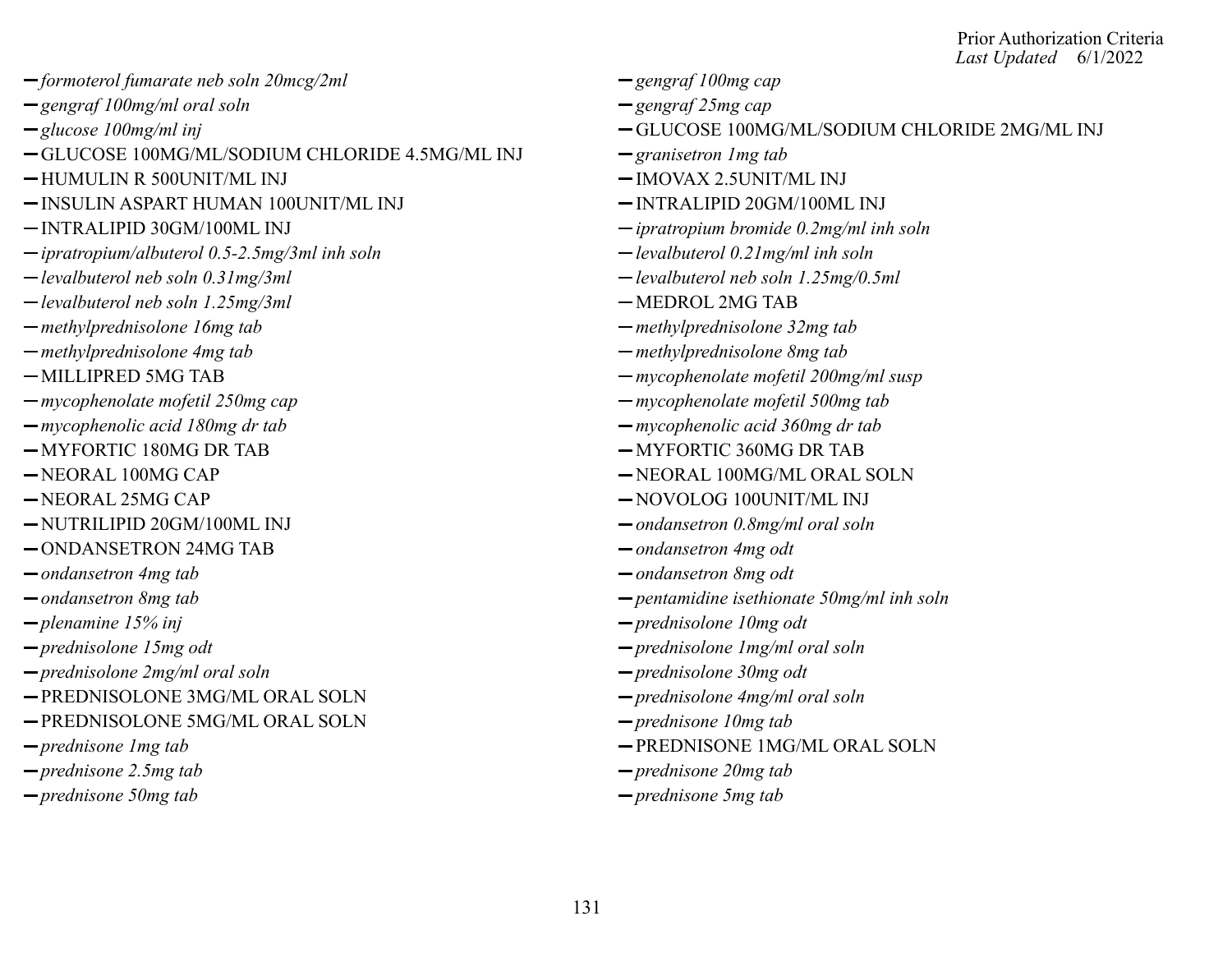- *formoterol fumarate neb soln 20mcg/2ml*
- *gengraf 100mg/ml oral soln*
- *glucose 100mg/ml inj*
- GLUCOSE 100MG/ML/SODIUM CHLORIDE 4.5MG/ML INJ
- HUMULIN R 500UNIT/ML INJ
- INSULIN ASPART HUMAN 100UNIT/ML INJ
- INTRALIPID 30GM/100ML INJ
- *ipratropium/albuterol 0.5-2.5mg/3ml inh soln*
- *levalbuterol neb soln 0.31mg/3ml*
- *levalbuterol neb soln 1.25mg/3ml*
- *methylprednisolone 16mg tab*
- *methylprednisolone 4mg tab*
- MILLIPRED 5MG TAB
- *mycophenolate mofetil 250mg cap*
- *mycophenolic acid 180mg dr tab*
- MYFORTIC 180MG DR TAB
- NEORAL 100MG CAP
- NEORAL 25MG CAP
- NUTRILIPID 20GM/100ML INJ
- ONDANSETRON 24MG TAB
- *ondansetron 4mg tab*
- *ondansetron 8mg tab*
- *plenamine 15% inj*
- *prednisolone 15mg odt*
- *prednisolone 2mg/ml oral soln*
- PREDNISOLONE 3MG/ML ORAL SOLN
- PREDNISOLONE 5MG/ML ORAL SOLN
- *prednisone 1mg tab*
- *prednisone 2.5mg tab*
- *prednisone 50mg tab*
- *gengraf 100mg cap*
- *gengraf 25mg cap*
- GLUCOSE 100MG/ML/SODIUM CHLORIDE 2MG/ML INJ
- *granisetron 1mg tab*
- IMOVAX 2.5UNIT/ML INJ
- INTRALIPID 20GM/100ML INJ
- *ipratropium bromide 0.2mg/ml inh soln*
- *levalbuterol 0.21mg/ml inh soln*
- *levalbuterol neb soln 1.25mg/0.5ml*
- MEDROL 2MG TAB
- *methylprednisolone 32mg tab*
- *methylprednisolone 8mg tab*
- *mycophenolate mofetil 200mg/ml susp*
- *mycophenolate mofetil 500mg tab*
- *mycophenolic acid 360mg dr tab*
- MYFORTIC 360MG DR TAB
- NEORAL 100MG/ML ORAL SOLN
- NOVOLOG 100UNIT/ML INJ
- *ondansetron 0.8mg/ml oral soln*
- *ondansetron 4mg odt*
- *ondansetron 8mg odt*
- *pentamidine isethionate 50mg/ml inh soln*
- *prednisolone 10mg odt*
- *prednisolone 1mg/ml oral soln*
- *prednisolone 30mg odt*
- *prednisolone 4mg/ml oral soln*
- *prednisone 10mg tab*
- PREDNISONE 1MG/ML ORAL SOLN
- *prednisone 20mg tab*
- *prednisone 5mg tab*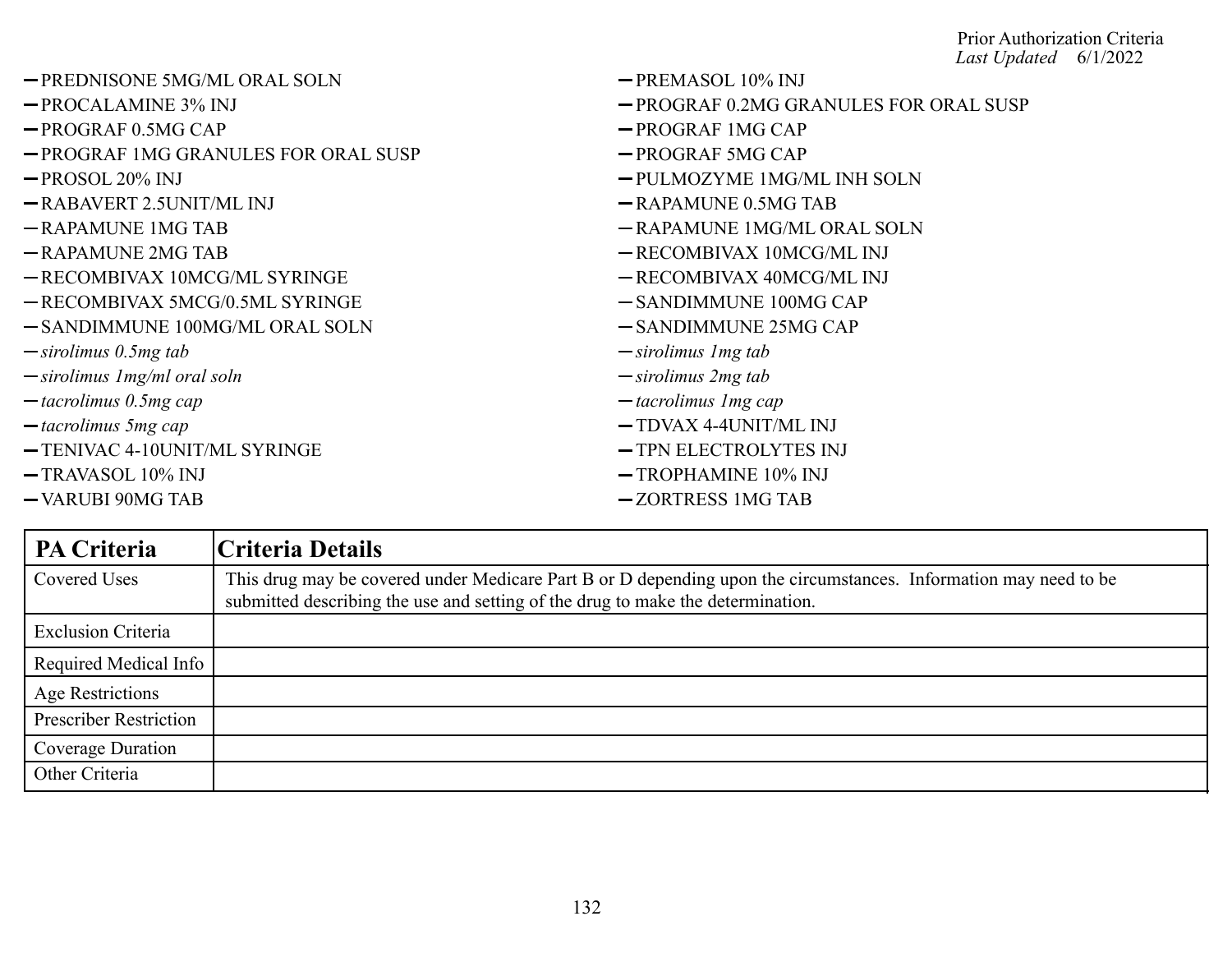- PREDNISONE 5MG/ML ORAL SOLN
- PREMASOL 10% INJ
- PROCALAMINE 3% INJ
- PROGRAF 0.2MG GRANULES FOR ORAL SUSP
- PROGRAF 0.5MG CAP
- PROGRAF 1MG CAP
- PROGRAF 1MG GRANULES FOR ORAL SUSP
- PROGRAF 5MG CAP
- PROSOL 20% INJ
- PULMOZYME 1MG/ML INH SOLN
- RABAVERT 2.5UNIT/ML INJ
- RAPAMUNE 0.5MG TAB
- RAPAMUNE 1MG TAB
- RAPAMUNE 1MG/ML ORAL SOLN
- RAPAMUNE 2MG TAB
- RECOMBIVAX 10MCG/ML INJ
- RECOMBIVAX 10MCG/ML SYRINGE
- RECOMBIVAX 40MCG/ML INJ
- RECOMBIVAX 5MCG/0.5ML SYRINGE
- SANDIMMUNE 100MG CAP
- SANDIMMUNE 100MG/ML ORAL SOLN
- SANDIMMUNE 25MG CAP
- *sirolimus 0.5mg tab*
- *sirolimus 1mg tab*
- *sirolimus 1mg/ml oral soln*
- *sirolimus 2mg tab*
- *tacrolimus 0.5mg cap*
- *tacrolimus 1mg cap*
- *tacrolimus 5mg cap*
- TDVAX 4-4UNIT/ML INJ
- TENIVAC 4-10UNIT/ML SYRINGE
- TPN ELECTROLYTES INJ
- TRAVASOL 10% INJ
- TROPHAMINE 10% INJ
- VARUBI 90MG TAB
- ZORTRESS 1MG TAB

| PA Criteria | Criteria Details |
| --- | --- |
| Covered Uses | This drug may be covered under Medicare Part B or D depending upon the circumstances. Information may need to be submitted describing the use and setting of the drug to make the determination. |
| Exclusion Criteria | |
| Required Medical Info | |
| Age Restrictions | |
| Prescriber Restriction | |
| Coverage Duration | |
| Other Criteria | |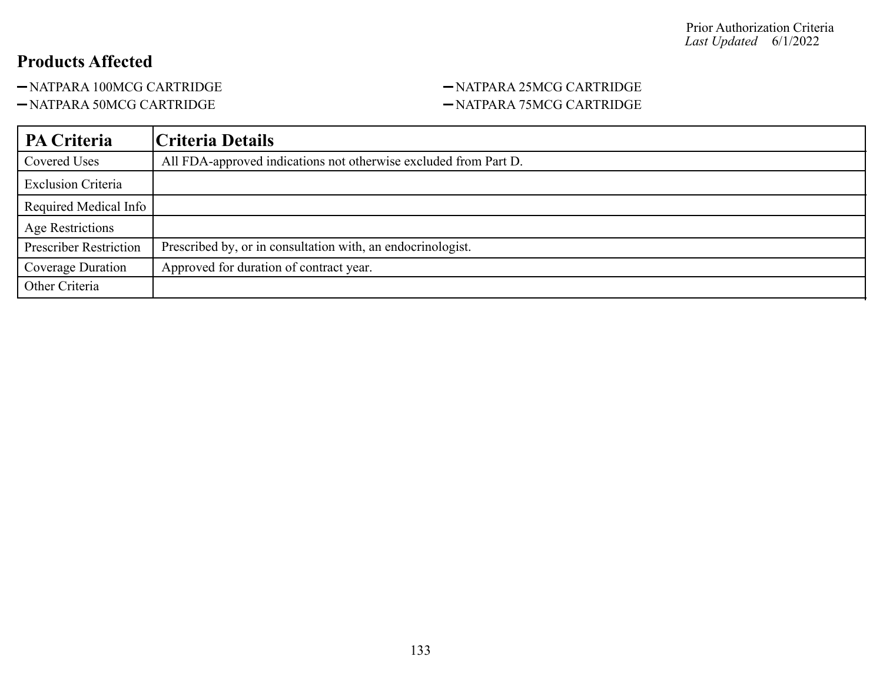## Products Affected

- NATPARA 100MCG CARTRIDGE
- NATPARA 25MCG CARTRIDGE
- NATPARA 50MCG CARTRIDGE
- NATPARA 75MCG CARTRIDGE

| PA Criteria | Criteria Details |
|---|---|
| Covered Uses | All FDA-approved indications not otherwise excluded from Part D. |
| Exclusion Criteria | |
| Required Medical Info | |
| Age Restrictions | |
| Prescriber Restriction | Prescribed by, or in consultation with, an endocrinologist. |
| Coverage Duration | Approved for duration of contract year. |
| Other Criteria | |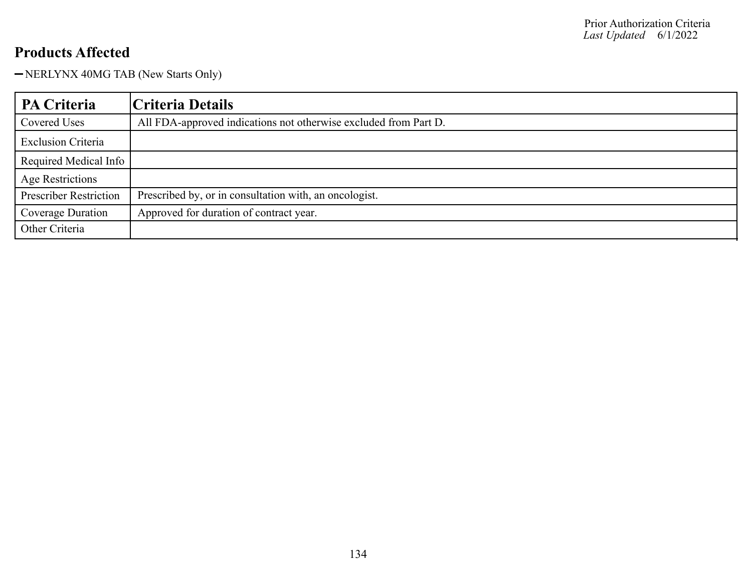## Products Affected

- NERLYNX 40MG TAB (New Starts Only)

| PA Criteria | Criteria Details |
|---|---|
| Covered Uses | All FDA-approved indications not otherwise excluded from Part D. |
| Exclusion Criteria | |
| Required Medical Info | |
| Age Restrictions | |
| Prescriber Restriction | Prescribed by, or in consultation with, an oncologist. |
| Coverage Duration | Approved for duration of contract year. |
| Other Criteria | |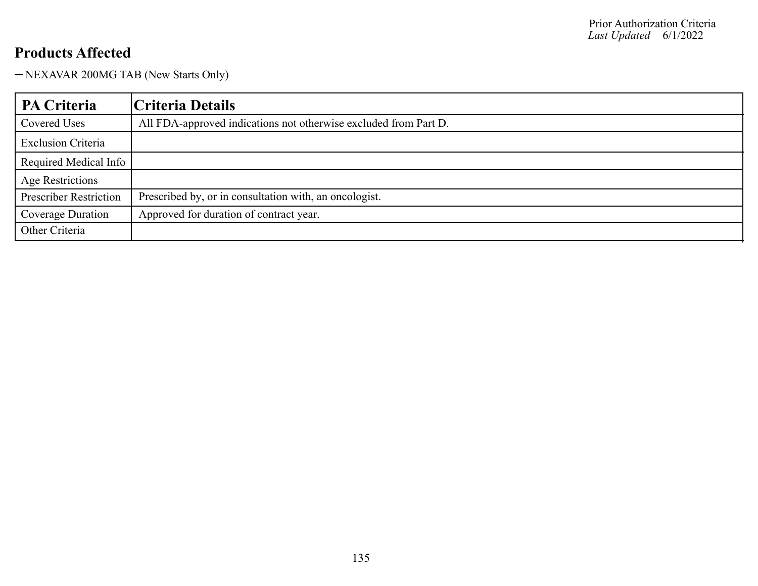## Products Affected

- NEXAVAR 200MG TAB (New Starts Only)

| PA Criteria | Criteria Details |
|---|---|
| Covered Uses | All FDA-approved indications not otherwise excluded from Part D. |
| Exclusion Criteria | |
| Required Medical Info | |
| Age Restrictions | |
| Prescriber Restriction | Prescribed by, or in consultation with, an oncologist. |
| Coverage Duration | Approved for duration of contract year. |
| Other Criteria | |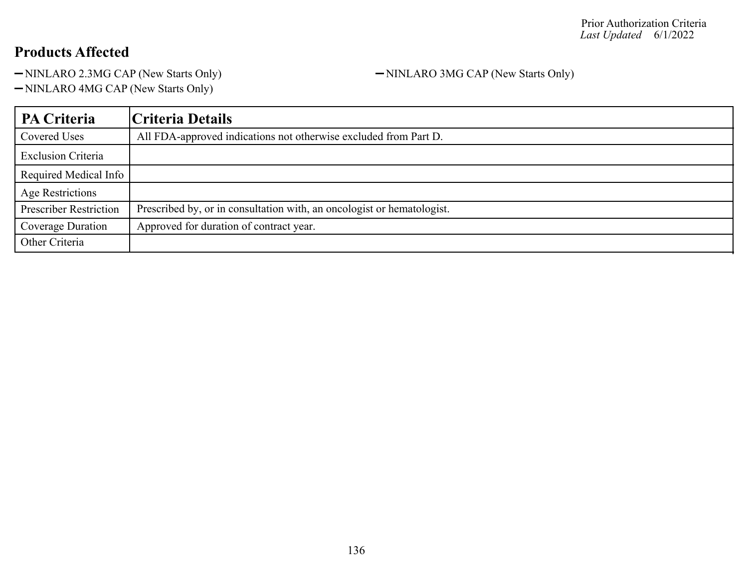Prior Authorization Criteria
*Last Updated* 6/1/2022

## Products Affected

- NINLARO 2.3MG CAP (New Starts Only)
- NINLARO 3MG CAP (New Starts Only)
- NINLARO 4MG CAP (New Starts Only)

| PA Criteria | Criteria Details |
| --- | --- |
| Covered Uses | All FDA-approved indications not otherwise excluded from Part D. |
| Exclusion Criteria | |
| Required Medical Info | |
| Age Restrictions | |
| Prescriber Restriction | Prescribed by, or in consultation with, an oncologist or hematologist. |
| Coverage Duration | Approved for duration of contract year. |
| Other Criteria | |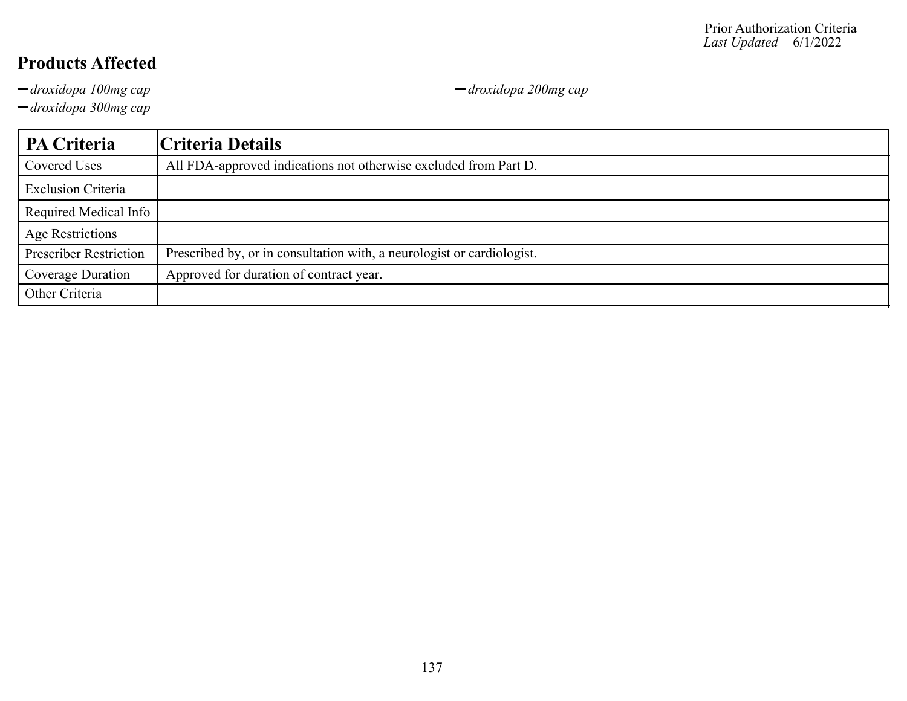Prior Authorization Criteria
*Last Updated* 6/1/2022

## Products Affected

- *droxidopa 100mg cap*
- *droxidopa 200mg cap*
- *droxidopa 300mg cap*

| PA Criteria | Criteria Details |
|---|---|
| Covered Uses | All FDA-approved indications not otherwise excluded from Part D. |
| Exclusion Criteria | |
| Required Medical Info | |
| Age Restrictions | |
| Prescriber Restriction | Prescribed by, or in consultation with, a neurologist or cardiologist. |
| Coverage Duration | Approved for duration of contract year. |
| Other Criteria | |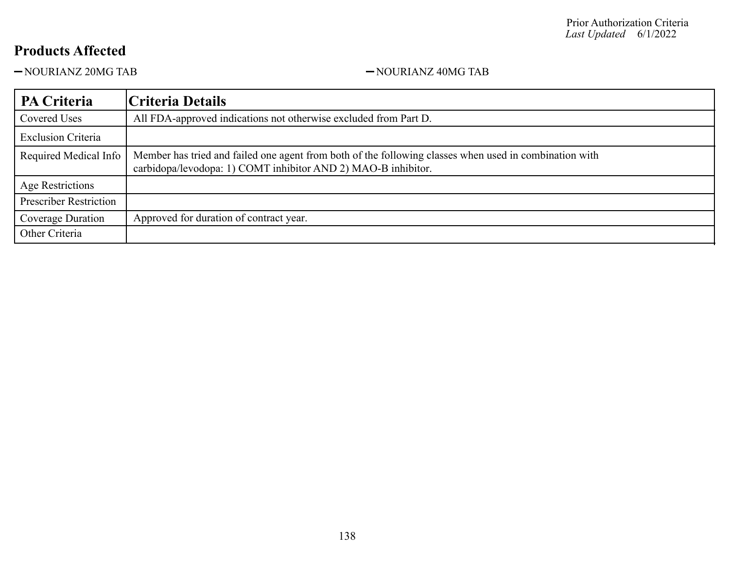Prior Authorization Criteria
*Last Updated* 6/1/2022

## Products Affected

- NOURIANZ 20MG TAB
- NOURIANZ 40MG TAB

| PA Criteria | Criteria Details |
|---|---|
| Covered Uses | All FDA-approved indications not otherwise excluded from Part D. |
| Exclusion Criteria | |
| Required Medical Info | Member has tried and failed one agent from both of the following classes when used in combination with carbidopa/levodopa: 1) COMT inhibitor AND 2) MAO-B inhibitor. |
| Age Restrictions | |
| Prescriber Restriction | |
| Coverage Duration | Approved for duration of contract year. |
| Other Criteria | |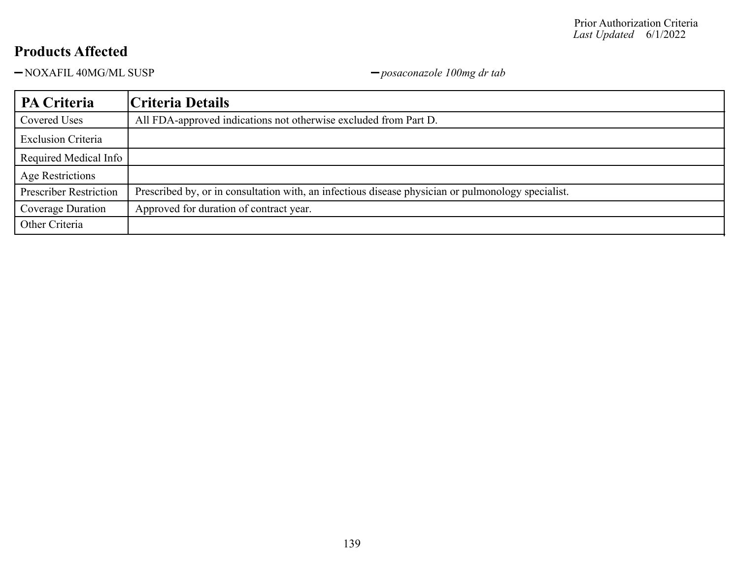Prior Authorization Criteria
*Last Updated* 6/1/2022

## Products Affected

- NOXAFIL 40MG/ML SUSP
- *posaconazole 100mg dr tab*

| PA Criteria | Criteria Details |
|---|---|
| Covered Uses | All FDA-approved indications not otherwise excluded from Part D. |
| Exclusion Criteria | |
| Required Medical Info | |
| Age Restrictions | |
| Prescriber Restriction | Prescribed by, or in consultation with, an infectious disease physician or pulmonology specialist. |
| Coverage Duration | Approved for duration of contract year. |
| Other Criteria | |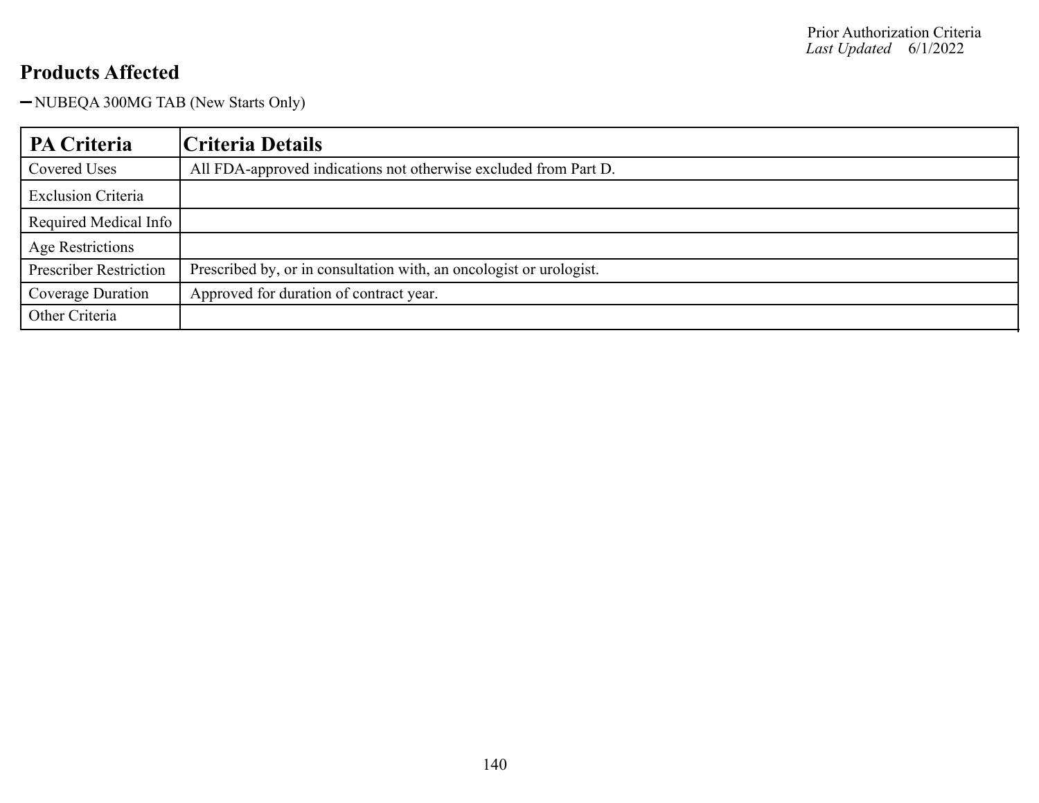## Products Affected

- NUBEQA 300MG TAB (New Starts Only)

| PA Criteria | Criteria Details |
|---|---|
| Covered Uses | All FDA-approved indications not otherwise excluded from Part D. |
| Exclusion Criteria | |
| Required Medical Info | |
| Age Restrictions | |
| Prescriber Restriction | Prescribed by, or in consultation with, an oncologist or urologist. |
| Coverage Duration | Approved for duration of contract year. |
| Other Criteria | |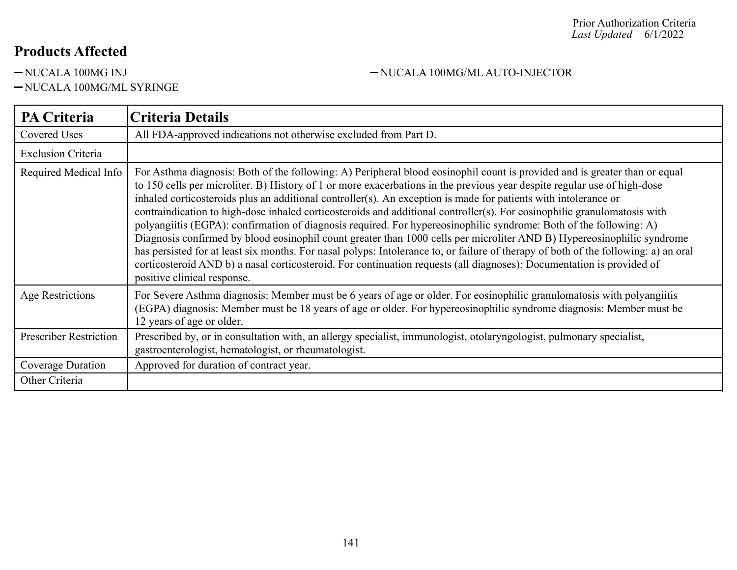## Products Affected

- NUCALA 100MG INJ
- NUCALA 100MG/ML SYRINGE
- NUCALA 100MG/ML AUTO-INJECTOR

| PA Criteria | Criteria Details |
|---|---|
| Covered Uses | All FDA-approved indications not otherwise excluded from Part D. |
| Exclusion Criteria | |
| Required Medical Info | For Asthma diagnosis: Both of the following: A) Peripheral blood eosinophil count is provided and is greater than or equal to 150 cells per microliter. B) History of 1 or more exacerbations in the previous year despite regular use of high-dose inhaled corticosteroids plus an additional controller(s). An exception is made for patients with intolerance or contraindication to high-dose inhaled corticosteroids and additional controller(s). For eosinophilic granulomatosis with polyangiitis (EGPA): confirmation of diagnosis required. For hypereosinophilic syndrome: Both of the following: A) Diagnosis confirmed by blood eosinophil count greater than 1000 cells per microliter AND B) Hypereosinophilic syndrome has persisted for at least six months. For nasal polyps: Intolerance to, or failure of therapy of both of the following: a) an oral corticosteroid AND b) a nasal corticosteroid. For continuation requests (all diagnoses): Documentation is provided of positive clinical response. |
| Age Restrictions | For Severe Asthma diagnosis: Member must be 6 years of age or older. For eosinophilic granulomatosis with polyangiitis (EGPA) diagnosis: Member must be 18 years of age or older. For hypereosinophilic syndrome diagnosis: Member must be 12 years of age or older. |
| Prescriber Restriction | Prescribed by, or in consultation with, an allergy specialist, immunologist, otolaryngologist, pulmonary specialist, gastroenterologist, hematologist, or rheumatologist. |
| Coverage Duration | Approved for duration of contract year. |
| Other Criteria | |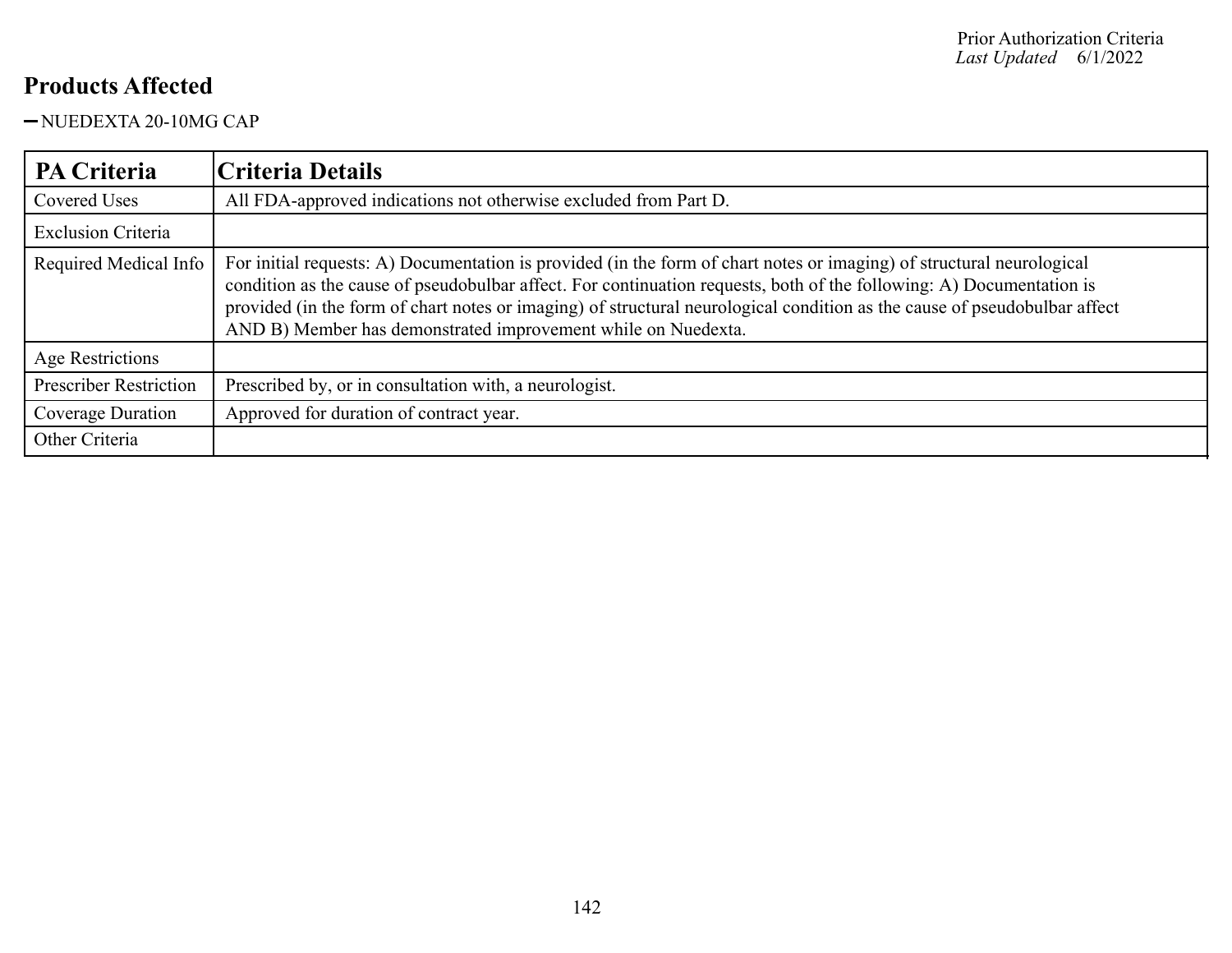## Products Affected

- NUEDEXTA 20-10MG CAP

| PA Criteria | Criteria Details |
|---|---|
| Covered Uses | All FDA-approved indications not otherwise excluded from Part D. |
| Exclusion Criteria | |
| Required Medical Info | For initial requests: A) Documentation is provided (in the form of chart notes or imaging) of structural neurological condition as the cause of pseudobulbar affect. For continuation requests, both of the following: A) Documentation is provided (in the form of chart notes or imaging) of structural neurological condition as the cause of pseudobulbar affect AND B) Member has demonstrated improvement while on Nuedexta. |
| Age Restrictions | |
| Prescriber Restriction | Prescribed by, or in consultation with, a neurologist. |
| Coverage Duration | Approved for duration of contract year. |
| Other Criteria | |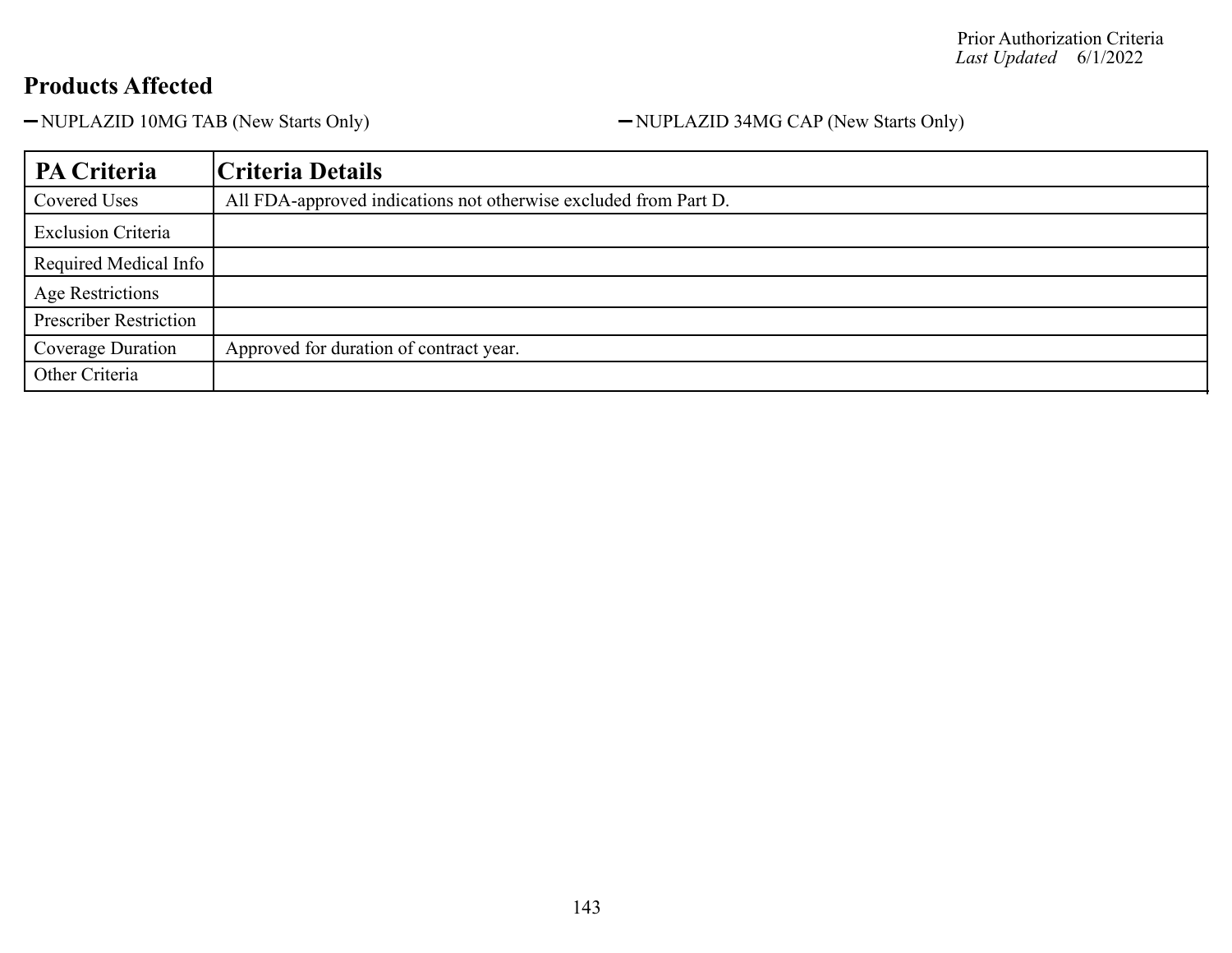## Products Affected

- NUPLAZID 10MG TAB (New Starts Only)
- NUPLAZID 34MG CAP (New Starts Only)

| PA Criteria | Criteria Details |
|---|---|
| Covered Uses | All FDA-approved indications not otherwise excluded from Part D. |
| Exclusion Criteria | |
| Required Medical Info | |
| Age Restrictions | |
| Prescriber Restriction | |
| Coverage Duration | Approved for duration of contract year. |
| Other Criteria | |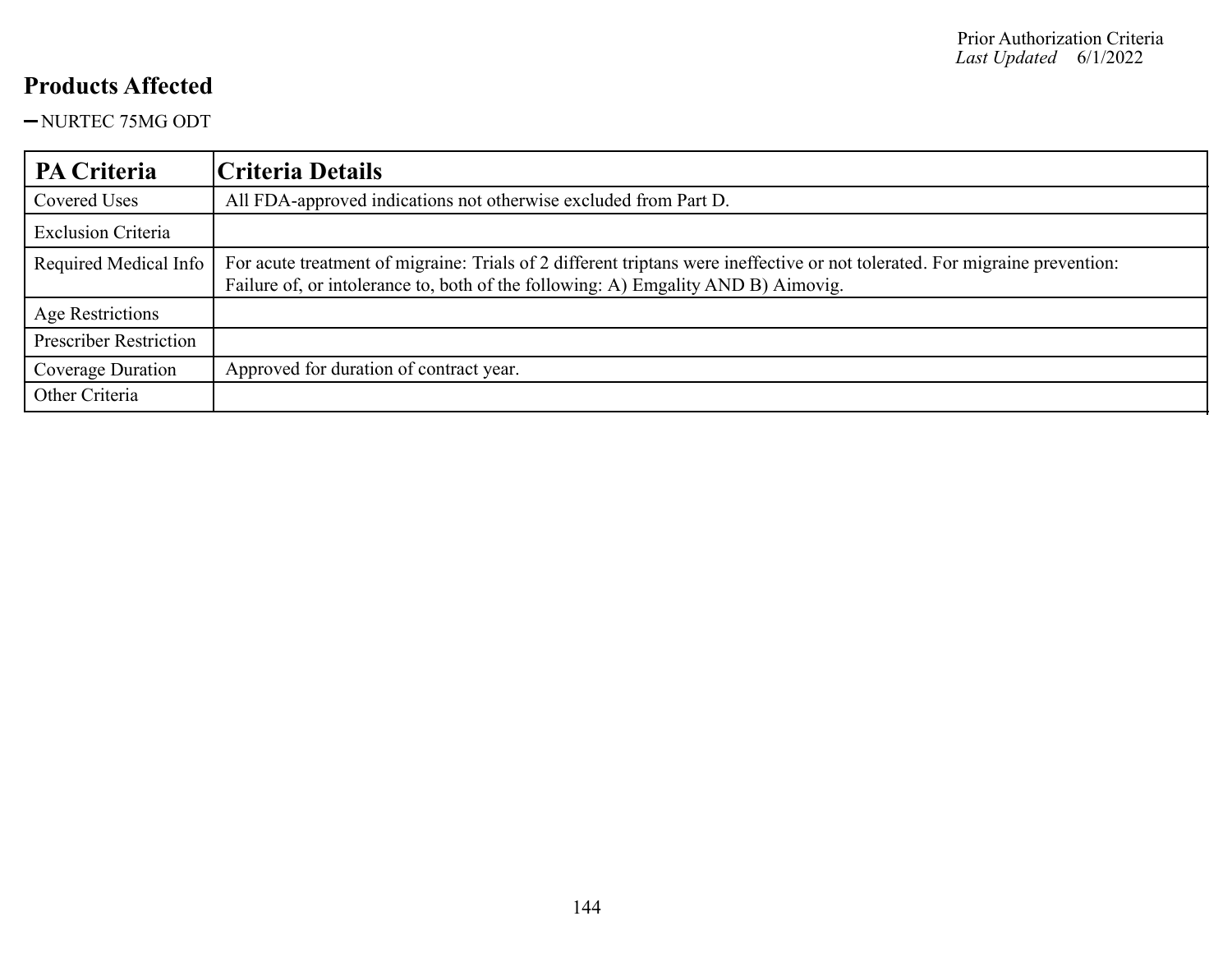## Products Affected

- NURTEC 75MG ODT

| PA Criteria | Criteria Details |
|---|---|
| Covered Uses | All FDA-approved indications not otherwise excluded from Part D. |
| Exclusion Criteria | |
| Required Medical Info | For acute treatment of migraine: Trials of 2 different triptans were ineffective or not tolerated. For migraine prevention: Failure of, or intolerance to, both of the following: A) Emgality AND B) Aimovig. |
| Age Restrictions | |
| Prescriber Restriction | |
| Coverage Duration | Approved for duration of contract year. |
| Other Criteria | |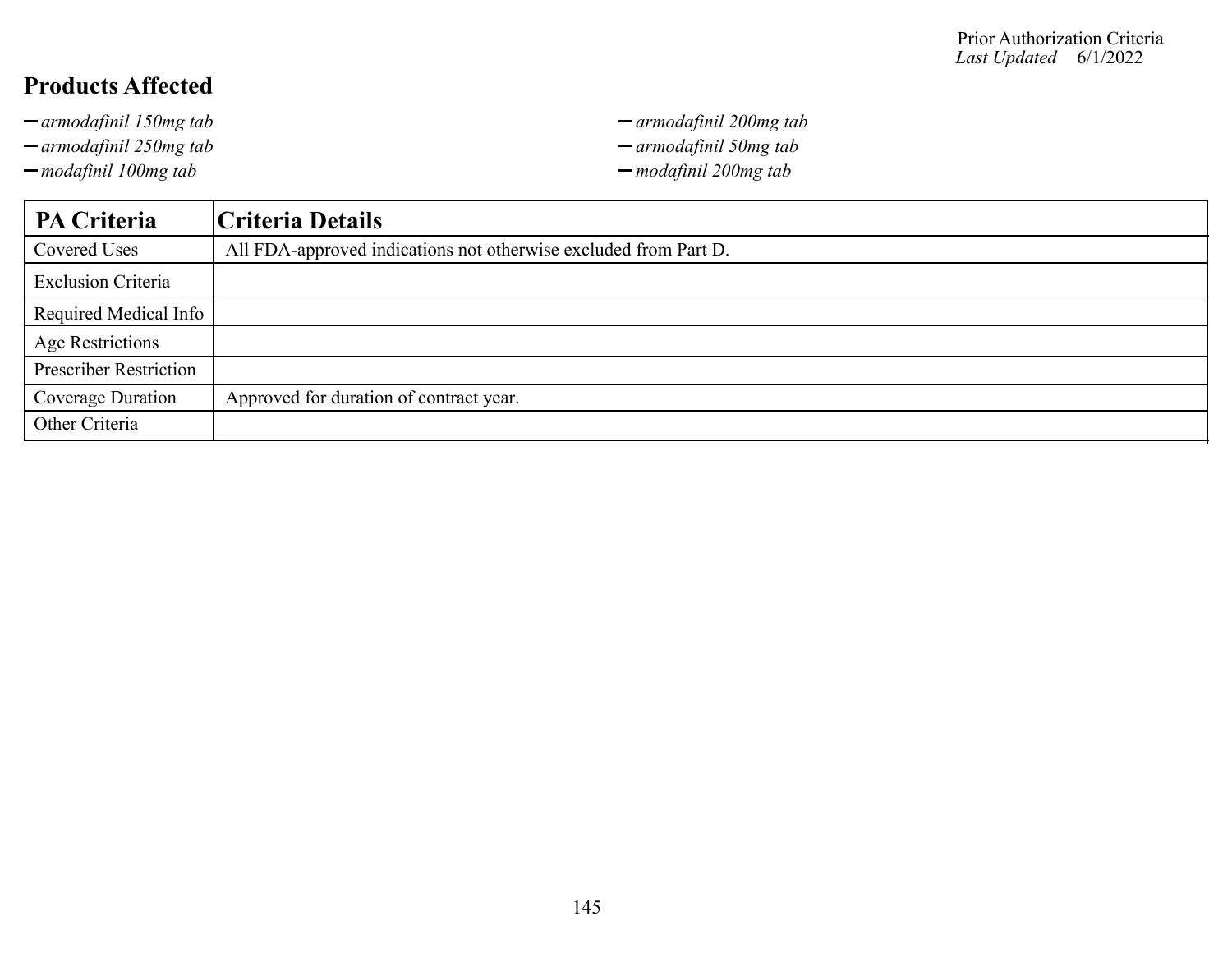## Products Affected

- *armodafinil 150mg tab*
- *armodafinil 200mg tab*
- *armodafinil 250mg tab*
- *armodafinil 50mg tab*
- *modafinil 100mg tab*
- *modafinil 200mg tab*

| PA Criteria | Criteria Details |
|---|---|
| Covered Uses | All FDA-approved indications not otherwise excluded from Part D. |
| Exclusion Criteria | |
| Required Medical Info | |
| Age Restrictions | |
| Prescriber Restriction | |
| Coverage Duration | Approved for duration of contract year. |
| Other Criteria | |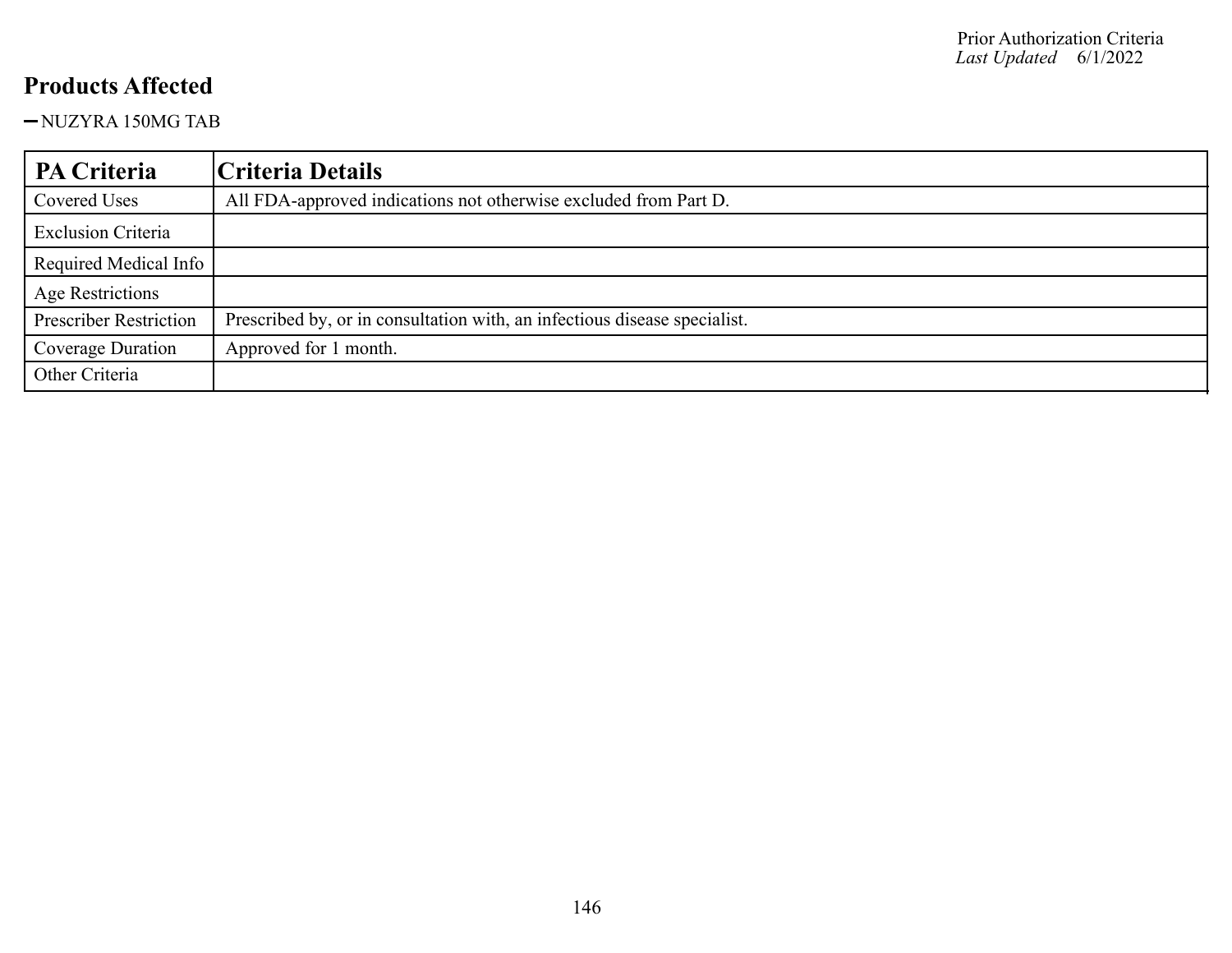## Products Affected

- NUZYRA 150MG TAB

| PA Criteria | Criteria Details |
|---|---|
| Covered Uses | All FDA-approved indications not otherwise excluded from Part D. |
| Exclusion Criteria | |
| Required Medical Info | |
| Age Restrictions | |
| Prescriber Restriction | Prescribed by, or in consultation with, an infectious disease specialist. |
| Coverage Duration | Approved for 1 month. |
| Other Criteria | |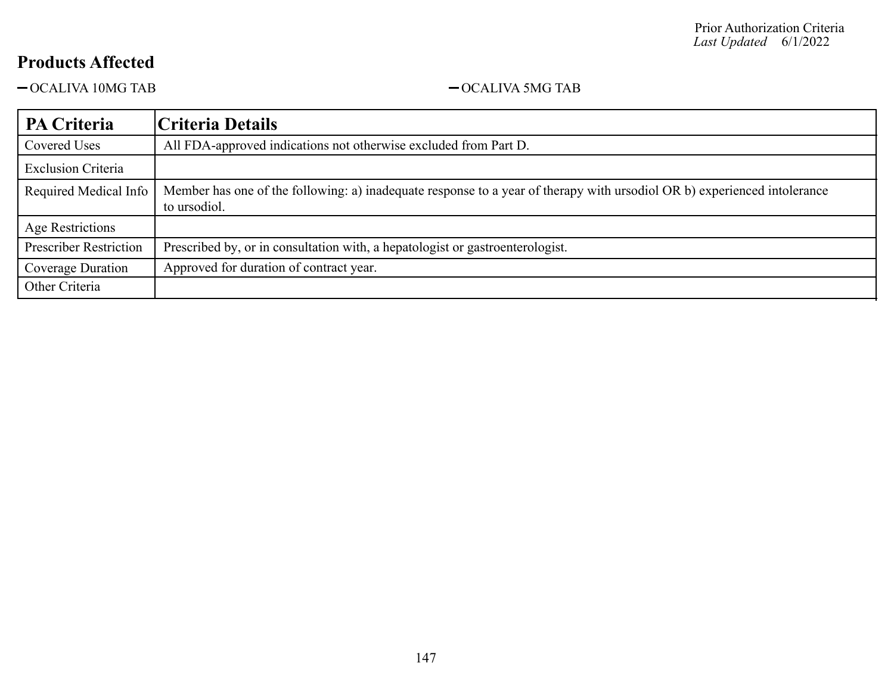## Products Affected

- OCALIVA 10MG TAB
- OCALIVA 5MG TAB

| PA Criteria | Criteria Details |
| --- | --- |
| Covered Uses | All FDA-approved indications not otherwise excluded from Part D. |
| Exclusion Criteria | |
| Required Medical Info | Member has one of the following: a) inadequate response to a year of therapy with ursodiol OR b) experienced intolerance to ursodiol. |
| Age Restrictions | |
| Prescriber Restriction | Prescribed by, or in consultation with, a hepatologist or gastroenterologist. |
| Coverage Duration | Approved for duration of contract year. |
| Other Criteria | |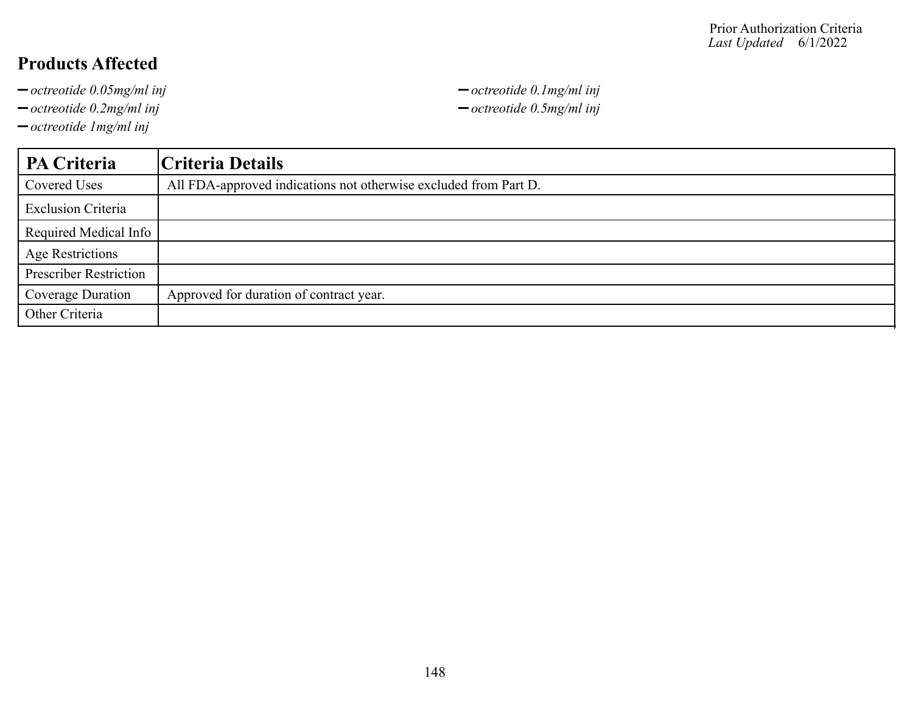Prior Authorization Criteria
*Last Updated* 6/1/2022

## Products Affected

- *octreotide 0.05mg/ml inj*
- *octreotide 0.1mg/ml inj*
- *octreotide 0.2mg/ml inj*
- *octreotide 0.5mg/ml inj*
- *octreotide 1mg/ml inj*

| PA Criteria | Criteria Details |
|---|---|
| Covered Uses | All FDA-approved indications not otherwise excluded from Part D. |
| Exclusion Criteria | |
| Required Medical Info | |
| Age Restrictions | |
| Prescriber Restriction | |
| Coverage Duration | Approved for duration of contract year. |
| Other Criteria | |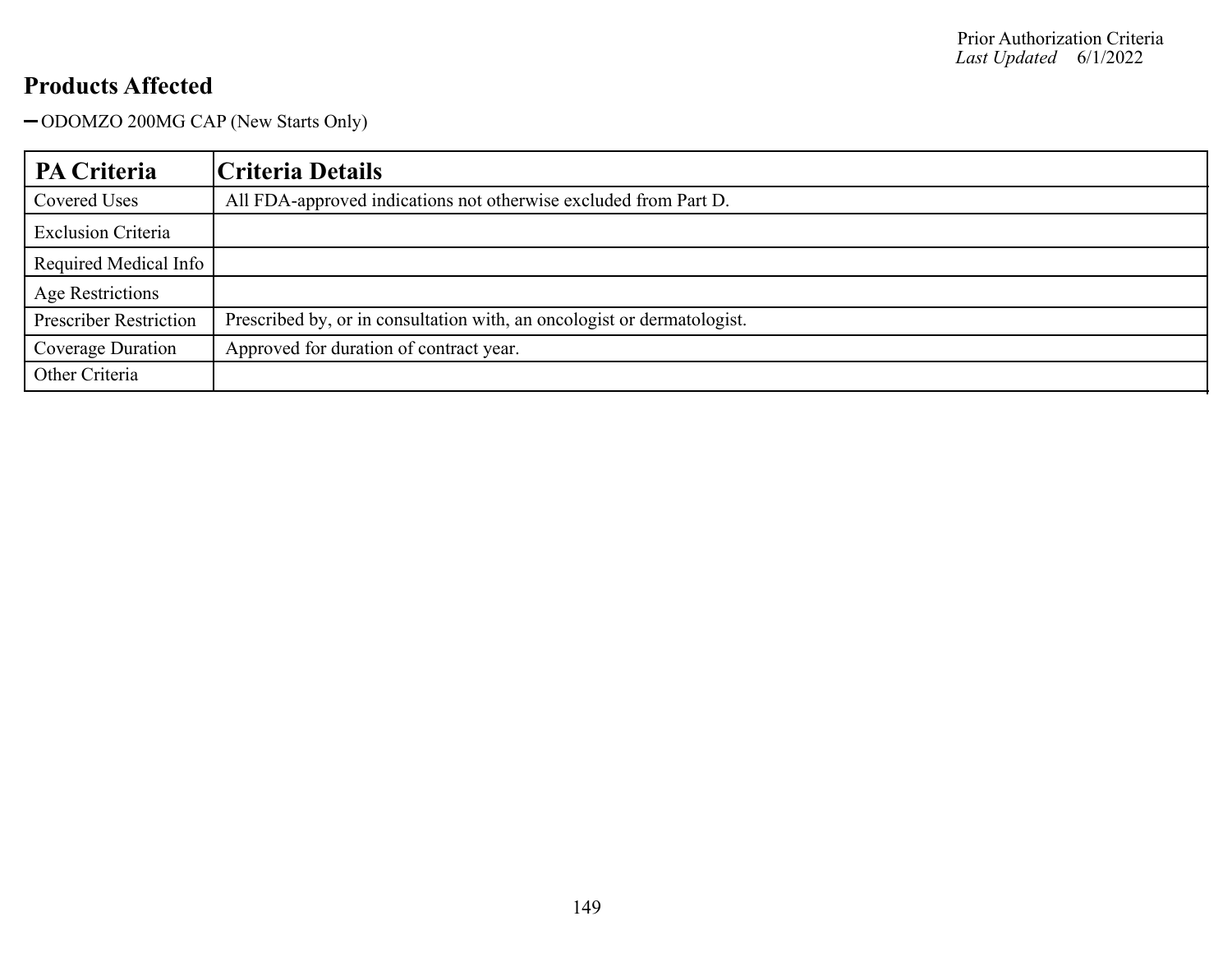## Products Affected

- ODOMZO 200MG CAP (New Starts Only)

| PA Criteria | Criteria Details |
| --- | --- |
| Covered Uses | All FDA-approved indications not otherwise excluded from Part D. |
| Exclusion Criteria | |
| Required Medical Info | |
| Age Restrictions | |
| Prescriber Restriction | Prescribed by, or in consultation with, an oncologist or dermatologist. |
| Coverage Duration | Approved for duration of contract year. |
| Other Criteria | |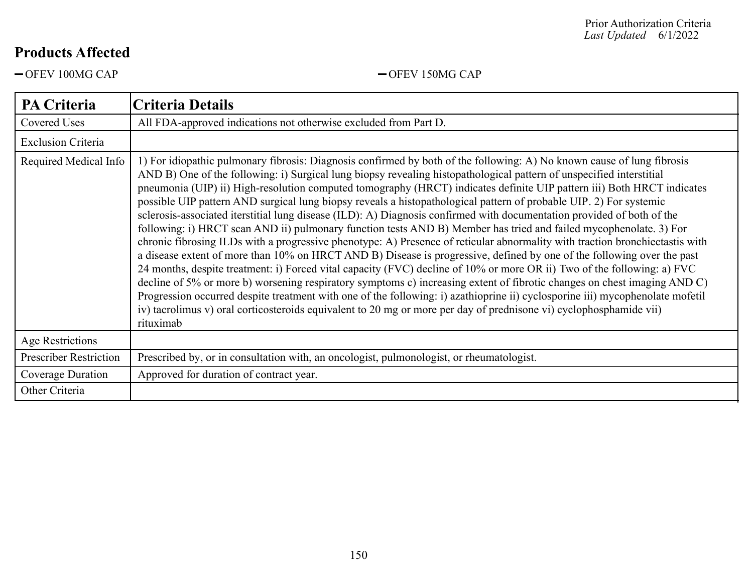Prior Authorization Criteria
*Last Updated* 6/1/2022

## Products Affected

- OFEV 100MG CAP
- OFEV 150MG CAP

| PA Criteria | Criteria Details |
|---|---|
| Covered Uses | All FDA-approved indications not otherwise excluded from Part D. |
| Exclusion Criteria | |
| Required Medical Info | 1) For idiopathic pulmonary fibrosis: Diagnosis confirmed by both of the following: A) No known cause of lung fibrosis AND B) One of the following: i) Surgical lung biopsy revealing histopathological pattern of unspecified interstitial pneumonia (UIP) ii) High-resolution computed tomography (HRCT) indicates definite UIP pattern iii) Both HRCT indicates possible UIP pattern AND surgical lung biopsy reveals a histopathological pattern of probable UIP. 2) For systemic sclerosis-associated iterstitial lung disease (ILD): A) Diagnosis confirmed with documentation provided of both of the following: i) HRCT scan AND ii) pulmonary function tests AND B) Member has tried and failed mycophenolate. 3) For chronic fibrosing ILDs with a progressive phenotype: A) Presence of reticular abnormality with traction bronchiectastis with a disease extent of more than 10% on HRCT AND B) Disease is progressive, defined by one of the following over the past 24 months, despite treatment: i) Forced vital capacity (FVC) decline of 10% or more OR ii) Two of the following: a) FVC decline of 5% or more b) worsening respiratory symptoms c) increasing extent of fibrotic changes on chest imaging AND C) Progression occurred despite treatment with one of the following: i) azathioprine ii) cyclosporine iii) mycophenolate mofetil iv) tacrolimus v) oral corticosteroids equivalent to 20 mg or more per day of prednisone vi) cyclophosphamide vii) rituximab |
| Age Restrictions | |
| Prescriber Restriction | Prescribed by, or in consultation with, an oncologist, pulmonologist, or rheumatologist. |
| Coverage Duration | Approved for duration of contract year. |
| Other Criteria | |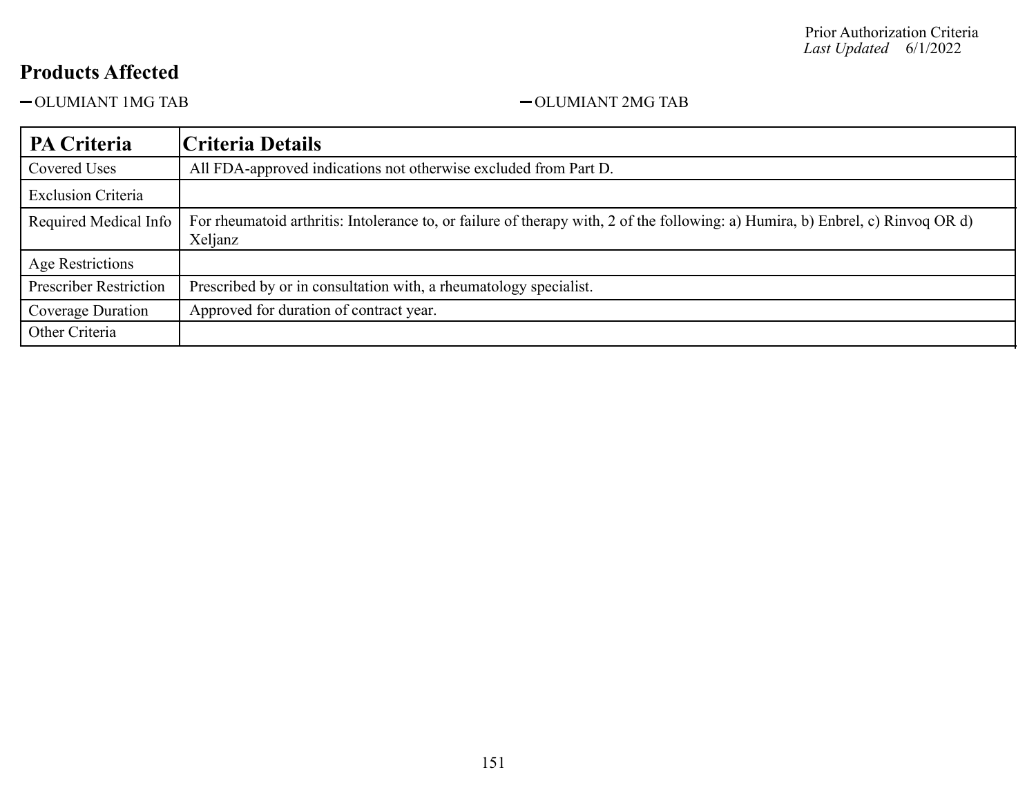## Products Affected

- OLUMIANT 1MG TAB
- OLUMIANT 2MG TAB

| PA Criteria | Criteria Details |
| --- | --- |
| Covered Uses | All FDA-approved indications not otherwise excluded from Part D. |
| Exclusion Criteria | |
| Required Medical Info | For rheumatoid arthritis: Intolerance to, or failure of therapy with, 2 of the following: a) Humira, b) Enbrel, c) Rinvoq OR d) Xeljanz |
| Age Restrictions | |
| Prescriber Restriction | Prescribed by or in consultation with, a rheumatology specialist. |
| Coverage Duration | Approved for duration of contract year. |
| Other Criteria | |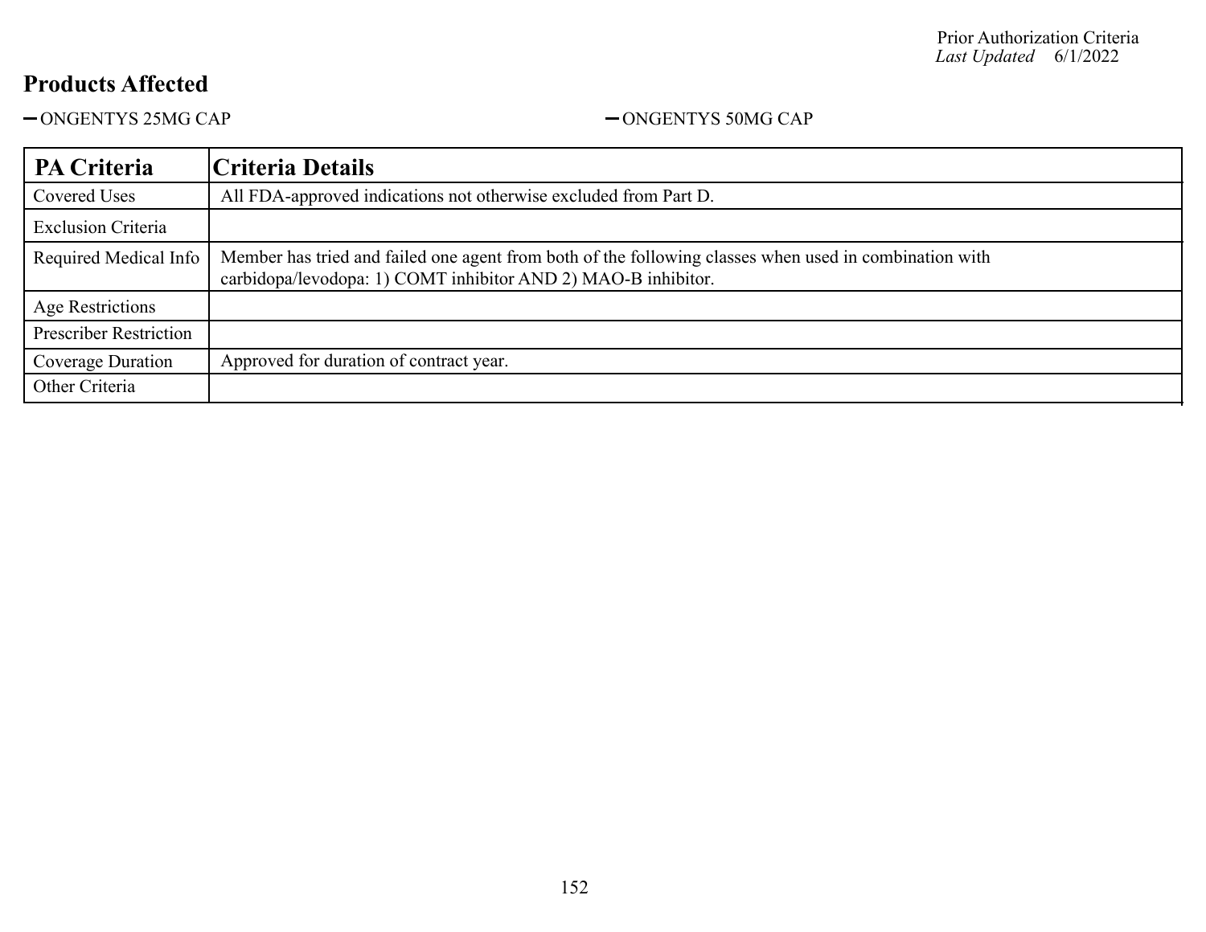## Products Affected

- ONGENTYS 25MG CAP
- ONGENTYS 50MG CAP

| PA Criteria | Criteria Details |
|---|---|
| Covered Uses | All FDA-approved indications not otherwise excluded from Part D. |
| Exclusion Criteria | |
| Required Medical Info | Member has tried and failed one agent from both of the following classes when used in combination with carbidopa/levodopa: 1) COMT inhibitor AND 2) MAO-B inhibitor. |
| Age Restrictions | |
| Prescriber Restriction | |
| Coverage Duration | Approved for duration of contract year. |
| Other Criteria | |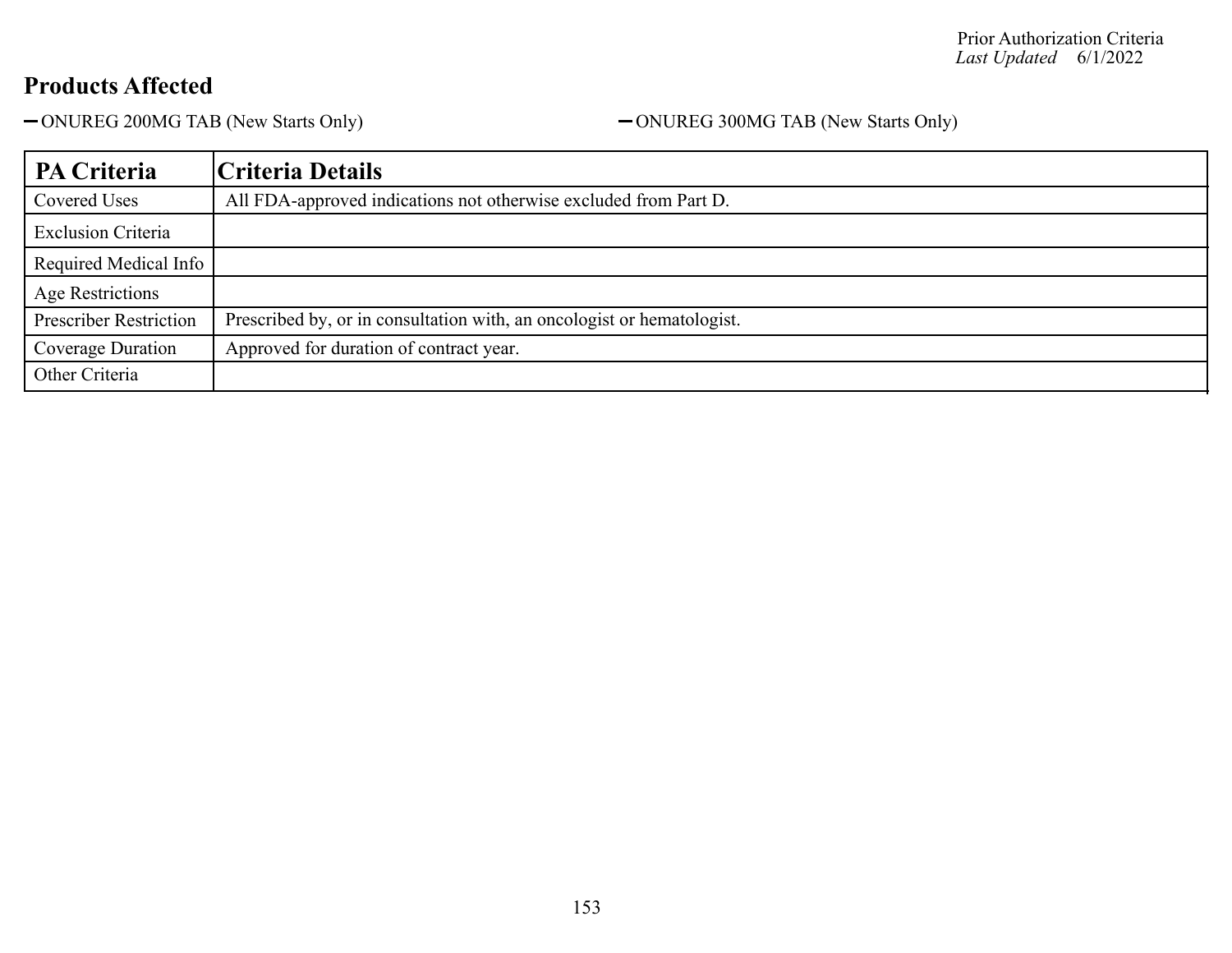Prior Authorization Criteria
*Last Updated* 6/1/2022

## Products Affected

- ONUREG 200MG TAB (New Starts Only)
- ONUREG 300MG TAB (New Starts Only)

| PA Criteria | Criteria Details |
|---|---|
| Covered Uses | All FDA-approved indications not otherwise excluded from Part D. |
| Exclusion Criteria | |
| Required Medical Info | |
| Age Restrictions | |
| Prescriber Restriction | Prescribed by, or in consultation with, an oncologist or hematologist. |
| Coverage Duration | Approved for duration of contract year. |
| Other Criteria | |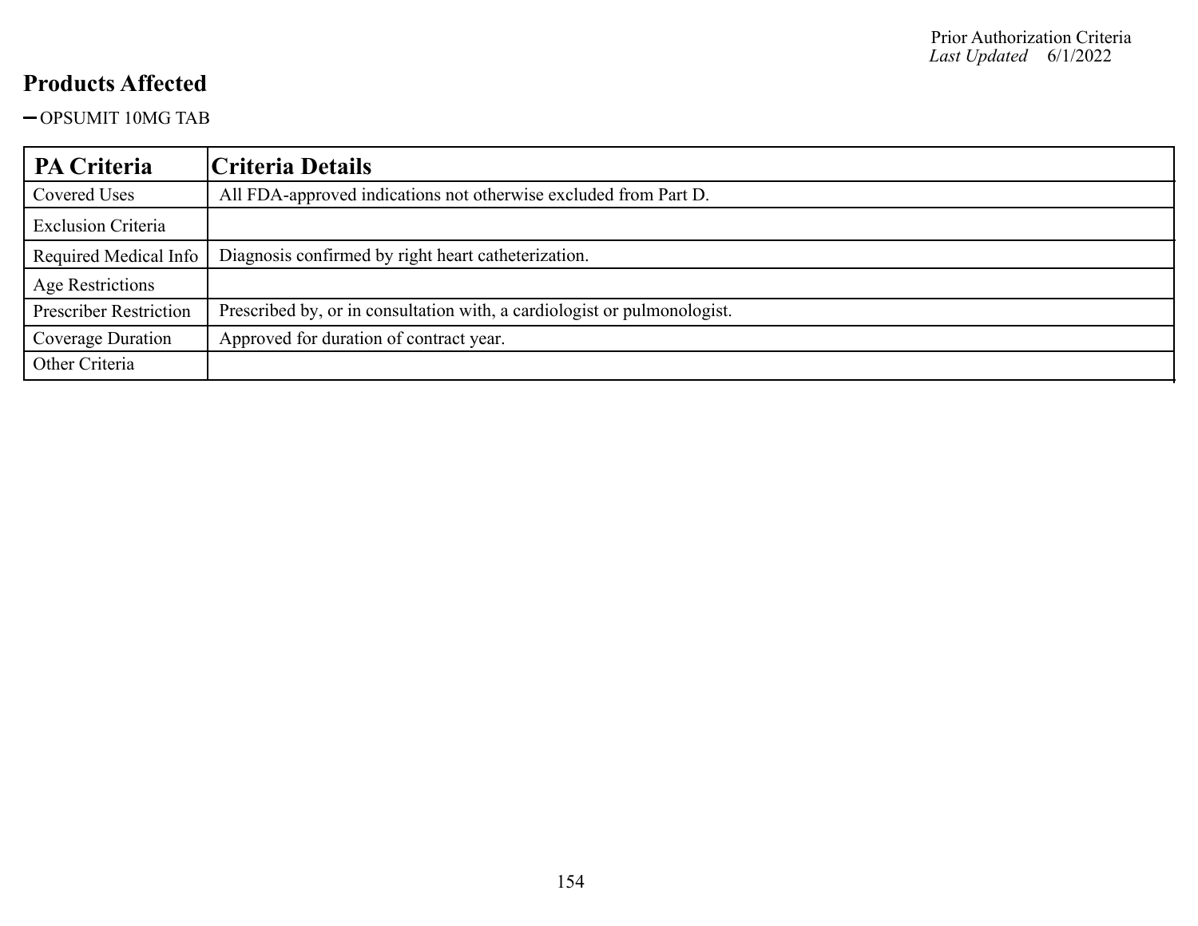## Products Affected

- OPSUMIT 10MG TAB

| PA Criteria | Criteria Details |
| --- | --- |
| Covered Uses | All FDA-approved indications not otherwise excluded from Part D. |
| Exclusion Criteria | |
| Required Medical Info | Diagnosis confirmed by right heart catheterization. |
| Age Restrictions | |
| Prescriber Restriction | Prescribed by, or in consultation with, a cardiologist or pulmonologist. |
| Coverage Duration | Approved for duration of contract year. |
| Other Criteria | |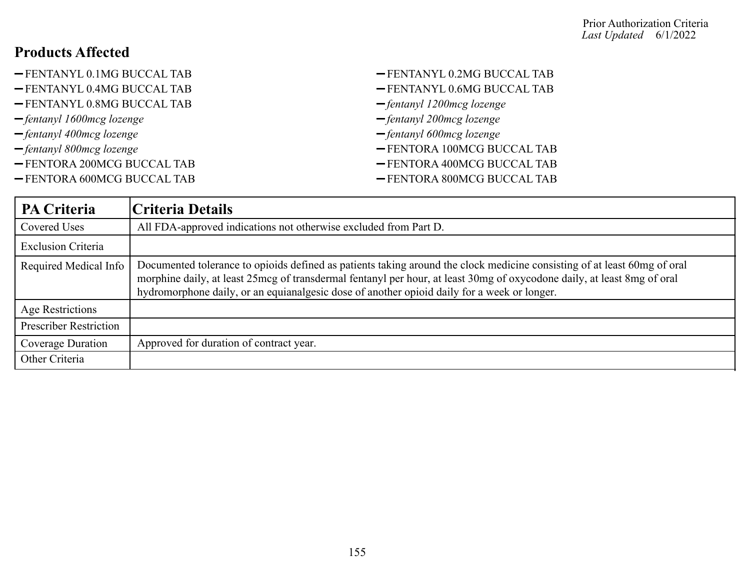Prior Authorization Criteria
*Last Updated* 6/1/2022

## Products Affected

- FENTANYL 0.1MG BUCCAL TAB
- FENTANYL 0.2MG BUCCAL TAB
- FENTANYL 0.4MG BUCCAL TAB
- FENTANYL 0.6MG BUCCAL TAB
- FENTANYL 0.8MG BUCCAL TAB
- *fentanyl 1200mcg lozenge*
- *fentanyl 1600mcg lozenge*
- *fentanyl 200mcg lozenge*
- *fentanyl 400mcg lozenge*
- *fentanyl 600mcg lozenge*
- *fentanyl 800mcg lozenge*
- FENTORA 100MCG BUCCAL TAB
- FENTORA 200MCG BUCCAL TAB
- FENTORA 400MCG BUCCAL TAB
- FENTORA 600MCG BUCCAL TAB
- FENTORA 800MCG BUCCAL TAB

| PA Criteria | Criteria Details |
|---|---|
| Covered Uses | All FDA-approved indications not otherwise excluded from Part D. |
| Exclusion Criteria | |
| Required Medical Info | Documented tolerance to opioids defined as patients taking around the clock medicine consisting of at least 60mg of oral morphine daily, at least 25mcg of transdermal fentanyl per hour, at least 30mg of oxycodone daily, at least 8mg of oral hydromorphone daily, or an equianalgesic dose of another opioid daily for a week or longer. |
| Age Restrictions | |
| Prescriber Restriction | |
| Coverage Duration | Approved for duration of contract year. |
| Other Criteria | |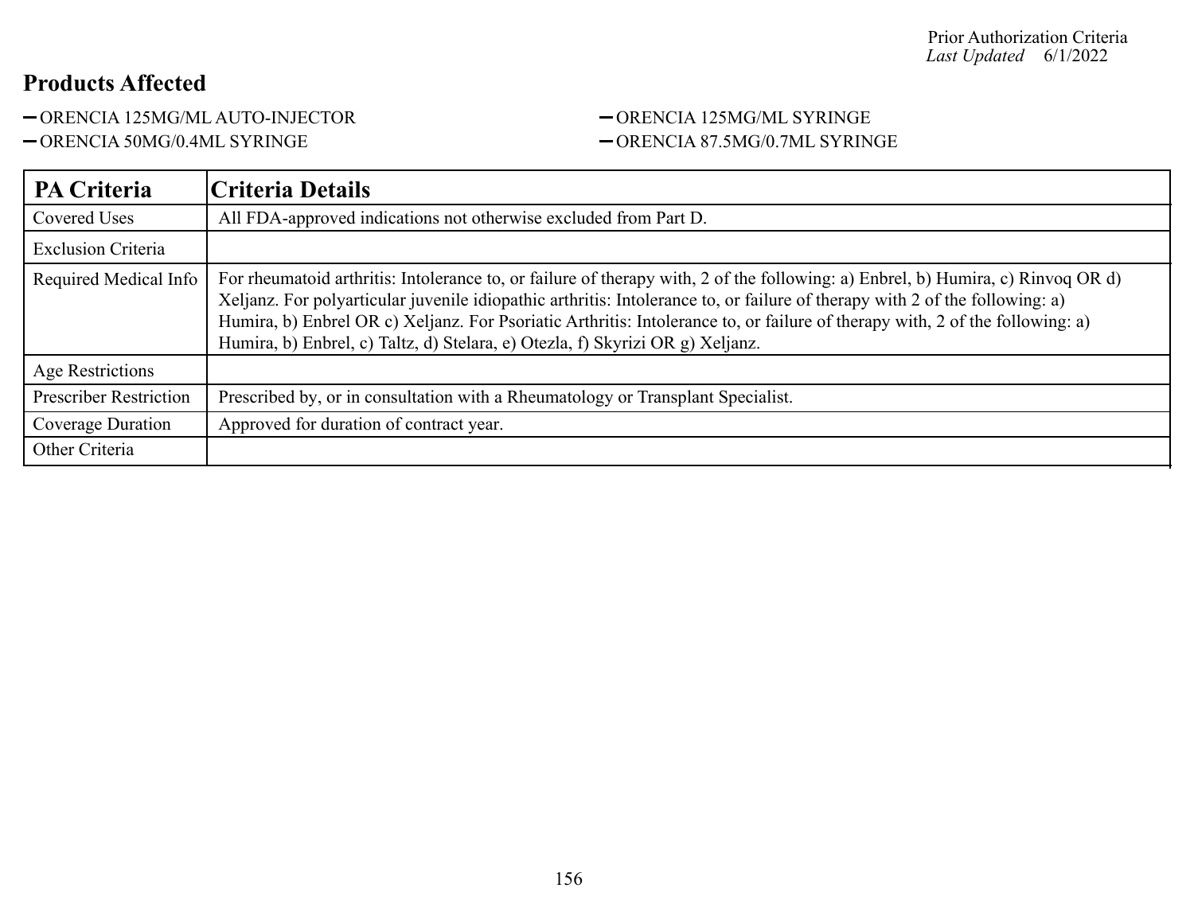## Products Affected

- ORENCIA 125MG/ML AUTO-INJECTOR
- ORENCIA 125MG/ML SYRINGE
- ORENCIA 50MG/0.4ML SYRINGE
- ORENCIA 87.5MG/0.7ML SYRINGE

| PA Criteria | Criteria Details |
|---|---|
| Covered Uses | All FDA-approved indications not otherwise excluded from Part D. |
| Exclusion Criteria | |
| Required Medical Info | For rheumatoid arthritis: Intolerance to, or failure of therapy with, 2 of the following: a) Enbrel, b) Humira, c) Rinvoq OR d) Xeljanz. For polyarticular juvenile idiopathic arthritis: Intolerance to, or failure of therapy with 2 of the following: a) Humira, b) Enbrel OR c) Xeljanz. For Psoriatic Arthritis: Intolerance to, or failure of therapy with, 2 of the following: a) Humira, b) Enbrel, c) Taltz, d) Stelara, e) Otezla, f) Skyrizi OR g) Xeljanz. |
| Age Restrictions | |
| Prescriber Restriction | Prescribed by, or in consultation with a Rheumatology or Transplant Specialist. |
| Coverage Duration | Approved for duration of contract year. |
| Other Criteria | |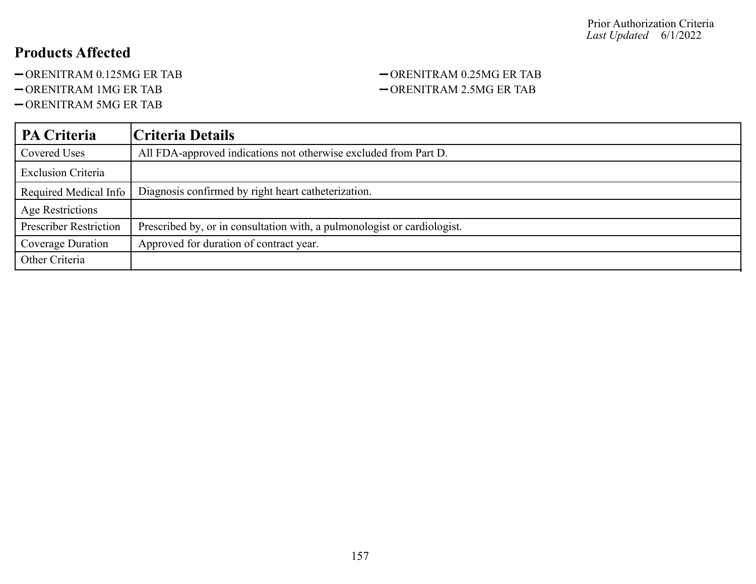## Products Affected

- ORENITRAM 0.125MG ER TAB
- ORENITRAM 0.25MG ER TAB
- ORENITRAM 1MG ER TAB
- ORENITRAM 2.5MG ER TAB
- ORENITRAM 5MG ER TAB

| PA Criteria | Criteria Details |
|---|---|
| Covered Uses | All FDA-approved indications not otherwise excluded from Part D. |
| Exclusion Criteria | |
| Required Medical Info | Diagnosis confirmed by right heart catheterization. |
| Age Restrictions | |
| Prescriber Restriction | Prescribed by, or in consultation with, a pulmonologist or cardiologist. |
| Coverage Duration | Approved for duration of contract year. |
| Other Criteria | |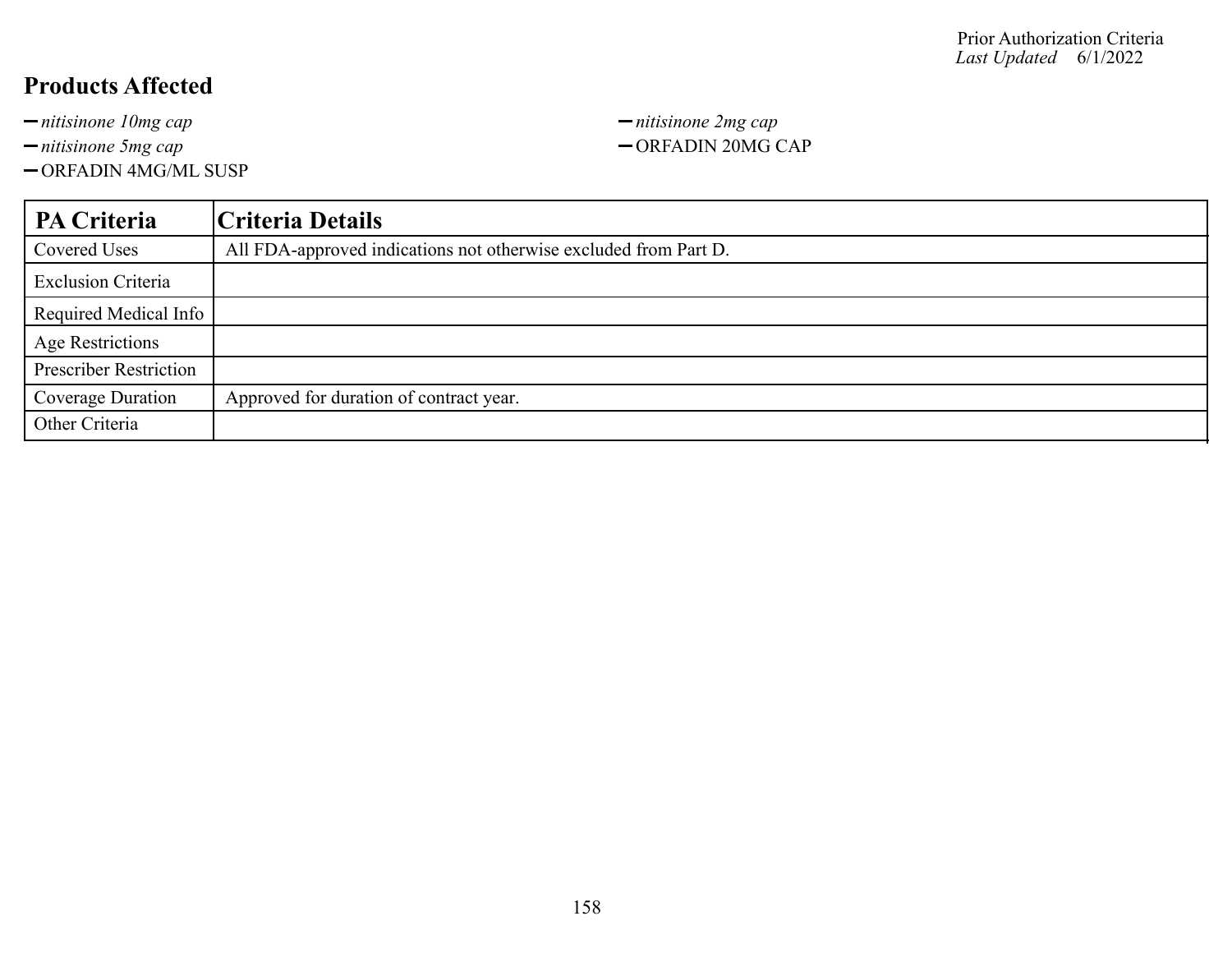Prior Authorization Criteria
*Last Updated* 6/1/2022

## Products Affected

- *nitisinone 10mg cap*
- *nitisinone 2mg cap*
- *nitisinone 5mg cap*
- ORFADIN 20MG CAP
- ORFADIN 4MG/ML SUSP

| PA Criteria | Criteria Details |
| --- | --- |
| Covered Uses | All FDA-approved indications not otherwise excluded from Part D. |
| Exclusion Criteria | |
| Required Medical Info | |
| Age Restrictions | |
| Prescriber Restriction | |
| Coverage Duration | Approved for duration of contract year. |
| Other Criteria | |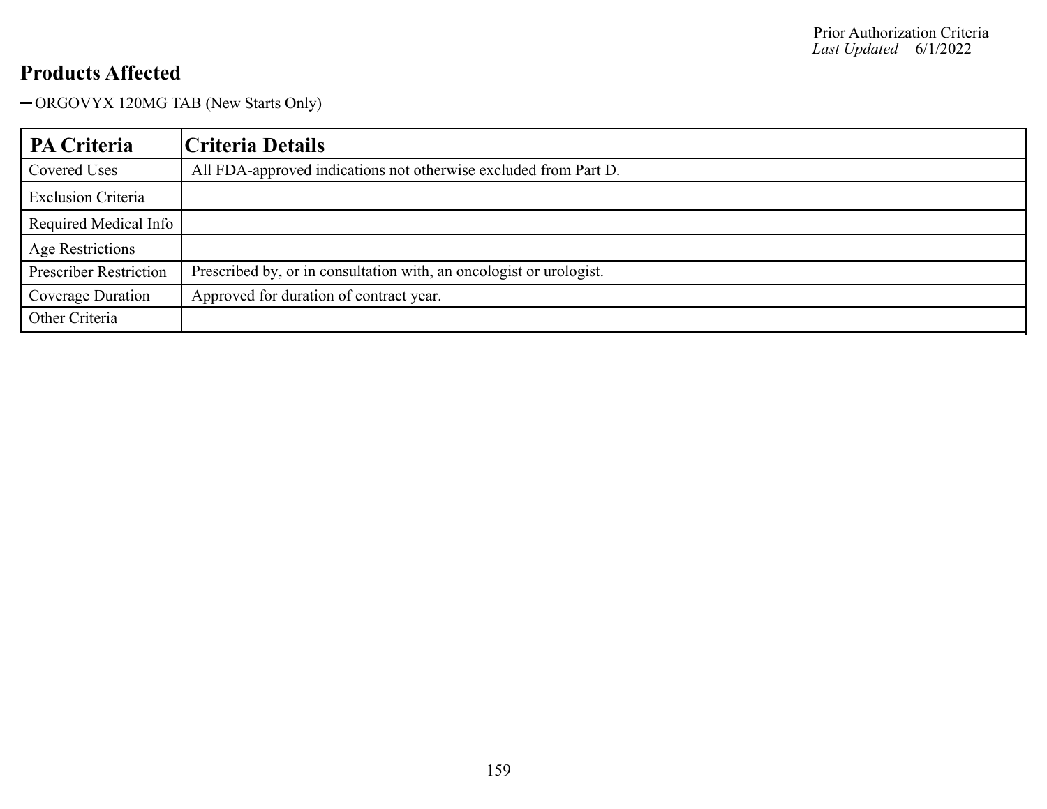## Products Affected

- ORGOVYX 120MG TAB (New Starts Only)

| PA Criteria | Criteria Details |
| --- | --- |
| Covered Uses | All FDA-approved indications not otherwise excluded from Part D. |
| Exclusion Criteria | |
| Required Medical Info | |
| Age Restrictions | |
| Prescriber Restriction | Prescribed by, or in consultation with, an oncologist or urologist. |
| Coverage Duration | Approved for duration of contract year. |
| Other Criteria | |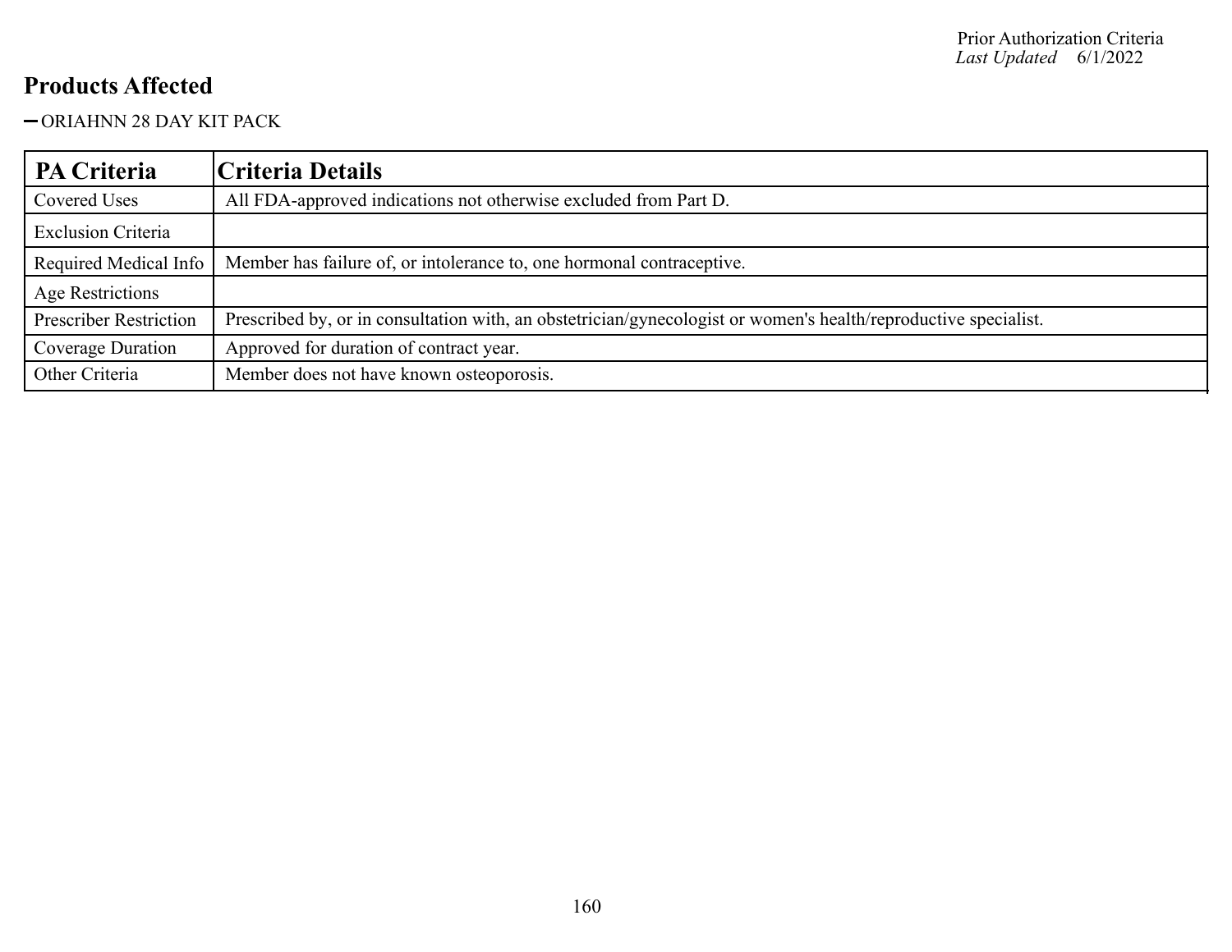## Products Affected

- ORIAHNN 28 DAY KIT PACK

| PA Criteria | Criteria Details |
|---|---|
| Covered Uses | All FDA-approved indications not otherwise excluded from Part D. |
| Exclusion Criteria | |
| Required Medical Info | Member has failure of, or intolerance to, one hormonal contraceptive. |
| Age Restrictions | |
| Prescriber Restriction | Prescribed by, or in consultation with, an obstetrician/gynecologist or women's health/reproductive specialist. |
| Coverage Duration | Approved for duration of contract year. |
| Other Criteria | Member does not have known osteoporosis. |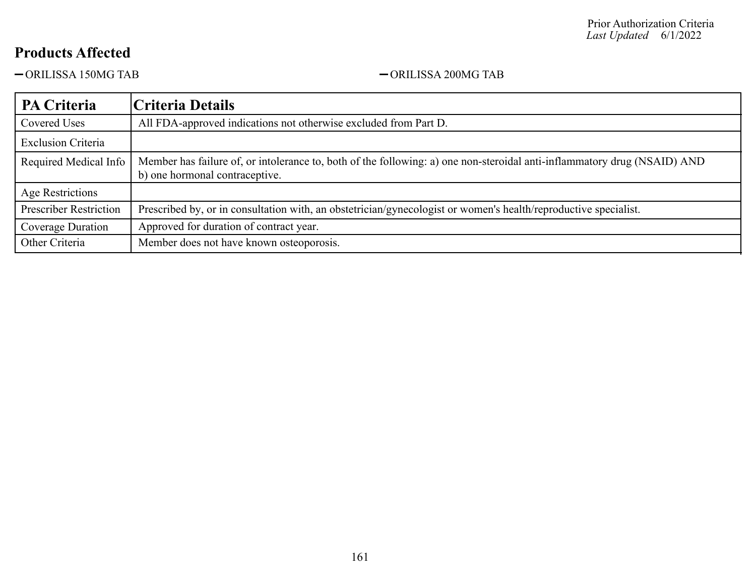Prior Authorization Criteria
*Last Updated* 6/1/2022

## Products Affected

- ORILISSA 150MG TAB
- ORILISSA 200MG TAB

| PA Criteria | Criteria Details |
|---|---|
| Covered Uses | All FDA-approved indications not otherwise excluded from Part D. |
| Exclusion Criteria | |
| Required Medical Info | Member has failure of, or intolerance to, both of the following: a) one non-steroidal anti-inflammatory drug (NSAID) AND b) one hormonal contraceptive. |
| Age Restrictions | |
| Prescriber Restriction | Prescribed by, or in consultation with, an obstetrician/gynecologist or women's health/reproductive specialist. |
| Coverage Duration | Approved for duration of contract year. |
| Other Criteria | Member does not have known osteoporosis. |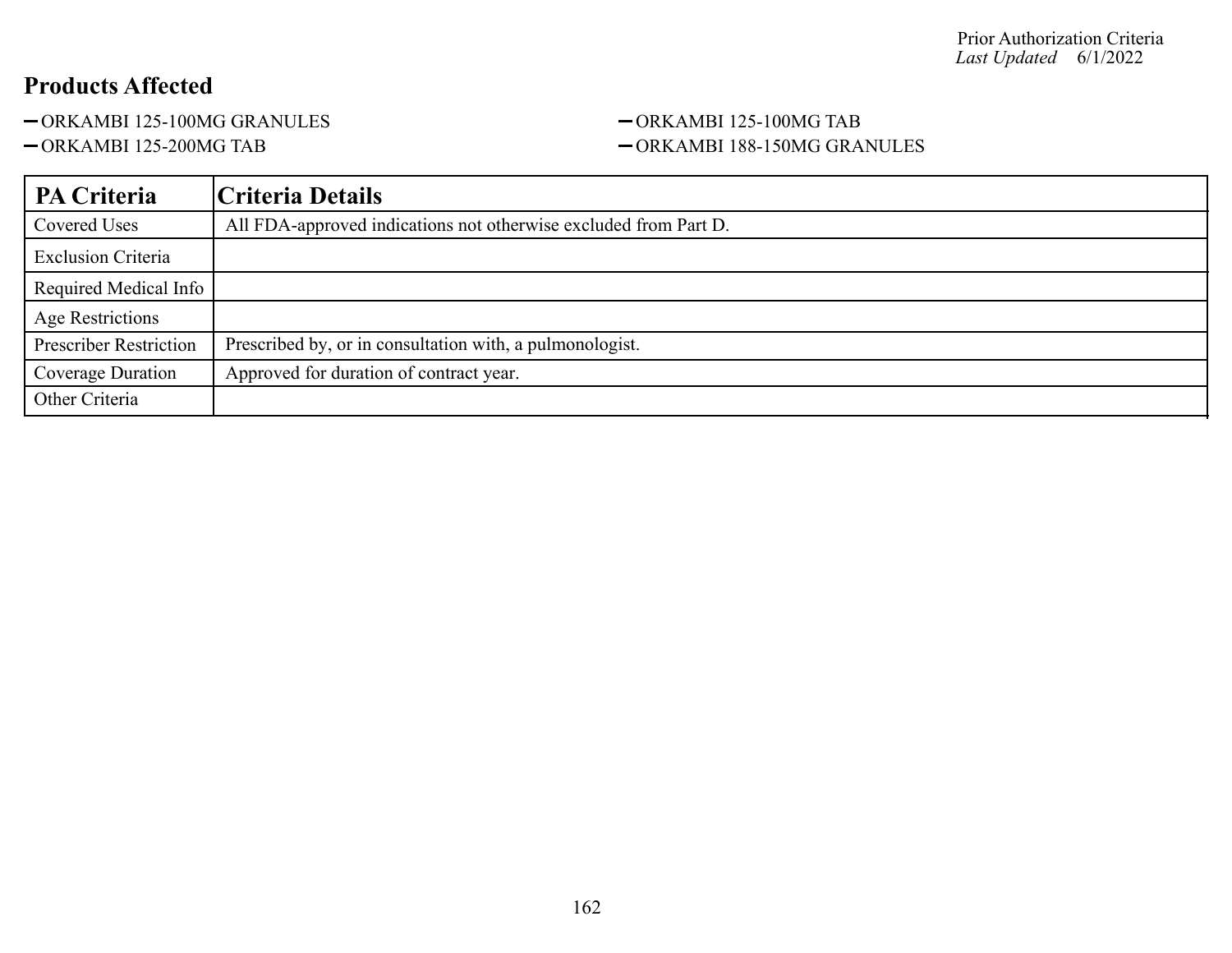Prior Authorization Criteria
*Last Updated* 6/1/2022

## Products Affected

- ORKAMBI 125-100MG GRANULES
- ORKAMBI 125-100MG TAB
- ORKAMBI 125-200MG TAB
- ORKAMBI 188-150MG GRANULES

| PA Criteria | Criteria Details |
|---|---|
| Covered Uses | All FDA-approved indications not otherwise excluded from Part D. |
| Exclusion Criteria | |
| Required Medical Info | |
| Age Restrictions | |
| Prescriber Restriction | Prescribed by, or in consultation with, a pulmonologist. |
| Coverage Duration | Approved for duration of contract year. |
| Other Criteria | |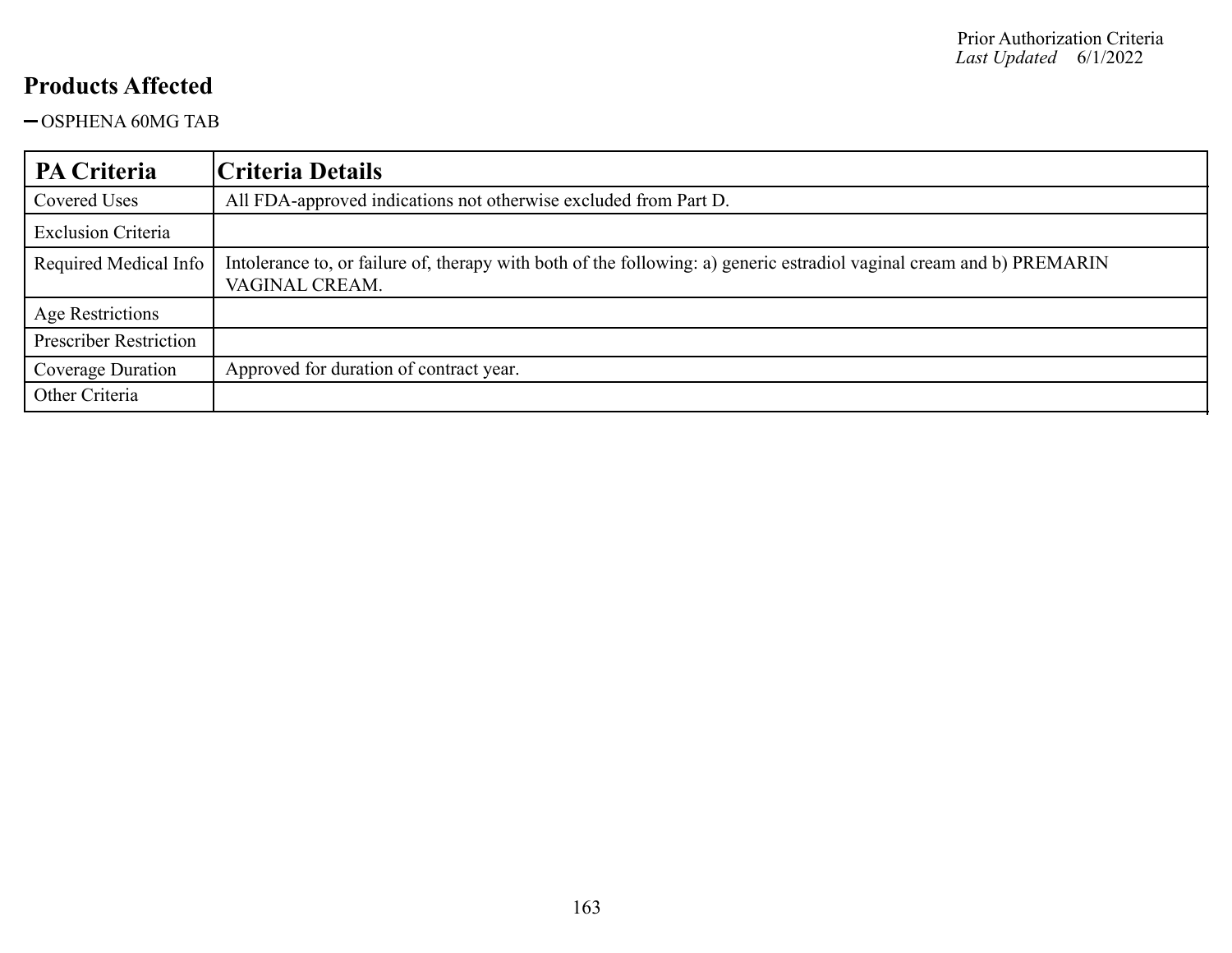## Products Affected

- OSPHENA 60MG TAB

| PA Criteria | Criteria Details |
|---|---|
| Covered Uses | All FDA-approved indications not otherwise excluded from Part D. |
| Exclusion Criteria | |
| Required Medical Info | Intolerance to, or failure of, therapy with both of the following: a) generic estradiol vaginal cream and b) PREMARIN VAGINAL CREAM. |
| Age Restrictions | |
| Prescriber Restriction | |
| Coverage Duration | Approved for duration of contract year. |
| Other Criteria | |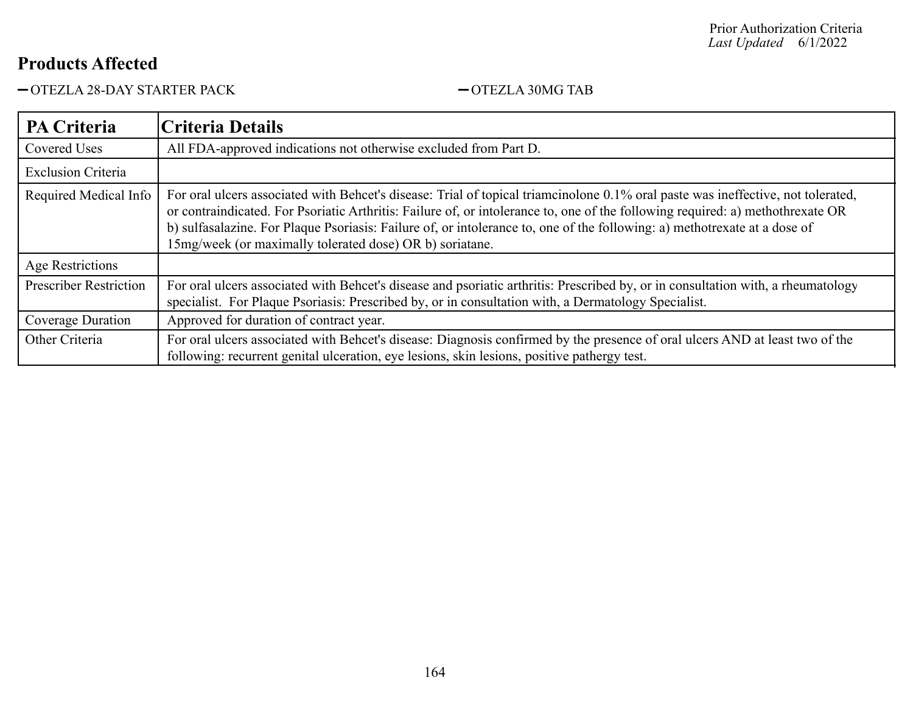## Products Affected

- OTEZLA 28-DAY STARTER PACK
- OTEZLA 30MG TAB

| PA Criteria | Criteria Details |
| --- | --- |
| Covered Uses | All FDA-approved indications not otherwise excluded from Part D. |
| Exclusion Criteria | |
| Required Medical Info | For oral ulcers associated with Behcet's disease: Trial of topical triamcinolone 0.1% oral paste was ineffective, not tolerated, or contraindicated. For Psoriatic Arthritis: Failure of, or intolerance to, one of the following required: a) methothrexate OR b) sulfasalazine. For Plaque Psoriasis: Failure of, or intolerance to, one of the following: a) methotrexate at a dose of 15mg/week (or maximally tolerated dose) OR b) soriatane. |
| Age Restrictions | |
| Prescriber Restriction | For oral ulcers associated with Behcet's disease and psoriatic arthritis: Prescribed by, or in consultation with, a rheumatology specialist. For Plaque Psoriasis: Prescribed by, or in consultation with, a Dermatology Specialist. |
| Coverage Duration | Approved for duration of contract year. |
| Other Criteria | For oral ulcers associated with Behcet's disease: Diagnosis confirmed by the presence of oral ulcers AND at least two of the following: recurrent genital ulceration, eye lesions, skin lesions, positive pathergy test. |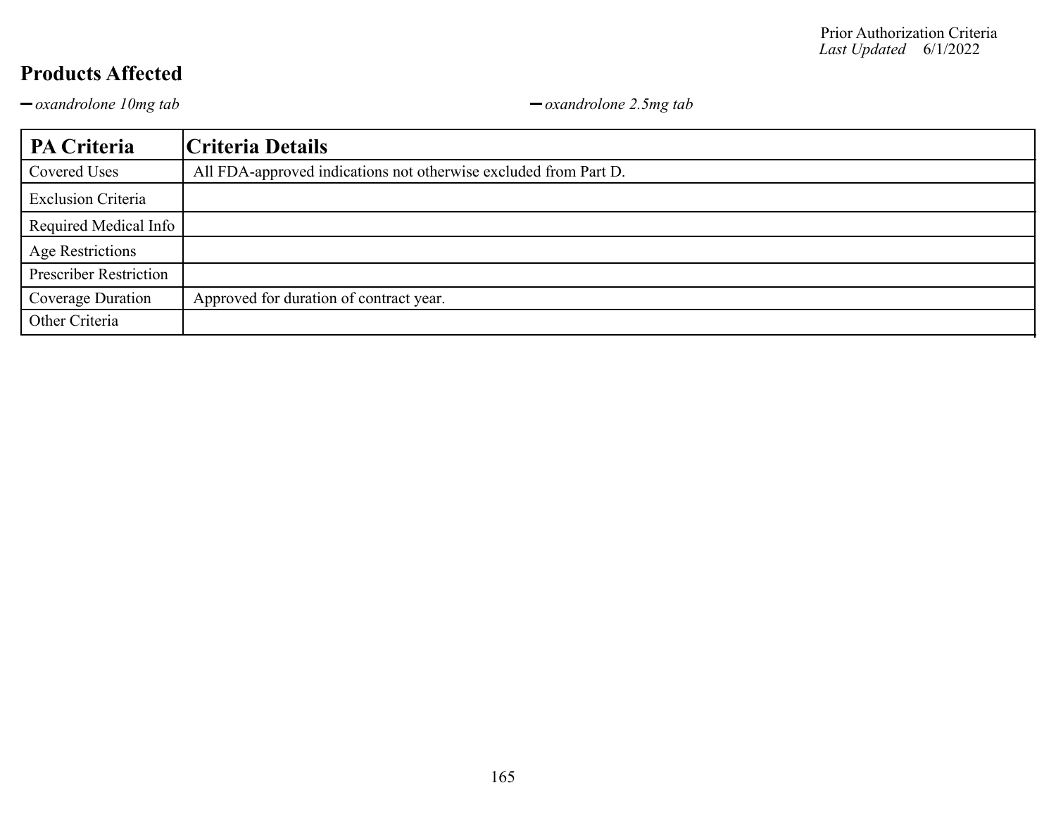Prior Authorization Criteria
*Last Updated* 6/1/2022

## Products Affected

- *oxandrolone 10mg tab*
- *oxandrolone 2.5mg tab*

| PA Criteria | Criteria Details |
| --- | --- |
| Covered Uses | All FDA-approved indications not otherwise excluded from Part D. |
| Exclusion Criteria | |
| Required Medical Info | |
| Age Restrictions | |
| Prescriber Restriction | |
| Coverage Duration | Approved for duration of contract year. |
| Other Criteria | |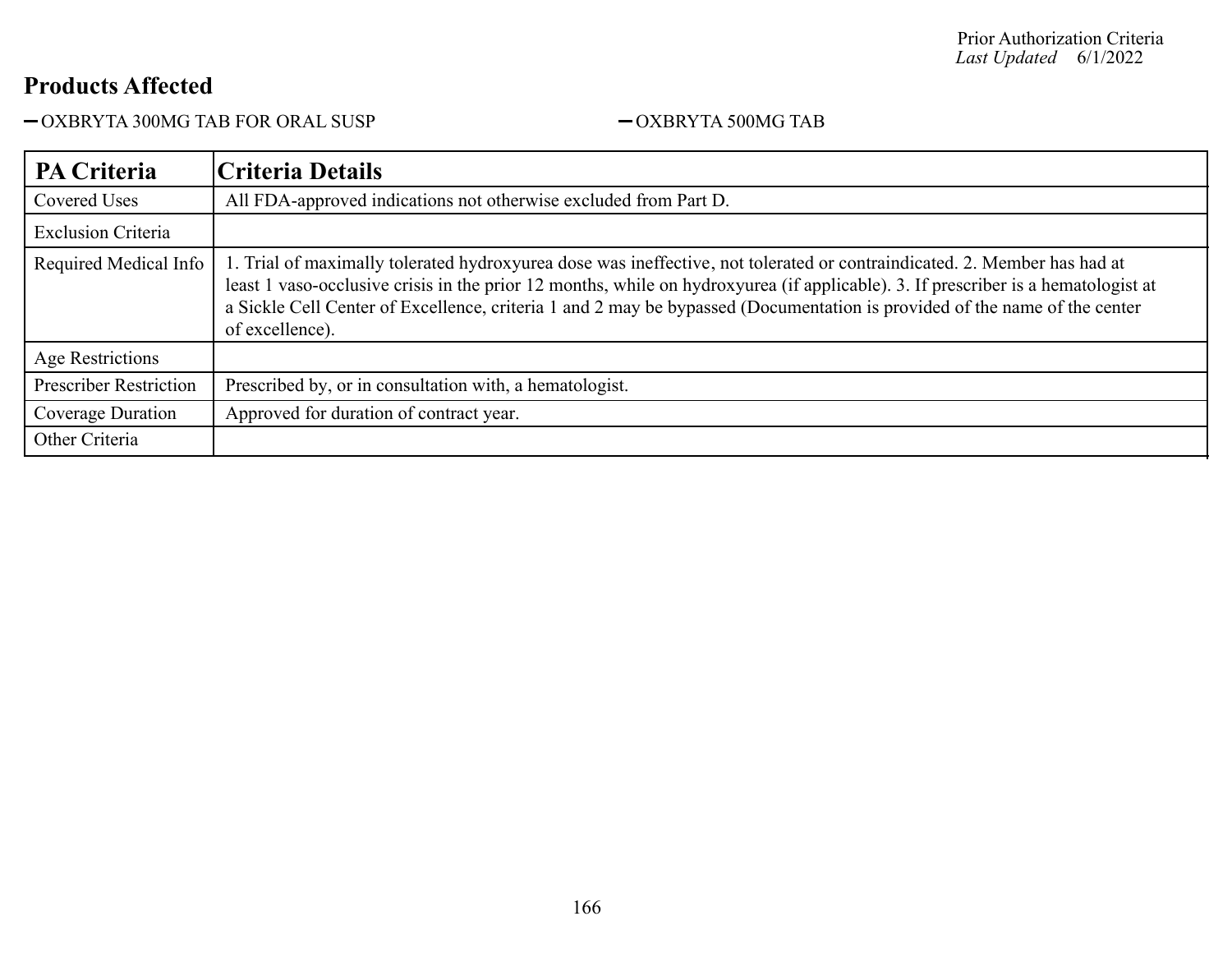## Products Affected

- OXBRYTA 300MG TAB FOR ORAL SUSP
- OXBRYTA 500MG TAB

| PA Criteria | Criteria Details |
|---|---|
| Covered Uses | All FDA-approved indications not otherwise excluded from Part D. |
| Exclusion Criteria | |
| Required Medical Info | 1. Trial of maximally tolerated hydroxyurea dose was ineffective, not tolerated or contraindicated. 2. Member has had at least 1 vaso-occlusive crisis in the prior 12 months, while on hydroxyurea (if applicable). 3. If prescriber is a hematologist at a Sickle Cell Center of Excellence, criteria 1 and 2 may be bypassed (Documentation is provided of the name of the center of excellence). |
| Age Restrictions | |
| Prescriber Restriction | Prescribed by, or in consultation with, a hematologist. |
| Coverage Duration | Approved for duration of contract year. |
| Other Criteria | |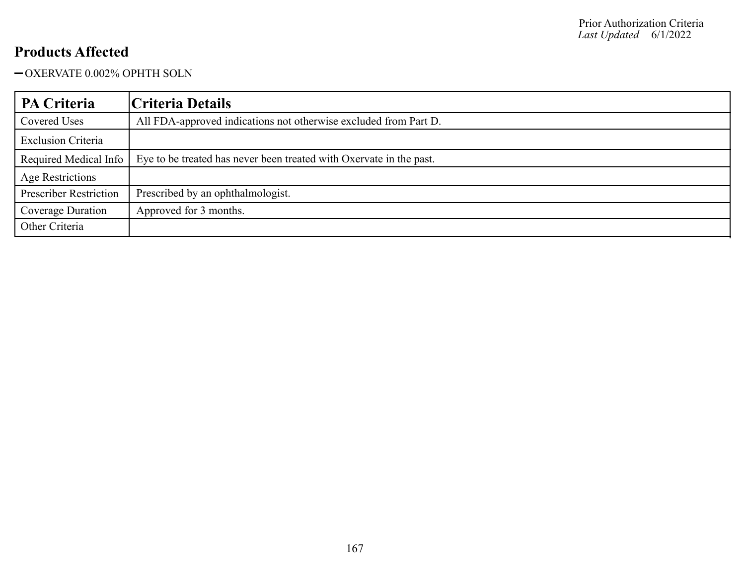## Products Affected

- OXERVATE 0.002% OPHTH SOLN

| PA Criteria | Criteria Details |
| --- | --- |
| Covered Uses | All FDA-approved indications not otherwise excluded from Part D. |
| Exclusion Criteria | |
| Required Medical Info | Eye to be treated has never been treated with Oxervate in the past. |
| Age Restrictions | |
| Prescriber Restriction | Prescribed by an ophthalmologist. |
| Coverage Duration | Approved for 3 months. |
| Other Criteria | |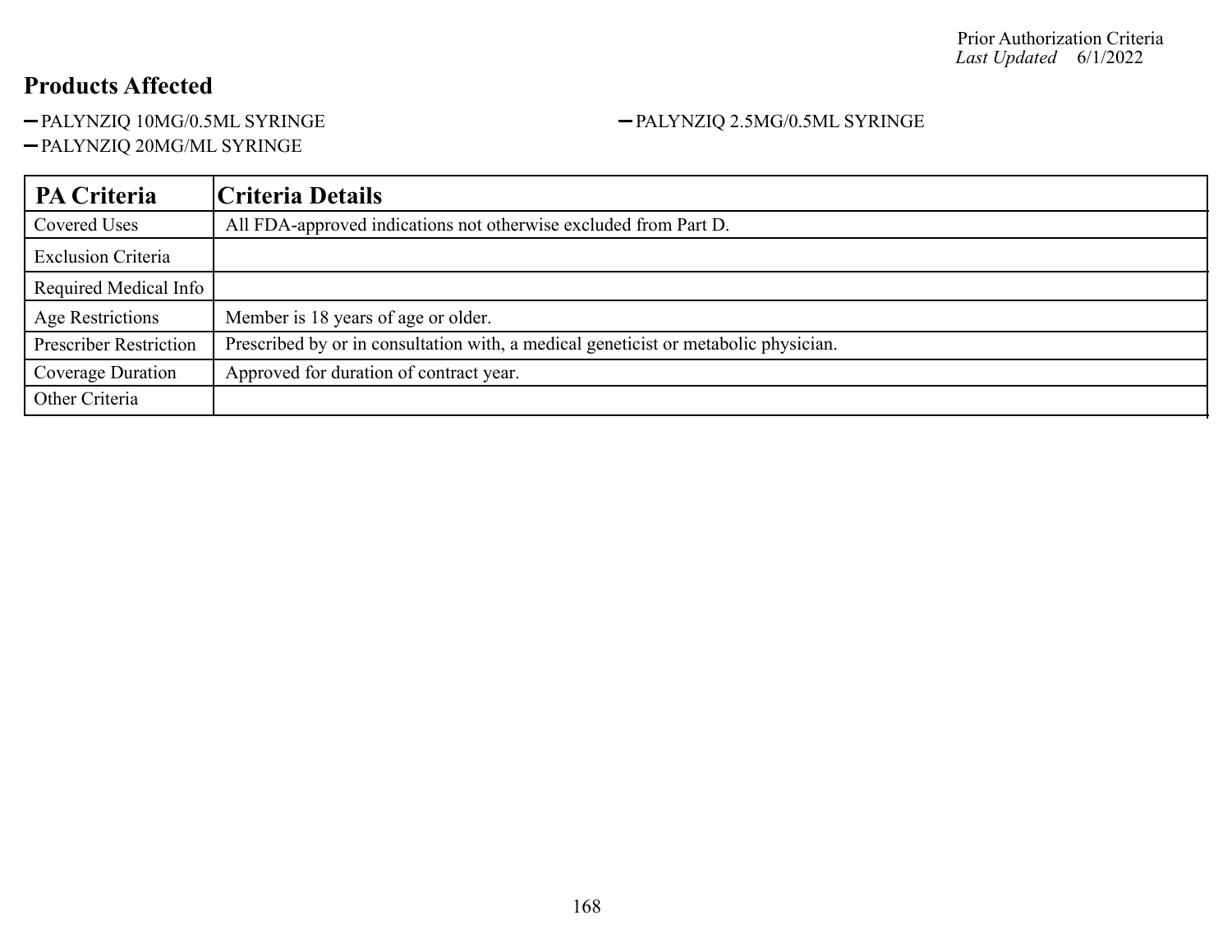## Products Affected

- PALYNZIQ 10MG/0.5ML SYRINGE
- PALYNZIQ 2.5MG/0.5ML SYRINGE
- PALYNZIQ 20MG/ML SYRINGE

| PA Criteria | Criteria Details |
|---|---|
| Covered Uses | All FDA-approved indications not otherwise excluded from Part D. |
| Exclusion Criteria | |
| Required Medical Info | |
| Age Restrictions | Member is 18 years of age or older. |
| Prescriber Restriction | Prescribed by or in consultation with, a medical geneticist or metabolic physician. |
| Coverage Duration | Approved for duration of contract year. |
| Other Criteria | |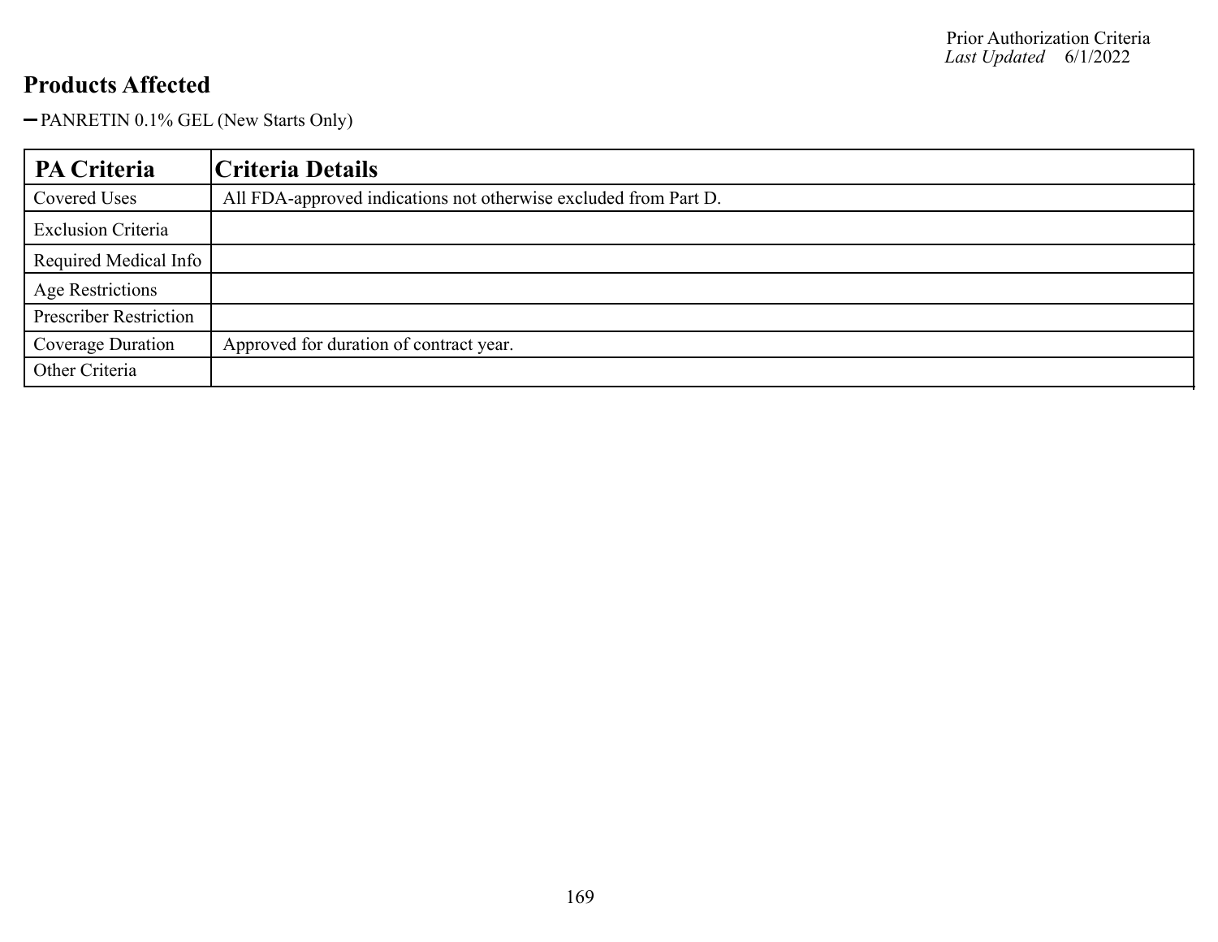## Products Affected

- PANRETIN 0.1% GEL (New Starts Only)

| PA Criteria | Criteria Details |
|---|---|
| Covered Uses | All FDA-approved indications not otherwise excluded from Part D. |
| Exclusion Criteria | |
| Required Medical Info | |
| Age Restrictions | |
| Prescriber Restriction | |
| Coverage Duration | Approved for duration of contract year. |
| Other Criteria | |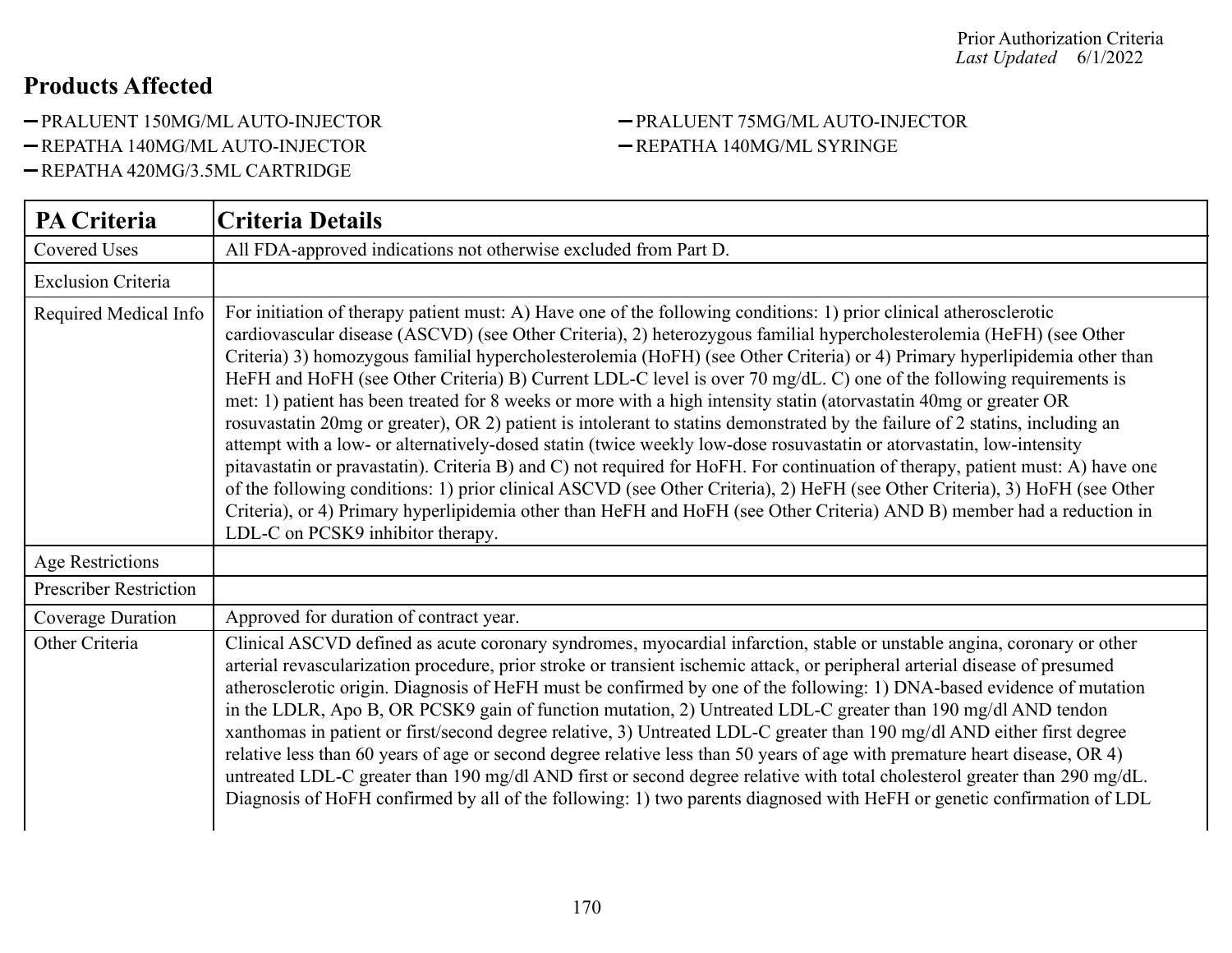## Products Affected

- PRALUENT 150MG/ML AUTO-INJECTOR
- PRALUENT 75MG/ML AUTO-INJECTOR
- REPATHA 140MG/ML AUTO-INJECTOR
- REPATHA 140MG/ML SYRINGE
- REPATHA 420MG/3.5ML CARTRIDGE

| PA Criteria | Criteria Details |
|---|---|
| Covered Uses | All FDA-approved indications not otherwise excluded from Part D. |
| Exclusion Criteria | |
| Required Medical Info | For initiation of therapy patient must: A) Have one of the following conditions: 1) prior clinical atherosclerotic cardiovascular disease (ASCVD) (see Other Criteria), 2) heterozygous familial hypercholesterolemia (HeFH) (see Other Criteria) 3) homozygous familial hypercholesterolemia (HoFH) (see Other Criteria) or 4) Primary hyperlipidemia other than HeFH and HoFH (see Other Criteria) B) Current LDL-C level is over 70 mg/dL. C) one of the following requirements is met: 1) patient has been treated for 8 weeks or more with a high intensity statin (atorvastatin 40mg or greater OR rosuvastatin 20mg or greater), OR 2) patient is intolerant to statins demonstrated by the failure of 2 statins, including an attempt with a low- or alternatively-dosed statin (twice weekly low-dose rosuvastatin or atorvastatin, low-intensity pitavastatin or pravastatin). Criteria B) and C) not required for HoFH. For continuation of therapy, patient must: A) have one of the following conditions: 1) prior clinical ASCVD (see Other Criteria), 2) HeFH (see Other Criteria), 3) HoFH (see Other Criteria), or 4) Primary hyperlipidemia other than HeFH and HoFH (see Other Criteria) AND B) member had a reduction in LDL-C on PCSK9 inhibitor therapy. |
| Age Restrictions | |
| Prescriber Restriction | |
| Coverage Duration | Approved for duration of contract year. |
| Other Criteria | Clinical ASCVD defined as acute coronary syndromes, myocardial infarction, stable or unstable angina, coronary or other arterial revascularization procedure, prior stroke or transient ischemic attack, or peripheral arterial disease of presumed atherosclerotic origin. Diagnosis of HeFH must be confirmed by one of the following: 1) DNA-based evidence of mutation in the LDLR, Apo B, OR PCSK9 gain of function mutation, 2) Untreated LDL-C greater than 190 mg/dl AND tendon xanthomas in patient or first/second degree relative, 3) Untreated LDL-C greater than 190 mg/dl AND either first degree relative less than 60 years of age or second degree relative less than 50 years of age with premature heart disease, OR 4) untreated LDL-C greater than 190 mg/dl AND first or second degree relative with total cholesterol greater than 290 mg/dL. Diagnosis of HoFH confirmed by all of the following: 1) two parents diagnosed with HeFH or genetic confirmation of LDL |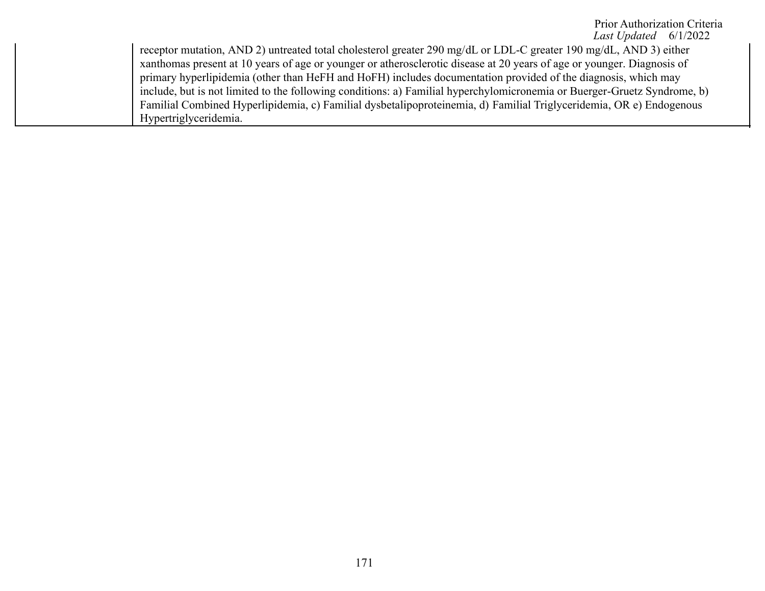| | |
|---|---|
| | receptor mutation, AND 2) untreated total cholesterol greater 290 mg/dL or LDL-C greater 190 mg/dL, AND 3) either xanthomas present at 10 years of age or younger or atherosclerotic disease at 20 years of age or younger. Diagnosis of primary hyperlipidemia (other than HeFH and HoFH) includes documentation provided of the diagnosis, which may include, but is not limited to the following conditions: a) Familial hyperchylomicronemia or Buerger-Gruetz Syndrome, b) Familial Combined Hyperlipidemia, c) Familial dysbetalipoproteinemia, d) Familial Triglyceridemia, OR e) Endogenous Hypertriglyceridemia. |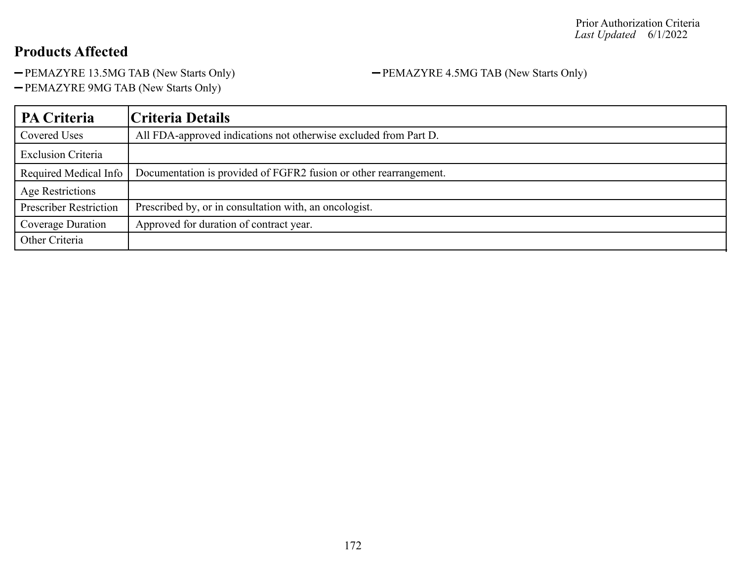## Products Affected

- PEMAZYRE 13.5MG TAB (New Starts Only)
- PEMAZYRE 4.5MG TAB (New Starts Only)
- PEMAZYRE 9MG TAB (New Starts Only)

| PA Criteria | Criteria Details |
| --- | --- |
| Covered Uses | All FDA-approved indications not otherwise excluded from Part D. |
| Exclusion Criteria | |
| Required Medical Info | Documentation is provided of FGFR2 fusion or other rearrangement. |
| Age Restrictions | |
| Prescriber Restriction | Prescribed by, or in consultation with, an oncologist. |
| Coverage Duration | Approved for duration of contract year. |
| Other Criteria | |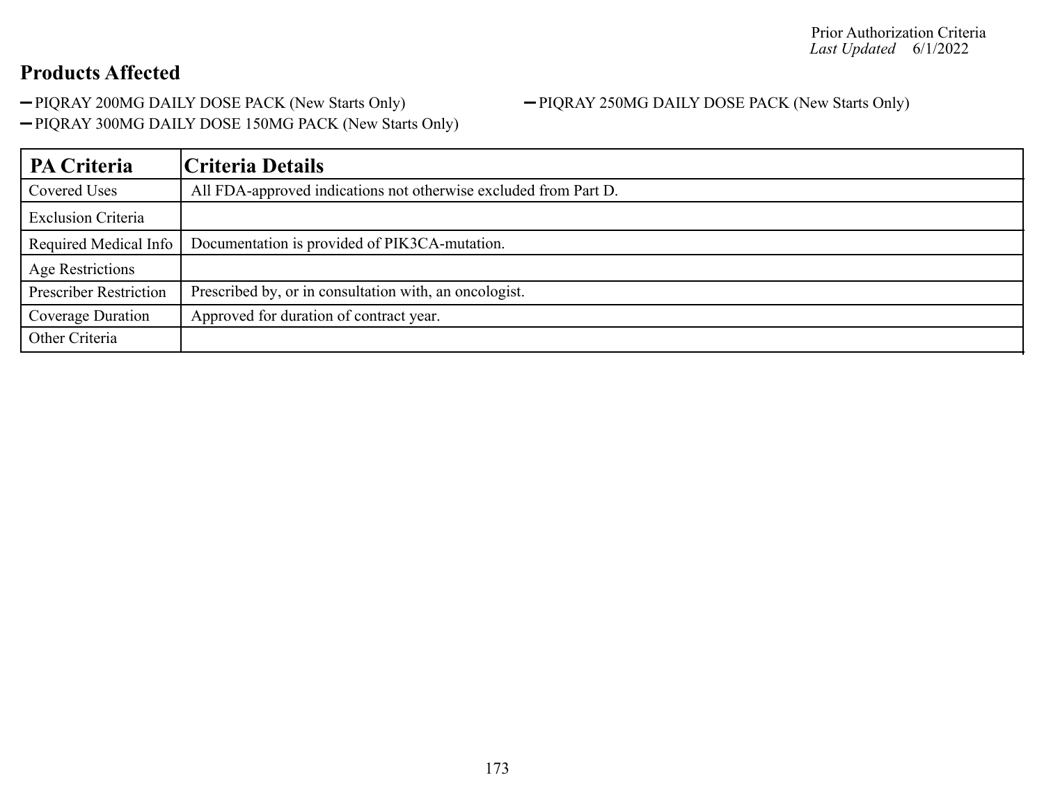Prior Authorization Criteria
*Last Updated* 6/1/2022

## Products Affected

- PIQRAY 200MG DAILY DOSE PACK (New Starts Only)
- PIQRAY 250MG DAILY DOSE PACK (New Starts Only)
- PIQRAY 300MG DAILY DOSE 150MG PACK (New Starts Only)

| PA Criteria | Criteria Details |
| --- | --- |
| Covered Uses | All FDA-approved indications not otherwise excluded from Part D. |
| Exclusion Criteria | |
| Required Medical Info | Documentation is provided of PIK3CA-mutation. |
| Age Restrictions | |
| Prescriber Restriction | Prescribed by, or in consultation with, an oncologist. |
| Coverage Duration | Approved for duration of contract year. |
| Other Criteria | |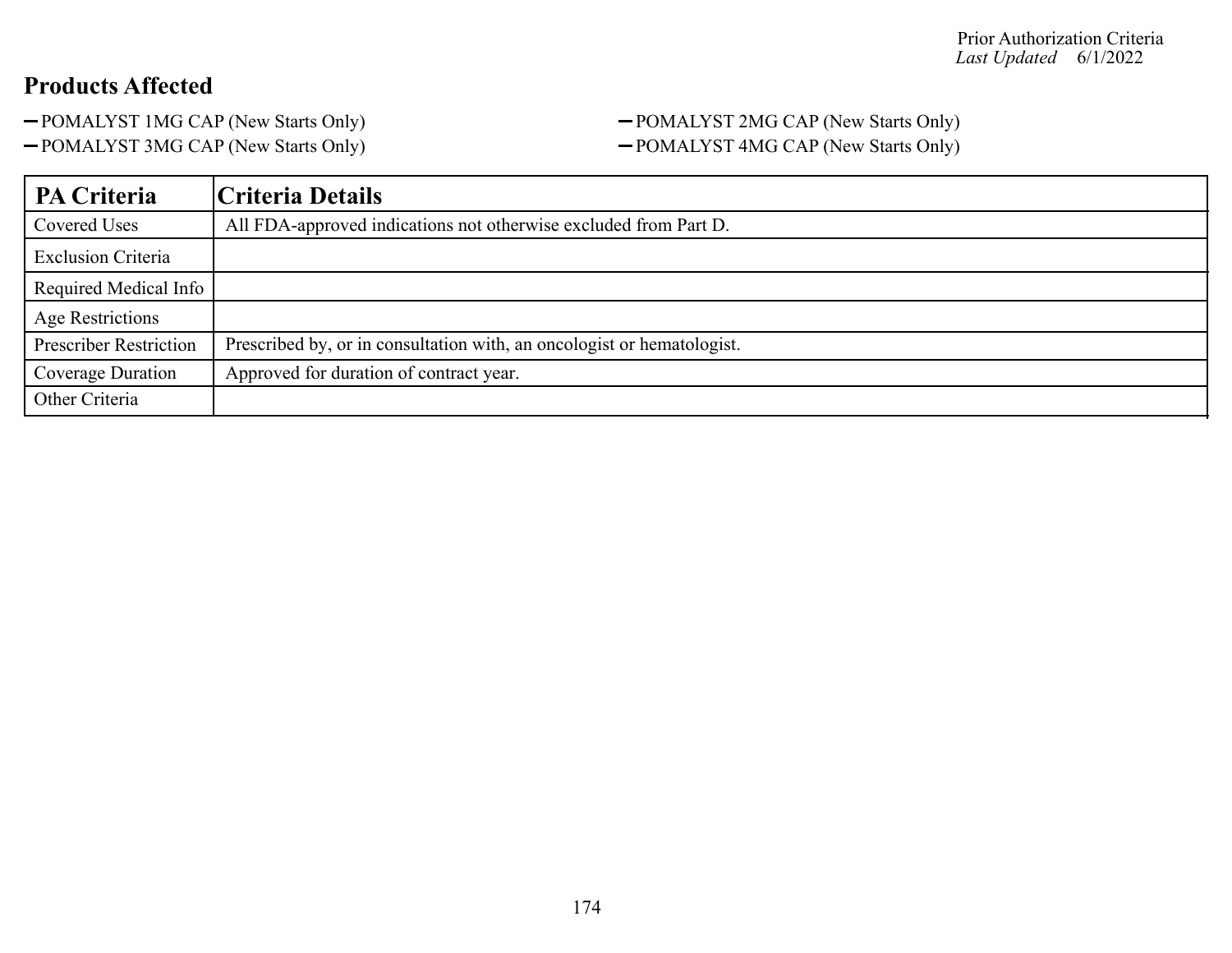Prior Authorization Criteria
*Last Updated* 6/1/2022

## Products Affected

- POMALYST 1MG CAP (New Starts Only)
- POMALYST 2MG CAP (New Starts Only)
- POMALYST 3MG CAP (New Starts Only)
- POMALYST 4MG CAP (New Starts Only)

| PA Criteria | Criteria Details |
|---|---|
| Covered Uses | All FDA-approved indications not otherwise excluded from Part D. |
| Exclusion Criteria | |
| Required Medical Info | |
| Age Restrictions | |
| Prescriber Restriction | Prescribed by, or in consultation with, an oncologist or hematologist. |
| Coverage Duration | Approved for duration of contract year. |
| Other Criteria | |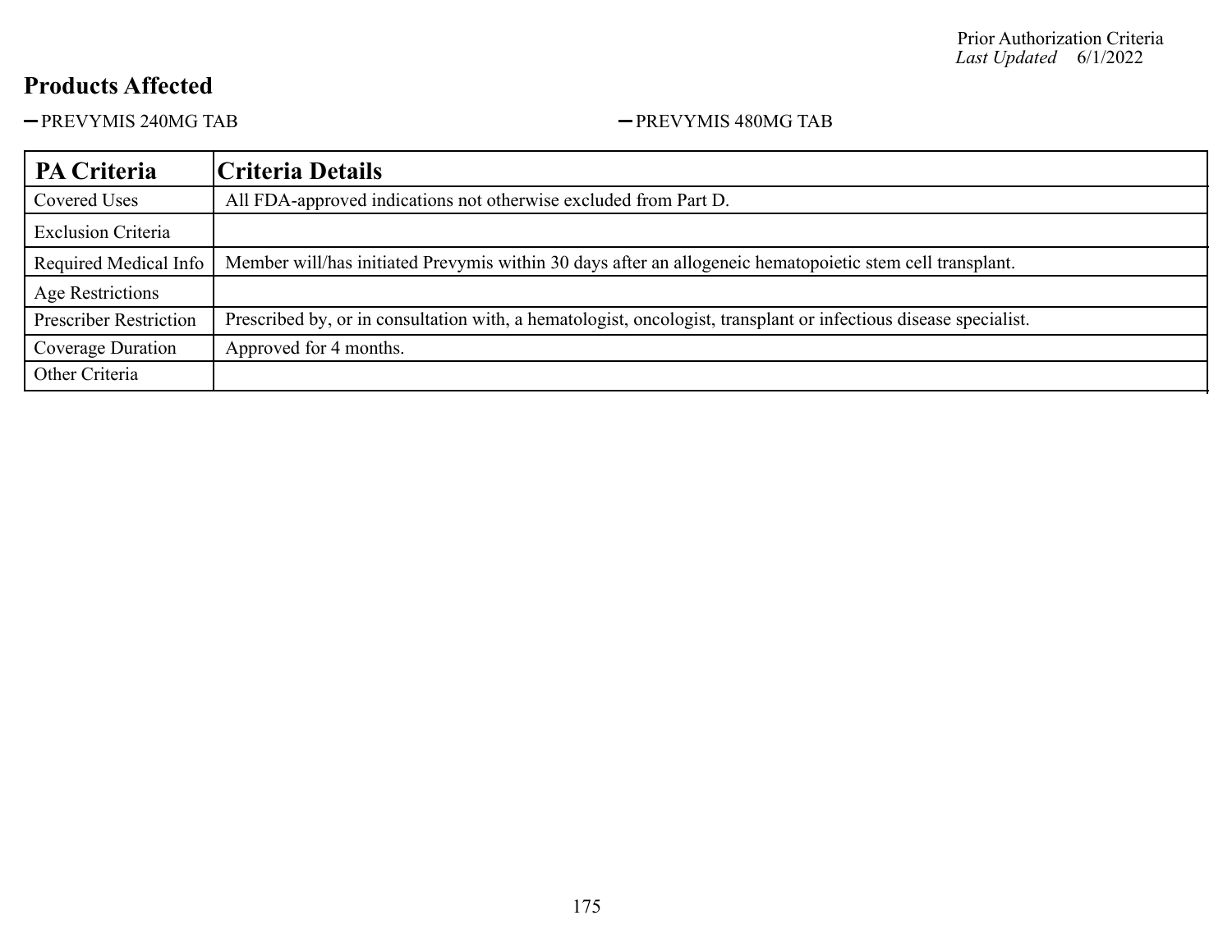Prior Authorization Criteria
*Last Updated* 6/1/2022

## Products Affected

- PREVYMIS 240MG TAB
- PREVYMIS 480MG TAB

| PA Criteria | Criteria Details |
| --- | --- |
| Covered Uses | All FDA-approved indications not otherwise excluded from Part D. |
| Exclusion Criteria | |
| Required Medical Info | Member will/has initiated Prevymis within 30 days after an allogeneic hematopoietic stem cell transplant. |
| Age Restrictions | |
| Prescriber Restriction | Prescribed by, or in consultation with, a hematologist, oncologist, transplant or infectious disease specialist. |
| Coverage Duration | Approved for 4 months. |
| Other Criteria | |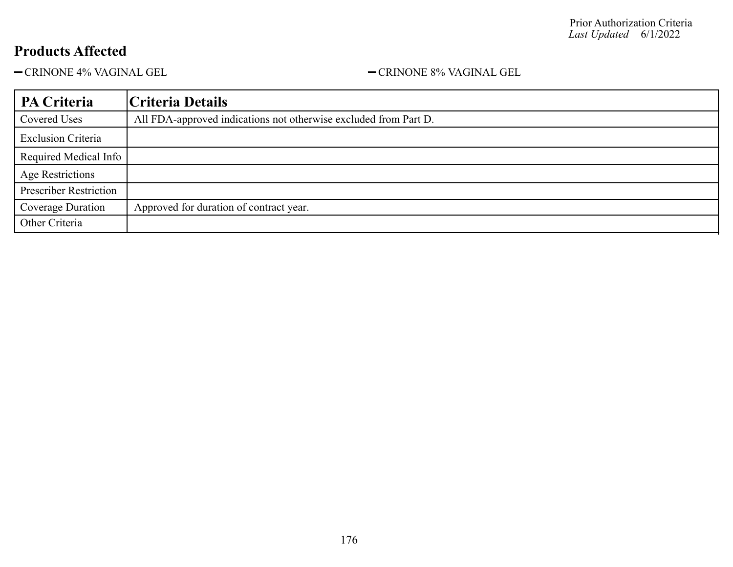## Products Affected

- CRINONE 4% VAGINAL GEL
- CRINONE 8% VAGINAL GEL

| PA Criteria | Criteria Details |
|---|---|
| Covered Uses | All FDA-approved indications not otherwise excluded from Part D. |
| Exclusion Criteria | |
| Required Medical Info | |
| Age Restrictions | |
| Prescriber Restriction | |
| Coverage Duration | Approved for duration of contract year. |
| Other Criteria | |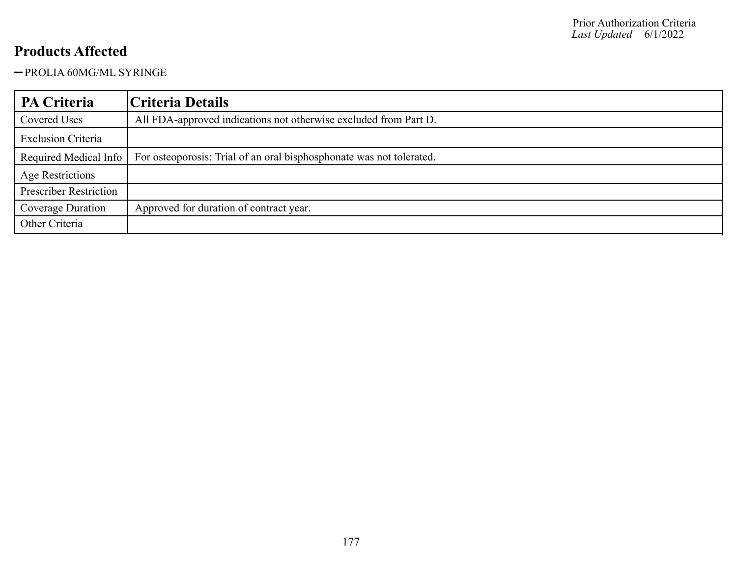## Products Affected

- PROLIA 60MG/ML SYRINGE

| PA Criteria | Criteria Details |
|---|---|
| Covered Uses | All FDA-approved indications not otherwise excluded from Part D. |
| Exclusion Criteria | |
| Required Medical Info | For osteoporosis: Trial of an oral bisphosphonate was not tolerated. |
| Age Restrictions | |
| Prescriber Restriction | |
| Coverage Duration | Approved for duration of contract year. |
| Other Criteria | |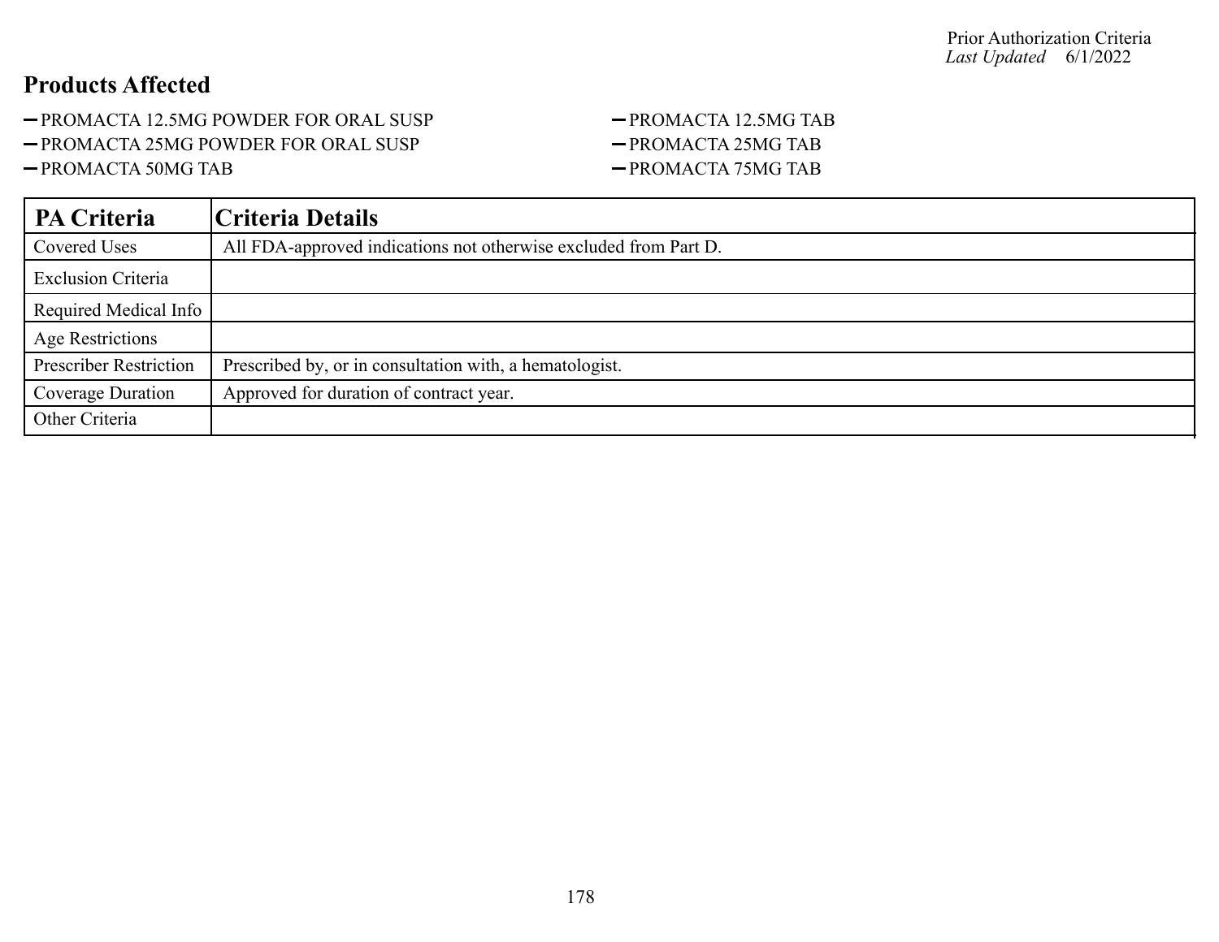Prior Authorization Criteria
*Last Updated* 6/1/2022

## Products Affected

- PROMACTA 12.5MG POWDER FOR ORAL SUSP
- PROMACTA 25MG POWDER FOR ORAL SUSP
- PROMACTA 50MG TAB
- PROMACTA 12.5MG TAB
- PROMACTA 25MG TAB
- PROMACTA 75MG TAB

| PA Criteria | Criteria Details |
|---|---|
| Covered Uses | All FDA-approved indications not otherwise excluded from Part D. |
| Exclusion Criteria | |
| Required Medical Info | |
| Age Restrictions | |
| Prescriber Restriction | Prescribed by, or in consultation with, a hematologist. |
| Coverage Duration | Approved for duration of contract year. |
| Other Criteria | |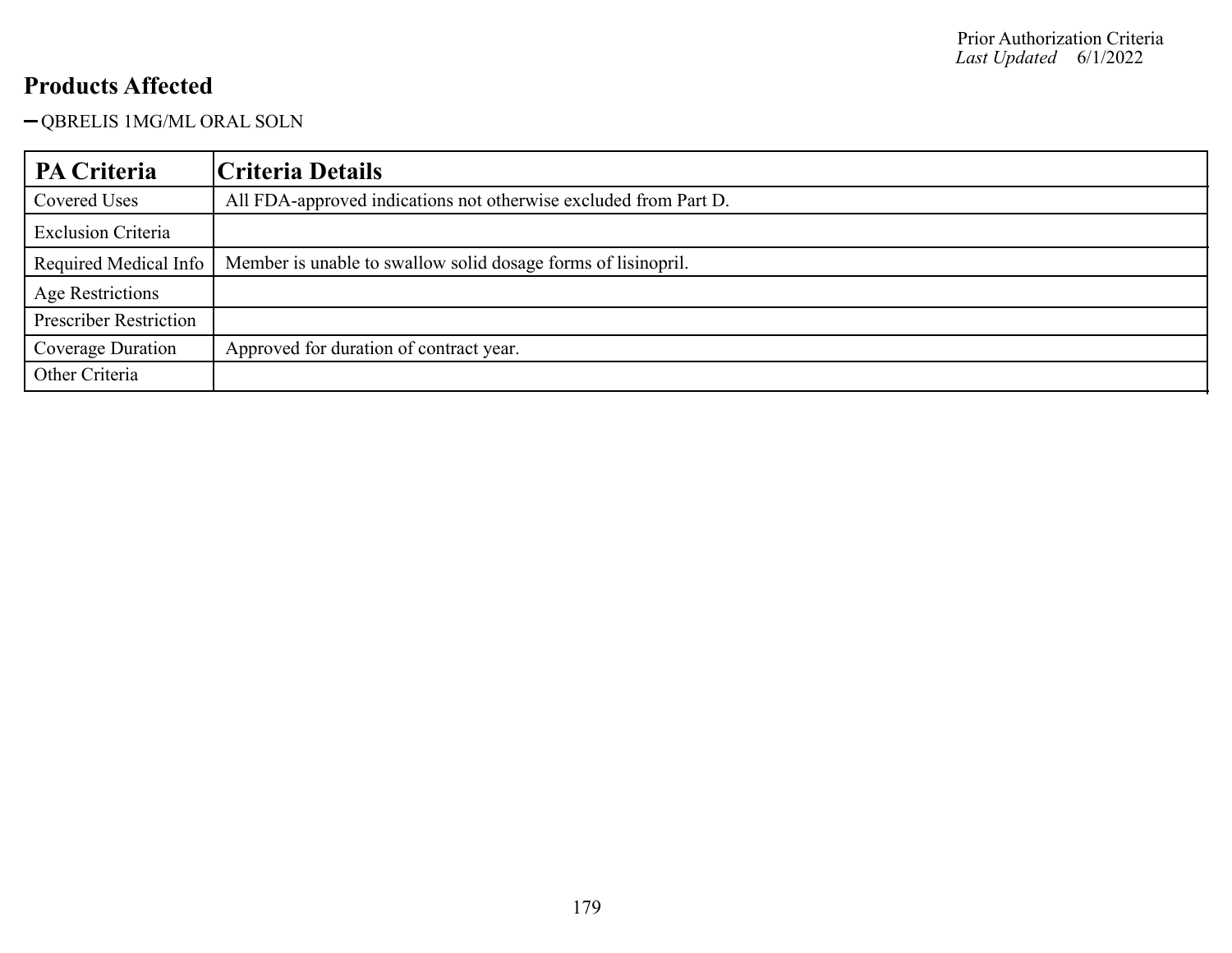## Products Affected

- QBRELIS 1MG/ML ORAL SOLN

| PA Criteria | Criteria Details |
|---|---|
| Covered Uses | All FDA-approved indications not otherwise excluded from Part D. |
| Exclusion Criteria | |
| Required Medical Info | Member is unable to swallow solid dosage forms of lisinopril. |
| Age Restrictions | |
| Prescriber Restriction | |
| Coverage Duration | Approved for duration of contract year. |
| Other Criteria | |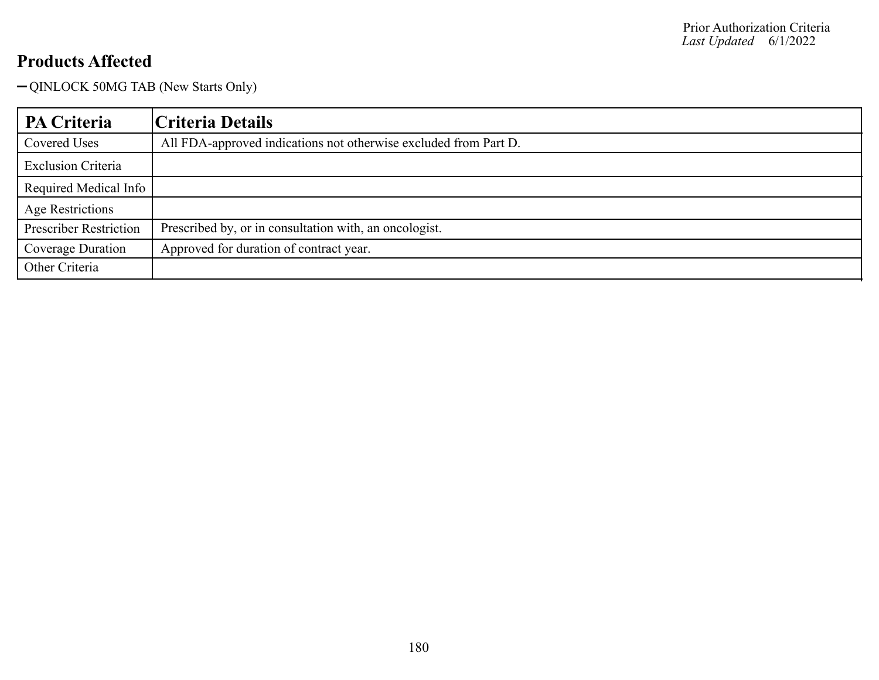## Products Affected

- QINLOCK 50MG TAB (New Starts Only)

| PA Criteria | Criteria Details |
|---|---|
| Covered Uses | All FDA-approved indications not otherwise excluded from Part D. |
| Exclusion Criteria | |
| Required Medical Info | |
| Age Restrictions | |
| Prescriber Restriction | Prescribed by, or in consultation with, an oncologist. |
| Coverage Duration | Approved for duration of contract year. |
| Other Criteria | |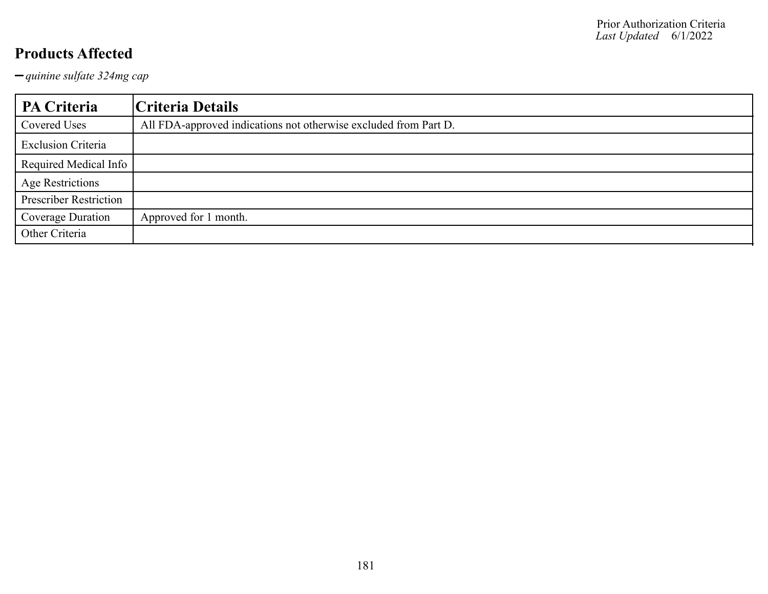## Products Affected

- *quinine sulfate 324mg cap*

| PA Criteria | Criteria Details |
| --- | --- |
| Covered Uses | All FDA-approved indications not otherwise excluded from Part D. |
| Exclusion Criteria | |
| Required Medical Info | |
| Age Restrictions | |
| Prescriber Restriction | |
| Coverage Duration | Approved for 1 month. |
| Other Criteria | |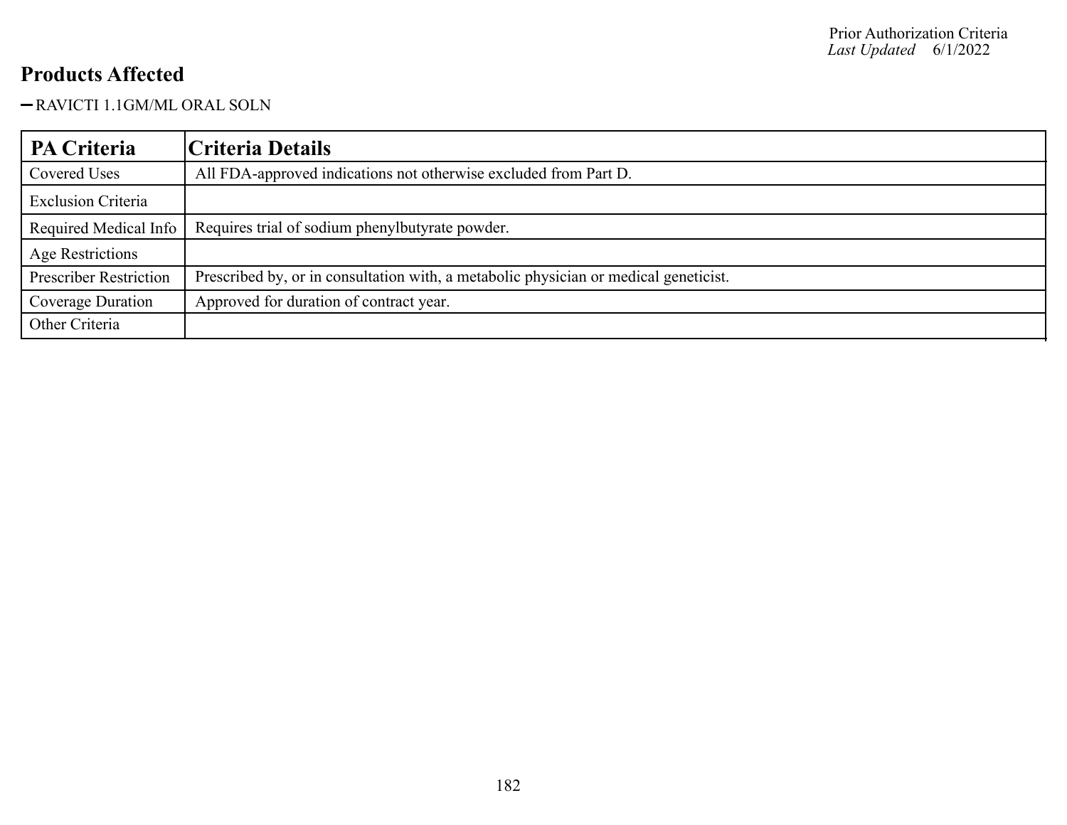## Products Affected

- RAVICTI 1.1GM/ML ORAL SOLN

| PA Criteria | Criteria Details |
|---|---|
| Covered Uses | All FDA-approved indications not otherwise excluded from Part D. |
| Exclusion Criteria | |
| Required Medical Info | Requires trial of sodium phenylbutyrate powder. |
| Age Restrictions | |
| Prescriber Restriction | Prescribed by, or in consultation with, a metabolic physician or medical geneticist. |
| Coverage Duration | Approved for duration of contract year. |
| Other Criteria | |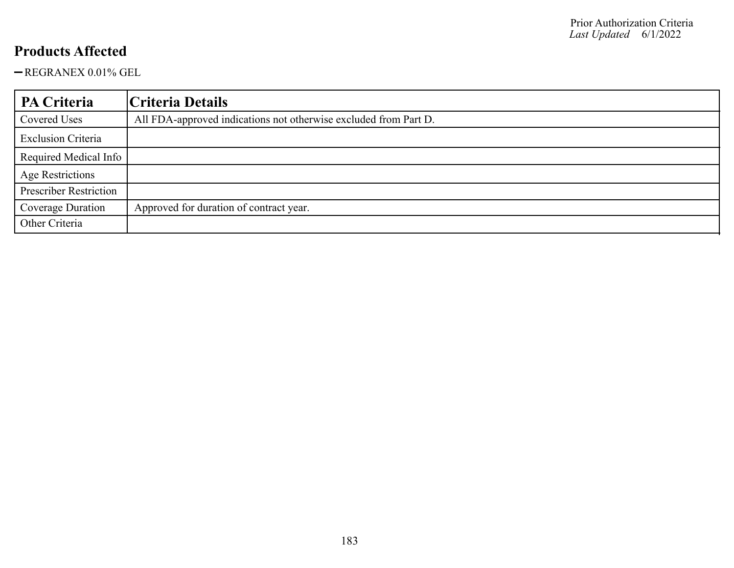## Products Affected

- REGRANEX 0.01% GEL

| PA Criteria | Criteria Details |
|---|---|
| Covered Uses | All FDA-approved indications not otherwise excluded from Part D. |
| Exclusion Criteria | |
| Required Medical Info | |
| Age Restrictions | |
| Prescriber Restriction | |
| Coverage Duration | Approved for duration of contract year. |
| Other Criteria | |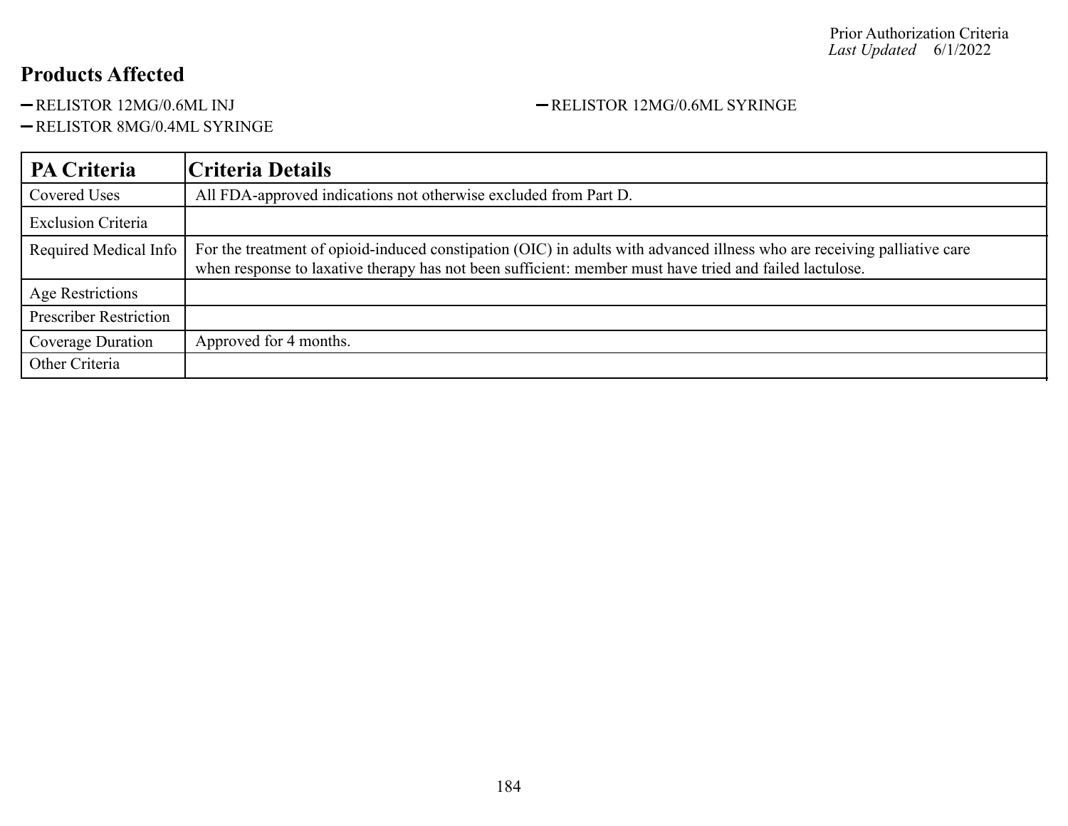## Products Affected

- RELISTOR 12MG/0.6ML INJ
- RELISTOR 12MG/0.6ML SYRINGE
- RELISTOR 8MG/0.4ML SYRINGE

| PA Criteria | Criteria Details |
|---|---|
| Covered Uses | All FDA-approved indications not otherwise excluded from Part D. |
| Exclusion Criteria | |
| Required Medical Info | For the treatment of opioid-induced constipation (OIC) in adults with advanced illness who are receiving palliative care when response to laxative therapy has not been sufficient: member must have tried and failed lactulose. |
| Age Restrictions | |
| Prescriber Restriction | |
| Coverage Duration | Approved for 4 months. |
| Other Criteria | |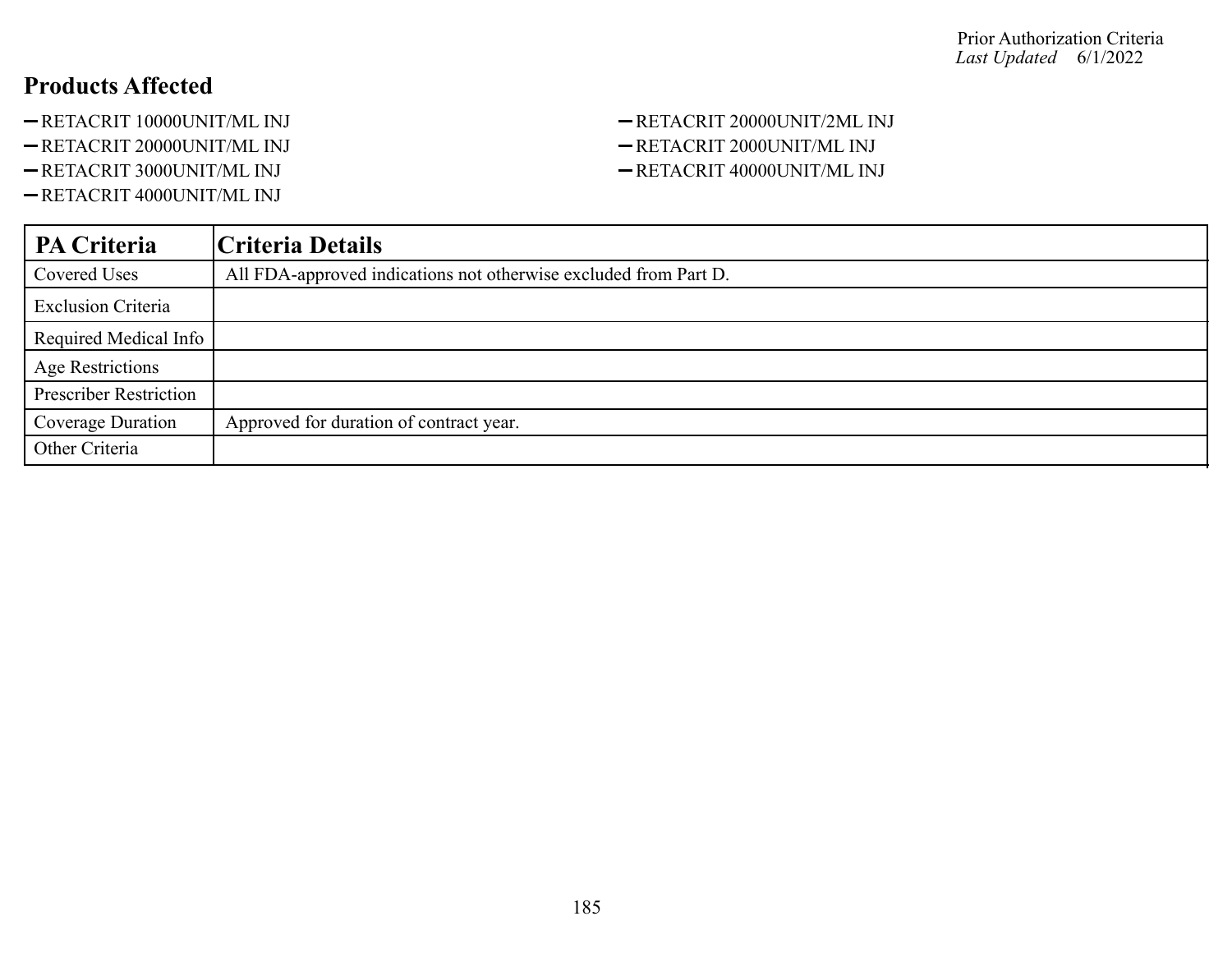## Products Affected

- RETACRIT 10000UNIT/ML INJ
- RETACRIT 20000UNIT/ML INJ
- RETACRIT 3000UNIT/ML INJ
- RETACRIT 4000UNIT/ML INJ
- RETACRIT 20000UNIT/2ML INJ
- RETACRIT 2000UNIT/ML INJ
- RETACRIT 40000UNIT/ML INJ

| PA Criteria | Criteria Details |
|---|---|
| Covered Uses | All FDA-approved indications not otherwise excluded from Part D. |
| Exclusion Criteria | |
| Required Medical Info | |
| Age Restrictions | |
| Prescriber Restriction | |
| Coverage Duration | Approved for duration of contract year. |
| Other Criteria | |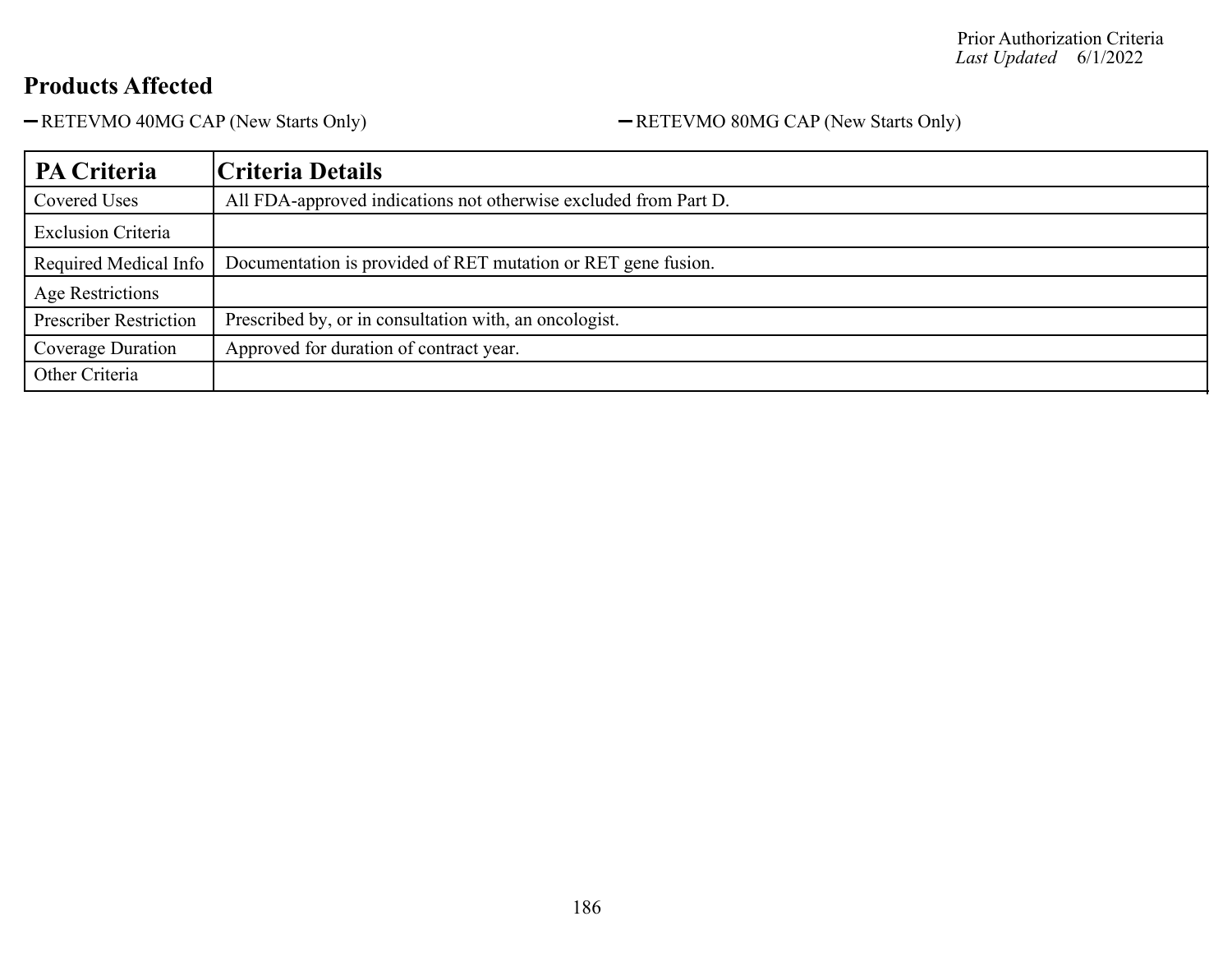Prior Authorization Criteria
*Last Updated* 6/1/2022

## Products Affected

- RETEVMO 40MG CAP (New Starts Only)
- RETEVMO 80MG CAP (New Starts Only)

| PA Criteria | Criteria Details |
|---|---|
| Covered Uses | All FDA-approved indications not otherwise excluded from Part D. |
| Exclusion Criteria | |
| Required Medical Info | Documentation is provided of RET mutation or RET gene fusion. |
| Age Restrictions | |
| Prescriber Restriction | Prescribed by, or in consultation with, an oncologist. |
| Coverage Duration | Approved for duration of contract year. |
| Other Criteria | |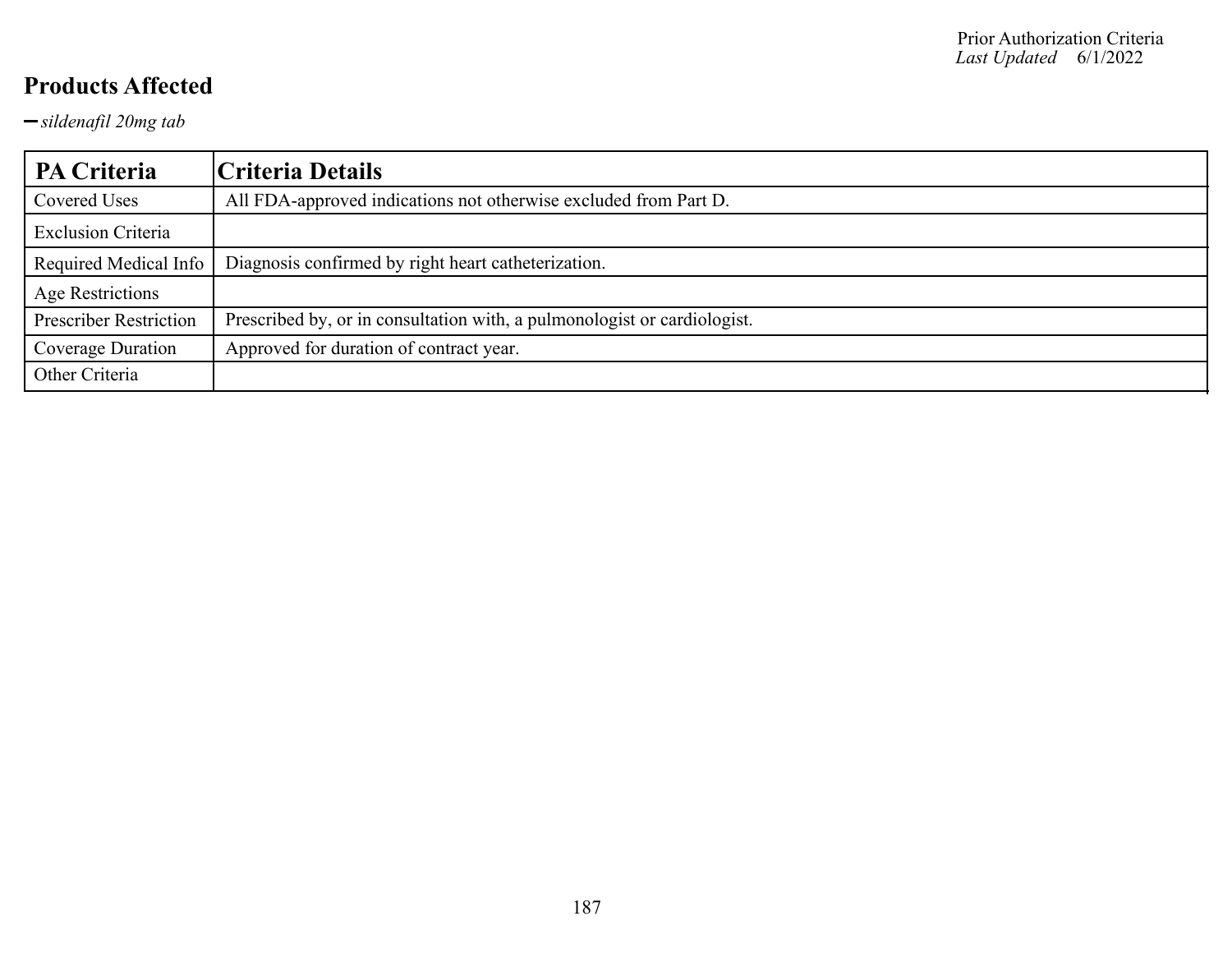## Products Affected

- *sildenafil 20mg tab*

| PA Criteria | Criteria Details |
|---|---|
| Covered Uses | All FDA-approved indications not otherwise excluded from Part D. |
| Exclusion Criteria | |
| Required Medical Info | Diagnosis confirmed by right heart catheterization. |
| Age Restrictions | |
| Prescriber Restriction | Prescribed by, or in consultation with, a pulmonologist or cardiologist. |
| Coverage Duration | Approved for duration of contract year. |
| Other Criteria | |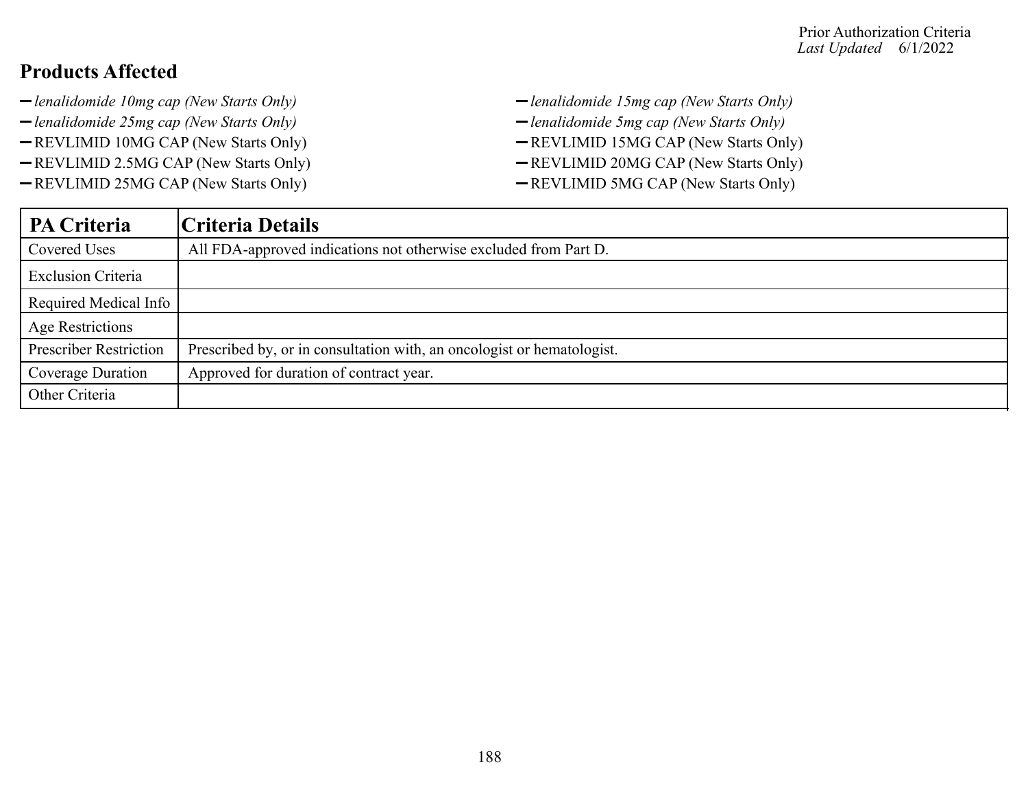Prior Authorization Criteria
*Last Updated* 6/1/2022

## Products Affected

- *lenalidomide 10mg cap (New Starts Only)*
- *lenalidomide 15mg cap (New Starts Only)*
- *lenalidomide 25mg cap (New Starts Only)*
- *lenalidomide 5mg cap (New Starts Only)*
- REVLIMID 10MG CAP (New Starts Only)
- REVLIMID 15MG CAP (New Starts Only)
- REVLIMID 2.5MG CAP (New Starts Only)
- REVLIMID 20MG CAP (New Starts Only)
- REVLIMID 25MG CAP (New Starts Only)
- REVLIMID 5MG CAP (New Starts Only)

| PA Criteria | Criteria Details |
|---|---|
| Covered Uses | All FDA-approved indications not otherwise excluded from Part D. |
| Exclusion Criteria | |
| Required Medical Info | |
| Age Restrictions | |
| Prescriber Restriction | Prescribed by, or in consultation with, an oncologist or hematologist. |
| Coverage Duration | Approved for duration of contract year. |
| Other Criteria | |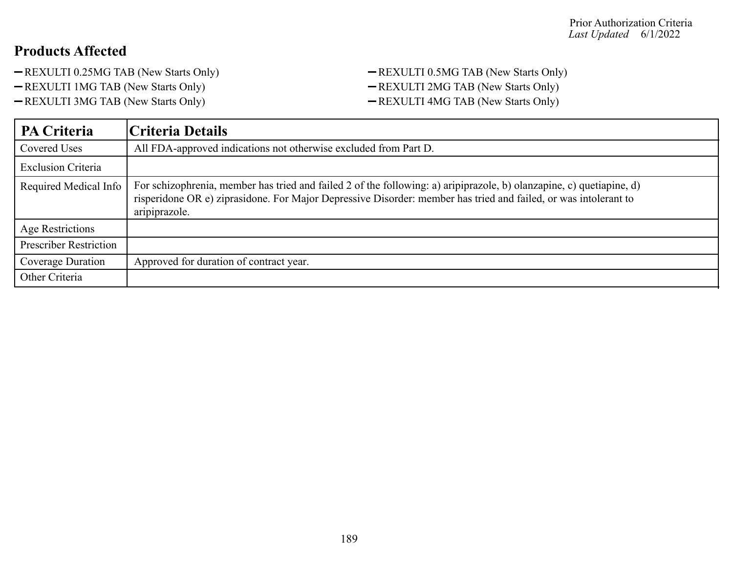Prior Authorization Criteria
*Last Updated* 6/1/2022

## Products Affected

- REXULTI 0.25MG TAB (New Starts Only)
- REXULTI 0.5MG TAB (New Starts Only)
- REXULTI 1MG TAB (New Starts Only)
- REXULTI 2MG TAB (New Starts Only)
- REXULTI 3MG TAB (New Starts Only)
- REXULTI 4MG TAB (New Starts Only)

| PA Criteria | Criteria Details |
|---|---|
| Covered Uses | All FDA-approved indications not otherwise excluded from Part D. |
| Exclusion Criteria | |
| Required Medical Info | For schizophrenia, member has tried and failed 2 of the following: a) aripiprazole, b) olanzapine, c) quetiapine, d) risperidone OR e) ziprasidone. For Major Depressive Disorder: member has tried and failed, or was intolerant to aripiprazole. |
| Age Restrictions | |
| Prescriber Restriction | |
| Coverage Duration | Approved for duration of contract year. |
| Other Criteria | |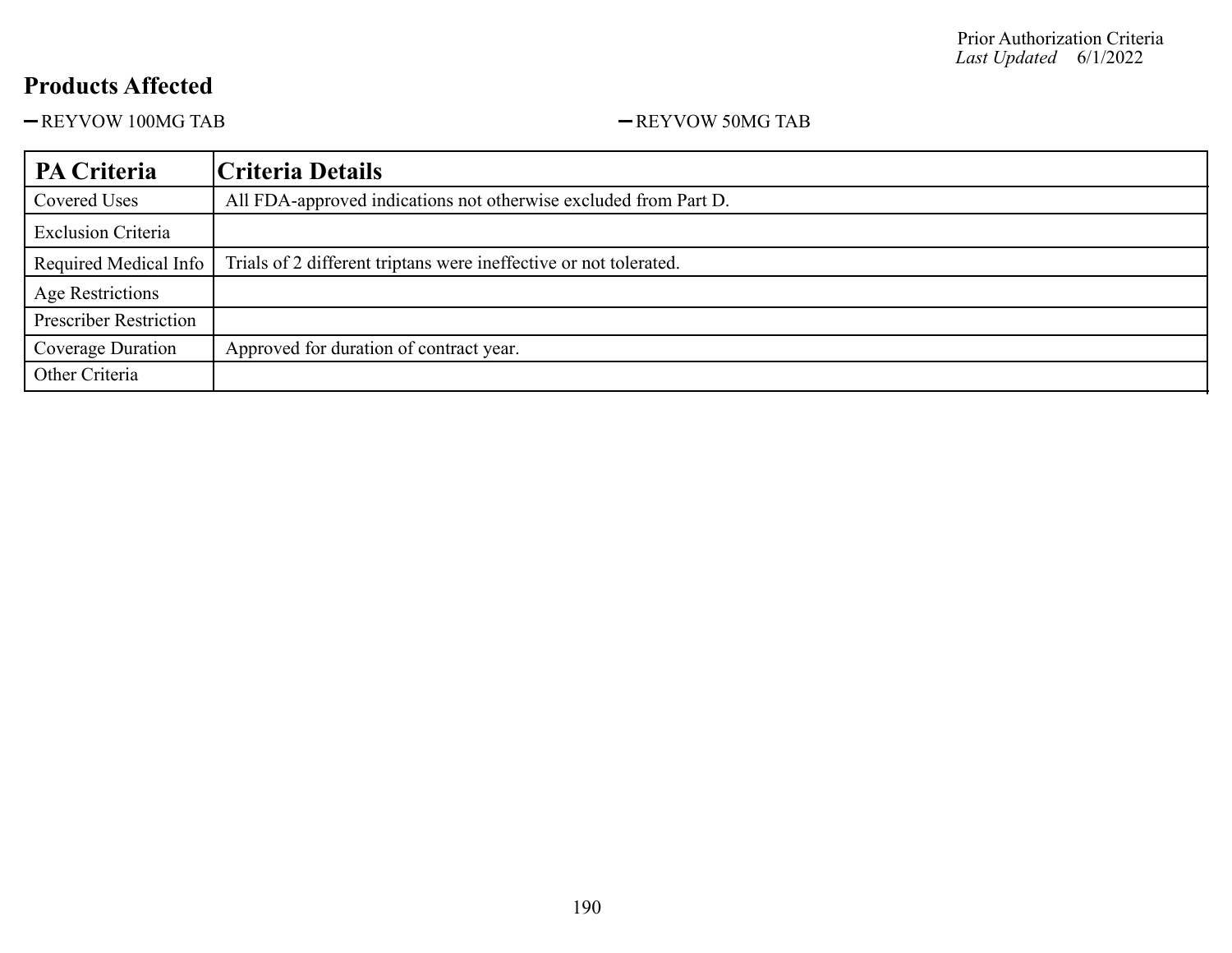## Products Affected

- REYVOW 100MG TAB
- REYVOW 50MG TAB

| PA Criteria | Criteria Details |
|---|---|
| Covered Uses | All FDA-approved indications not otherwise excluded from Part D. |
| Exclusion Criteria | |
| Required Medical Info | Trials of 2 different triptans were ineffective or not tolerated. |
| Age Restrictions | |
| Prescriber Restriction | |
| Coverage Duration | Approved for duration of contract year. |
| Other Criteria | |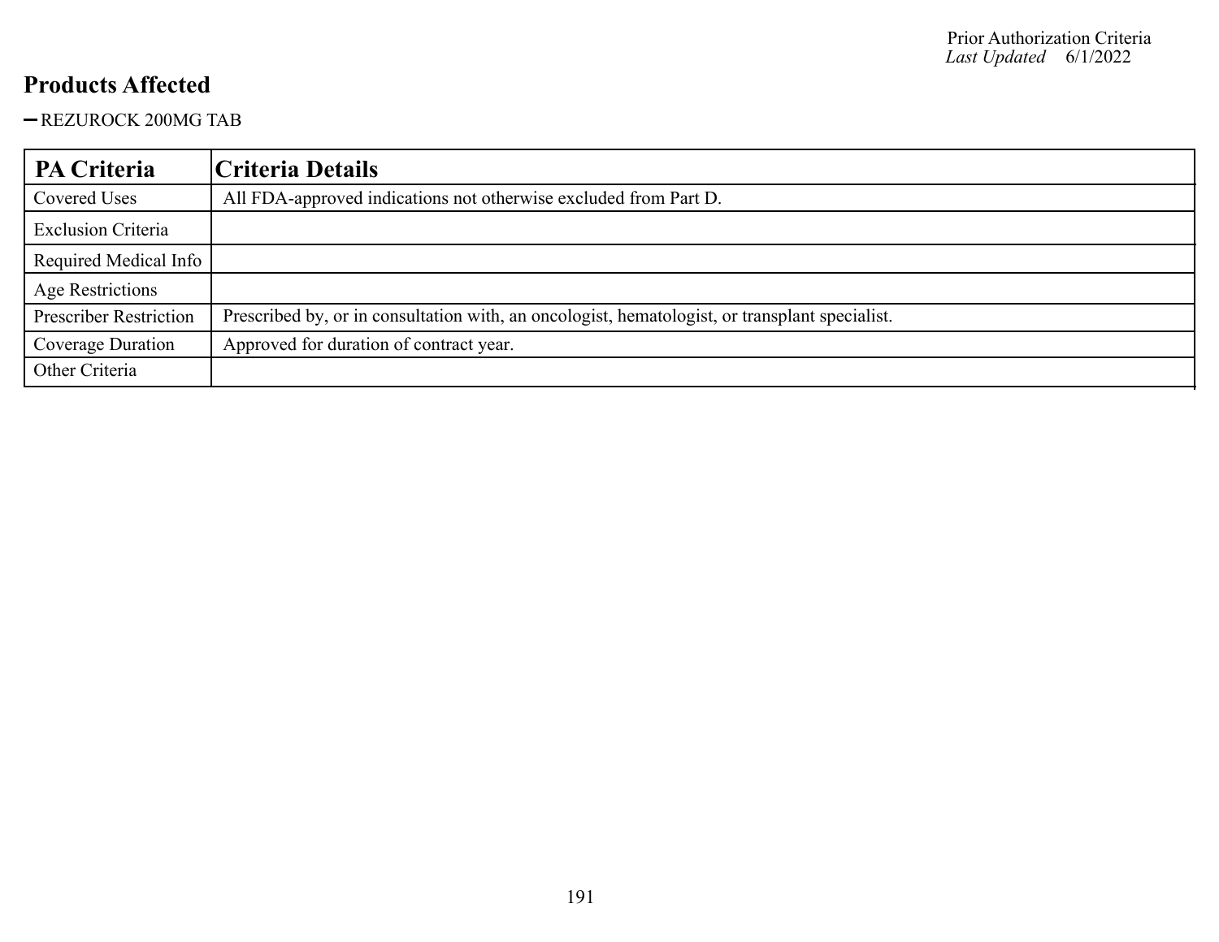## Products Affected

- REZUROCK 200MG TAB

| PA Criteria | Criteria Details |
| --- | --- |
| Covered Uses | All FDA-approved indications not otherwise excluded from Part D. |
| Exclusion Criteria | |
| Required Medical Info | |
| Age Restrictions | |
| Prescriber Restriction | Prescribed by, or in consultation with, an oncologist, hematologist, or transplant specialist. |
| Coverage Duration | Approved for duration of contract year. |
| Other Criteria | |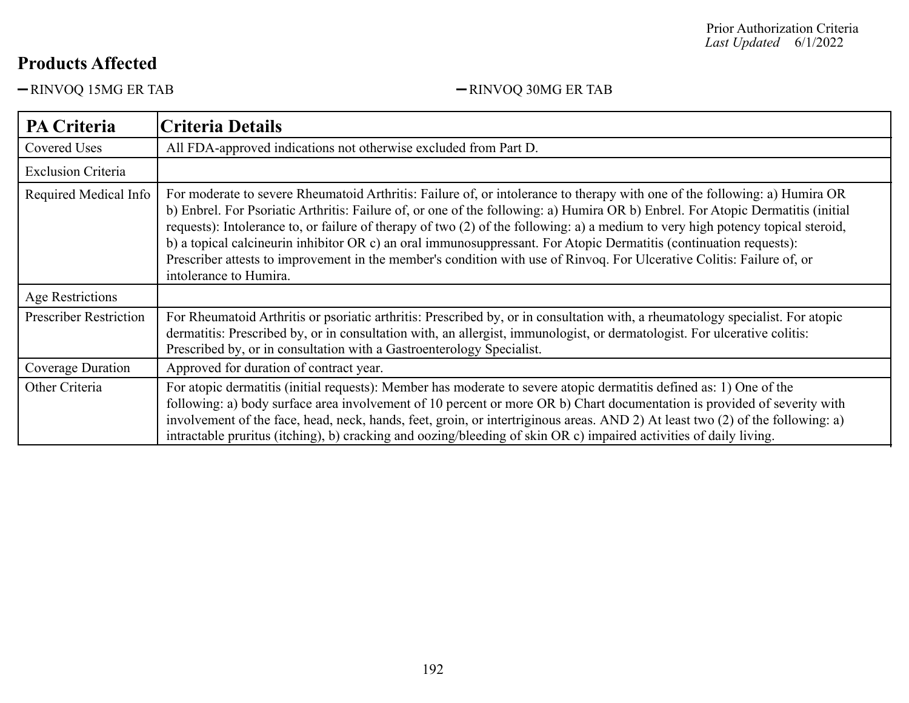## Products Affected

- RINVOQ 15MG ER TAB
- RINVOQ 30MG ER TAB

| PA Criteria | Criteria Details |
| --- | --- |
| Covered Uses | All FDA-approved indications not otherwise excluded from Part D. |
| Exclusion Criteria | |
| Required Medical Info | For moderate to severe Rheumatoid Arthritis: Failure of, or intolerance to therapy with one of the following: a) Humira OR b) Enbrel. For Psoriatic Arthritis: Failure of, or one of the following: a) Humira OR b) Enbrel. For Atopic Dermatitis (initial requests): Intolerance to, or failure of therapy of two (2) of the following: a) a medium to very high potency topical steroid, b) a topical calcineurin inhibitor OR c) an oral immunosuppressant. For Atopic Dermatitis (continuation requests): Prescriber attests to improvement in the member's condition with use of Rinvoq. For Ulcerative Colitis: Failure of, or intolerance to Humira. |
| Age Restrictions | |
| Prescriber Restriction | For Rheumatoid Arthritis or psoriatic arthritis: Prescribed by, or in consultation with, a rheumatology specialist. For atopic dermatitis: Prescribed by, or in consultation with, an allergist, immunologist, or dermatologist. For ulcerative colitis: Prescribed by, or in consultation with a Gastroenterology Specialist. |
| Coverage Duration | Approved for duration of contract year. |
| Other Criteria | For atopic dermatitis (initial requests): Member has moderate to severe atopic dermatitis defined as: 1) One of the following: a) body surface area involvement of 10 percent or more OR b) Chart documentation is provided of severity with involvement of the face, head, neck, hands, feet, groin, or intertriginous areas. AND 2) At least two (2) of the following: a) intractable pruritus (itching), b) cracking and oozing/bleeding of skin OR c) impaired activities of daily living. |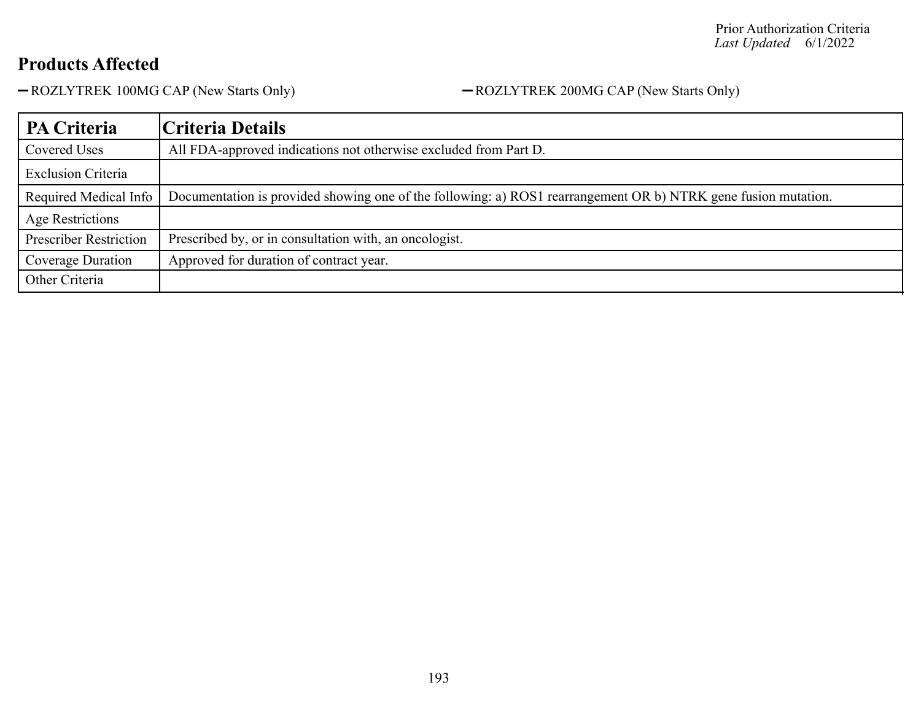Prior Authorization Criteria
*Last Updated* 6/1/2022

## Products Affected

- ROZLYTREK 100MG CAP (New Starts Only)
- ROZLYTREK 200MG CAP (New Starts Only)

| PA Criteria | Criteria Details |
|---|---|
| Covered Uses | All FDA-approved indications not otherwise excluded from Part D. |
| Exclusion Criteria | |
| Required Medical Info | Documentation is provided showing one of the following: a) ROS1 rearrangement OR b) NTRK gene fusion mutation. |
| Age Restrictions | |
| Prescriber Restriction | Prescribed by, or in consultation with, an oncologist. |
| Coverage Duration | Approved for duration of contract year. |
| Other Criteria | |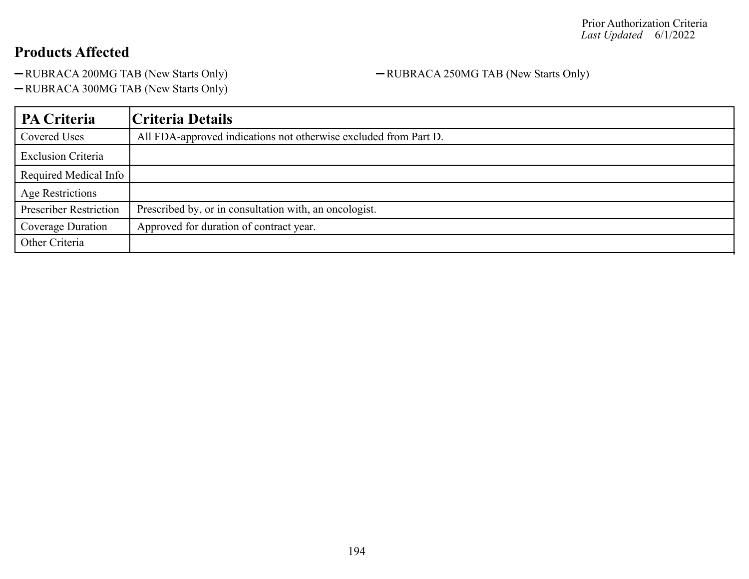Prior Authorization Criteria
*Last Updated* 6/1/2022

## Products Affected

- RUBRACA 200MG TAB (New Starts Only)
- RUBRACA 250MG TAB (New Starts Only)
- RUBRACA 300MG TAB (New Starts Only)

| PA Criteria | Criteria Details |
|---|---|
| Covered Uses | All FDA-approved indications not otherwise excluded from Part D. |
| Exclusion Criteria | |
| Required Medical Info | |
| Age Restrictions | |
| Prescriber Restriction | Prescribed by, or in consultation with, an oncologist. |
| Coverage Duration | Approved for duration of contract year. |
| Other Criteria | |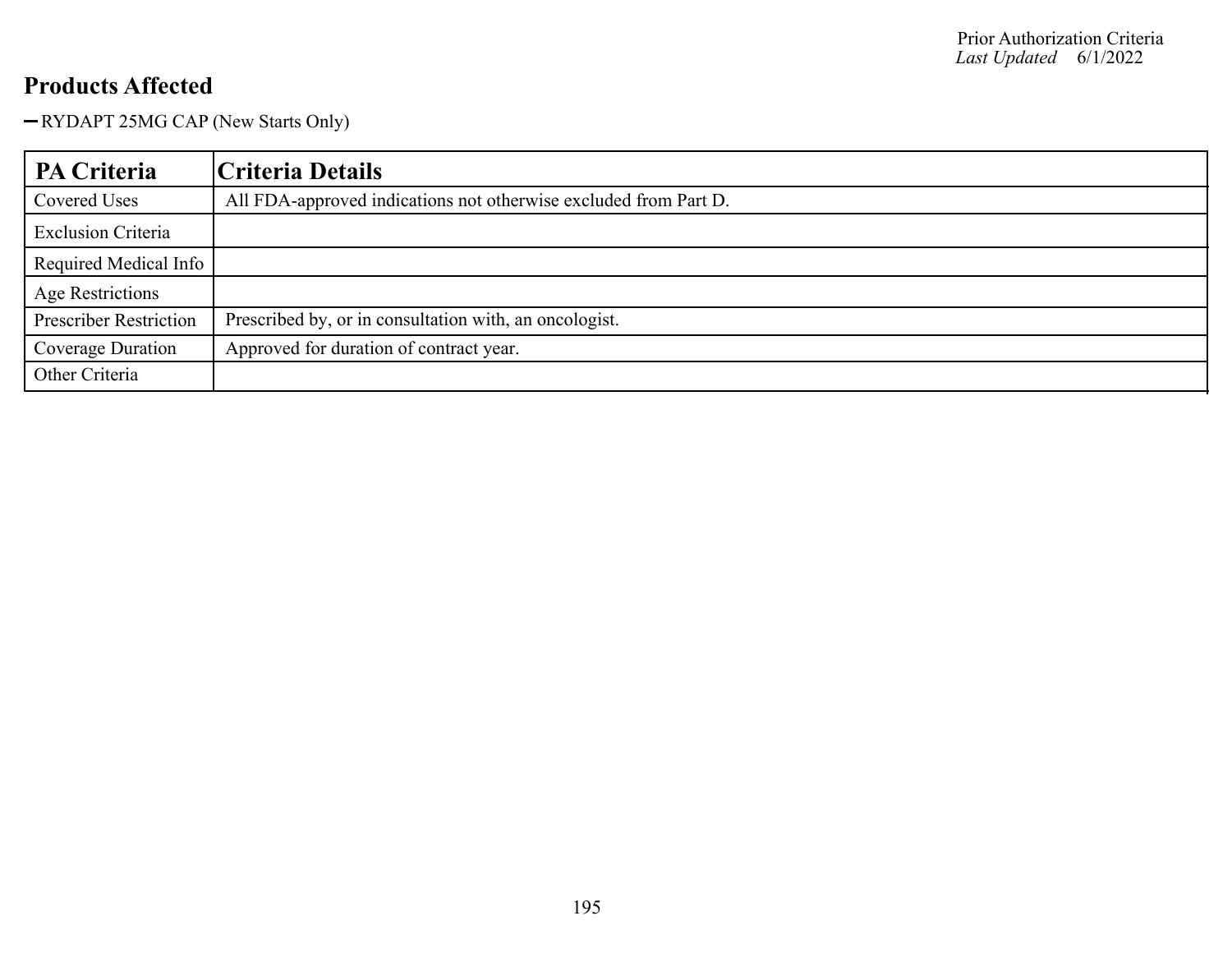## Products Affected

- RYDAPT 25MG CAP (New Starts Only)

| PA Criteria | Criteria Details |
| --- | --- |
| Covered Uses | All FDA-approved indications not otherwise excluded from Part D. |
| Exclusion Criteria | |
| Required Medical Info | |
| Age Restrictions | |
| Prescriber Restriction | Prescribed by, or in consultation with, an oncologist. |
| Coverage Duration | Approved for duration of contract year. |
| Other Criteria | |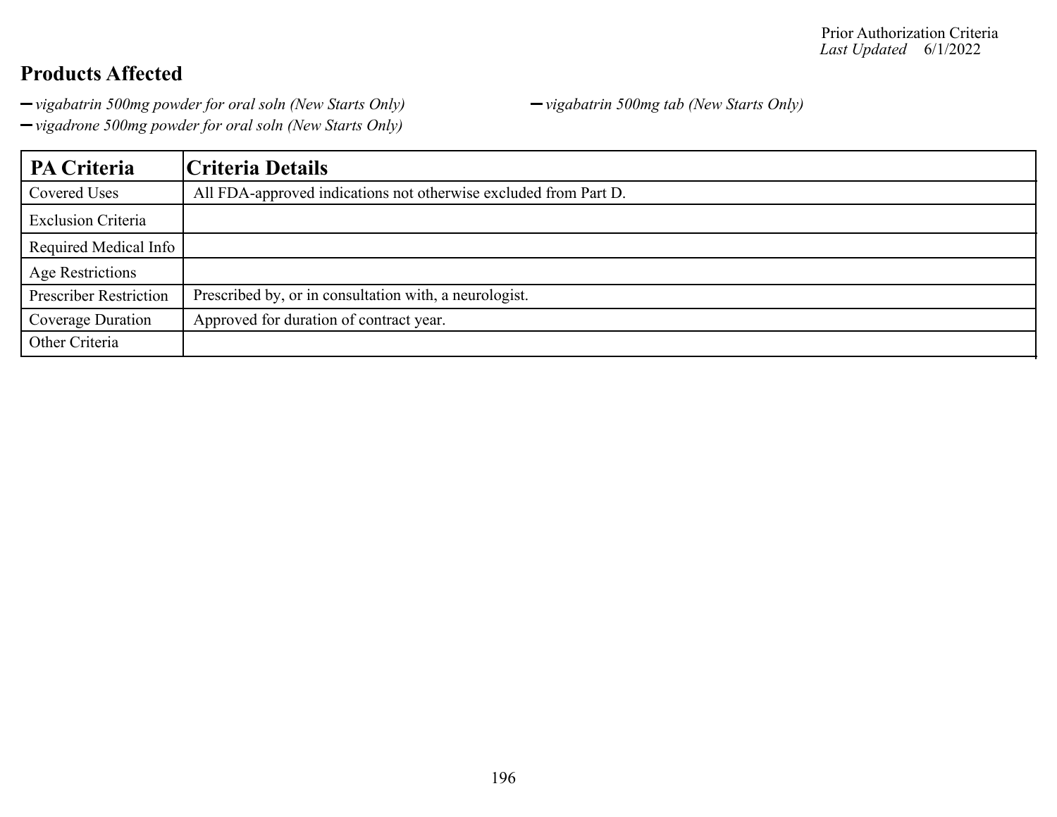## Products Affected

- *vigabatrin 500mg powder for oral soln (New Starts Only)*
- *vigabatrin 500mg tab (New Starts Only)*
- *vigadrone 500mg powder for oral soln (New Starts Only)*

| PA Criteria | Criteria Details |
|---|---|
| Covered Uses | All FDA-approved indications not otherwise excluded from Part D. |
| Exclusion Criteria | |
| Required Medical Info | |
| Age Restrictions | |
| Prescriber Restriction | Prescribed by, or in consultation with, a neurologist. |
| Coverage Duration | Approved for duration of contract year. |
| Other Criteria | |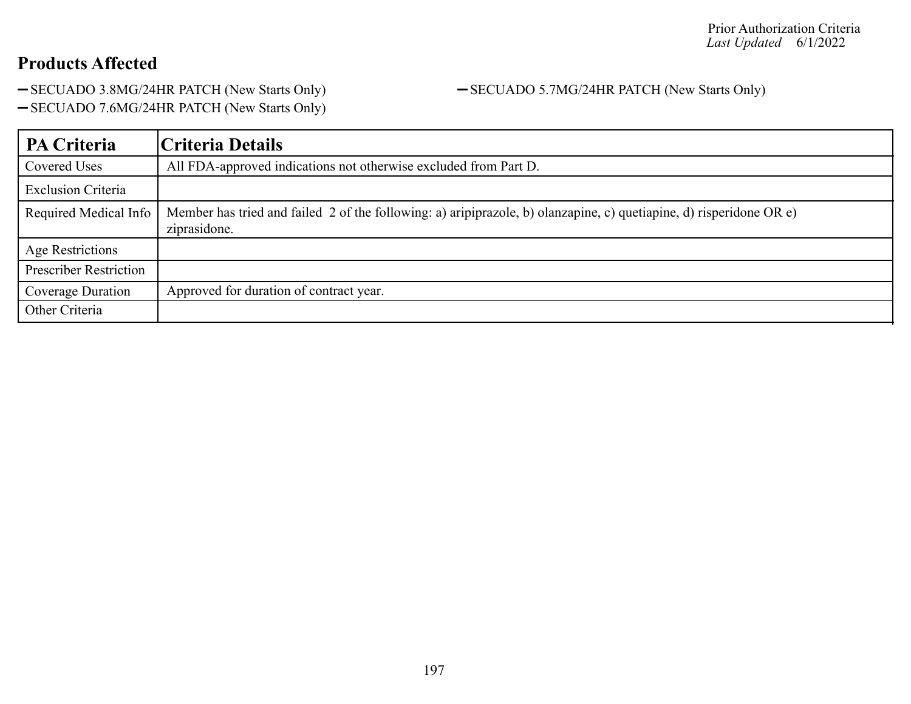Prior Authorization Criteria
*Last Updated* 6/1/2022

## Products Affected

- SECUADO 3.8MG/24HR PATCH (New Starts Only)
- SECUADO 5.7MG/24HR PATCH (New Starts Only)
- SECUADO 7.6MG/24HR PATCH (New Starts Only)

| PA Criteria | Criteria Details |
|---|---|
| Covered Uses | All FDA-approved indications not otherwise excluded from Part D. |
| Exclusion Criteria | |
| Required Medical Info | Member has tried and failed 2 of the following: a) aripiprazole, b) olanzapine, c) quetiapine, d) risperidone OR e) ziprasidone. |
| Age Restrictions | |
| Prescriber Restriction | |
| Coverage Duration | Approved for duration of contract year. |
| Other Criteria | |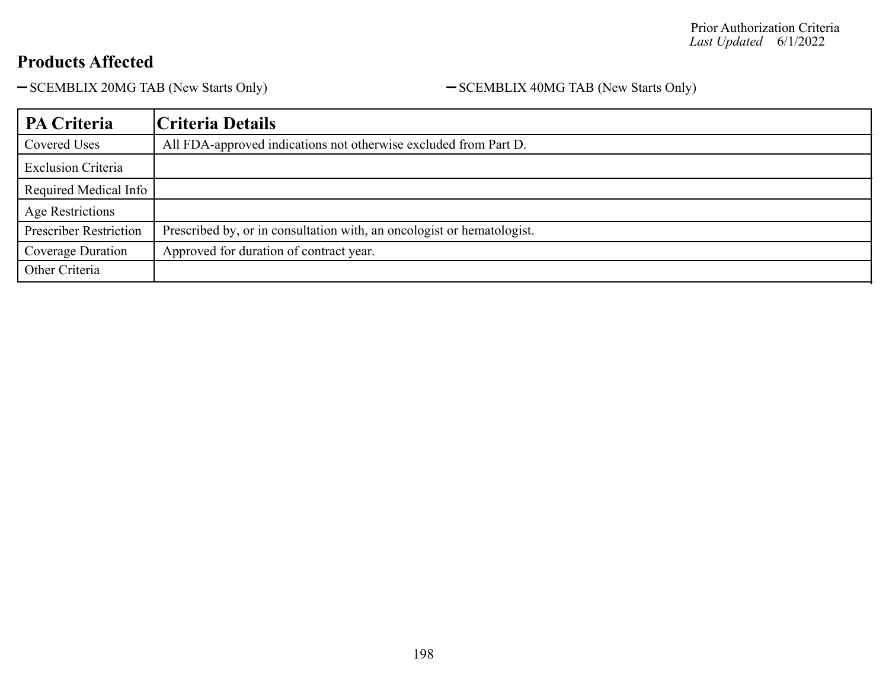## Products Affected

- SCEMBLIX 20MG TAB (New Starts Only)
- SCEMBLIX 40MG TAB (New Starts Only)

| PA Criteria | Criteria Details |
|---|---|
| Covered Uses | All FDA-approved indications not otherwise excluded from Part D. |
| Exclusion Criteria | |
| Required Medical Info | |
| Age Restrictions | |
| Prescriber Restriction | Prescribed by, or in consultation with, an oncologist or hematologist. |
| Coverage Duration | Approved for duration of contract year. |
| Other Criteria | |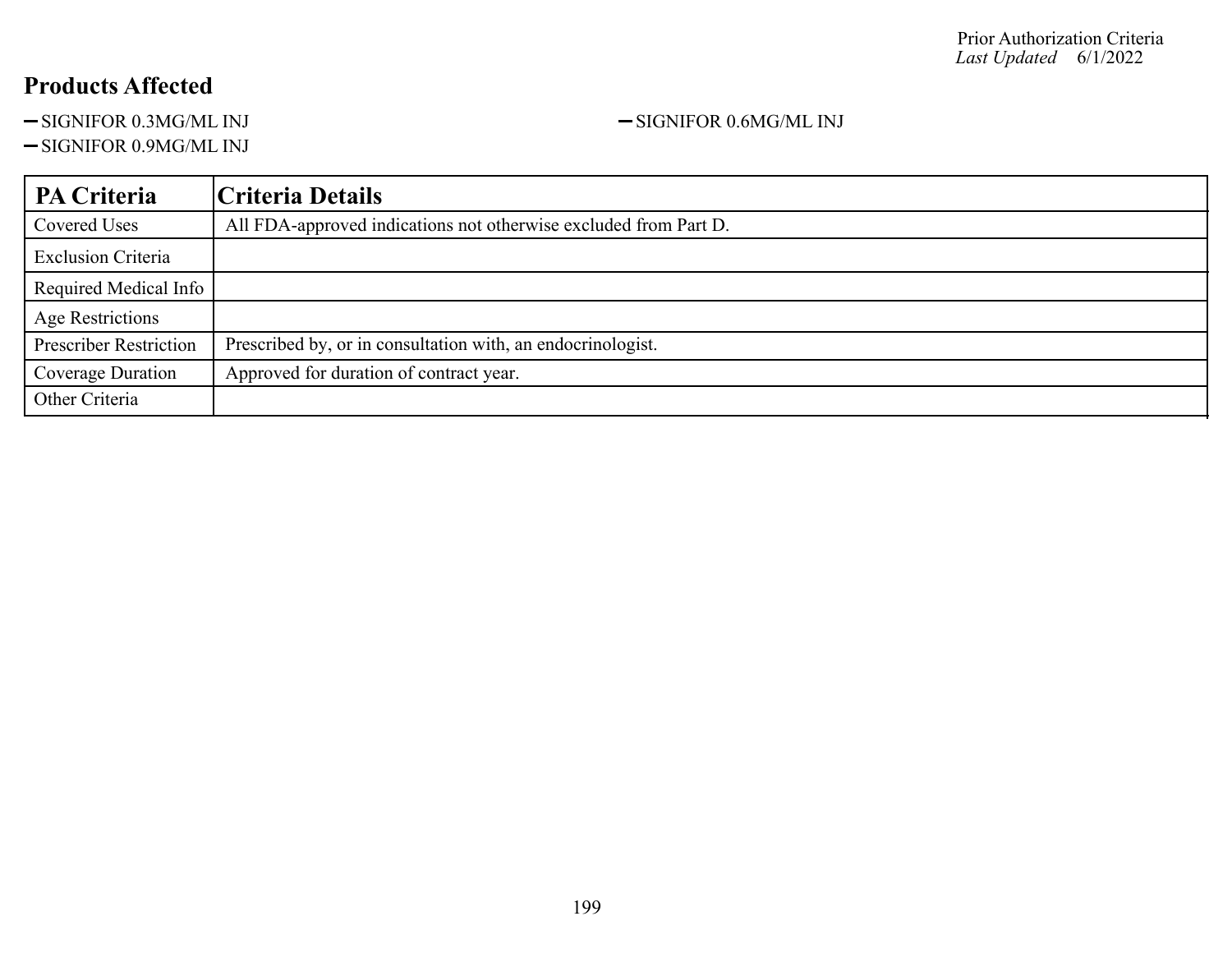## Products Affected

- SIGNIFOR 0.3MG/ML INJ
- SIGNIFOR 0.6MG/ML INJ
- SIGNIFOR 0.9MG/ML INJ

| PA Criteria | Criteria Details |
|---|---|
| Covered Uses | All FDA-approved indications not otherwise excluded from Part D. |
| Exclusion Criteria | |
| Required Medical Info | |
| Age Restrictions | |
| Prescriber Restriction | Prescribed by, or in consultation with, an endocrinologist. |
| Coverage Duration | Approved for duration of contract year. |
| Other Criteria | |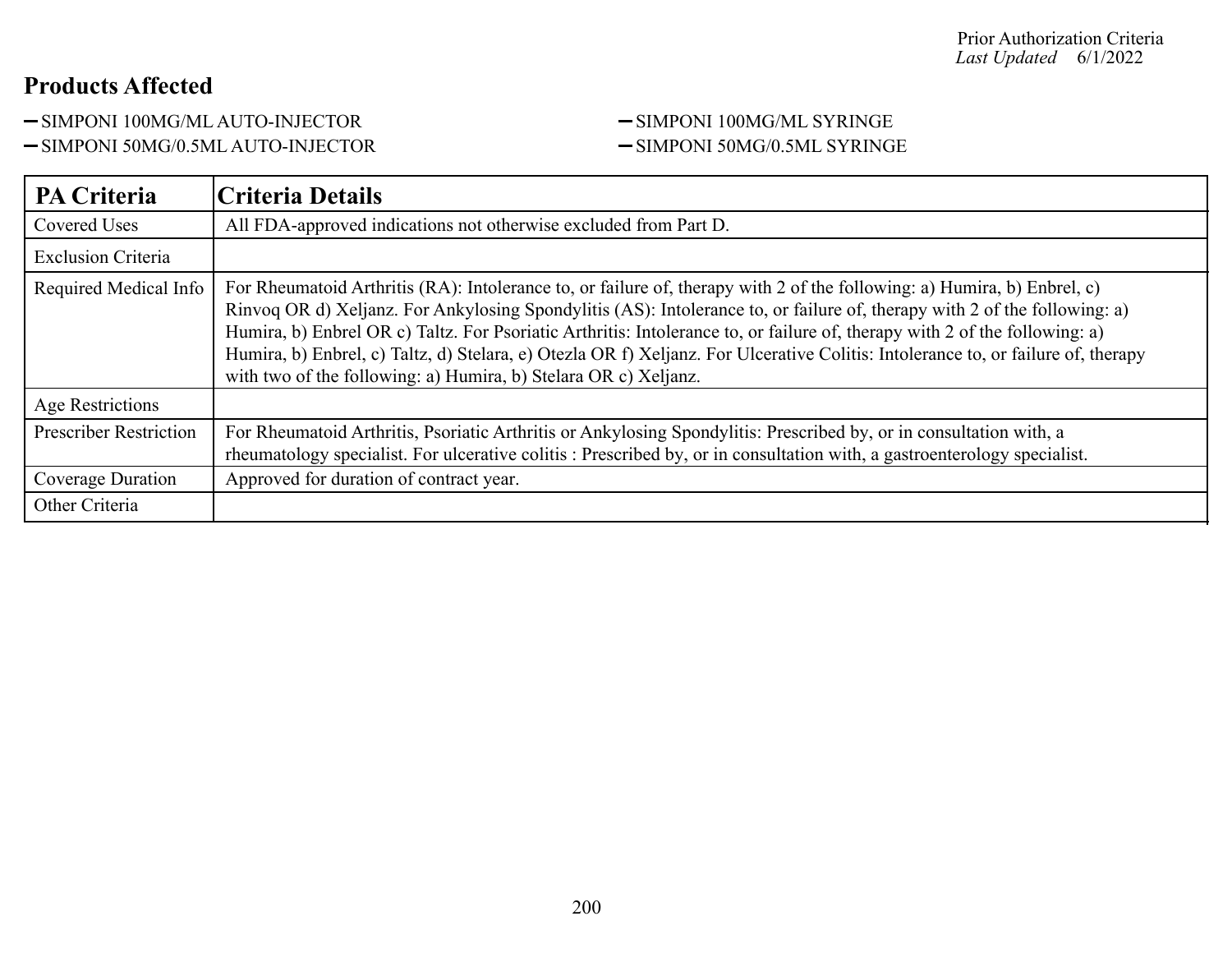Prior Authorization Criteria
*Last Updated* 6/1/2022

## Products Affected

- SIMPONI 100MG/ML AUTO-INJECTOR
- SIMPONI 50MG/0.5ML AUTO-INJECTOR
- SIMPONI 100MG/ML SYRINGE
- SIMPONI 50MG/0.5ML SYRINGE

| PA Criteria | Criteria Details |
|---|---|
| Covered Uses | All FDA-approved indications not otherwise excluded from Part D. |
| Exclusion Criteria | |
| Required Medical Info | For Rheumatoid Arthritis (RA): Intolerance to, or failure of, therapy with 2 of the following: a) Humira, b) Enbrel, c) Rinvoq OR d) Xeljanz. For Ankylosing Spondylitis (AS): Intolerance to, or failure of, therapy with 2 of the following: a) Humira, b) Enbrel OR c) Taltz. For Psoriatic Arthritis: Intolerance to, or failure of, therapy with 2 of the following: a) Humira, b) Enbrel, c) Taltz, d) Stelara, e) Otezla OR f) Xeljanz. For Ulcerative Colitis: Intolerance to, or failure of, therapy with two of the following: a) Humira, b) Stelara OR c) Xeljanz. |
| Age Restrictions | |
| Prescriber Restriction | For Rheumatoid Arthritis, Psoriatic Arthritis or Ankylosing Spondylitis: Prescribed by, or in consultation with, a rheumatology specialist. For ulcerative colitis : Prescribed by, or in consultation with, a gastroenterology specialist. |
| Coverage Duration | Approved for duration of contract year. |
| Other Criteria | |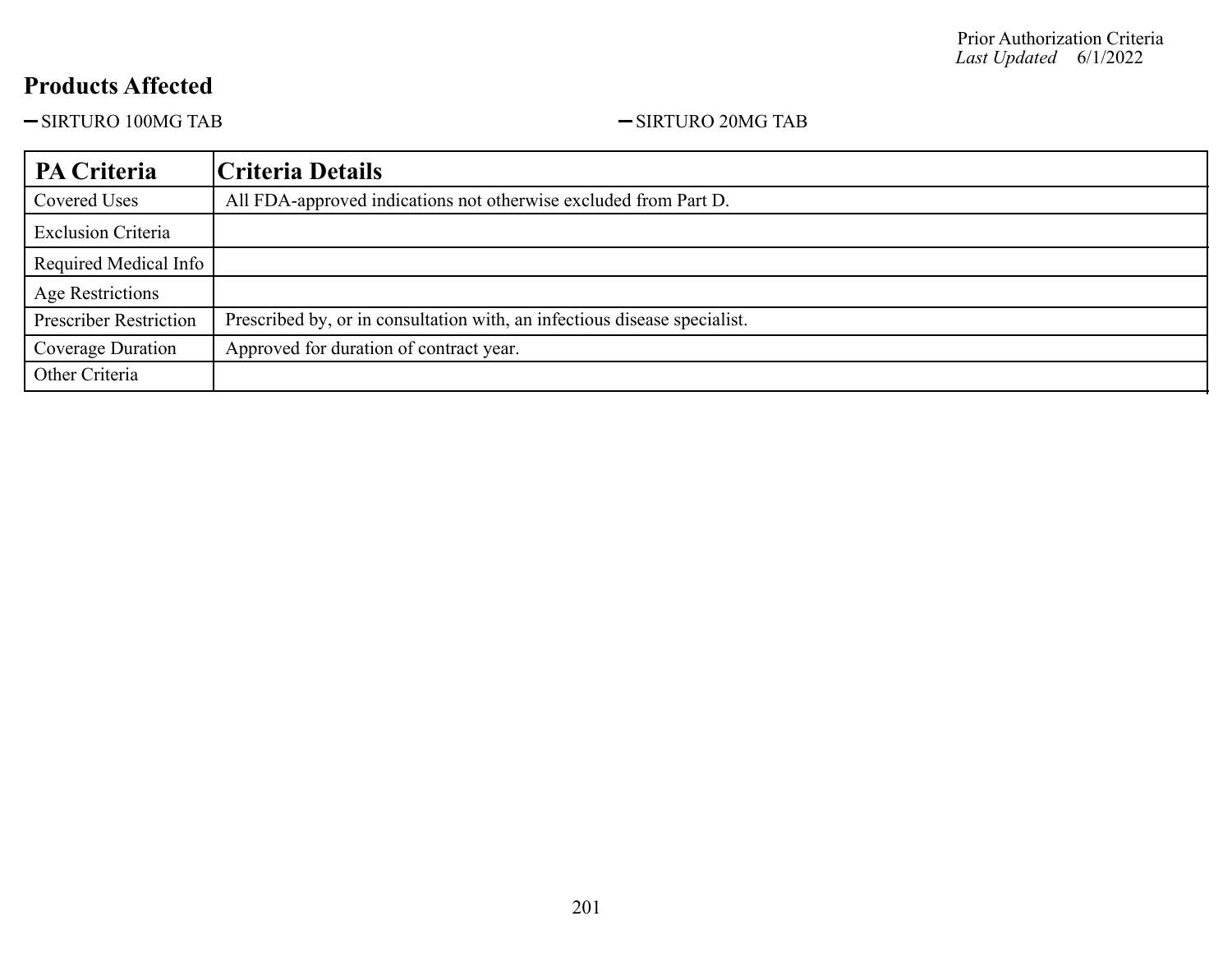## Products Affected

- SIRTURO 100MG TAB
- SIRTURO 20MG TAB

| PA Criteria | Criteria Details |
|---|---|
| Covered Uses | All FDA-approved indications not otherwise excluded from Part D. |
| Exclusion Criteria | |
| Required Medical Info | |
| Age Restrictions | |
| Prescriber Restriction | Prescribed by, or in consultation with, an infectious disease specialist. |
| Coverage Duration | Approved for duration of contract year. |
| Other Criteria | |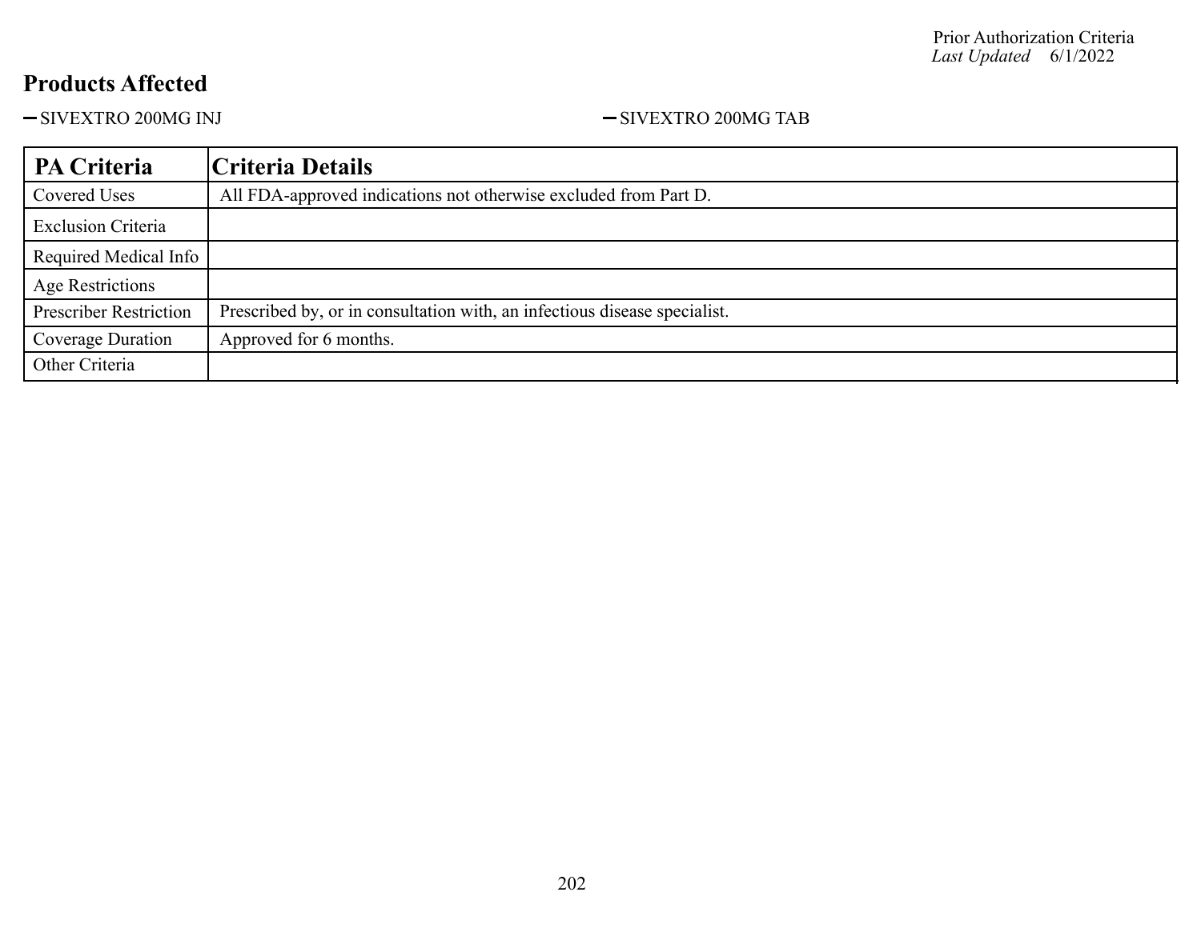Prior Authorization Criteria
*Last Updated* 6/1/2022

## Products Affected

- SIVEXTRO 200MG INJ
- SIVEXTRO 200MG TAB

| PA Criteria | Criteria Details |
|---|---|
| Covered Uses | All FDA-approved indications not otherwise excluded from Part D. |
| Exclusion Criteria | |
| Required Medical Info | |
| Age Restrictions | |
| Prescriber Restriction | Prescribed by, or in consultation with, an infectious disease specialist. |
| Coverage Duration | Approved for 6 months. |
| Other Criteria | |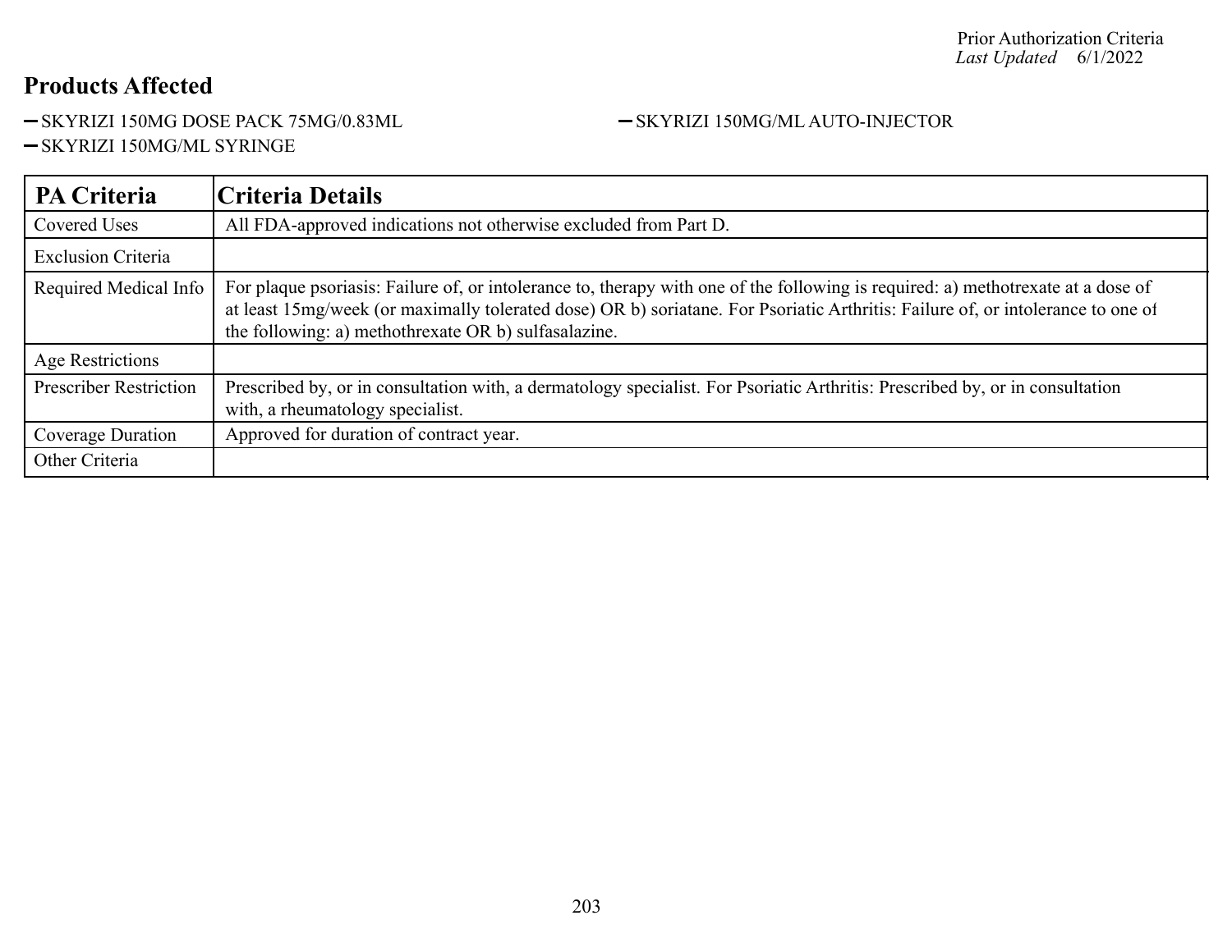Prior Authorization Criteria
*Last Updated* 6/1/2022

## Products Affected

- SKYRIZI 150MG DOSE PACK 75MG/0.83ML
- SKYRIZI 150MG/ML AUTO-INJECTOR
- SKYRIZI 150MG/ML SYRINGE

| PA Criteria | Criteria Details |
| --- | --- |
| Covered Uses | All FDA-approved indications not otherwise excluded from Part D. |
| Exclusion Criteria | |
| Required Medical Info | For plaque psoriasis: Failure of, or intolerance to, therapy with one of the following is required: a) methotrexate at a dose of at least 15mg/week (or maximally tolerated dose) OR b) soriatane. For Psoriatic Arthritis: Failure of, or intolerance to one of the following: a) methothrexate OR b) sulfasalazine. |
| Age Restrictions | |
| Prescriber Restriction | Prescribed by, or in consultation with, a dermatology specialist. For Psoriatic Arthritis: Prescribed by, or in consultation with, a rheumatology specialist. |
| Coverage Duration | Approved for duration of contract year. |
| Other Criteria | |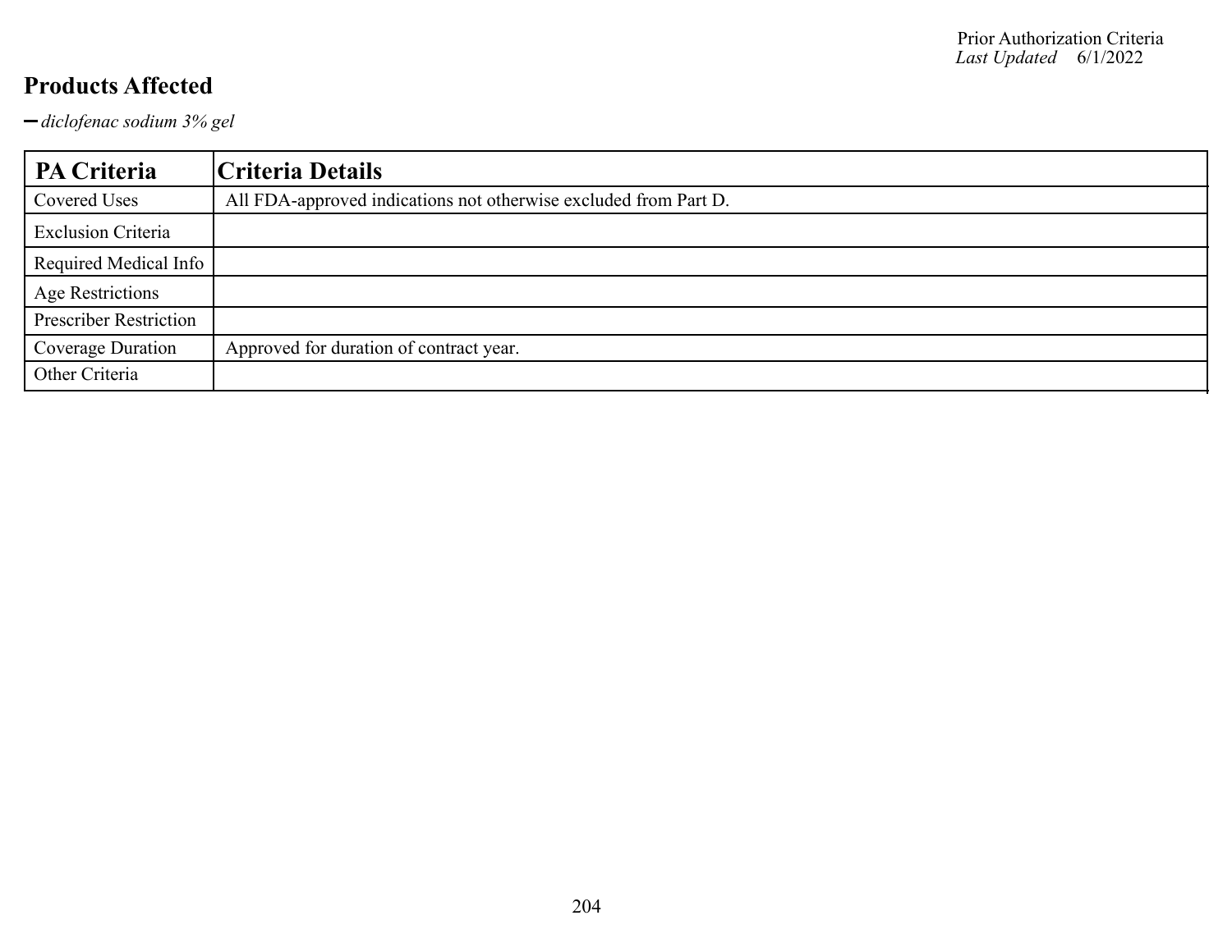## Products Affected

- *diclofenac sodium 3% gel*

| PA Criteria | Criteria Details |
|---|---|
| Covered Uses | All FDA-approved indications not otherwise excluded from Part D. |
| Exclusion Criteria | |
| Required Medical Info | |
| Age Restrictions | |
| Prescriber Restriction | |
| Coverage Duration | Approved for duration of contract year. |
| Other Criteria | |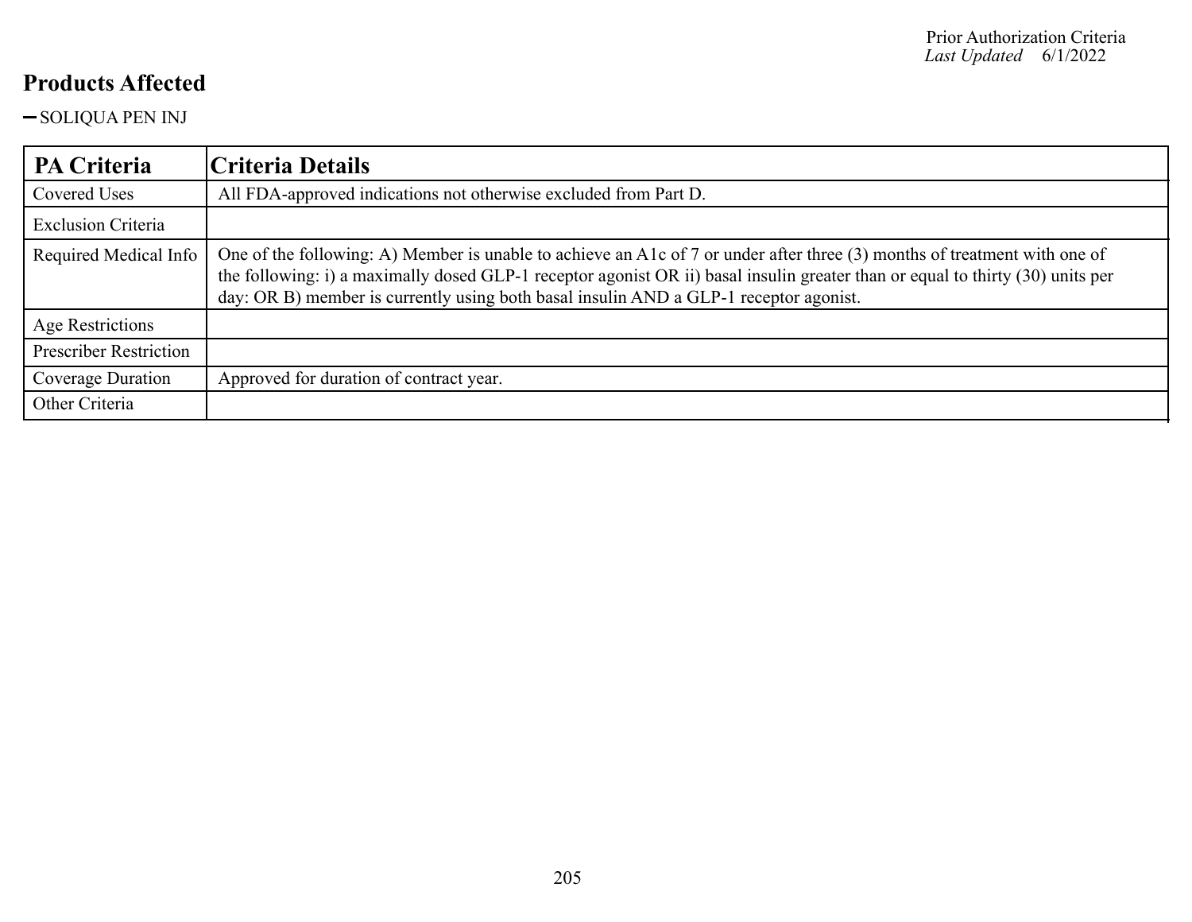## Products Affected

- SOLIQUA PEN INJ

| PA Criteria | Criteria Details |
|---|---|
| Covered Uses | All FDA-approved indications not otherwise excluded from Part D. |
| Exclusion Criteria | |
| Required Medical Info | One of the following: A) Member is unable to achieve an A1c of 7 or under after three (3) months of treatment with one of the following: i) a maximally dosed GLP-1 receptor agonist OR ii) basal insulin greater than or equal to thirty (30) units per day: OR B) member is currently using both basal insulin AND a GLP-1 receptor agonist. |
| Age Restrictions | |
| Prescriber Restriction | |
| Coverage Duration | Approved for duration of contract year. |
| Other Criteria | |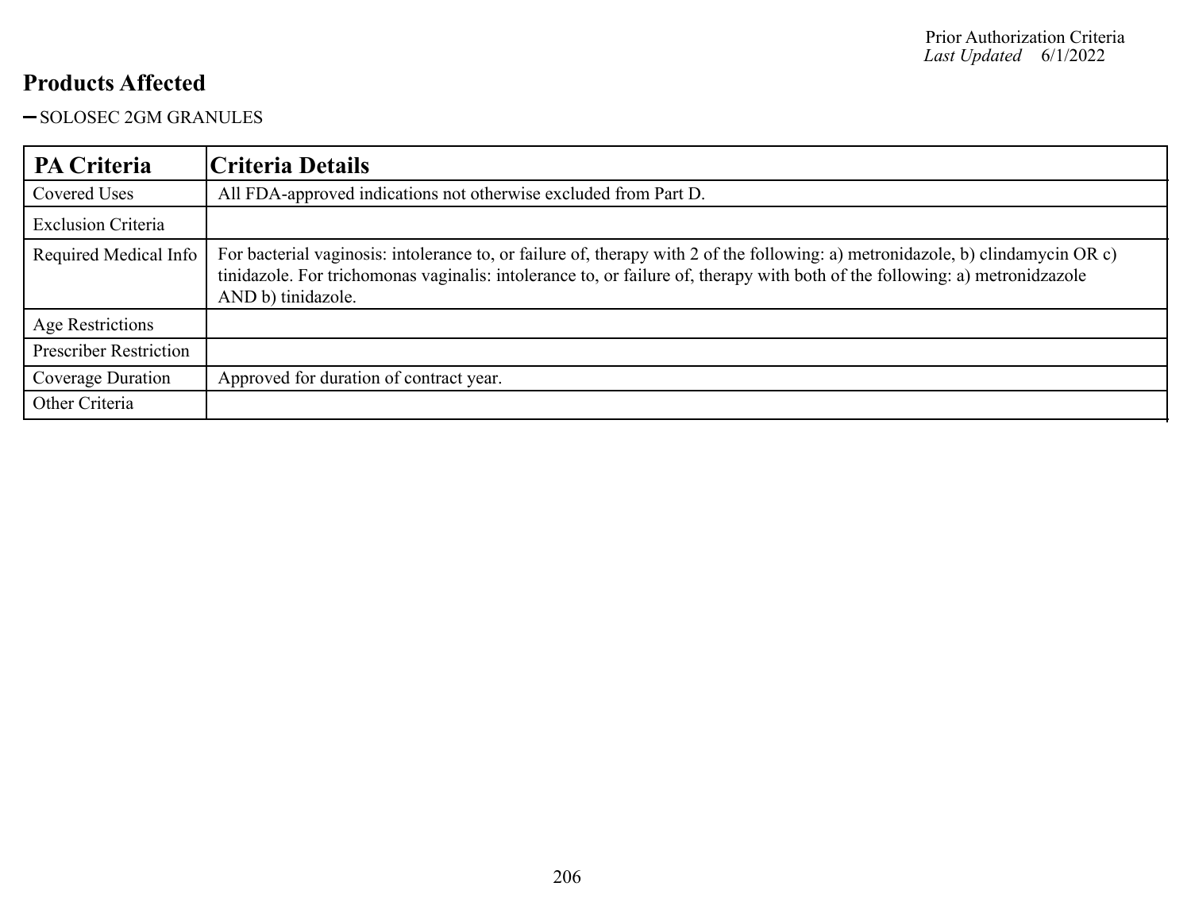## Products Affected

- SOLOSEC 2GM GRANULES

| PA Criteria | Criteria Details |
|---|---|
| Covered Uses | All FDA-approved indications not otherwise excluded from Part D. |
| Exclusion Criteria | |
| Required Medical Info | For bacterial vaginosis: intolerance to, or failure of, therapy with 2 of the following: a) metronidazole, b) clindamycin OR c) tinidazole. For trichomonas vaginalis: intolerance to, or failure of, therapy with both of the following: a) metronidzazole AND b) tinidazole. |
| Age Restrictions | |
| Prescriber Restriction | |
| Coverage Duration | Approved for duration of contract year. |
| Other Criteria | |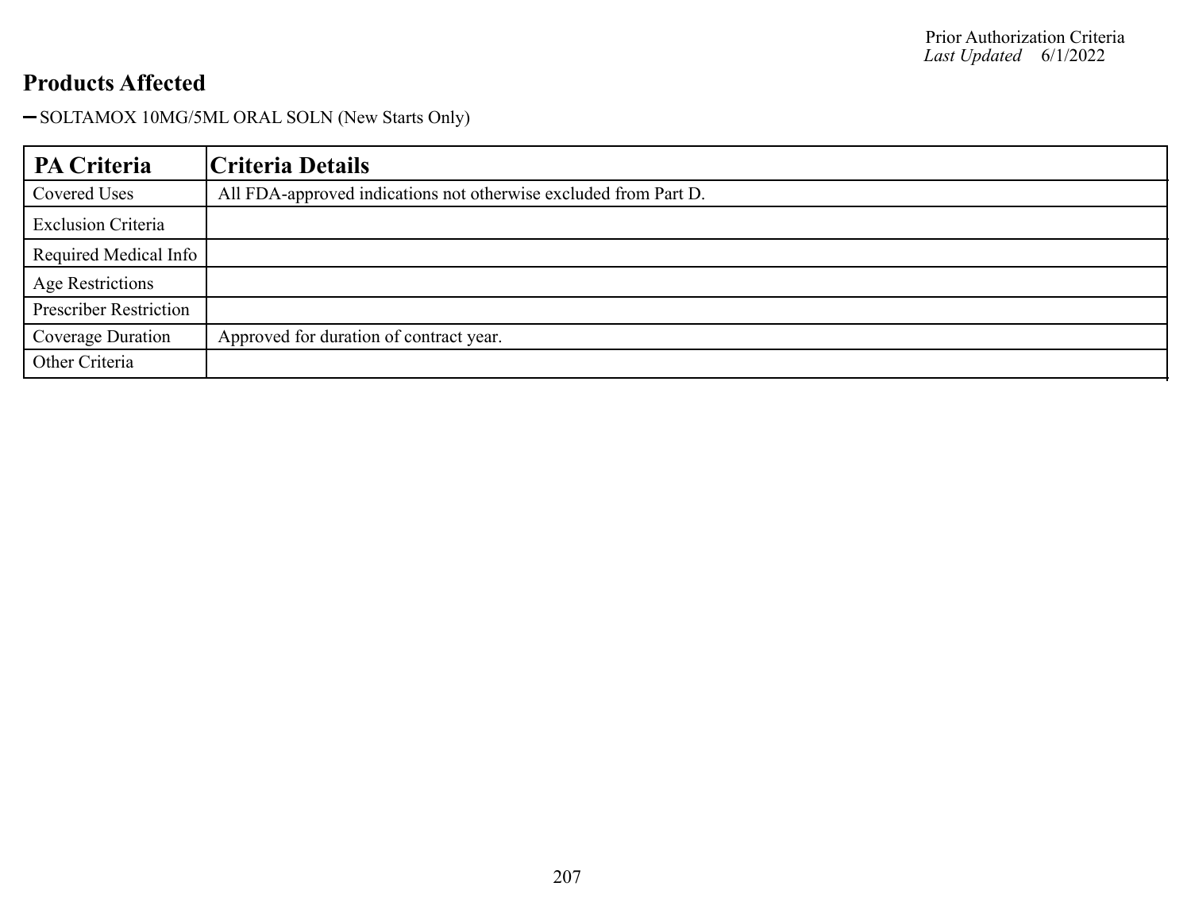## Products Affected

- SOLTAMOX 10MG/5ML ORAL SOLN (New Starts Only)

| PA Criteria | Criteria Details |
| --- | --- |
| Covered Uses | All FDA-approved indications not otherwise excluded from Part D. |
| Exclusion Criteria | |
| Required Medical Info | |
| Age Restrictions | |
| Prescriber Restriction | |
| Coverage Duration | Approved for duration of contract year. |
| Other Criteria | |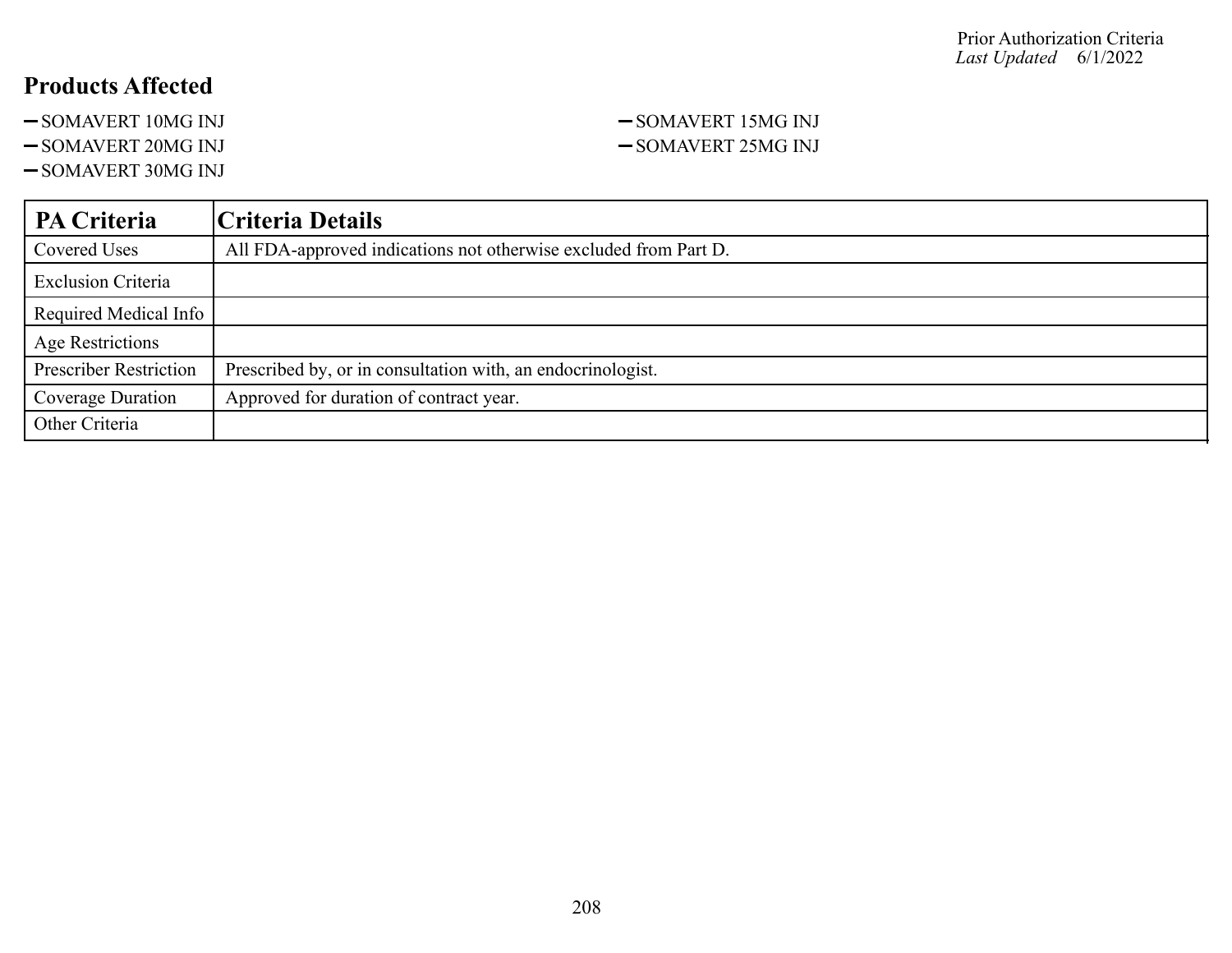## Products Affected

- SOMAVERT 10MG INJ
- SOMAVERT 15MG INJ
- SOMAVERT 20MG INJ
- SOMAVERT 25MG INJ
- SOMAVERT 30MG INJ

| PA Criteria | Criteria Details |
|---|---|
| Covered Uses | All FDA-approved indications not otherwise excluded from Part D. |
| Exclusion Criteria | |
| Required Medical Info | |
| Age Restrictions | |
| Prescriber Restriction | Prescribed by, or in consultation with, an endocrinologist. |
| Coverage Duration | Approved for duration of contract year. |
| Other Criteria | |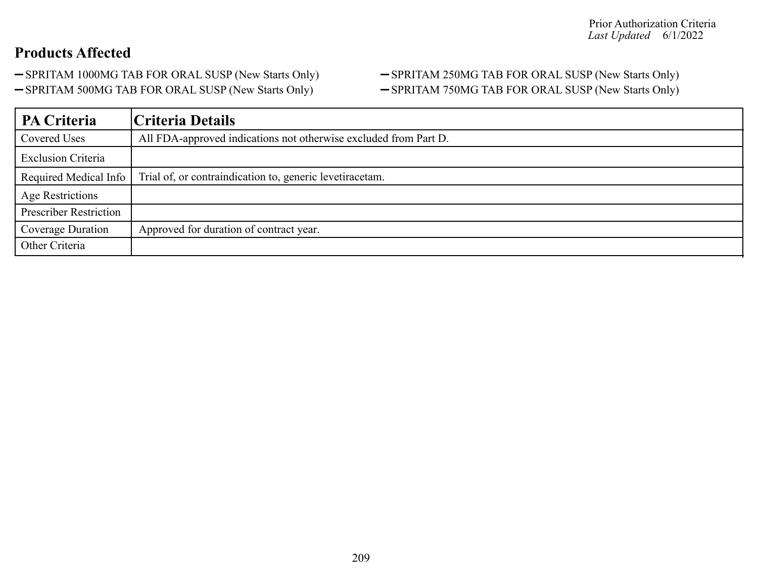## Products Affected

- SPRITAM 1000MG TAB FOR ORAL SUSP (New Starts Only)
- SPRITAM 500MG TAB FOR ORAL SUSP (New Starts Only)
- SPRITAM 250MG TAB FOR ORAL SUSP (New Starts Only)
- SPRITAM 750MG TAB FOR ORAL SUSP (New Starts Only)

| PA Criteria | Criteria Details |
| --- | --- |
| Covered Uses | All FDA-approved indications not otherwise excluded from Part D. |
| Exclusion Criteria | |
| Required Medical Info | Trial of, or contraindication to, generic levetiracetam. |
| Age Restrictions | |
| Prescriber Restriction | |
| Coverage Duration | Approved for duration of contract year. |
| Other Criteria | |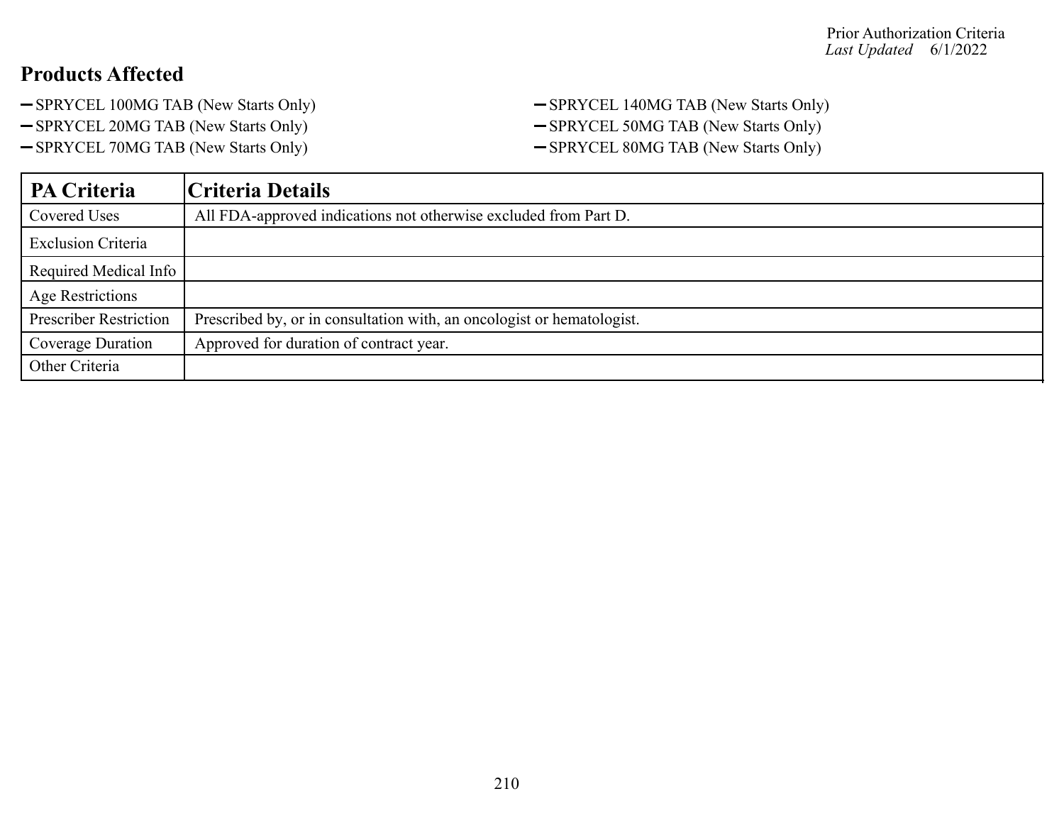Prior Authorization Criteria
*Last Updated* 6/1/2022

## Products Affected

- SPRYCEL 100MG TAB (New Starts Only)
- SPRYCEL 20MG TAB (New Starts Only)
- SPRYCEL 70MG TAB (New Starts Only)
- SPRYCEL 140MG TAB (New Starts Only)
- SPRYCEL 50MG TAB (New Starts Only)
- SPRYCEL 80MG TAB (New Starts Only)

| PA Criteria | Criteria Details |
|---|---|
| Covered Uses | All FDA-approved indications not otherwise excluded from Part D. |
| Exclusion Criteria | |
| Required Medical Info | |
| Age Restrictions | |
| Prescriber Restriction | Prescribed by, or in consultation with, an oncologist or hematologist. |
| Coverage Duration | Approved for duration of contract year. |
| Other Criteria | |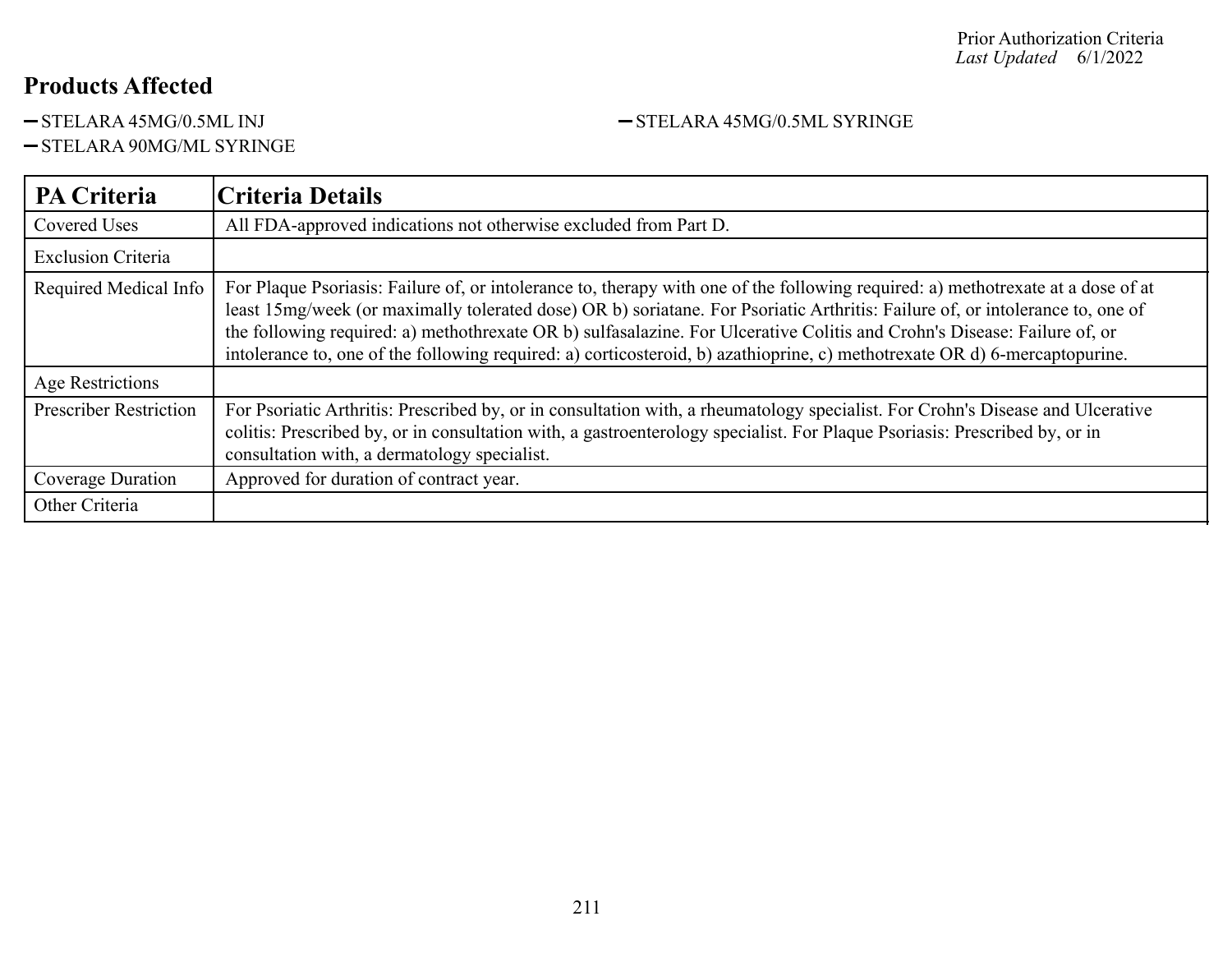## Products Affected

- STELARA 45MG/0.5ML INJ
- STELARA 45MG/0.5ML SYRINGE
- STELARA 90MG/ML SYRINGE

| PA Criteria | Criteria Details |
|---|---|
| Covered Uses | All FDA-approved indications not otherwise excluded from Part D. |
| Exclusion Criteria | |
| Required Medical Info | For Plaque Psoriasis: Failure of, or intolerance to, therapy with one of the following required: a) methotrexate at a dose of at least 15mg/week (or maximally tolerated dose) OR b) soriatane. For Psoriatic Arthritis: Failure of, or intolerance to, one of the following required: a) methothrexate OR b) sulfasalazine. For Ulcerative Colitis and Crohn's Disease: Failure of, or intolerance to, one of the following required: a) corticosteroid, b) azathioprine, c) methotrexate OR d) 6-mercaptopurine. |
| Age Restrictions | |
| Prescriber Restriction | For Psoriatic Arthritis: Prescribed by, or in consultation with, a rheumatology specialist. For Crohn's Disease and Ulcerative colitis: Prescribed by, or in consultation with, a gastroenterology specialist. For Plaque Psoriasis: Prescribed by, or in consultation with, a dermatology specialist. |
| Coverage Duration | Approved for duration of contract year. |
| Other Criteria | |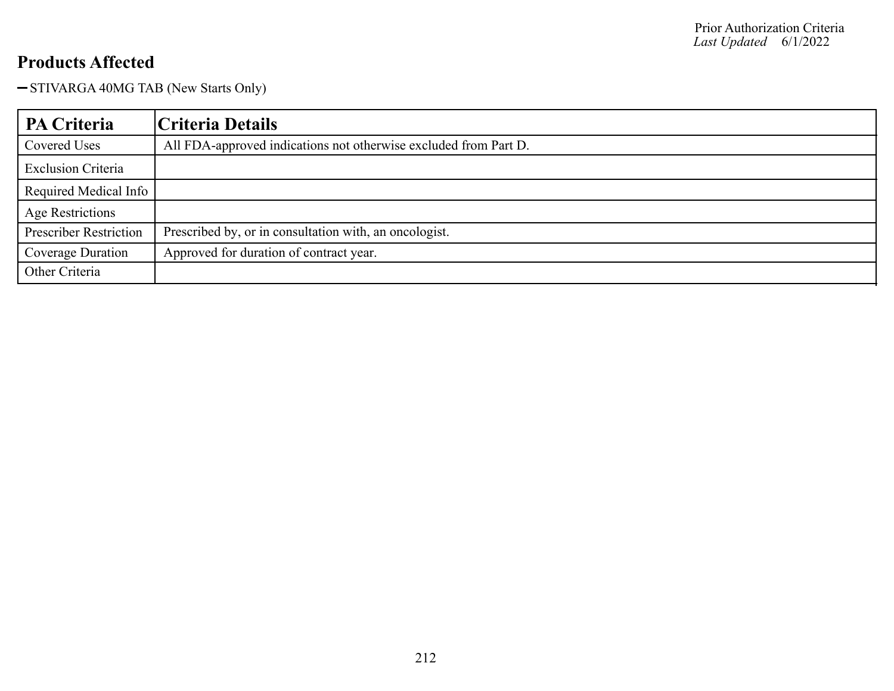## Products Affected

- STIVARGA 40MG TAB (New Starts Only)

| PA Criteria | Criteria Details |
| --- | --- |
| Covered Uses | All FDA-approved indications not otherwise excluded from Part D. |
| Exclusion Criteria | |
| Required Medical Info | |
| Age Restrictions | |
| Prescriber Restriction | Prescribed by, or in consultation with, an oncologist. |
| Coverage Duration | Approved for duration of contract year. |
| Other Criteria | |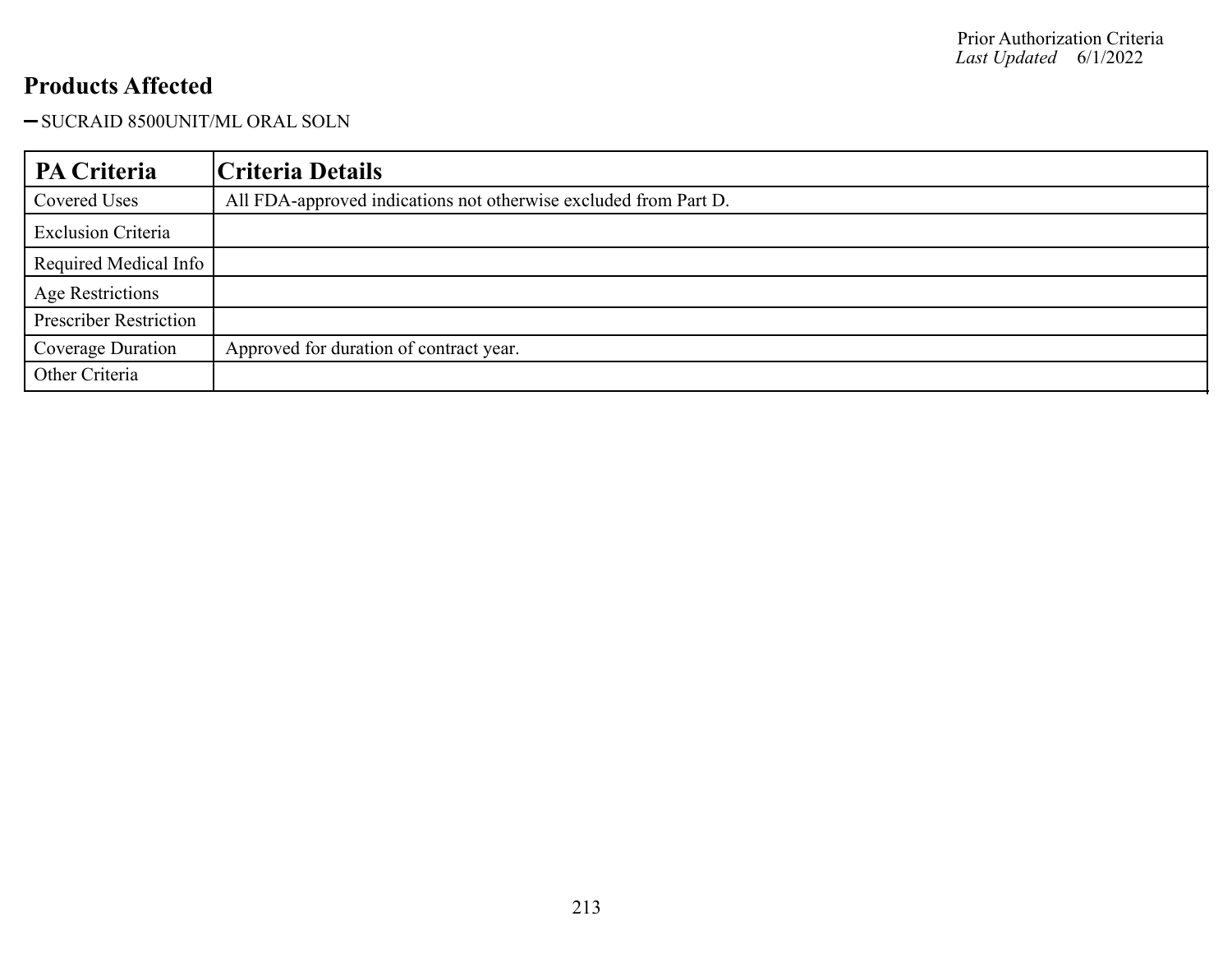## Products Affected

- SUCRAID 8500UNIT/ML ORAL SOLN

| PA Criteria | Criteria Details |
|---|---|
| Covered Uses | All FDA-approved indications not otherwise excluded from Part D. |
| Exclusion Criteria | |
| Required Medical Info | |
| Age Restrictions | |
| Prescriber Restriction | |
| Coverage Duration | Approved for duration of contract year. |
| Other Criteria | |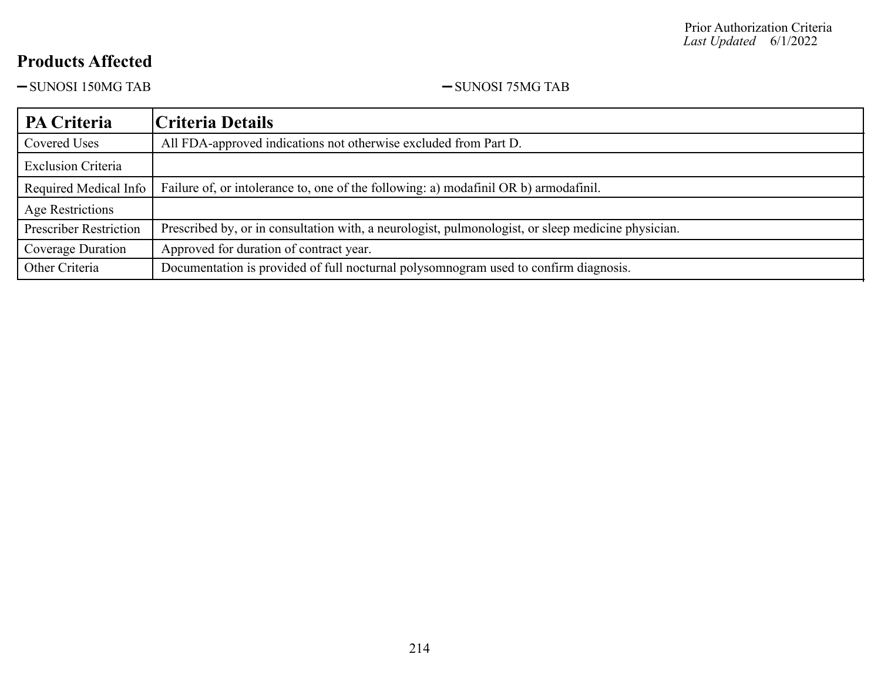Prior Authorization Criteria
*Last Updated* 6/1/2022

## Products Affected

- SUNOSI 150MG TAB
- SUNOSI 75MG TAB

| PA Criteria | Criteria Details |
|---|---|
| Covered Uses | All FDA-approved indications not otherwise excluded from Part D. |
| Exclusion Criteria | |
| Required Medical Info | Failure of, or intolerance to, one of the following: a) modafinil OR b) armodafinil. |
| Age Restrictions | |
| Prescriber Restriction | Prescribed by, or in consultation with, a neurologist, pulmonologist, or sleep medicine physician. |
| Coverage Duration | Approved for duration of contract year. |
| Other Criteria | Documentation is provided of full nocturnal polysomnogram used to confirm diagnosis. |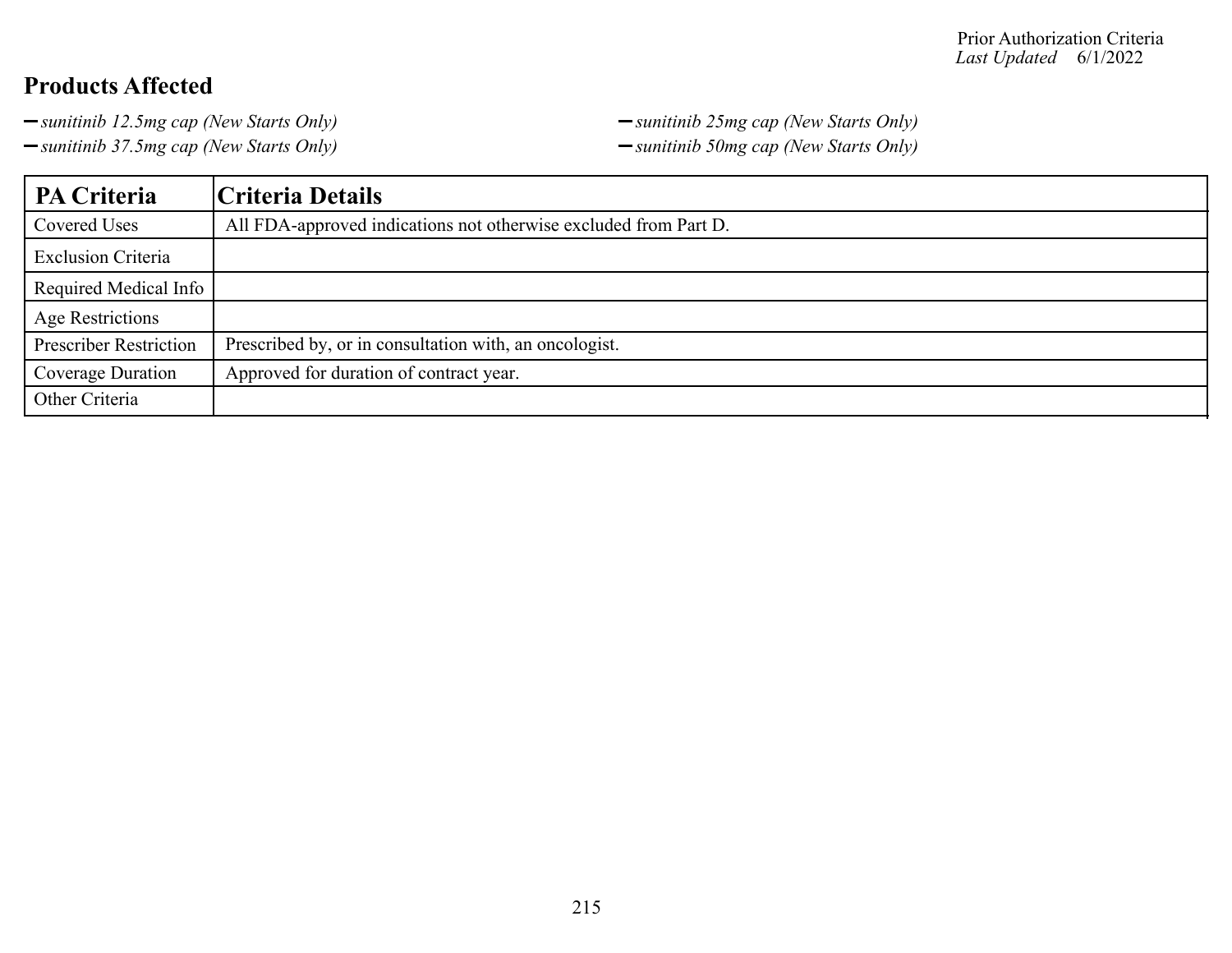Prior Authorization Criteria
*Last Updated* 6/1/2022

## Products Affected

- *sunitinib 12.5mg cap (New Starts Only)*
- *sunitinib 25mg cap (New Starts Only)*
- *sunitinib 37.5mg cap (New Starts Only)*
- *sunitinib 50mg cap (New Starts Only)*

| PA Criteria | Criteria Details |
| --- | --- |
| Covered Uses | All FDA-approved indications not otherwise excluded from Part D. |
| Exclusion Criteria | |
| Required Medical Info | |
| Age Restrictions | |
| Prescriber Restriction | Prescribed by, or in consultation with, an oncologist. |
| Coverage Duration | Approved for duration of contract year. |
| Other Criteria | |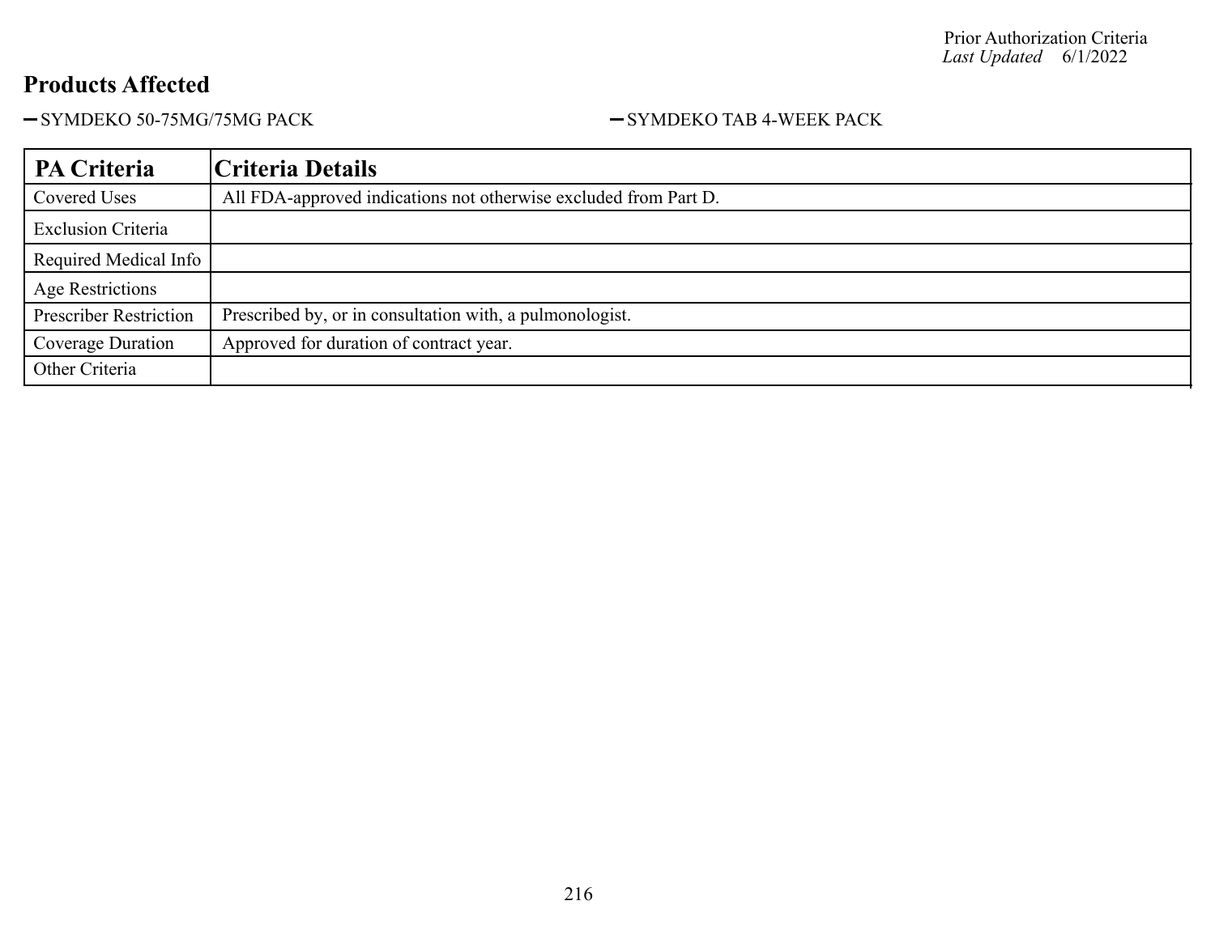Prior Authorization Criteria
*Last Updated* 6/1/2022

## Products Affected

- SYMDEKO 50-75MG/75MG PACK
- SYMDEKO TAB 4-WEEK PACK

| PA Criteria | Criteria Details |
|---|---|
| Covered Uses | All FDA-approved indications not otherwise excluded from Part D. |
| Exclusion Criteria | |
| Required Medical Info | |
| Age Restrictions | |
| Prescriber Restriction | Prescribed by, or in consultation with, a pulmonologist. |
| Coverage Duration | Approved for duration of contract year. |
| Other Criteria | |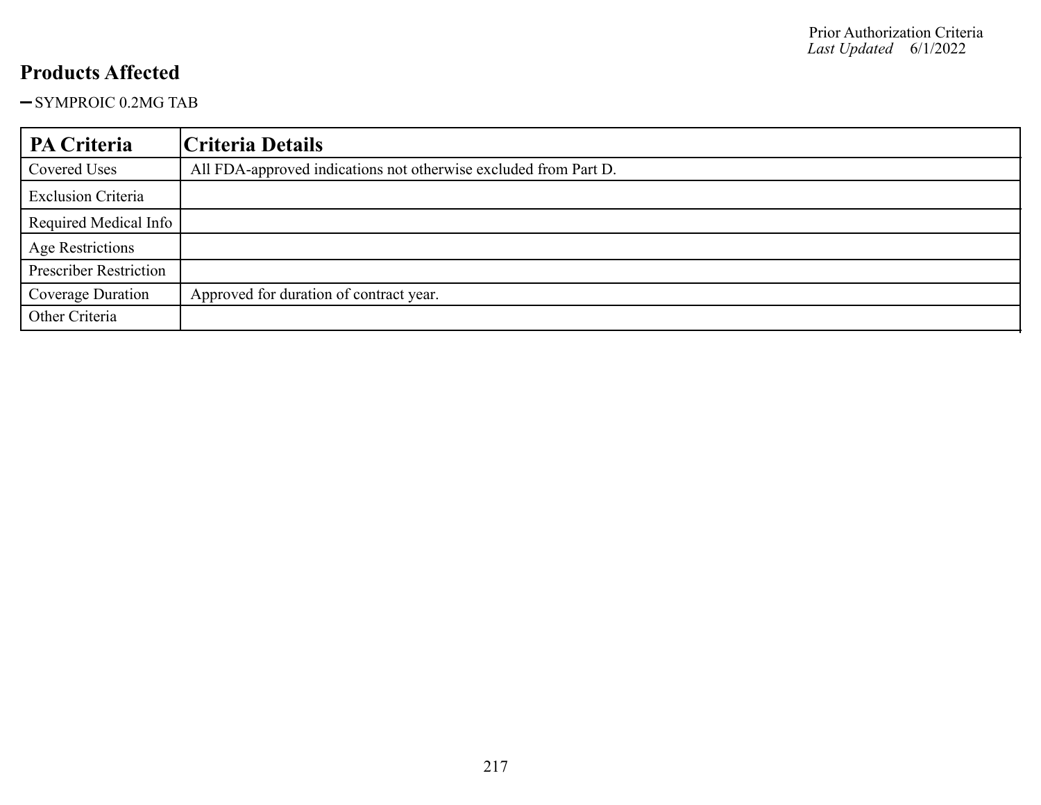## Products Affected

- SYMPROIC 0.2MG TAB

| PA Criteria | Criteria Details |
| --- | --- |
| Covered Uses | All FDA-approved indications not otherwise excluded from Part D. |
| Exclusion Criteria | |
| Required Medical Info | |
| Age Restrictions | |
| Prescriber Restriction | |
| Coverage Duration | Approved for duration of contract year. |
| Other Criteria | |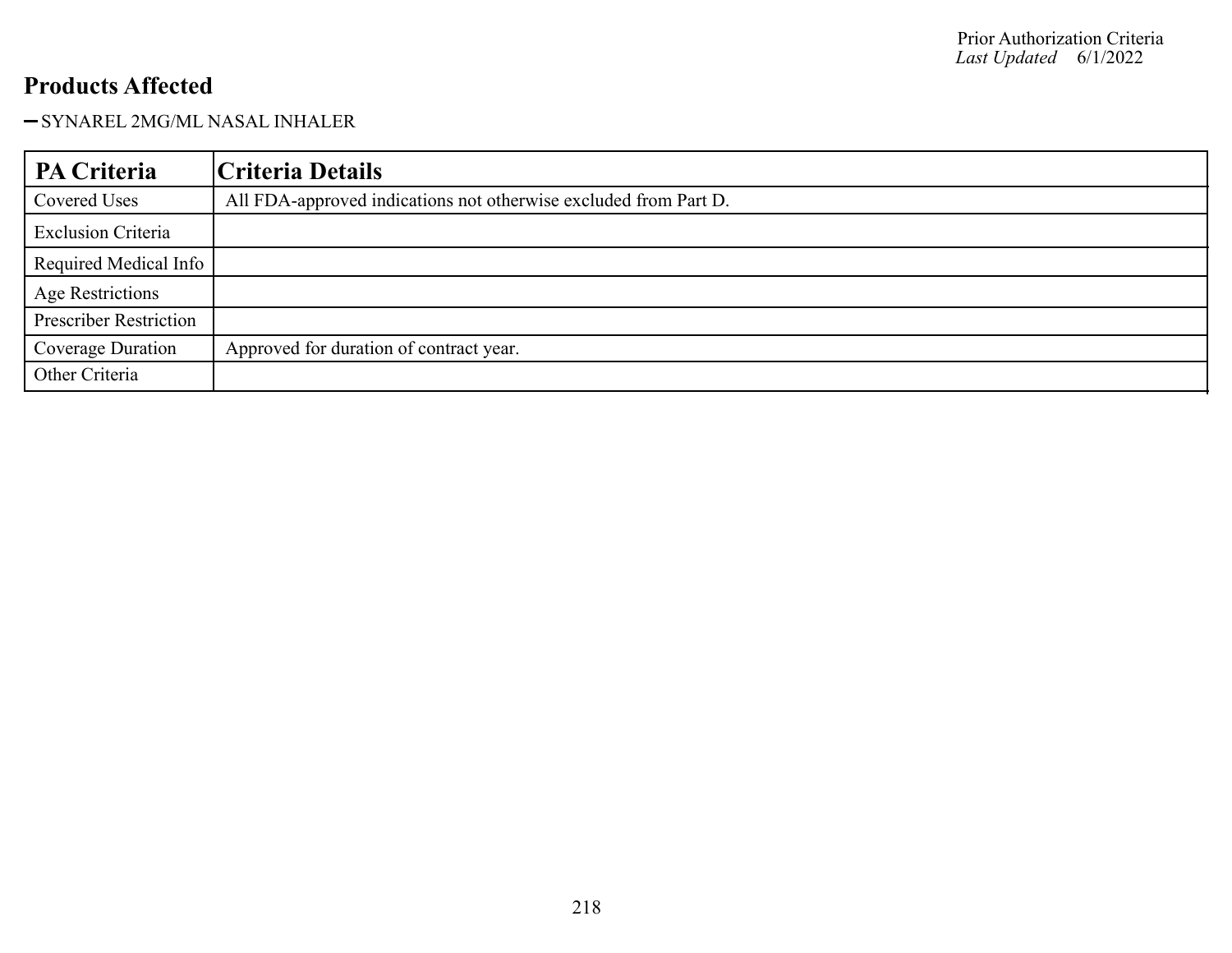## Products Affected

- SYNAREL 2MG/ML NASAL INHALER

| PA Criteria | Criteria Details |
| --- | --- |
| Covered Uses | All FDA-approved indications not otherwise excluded from Part D. |
| Exclusion Criteria | |
| Required Medical Info | |
| Age Restrictions | |
| Prescriber Restriction | |
| Coverage Duration | Approved for duration of contract year. |
| Other Criteria | |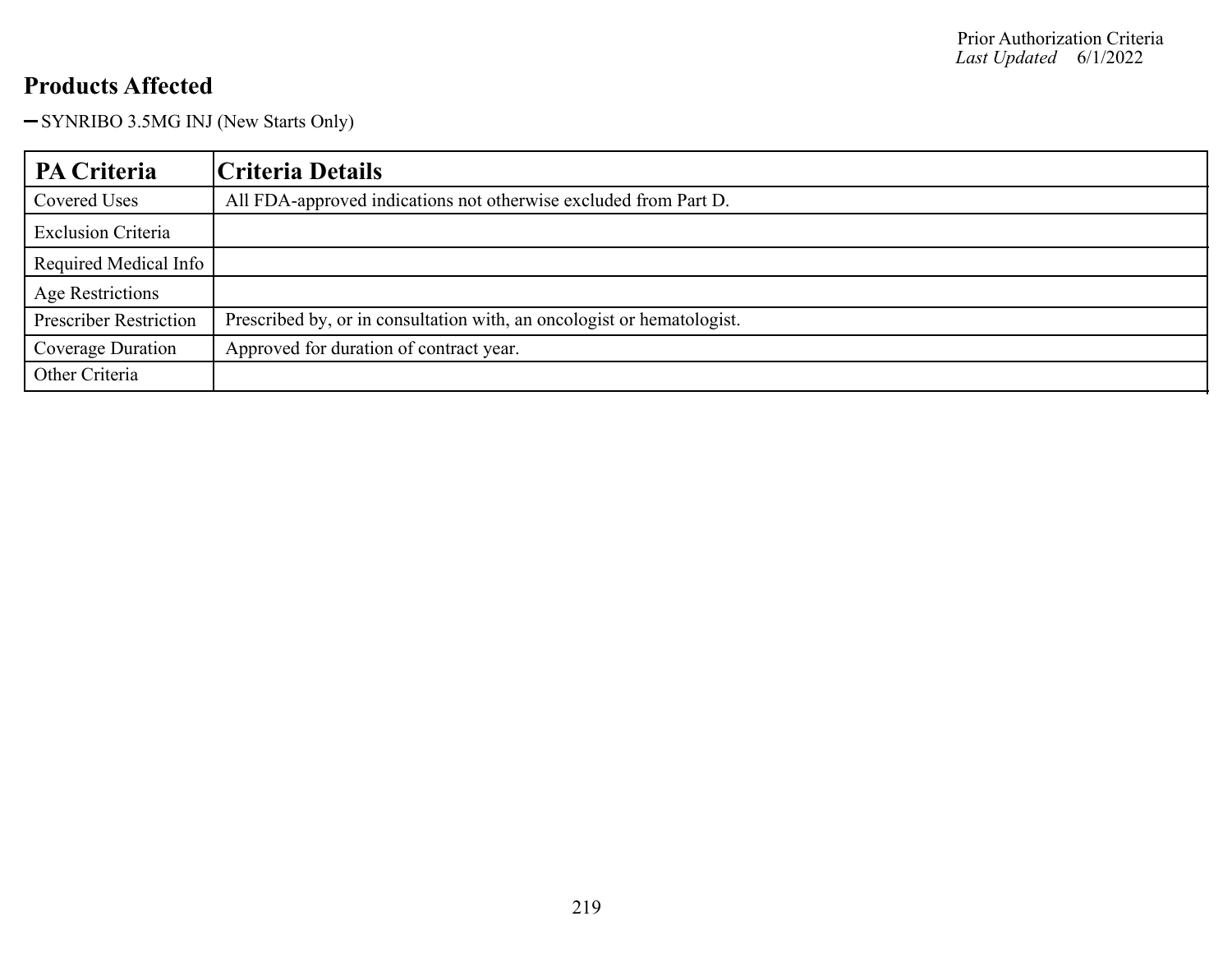## Products Affected

- SYNRIBO 3.5MG INJ (New Starts Only)

| PA Criteria | Criteria Details |
|---|---|
| Covered Uses | All FDA-approved indications not otherwise excluded from Part D. |
| Exclusion Criteria | |
| Required Medical Info | |
| Age Restrictions | |
| Prescriber Restriction | Prescribed by, or in consultation with, an oncologist or hematologist. |
| Coverage Duration | Approved for duration of contract year. |
| Other Criteria | |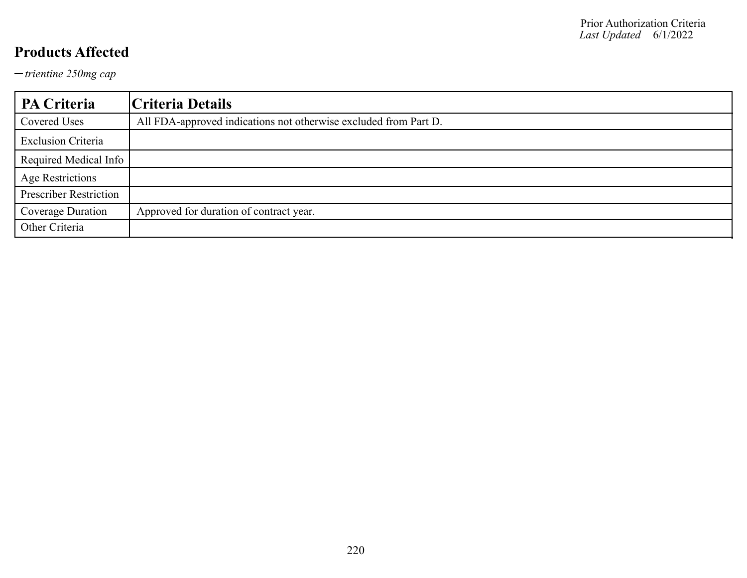## Products Affected

- *trientine 250mg cap*

| PA Criteria | Criteria Details |
| --- | --- |
| Covered Uses | All FDA-approved indications not otherwise excluded from Part D. |
| Exclusion Criteria | |
| Required Medical Info | |
| Age Restrictions | |
| Prescriber Restriction | |
| Coverage Duration | Approved for duration of contract year. |
| Other Criteria | |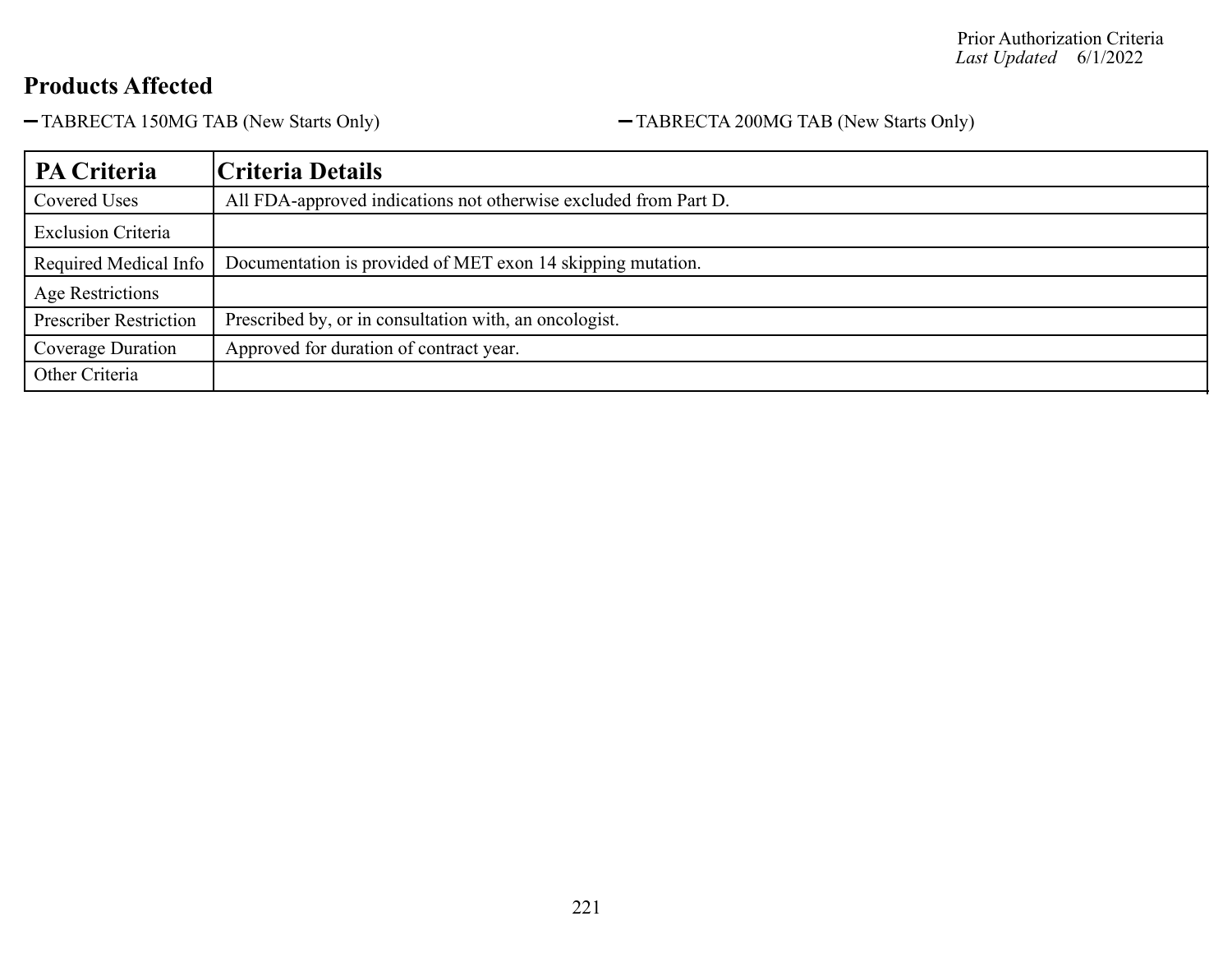## Products Affected

- TABRECTA 150MG TAB (New Starts Only)
- TABRECTA 200MG TAB (New Starts Only)

| PA Criteria | Criteria Details |
|---|---|
| Covered Uses | All FDA-approved indications not otherwise excluded from Part D. |
| Exclusion Criteria | |
| Required Medical Info | Documentation is provided of MET exon 14 skipping mutation. |
| Age Restrictions | |
| Prescriber Restriction | Prescribed by, or in consultation with, an oncologist. |
| Coverage Duration | Approved for duration of contract year. |
| Other Criteria | |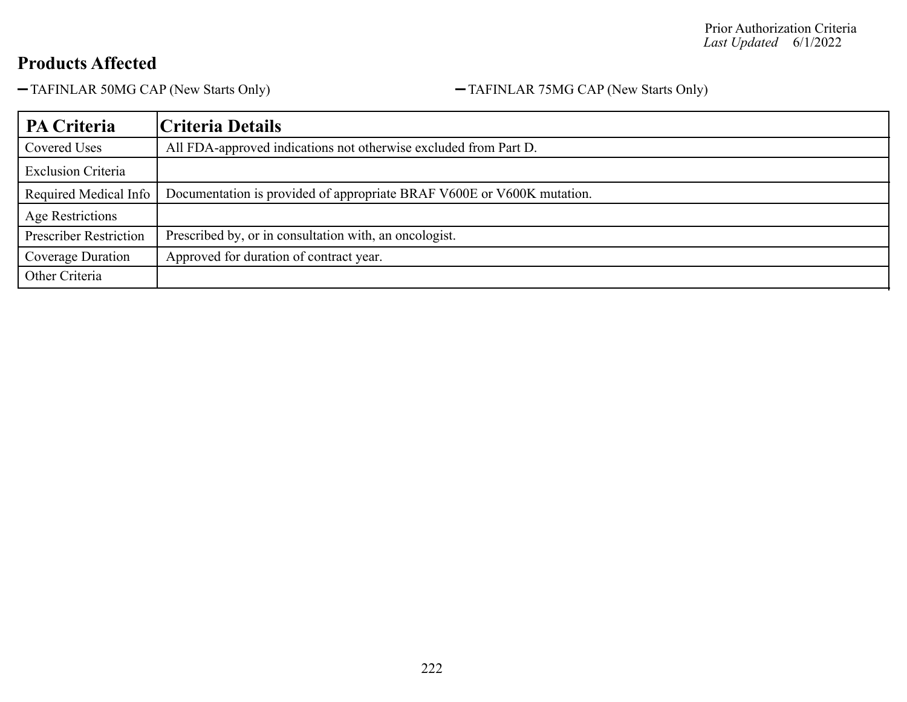Prior Authorization Criteria
*Last Updated* 6/1/2022

## Products Affected

- TAFINLAR 50MG CAP (New Starts Only)
- TAFINLAR 75MG CAP (New Starts Only)

| PA Criteria | Criteria Details |
| --- | --- |
| Covered Uses | All FDA-approved indications not otherwise excluded from Part D. |
| Exclusion Criteria | |
| Required Medical Info | Documentation is provided of appropriate BRAF V600E or V600K mutation. |
| Age Restrictions | |
| Prescriber Restriction | Prescribed by, or in consultation with, an oncologist. |
| Coverage Duration | Approved for duration of contract year. |
| Other Criteria | |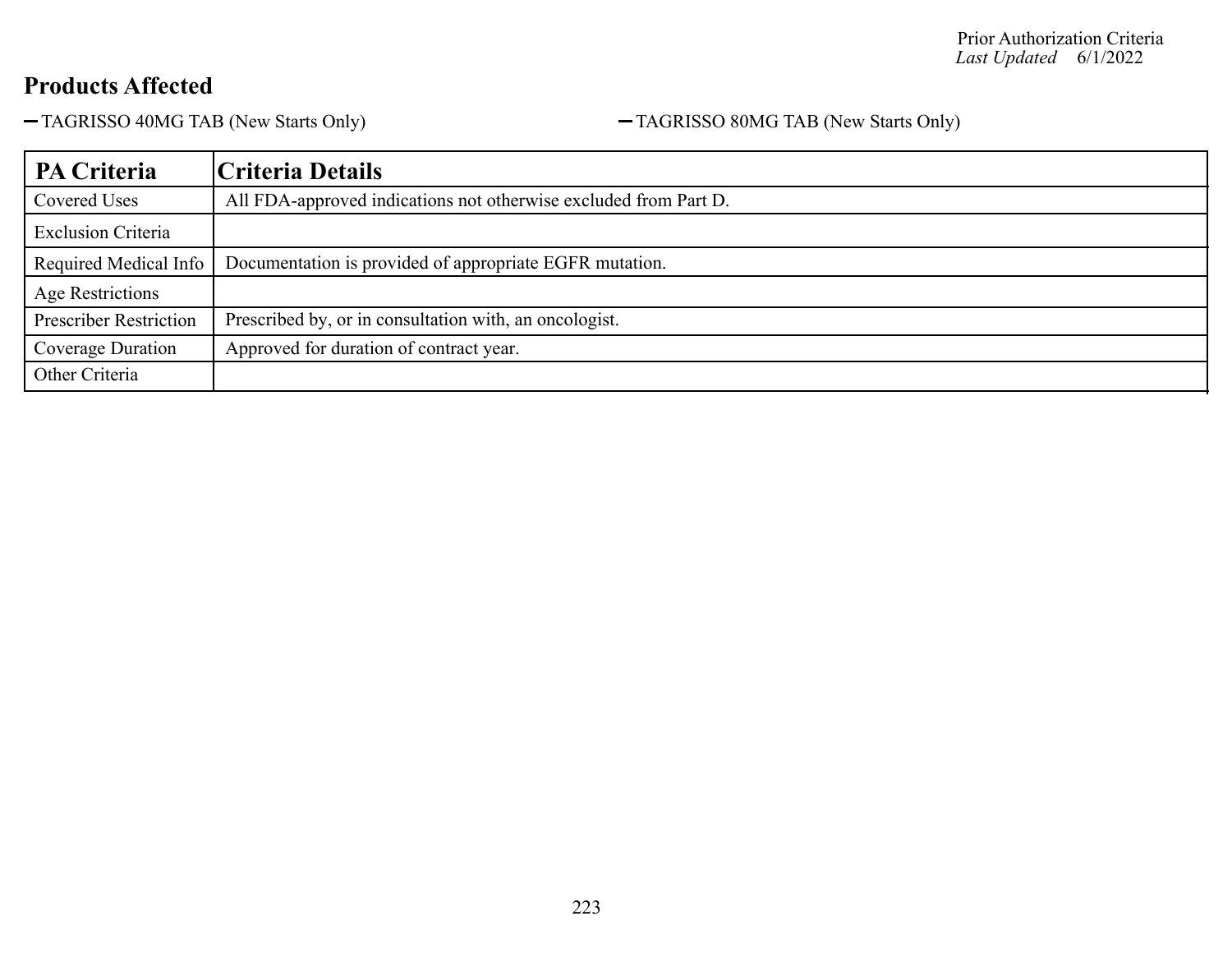Prior Authorization Criteria
*Last Updated* 6/1/2022

## Products Affected

- TAGRISSO 40MG TAB (New Starts Only)
- TAGRISSO 80MG TAB (New Starts Only)

| PA Criteria | Criteria Details |
|---|---|
| Covered Uses | All FDA-approved indications not otherwise excluded from Part D. |
| Exclusion Criteria | |
| Required Medical Info | Documentation is provided of appropriate EGFR mutation. |
| Age Restrictions | |
| Prescriber Restriction | Prescribed by, or in consultation with, an oncologist. |
| Coverage Duration | Approved for duration of contract year. |
| Other Criteria | |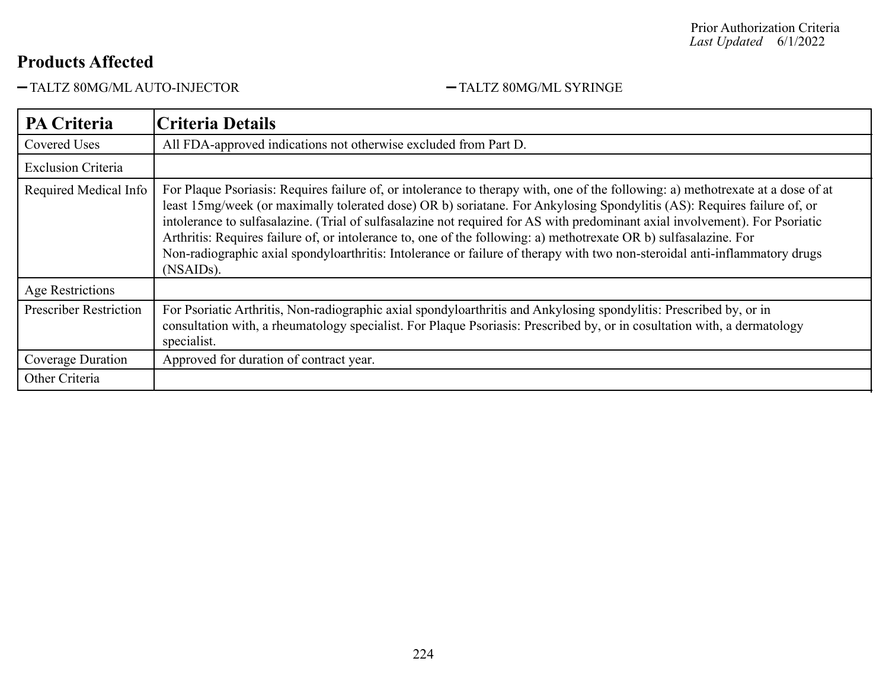Prior Authorization Criteria
*Last Updated* 6/1/2022

## Products Affected

- TALTZ 80MG/ML AUTO-INJECTOR
- TALTZ 80MG/ML SYRINGE

| PA Criteria | Criteria Details |
|---|---|
| Covered Uses | All FDA-approved indications not otherwise excluded from Part D. |
| Exclusion Criteria | |
| Required Medical Info | For Plaque Psoriasis: Requires failure of, or intolerance to therapy with, one of the following: a) methotrexate at a dose of at least 15mg/week (or maximally tolerated dose) OR b) soriatane. For Ankylosing Spondylitis (AS): Requires failure of, or intolerance to sulfasalazine. (Trial of sulfasalazine not required for AS with predominant axial involvement). For Psoriatic Arthritis: Requires failure of, or intolerance to, one of the following: a) methotrexate OR b) sulfasalazine. For Non-radiographic axial spondyloarthritis: Intolerance or failure of therapy with two non-steroidal anti-inflammatory drugs (NSAIDs). |
| Age Restrictions | |
| Prescriber Restriction | For Psoriatic Arthritis, Non-radiographic axial spondyloarthritis and Ankylosing spondylitis: Prescribed by, or in consultation with, a rheumatology specialist. For Plaque Psoriasis: Prescribed by, or in cosultation with, a dermatology specialist. |
| Coverage Duration | Approved for duration of contract year. |
| Other Criteria | |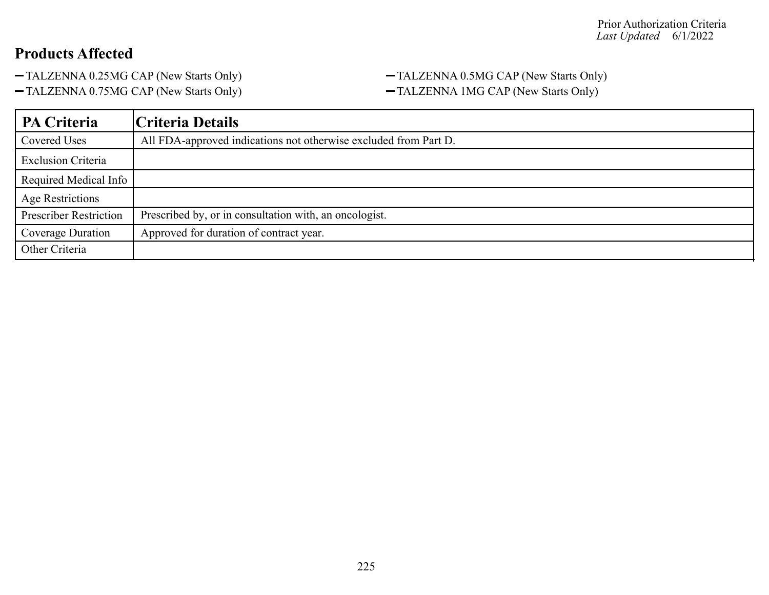Prior Authorization Criteria
*Last Updated* 6/1/2022

## Products Affected

- TALZENNA 0.25MG CAP (New Starts Only)
- TALZENNA 0.5MG CAP (New Starts Only)
- TALZENNA 0.75MG CAP (New Starts Only)
- TALZENNA 1MG CAP (New Starts Only)

| PA Criteria | Criteria Details |
|---|---|
| Covered Uses | All FDA-approved indications not otherwise excluded from Part D. |
| Exclusion Criteria | |
| Required Medical Info | |
| Age Restrictions | |
| Prescriber Restriction | Prescribed by, or in consultation with, an oncologist. |
| Coverage Duration | Approved for duration of contract year. |
| Other Criteria | |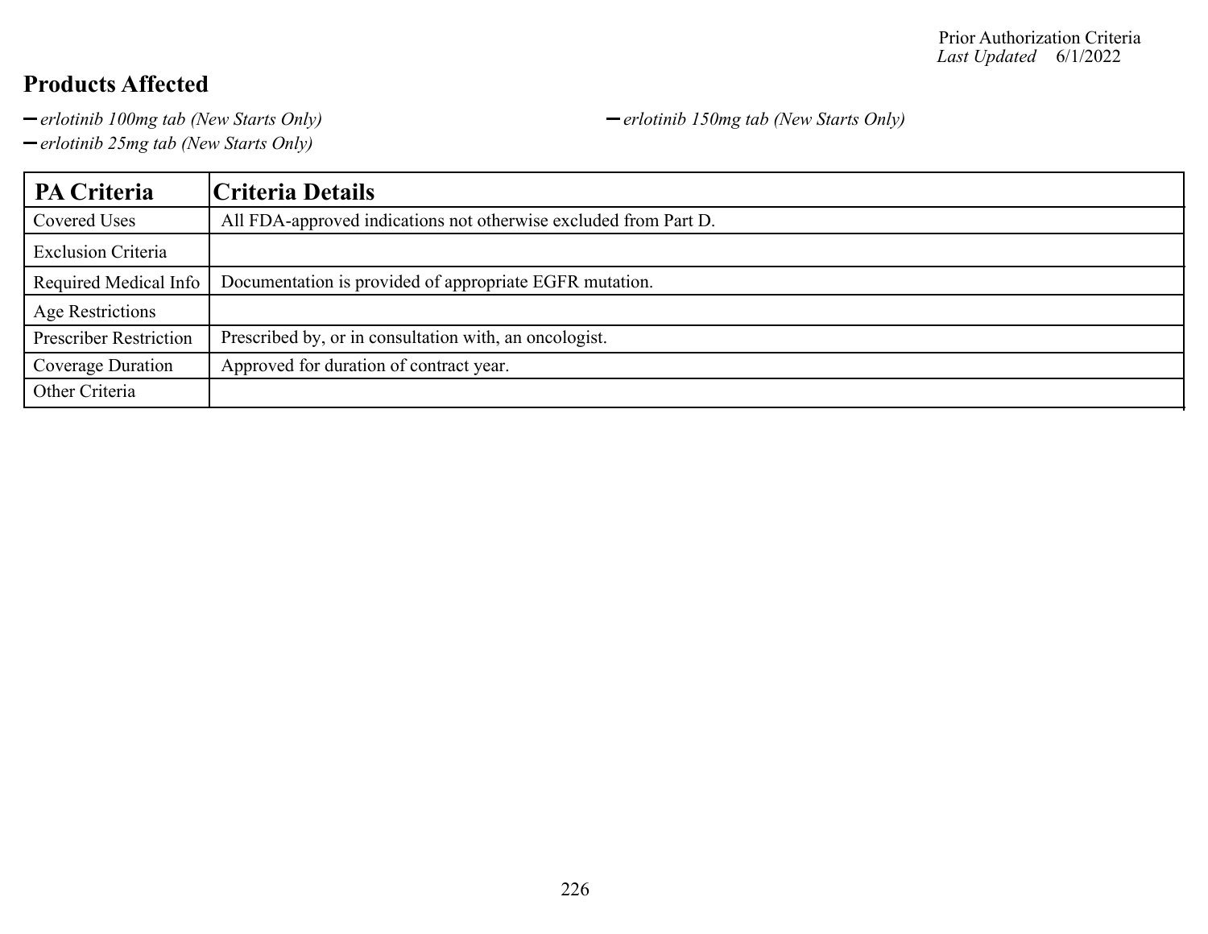Prior Authorization Criteria
*Last Updated* 6/1/2022

## Products Affected

- *erlotinib 100mg tab (New Starts Only)*
- *erlotinib 150mg tab (New Starts Only)*
- *erlotinib 25mg tab (New Starts Only)*

| PA Criteria | Criteria Details |
|---|---|
| Covered Uses | All FDA-approved indications not otherwise excluded from Part D. |
| Exclusion Criteria | |
| Required Medical Info | Documentation is provided of appropriate EGFR mutation. |
| Age Restrictions | |
| Prescriber Restriction | Prescribed by, or in consultation with, an oncologist. |
| Coverage Duration | Approved for duration of contract year. |
| Other Criteria | |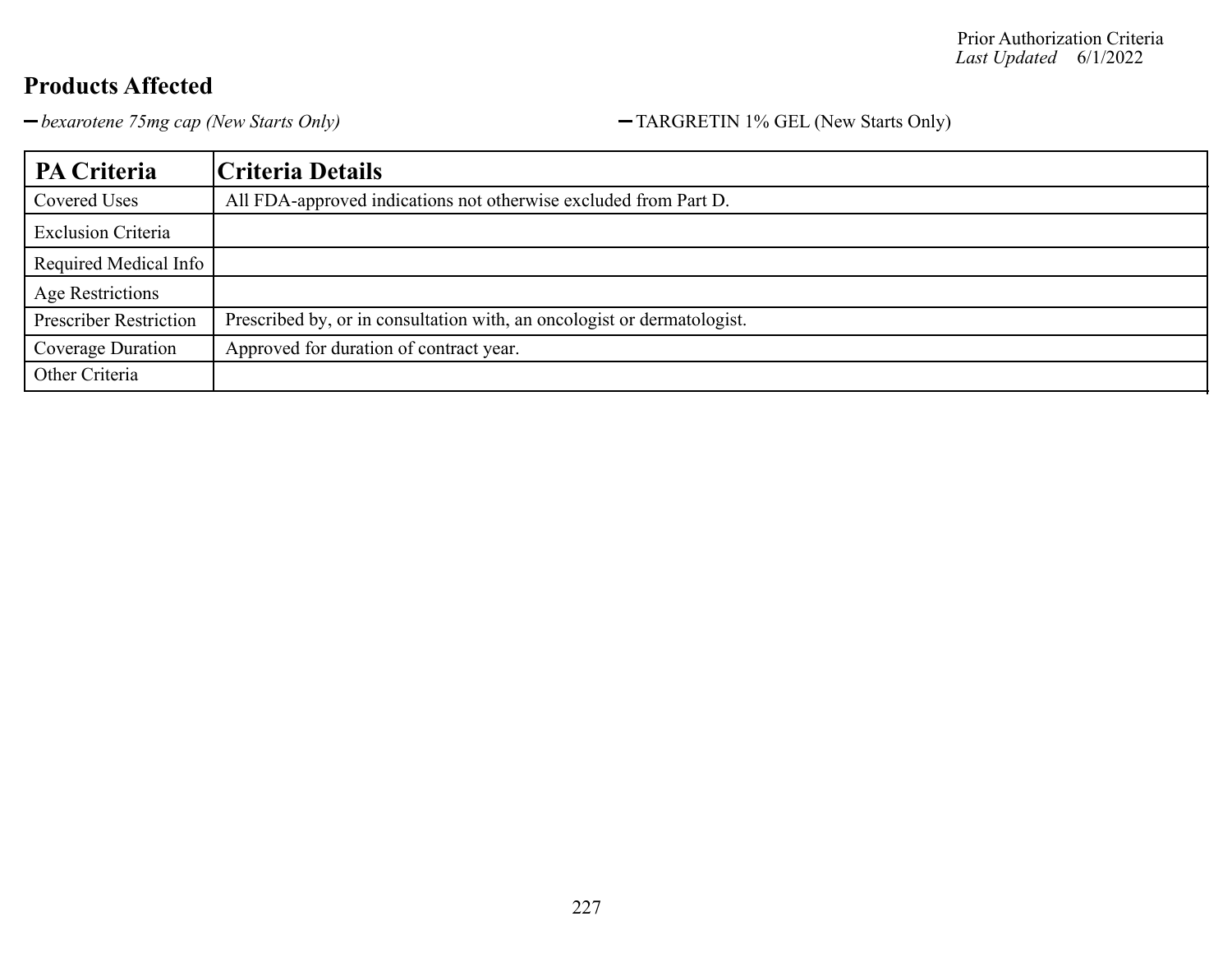## Products Affected

- *bexarotene 75mg cap (New Starts Only)*
- TARGRETIN 1% GEL (New Starts Only)

| PA Criteria | Criteria Details |
|---|---|
| Covered Uses | All FDA-approved indications not otherwise excluded from Part D. |
| Exclusion Criteria | |
| Required Medical Info | |
| Age Restrictions | |
| Prescriber Restriction | Prescribed by, or in consultation with, an oncologist or dermatologist. |
| Coverage Duration | Approved for duration of contract year. |
| Other Criteria | |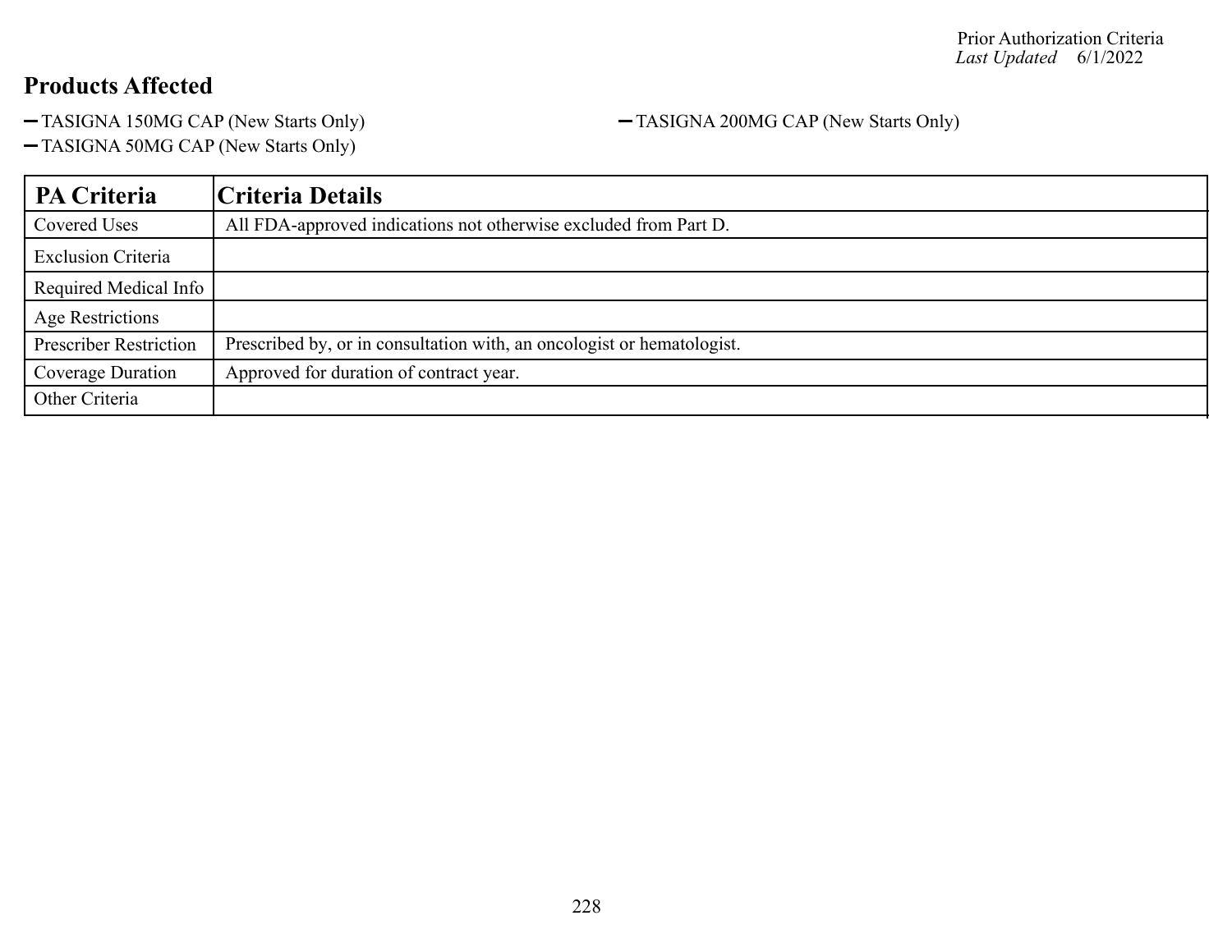## Products Affected

- TASIGNA 150MG CAP (New Starts Only)
- TASIGNA 200MG CAP (New Starts Only)
- TASIGNA 50MG CAP (New Starts Only)

| PA Criteria | Criteria Details |
|---|---|
| Covered Uses | All FDA-approved indications not otherwise excluded from Part D. |
| Exclusion Criteria | |
| Required Medical Info | |
| Age Restrictions | |
| Prescriber Restriction | Prescribed by, or in consultation with, an oncologist or hematologist. |
| Coverage Duration | Approved for duration of contract year. |
| Other Criteria | |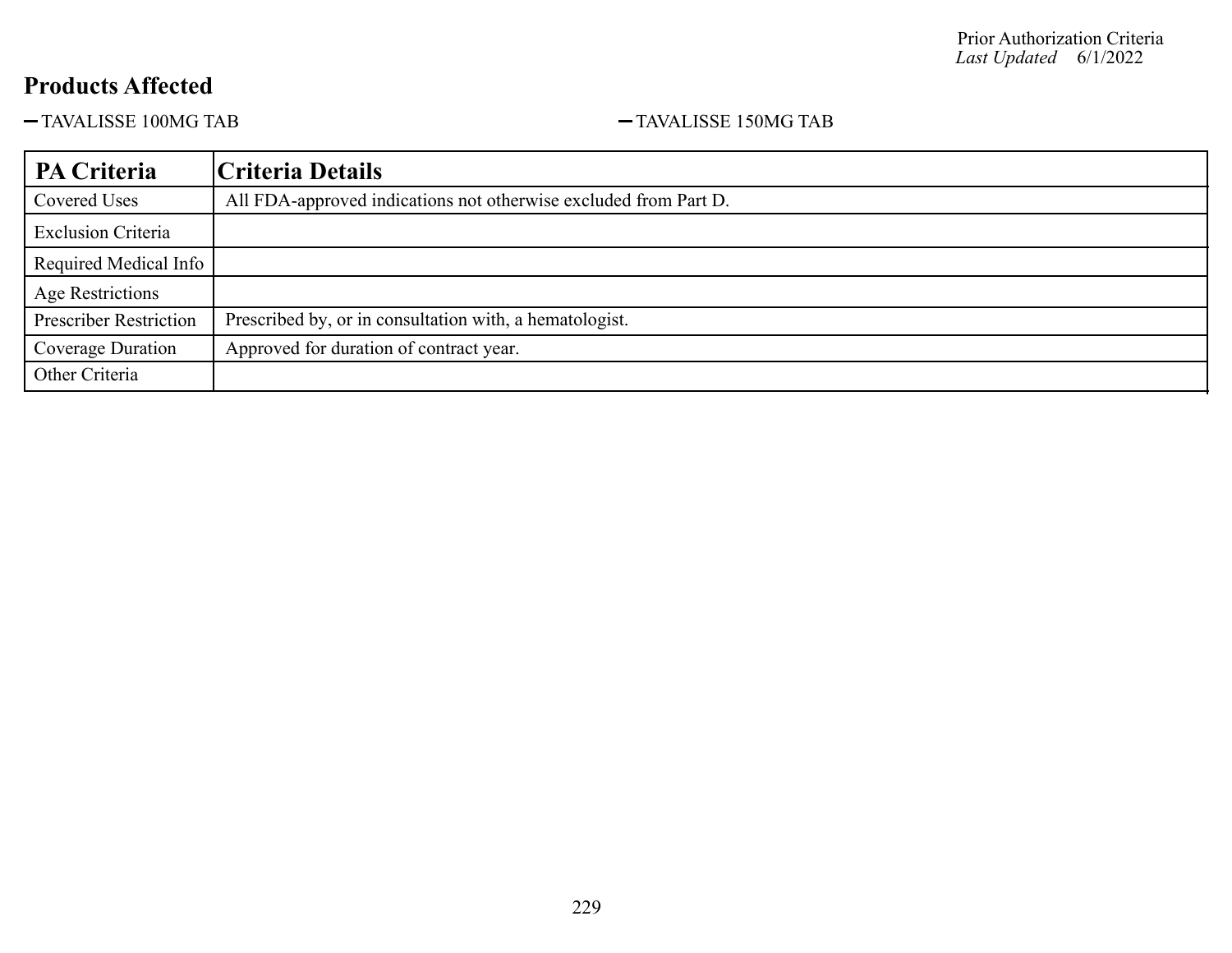Prior Authorization Criteria
*Last Updated* 6/1/2022

## Products Affected

- TAVALISSE 100MG TAB
- TAVALISSE 150MG TAB

| PA Criteria | Criteria Details |
|---|---|
| Covered Uses | All FDA-approved indications not otherwise excluded from Part D. |
| Exclusion Criteria | |
| Required Medical Info | |
| Age Restrictions | |
| Prescriber Restriction | Prescribed by, or in consultation with, a hematologist. |
| Coverage Duration | Approved for duration of contract year. |
| Other Criteria | |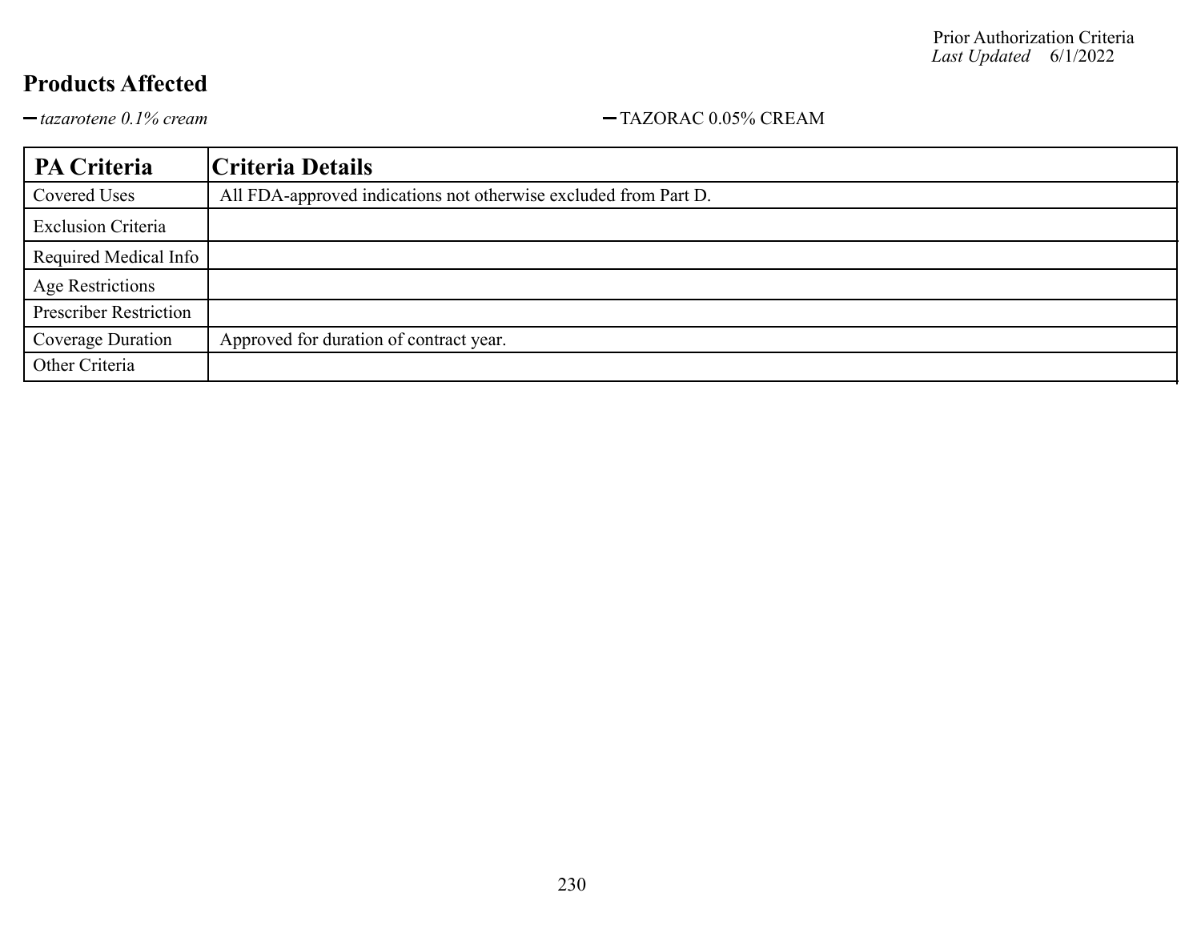Prior Authorization Criteria
*Last Updated* 6/1/2022

## Products Affected

- *tazarotene 0.1% cream*
- TAZORAC 0.05% CREAM

| PA Criteria | Criteria Details |
|---|---|
| Covered Uses | All FDA-approved indications not otherwise excluded from Part D. |
| Exclusion Criteria | |
| Required Medical Info | |
| Age Restrictions | |
| Prescriber Restriction | |
| Coverage Duration | Approved for duration of contract year. |
| Other Criteria | |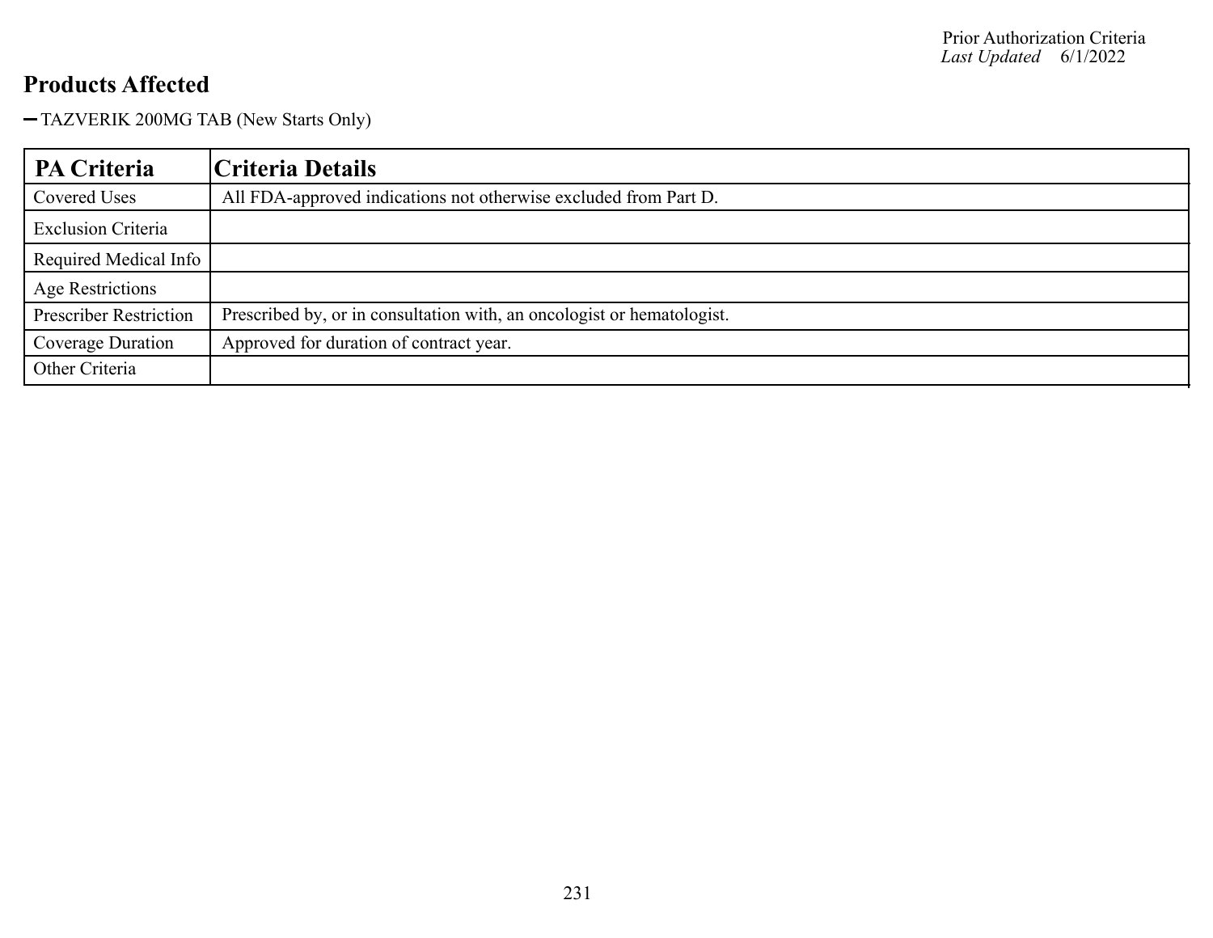## Products Affected

- TAZVERIK 200MG TAB (New Starts Only)

| PA Criteria | Criteria Details |
| --- | --- |
| Covered Uses | All FDA-approved indications not otherwise excluded from Part D. |
| Exclusion Criteria | |
| Required Medical Info | |
| Age Restrictions | |
| Prescriber Restriction | Prescribed by, or in consultation with, an oncologist or hematologist. |
| Coverage Duration | Approved for duration of contract year. |
| Other Criteria | |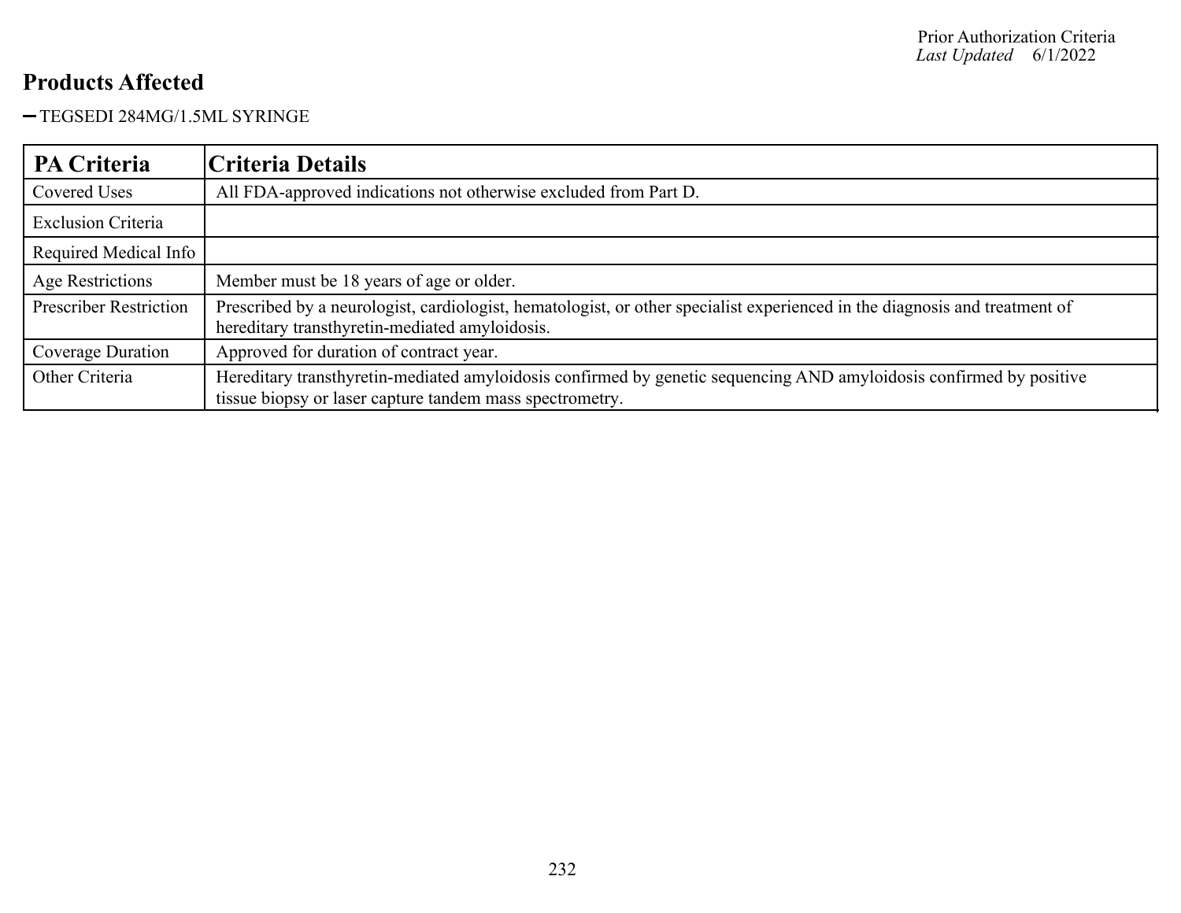Prior Authorization Criteria
*Last Updated* 6/1/2022

## Products Affected

- TEGSEDI 284MG/1.5ML SYRINGE

| PA Criteria | Criteria Details |
|---|---|
| Covered Uses | All FDA-approved indications not otherwise excluded from Part D. |
| Exclusion Criteria | |
| Required Medical Info | |
| Age Restrictions | Member must be 18 years of age or older. |
| Prescriber Restriction | Prescribed by a neurologist, cardiologist, hematologist, or other specialist experienced in the diagnosis and treatment of hereditary transthyretin-mediated amyloidosis. |
| Coverage Duration | Approved for duration of contract year. |
| Other Criteria | Hereditary transthyretin-mediated amyloidosis confirmed by genetic sequencing AND amyloidosis confirmed by positive tissue biopsy or laser capture tandem mass spectrometry. |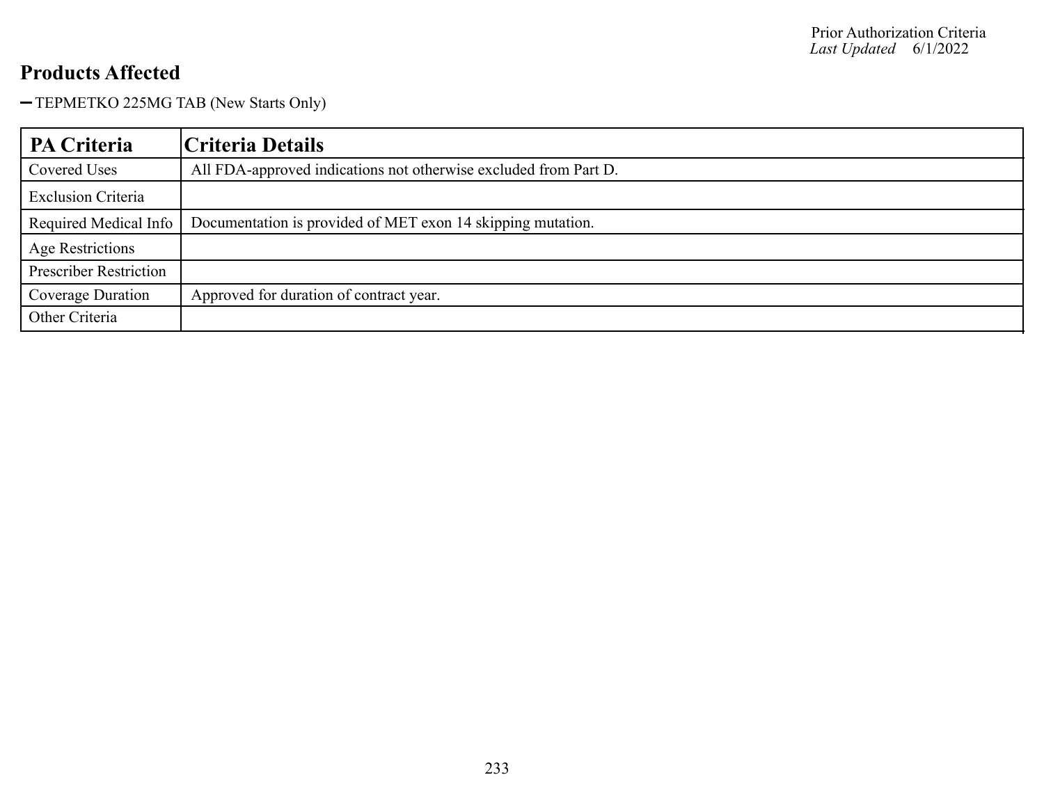## Products Affected

- TEPMETKO 225MG TAB (New Starts Only)

| PA Criteria | Criteria Details |
| --- | --- |
| Covered Uses | All FDA-approved indications not otherwise excluded from Part D. |
| Exclusion Criteria | |
| Required Medical Info | Documentation is provided of MET exon 14 skipping mutation. |
| Age Restrictions | |
| Prescriber Restriction | |
| Coverage Duration | Approved for duration of contract year. |
| Other Criteria | |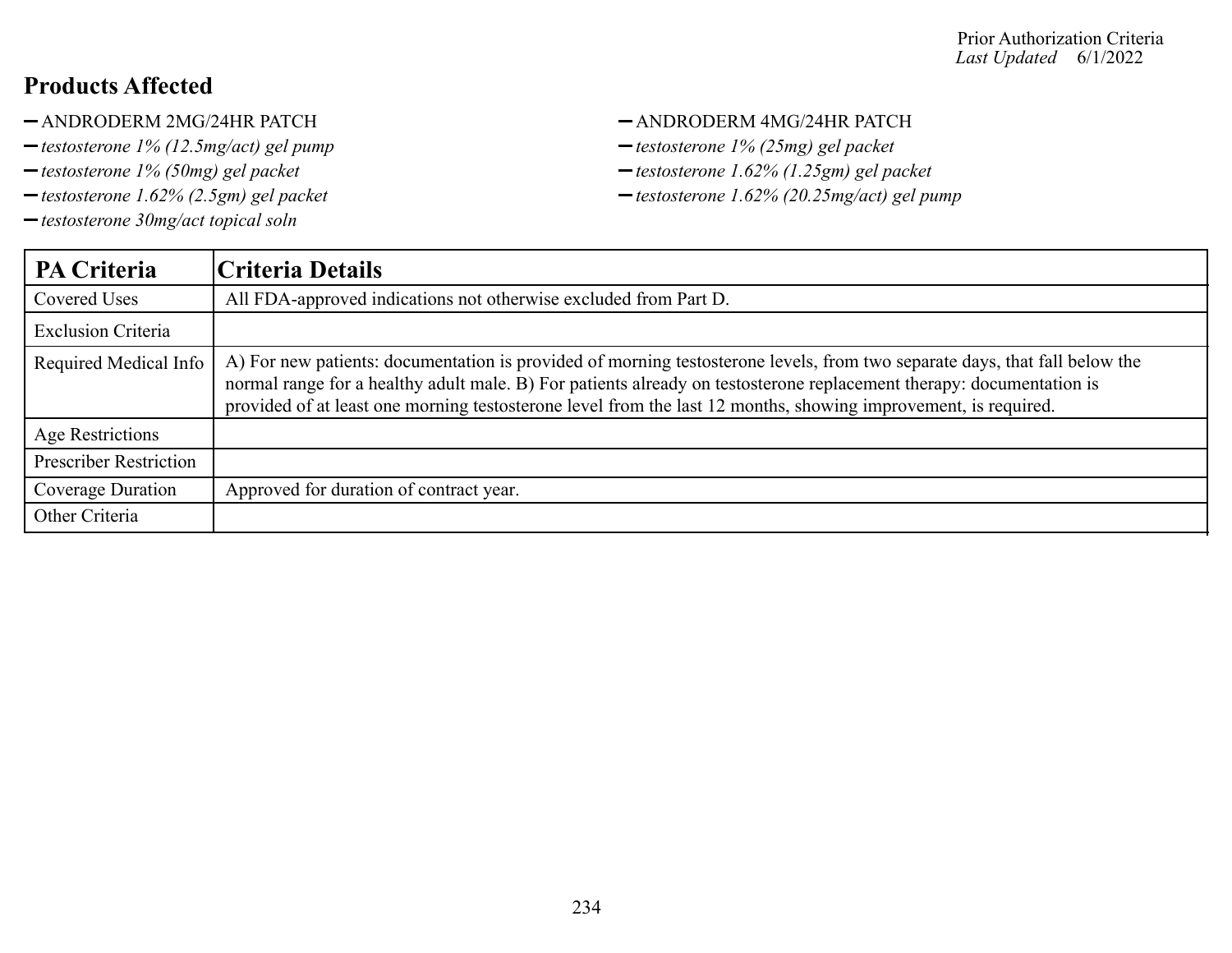## Products Affected

- ANDRODERM 2MG/24HR PATCH
- ANDRODERM 4MG/24HR PATCH
- *testosterone 1% (12.5mg/act) gel pump*
- *testosterone 1% (25mg) gel packet*
- *testosterone 1% (50mg) gel packet*
- *testosterone 1.62% (1.25gm) gel packet*
- *testosterone 1.62% (2.5gm) gel packet*
- *testosterone 1.62% (20.25mg/act) gel pump*
- *testosterone 30mg/act topical soln*

| PA Criteria | Criteria Details |
|---|---|
| Covered Uses | All FDA-approved indications not otherwise excluded from Part D. |
| Exclusion Criteria | |
| Required Medical Info | A) For new patients: documentation is provided of morning testosterone levels, from two separate days, that fall below the normal range for a healthy adult male. B) For patients already on testosterone replacement therapy: documentation is provided of at least one morning testosterone level from the last 12 months, showing improvement, is required. |
| Age Restrictions | |
| Prescriber Restriction | |
| Coverage Duration | Approved for duration of contract year. |
| Other Criteria | |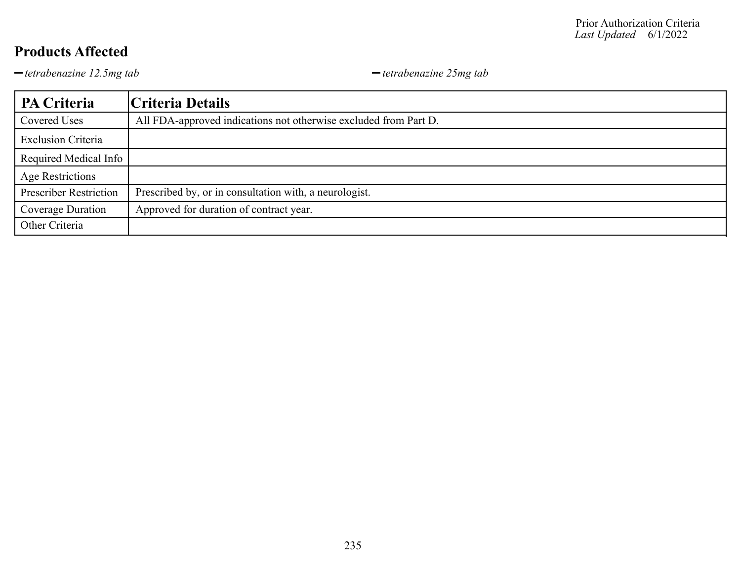Prior Authorization Criteria
*Last Updated* 6/1/2022

## Products Affected

- *tetrabenazine 12.5mg tab*
- *tetrabenazine 25mg tab*

| PA Criteria | Criteria Details |
|---|---|
| Covered Uses | All FDA-approved indications not otherwise excluded from Part D. |
| Exclusion Criteria | |
| Required Medical Info | |
| Age Restrictions | |
| Prescriber Restriction | Prescribed by, or in consultation with, a neurologist. |
| Coverage Duration | Approved for duration of contract year. |
| Other Criteria | |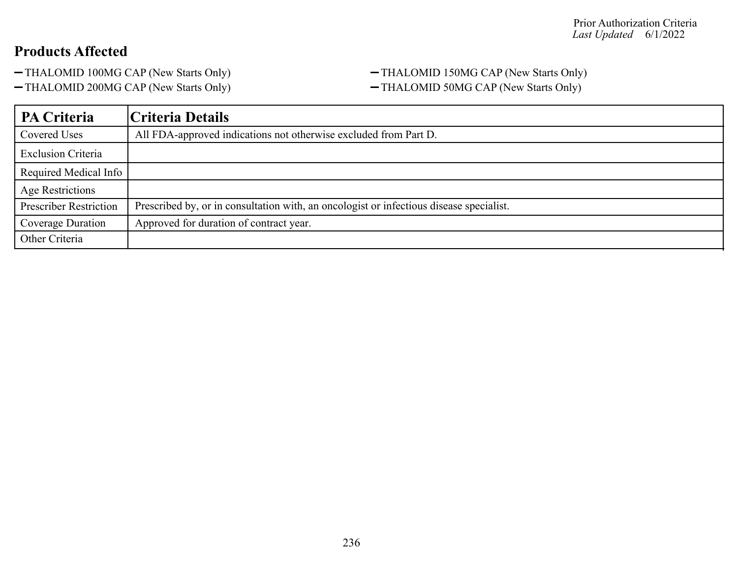Prior Authorization Criteria
*Last Updated* 6/1/2022

## Products Affected

- THALOMID 100MG CAP (New Starts Only)
- THALOMID 150MG CAP (New Starts Only)
- THALOMID 200MG CAP (New Starts Only)
- THALOMID 50MG CAP (New Starts Only)

| PA Criteria | Criteria Details |
|---|---|
| Covered Uses | All FDA-approved indications not otherwise excluded from Part D. |
| Exclusion Criteria | |
| Required Medical Info | |
| Age Restrictions | |
| Prescriber Restriction | Prescribed by, or in consultation with, an oncologist or infectious disease specialist. |
| Coverage Duration | Approved for duration of contract year. |
| Other Criteria | |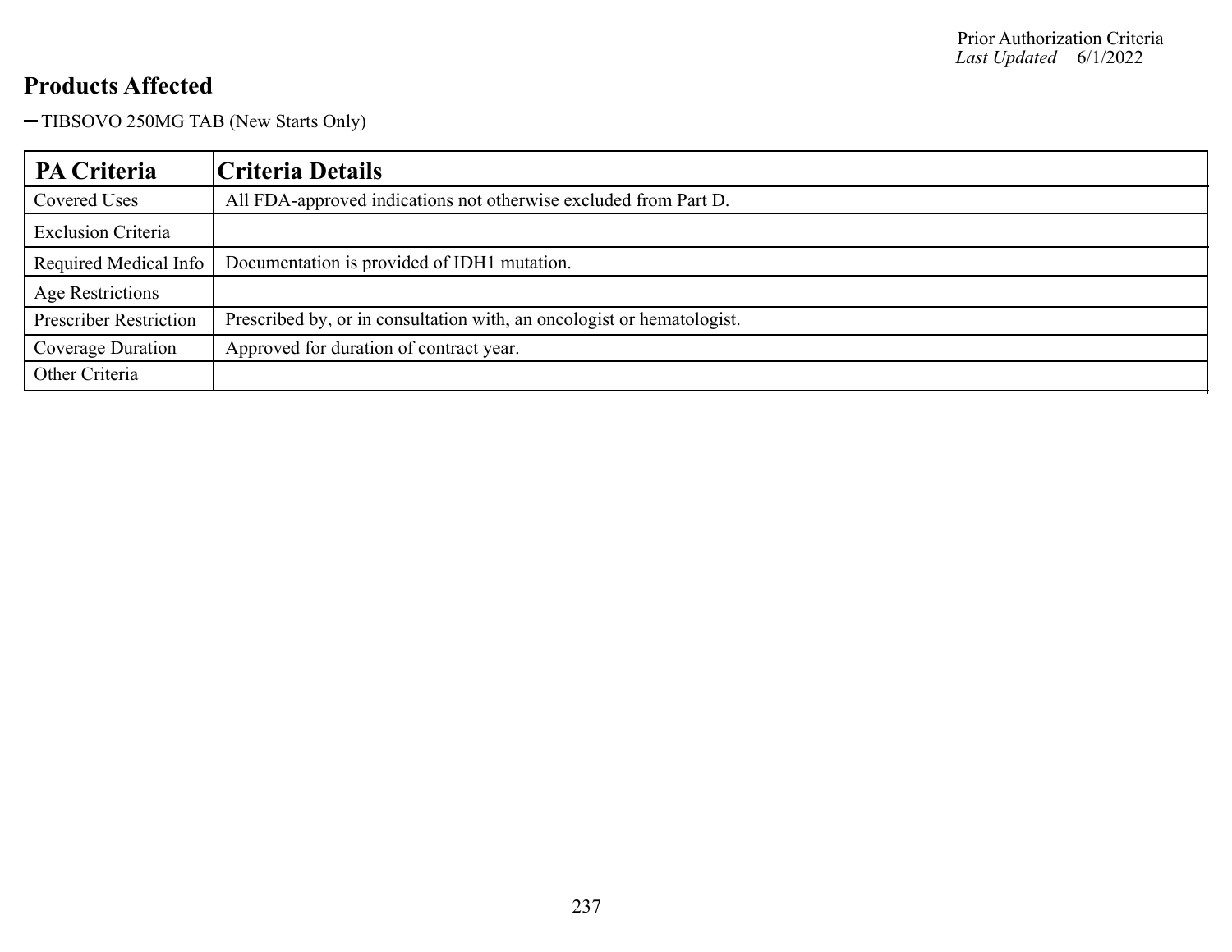## Products Affected

- TIBSOVO 250MG TAB (New Starts Only)

| PA Criteria | Criteria Details |
|---|---|
| Covered Uses | All FDA-approved indications not otherwise excluded from Part D. |
| Exclusion Criteria | |
| Required Medical Info | Documentation is provided of IDH1 mutation. |
| Age Restrictions | |
| Prescriber Restriction | Prescribed by, or in consultation with, an oncologist or hematologist. |
| Coverage Duration | Approved for duration of contract year. |
| Other Criteria | |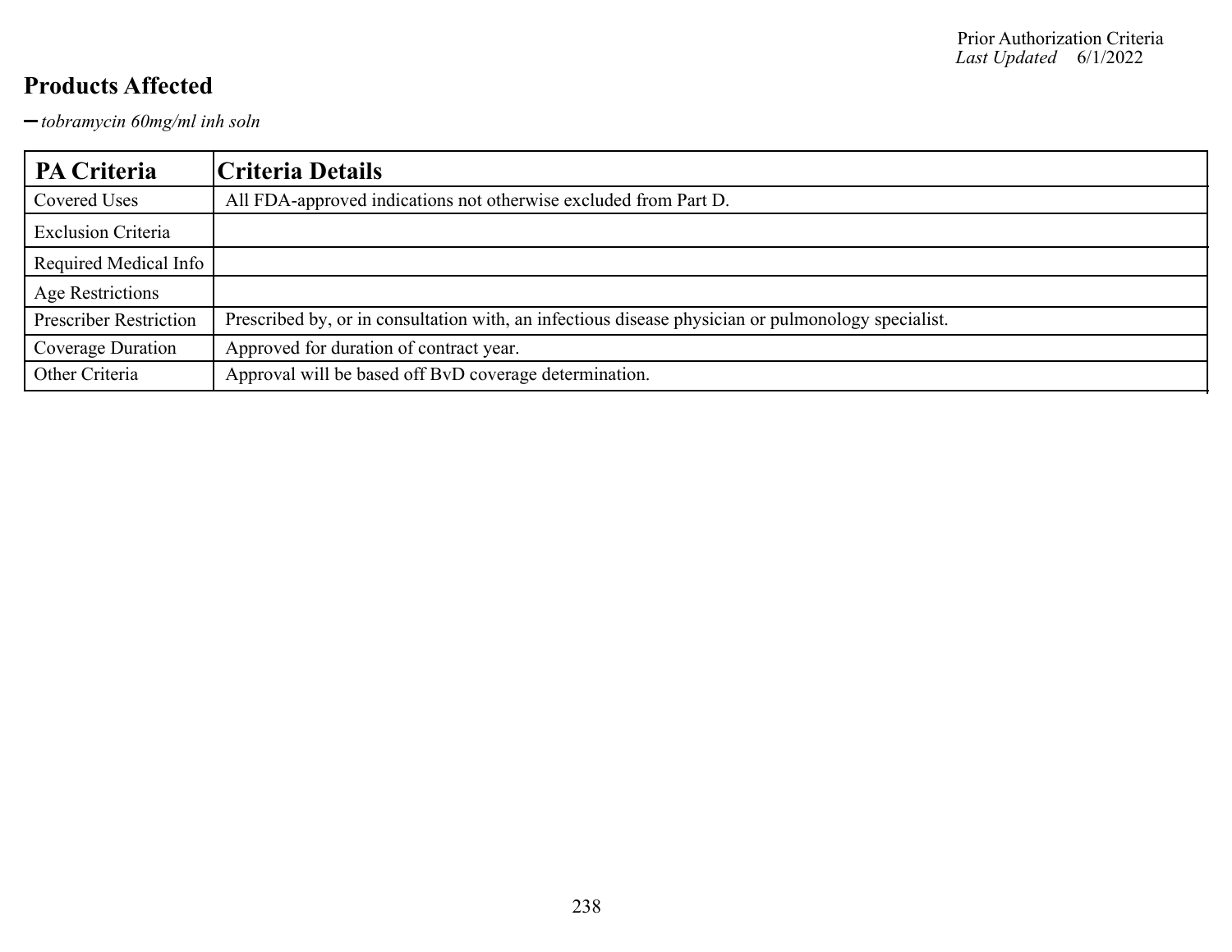## Products Affected

- *tobramycin 60mg/ml inh soln*

| PA Criteria | Criteria Details |
| --- | --- |
| Covered Uses | All FDA-approved indications not otherwise excluded from Part D. |
| Exclusion Criteria | |
| Required Medical Info | |
| Age Restrictions | |
| Prescriber Restriction | Prescribed by, or in consultation with, an infectious disease physician or pulmonology specialist. |
| Coverage Duration | Approved for duration of contract year. |
| Other Criteria | Approval will be based off BvD coverage determination. |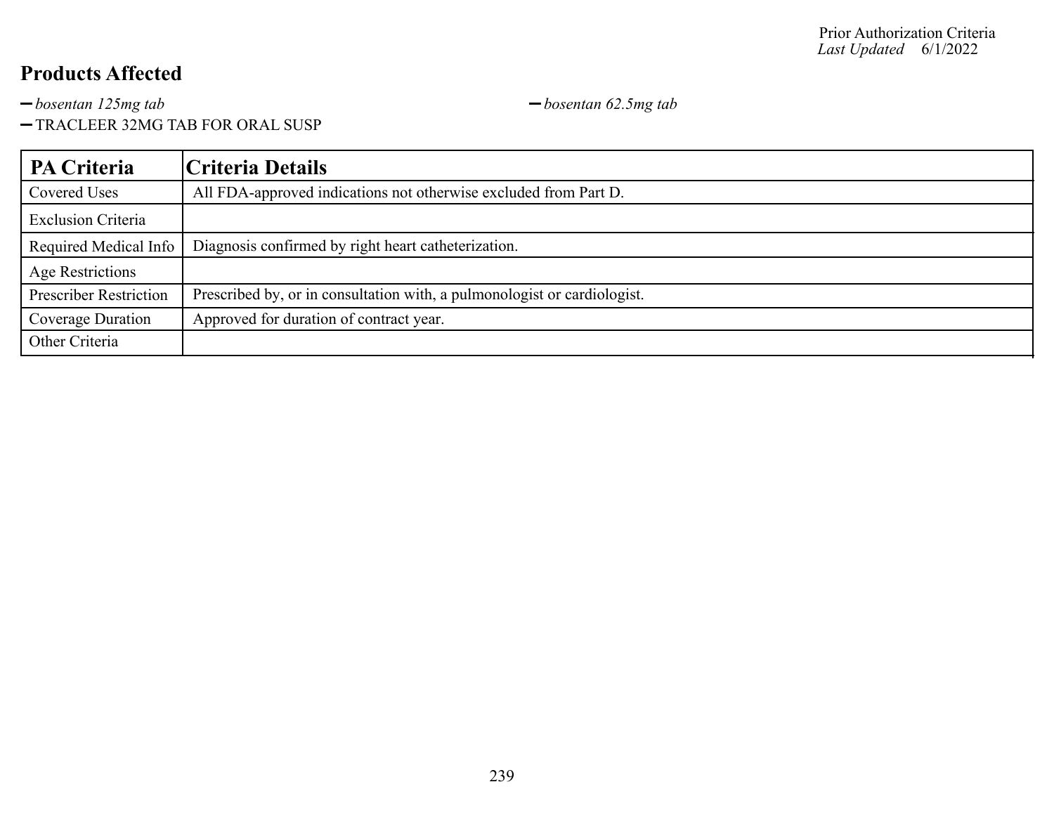Prior Authorization Criteria
*Last Updated* 6/1/2022

## Products Affected

- *bosentan 125mg tab*
- *bosentan 62.5mg tab*
- TRACLEER 32MG TAB FOR ORAL SUSP

| PA Criteria | Criteria Details |
| --- | --- |
| Covered Uses | All FDA-approved indications not otherwise excluded from Part D. |
| Exclusion Criteria | |
| Required Medical Info | Diagnosis confirmed by right heart catheterization. |
| Age Restrictions | |
| Prescriber Restriction | Prescribed by, or in consultation with, a pulmonologist or cardiologist. |
| Coverage Duration | Approved for duration of contract year. |
| Other Criteria | |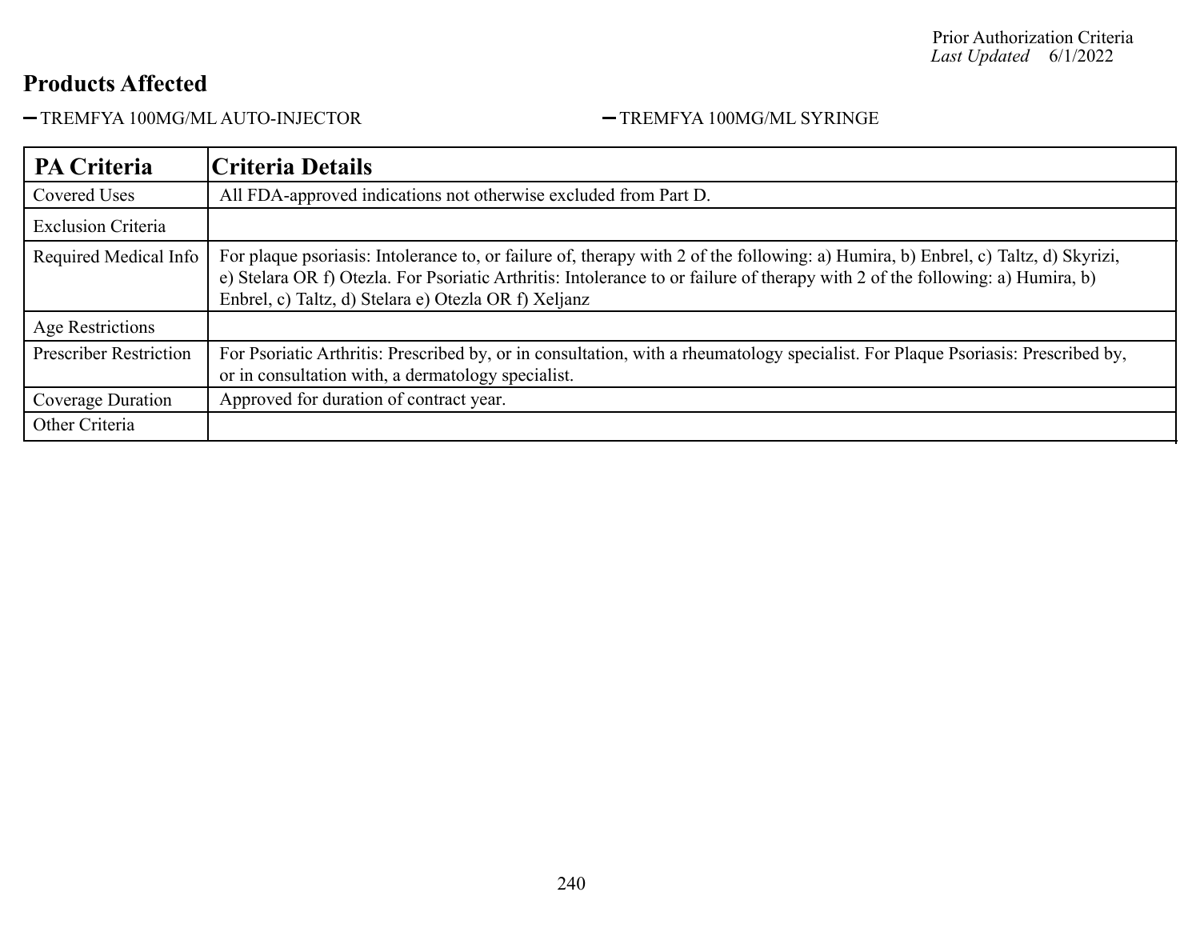Prior Authorization Criteria
*Last Updated* 6/1/2022

## Products Affected

- TREMFYA 100MG/ML AUTO-INJECTOR
- TREMFYA 100MG/ML SYRINGE

| PA Criteria | Criteria Details |
|---|---|
| Covered Uses | All FDA-approved indications not otherwise excluded from Part D. |
| Exclusion Criteria | |
| Required Medical Info | For plaque psoriasis: Intolerance to, or failure of, therapy with 2 of the following: a) Humira, b) Enbrel, c) Taltz, d) Skyrizi, e) Stelara OR f) Otezla. For Psoriatic Arthritis: Intolerance to or failure of therapy with 2 of the following: a) Humira, b) Enbrel, c) Taltz, d) Stelara e) Otezla OR f) Xeljanz |
| Age Restrictions | |
| Prescriber Restriction | For Psoriatic Arthritis: Prescribed by, or in consultation, with a rheumatology specialist. For Plaque Psoriasis: Prescribed by, or in consultation with, a dermatology specialist. |
| Coverage Duration | Approved for duration of contract year. |
| Other Criteria | |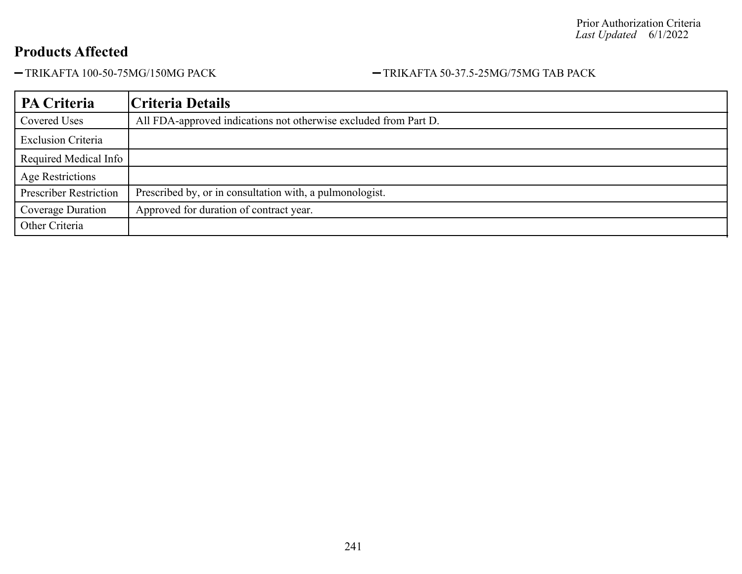Prior Authorization Criteria
*Last Updated* 6/1/2022

## Products Affected

- TRIKAFTA 100-50-75MG/150MG PACK
- TRIKAFTA 50-37.5-25MG/75MG TAB PACK

| PA Criteria | Criteria Details |
|---|---|
| Covered Uses | All FDA-approved indications not otherwise excluded from Part D. |
| Exclusion Criteria | |
| Required Medical Info | |
| Age Restrictions | |
| Prescriber Restriction | Prescribed by, or in consultation with, a pulmonologist. |
| Coverage Duration | Approved for duration of contract year. |
| Other Criteria | |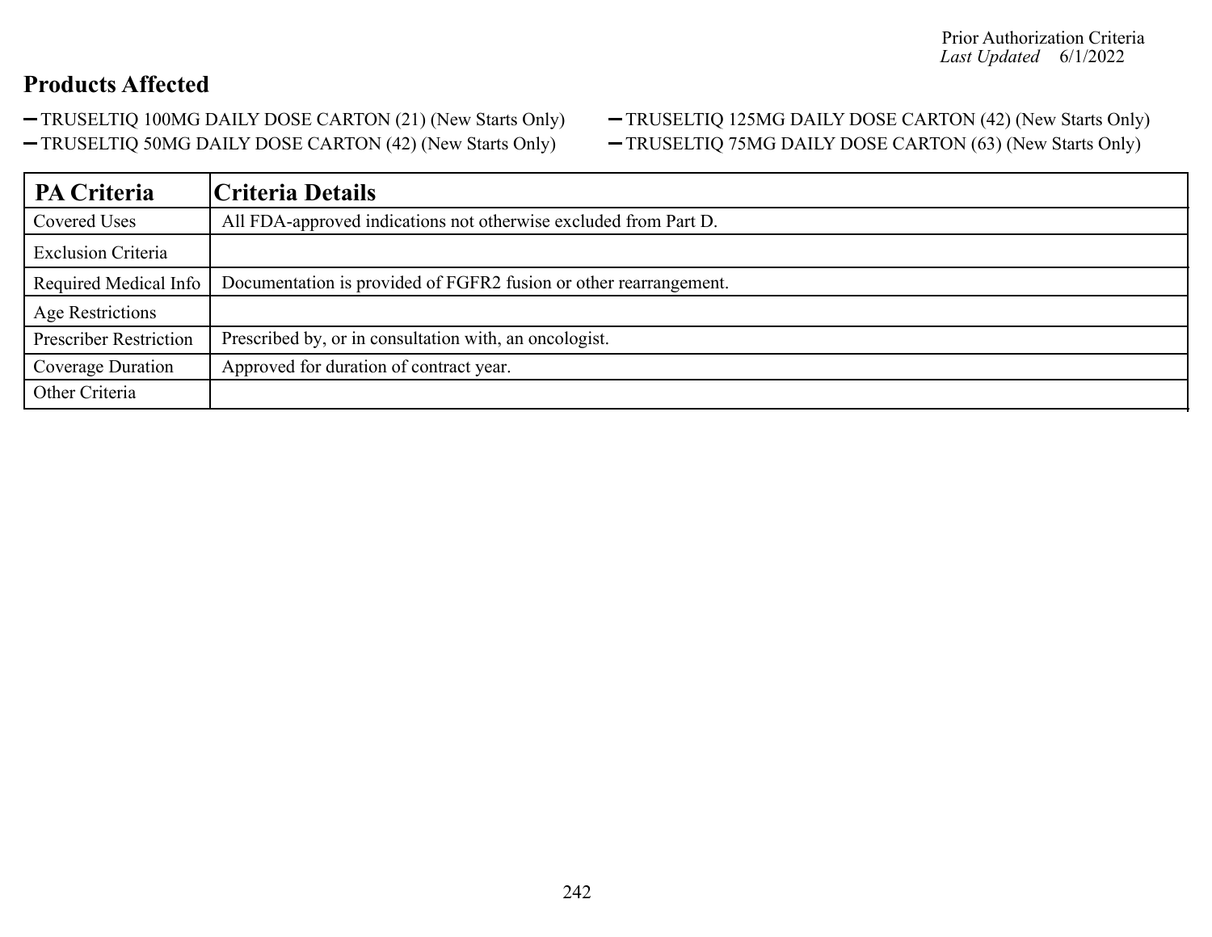## Products Affected

- TRUSELTIQ 100MG DAILY DOSE CARTON (21) (New Starts Only)
- TRUSELTIQ 125MG DAILY DOSE CARTON (42) (New Starts Only)
- TRUSELTIQ 50MG DAILY DOSE CARTON (42) (New Starts Only)
- TRUSELTIQ 75MG DAILY DOSE CARTON (63) (New Starts Only)

| PA Criteria | Criteria Details |
|---|---|
| Covered Uses | All FDA-approved indications not otherwise excluded from Part D. |
| Exclusion Criteria | |
| Required Medical Info | Documentation is provided of FGFR2 fusion or other rearrangement. |
| Age Restrictions | |
| Prescriber Restriction | Prescribed by, or in consultation with, an oncologist. |
| Coverage Duration | Approved for duration of contract year. |
| Other Criteria | |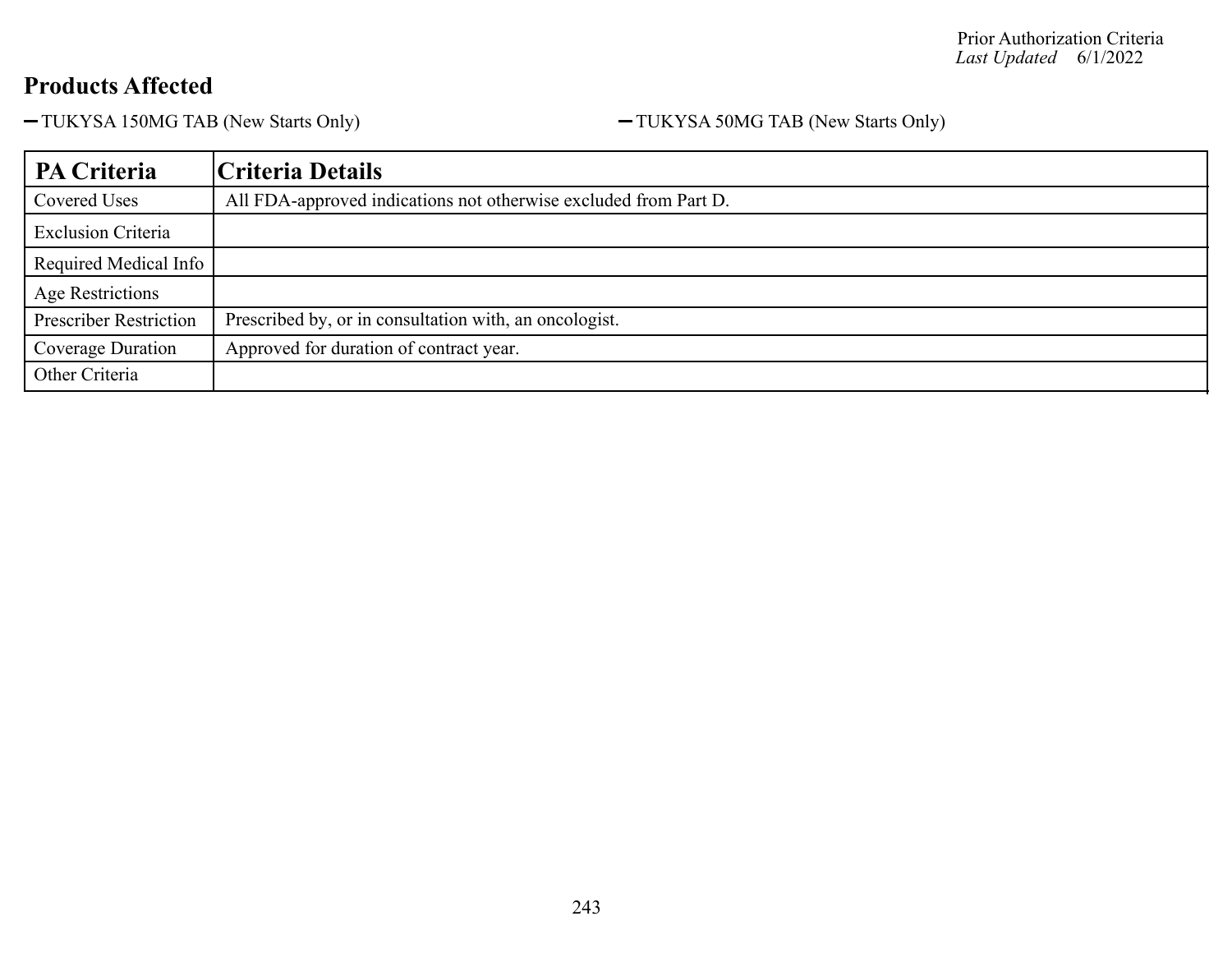## Products Affected

- TUKYSA 150MG TAB (New Starts Only)
- TUKYSA 50MG TAB (New Starts Only)

| PA Criteria | Criteria Details |
| --- | --- |
| Covered Uses | All FDA-approved indications not otherwise excluded from Part D. |
| Exclusion Criteria | |
| Required Medical Info | |
| Age Restrictions | |
| Prescriber Restriction | Prescribed by, or in consultation with, an oncologist. |
| Coverage Duration | Approved for duration of contract year. |
| Other Criteria | |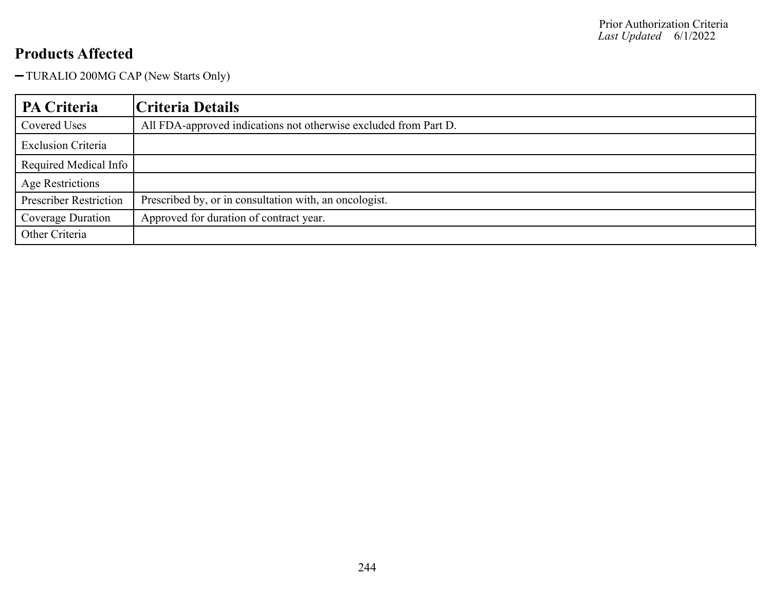## Products Affected

- TURALIO 200MG CAP (New Starts Only)

| PA Criteria | Criteria Details |
|---|---|
| Covered Uses | All FDA-approved indications not otherwise excluded from Part D. |
| Exclusion Criteria | |
| Required Medical Info | |
| Age Restrictions | |
| Prescriber Restriction | Prescribed by, or in consultation with, an oncologist. |
| Coverage Duration | Approved for duration of contract year. |
| Other Criteria | |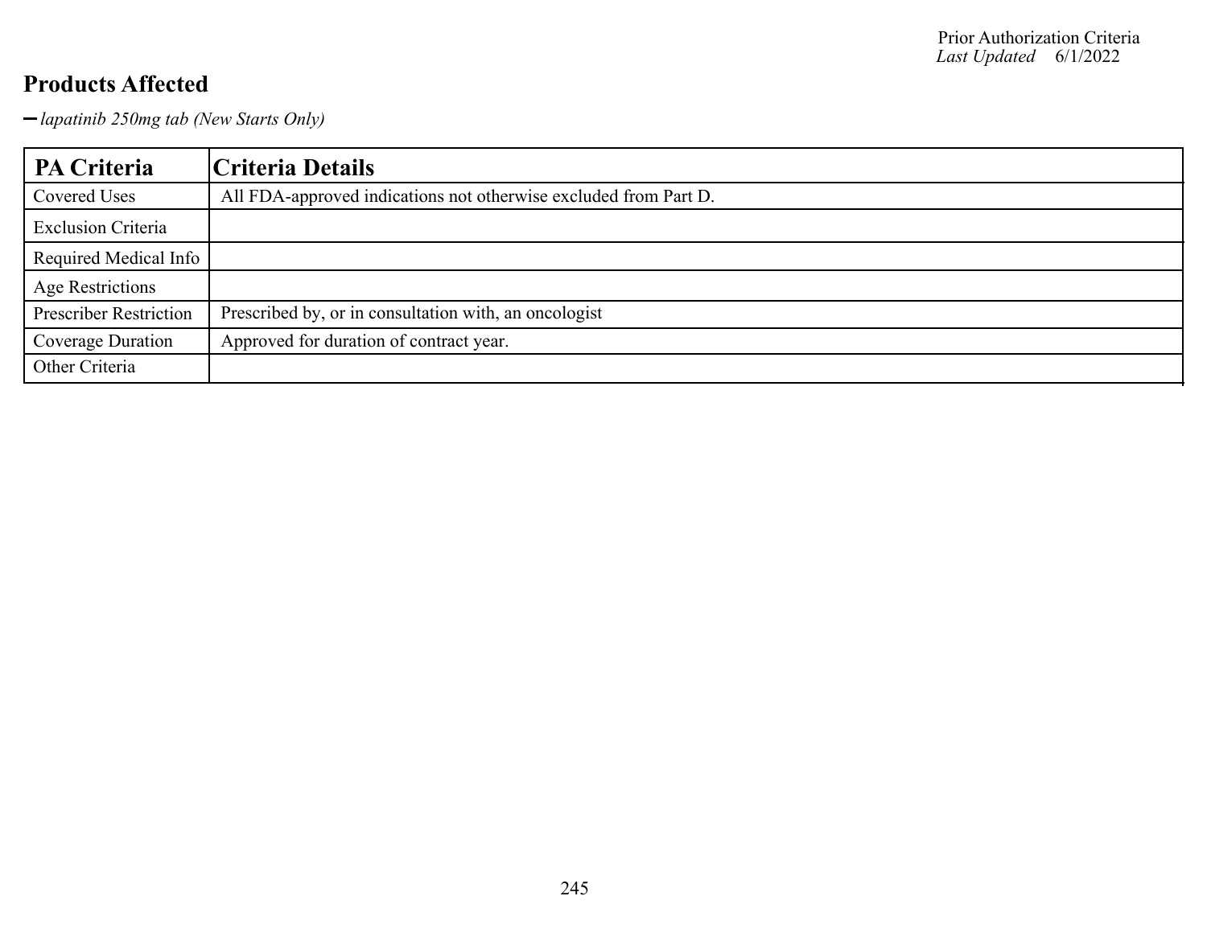Prior Authorization Criteria
*Last Updated* 6/1/2022

## Products Affected

- *lapatinib 250mg tab (New Starts Only)*

| PA Criteria | Criteria Details |
|---|---|
| Covered Uses | All FDA-approved indications not otherwise excluded from Part D. |
| Exclusion Criteria | |
| Required Medical Info | |
| Age Restrictions | |
| Prescriber Restriction | Prescribed by, or in consultation with, an oncologist |
| Coverage Duration | Approved for duration of contract year. |
| Other Criteria | |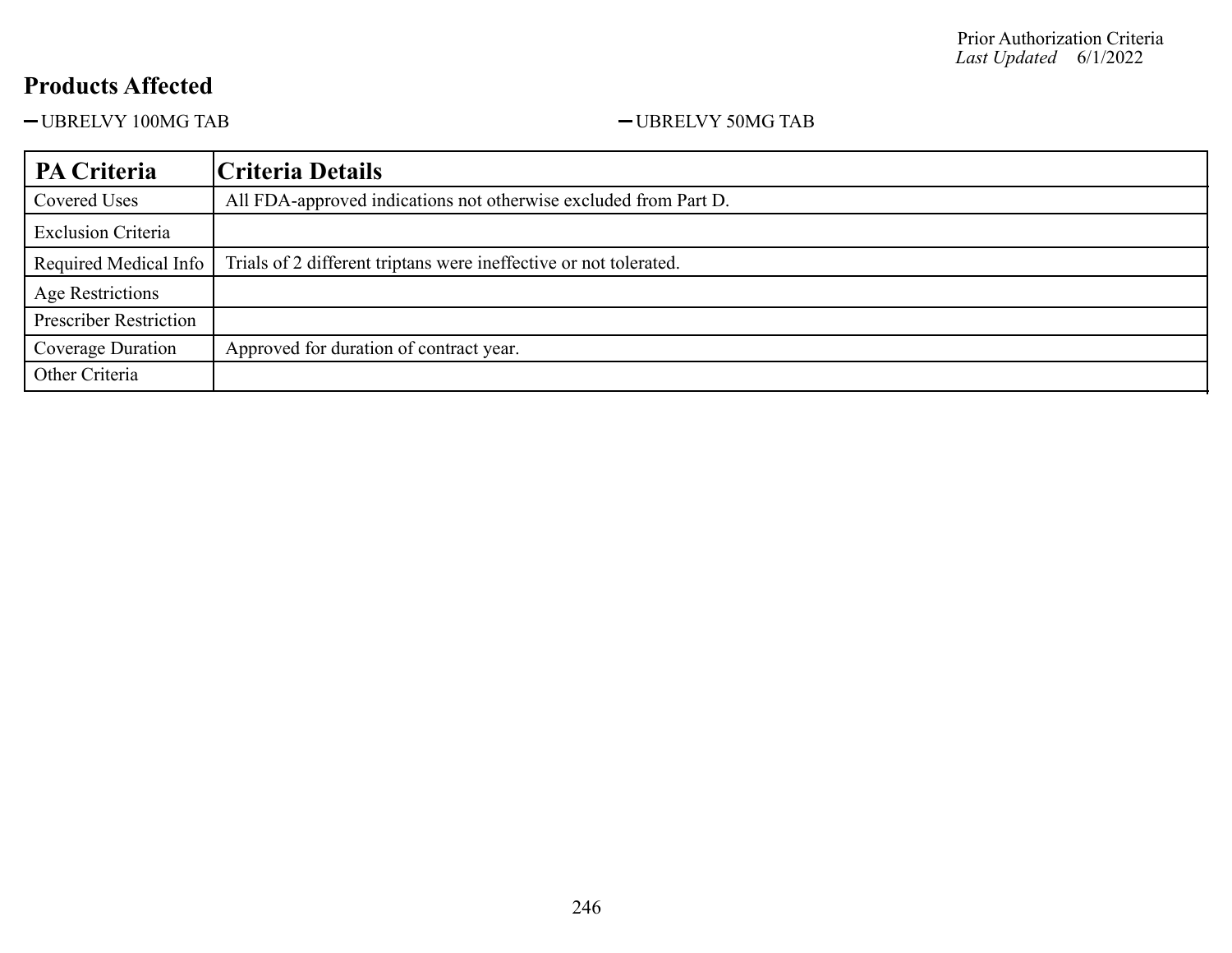Prior Authorization Criteria
*Last Updated* 6/1/2022

## Products Affected

- UBRELVY 100MG TAB
- UBRELVY 50MG TAB

| PA Criteria | Criteria Details |
| --- | --- |
| Covered Uses | All FDA-approved indications not otherwise excluded from Part D. |
| Exclusion Criteria | |
| Required Medical Info | Trials of 2 different triptans were ineffective or not tolerated. |
| Age Restrictions | |
| Prescriber Restriction | |
| Coverage Duration | Approved for duration of contract year. |
| Other Criteria | |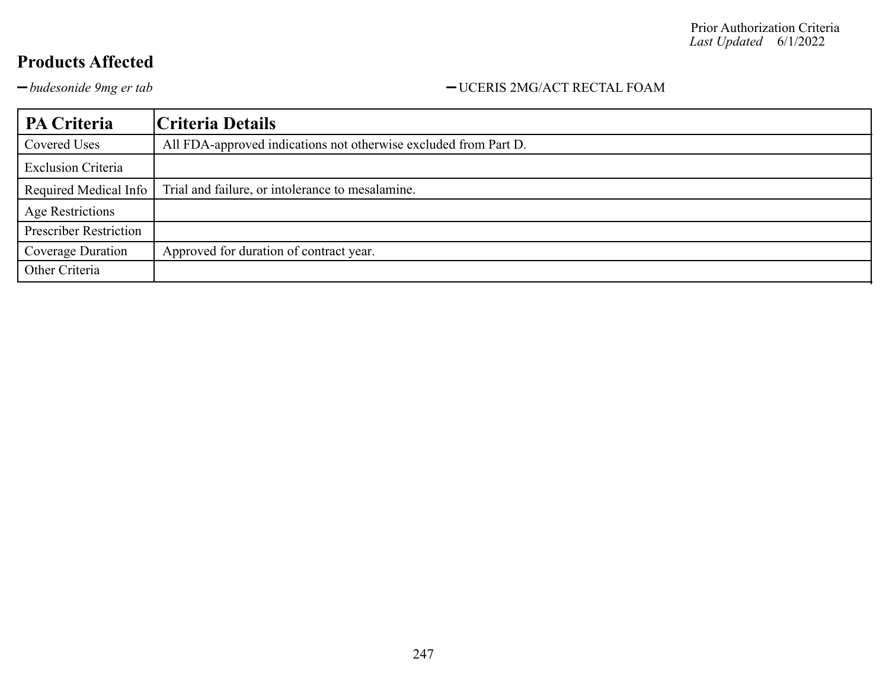## Products Affected

- *budesonide 9mg er tab*
- UCERIS 2MG/ACT RECTAL FOAM

| PA Criteria | Criteria Details |
|---|---|
| Covered Uses | All FDA-approved indications not otherwise excluded from Part D. |
| Exclusion Criteria | |
| Required Medical Info | Trial and failure, or intolerance to mesalamine. |
| Age Restrictions | |
| Prescriber Restriction | |
| Coverage Duration | Approved for duration of contract year. |
| Other Criteria | |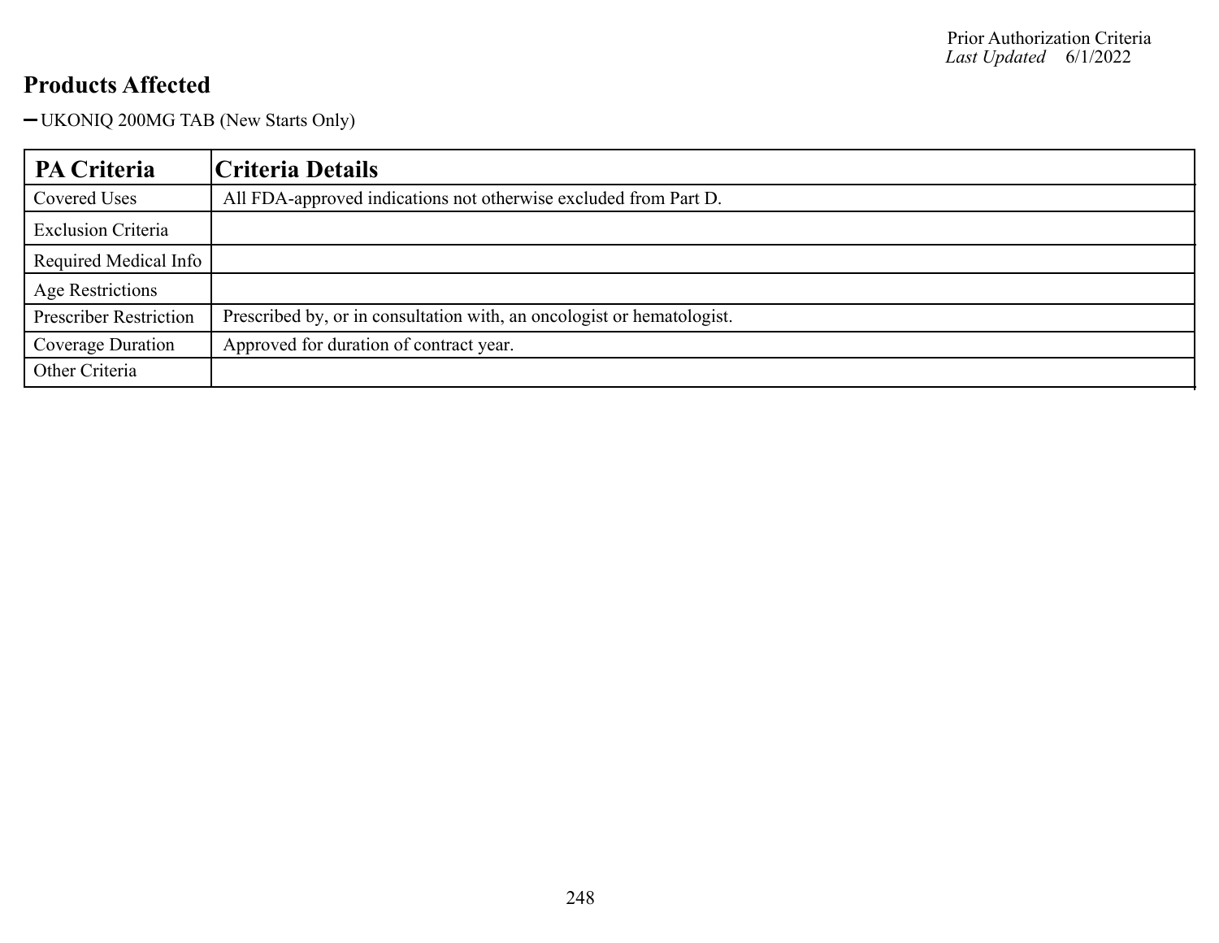## Products Affected

- UKONIQ 200MG TAB (New Starts Only)

| PA Criteria | Criteria Details |
|---|---|
| Covered Uses | All FDA-approved indications not otherwise excluded from Part D. |
| Exclusion Criteria | |
| Required Medical Info | |
| Age Restrictions | |
| Prescriber Restriction | Prescribed by, or in consultation with, an oncologist or hematologist. |
| Coverage Duration | Approved for duration of contract year. |
| Other Criteria | |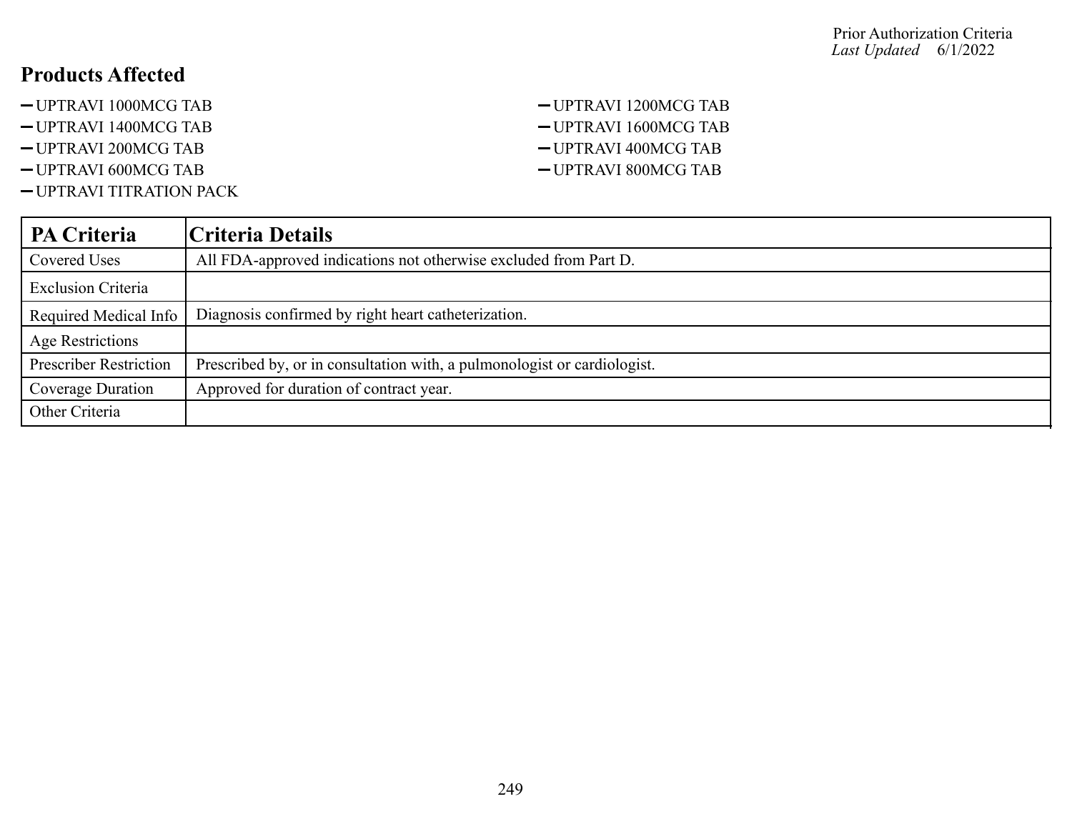## Products Affected

- UPTRAVI 1000MCG TAB
- UPTRAVI 1200MCG TAB
- UPTRAVI 1400MCG TAB
- UPTRAVI 1600MCG TAB
- UPTRAVI 200MCG TAB
- UPTRAVI 400MCG TAB
- UPTRAVI 600MCG TAB
- UPTRAVI 800MCG TAB
- UPTRAVI TITRATION PACK

| PA Criteria | Criteria Details |
|---|---|
| Covered Uses | All FDA-approved indications not otherwise excluded from Part D. |
| Exclusion Criteria | |
| Required Medical Info | Diagnosis confirmed by right heart catheterization. |
| Age Restrictions | |
| Prescriber Restriction | Prescribed by, or in consultation with, a pulmonologist or cardiologist. |
| Coverage Duration | Approved for duration of contract year. |
| Other Criteria | |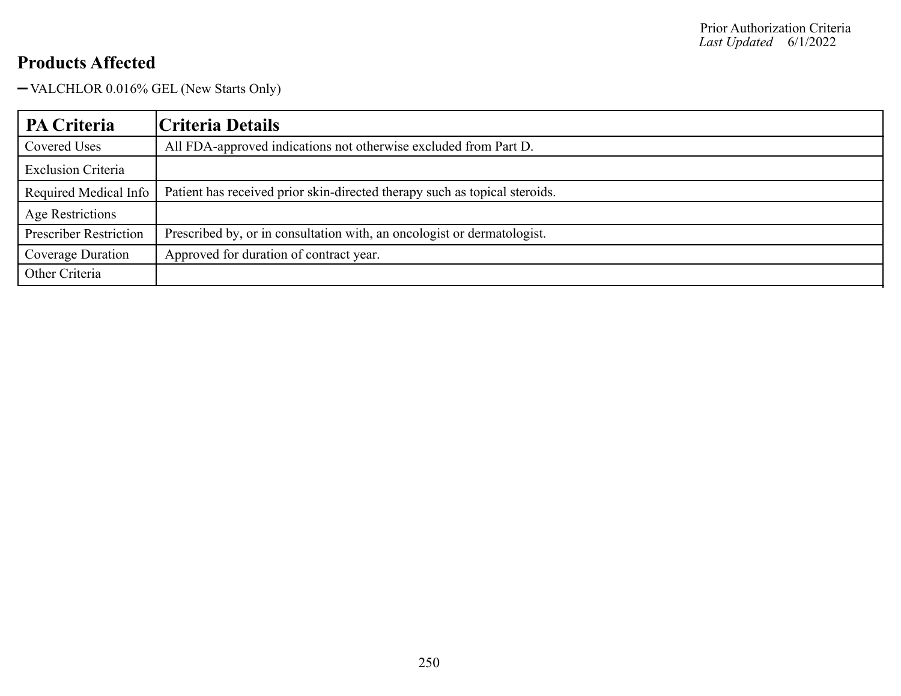## Products Affected

- VALCHLOR 0.016% GEL (New Starts Only)

| PA Criteria | Criteria Details |
|---|---|
| Covered Uses | All FDA-approved indications not otherwise excluded from Part D. |
| Exclusion Criteria | |
| Required Medical Info | Patient has received prior skin-directed therapy such as topical steroids. |
| Age Restrictions | |
| Prescriber Restriction | Prescribed by, or in consultation with, an oncologist or dermatologist. |
| Coverage Duration | Approved for duration of contract year. |
| Other Criteria | |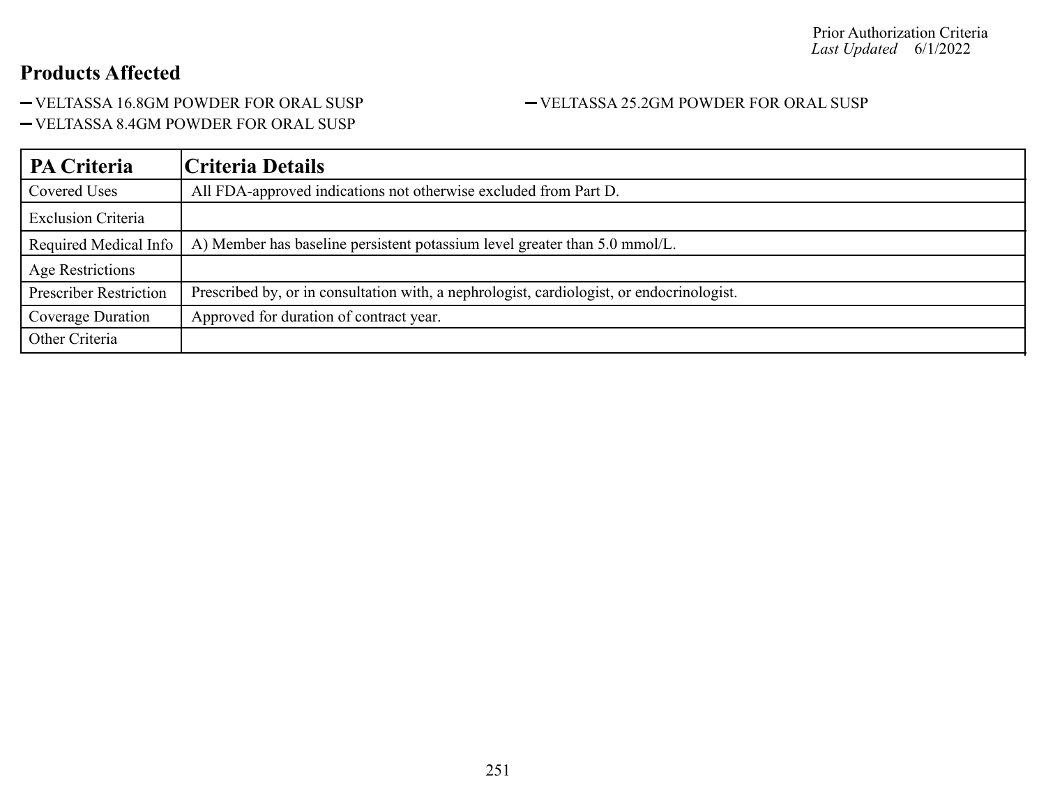Prior Authorization Criteria
*Last Updated* 6/1/2022

## Products Affected

- VELTASSA 16.8GM POWDER FOR ORAL SUSP
- VELTASSA 25.2GM POWDER FOR ORAL SUSP
- VELTASSA 8.4GM POWDER FOR ORAL SUSP

| PA Criteria | Criteria Details |
|---|---|
| Covered Uses | All FDA-approved indications not otherwise excluded from Part D. |
| Exclusion Criteria | |
| Required Medical Info | A) Member has baseline persistent potassium level greater than 5.0 mmol/L. |
| Age Restrictions | |
| Prescriber Restriction | Prescribed by, or in consultation with, a nephrologist, cardiologist, or endocrinologist. |
| Coverage Duration | Approved for duration of contract year. |
| Other Criteria | |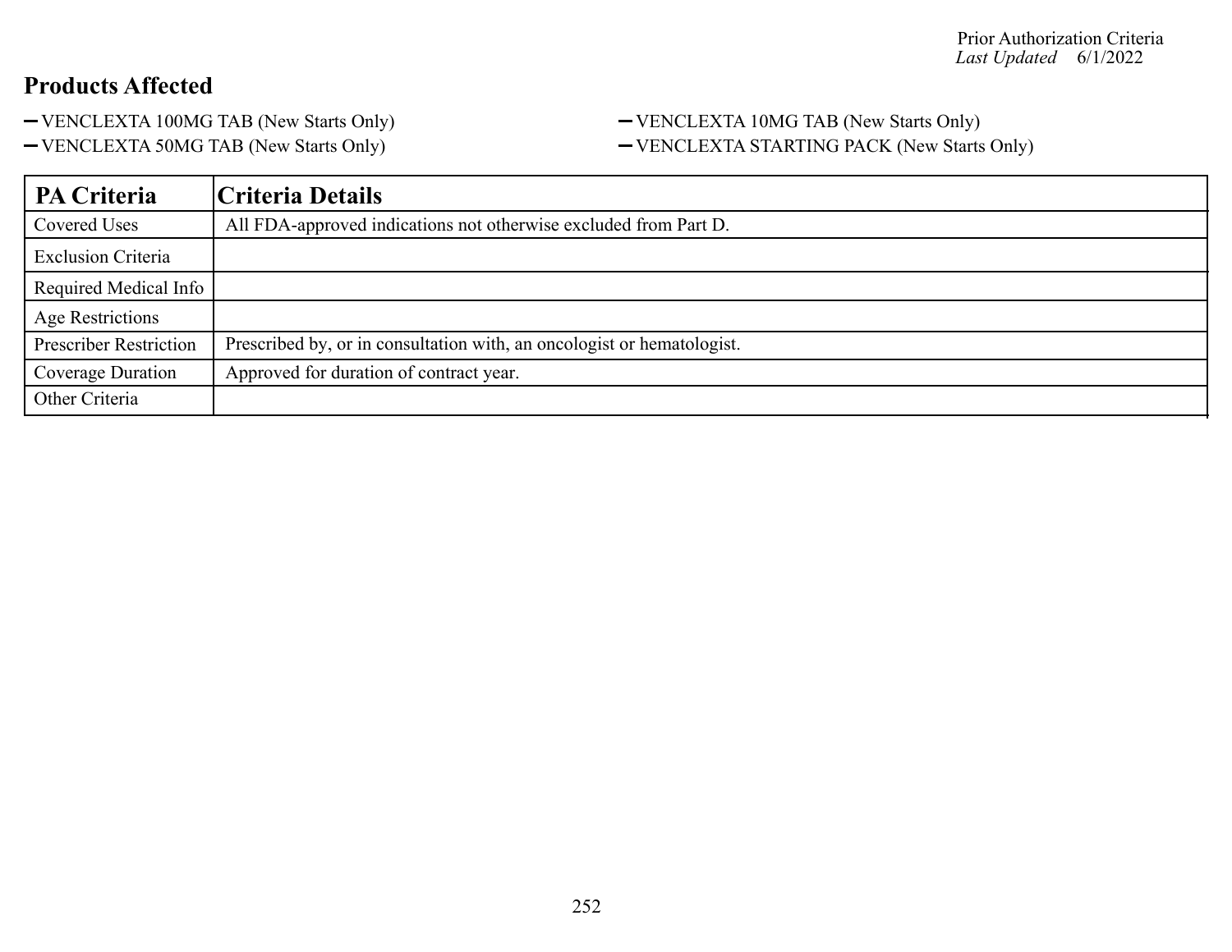## Products Affected

- VENCLEXTA 100MG TAB (New Starts Only)
- VENCLEXTA 10MG TAB (New Starts Only)
- VENCLEXTA 50MG TAB (New Starts Only)
- VENCLEXTA STARTING PACK (New Starts Only)

| PA Criteria | Criteria Details |
|---|---|
| Covered Uses | All FDA-approved indications not otherwise excluded from Part D. |
| Exclusion Criteria | |
| Required Medical Info | |
| Age Restrictions | |
| Prescriber Restriction | Prescribed by, or in consultation with, an oncologist or hematologist. |
| Coverage Duration | Approved for duration of contract year. |
| Other Criteria | |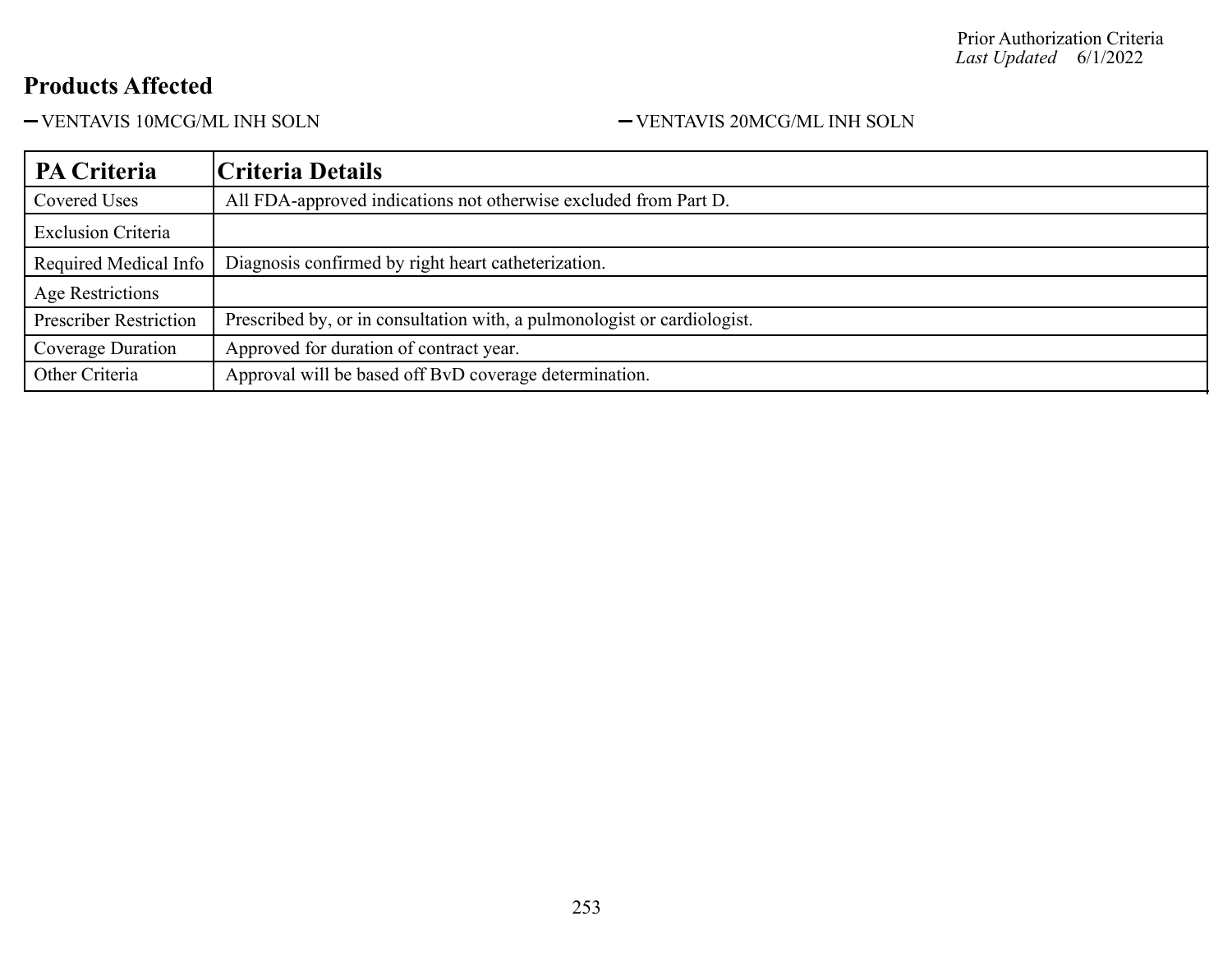## Products Affected

- VENTAVIS 10MCG/ML INH SOLN
- VENTAVIS 20MCG/ML INH SOLN

| PA Criteria | Criteria Details |
|---|---|
| Covered Uses | All FDA-approved indications not otherwise excluded from Part D. |
| Exclusion Criteria | |
| Required Medical Info | Diagnosis confirmed by right heart catheterization. |
| Age Restrictions | |
| Prescriber Restriction | Prescribed by, or in consultation with, a pulmonologist or cardiologist. |
| Coverage Duration | Approved for duration of contract year. |
| Other Criteria | Approval will be based off BvD coverage determination. |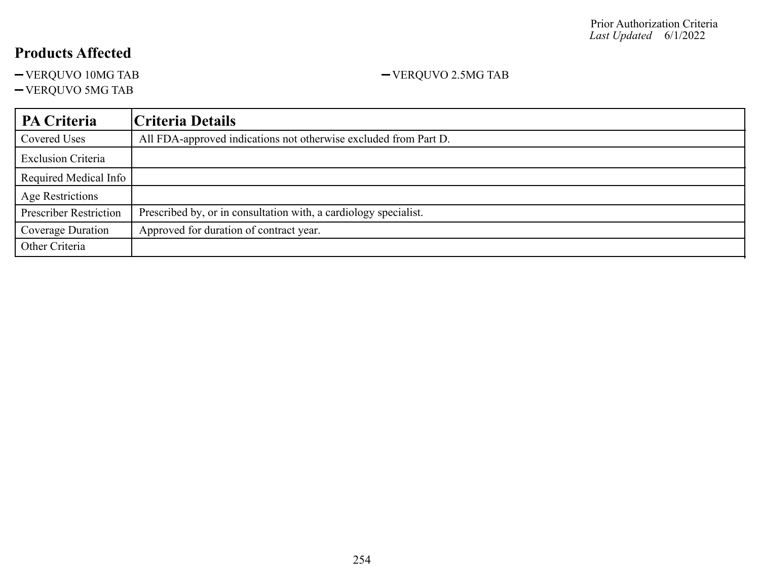## Products Affected

- VERQUVO 10MG TAB
- VERQUVO 5MG TAB
- VERQUVO 2.5MG TAB

| PA Criteria | Criteria Details |
|---|---|
| Covered Uses | All FDA-approved indications not otherwise excluded from Part D. |
| Exclusion Criteria | |
| Required Medical Info | |
| Age Restrictions | |
| Prescriber Restriction | Prescribed by, or in consultation with, a cardiology specialist. |
| Coverage Duration | Approved for duration of contract year. |
| Other Criteria | |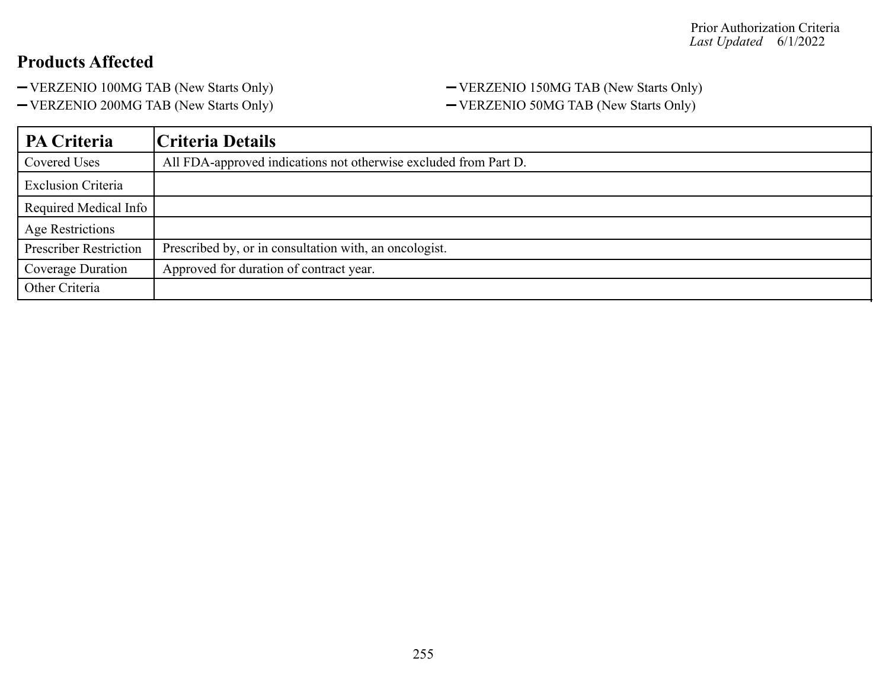Prior Authorization Criteria
*Last Updated* 6/1/2022

## Products Affected

- VERZENIO 100MG TAB (New Starts Only)
- VERZENIO 150MG TAB (New Starts Only)
- VERZENIO 200MG TAB (New Starts Only)
- VERZENIO 50MG TAB (New Starts Only)

| PA Criteria | Criteria Details |
|---|---|
| Covered Uses | All FDA-approved indications not otherwise excluded from Part D. |
| Exclusion Criteria | |
| Required Medical Info | |
| Age Restrictions | |
| Prescriber Restriction | Prescribed by, or in consultation with, an oncologist. |
| Coverage Duration | Approved for duration of contract year. |
| Other Criteria | |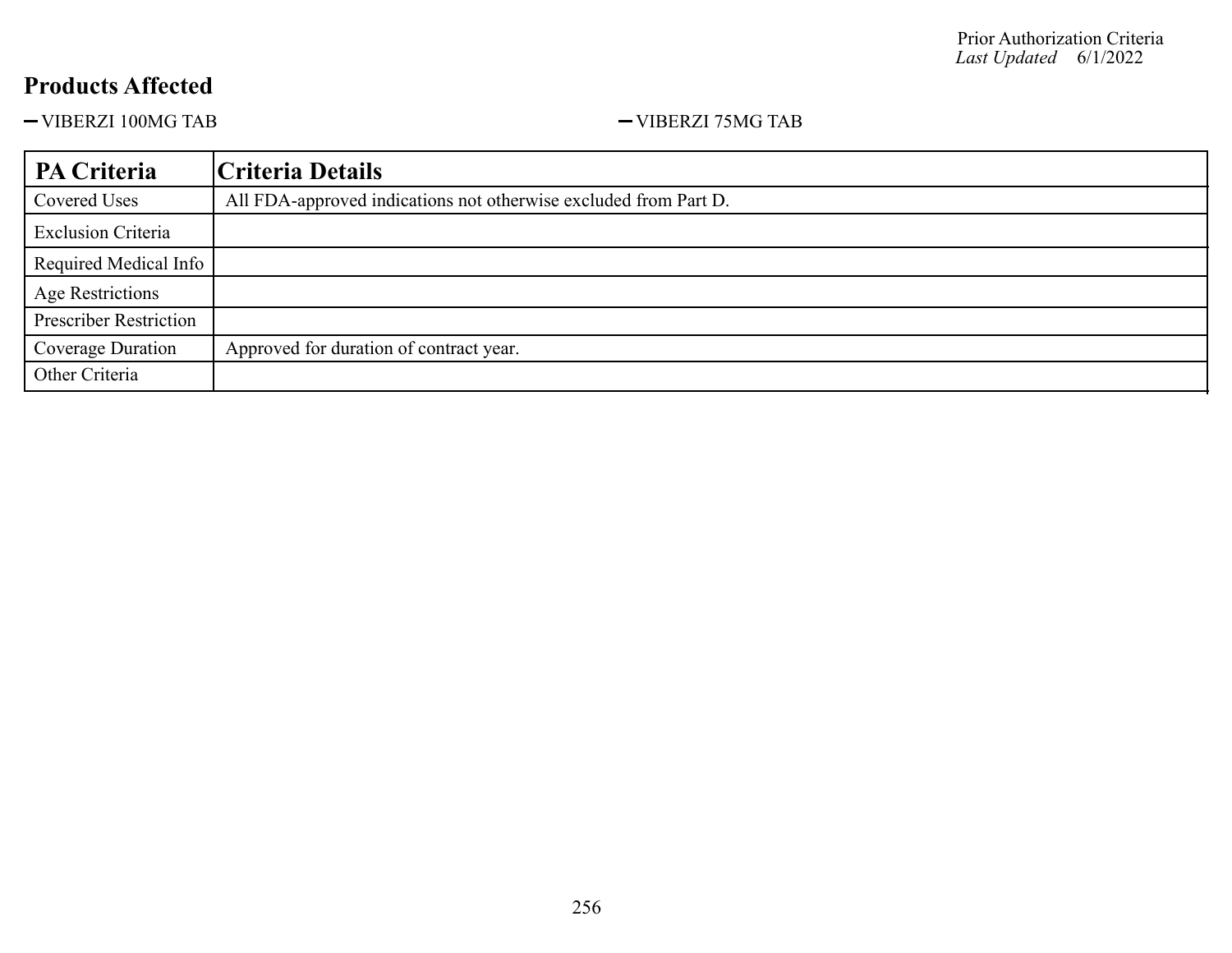Prior Authorization Criteria
*Last Updated* 6/1/2022

## Products Affected

- VIBERZI 100MG TAB
- VIBERZI 75MG TAB

| PA Criteria | Criteria Details |
|---|---|
| Covered Uses | All FDA-approved indications not otherwise excluded from Part D. |
| Exclusion Criteria | |
| Required Medical Info | |
| Age Restrictions | |
| Prescriber Restriction | |
| Coverage Duration | Approved for duration of contract year. |
| Other Criteria | |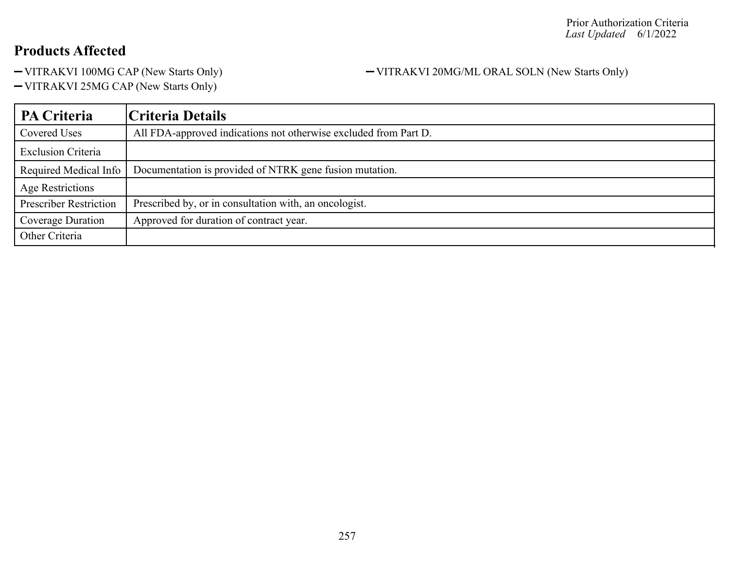Prior Authorization Criteria
*Last Updated* 6/1/2022

## Products Affected

- VITRAKVI 100MG CAP (New Starts Only)
- VITRAKVI 25MG CAP (New Starts Only)
- VITRAKVI 20MG/ML ORAL SOLN (New Starts Only)

| PA Criteria | Criteria Details |
| --- | --- |
| Covered Uses | All FDA-approved indications not otherwise excluded from Part D. |
| Exclusion Criteria | |
| Required Medical Info | Documentation is provided of NTRK gene fusion mutation. |
| Age Restrictions | |
| Prescriber Restriction | Prescribed by, or in consultation with, an oncologist. |
| Coverage Duration | Approved for duration of contract year. |
| Other Criteria | |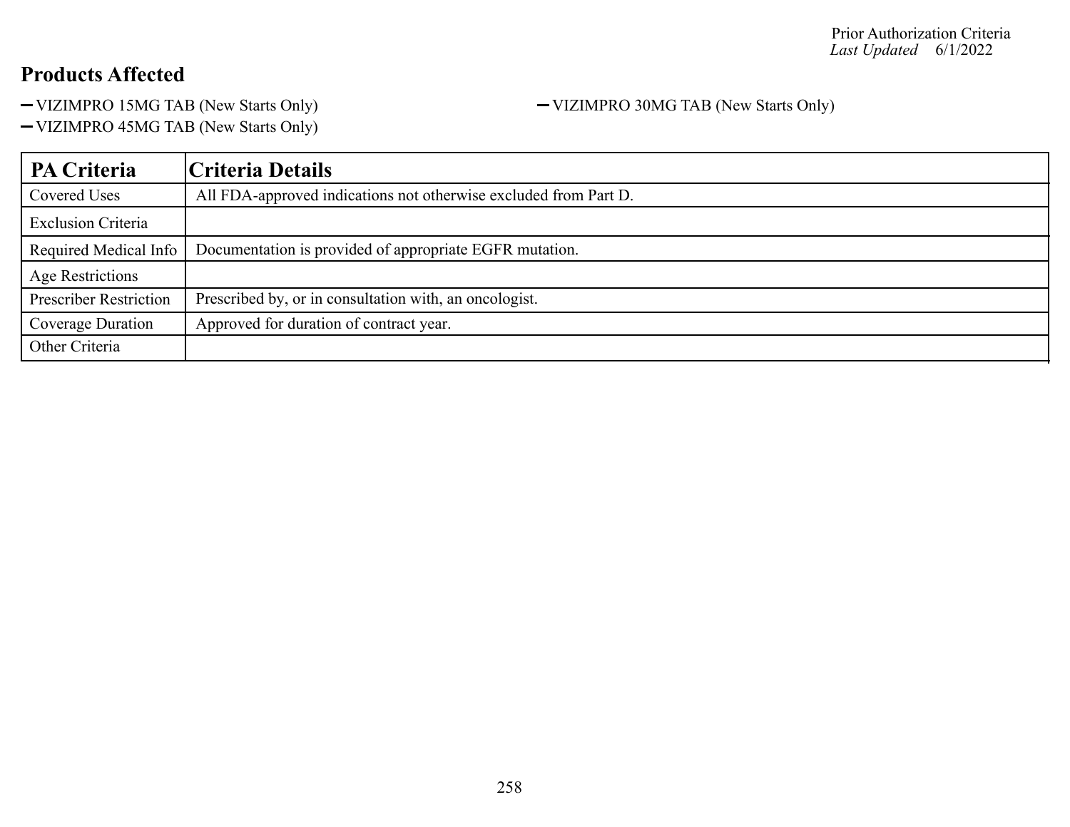## Products Affected

- VIZIMPRO 15MG TAB (New Starts Only)
- VIZIMPRO 30MG TAB (New Starts Only)
- VIZIMPRO 45MG TAB (New Starts Only)

| PA Criteria | Criteria Details |
|---|---|
| Covered Uses | All FDA-approved indications not otherwise excluded from Part D. |
| Exclusion Criteria | |
| Required Medical Info | Documentation is provided of appropriate EGFR mutation. |
| Age Restrictions | |
| Prescriber Restriction | Prescribed by, or in consultation with, an oncologist. |
| Coverage Duration | Approved for duration of contract year. |
| Other Criteria | |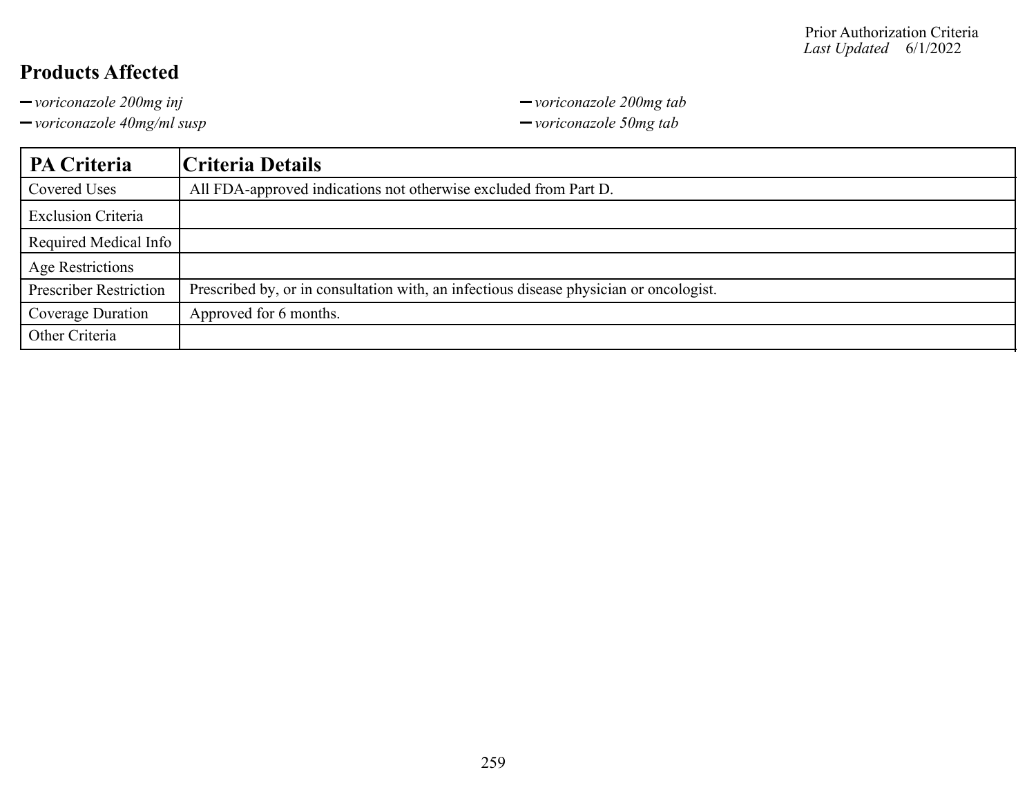Prior Authorization Criteria
*Last Updated* 6/1/2022

## Products Affected

- *voriconazole 200mg inj*
- *voriconazole 40mg/ml susp*
- *voriconazole 200mg tab*
- *voriconazole 50mg tab*

| PA Criteria | Criteria Details |
| --- | --- |
| Covered Uses | All FDA-approved indications not otherwise excluded from Part D. |
| Exclusion Criteria | |
| Required Medical Info | |
| Age Restrictions | |
| Prescriber Restriction | Prescribed by, or in consultation with, an infectious disease physician or oncologist. |
| Coverage Duration | Approved for 6 months. |
| Other Criteria | |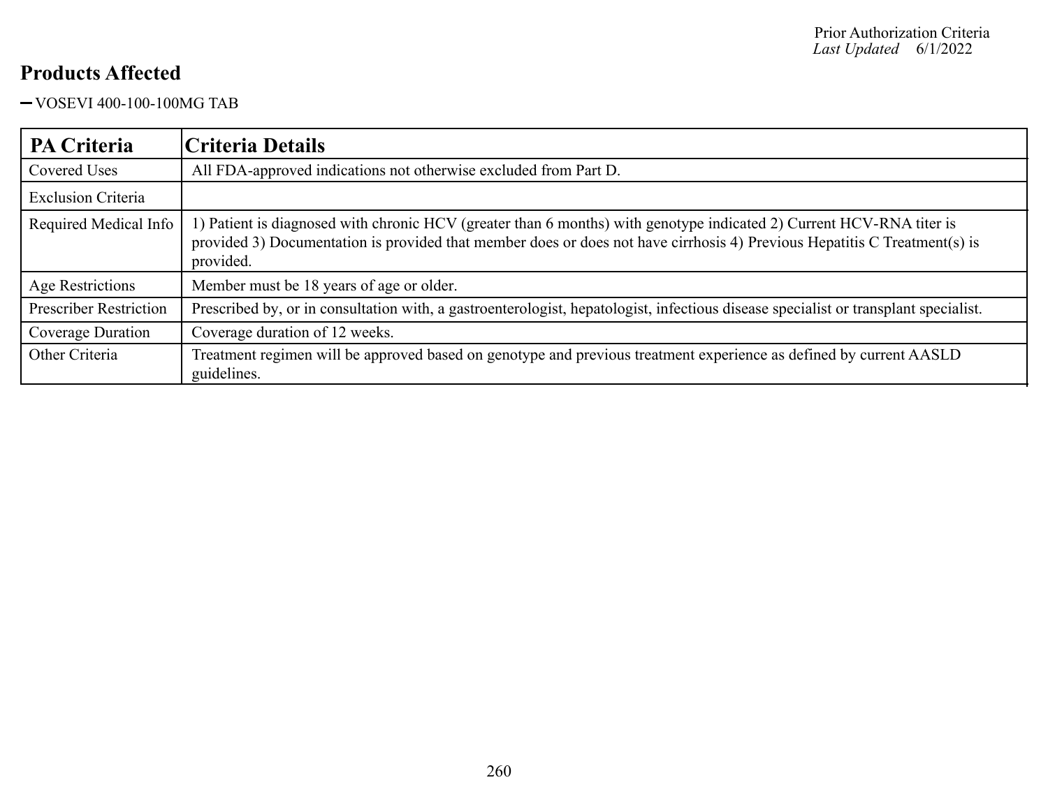## Products Affected

- VOSEVI 400-100-100MG TAB

| PA Criteria | Criteria Details |
|---|---|
| Covered Uses | All FDA-approved indications not otherwise excluded from Part D. |
| Exclusion Criteria | |
| Required Medical Info | 1) Patient is diagnosed with chronic HCV (greater than 6 months) with genotype indicated 2) Current HCV-RNA titer is provided 3) Documentation is provided that member does or does not have cirrhosis 4) Previous Hepatitis C Treatment(s) is provided. |
| Age Restrictions | Member must be 18 years of age or older. |
| Prescriber Restriction | Prescribed by, or in consultation with, a gastroenterologist, hepatologist, infectious disease specialist or transplant specialist. |
| Coverage Duration | Coverage duration of 12 weeks. |
| Other Criteria | Treatment regimen will be approved based on genotype and previous treatment experience as defined by current AASLD guidelines. |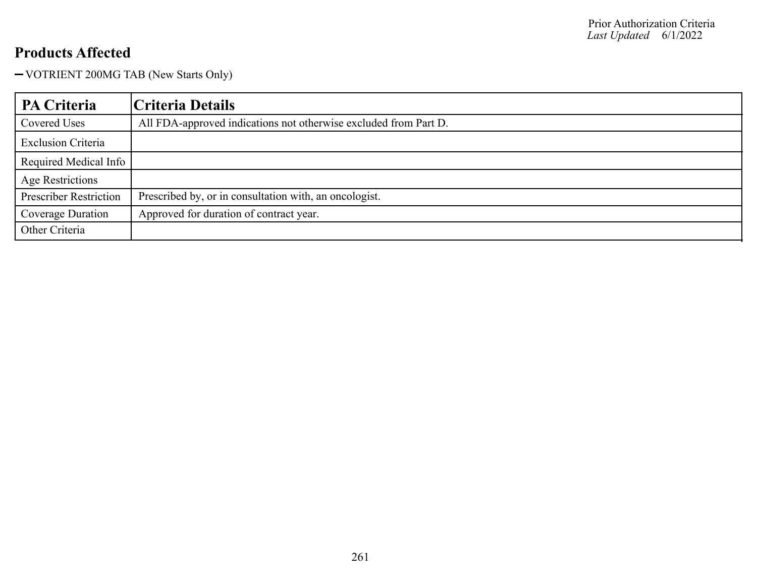## Products Affected

- VOTRIENT 200MG TAB (New Starts Only)

| PA Criteria | Criteria Details |
| --- | --- |
| Covered Uses | All FDA-approved indications not otherwise excluded from Part D. |
| Exclusion Criteria | |
| Required Medical Info | |
| Age Restrictions | |
| Prescriber Restriction | Prescribed by, or in consultation with, an oncologist. |
| Coverage Duration | Approved for duration of contract year. |
| Other Criteria | |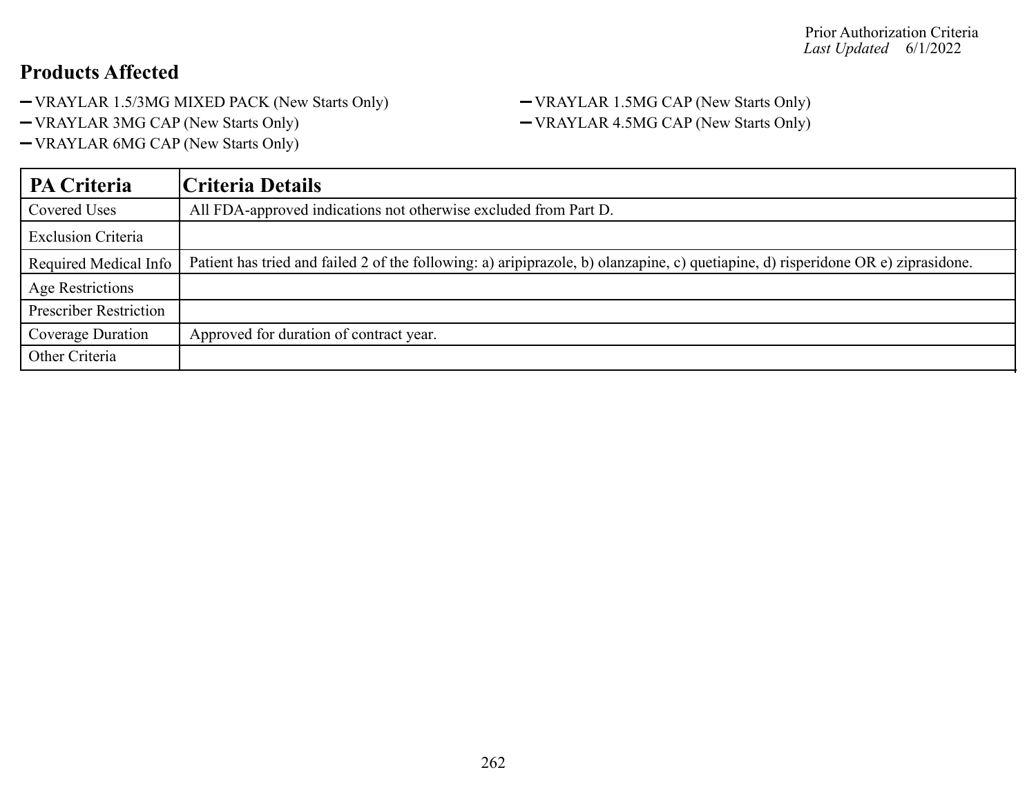Prior Authorization Criteria
*Last Updated* 6/1/2022

## Products Affected

- VRAYLAR 1.5/3MG MIXED PACK (New Starts Only)
- VRAYLAR 1.5MG CAP (New Starts Only)
- VRAYLAR 3MG CAP (New Starts Only)
- VRAYLAR 4.5MG CAP (New Starts Only)
- VRAYLAR 6MG CAP (New Starts Only)

| PA Criteria | Criteria Details |
|---|---|
| Covered Uses | All FDA-approved indications not otherwise excluded from Part D. |
| Exclusion Criteria | |
| Required Medical Info | Patient has tried and failed 2 of the following: a) aripiprazole, b) olanzapine, c) quetiapine, d) risperidone OR e) ziprasidone. |
| Age Restrictions | |
| Prescriber Restriction | |
| Coverage Duration | Approved for duration of contract year. |
| Other Criteria | |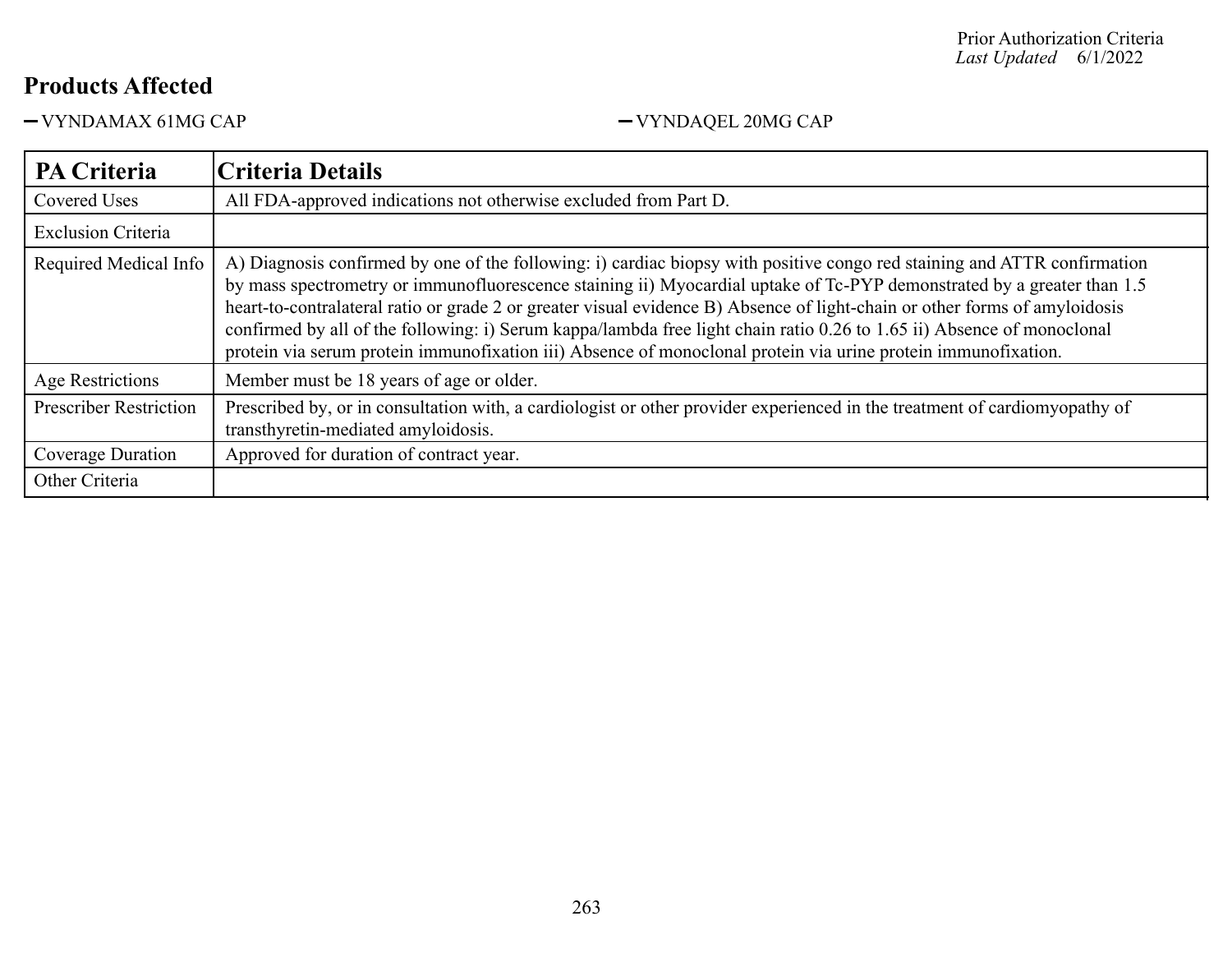Prior Authorization Criteria
*Last Updated* 6/1/2022

## Products Affected

- VYNDAMAX 61MG CAP
- VYNDAQEL 20MG CAP

| PA Criteria | Criteria Details |
|---|---|
| Covered Uses | All FDA-approved indications not otherwise excluded from Part D. |
| Exclusion Criteria | |
| Required Medical Info | A) Diagnosis confirmed by one of the following: i) cardiac biopsy with positive congo red staining and ATTR confirmation by mass spectrometry or immunofluorescence staining ii) Myocardial uptake of Tc-PYP demonstrated by a greater than 1.5 heart-to-contralateral ratio or grade 2 or greater visual evidence B) Absence of light-chain or other forms of amyloidosis confirmed by all of the following: i) Serum kappa/lambda free light chain ratio 0.26 to 1.65 ii) Absence of monoclonal protein via serum protein immunofixation iii) Absence of monoclonal protein via urine protein immunofixation. |
| Age Restrictions | Member must be 18 years of age or older. |
| Prescriber Restriction | Prescribed by, or in consultation with, a cardiologist or other provider experienced in the treatment of cardiomyopathy of transthyretin-mediated amyloidosis. |
| Coverage Duration | Approved for duration of contract year. |
| Other Criteria | |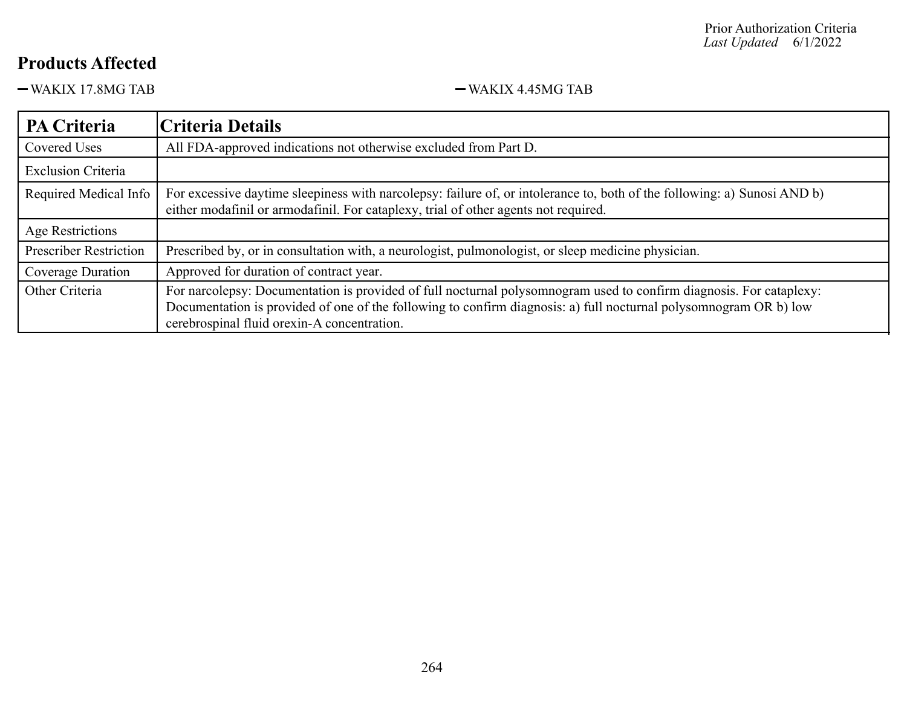## Products Affected

- WAKIX 17.8MG TAB
- WAKIX 4.45MG TAB

| PA Criteria | Criteria Details |
|---|---|
| Covered Uses | All FDA-approved indications not otherwise excluded from Part D. |
| Exclusion Criteria | |
| Required Medical Info | For excessive daytime sleepiness with narcolepsy: failure of, or intolerance to, both of the following: a) Sunosi AND b) either modafinil or armodafinil. For cataplexy, trial of other agents not required. |
| Age Restrictions | |
| Prescriber Restriction | Prescribed by, or in consultation with, a neurologist, pulmonologist, or sleep medicine physician. |
| Coverage Duration | Approved for duration of contract year. |
| Other Criteria | For narcolepsy: Documentation is provided of full nocturnal polysomnogram used to confirm diagnosis. For cataplexy: Documentation is provided of one of the following to confirm diagnosis: a) full nocturnal polysomnogram OR b) low cerebrospinal fluid orexin-A concentration. |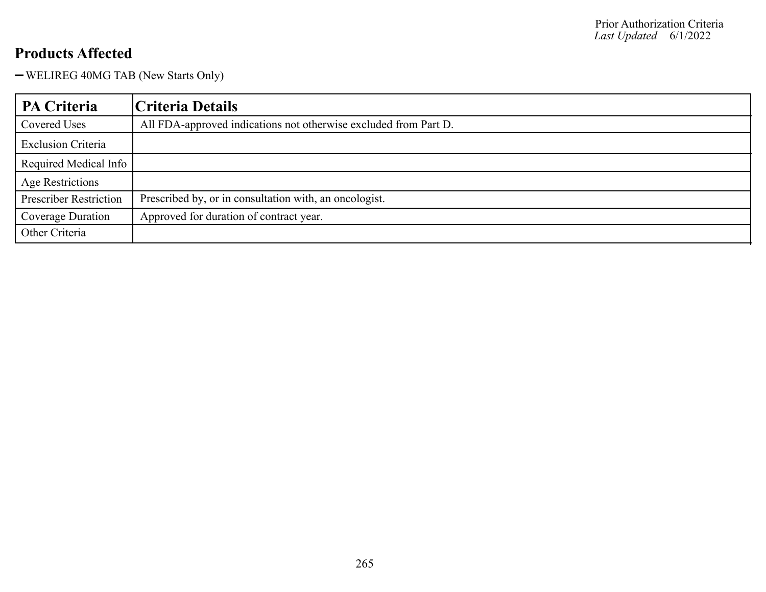## Products Affected

- WELIREG 40MG TAB (New Starts Only)

| PA Criteria | Criteria Details |
|---|---|
| Covered Uses | All FDA-approved indications not otherwise excluded from Part D. |
| Exclusion Criteria | |
| Required Medical Info | |
| Age Restrictions | |
| Prescriber Restriction | Prescribed by, or in consultation with, an oncologist. |
| Coverage Duration | Approved for duration of contract year. |
| Other Criteria | |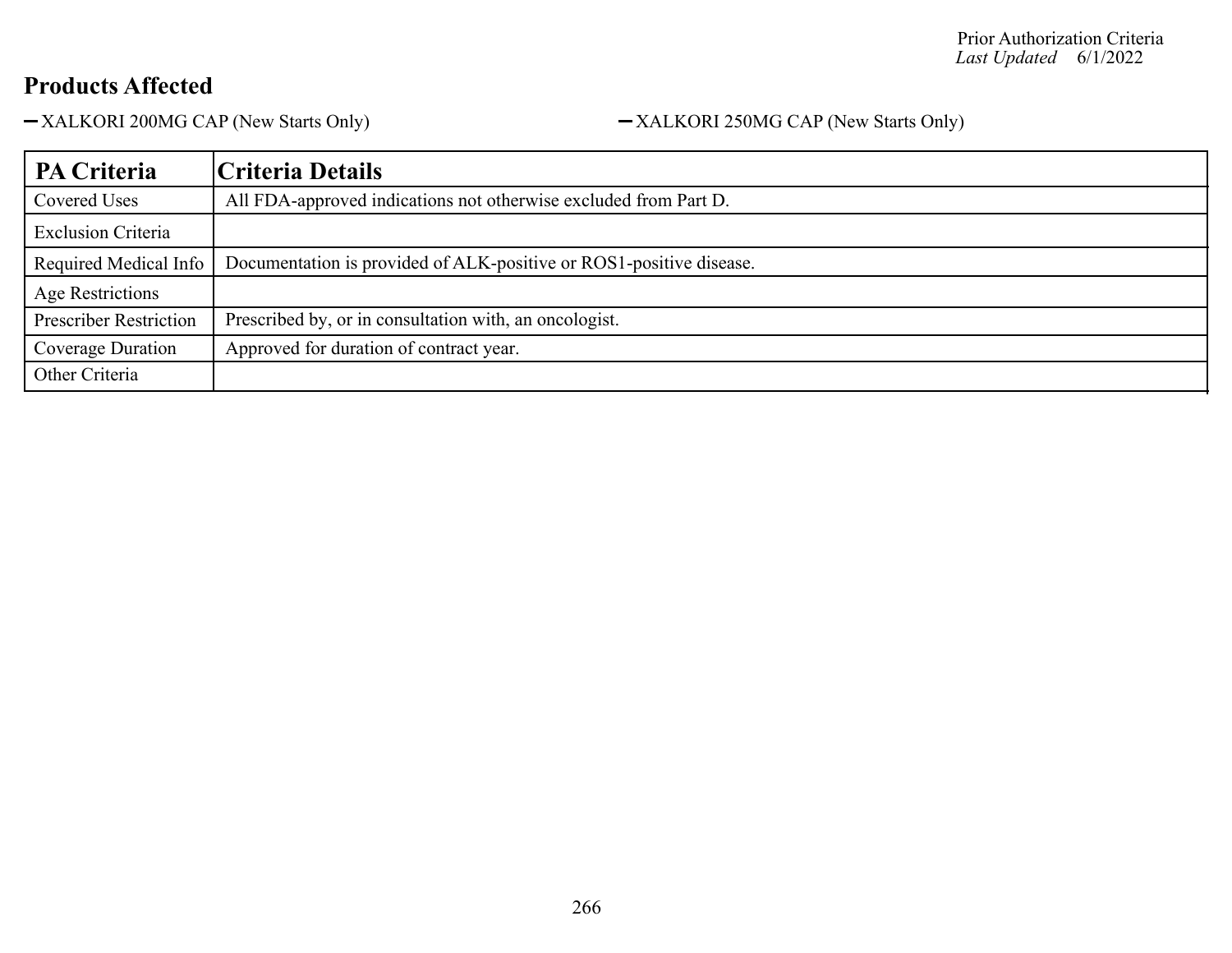Prior Authorization Criteria
*Last Updated* 6/1/2022

## Products Affected

- XALKORI 200MG CAP (New Starts Only)
- XALKORI 250MG CAP (New Starts Only)

| PA Criteria | Criteria Details |
| --- | --- |
| Covered Uses | All FDA-approved indications not otherwise excluded from Part D. |
| Exclusion Criteria | |
| Required Medical Info | Documentation is provided of ALK-positive or ROS1-positive disease. |
| Age Restrictions | |
| Prescriber Restriction | Prescribed by, or in consultation with, an oncologist. |
| Coverage Duration | Approved for duration of contract year. |
| Other Criteria | |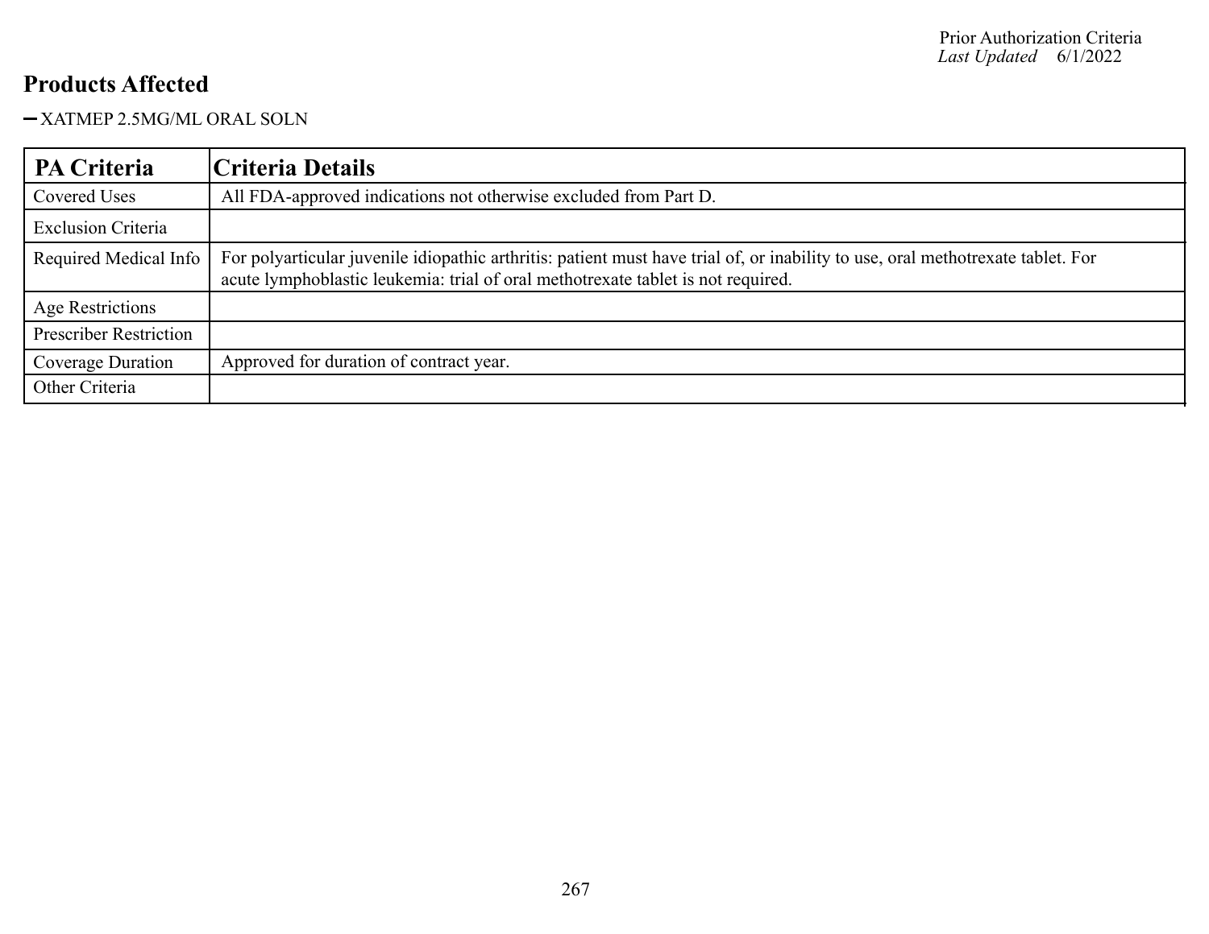## Products Affected

- XATMEP 2.5MG/ML ORAL SOLN

| PA Criteria | Criteria Details |
| --- | --- |
| Covered Uses | All FDA-approved indications not otherwise excluded from Part D. |
| Exclusion Criteria | |
| Required Medical Info | For polyarticular juvenile idiopathic arthritis: patient must have trial of, or inability to use, oral methotrexate tablet. For acute lymphoblastic leukemia: trial of oral methotrexate tablet is not required. |
| Age Restrictions | |
| Prescriber Restriction | |
| Coverage Duration | Approved for duration of contract year. |
| Other Criteria | |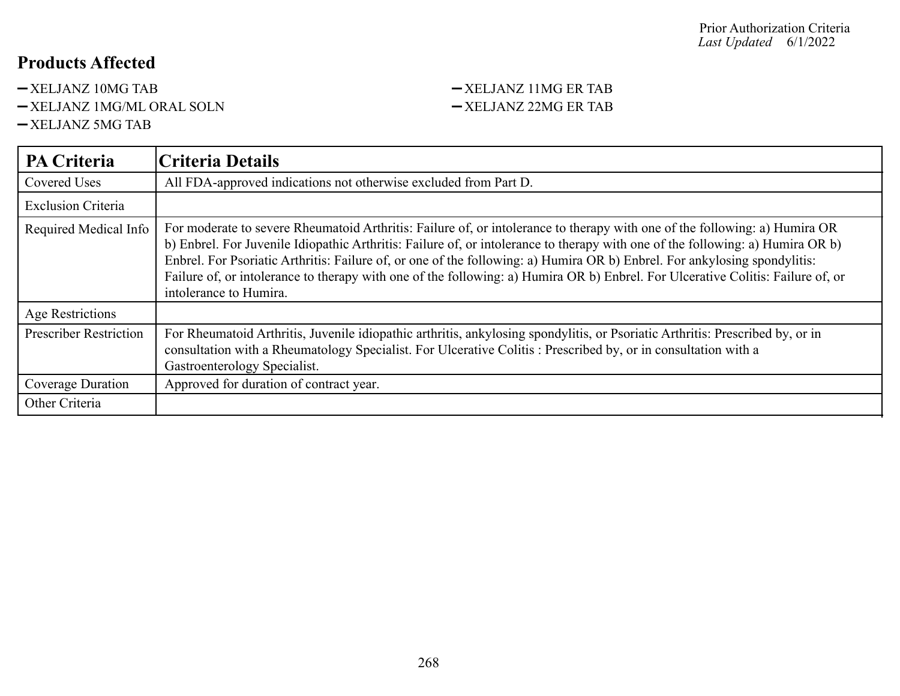Prior Authorization Criteria
*Last Updated* 6/1/2022

## Products Affected

- XELJANZ 10MG TAB
- XELJANZ 1MG/ML ORAL SOLN
- XELJANZ 5MG TAB
- XELJANZ 11MG ER TAB
- XELJANZ 22MG ER TAB

| PA Criteria | Criteria Details |
|---|---|
| Covered Uses | All FDA-approved indications not otherwise excluded from Part D. |
| Exclusion Criteria | |
| Required Medical Info | For moderate to severe Rheumatoid Arthritis: Failure of, or intolerance to therapy with one of the following: a) Humira OR b) Enbrel. For Juvenile Idiopathic Arthritis: Failure of, or intolerance to therapy with one of the following: a) Humira OR b) Enbrel. For Psoriatic Arthritis: Failure of, or one of the following: a) Humira OR b) Enbrel. For ankylosing spondylitis: Failure of, or intolerance to therapy with one of the following: a) Humira OR b) Enbrel. For Ulcerative Colitis: Failure of, or intolerance to Humira. |
| Age Restrictions | |
| Prescriber Restriction | For Rheumatoid Arthritis, Juvenile idiopathic arthritis, ankylosing spondylitis, or Psoriatic Arthritis: Prescribed by, or in consultation with a Rheumatology Specialist. For Ulcerative Colitis : Prescribed by, or in consultation with a Gastroenterology Specialist. |
| Coverage Duration | Approved for duration of contract year. |
| Other Criteria | |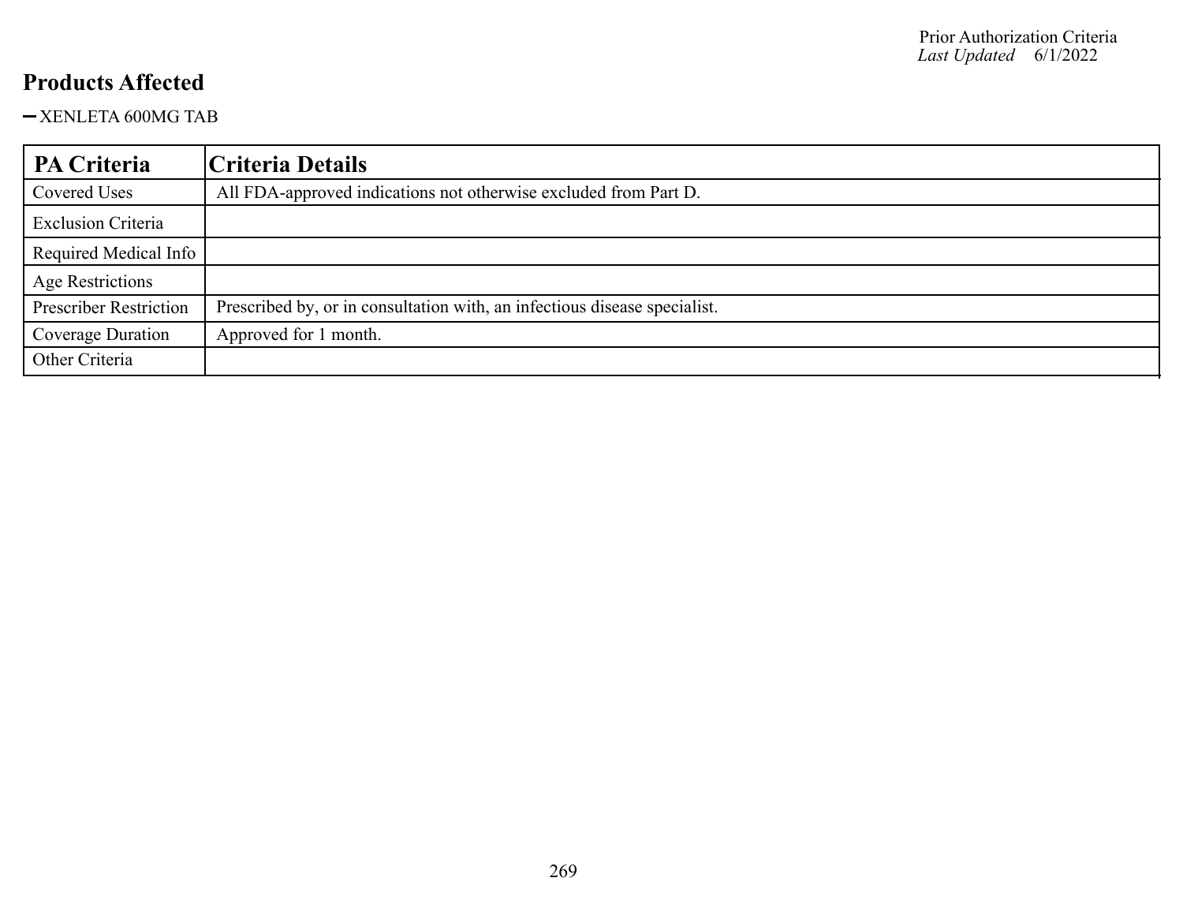## Products Affected

- XENLETA 600MG TAB

| PA Criteria | Criteria Details |
| --- | --- |
| Covered Uses | All FDA-approved indications not otherwise excluded from Part D. |
| Exclusion Criteria | |
| Required Medical Info | |
| Age Restrictions | |
| Prescriber Restriction | Prescribed by, or in consultation with, an infectious disease specialist. |
| Coverage Duration | Approved for 1 month. |
| Other Criteria | |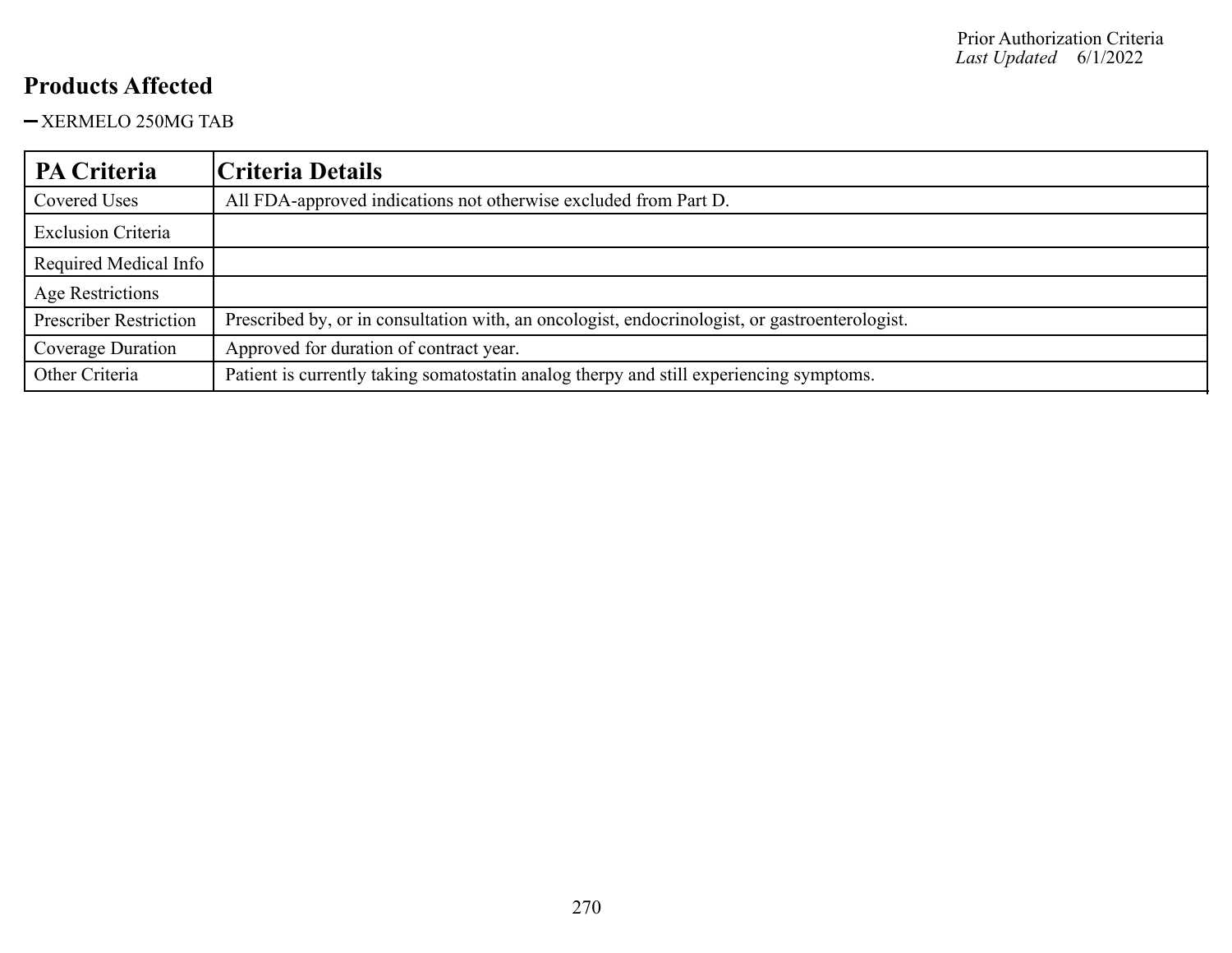## Products Affected

- XERMELO 250MG TAB

| PA Criteria | Criteria Details |
|---|---|
| Covered Uses | All FDA-approved indications not otherwise excluded from Part D. |
| Exclusion Criteria | |
| Required Medical Info | |
| Age Restrictions | |
| Prescriber Restriction | Prescribed by, or in consultation with, an oncologist, endocrinologist, or gastroenterologist. |
| Coverage Duration | Approved for duration of contract year. |
| Other Criteria | Patient is currently taking somatostatin analog therpy and still experiencing symptoms. |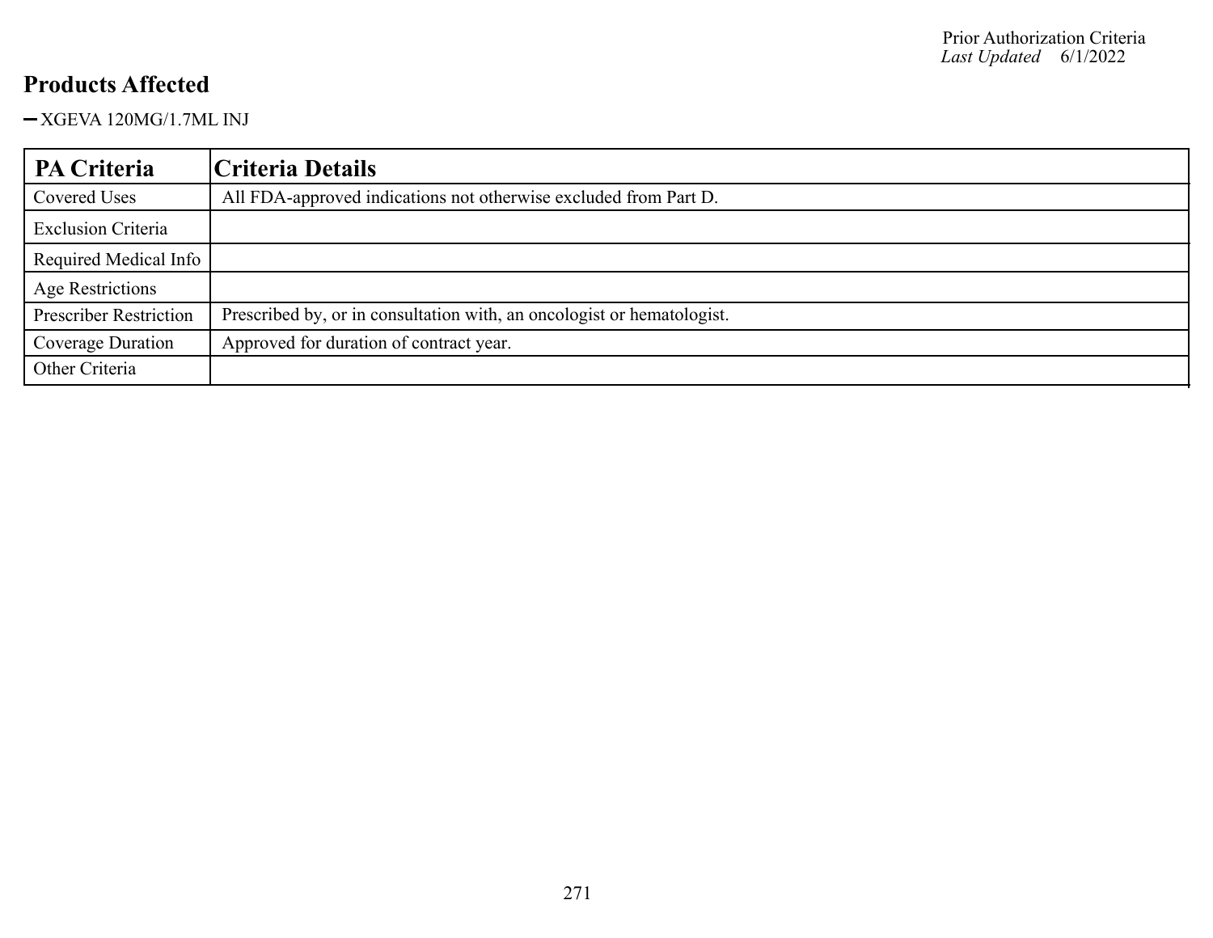## Products Affected

- XGEVA 120MG/1.7ML INJ

| PA Criteria | Criteria Details |
| --- | --- |
| Covered Uses | All FDA-approved indications not otherwise excluded from Part D. |
| Exclusion Criteria | |
| Required Medical Info | |
| Age Restrictions | |
| Prescriber Restriction | Prescribed by, or in consultation with, an oncologist or hematologist. |
| Coverage Duration | Approved for duration of contract year. |
| Other Criteria | |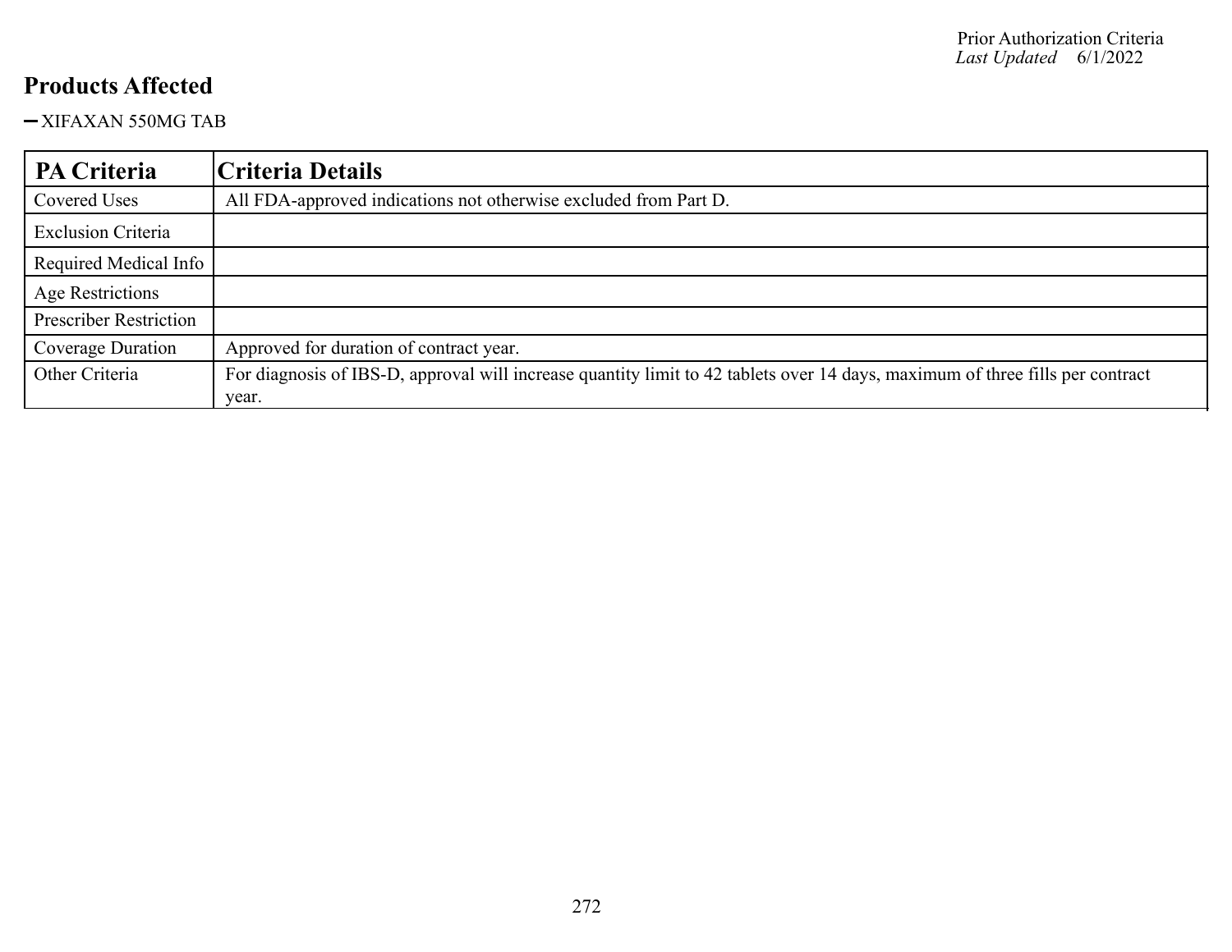## Products Affected

- XIFAXAN 550MG TAB

| PA Criteria | Criteria Details |
| --- | --- |
| Covered Uses | All FDA-approved indications not otherwise excluded from Part D. |
| Exclusion Criteria | |
| Required Medical Info | |
| Age Restrictions | |
| Prescriber Restriction | |
| Coverage Duration | Approved for duration of contract year. |
| Other Criteria | For diagnosis of IBS-D, approval will increase quantity limit to 42 tablets over 14 days, maximum of three fills per contract year. |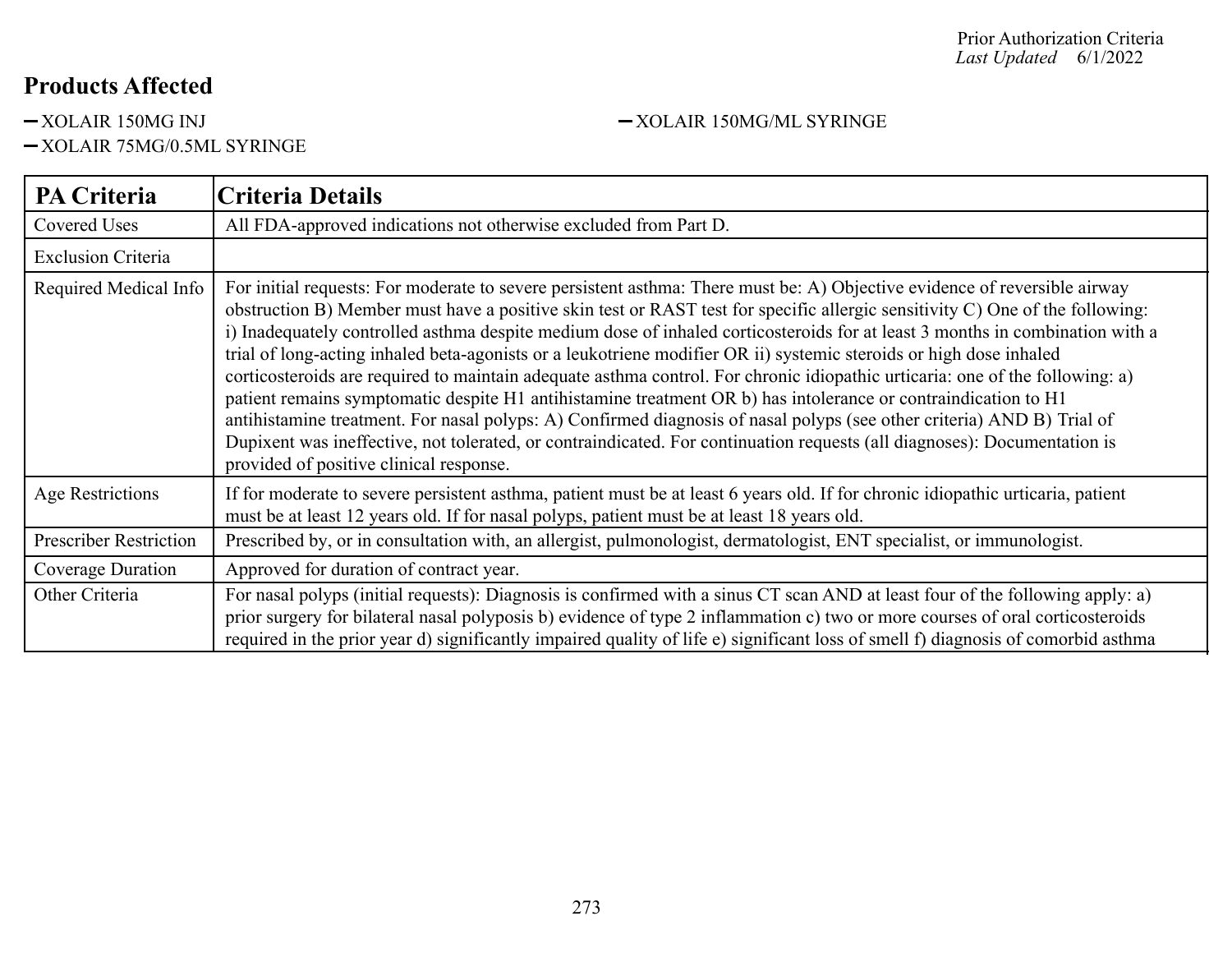Prior Authorization Criteria
*Last Updated* 6/1/2022

## Products Affected

- XOLAIR 150MG INJ
- XOLAIR 150MG/ML SYRINGE
- XOLAIR 75MG/0.5ML SYRINGE

| PA Criteria | Criteria Details |
|---|---|
| Covered Uses | All FDA-approved indications not otherwise excluded from Part D. |
| Exclusion Criteria | |
| Required Medical Info | For initial requests: For moderate to severe persistent asthma: There must be: A) Objective evidence of reversible airway obstruction B) Member must have a positive skin test or RAST test for specific allergic sensitivity C) One of the following: i) Inadequately controlled asthma despite medium dose of inhaled corticosteroids for at least 3 months in combination with a trial of long-acting inhaled beta-agonists or a leukotriene modifier OR ii) systemic steroids or high dose inhaled corticosteroids are required to maintain adequate asthma control. For chronic idiopathic urticaria: one of the following: a) patient remains symptomatic despite H1 antihistamine treatment OR b) has intolerance or contraindication to H1 antihistamine treatment. For nasal polyps: A) Confirmed diagnosis of nasal polyps (see other criteria) AND B) Trial of Dupixent was ineffective, not tolerated, or contraindicated. For continuation requests (all diagnoses): Documentation is provided of positive clinical response. |
| Age Restrictions | If for moderate to severe persistent asthma, patient must be at least 6 years old. If for chronic idiopathic urticaria, patient must be at least 12 years old. If for nasal polyps, patient must be at least 18 years old. |
| Prescriber Restriction | Prescribed by, or in consultation with, an allergist, pulmonologist, dermatologist, ENT specialist, or immunologist. |
| Coverage Duration | Approved for duration of contract year. |
| Other Criteria | For nasal polyps (initial requests): Diagnosis is confirmed with a sinus CT scan AND at least four of the following apply: a) prior surgery for bilateral nasal polyposis b) evidence of type 2 inflammation c) two or more courses of oral corticosteroids required in the prior year d) significantly impaired quality of life e) significant loss of smell f) diagnosis of comorbid asthma |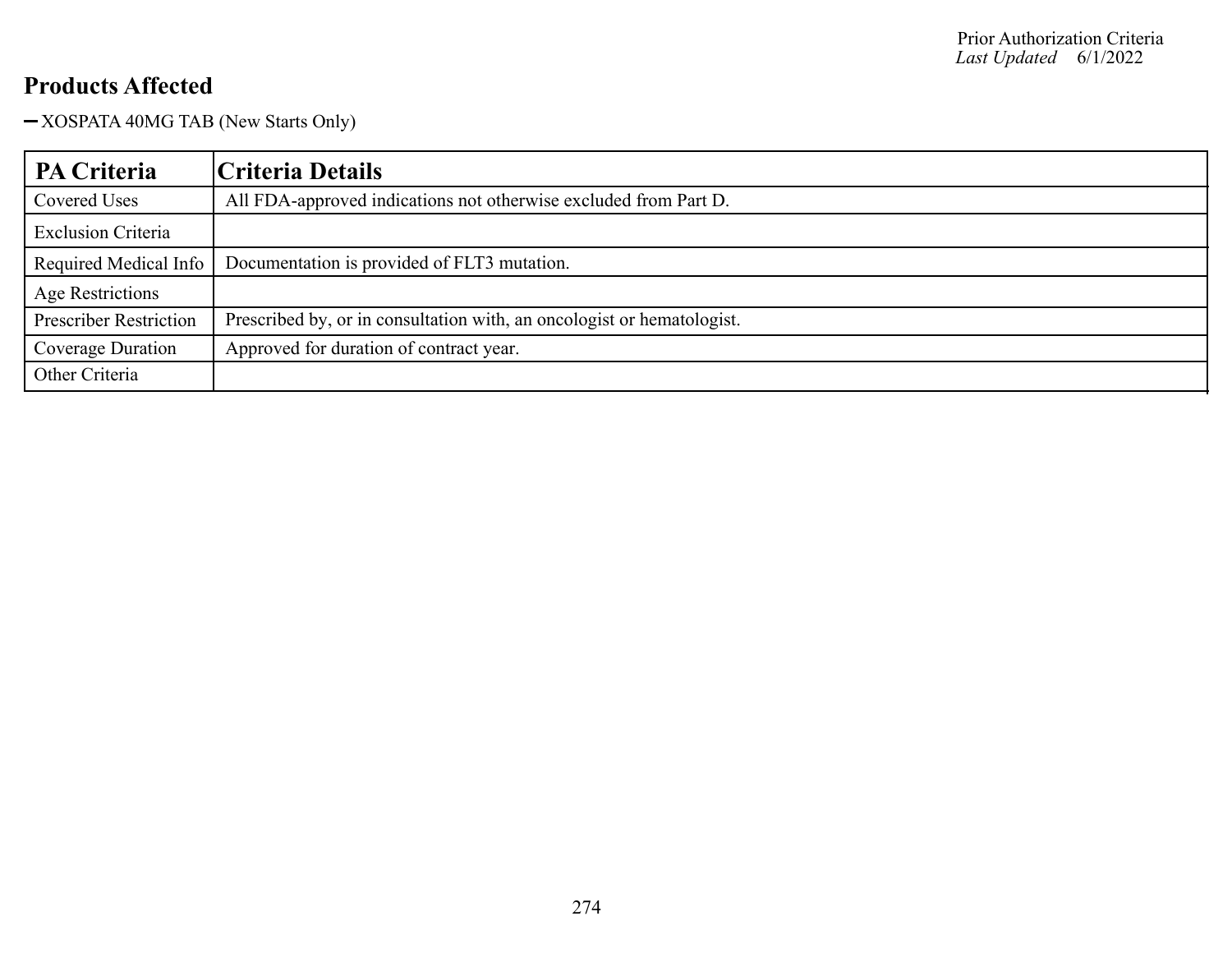## Products Affected

- XOSPATA 40MG TAB (New Starts Only)

| PA Criteria | Criteria Details |
|---|---|
| Covered Uses | All FDA-approved indications not otherwise excluded from Part D. |
| Exclusion Criteria | |
| Required Medical Info | Documentation is provided of FLT3 mutation. |
| Age Restrictions | |
| Prescriber Restriction | Prescribed by, or in consultation with, an oncologist or hematologist. |
| Coverage Duration | Approved for duration of contract year. |
| Other Criteria | |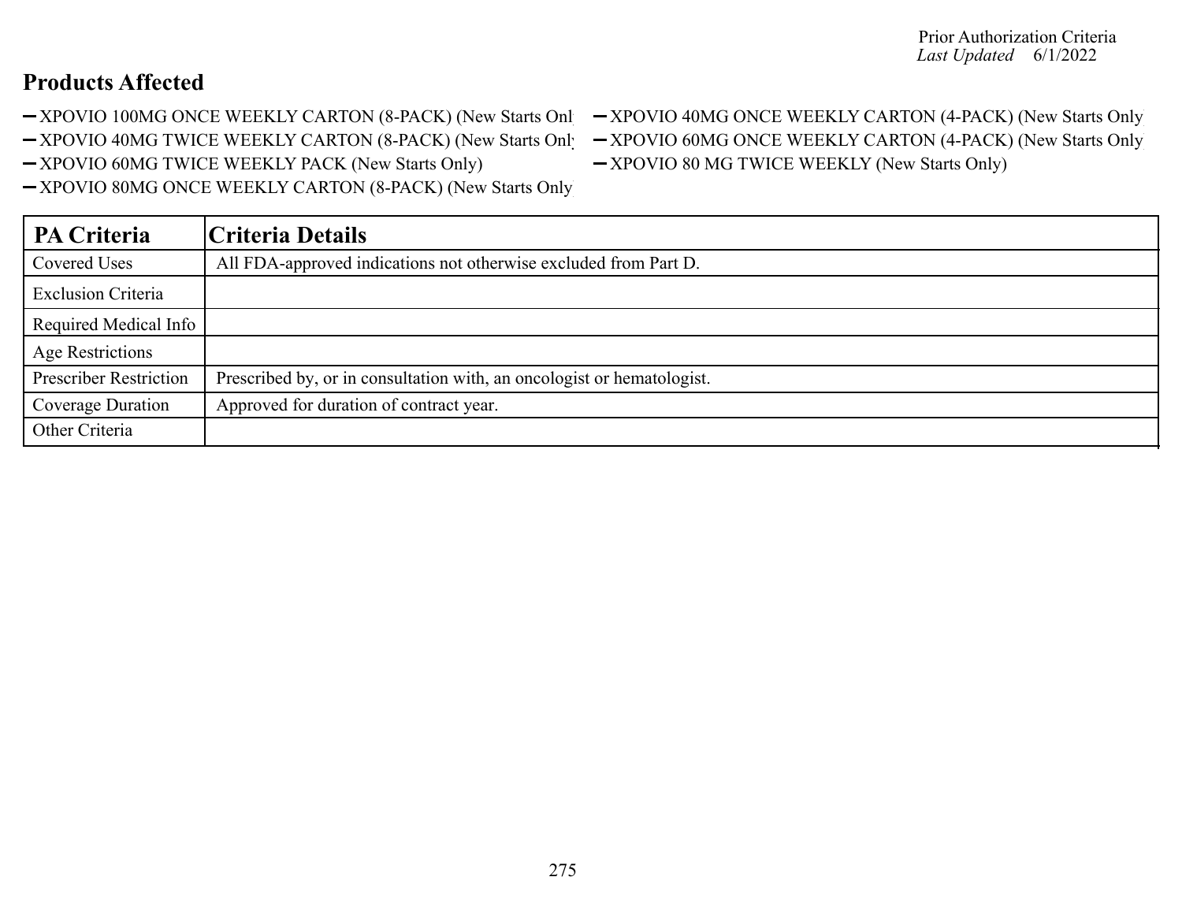Prior Authorization Criteria
*Last Updated* 6/1/2022

## Products Affected

- XPOVIO 100MG ONCE WEEKLY CARTON (8-PACK) (New Starts Onl
- XPOVIO 40MG TWICE WEEKLY CARTON (8-PACK) (New Starts Only
- XPOVIO 60MG TWICE WEEKLY PACK (New Starts Only)
- XPOVIO 80MG ONCE WEEKLY CARTON (8-PACK) (New Starts Only
- XPOVIO 40MG ONCE WEEKLY CARTON (4-PACK) (New Starts Only
- XPOVIO 60MG ONCE WEEKLY CARTON (4-PACK) (New Starts Only
- XPOVIO 80 MG TWICE WEEKLY (New Starts Only)

| PA Criteria | Criteria Details |
|---|---|
| Covered Uses | All FDA-approved indications not otherwise excluded from Part D. |
| Exclusion Criteria | |
| Required Medical Info | |
| Age Restrictions | |
| Prescriber Restriction | Prescribed by, or in consultation with, an oncologist or hematologist. |
| Coverage Duration | Approved for duration of contract year. |
| Other Criteria | |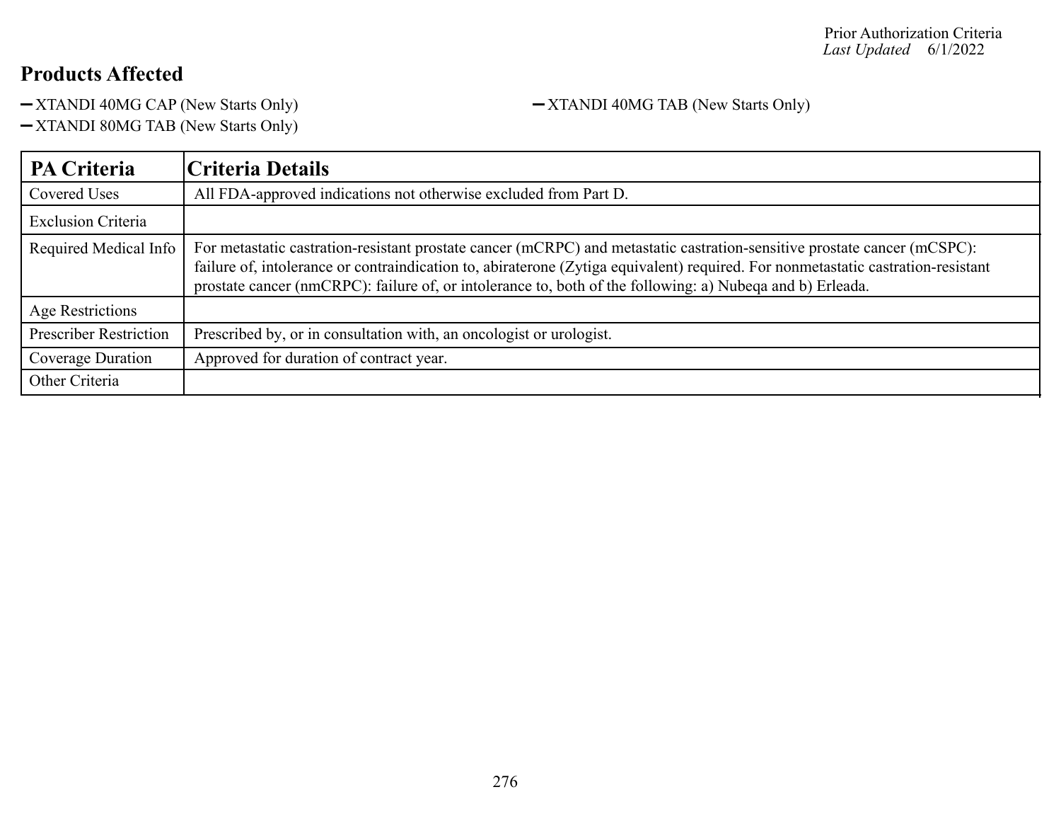Prior Authorization Criteria
*Last Updated* 6/1/2022

## Products Affected

- XTANDI 40MG CAP (New Starts Only)
- XTANDI 40MG TAB (New Starts Only)
- XTANDI 80MG TAB (New Starts Only)

| PA Criteria | Criteria Details |
|---|---|
| Covered Uses | All FDA-approved indications not otherwise excluded from Part D. |
| Exclusion Criteria | |
| Required Medical Info | For metastatic castration-resistant prostate cancer (mCRPC) and metastatic castration-sensitive prostate cancer (mCSPC): failure of, intolerance or contraindication to, abiraterone (Zytiga equivalent) required. For nonmetastatic castration-resistant prostate cancer (nmCRPC): failure of, or intolerance to, both of the following: a) Nubeqa and b) Erleada. |
| Age Restrictions | |
| Prescriber Restriction | Prescribed by, or in consultation with, an oncologist or urologist. |
| Coverage Duration | Approved for duration of contract year. |
| Other Criteria | |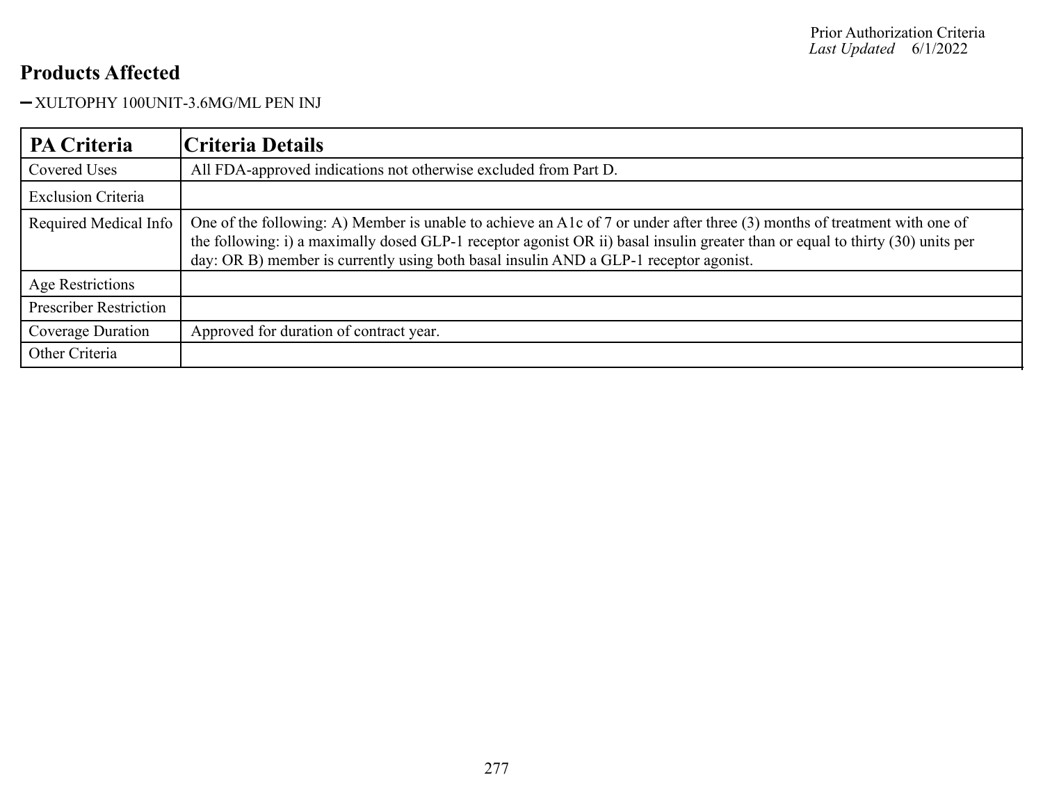## Products Affected

- XULTOPHY 100UNIT-3.6MG/ML PEN INJ

| PA Criteria | Criteria Details |
|---|---|
| Covered Uses | All FDA-approved indications not otherwise excluded from Part D. |
| Exclusion Criteria | |
| Required Medical Info | One of the following: A) Member is unable to achieve an A1c of 7 or under after three (3) months of treatment with one of the following: i) a maximally dosed GLP-1 receptor agonist OR ii) basal insulin greater than or equal to thirty (30) units per day: OR B) member is currently using both basal insulin AND a GLP-1 receptor agonist. |
| Age Restrictions | |
| Prescriber Restriction | |
| Coverage Duration | Approved for duration of contract year. |
| Other Criteria | |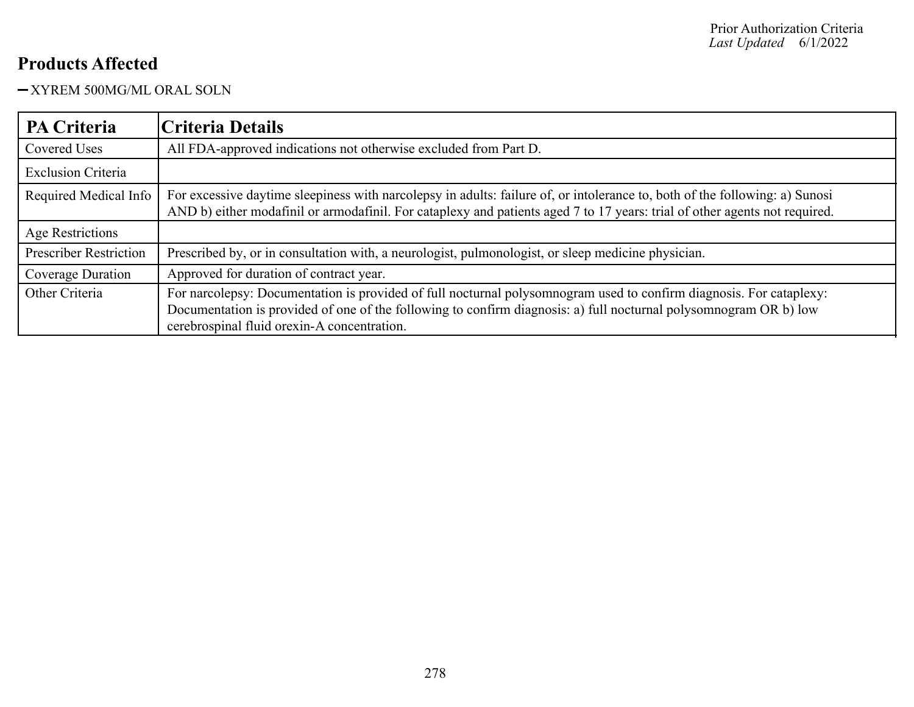## Products Affected

- XYREM 500MG/ML ORAL SOLN

| PA Criteria | Criteria Details |
| --- | --- |
| Covered Uses | All FDA-approved indications not otherwise excluded from Part D. |
| Exclusion Criteria | |
| Required Medical Info | For excessive daytime sleepiness with narcolepsy in adults: failure of, or intolerance to, both of the following: a) Sunosi AND b) either modafinil or armodafinil. For cataplexy and patients aged 7 to 17 years: trial of other agents not required. |
| Age Restrictions | |
| Prescriber Restriction | Prescribed by, or in consultation with, a neurologist, pulmonologist, or sleep medicine physician. |
| Coverage Duration | Approved for duration of contract year. |
| Other Criteria | For narcolepsy: Documentation is provided of full nocturnal polysomnogram used to confirm diagnosis. For cataplexy: Documentation is provided of one of the following to confirm diagnosis: a) full nocturnal polysomnogram OR b) low cerebrospinal fluid orexin-A concentration. |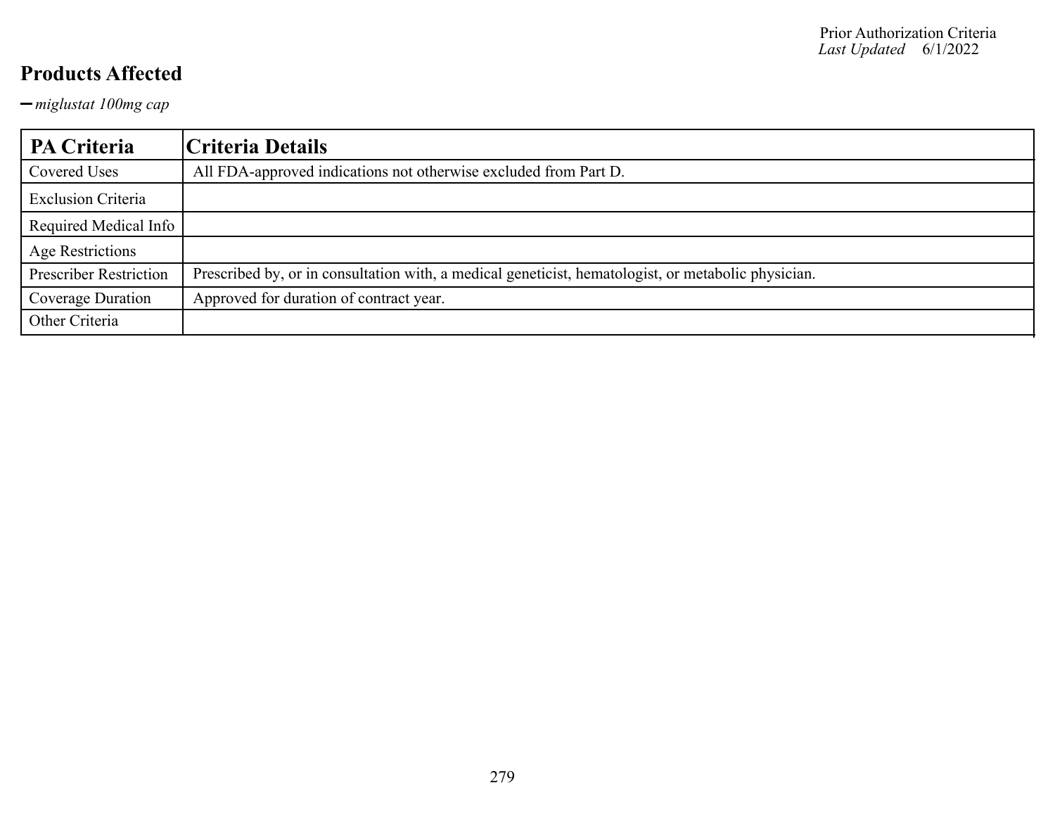## Products Affected

- *miglustat 100mg cap*

| PA Criteria | Criteria Details |
|---|---|
| Covered Uses | All FDA-approved indications not otherwise excluded from Part D. |
| Exclusion Criteria | |
| Required Medical Info | |
| Age Restrictions | |
| Prescriber Restriction | Prescribed by, or in consultation with, a medical geneticist, hematologist, or metabolic physician. |
| Coverage Duration | Approved for duration of contract year. |
| Other Criteria | |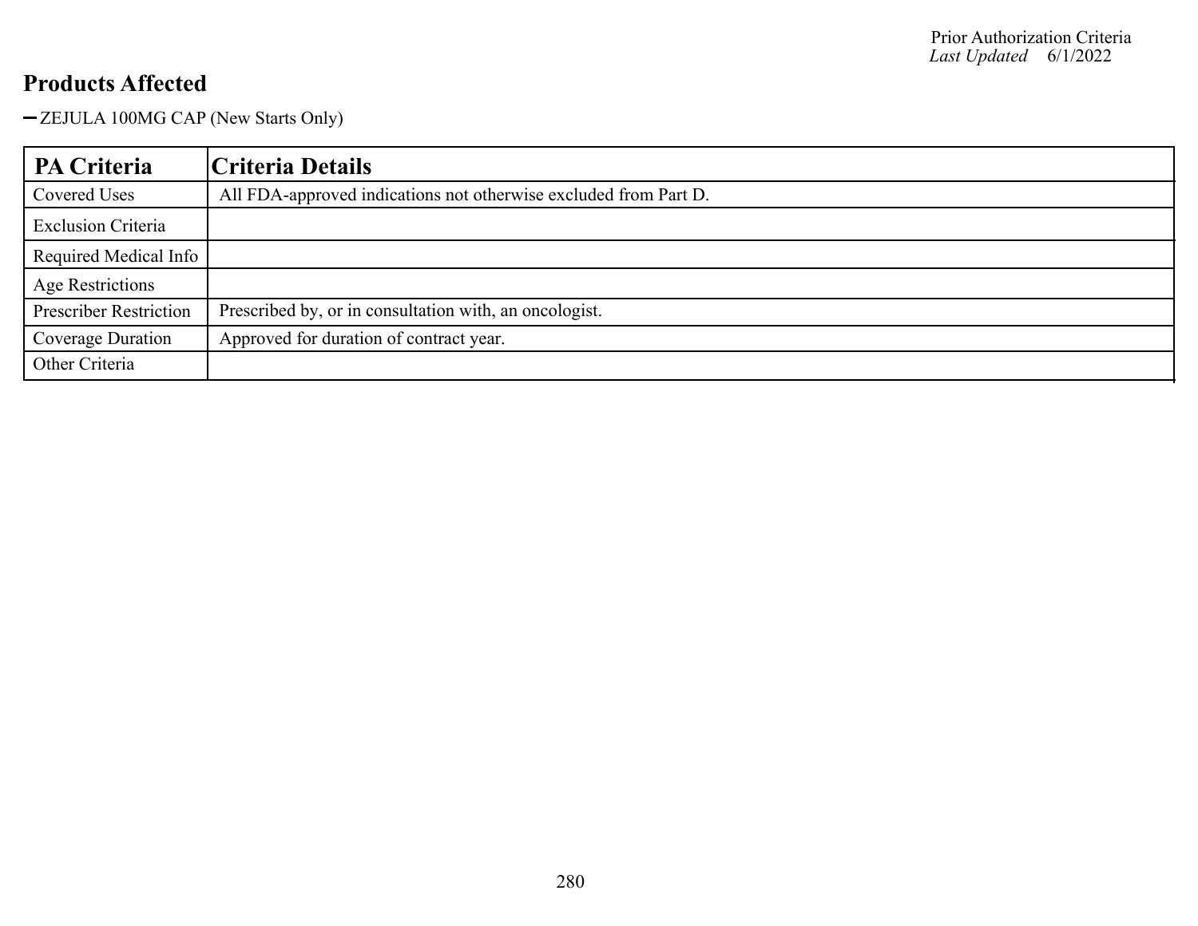## Products Affected

- ZEJULA 100MG CAP (New Starts Only)

| PA Criteria | Criteria Details |
|---|---|
| Covered Uses | All FDA-approved indications not otherwise excluded from Part D. |
| Exclusion Criteria | |
| Required Medical Info | |
| Age Restrictions | |
| Prescriber Restriction | Prescribed by, or in consultation with, an oncologist. |
| Coverage Duration | Approved for duration of contract year. |
| Other Criteria | |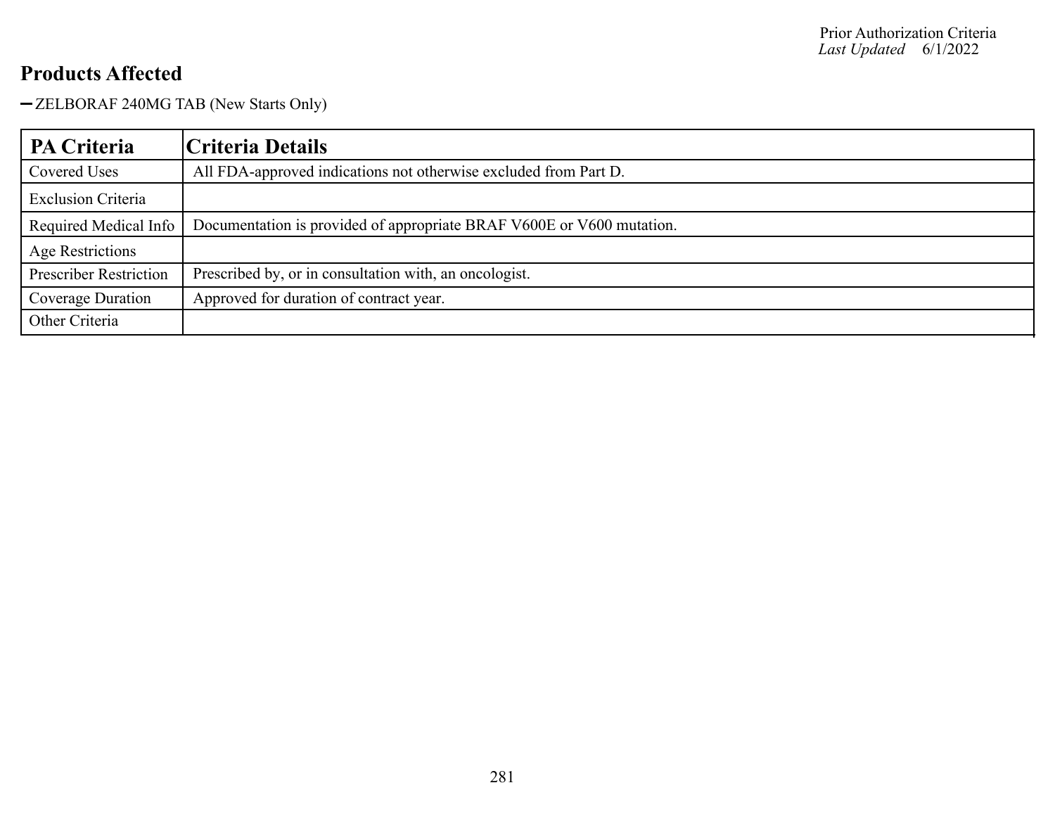## Products Affected

- ZELBORAF 240MG TAB (New Starts Only)

| PA Criteria | Criteria Details |
|---|---|
| Covered Uses | All FDA-approved indications not otherwise excluded from Part D. |
| Exclusion Criteria | |
| Required Medical Info | Documentation is provided of appropriate BRAF V600E or V600 mutation. |
| Age Restrictions | |
| Prescriber Restriction | Prescribed by, or in consultation with, an oncologist. |
| Coverage Duration | Approved for duration of contract year. |
| Other Criteria | |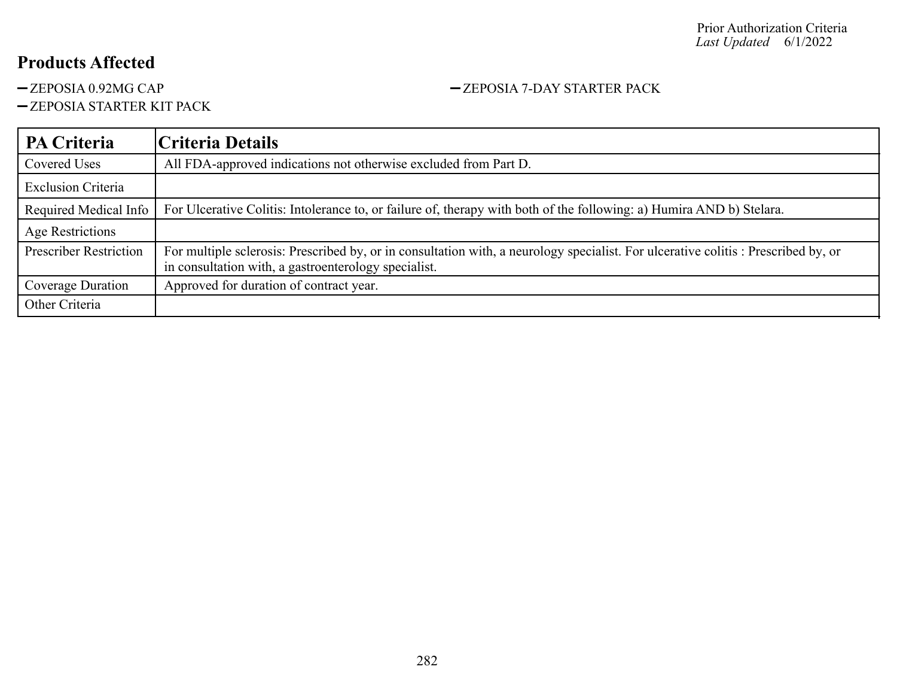Prior Authorization Criteria
*Last Updated* 6/1/2022

## Products Affected

- ZEPOSIA 0.92MG CAP
- ZEPOSIA 7-DAY STARTER PACK
- ZEPOSIA STARTER KIT PACK

| PA Criteria | Criteria Details |
|---|---|
| Covered Uses | All FDA-approved indications not otherwise excluded from Part D. |
| Exclusion Criteria | |
| Required Medical Info | For Ulcerative Colitis: Intolerance to, or failure of, therapy with both of the following: a) Humira AND b) Stelara. |
| Age Restrictions | |
| Prescriber Restriction | For multiple sclerosis: Prescribed by, or in consultation with, a neurology specialist. For ulcerative colitis : Prescribed by, or in consultation with, a gastroenterology specialist. |
| Coverage Duration | Approved for duration of contract year. |
| Other Criteria | |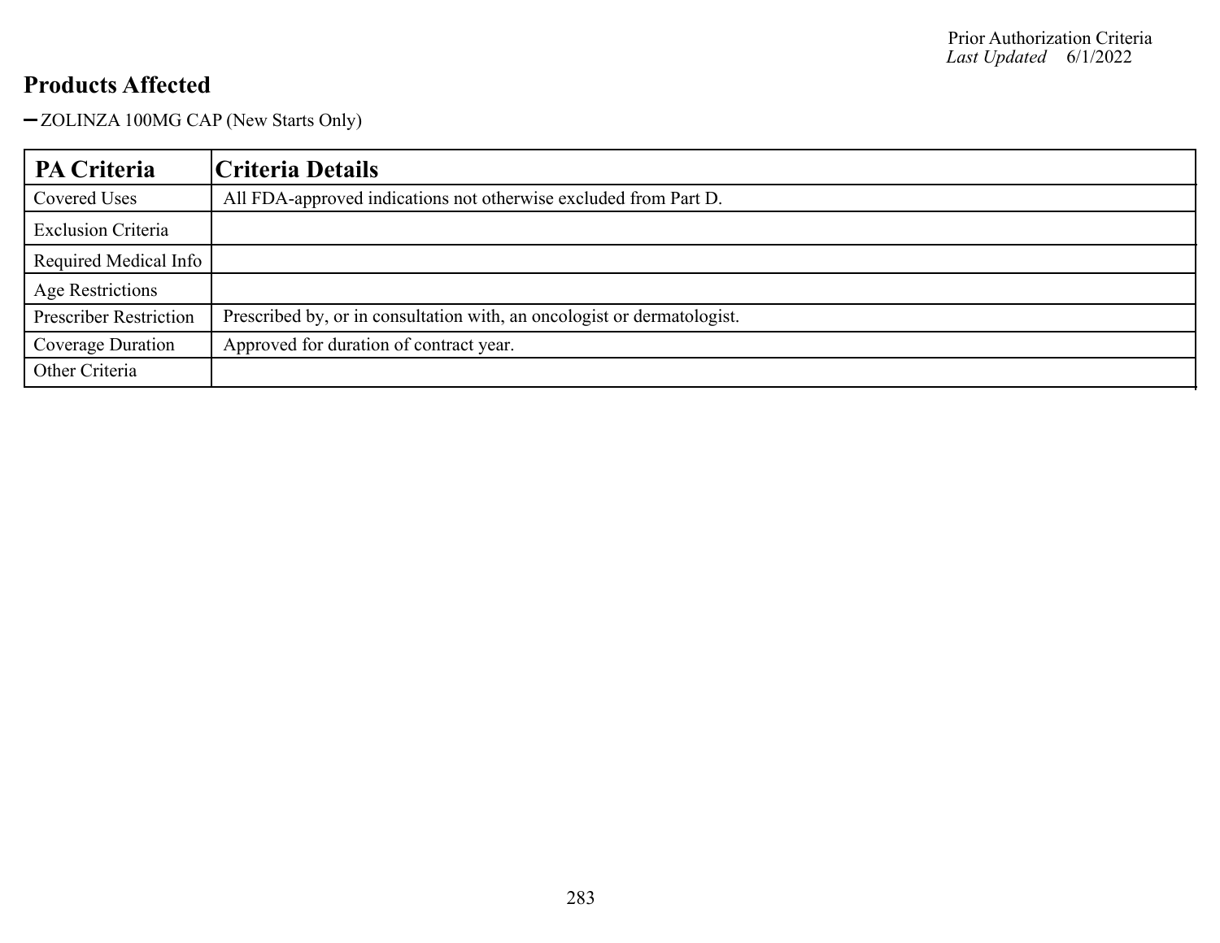## Products Affected

- ZOLINZA 100MG CAP (New Starts Only)

| PA Criteria | Criteria Details |
| --- | --- |
| Covered Uses | All FDA-approved indications not otherwise excluded from Part D. |
| Exclusion Criteria | |
| Required Medical Info | |
| Age Restrictions | |
| Prescriber Restriction | Prescribed by, or in consultation with, an oncologist or dermatologist. |
| Coverage Duration | Approved for duration of contract year. |
| Other Criteria | |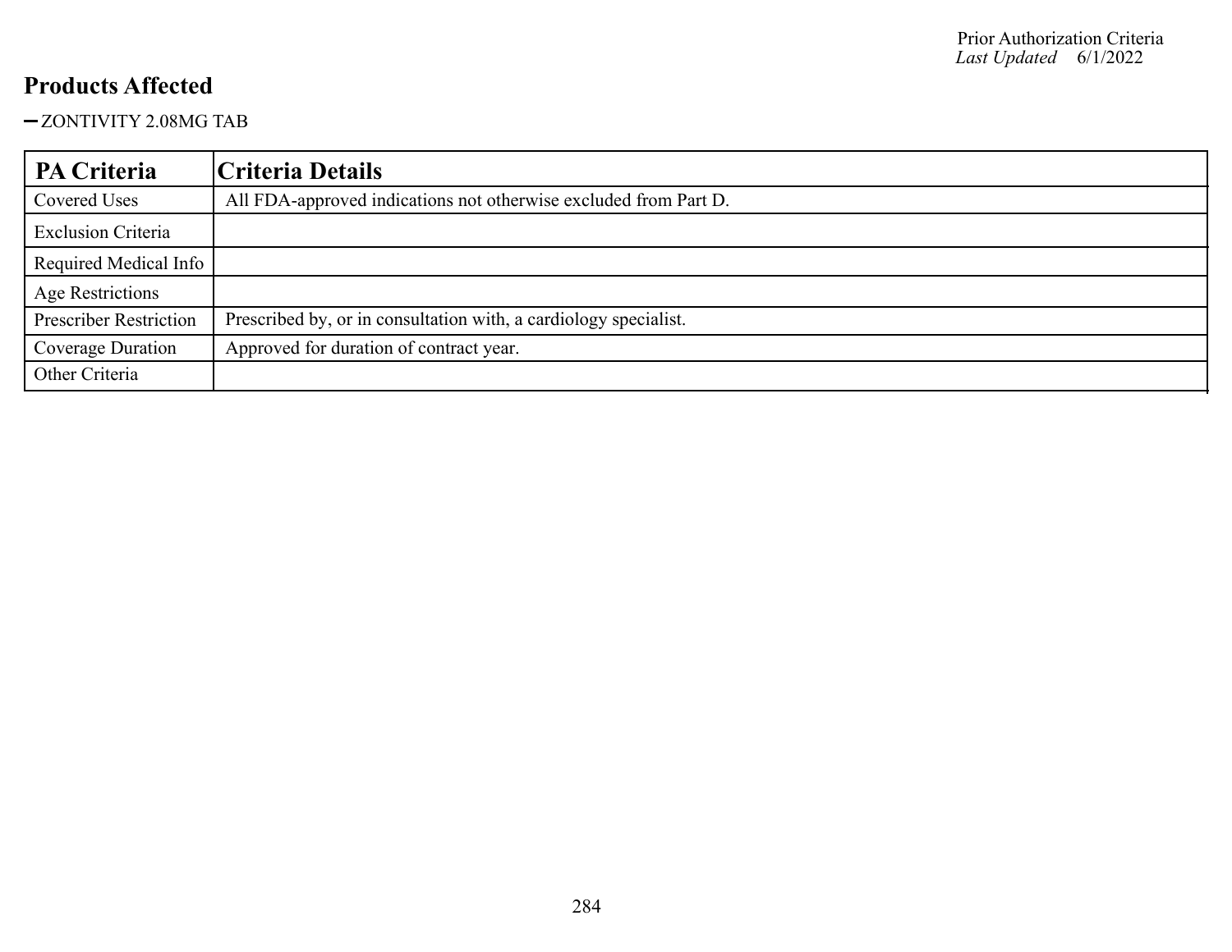## Products Affected

- ZONTIVITY 2.08MG TAB

| PA Criteria | Criteria Details |
|---|---|
| Covered Uses | All FDA-approved indications not otherwise excluded from Part D. |
| Exclusion Criteria | |
| Required Medical Info | |
| Age Restrictions | |
| Prescriber Restriction | Prescribed by, or in consultation with, a cardiology specialist. |
| Coverage Duration | Approved for duration of contract year. |
| Other Criteria | |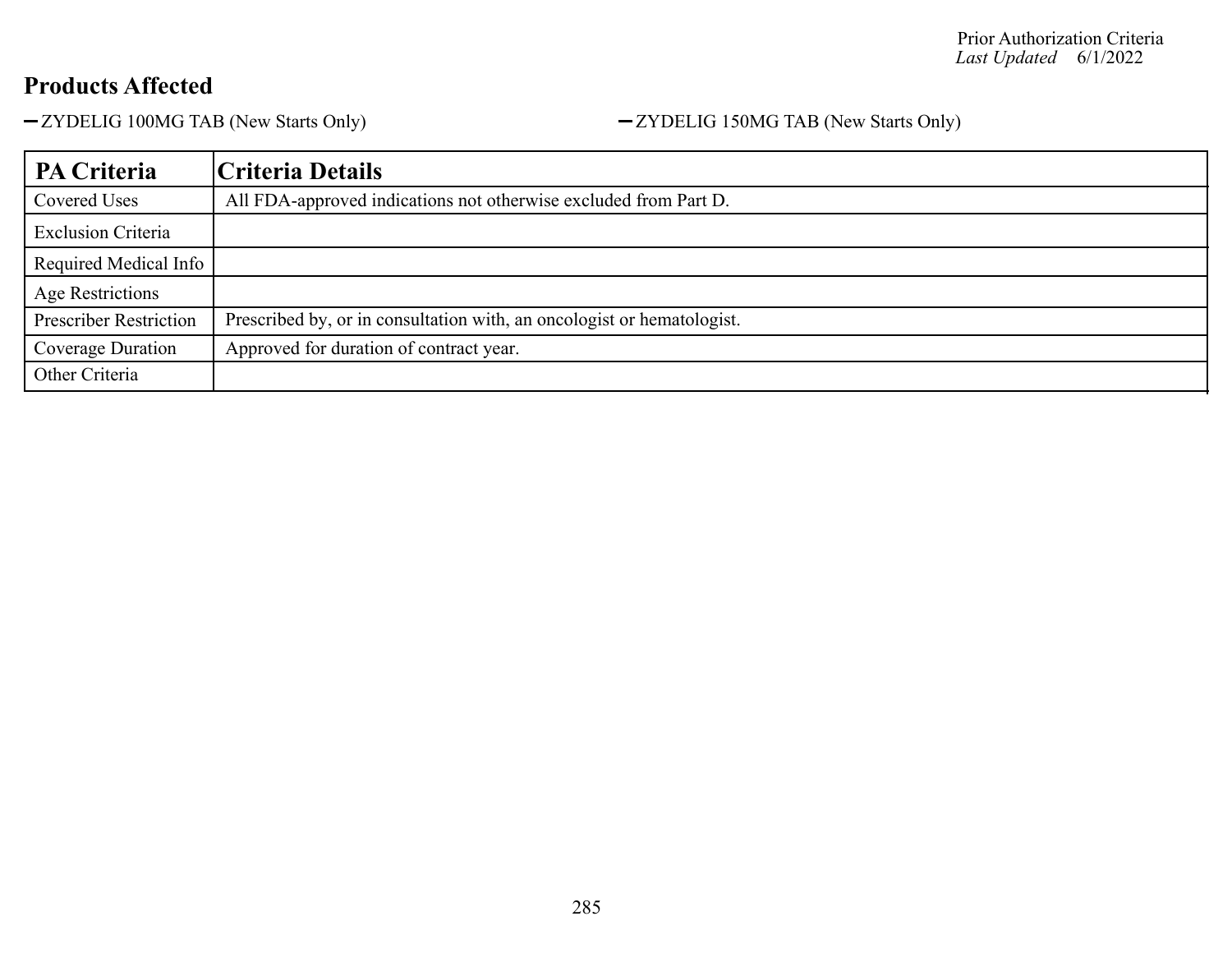## Products Affected

- ZYDELIG 100MG TAB (New Starts Only)
- ZYDELIG 150MG TAB (New Starts Only)

| PA Criteria | Criteria Details |
|---|---|
| Covered Uses | All FDA-approved indications not otherwise excluded from Part D. |
| Exclusion Criteria | |
| Required Medical Info | |
| Age Restrictions | |
| Prescriber Restriction | Prescribed by, or in consultation with, an oncologist or hematologist. |
| Coverage Duration | Approved for duration of contract year. |
| Other Criteria | |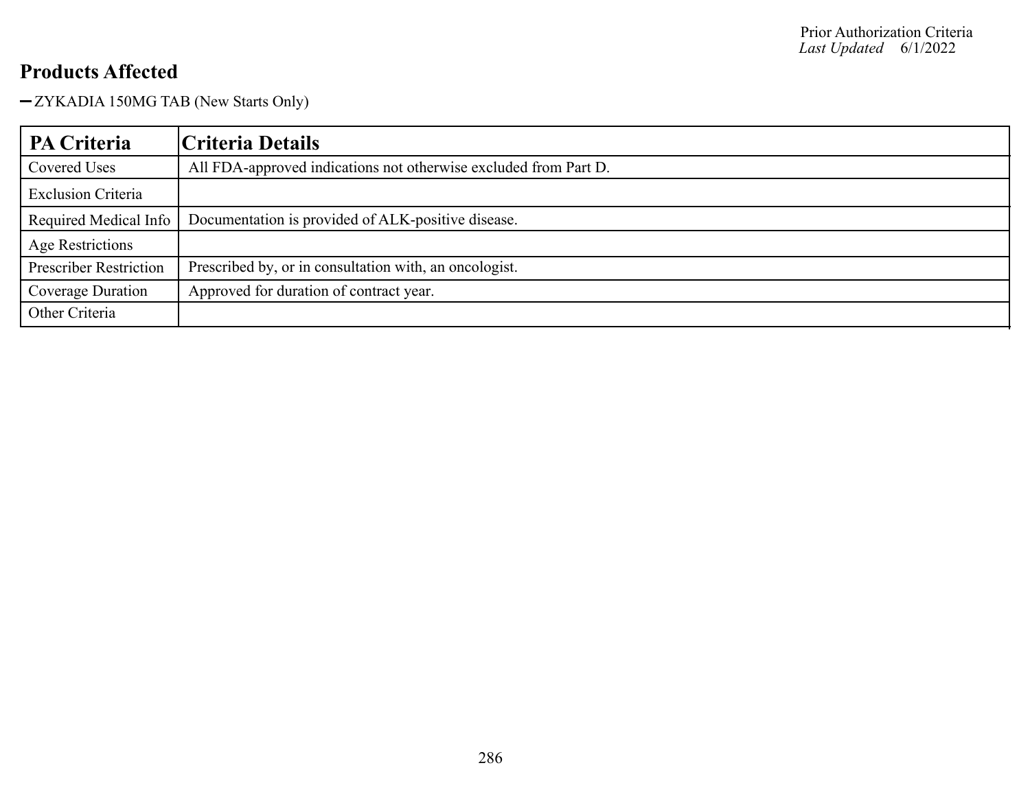## Products Affected

- ZYKADIA 150MG TAB (New Starts Only)

| PA Criteria | Criteria Details |
|---|---|
| Covered Uses | All FDA-approved indications not otherwise excluded from Part D. |
| Exclusion Criteria | |
| Required Medical Info | Documentation is provided of ALK-positive disease. |
| Age Restrictions | |
| Prescriber Restriction | Prescribed by, or in consultation with, an oncologist. |
| Coverage Duration | Approved for duration of contract year. |
| Other Criteria | |